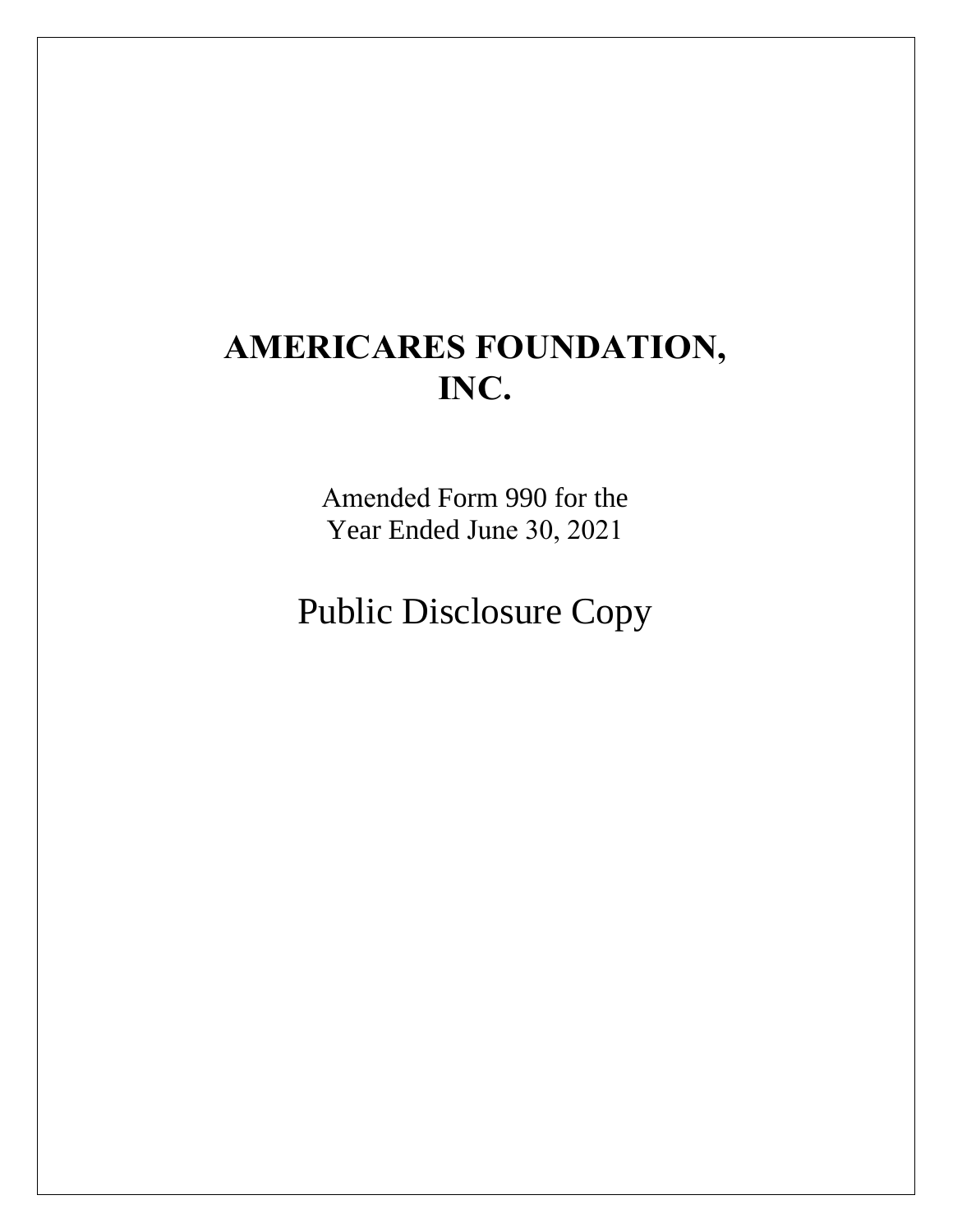# AMERICARES FOUNDATION, INC.

Amended Form 990 for the
Year Ended June 30, 2021

Public Disclosure Copy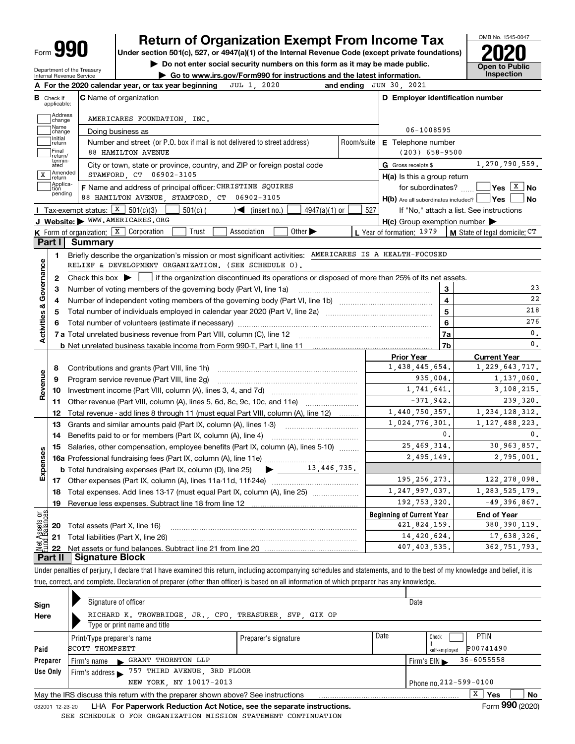# Form 990 — Return of Organization Exempt From Income Tax (2020)

Under section 501(c), 527, or 4947(a)(1) of the Internal Revenue Code (except private foundations)

▶ Do not enter social security numbers on this form as it may be made public.

▶ Go to www.irs.gov/Form990 for instructions and the latest information.

Department of the Treasury
Internal Revenue Service

OMB No. 1545-0047

**Open to Public Inspection**

**A** For the 2020 calendar year, or tax year beginning JUL 1, 2020 and ending JUN 30, 2021

**B** Check if applicable: Address change; Name change; Initial return; Final return/terminated; [X] Amended return; Application pending

**C** Name of organization: AMERICARES FOUNDATION, INC.

Doing business as

Number and street (or P.O. box if mail is not delivered to street address): 88 HAMILTON AVENUE — Room/suite

City or town, state or province, country, and ZIP or foreign postal code: STAMFORD, CT 06902-3105

**D** Employer identification number: 06-1008595

**E** Telephone number: (203) 658-9500

**G** Gross receipts $ 1,270,790,559.

**F** Name and address of principal officer: CHRISTINE SQUIRES, 88 HAMILTON AVENUE, STAMFORD, CT 06902-3105

**H(a)** Is this a group return for subordinates? Yes [X] No

**H(b)** Are all subordinates included? Yes No — If "No," attach a list. See instructions

**H(c)** Group exemption number ▶

**I** Tax-exempt status: [X] 501(c)(3) 501(c) ( ) ◀ (insert no.) 4947(a)(1) or 527

**J** Website: ▶ WWW.AMERICARES.ORG

**K** Form of organization: [X] Corporation Trust Association Other ▶

**L** Year of formation: 1979

**M** State of legal domicile: CT

## Part I — Summary

**Activities & Governance**

1. Briefly describe the organization's mission or most significant activities: AMERICARES IS A HEALTH-FOCUSED RELIEF & DEVELOPMENT ORGANIZATION. (SEE SCHEDULE O).
2. Check this box ▶ [ ] if the organization discontinued its operations or disposed of more than 25% of its net assets.

| Line | Description | | Value |
|---|---|---|---|
| 3 | Number of voting members of the governing body (Part VI, line 1a) | 3 | 23 |
| 4 | Number of independent voting members of the governing body (Part VI, line 1b) | 4 | 22 |
| 5 | Total number of individuals employed in calendar year 2020 (Part V, line 2a) | 5 | 218 |
| 6 | Total number of volunteers (estimate if necessary) | 6 | 276 |
| 7a | Total unrelated business revenue from Part VIII, column (C), line 12 | 7a | 0. |
| 7b | Net unrelated business taxable income from Form 990-T, Part I, line 11 | 7b | 0. |

| Line | Description | Prior Year | Current Year |
|---|---|---|---|
| **Revenue** | | | |
| 8 | Contributions and grants (Part VIII, line 1h) | 1,438,445,654. | 1,229,643,717. |
| 9 | Program service revenue (Part VIII, line 2g) | 935,004. | 1,137,060. |
| 10 | Investment income (Part VIII, column (A), lines 3, 4, and 7d) | 1,741,641. | 3,108,215. |
| 11 | Other revenue (Part VIII, column (A), lines 5, 6d, 8c, 9c, 10c, and 11e) | -371,942. | 239,320. |
| 12 | Total revenue - add lines 8 through 11 (must equal Part VIII, column (A), line 12) | 1,440,750,357. | 1,234,128,312. |
| **Expenses** | | | |
| 13 | Grants and similar amounts paid (Part IX, column (A), lines 1-3) | 1,024,776,301. | 1,127,488,223. |
| 14 | Benefits paid to or for members (Part IX, column (A), line 4) | 0. | 0. |
| 15 | Salaries, other compensation, employee benefits (Part IX, column (A), lines 5-10) | 25,469,314. | 30,963,857. |
| 16a | Professional fundraising fees (Part IX, column (A), line 11e) | 2,495,149. | 2,795,001. |
| b | Total fundraising expenses (Part IX, column (D), line 25) ▶ 13,446,735. | | |
| 17 | Other expenses (Part IX, column (A), lines 11a-11d, 11f-24e) | 195,256,273. | 122,278,098. |
| 18 | Total expenses. Add lines 13-17 (must equal Part IX, column (A), line 25) | 1,247,997,037. | 1,283,525,179. |
| 19 | Revenue less expenses. Subtract line 18 from line 12 | 192,753,320. | -49,396,867. |

| Line | Net Assets or Fund Balances | Beginning of Current Year | End of Year |
|---|---|---|---|
| 20 | Total assets (Part X, line 16) | 421,824,159. | 380,390,119. |
| 21 | Total liabilities (Part X, line 26) | 14,420,624. | 17,638,326. |
| 22 | Net assets or fund balances. Subtract line 21 from line 20 | 407,403,535. | 362,751,793. |

## Part II — Signature Block

Under penalties of perjury, I declare that I have examined this return, including accompanying schedules and statements, and to the best of my knowledge and belief, it is true, correct, and complete. Declaration of preparer (other than officer) is based on all information of which preparer has any knowledge.

**Sign Here**

Signature of officer — Date

RICHARD K. TROWBRIDGE, JR., CFO, TREASURER, SVP, GIK OP

Type or print name and title

**Paid Preparer Use Only**

| Print/Type preparer's name | Preparer's signature | Date | Check if self-employed | PTIN |
|---|---|---|---|---|
| SCOTT THOMPSETT | | | | P00741490 |

Firm's name ▶ GRANT THORNTON LLP — Firm's EIN ▶ 36-6055558

Firm's address ▶ 757 THIRD AVENUE, 3RD FLOOR, NEW YORK, NY 10017-2013 — Phone no. 212-599-0100

May the IRS discuss this return with the preparer shown above? See instructions [X] Yes No

032001 12-23-20 LHA For Paperwork Reduction Act Notice, see the separate instructions. Form **990** (2020)

SEE SCHEDULE O FOR ORGANIZATION MISSION STATEMENT CONTINUATION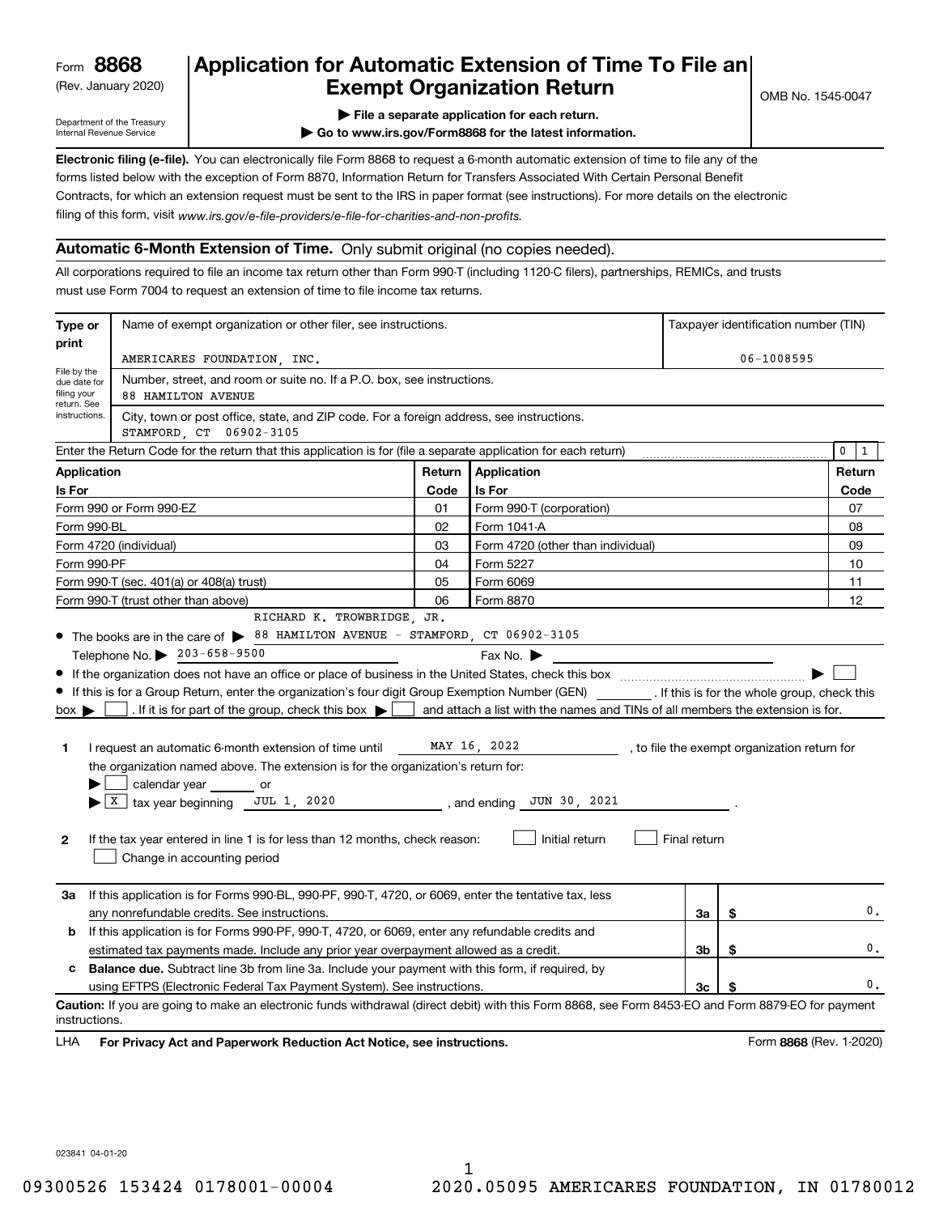Form **8868**
(Rev. January 2020)

Department of the Treasury
Internal Revenue Service

# Application for Automatic Extension of Time To File an Exempt Organization Return

OMB No. 1545-0047

▶ File a separate application for each return.

▶ Go to www.irs.gov/Form8868 for the latest information.

**Electronic filing (e-file).** You can electronically file Form 8868 to request a 6-month automatic extension of time to file any of the forms listed below with the exception of Form 8870, Information Return for Transfers Associated With Certain Personal Benefit Contracts, for which an extension request must be sent to the IRS in paper format (see instructions). For more details on the electronic filing of this form, visit *www.irs.gov/e-file-providers/e-file-for-charities-and-non-profits.*

## Automatic 6-Month Extension of Time. Only submit original (no copies needed).

All corporations required to file an income tax return other than Form 990-T (including 1120-C filers), partnerships, REMICs, and trusts must use Form 7004 to request an extension of time to file income tax returns.

| Type or print | Name of exempt organization or other filer, see instructions. | Taxpayer identification number (TIN) |
|---|---|---|
| File by the due date for filing your return. See instructions. | AMERICARES FOUNDATION, INC. | 06-1008595 |
| | Number, street, and room or suite no. If a P.O. box, see instructions. 88 HAMILTON AVENUE | |
| | City, town or post office, state, and ZIP code. For a foreign address, see instructions. STAMFORD, CT 06902-3105 | |

Enter the Return Code for the return that this application is for (file a separate application for each return) .......... 0 1

| Application Is For | Return Code | Application Is For | Return Code |
|---|---|---|---|
| Form 990 or Form 990-EZ | 01 | Form 990-T (corporation) | 07 |
| Form 990-BL | 02 | Form 1041-A | 08 |
| Form 4720 (individual) | 03 | Form 4720 (other than individual) | 09 |
| Form 990-PF | 04 | Form 5227 | 10 |
| Form 990-T (sec. 401(a) or 408(a) trust) | 05 | Form 6069 | 11 |
| Form 990-T (trust other than above) | 06 | Form 8870 | 12 |

- The books are in the care of ▶ RICHARD K. TROWBRIDGE, JR. 88 HAMILTON AVENUE - STAMFORD, CT 06902-3105
  Telephone No. ▶ 203-658-9500 Fax No. ▶
- If the organization does not have an office or place of business in the United States, check this box .......... ▶ ☐
- If this is for a Group Return, enter the organization's four digit Group Exemption Number (GEN) ______. If this is for the whole group, check this box ▶ ☐. If it is for part of the group, check this box ▶ ☐ and attach a list with the names and TINs of all members the extension is for.

**1** I request an automatic 6-month extension of time until MAY 16, 2022, to file the exempt organization return for the organization named above. The extension is for the organization's return for:
▶ ☐ calendar year ______ or
▶ ☒ tax year beginning JUL 1, 2020, and ending JUN 30, 2021.

**2** If the tax year entered in line 1 is for less than 12 months, check reason: ☐ Initial return ☐ Final return ☐ Change in accounting period

| | | | |
|---|---|---|---|
| **3a** | If this application is for Forms 990-BL, 990-PF, 990-T, 4720, or 6069, enter the tentative tax, less any nonrefundable credits. See instructions. | **3a** | $ 0. |
| **b** | If this application is for Forms 990-PF, 990-T, 4720, or 6069, enter any refundable credits and estimated tax payments made. Include any prior year overpayment allowed as a credit. | **3b** | $ 0. |
| **c** | **Balance due.** Subtract line 3b from line 3a. Include your payment with this form, if required, by using EFTPS (Electronic Federal Tax Payment System). See instructions. | **3c** | $ 0. |

**Caution:** If you are going to make an electronic funds withdrawal (direct debit) with this Form 8868, see Form 8453-EO and Form 8879-EO for payment instructions.

LHA **For Privacy Act and Paperwork Reduction Act Notice, see instructions.** Form **8868** (Rev. 1-2020)

023841 04-01-20

09300526 153424 0178001-00004 2020.05095 AMERICARES FOUNDATION, IN 01780012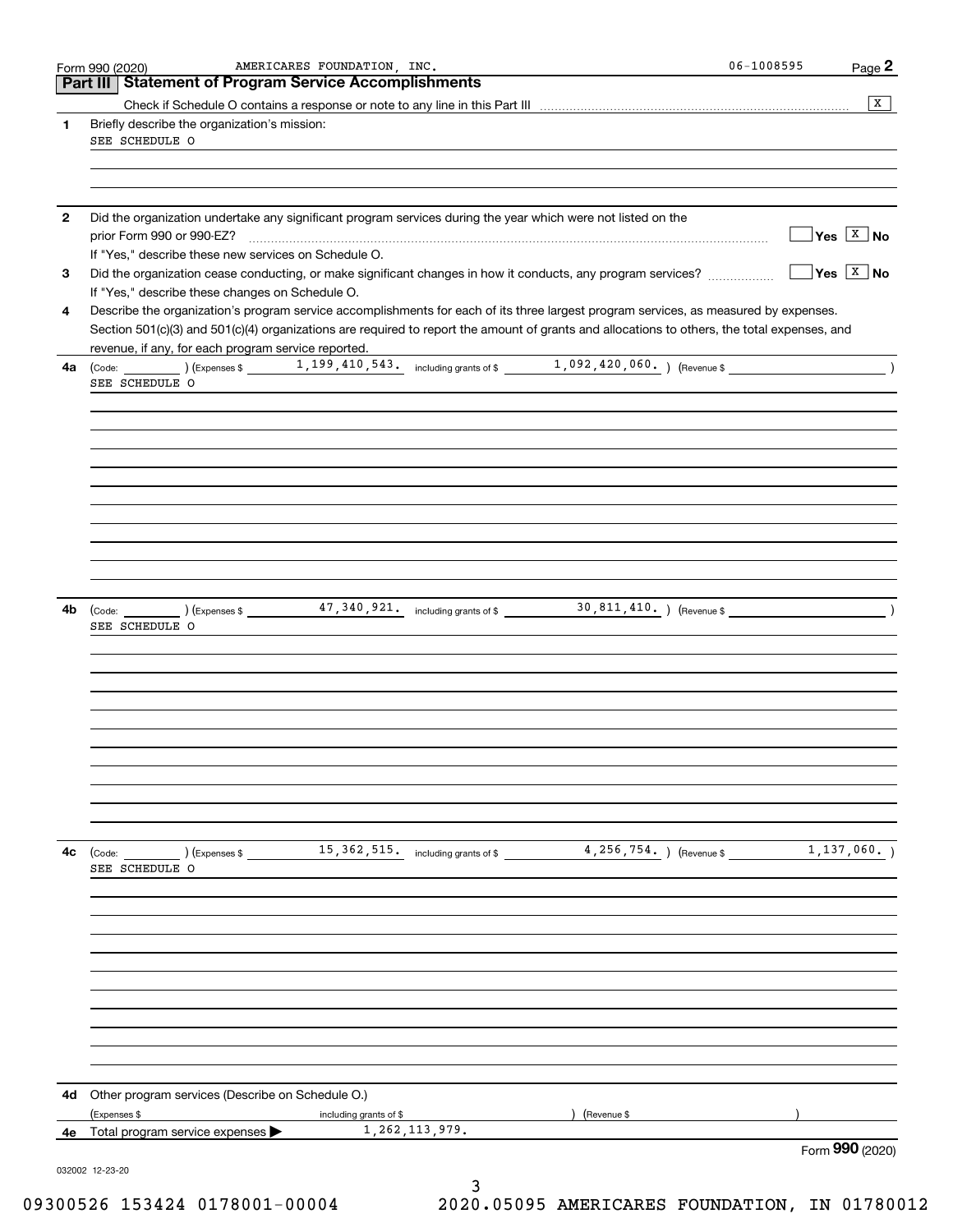Form 990 (2020) AMERICARES FOUNDATION, INC. 06-1008595 Page 2

## Part III Statement of Program Service Accomplishments

Check if Schedule O contains a response or note to any line in this Part III .......... [X]

**1** Briefly describe the organization's mission:

SEE SCHEDULE O

**2** Did the organization undertake any significant program services during the year which were not listed on the prior Form 990 or 990-EZ? .......... [ ] Yes [X] No

If "Yes," describe these new services on Schedule O.

**3** Did the organization cease conducting, or make significant changes in how it conducts, any program services? .......... [ ] Yes [X] No

If "Yes," describe these changes on Schedule O.

**4** Describe the organization's program service accomplishments for each of its three largest program services, as measured by expenses. Section 501(c)(3) and 501(c)(4) organizations are required to report the amount of grants and allocations to others, the total expenses, and revenue, if any, for each program service reported.

**4a** (Code: ) (Expenses $ 1,199,410,543. including grants of $ 1,092,420,060. ) (Revenue $ )

SEE SCHEDULE O

**4b** (Code: ) (Expenses $ 47,340,921. including grants of $ 30,811,410. ) (Revenue $ )

SEE SCHEDULE O

**4c** (Code: ) (Expenses $ 15,362,515. including grants of $ 4,256,754. ) (Revenue $ 1,137,060. )

SEE SCHEDULE O

**4d** Other program services (Describe on Schedule O.)

(Expenses $ including grants of $ ) (Revenue $ )

**4e** Total program service expenses ▶ 1,262,113,979.

Form **990** (2020)

032002 12-23-20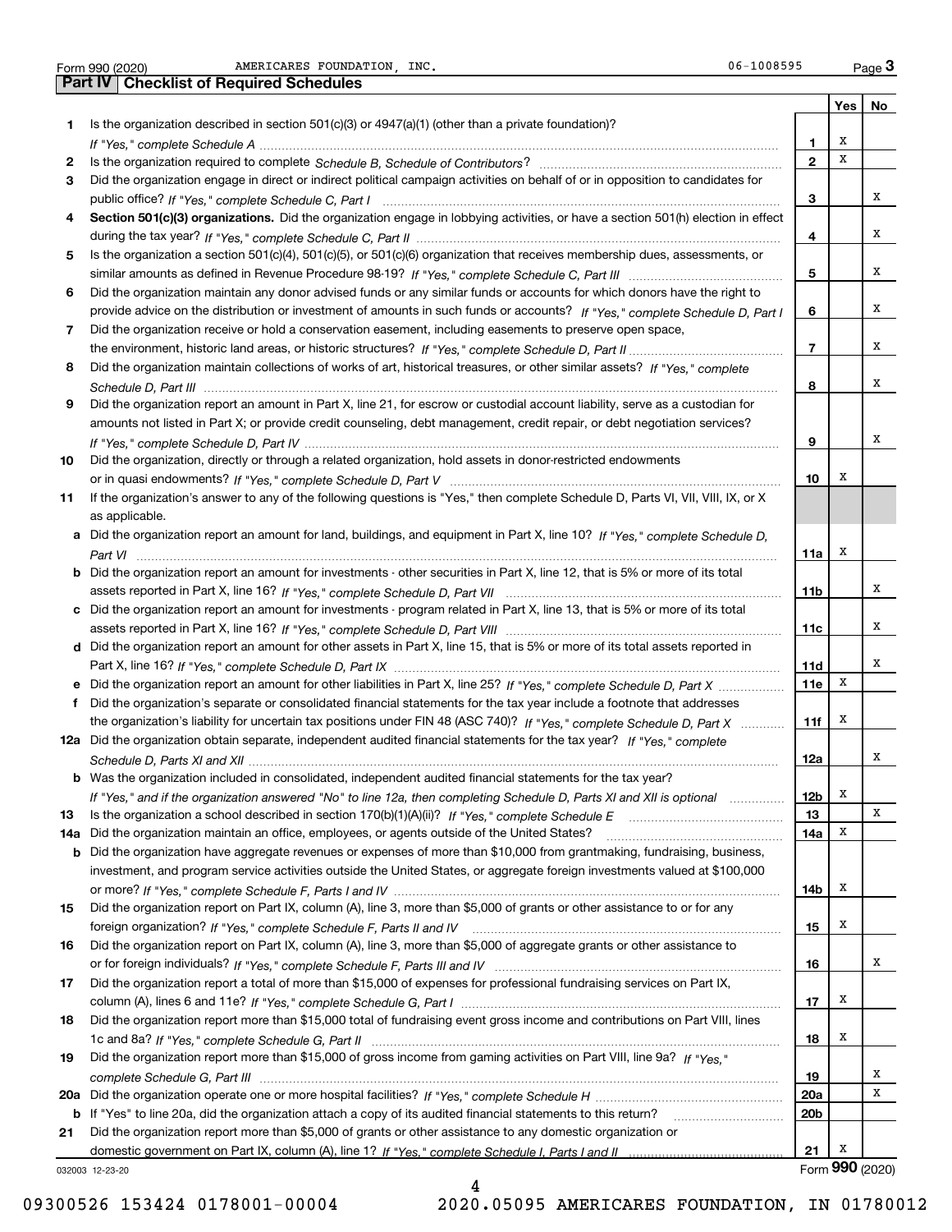Form 990 (2020) AMERICARES FOUNDATION, INC. 06-1008595 Page **3**

## Part IV | Checklist of Required Schedules

| | | | Yes | No |
|---|---|---|---|---|
| **1** | Is the organization described in section 501(c)(3) or 4947(a)(1) (other than a private foundation)? *If "Yes," complete Schedule A* | **1** | X | |
| **2** | Is the organization required to complete *Schedule B, Schedule of Contributors*? | **2** | X | |
| **3** | Did the organization engage in direct or indirect political campaign activities on behalf of or in opposition to candidates for public office? *If "Yes," complete Schedule C, Part I* | **3** | | X |
| **4** | **Section 501(c)(3) organizations.** Did the organization engage in lobbying activities, or have a section 501(h) election in effect during the tax year? *If "Yes," complete Schedule C, Part II* | **4** | | X |
| **5** | Is the organization a section 501(c)(4), 501(c)(5), or 501(c)(6) organization that receives membership dues, assessments, or similar amounts as defined in Revenue Procedure 98-19? *If "Yes," complete Schedule C, Part III* | **5** | | X |
| **6** | Did the organization maintain any donor advised funds or any similar funds or accounts for which donors have the right to provide advice on the distribution or investment of amounts in such funds or accounts? *If "Yes," complete Schedule D, Part I* | **6** | | X |
| **7** | Did the organization receive or hold a conservation easement, including easements to preserve open space, the environment, historic land areas, or historic structures? *If "Yes," complete Schedule D, Part II* | **7** | | X |
| **8** | Did the organization maintain collections of works of art, historical treasures, or other similar assets? *If "Yes," complete Schedule D, Part III* | **8** | | X |
| **9** | Did the organization report an amount in Part X, line 21, for escrow or custodial account liability, serve as a custodian for amounts not listed in Part X; or provide credit counseling, debt management, credit repair, or debt negotiation services? *If "Yes," complete Schedule D, Part IV* | **9** | | X |
| **10** | Did the organization, directly or through a related organization, hold assets in donor-restricted endowments or in quasi endowments? *If "Yes," complete Schedule D, Part V* | **10** | X | |
| **11** | If the organization's answer to any of the following questions is "Yes," then complete Schedule D, Parts VI, VII, VIII, IX, or X as applicable. | | | |
| **a** | Did the organization report an amount for land, buildings, and equipment in Part X, line 10? *If "Yes," complete Schedule D, Part VI* | **11a** | X | |
| **b** | Did the organization report an amount for investments - other securities in Part X, line 12, that is 5% or more of its total assets reported in Part X, line 16? *If "Yes," complete Schedule D, Part VII* | **11b** | | X |
| **c** | Did the organization report an amount for investments - program related in Part X, line 13, that is 5% or more of its total assets reported in Part X, line 16? *If "Yes," complete Schedule D, Part VIII* | **11c** | | X |
| **d** | Did the organization report an amount for other assets in Part X, line 15, that is 5% or more of its total assets reported in Part X, line 16? *If "Yes," complete Schedule D, Part IX* | **11d** | | X |
| **e** | Did the organization report an amount for other liabilities in Part X, line 25? *If "Yes," complete Schedule D, Part X* | **11e** | X | |
| **f** | Did the organization's separate or consolidated financial statements for the tax year include a footnote that addresses the organization's liability for uncertain tax positions under FIN 48 (ASC 740)? *If "Yes," complete Schedule D, Part X* | **11f** | X | |
| **12a** | Did the organization obtain separate, independent audited financial statements for the tax year? *If "Yes," complete Schedule D, Parts XI and XII* | **12a** | | X |
| **b** | Was the organization included in consolidated, independent audited financial statements for the tax year? *If "Yes," and if the organization answered "No" to line 12a, then completing Schedule D, Parts XI and XII is optional* | **12b** | X | |
| **13** | Is the organization a school described in section 170(b)(1)(A)(ii)? *If "Yes," complete Schedule E* | **13** | | X |
| **14a** | Did the organization maintain an office, employees, or agents outside of the United States? | **14a** | X | |
| **b** | Did the organization have aggregate revenues or expenses of more than $10,000 from grantmaking, fundraising, business, investment, and program service activities outside the United States, or aggregate foreign investments valued at $100,000 or more? *If "Yes," complete Schedule F, Parts I and IV* | **14b** | X | |
| **15** | Did the organization report on Part IX, column (A), line 3, more than $5,000 of grants or other assistance to or for any foreign organization? *If "Yes," complete Schedule F, Parts II and IV* | **15** | X | |
| **16** | Did the organization report on Part IX, column (A), line 3, more than $5,000 of aggregate grants or other assistance to or for foreign individuals? *If "Yes," complete Schedule F, Parts III and IV* | **16** | | X |
| **17** | Did the organization report a total of more than $15,000 of expenses for professional fundraising services on Part IX, column (A), lines 6 and 11e? *If "Yes," complete Schedule G, Part I* | **17** | X | |
| **18** | Did the organization report more than $15,000 total of fundraising event gross income and contributions on Part VIII, lines 1c and 8a? *If "Yes," complete Schedule G, Part II* | **18** | X | |
| **19** | Did the organization report more than $15,000 of gross income from gaming activities on Part VIII, line 9a? *If "Yes," complete Schedule G, Part III* | **19** | | X |
| **20a** | Did the organization operate one or more hospital facilities? *If "Yes," complete Schedule H* | **20a** | | X |
| **b** | If "Yes" to line 20a, did the organization attach a copy of its audited financial statements to this return? | **20b** | | |
| **21** | Did the organization report more than $5,000 of grants or other assistance to any domestic organization or domestic government on Part IX, column (A), line 1? *If "Yes," complete Schedule I, Parts I and II* | **21** | X | |

032003 12-23-20 Form **990** (2020)

09300526 153424 0178001-00004 2020.05095 AMERICARES FOUNDATION, IN 01780012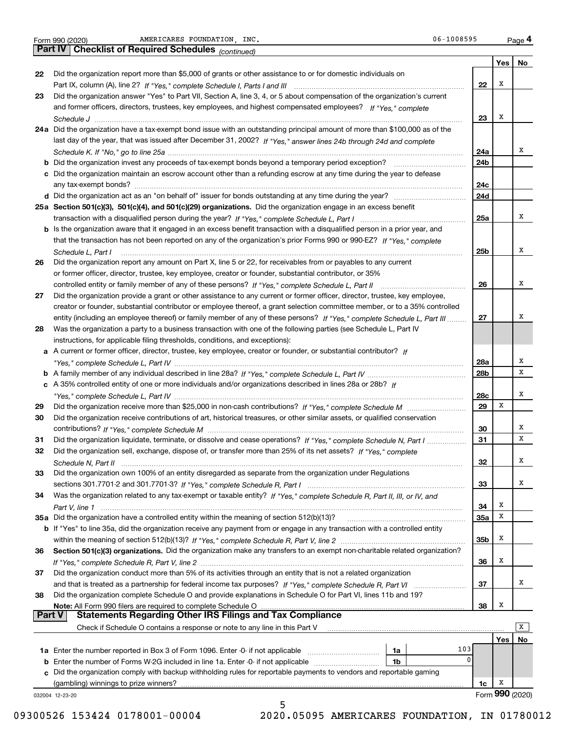Form 990 (2020) AMERICARES FOUNDATION, INC. 06-1008595 Page 4

## Part IV Checklist of Required Schedules *(continued)*

| | | | Yes | No |
|---|---|---|---|---|
| 22 | Did the organization report more than $5,000 of grants or other assistance to or for domestic individuals on Part IX, column (A), line 2? *If "Yes," complete Schedule I, Parts I and III* | 22 | X | |
| 23 | Did the organization answer "Yes" to Part VII, Section A, line 3, 4, or 5 about compensation of the organization's current and former officers, directors, trustees, key employees, and highest compensated employees? *If "Yes," complete Schedule J* | 23 | X | |
| 24a | Did the organization have a tax-exempt bond issue with an outstanding principal amount of more than $100,000 as of the last day of the year, that was issued after December 31, 2002? *If "Yes," answer lines 24b through 24d and complete Schedule K. If "No," go to line 25a* | 24a | | X |
| b | Did the organization invest any proceeds of tax-exempt bonds beyond a temporary period exception? | 24b | | |
| c | Did the organization maintain an escrow account other than a refunding escrow at any time during the year to defease any tax-exempt bonds? | 24c | | |
| d | Did the organization act as an "on behalf of" issuer for bonds outstanding at any time during the year? | 24d | | |
| 25a | **Section 501(c)(3), 501(c)(4), and 501(c)(29) organizations.** Did the organization engage in an excess benefit transaction with a disqualified person during the year? *If "Yes," complete Schedule L, Part I* | 25a | | X |
| b | Is the organization aware that it engaged in an excess benefit transaction with a disqualified person in a prior year, and that the transaction has not been reported on any of the organization's prior Forms 990 or 990-EZ? *If "Yes," complete Schedule L, Part I* | 25b | | X |
| 26 | Did the organization report any amount on Part X, line 5 or 22, for receivables from or payables to any current or former officer, director, trustee, key employee, creator or founder, substantial contributor, or 35% controlled entity or family member of any of these persons? *If "Yes," complete Schedule L, Part II* | 26 | | X |
| 27 | Did the organization provide a grant or other assistance to any current or former officer, director, trustee, key employee, creator or founder, substantial contributor or employee thereof, a grant selection committee member, or to a 35% controlled entity (including an employee thereof) or family member of any of these persons? *If "Yes," complete Schedule L, Part III* | 27 | | X |
| 28 | Was the organization a party to a business transaction with one of the following parties (see Schedule L, Part IV instructions, for applicable filing thresholds, conditions, and exceptions): | | | |
| a | A current or former officer, director, trustee, key employee, creator or founder, or substantial contributor? *If "Yes," complete Schedule L, Part IV* | 28a | | X |
| b | A family member of any individual described in line 28a? *If "Yes," complete Schedule L, Part IV* | 28b | | X |
| c | A 35% controlled entity of one or more individuals and/or organizations described in lines 28a or 28b? *If "Yes," complete Schedule L, Part IV* | 28c | | X |
| 29 | Did the organization receive more than $25,000 in non-cash contributions? *If "Yes," complete Schedule M* | 29 | X | |
| 30 | Did the organization receive contributions of art, historical treasures, or other similar assets, or qualified conservation contributions? *If "Yes," complete Schedule M* | 30 | | X |
| 31 | Did the organization liquidate, terminate, or dissolve and cease operations? *If "Yes," complete Schedule N, Part I* | 31 | | X |
| 32 | Did the organization sell, exchange, dispose of, or transfer more than 25% of its net assets? *If "Yes," complete Schedule N, Part II* | 32 | | X |
| 33 | Did the organization own 100% of an entity disregarded as separate from the organization under Regulations sections 301.7701-2 and 301.7701-3? *If "Yes," complete Schedule R, Part I* | 33 | | X |
| 34 | Was the organization related to any tax-exempt or taxable entity? *If "Yes," complete Schedule R, Part II, III, or IV, and Part V, line 1* | 34 | X | |
| 35a | Did the organization have a controlled entity within the meaning of section 512(b)(13)? | 35a | X | |
| b | If "Yes" to line 35a, did the organization receive any payment from or engage in any transaction with a controlled entity within the meaning of section 512(b)(13)? *If "Yes," complete Schedule R, Part V, line 2* | 35b | X | |
| 36 | **Section 501(c)(3) organizations.** Did the organization make any transfers to an exempt non-charitable related organization? *If "Yes," complete Schedule R, Part V, line 2* | 36 | X | |
| 37 | Did the organization conduct more than 5% of its activities through an entity that is not a related organization and that is treated as a partnership for federal income tax purposes? *If "Yes," complete Schedule R, Part VI* | 37 | | X |
| 38 | Did the organization complete Schedule O and provide explanations in Schedule O for Part VI, lines 11b and 19? **Note:** All Form 990 filers are required to complete Schedule O | 38 | X | |

## Part V Statements Regarding Other IRS Filings and Tax Compliance

Check if Schedule O contains a response or note to any line in this Part V [X]

| | | | | | Yes | No |
|---|---|---|---|---|---|---|
| 1a | Enter the number reported in Box 3 of Form 1096. Enter -0- if not applicable | 1a | 103 | | | |
| b | Enter the number of Forms W-2G included in line 1a. Enter -0- if not applicable | 1b | 0 | | | |
| c | Did the organization comply with backup withholding rules for reportable payments to vendors and reportable gaming (gambling) winnings to prize winners? | | | 1c | X | |

032004 12-23-20 Form **990** (2020)

09300526 153424 0178001-00004 2020.05095 AMERICARES FOUNDATION, IN 01780012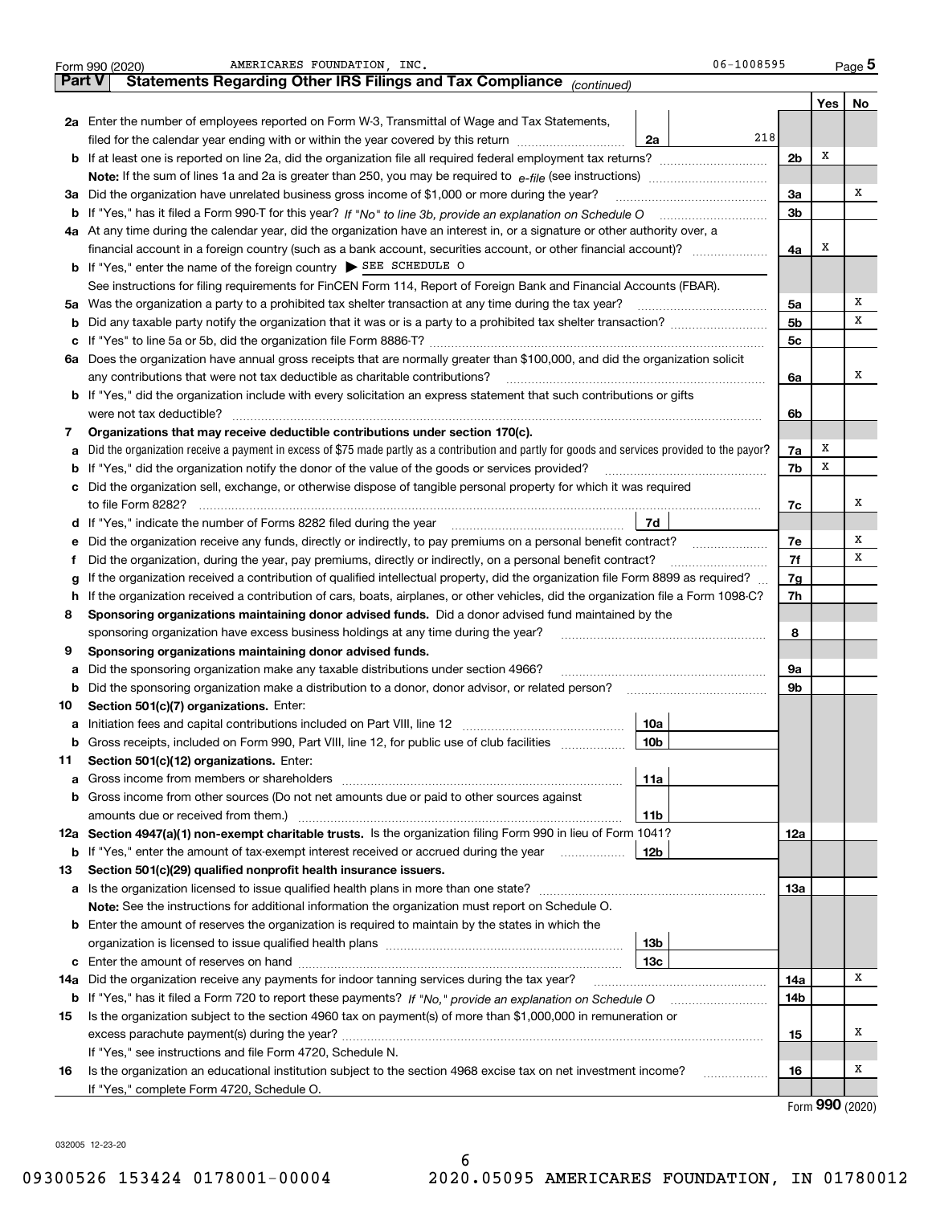Form 990 (2020) AMERICARES FOUNDATION, INC. 06-1008595

## Part V Statements Regarding Other IRS Filings and Tax Compliance *(continued)*

| | | | | Yes | No |
|---|---|---|---|---|---|
| **2a** | Enter the number of employees reported on Form W-3, Transmittal of Wage and Tax Statements, filed for the calendar year ending with or within the year covered by this return | 2a | 218 | | |
| **b** | If at least one is reported on line 2a, did the organization file all required federal employment tax returns? | | **2b** | X | |
| | **Note:** If the sum of lines 1a and 2a is greater than 250, you may be required to *e-file* (see instructions) | | | | |
| **3a** | Did the organization have unrelated business gross income of $1,000 or more during the year? | | **3a** | | X |
| **b** | If "Yes," has it filed a Form 990-T for this year? *If "No" to line 3b, provide an explanation on Schedule O* | | **3b** | | |
| **4a** | At any time during the calendar year, did the organization have an interest in, or a signature or other authority over, a financial account in a foreign country (such as a bank account, securities account, or other financial account)? | | **4a** | X | |
| **b** | If "Yes," enter the name of the foreign country ▶ SEE SCHEDULE O | | | | |
| | See instructions for filing requirements for FinCEN Form 114, Report of Foreign Bank and Financial Accounts (FBAR). | | | | |
| **5a** | Was the organization a party to a prohibited tax shelter transaction at any time during the tax year? | | **5a** | | X |
| **b** | Did any taxable party notify the organization that it was or is a party to a prohibited tax shelter transaction? | | **5b** | | X |
| **c** | If "Yes" to line 5a or 5b, did the organization file Form 8886-T? | | **5c** | | |
| **6a** | Does the organization have annual gross receipts that are normally greater than $100,000, and did the organization solicit any contributions that were not tax deductible as charitable contributions? | | **6a** | | X |
| **b** | If "Yes," did the organization include with every solicitation an express statement that such contributions or gifts were not tax deductible? | | **6b** | | |
| **7** | **Organizations that may receive deductible contributions under section 170(c).** | | | | |
| **a** | Did the organization receive a payment in excess of $75 made partly as a contribution and partly for goods and services provided to the payor? | | **7a** | X | |
| **b** | If "Yes," did the organization notify the donor of the value of the goods or services provided? | | **7b** | X | |
| **c** | Did the organization sell, exchange, or otherwise dispose of tangible personal property for which it was required to file Form 8282? | | **7c** | | X |
| **d** | If "Yes," indicate the number of Forms 8282 filed during the year | 7d | | | |
| **e** | Did the organization receive any funds, directly or indirectly, to pay premiums on a personal benefit contract? | | **7e** | | X |
| **f** | Did the organization, during the year, pay premiums, directly or indirectly, on a personal benefit contract? | | **7f** | | X |
| **g** | If the organization received a contribution of qualified intellectual property, did the organization file Form 8899 as required? | | **7g** | | |
| **h** | If the organization received a contribution of cars, boats, airplanes, or other vehicles, did the organization file a Form 1098-C? | | **7h** | | |
| **8** | **Sponsoring organizations maintaining donor advised funds.** Did a donor advised fund maintained by the sponsoring organization have excess business holdings at any time during the year? | | **8** | | |
| **9** | **Sponsoring organizations maintaining donor advised funds.** | | | | |
| **a** | Did the sponsoring organization make any taxable distributions under section 4966? | | **9a** | | |
| **b** | Did the sponsoring organization make a distribution to a donor, donor advisor, or related person? | | **9b** | | |
| **10** | **Section 501(c)(7) organizations.** Enter: | | | | |
| **a** | Initiation fees and capital contributions included on Part VIII, line 12 | 10a | | | |
| **b** | Gross receipts, included on Form 990, Part VIII, line 12, for public use of club facilities | 10b | | | |
| **11** | **Section 501(c)(12) organizations.** Enter: | | | | |
| **a** | Gross income from members or shareholders | 11a | | | |
| **b** | Gross income from other sources (Do not net amounts due or paid to other sources against amounts due or received from them.) | 11b | | | |
| **12a** | **Section 4947(a)(1) non-exempt charitable trusts.** Is the organization filing Form 990 in lieu of Form 1041? | | **12a** | | |
| **b** | If "Yes," enter the amount of tax-exempt interest received or accrued during the year | 12b | | | |
| **13** | **Section 501(c)(29) qualified nonprofit health insurance issuers.** | | | | |
| **a** | Is the organization licensed to issue qualified health plans in more than one state? | | **13a** | | |
| | **Note:** See the instructions for additional information the organization must report on Schedule O. | | | | |
| **b** | Enter the amount of reserves the organization is required to maintain by the states in which the organization is licensed to issue qualified health plans | 13b | | | |
| **c** | Enter the amount of reserves on hand | 13c | | | |
| **14a** | Did the organization receive any payments for indoor tanning services during the tax year? | | **14a** | | X |
| **b** | If "Yes," has it filed a Form 720 to report these payments? *If "No," provide an explanation on Schedule O* | | **14b** | | |
| **15** | Is the organization subject to the section 4960 tax on payment(s) of more than $1,000,000 in remuneration or excess parachute payment(s) during the year? | | **15** | | X |
| | If "Yes," see instructions and file Form 4720, Schedule N. | | | | |
| **16** | Is the organization an educational institution subject to the section 4968 excise tax on net investment income? | | **16** | | X |
| | If "Yes," complete Form 4720, Schedule O. | | | | |

Form **990** (2020)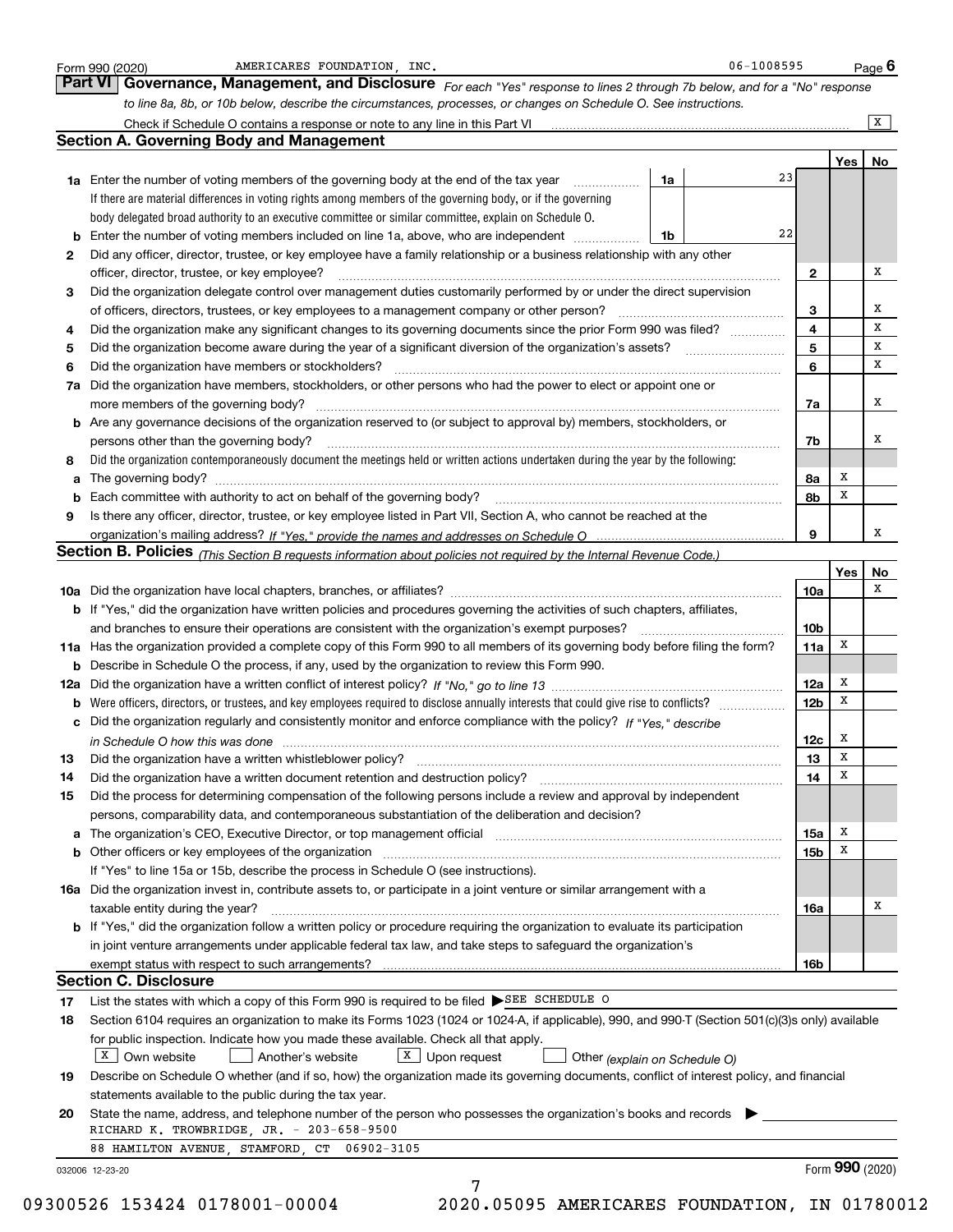Form 990 (2020) AMERICARES FOUNDATION, INC. 06-1008595 Page 6

## Part VI Governance, Management, and Disclosure

*For each "Yes" response to lines 2 through 7b below, and for a "No" response to line 8a, 8b, or 10b below, describe the circumstances, processes, or changes on Schedule O. See instructions.*

Check if Schedule O contains a response or note to any line in this Part VI ... [X]

### Section A. Governing Body and Management

| | | | | Yes | No |
|---|---|---|---|---|---|
| **1a** | Enter the number of voting members of the governing body at the end of the tax year ... **1a** 23<br>If there are material differences in voting rights among members of the governing body, or if the governing body delegated broad authority to an executive committee or similar committee, explain on Schedule O. | | | | |
| **b** | Enter the number of voting members included on line 1a, above, who are independent ... **1b** 22 | | | | |
| **2** | Did any officer, director, trustee, or key employee have a family relationship or a business relationship with any other officer, director, trustee, or key employee? | **2** | | | X |
| **3** | Did the organization delegate control over management duties customarily performed by or under the direct supervision of officers, directors, trustees, or key employees to a management company or other person? | **3** | | | X |
| **4** | Did the organization make any significant changes to its governing documents since the prior Form 990 was filed? | **4** | | | X |
| **5** | Did the organization become aware during the year of a significant diversion of the organization's assets? | **5** | | | X |
| **6** | Did the organization have members or stockholders? | **6** | | | X |
| **7a** | Did the organization have members, stockholders, or other persons who had the power to elect or appoint one or more members of the governing body? | **7a** | | | X |
| **b** | Are any governance decisions of the organization reserved to (or subject to approval by) members, stockholders, or persons other than the governing body? | **7b** | | | X |
| **8** | Did the organization contemporaneously document the meetings held or written actions undertaken during the year by the following: | | | | |
| **a** | The governing body? | **8a** | | X | |
| **b** | Each committee with authority to act on behalf of the governing body? | **8b** | | X | |
| **9** | Is there any officer, director, trustee, or key employee listed in Part VII, Section A, who cannot be reached at the organization's mailing address? *If "Yes," provide the names and addresses on Schedule O* | **9** | | | X |

### Section B. Policies *(This Section B requests information about policies not required by the Internal Revenue Code.)*

| | | | Yes | No |
|---|---|---|---|---|
| **10a** | Did the organization have local chapters, branches, or affiliates? | **10a** | | X |
| **b** | If "Yes," did the organization have written policies and procedures governing the activities of such chapters, affiliates, and branches to ensure their operations are consistent with the organization's exempt purposes? | **10b** | | |
| **11a** | Has the organization provided a complete copy of this Form 990 to all members of its governing body before filing the form? | **11a** | X | |
| **b** | Describe in Schedule O the process, if any, used by the organization to review this Form 990. | | | |
| **12a** | Did the organization have a written conflict of interest policy? *If "No," go to line 13* | **12a** | X | |
| **b** | Were officers, directors, or trustees, and key employees required to disclose annually interests that could give rise to conflicts? | **12b** | X | |
| **c** | Did the organization regularly and consistently monitor and enforce compliance with the policy? *If "Yes," describe in Schedule O how this was done* | **12c** | X | |
| **13** | Did the organization have a written whistleblower policy? | **13** | X | |
| **14** | Did the organization have a written document retention and destruction policy? | **14** | X | |
| **15** | Did the process for determining compensation of the following persons include a review and approval by independent persons, comparability data, and contemporaneous substantiation of the deliberation and decision? | | | |
| **a** | The organization's CEO, Executive Director, or top management official | **15a** | X | |
| **b** | Other officers or key employees of the organization<br>If "Yes" to line 15a or 15b, describe the process in Schedule O (see instructions). | **15b** | X | |
| **16a** | Did the organization invest in, contribute assets to, or participate in a joint venture or similar arrangement with a taxable entity during the year? | **16a** | | X |
| **b** | If "Yes," did the organization follow a written policy or procedure requiring the organization to evaluate its participation in joint venture arrangements under applicable federal tax law, and take steps to safeguard the organization's exempt status with respect to such arrangements? | **16b** | | |

### Section C. Disclosure

**17** List the states with which a copy of this Form 990 is required to be filed ▶ SEE SCHEDULE O

**18** Section 6104 requires an organization to make its Forms 1023 (1024 or 1024-A, if applicable), 990, and 990-T (Section 501(c)(3)s only) available for public inspection. Indicate how you made these available. Check all that apply.

[X] Own website [ ] Another's website [X] Upon request [ ] Other *(explain on Schedule O)*

**19** Describe on Schedule O whether (and if so, how) the organization made its governing documents, conflict of interest policy, and financial statements available to the public during the tax year.

**20** State the name, address, and telephone number of the person who possesses the organization's books and records ▶

RICHARD K. TROWBRIDGE, JR. - 203-658-9500
88 HAMILTON AVENUE, STAMFORD, CT 06902-3105

032006 12-23-20 Form **990** (2020)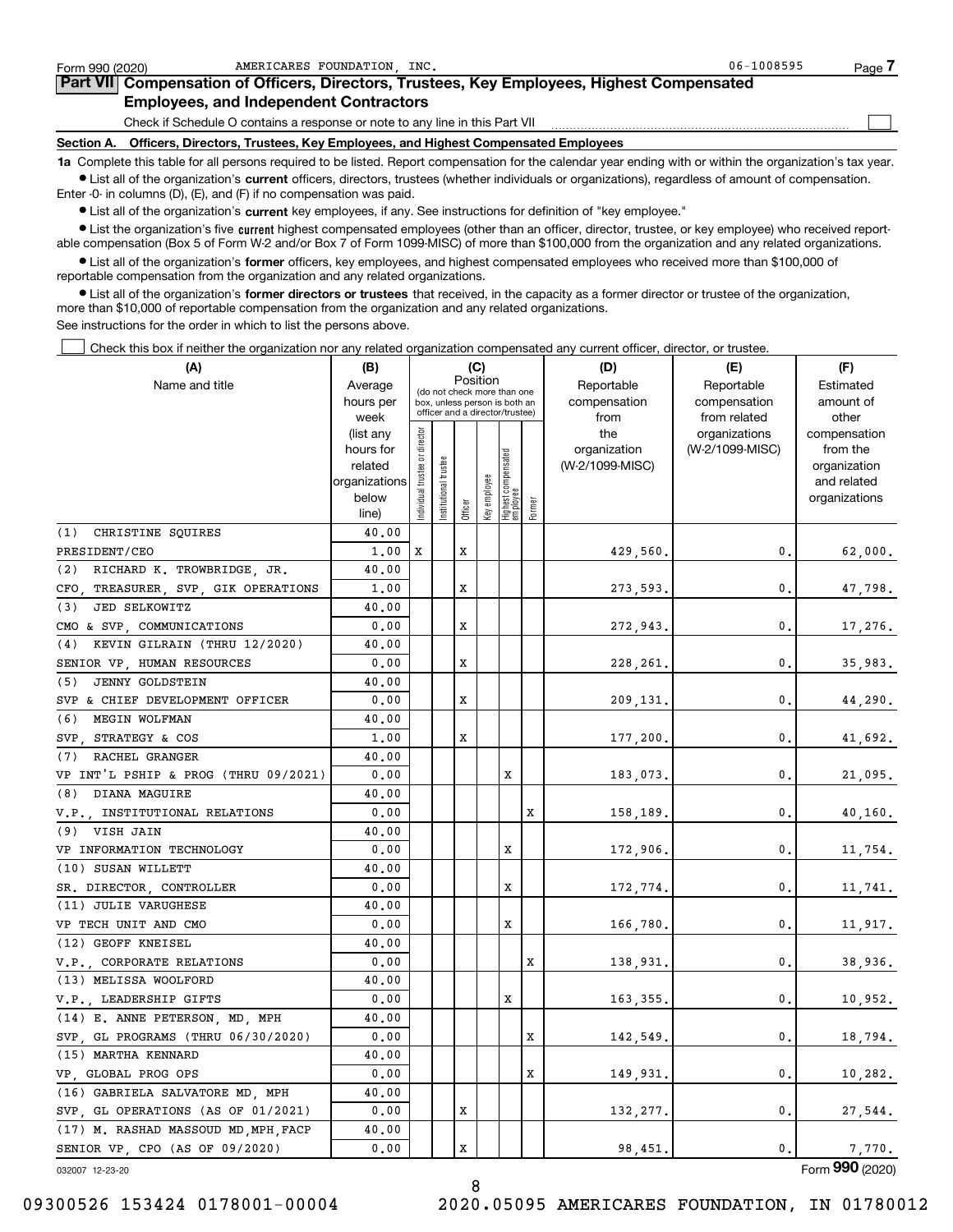Form 990 (2020) AMERICARES FOUNDATION, INC. 06-1008595

## Part VII Compensation of Officers, Directors, Trustees, Key Employees, Highest Compensated Employees, and Independent Contractors

Check if Schedule O contains a response or note to any line in this Part VII

### Section A. Officers, Directors, Trustees, Key Employees, and Highest Compensated Employees

**1a** Complete this table for all persons required to be listed. Report compensation for the calendar year ending with or within the organization's tax year.

- List all of the organization's **current** officers, directors, trustees (whether individuals or organizations), regardless of amount of compensation. Enter -0- in columns (D), (E), and (F) if no compensation was paid.
- List all of the organization's **current** key employees, if any. See instructions for definition of "key employee."
- List the organization's five **current** highest compensated employees (other than an officer, director, trustee, or key employee) who received reportable compensation (Box 5 of Form W-2 and/or Box 7 of Form 1099-MISC) of more than $100,000 from the organization and any related organizations.
- List all of the organization's **former** officers, key employees, and highest compensated employees who received more than $100,000 of reportable compensation from the organization and any related organizations.
- List all of the organization's **former directors or trustees** that received, in the capacity as a former director or trustee of the organization, more than $10,000 of reportable compensation from the organization and any related organizations.

See instructions for the order in which to list the persons above.

Check this box if neither the organization nor any related organization compensated any current officer, director, or trustee.

| (A) Name and title | (B) Average hours per week (list any hours for related organizations below line) | (C) Position: Individual trustee or director | Institutional trustee | Officer | Key employee | Highest compensated employee | Former | (D) Reportable compensation from the organization (W-2/1099-MISC) | (E) Reportable compensation from related organizations (W-2/1099-MISC) | (F) Estimated amount of other compensation from the organization and related organizations |
|---|---|---|---|---|---|---|---|---|---|---|
| (1) CHRISTINE SQUIRES<br>PRESIDENT/CEO | 40.00<br>1.00 | X | | X | | | | 429,560. | 0. | 62,000. |
| (2) RICHARD K. TROWBRIDGE, JR.<br>CFO, TREASURER, SVP, GIK OPERATIONS | 40.00<br>1.00 | | | X | | | | 273,593. | 0. | 47,798. |
| (3) JED SELKOWITZ<br>CMO & SVP, COMMUNICATIONS | 40.00<br>0.00 | | | X | | | | 272,943. | 0. | 17,276. |
| (4) KEVIN GILRAIN (THRU 12/2020)<br>SENIOR VP, HUMAN RESOURCES | 40.00<br>0.00 | | | X | | | | 228,261. | 0. | 35,983. |
| (5) JENNY GOLDSTEIN<br>SVP & CHIEF DEVELOPMENT OFFICER | 40.00<br>0.00 | | | X | | | | 209,131. | 0. | 44,290. |
| (6) MEGIN WOLFMAN<br>SVP, STRATEGY & COS | 40.00<br>1.00 | | | X | | | | 177,200. | 0. | 41,692. |
| (7) RACHEL GRANGER<br>VP INT'L PSHIP & PROG (THRU 09/2021) | 40.00<br>0.00 | | | | | X | | 183,073. | 0. | 21,095. |
| (8) DIANA MAGUIRE<br>V.P., INSTITUTIONAL RELATIONS | 40.00<br>0.00 | | | | | | X | 158,189. | 0. | 40,160. |
| (9) VISH JAIN<br>VP INFORMATION TECHNOLOGY | 40.00<br>0.00 | | | | | X | | 172,906. | 0. | 11,754. |
| (10) SUSAN WILLETT<br>SR. DIRECTOR, CONTROLLER | 40.00<br>0.00 | | | | | X | | 172,774. | 0. | 11,741. |
| (11) JULIE VARUGHESE<br>VP TECH UNIT AND CMO | 40.00<br>0.00 | | | | | X | | 166,780. | 0. | 11,917. |
| (12) GEOFF KNEISEL<br>V.P., CORPORATE RELATIONS | 40.00<br>0.00 | | | | | | X | 138,931. | 0. | 38,936. |
| (13) MELISSA WOOLFORD<br>V.P., LEADERSHIP GIFTS | 40.00<br>0.00 | | | | | X | | 163,355. | 0. | 10,952. |
| (14) E. ANNE PETERSON, MD, MPH<br>SVP, GL PROGRAMS (THRU 06/30/2020) | 40.00<br>0.00 | | | | | | X | 142,549. | 0. | 18,794. |
| (15) MARTHA KENNARD<br>VP, GLOBAL PROG OPS | 40.00<br>0.00 | | | | | | X | 149,931. | 0. | 10,282. |
| (16) GABRIELA SALVATORE MD, MPH<br>SVP, GL OPERATIONS (AS OF 01/2021) | 40.00<br>0.00 | | | X | | | | 132,277. | 0. | 27,544. |
| (17) M. RASHAD MASSOUD MD,MPH,FACP<br>SENIOR VP, CPO (AS OF 09/2020) | 40.00<br>0.00 | | | X | | | | 98,451. | 0. | 7,770. |

032007 12-23-20 Form **990** (2020)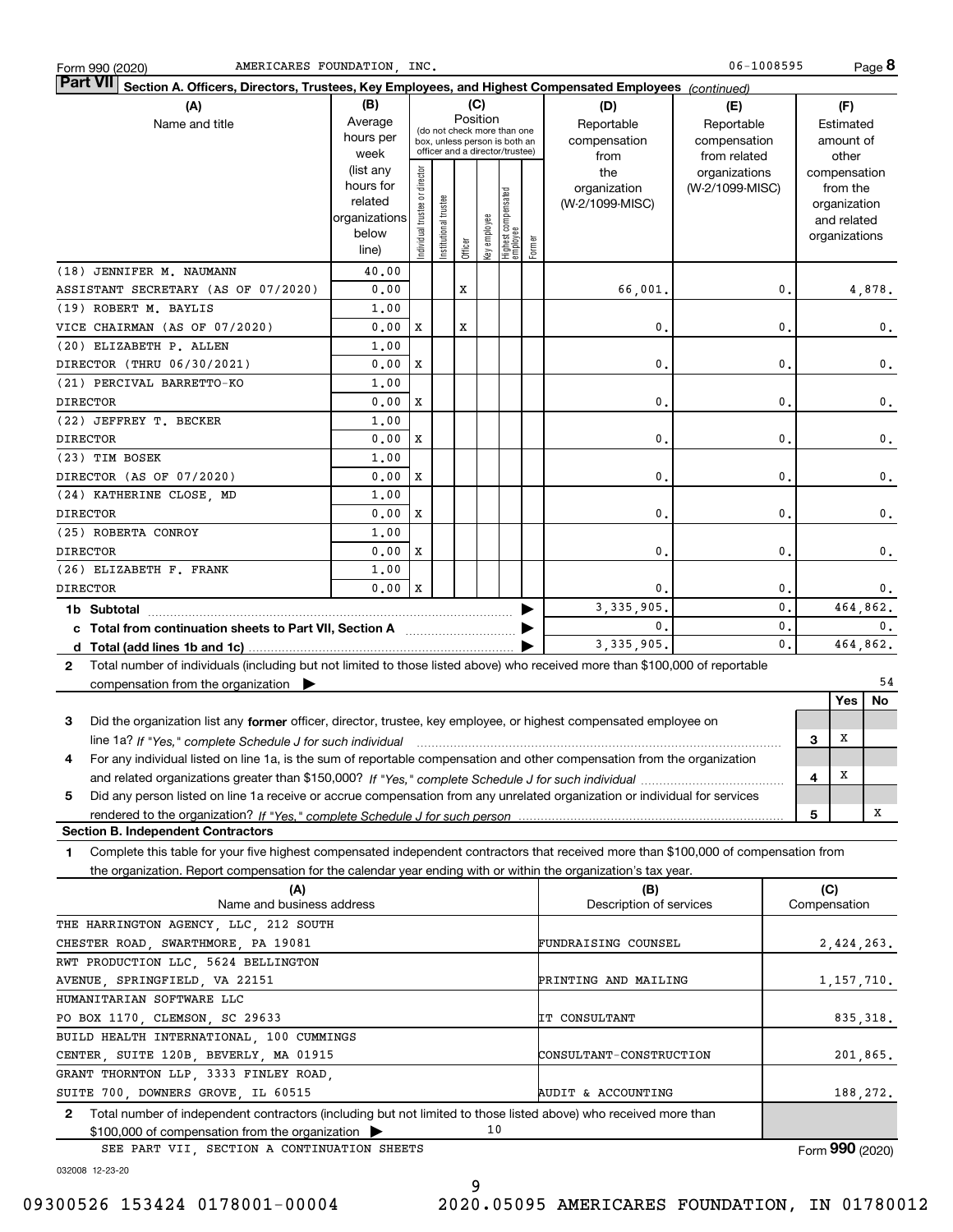Form 990 (2020) AMERICARES FOUNDATION, INC. 06-1008595 Page 8

**Part VII Section A. Officers, Directors, Trustees, Key Employees, and Highest Compensated Employees** *(continued)*

| (A) Name and title | (B) Average hours per week (list any hours for related organizations below line) | (C) Position: Individual trustee or director | Institutional trustee | Officer | Key employee | Highest compensated employee | Former | (D) Reportable compensation from the organization (W-2/1099-MISC) | (E) Reportable compensation from related organizations (W-2/1099-MISC) | (F) Estimated amount of other compensation from the organization and related organizations |
|---|---|---|---|---|---|---|---|---|---|---|
| (18) JENNIFER M. NAUMANN<br>ASSISTANT SECRETARY (AS OF 07/2020) | 40.00<br>0.00 | | | X | | | | 66,001. | 0. | 4,878. |
| (19) ROBERT M. BAYLIS<br>VICE CHAIRMAN (AS OF 07/2020) | 1.00<br>0.00 | X | | X | | | | 0. | 0. | 0. |
| (20) ELIZABETH P. ALLEN<br>DIRECTOR (THRU 06/30/2021) | 1.00<br>0.00 | X | | | | | | 0. | 0. | 0. |
| (21) PERCIVAL BARRETTO-KO<br>DIRECTOR | 1.00<br>0.00 | X | | | | | | 0. | 0. | 0. |
| (22) JEFFREY T. BECKER<br>DIRECTOR | 1.00<br>0.00 | X | | | | | | 0. | 0. | 0. |
| (23) TIM BOSEK<br>DIRECTOR (AS OF 07/2020) | 1.00<br>0.00 | X | | | | | | 0. | 0. | 0. |
| (24) KATHERINE CLOSE, MD<br>DIRECTOR | 1.00<br>0.00 | X | | | | | | 0. | 0. | 0. |
| (25) ROBERTA CONROY<br>DIRECTOR | 1.00<br>0.00 | X | | | | | | 0. | 0. | 0. |
| (26) ELIZABETH F. FRANK<br>DIRECTOR | 1.00<br>0.00 | X | | | | | | 0. | 0. | 0. |
| **1b Subtotal** | | | | | | | | 3,335,905. | 0. | 464,862. |
| **c Total from continuation sheets to Part VII, Section A** | | | | | | | | 0. | 0. | 0. |
| **d Total (add lines 1b and 1c)** | | | | | | | | 3,335,905. | 0. | 464,862. |

**2** Total number of individuals (including but not limited to those listed above) who received more than $100,000 of reportable compensation from the organization ▶ 54

| | | Yes | No |
|---|---|---|---|
| **3** Did the organization list any **former** officer, director, trustee, key employee, or highest compensated employee on line 1a? *If "Yes," complete Schedule J for such individual* | 3 | X | |
| **4** For any individual listed on line 1a, is the sum of reportable compensation and other compensation from the organization and related organizations greater than $150,000? *If "Yes," complete Schedule J for such individual* | 4 | X | |
| **5** Did any person listed on line 1a receive or accrue compensation from any unrelated organization or individual for services rendered to the organization? *If "Yes," complete Schedule J for such person* | 5 | | X |

**Section B. Independent Contractors**

**1** Complete this table for your five highest compensated independent contractors that received more than $100,000 of compensation from the organization. Report compensation for the calendar year ending with or within the organization's tax year.

| (A) Name and business address | (B) Description of services | (C) Compensation |
|---|---|---|
| THE HARRINGTON AGENCY, LLC, 212 SOUTH CHESTER ROAD, SWARTHMORE, PA 19081 | FUNDRAISING COUNSEL | 2,424,263. |
| RWT PRODUCTION LLC, 5624 BELLINGTON AVENUE, SPRINGFIELD, VA 22151 | PRINTING AND MAILING | 1,157,710. |
| HUMANITARIAN SOFTWARE LLC PO BOX 1170, CLEMSON, SC 29633 | IT CONSULTANT | 835,318. |
| BUILD HEALTH INTERNATIONAL, 100 CUMMINGS CENTER, SUITE 120B, BEVERLY, MA 01915 | CONSULTANT-CONSTRUCTION | 201,865. |
| GRANT THORNTON LLP, 3333 FINLEY ROAD, SUITE 700, DOWNERS GROVE, IL 60515 | AUDIT & ACCOUNTING | 188,272. |

**2** Total number of independent contractors (including but not limited to those listed above) who received more than $100,000 of compensation from the organization ▶ 10

SEE PART VII, SECTION A CONTINUATION SHEETS

Form **990** (2020)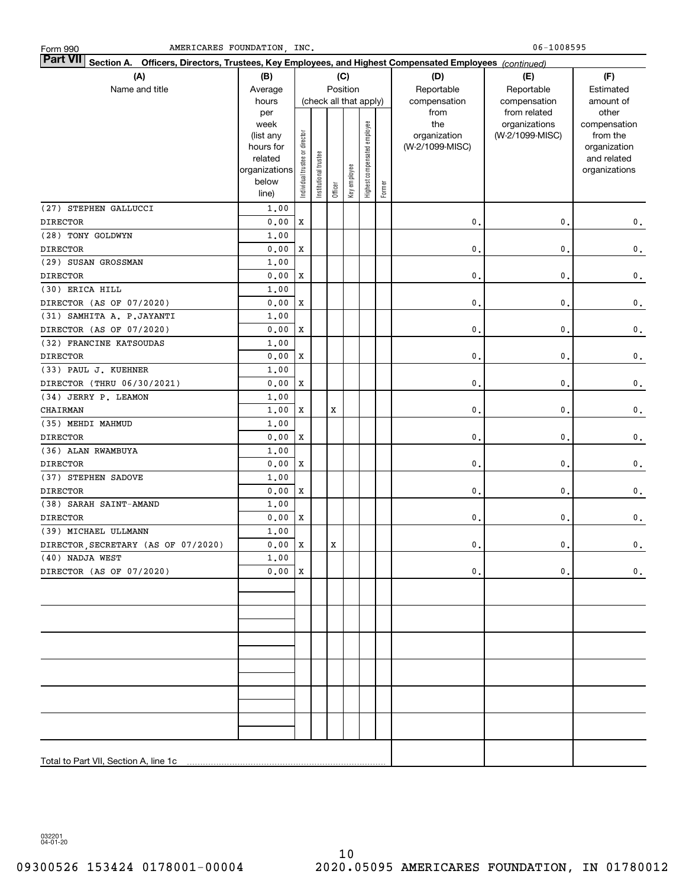Form 990 AMERICARES FOUNDATION, INC. 06-1008595

**Part VII** **Section A. Officers, Directors, Trustees, Key Employees, and Highest Compensated Employees** *(continued)*

| (A) Name and title | (B) Average hours per week (list any hours for related organizations below line) | (C) Position (check all that apply): Individual trustee or director | Institutional trustee | Officer | Key employee | Highest compensated employee | Former | (D) Reportable compensation from the organization (W-2/1099-MISC) | (E) Reportable compensation from related organizations (W-2/1099-MISC) | (F) Estimated amount of other compensation from the organization and related organizations |
|---|---|---|---|---|---|---|---|---|---|---|
| (27) STEPHEN GALLUCCI DIRECTOR | 1.00 / 0.00 | X | | | | | | 0. | 0. | 0. |
| (28) TONY GOLDWYN DIRECTOR | 1.00 / 0.00 | X | | | | | | 0. | 0. | 0. |
| (29) SUSAN GROSSMAN DIRECTOR | 1.00 / 0.00 | X | | | | | | 0. | 0. | 0. |
| (30) ERICA HILL DIRECTOR (AS OF 07/2020) | 1.00 / 0.00 | X | | | | | | 0. | 0. | 0. |
| (31) SAMHITA A. P.JAYANTI DIRECTOR (AS OF 07/2020) | 1.00 / 0.00 | X | | | | | | 0. | 0. | 0. |
| (32) FRANCINE KATSOUDAS DIRECTOR | 1.00 / 0.00 | X | | | | | | 0. | 0. | 0. |
| (33) PAUL J. KUEHNER DIRECTOR (THRU 06/30/2021) | 1.00 / 0.00 | X | | | | | | 0. | 0. | 0. |
| (34) JERRY P. LEAMON CHAIRMAN | 1.00 / 1.00 | X | | X | | | | 0. | 0. | 0. |
| (35) MEHDI MAHMUD DIRECTOR | 1.00 / 0.00 | X | | | | | | 0. | 0. | 0. |
| (36) ALAN RWAMBUYA DIRECTOR | 1.00 / 0.00 | X | | | | | | 0. | 0. | 0. |
| (37) STEPHEN SADOVE DIRECTOR | 1.00 / 0.00 | X | | | | | | 0. | 0. | 0. |
| (38) SARAH SAINT-AMAND DIRECTOR | 1.00 / 0.00 | X | | | | | | 0. | 0. | 0. |
| (39) MICHAEL ULLMANN DIRECTOR,SECRETARY (AS OF 07/2020) | 1.00 / 0.00 | X | | X | | | | 0. | 0. | 0. |
| (40) NADJA WEST DIRECTOR (AS OF 07/2020) | 1.00 / 0.00 | X | | | | | | 0. | 0. | 0. |
| | | | | | | | | | | |
| | | | | | | | | | | |
| | | | | | | | | | | |
| | | | | | | | | | | |
| | | | | | | | | | | |
| | | | | | | | | | | |
| Total to Part VII, Section A, line 1c | | | | | | | | | | |

032201 04-01-20

09300526 153424 0178001-00004 2020.05095 AMERICARES FOUNDATION, IN 01780012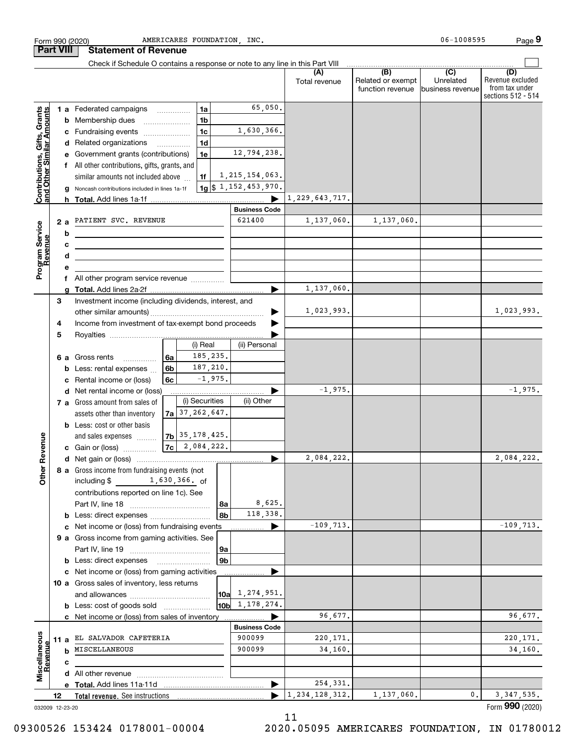Form 990 (2020) AMERICARES FOUNDATION, INC. 06-1008595 Page 9

## Part VIII Statement of Revenue

Check if Schedule O contains a response or note to any line in this Part VIII

| | | | | (A) Total revenue | (B) Related or exempt function revenue | (C) Unrelated business revenue | (D) Revenue excluded from tax under sections 512 - 514 |
|---|---|---|---|---|---|---|---|
| **Contributions, Gifts, Grants and Other Similar Amounts** | 1 a Federated campaigns | 1a | 65,050. | | | | |
| | b Membership dues | 1b | | | | | |
| | c Fundraising events | 1c | 1,630,366. | | | | |
| | d Related organizations | 1d | | | | | |
| | e Government grants (contributions) | 1e | 12,794,238. | | | | |
| | f All other contributions, gifts, grants, and similar amounts not included above | 1f | 1,215,154,063. | | | | |
| | g Noncash contributions included in lines 1a-1f | 1g | $ 1,152,453,970. | | | | |
| | h **Total.** Add lines 1a-1f | | | 1,229,643,717. | | | |
| **Program Service Revenue** | | | **Business Code** | | | | |
| | 2 a PATIENT SVC. REVENUE | | 621400 | 1,137,060. | 1,137,060. | | |
| | b | | | | | | |
| | c | | | | | | |
| | d | | | | | | |
| | e | | | | | | |
| | f All other program service revenue | | | | | | |
| | g **Total.** Add lines 2a-2f | | | 1,137,060. | | | |
| **Other Revenue** | 3 Investment income (including dividends, interest, and other similar amounts) | | | 1,023,993. | | | 1,023,993. |
| | 4 Income from investment of tax-exempt bond proceeds | | | | | | |
| | 5 Royalties | | | | | | |
| | | | (i) Real / (ii) Personal | | | | |
| | 6 a Gross rents | 6a | 185,235. | | | | |
| | b Less: rental expenses | 6b | 187,210. | | | | |
| | c Rental income or (loss) | 6c | -1,975. | | | | |
| | d Net rental income or (loss) | | | -1,975. | | | -1,975. |
| | | | (i) Securities / (ii) Other | | | | |
| | 7 a Gross amount from sales of assets other than inventory | 7a | 37,262,647. | | | | |
| | b Less: cost or other basis and sales expenses | 7b | 35,178,425. | | | | |
| | c Gain or (loss) | 7c | 2,084,222. | | | | |
| | d Net gain or (loss) | | | 2,084,222. | | | 2,084,222. |
| | 8 a Gross income from fundraising events (not including $ 1,630,366. of contributions reported on line 1c). See Part IV, line 18 | 8a | 8,625. | | | | |
| | b Less: direct expenses | 8b | 118,338. | | | | |
| | c Net income or (loss) from fundraising events | | | -109,713. | | | -109,713. |
| | 9 a Gross income from gaming activities. See Part IV, line 19 | 9a | | | | | |
| | b Less: direct expenses | 9b | | | | | |
| | c Net income or (loss) from gaming activities | | | | | | |
| | 10 a Gross sales of inventory, less returns and allowances | 10a | 1,274,951. | | | | |
| | b Less: cost of goods sold | 10b | 1,178,274. | | | | |
| | c Net income or (loss) from sales of inventory | | | 96,677. | | | 96,677. |
| **Miscellaneous Revenue** | | | **Business Code** | | | | |
| | 11 a EL SALVADOR CAFETERIA | | 900099 | 220,171. | | | 220,171. |
| | b MISCELLANEOUS | | 900099 | 34,160. | | | 34,160. |
| | c | | | | | | |
| | d All other revenue | | | | | | |
| | e **Total.** Add lines 11a-11d | | | 254,331. | | | |
| | 12 **Total revenue.** See instructions | | | 1,234,128,312. | 1,137,060. | 0. | 3,347,535. |

032009 12-23-20 Form **990** (2020)

09300526 153424 0178001-00004 2020.05095 AMERICARES FOUNDATION, IN 01780012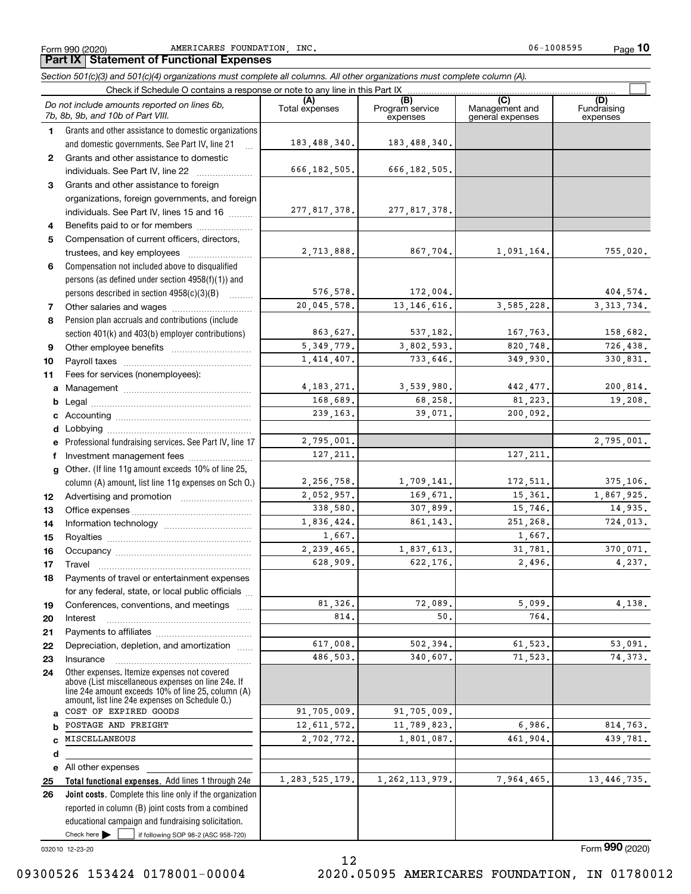Form 990 (2020) AMERICARES FOUNDATION, INC. 06-1008595 Page 10

## Part IX Statement of Functional Expenses

*Section 501(c)(3) and 501(c)(4) organizations must complete all columns. All other organizations must complete column (A).*

Check if Schedule O contains a response or note to any line in this Part IX

| | *Do not include amounts reported on lines 6b, 7b, 8b, 9b, and 10b of Part VIII.* | (A) Total expenses | (B) Program service expenses | (C) Management and general expenses | (D) Fundraising expenses |
|---|---|---|---|---|---|
| 1 | Grants and other assistance to domestic organizations and domestic governments. See Part IV, line 21 | 183,488,340. | 183,488,340. | | |
| 2 | Grants and other assistance to domestic individuals. See Part IV, line 22 | 666,182,505. | 666,182,505. | | |
| 3 | Grants and other assistance to foreign organizations, foreign governments, and foreign individuals. See Part IV, lines 15 and 16 | 277,817,378. | 277,817,378. | | |
| 4 | Benefits paid to or for members | | | | |
| 5 | Compensation of current officers, directors, trustees, and key employees | 2,713,888. | 867,704. | 1,091,164. | 755,020. |
| 6 | Compensation not included above to disqualified persons (as defined under section 4958(f)(1)) and persons described in section 4958(c)(3)(B) | 576,578. | 172,004. | | 404,574. |
| 7 | Other salaries and wages | 20,045,578. | 13,146,616. | 3,585,228. | 3,313,734. |
| 8 | Pension plan accruals and contributions (include section 401(k) and 403(b) employer contributions) | 863,627. | 537,182. | 167,763. | 158,682. |
| 9 | Other employee benefits | 5,349,779. | 3,802,593. | 820,748. | 726,438. |
| 10 | Payroll taxes | 1,414,407. | 733,646. | 349,930. | 330,831. |
| 11 | Fees for services (nonemployees): | | | | |
| a | Management | 4,183,271. | 3,539,980. | 442,477. | 200,814. |
| b | Legal | 168,689. | 68,258. | 81,223. | 19,208. |
| c | Accounting | 239,163. | 39,071. | 200,092. | |
| d | Lobbying | | | | |
| e | Professional fundraising services. See Part IV, line 17 | 2,795,001. | | | 2,795,001. |
| f | Investment management fees | 127,211. | | 127,211. | |
| g | Other. (If line 11g amount exceeds 10% of line 25, column (A) amount, list line 11g expenses on Sch O.) | 2,256,758. | 1,709,141. | 172,511. | 375,106. |
| 12 | Advertising and promotion | 2,052,957. | 169,671. | 15,361. | 1,867,925. |
| 13 | Office expenses | 338,580. | 307,899. | 15,746. | 14,935. |
| 14 | Information technology | 1,836,424. | 861,143. | 251,268. | 724,013. |
| 15 | Royalties | 1,667. | | 1,667. | |
| 16 | Occupancy | 2,239,465. | 1,837,613. | 31,781. | 370,071. |
| 17 | Travel | 628,909. | 622,176. | 2,496. | 4,237. |
| 18 | Payments of travel or entertainment expenses for any federal, state, or local public officials | | | | |
| 19 | Conferences, conventions, and meetings | 81,326. | 72,089. | 5,099. | 4,138. |
| 20 | Interest | 814. | 50. | 764. | |
| 21 | Payments to affiliates | | | | |
| 22 | Depreciation, depletion, and amortization | 617,008. | 502,394. | 61,523. | 53,091. |
| 23 | Insurance | 486,503. | 340,607. | 71,523. | 74,373. |
| 24 | Other expenses. Itemize expenses not covered above (List miscellaneous expenses on line 24e. If line 24e amount exceeds 10% of line 25, column (A) amount, list line 24e expenses on Schedule O.) | | | | |
| a | COST OF EXPIRED GOODS | 91,705,009. | 91,705,009. | | |
| b | POSTAGE AND FREIGHT | 12,611,572. | 11,789,823. | 6,986. | 814,763. |
| c | MISCELLANEOUS | 2,702,772. | 1,801,087. | 461,904. | 439,781. |
| d | | | | | |
| e | All other expenses | | | | |
| 25 | **Total functional expenses.** Add lines 1 through 24e | 1,283,525,179. | 1,262,113,979. | 7,964,465. | 13,446,735. |
| 26 | **Joint costs.** Complete this line only if the organization reported in column (B) joint costs from a combined educational campaign and fundraising solicitation. Check here ▶ ☐ if following SOP 98-2 (ASC 958-720) | | | | |

032010 12-23-20

Form **990** (2020)

09300526 153424 0178001-00004 2020.05095 AMERICARES FOUNDATION, IN 01780012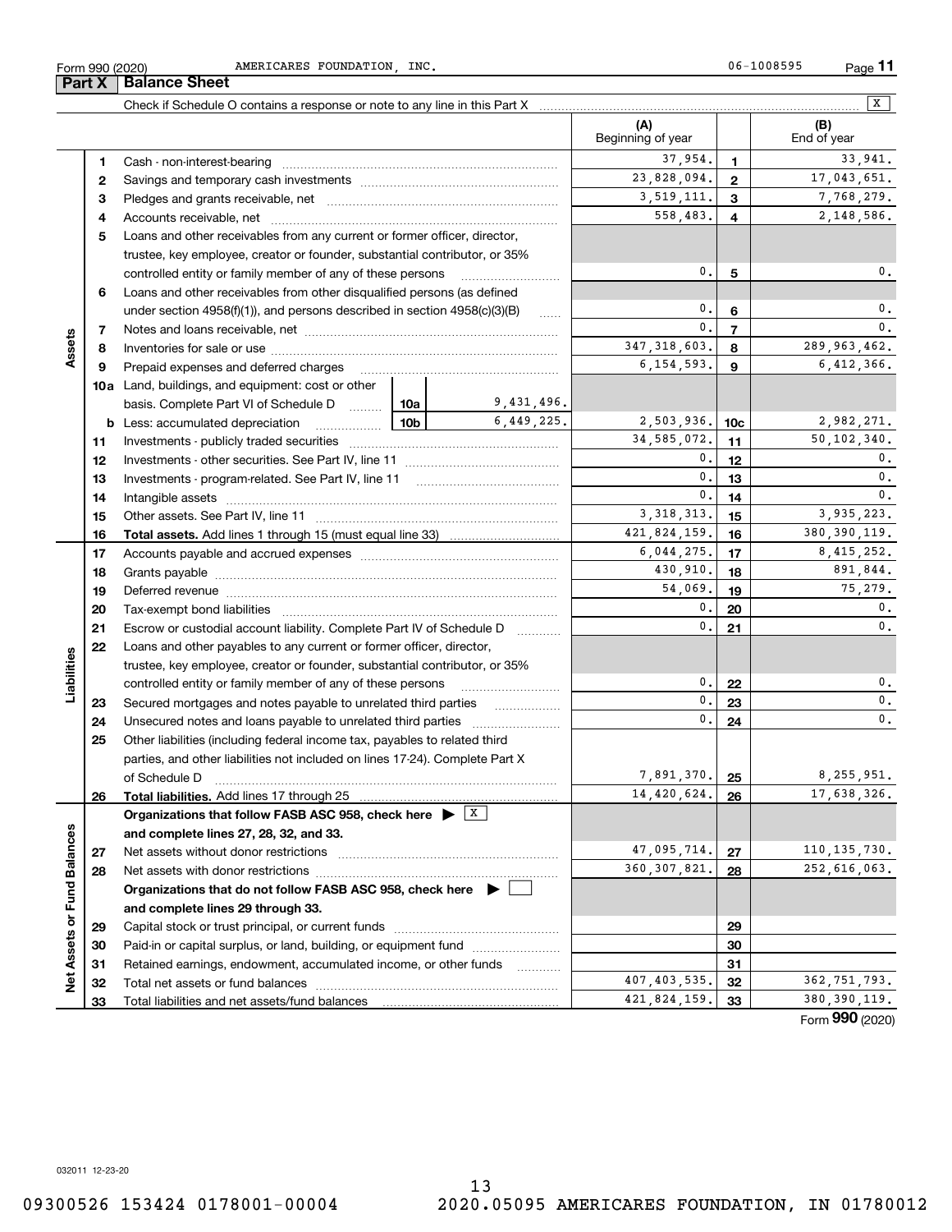Form 990 (2020) AMERICARES FOUNDATION, INC. 06-1008595

## Part X Balance Sheet

Check if Schedule O contains a response or note to any line in this Part X [X]

| | | | | (A) Beginning of year | | (B) End of year |
|---|---|---|---|---|---|---|
| **Assets** | 1 | Cash - non-interest-bearing | | 37,954. | 1 | 33,941. |
| | 2 | Savings and temporary cash investments | | 23,828,094. | 2 | 17,043,651. |
| | 3 | Pledges and grants receivable, net | | 3,519,111. | 3 | 7,768,279. |
| | 4 | Accounts receivable, net | | 558,483. | 4 | 2,148,586. |
| | 5 | Loans and other receivables from any current or former officer, director, trustee, key employee, creator or founder, substantial contributor, or 35% controlled entity or family member of any of these persons | | 0. | 5 | 0. |
| | 6 | Loans and other receivables from other disqualified persons (as defined under section 4958(f)(1)), and persons described in section 4958(c)(3)(B) | | 0. | 6 | 0. |
| | 7 | Notes and loans receivable, net | | 0. | 7 | 0. |
| | 8 | Inventories for sale or use | | 347,318,603. | 8 | 289,963,462. |
| | 9 | Prepaid expenses and deferred charges | | 6,154,593. | 9 | 6,412,366. |
| | 10a | Land, buildings, and equipment: cost or other basis. Complete Part VI of Schedule D | 10a 9,431,496. | | | |
| | b | Less: accumulated depreciation | 10b 6,449,225. | 2,503,936. | 10c | 2,982,271. |
| | 11 | Investments - publicly traded securities | | 34,585,072. | 11 | 50,102,340. |
| | 12 | Investments - other securities. See Part IV, line 11 | | 0. | 12 | 0. |
| | 13 | Investments - program-related. See Part IV, line 11 | | 0. | 13 | 0. |
| | 14 | Intangible assets | | 0. | 14 | 0. |
| | 15 | Other assets. See Part IV, line 11 | | 3,318,313. | 15 | 3,935,223. |
| | 16 | **Total assets.** Add lines 1 through 15 (must equal line 33) | | 421,824,159. | 16 | 380,390,119. |
| **Liabilities** | 17 | Accounts payable and accrued expenses | | 6,044,275. | 17 | 8,415,252. |
| | 18 | Grants payable | | 430,910. | 18 | 891,844. |
| | 19 | Deferred revenue | | 54,069. | 19 | 75,279. |
| | 20 | Tax-exempt bond liabilities | | 0. | 20 | 0. |
| | 21 | Escrow or custodial account liability. Complete Part IV of Schedule D | | 0. | 21 | 0. |
| | 22 | Loans and other payables to any current or former officer, director, trustee, key employee, creator or founder, substantial contributor, or 35% controlled entity or family member of any of these persons | | 0. | 22 | 0. |
| | 23 | Secured mortgages and notes payable to unrelated third parties | | 0. | 23 | 0. |
| | 24 | Unsecured notes and loans payable to unrelated third parties | | 0. | 24 | 0. |
| | 25 | Other liabilities (including federal income tax, payables to related third parties, and other liabilities not included on lines 17-24). Complete Part X of Schedule D | | 7,891,370. | 25 | 8,255,951. |
| | 26 | **Total liabilities.** Add lines 17 through 25 | | 14,420,624. | 26 | 17,638,326. |
| **Net Assets or Fund Balances** | | **Organizations that follow FASB ASC 958, check here ▶ [X] and complete lines 27, 28, 32, and 33.** | | | | |
| | 27 | Net assets without donor restrictions | | 47,095,714. | 27 | 110,135,730. |
| | 28 | Net assets with donor restrictions | | 360,307,821. | 28 | 252,616,063. |
| | | **Organizations that do not follow FASB ASC 958, check here ▶ [ ] and complete lines 29 through 33.** | | | | |
| | 29 | Capital stock or trust principal, or current funds | | | 29 | |
| | 30 | Paid-in or capital surplus, or land, building, or equipment fund | | | 30 | |
| | 31 | Retained earnings, endowment, accumulated income, or other funds | | | 31 | |
| | 32 | Total net assets or fund balances | | 407,403,535. | 32 | 362,751,793. |
| | 33 | Total liabilities and net assets/fund balances | | 421,824,159. | 33 | 380,390,119. |

Form **990** (2020)

032011 12-23-20

09300526 153424 0178001-00004 2020.05095 AMERICARES FOUNDATION, IN 01780012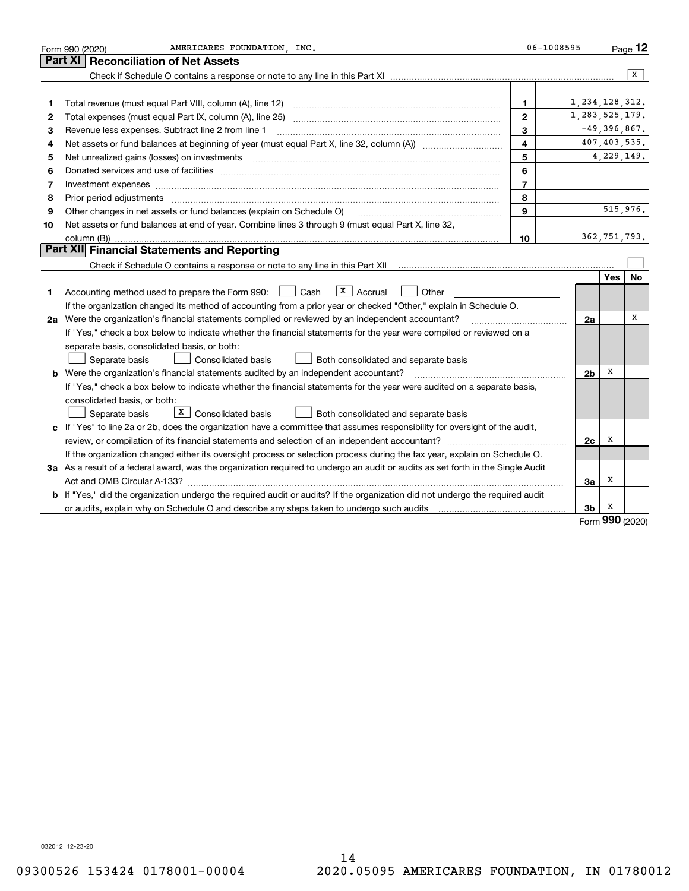Form 990 (2020) AMERICARES FOUNDATION, INC. 06-1008595 Page **12**

## Part XI Reconciliation of Net Assets

Check if Schedule O contains a response or note to any line in this Part XI .......... [X]

| | | | |
|---|---|---|---|
| 1 | Total revenue (must equal Part VIII, column (A), line 12) | 1 | 1,234,128,312. |
| 2 | Total expenses (must equal Part IX, column (A), line 25) | 2 | 1,283,525,179. |
| 3 | Revenue less expenses. Subtract line 2 from line 1 | 3 | -49,396,867. |
| 4 | Net assets or fund balances at beginning of year (must equal Part X, line 32, column (A)) | 4 | 407,403,535. |
| 5 | Net unrealized gains (losses) on investments | 5 | 4,229,149. |
| 6 | Donated services and use of facilities | 6 | |
| 7 | Investment expenses | 7 | |
| 8 | Prior period adjustments | 8 | |
| 9 | Other changes in net assets or fund balances (explain on Schedule O) | 9 | 515,976. |
| 10 | Net assets or fund balances at end of year. Combine lines 3 through 9 (must equal Part X, line 32, column (B)) | 10 | 362,751,793. |

## Part XII Financial Statements and Reporting

Check if Schedule O contains a response or note to any line in this Part XII .......... [ ]

| | | | Yes | No |
|---|---|---|---|---|
| 1 | Accounting method used to prepare the Form 990: [ ] Cash [X] Accrual [ ] Other | | | |
| | If the organization changed its method of accounting from a prior year or checked "Other," explain in Schedule O. | | | |
| 2a | Were the organization's financial statements compiled or reviewed by an independent accountant? | 2a | | X |
| | If "Yes," check a box below to indicate whether the financial statements for the year were compiled or reviewed on a separate basis, consolidated basis, or both:<br>[ ] Separate basis [ ] Consolidated basis [ ] Both consolidated and separate basis | | | |
| b | Were the organization's financial statements audited by an independent accountant? | 2b | X | |
| | If "Yes," check a box below to indicate whether the financial statements for the year were audited on a separate basis, consolidated basis, or both:<br>[ ] Separate basis [X] Consolidated basis [ ] Both consolidated and separate basis | | | |
| c | If "Yes" to line 2a or 2b, does the organization have a committee that assumes responsibility for oversight of the audit, review, or compilation of its financial statements and selection of an independent accountant? | 2c | X | |
| | If the organization changed either its oversight process or selection process during the tax year, explain on Schedule O. | | | |
| 3a | As a result of a federal award, was the organization required to undergo an audit or audits as set forth in the Single Audit Act and OMB Circular A-133? | 3a | X | |
| b | If "Yes," did the organization undergo the required audit or audits? If the organization did not undergo the required audit or audits, explain why on Schedule O and describe any steps taken to undergo such audits | 3b | X | |

Form **990** (2020)

032012 12-23-20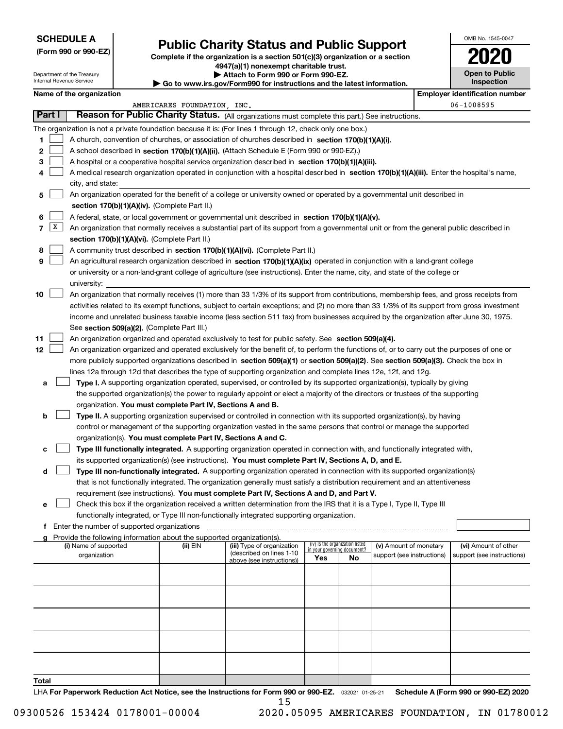**SCHEDULE A**
**(Form 990 or 990-EZ)**

Department of the Treasury
Internal Revenue Service

# Public Charity Status and Public Support

**Complete if the organization is a section 501(c)(3) organization or a section 4947(a)(1) nonexempt charitable trust.**
**▶ Attach to Form 990 or Form 990-EZ.**
**▶ Go to www.irs.gov/Form990 for instructions and the latest information.**

OMB No. 1545-0047
**2020**
**Open to Public Inspection**

**Name of the organization**
AMERICARES FOUNDATION, INC.

**Employer identification number**
06-1008595

## Part I Reason for Public Charity Status. (All organizations must complete this part.) See instructions.

The organization is not a private foundation because it is: (For lines 1 through 12, check only one box.)

1 ☐ A church, convention of churches, or association of churches described in **section 170(b)(1)(A)(i).**

2 ☐ A school described in **section 170(b)(1)(A)(ii).** (Attach Schedule E (Form 990 or 990-EZ).)

3 ☐ A hospital or a cooperative hospital service organization described in **section 170(b)(1)(A)(iii).**

4 ☐ A medical research organization operated in conjunction with a hospital described in **section 170(b)(1)(A)(iii).** Enter the hospital's name, city, and state:

5 ☐ An organization operated for the benefit of a college or university owned or operated by a governmental unit described in **section 170(b)(1)(A)(iv).** (Complete Part II.)

6 ☐ A federal, state, or local government or governmental unit described in **section 170(b)(1)(A)(v).**

7 ☒ An organization that normally receives a substantial part of its support from a governmental unit or from the general public described in **section 170(b)(1)(A)(vi).** (Complete Part II.)

8 ☐ A community trust described in **section 170(b)(1)(A)(vi).** (Complete Part II.)

9 ☐ An agricultural research organization described in **section 170(b)(1)(A)(ix)** operated in conjunction with a land-grant college or university or a non-land-grant college of agriculture (see instructions). Enter the name, city, and state of the college or university:

10 ☐ An organization that normally receives (1) more than 33 1/3% of its support from contributions, membership fees, and gross receipts from activities related to its exempt functions, subject to certain exceptions; and (2) no more than 33 1/3% of its support from gross investment income and unrelated business taxable income (less section 511 tax) from businesses acquired by the organization after June 30, 1975. See **section 509(a)(2).** (Complete Part III.)

11 ☐ An organization organized and operated exclusively to test for public safety. See **section 509(a)(4).**

12 ☐ An organization organized and operated exclusively for the benefit of, to perform the functions of, or to carry out the purposes of one or more publicly supported organizations described in **section 509(a)(1)** or **section 509(a)(2)**. See **section 509(a)(3).** Check the box in lines 12a through 12d that describes the type of supporting organization and complete lines 12e, 12f, and 12g.

a ☐ **Type I.** A supporting organization operated, supervised, or controlled by its supported organization(s), typically by giving the supported organization(s) the power to regularly appoint or elect a majority of the directors or trustees of the supporting organization. **You must complete Part IV, Sections A and B.**

b ☐ **Type II.** A supporting organization supervised or controlled in connection with its supported organization(s), by having control or management of the supporting organization vested in the same persons that control or manage the supported organization(s). **You must complete Part IV, Sections A and C.**

c ☐ **Type III functionally integrated.** A supporting organization operated in connection with, and functionally integrated with, its supported organization(s) (see instructions). **You must complete Part IV, Sections A, D, and E.**

d ☐ **Type III non-functionally integrated.** A supporting organization operated in connection with its supported organization(s) that is not functionally integrated. The organization generally must satisfy a distribution requirement and an attentiveness requirement (see instructions). **You must complete Part IV, Sections A and D, and Part V.**

e ☐ Check this box if the organization received a written determination from the IRS that it is a Type I, Type II, Type III functionally integrated, or Type III non-functionally integrated supporting organization.

f Enter the number of supported organizations

g Provide the following information about the supported organization(s).

| (i) Name of supported organization | (ii) EIN | (iii) Type of organization (described on lines 1-10 above (see instructions)) | (iv) Is the organization listed in your governing document? Yes | No | (v) Amount of monetary support (see instructions) | (vi) Amount of other support (see instructions) |
|---|---|---|---|---|---|---|
| | | | | | | |
| | | | | | | |
| | | | | | | |
| | | | | | | |
| | | | | | | |
| **Total** | | | | | | |

LHA **For Paperwork Reduction Act Notice, see the Instructions for Form 990 or 990-EZ.** 032021 01-25-21 **Schedule A (Form 990 or 990-EZ) 2020**

09300526 153424 0178001-00004 2020.05095 AMERICARES FOUNDATION, IN 01780012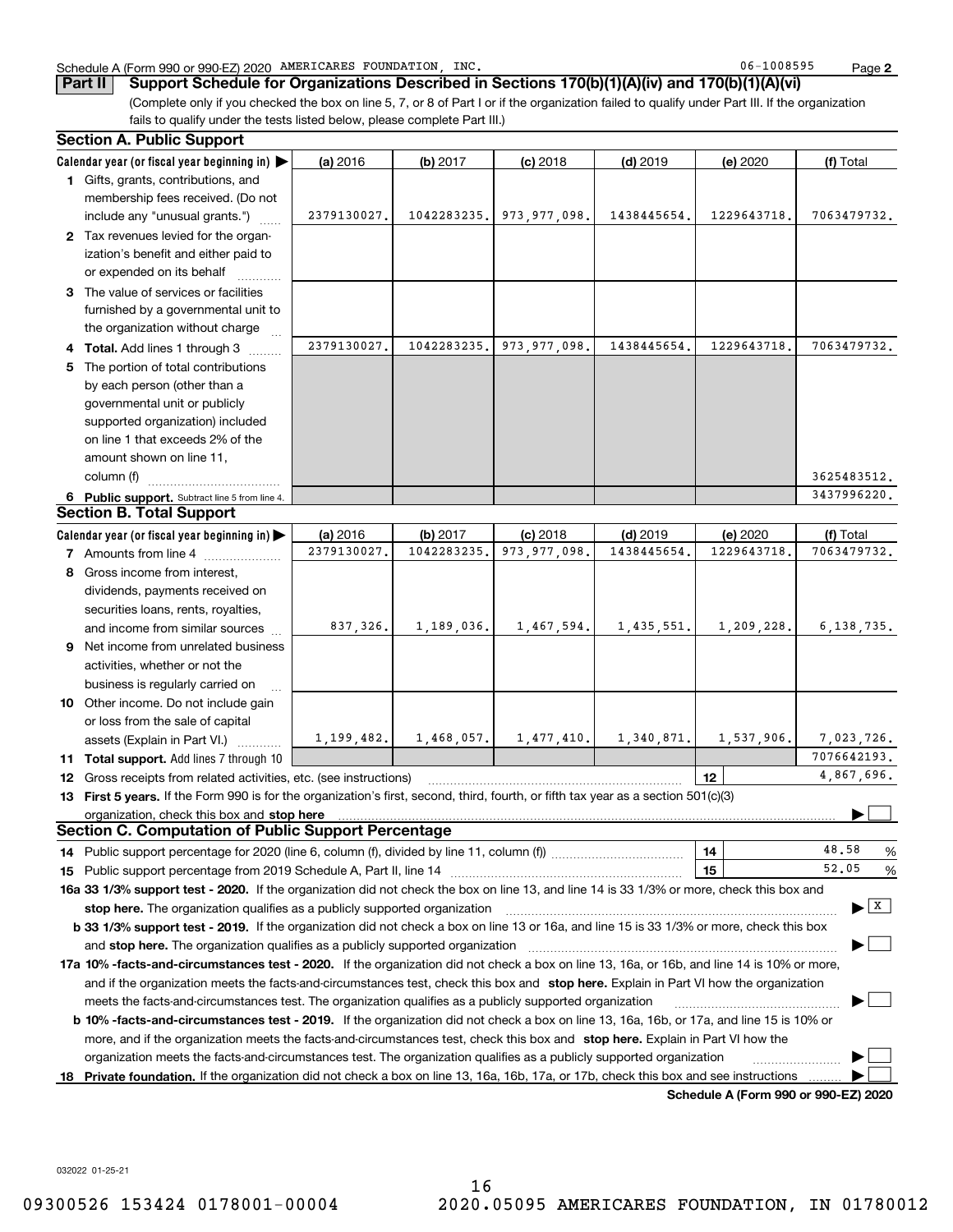Schedule A (Form 990 or 990-EZ) 2020 AMERICARES FOUNDATION, INC. 06-1008595

## Part II Support Schedule for Organizations Described in Sections 170(b)(1)(A)(iv) and 170(b)(1)(A)(vi)

(Complete only if you checked the box on line 5, 7, or 8 of Part I or if the organization failed to qualify under Part III. If the organization fails to qualify under the tests listed below, please complete Part III.)

### Section A. Public Support

| Calendar year (or fiscal year beginning in) ▶ | (a) 2016 | (b) 2017 | (c) 2018 | (d) 2019 | (e) 2020 | (f) Total |
|---|---|---|---|---|---|---|
| 1 Gifts, grants, contributions, and membership fees received. (Do not include any "unusual grants.") | 2379130027. | 1042283235. | 973,977,098. | 1438445654. | 1229643718. | 7063479732. |
| 2 Tax revenues levied for the organization's benefit and either paid to or expended on its behalf | | | | | | |
| 3 The value of services or facilities furnished by a governmental unit to the organization without charge | | | | | | |
| 4 Total. Add lines 1 through 3 | 2379130027. | 1042283235. | 973,977,098. | 1438445654. | 1229643718. | 7063479732. |
| 5 The portion of total contributions by each person (other than a governmental unit or publicly supported organization) included on line 1 that exceeds 2% of the amount shown on line 11, column (f) | | | | | | 3625483512. |
| 6 Public support. Subtract line 5 from line 4. | | | | | | 3437996220. |

### Section B. Total Support

| Calendar year (or fiscal year beginning in) ▶ | (a) 2016 | (b) 2017 | (c) 2018 | (d) 2019 | (e) 2020 | (f) Total |
|---|---|---|---|---|---|---|
| 7 Amounts from line 4 | 2379130027. | 1042283235. | 973,977,098. | 1438445654. | 1229643718. | 7063479732. |
| 8 Gross income from interest, dividends, payments received on securities loans, rents, royalties, and income from similar sources | 837,326. | 1,189,036. | 1,467,594. | 1,435,551. | 1,209,228. | 6,138,735. |
| 9 Net income from unrelated business activities, whether or not the business is regularly carried on | | | | | | |
| 10 Other income. Do not include gain or loss from the sale of capital assets (Explain in Part VI.) | 1,199,482. | 1,468,057. | 1,477,410. | 1,340,871. | 1,537,906. | 7,023,726. |
| 11 Total support. Add lines 7 through 10 | | | | | | 7076642193. |
| 12 Gross receipts from related activities, etc. (see instructions) | | | | | 12 | 4,867,696. |

13 **First 5 years.** If the Form 990 is for the organization's first, second, third, fourth, or fifth tax year as a section 501(c)(3) organization, check this box and **stop here** ▶ ☐

### Section C. Computation of Public Support Percentage

14 Public support percentage for 2020 (line 6, column (f), divided by line 11, column (f)) — **14** — 48.58 %

15 Public support percentage from 2019 Schedule A, Part II, line 14 — **15** — 52.05 %

**16a 33 1/3% support test - 2020.** If the organization did not check the box on line 13, and line 14 is 33 1/3% or more, check this box and **stop here.** The organization qualifies as a publicly supported organization ▶ ☒

**b 33 1/3% support test - 2019.** If the organization did not check a box on line 13 or 16a, and line 15 is 33 1/3% or more, check this box and **stop here.** The organization qualifies as a publicly supported organization ▶ ☐

**17a 10% -facts-and-circumstances test - 2020.** If the organization did not check a box on line 13, 16a, or 16b, and line 14 is 10% or more, and if the organization meets the facts-and-circumstances test, check this box and **stop here.** Explain in Part VI how the organization meets the facts-and-circumstances test. The organization qualifies as a publicly supported organization ▶ ☐

**b 10% -facts-and-circumstances test - 2019.** If the organization did not check a box on line 13, 16a, 16b, or 17a, and line 15 is 10% or more, and if the organization meets the facts-and-circumstances test, check this box and **stop here.** Explain in Part VI how the organization meets the facts-and-circumstances test. The organization qualifies as a publicly supported organization ▶ ☐

**18 Private foundation.** If the organization did not check a box on line 13, 16a, 16b, 17a, or 17b, check this box and see instructions ▶ ☐

**Schedule A (Form 990 or 990-EZ) 2020**

032022 01-25-21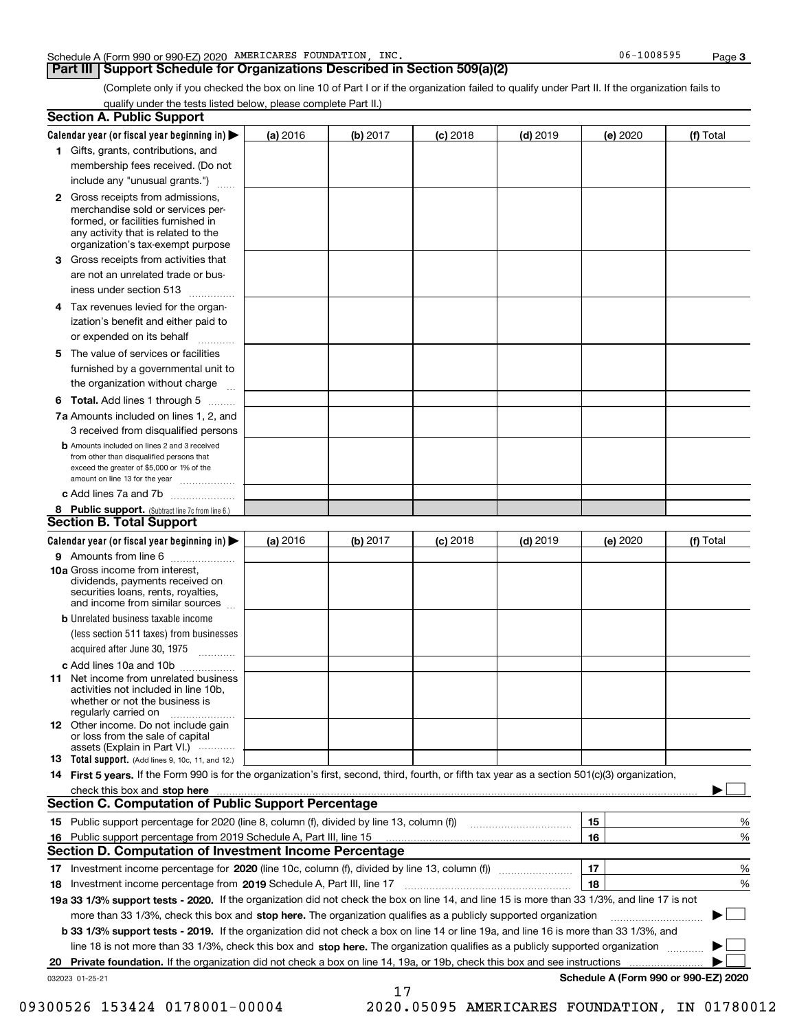Schedule A (Form 990 or 990-EZ) 2020 AMERICARES FOUNDATION, INC. 06-1008595

## Part III Support Schedule for Organizations Described in Section 509(a)(2)

(Complete only if you checked the box on line 10 of Part I or if the organization failed to qualify under Part II. If the organization fails to qualify under the tests listed below, please complete Part II.)

### Section A. Public Support

| Calendar year (or fiscal year beginning in) ▶ | (a) 2016 | (b) 2017 | (c) 2018 | (d) 2019 | (e) 2020 | (f) Total |
|---|---|---|---|---|---|---|
| 1 Gifts, grants, contributions, and membership fees received. (Do not include any "unusual grants.") | | | | | | |
| 2 Gross receipts from admissions, merchandise sold or services performed, or facilities furnished in any activity that is related to the organization's tax-exempt purpose | | | | | | |
| 3 Gross receipts from activities that are not an unrelated trade or business under section 513 | | | | | | |
| 4 Tax revenues levied for the organization's benefit and either paid to or expended on its behalf | | | | | | |
| 5 The value of services or facilities furnished by a governmental unit to the organization without charge | | | | | | |
| 6 **Total.** Add lines 1 through 5 | | | | | | |
| 7a Amounts included on lines 1, 2, and 3 received from disqualified persons | | | | | | |
| b Amounts included on lines 2 and 3 received from other than disqualified persons that exceed the greater of $5,000 or 1% of the amount on line 13 for the year | | | | | | |
| c Add lines 7a and 7b | | | | | | |
| 8 **Public support.** (Subtract line 7c from line 6.) | | | | | | |

### Section B. Total Support

| Calendar year (or fiscal year beginning in) ▶ | (a) 2016 | (b) 2017 | (c) 2018 | (d) 2019 | (e) 2020 | (f) Total |
|---|---|---|---|---|---|---|
| 9 Amounts from line 6 | | | | | | |
| 10a Gross income from interest, dividends, payments received on securities loans, rents, royalties, and income from similar sources | | | | | | |
| b Unrelated business taxable income (less section 511 taxes) from businesses acquired after June 30, 1975 | | | | | | |
| c Add lines 10a and 10b | | | | | | |
| 11 Net income from unrelated business activities not included in line 10b, whether or not the business is regularly carried on | | | | | | |
| 12 Other income. Do not include gain or loss from the sale of capital assets (Explain in Part VI.) | | | | | | |
| 13 **Total support.** (Add lines 9, 10c, 11, and 12.) | | | | | | |

14 **First 5 years.** If the Form 990 is for the organization's first, second, third, fourth, or fifth tax year as a section 501(c)(3) organization, check this box and **stop here** ▶ ☐

### Section C. Computation of Public Support Percentage

| | | | |
|---|---|---|---|
| 15 | Public support percentage for 2020 (line 8, column (f), divided by line 13, column (f)) | 15 | % |
| 16 | Public support percentage from 2019 Schedule A, Part III, line 15 | 16 | % |

### Section D. Computation of Investment Income Percentage

| | | | |
|---|---|---|---|
| 17 | Investment income percentage for **2020** (line 10c, column (f), divided by line 13, column (f)) | 17 | % |
| 18 | Investment income percentage from **2019** Schedule A, Part III, line 17 | 18 | % |

**19a 33 1/3% support tests - 2020.** If the organization did not check the box on line 14, and line 15 is more than 33 1/3%, and line 17 is not more than 33 1/3%, check this box and **stop here.** The organization qualifies as a publicly supported organization ▶ ☐

**b 33 1/3% support tests - 2019.** If the organization did not check a box on line 14 or line 19a, and line 16 is more than 33 1/3%, and line 18 is not more than 33 1/3%, check this box and **stop here.** The organization qualifies as a publicly supported organization ▶ ☐

**20 Private foundation.** If the organization did not check a box on line 14, 19a, or 19b, check this box and see instructions ▶ ☐

032023 01-25-21 **Schedule A (Form 990 or 990-EZ) 2020**

09300526 153424 0178001-00004 2020.05095 AMERICARES FOUNDATION, IN 01780012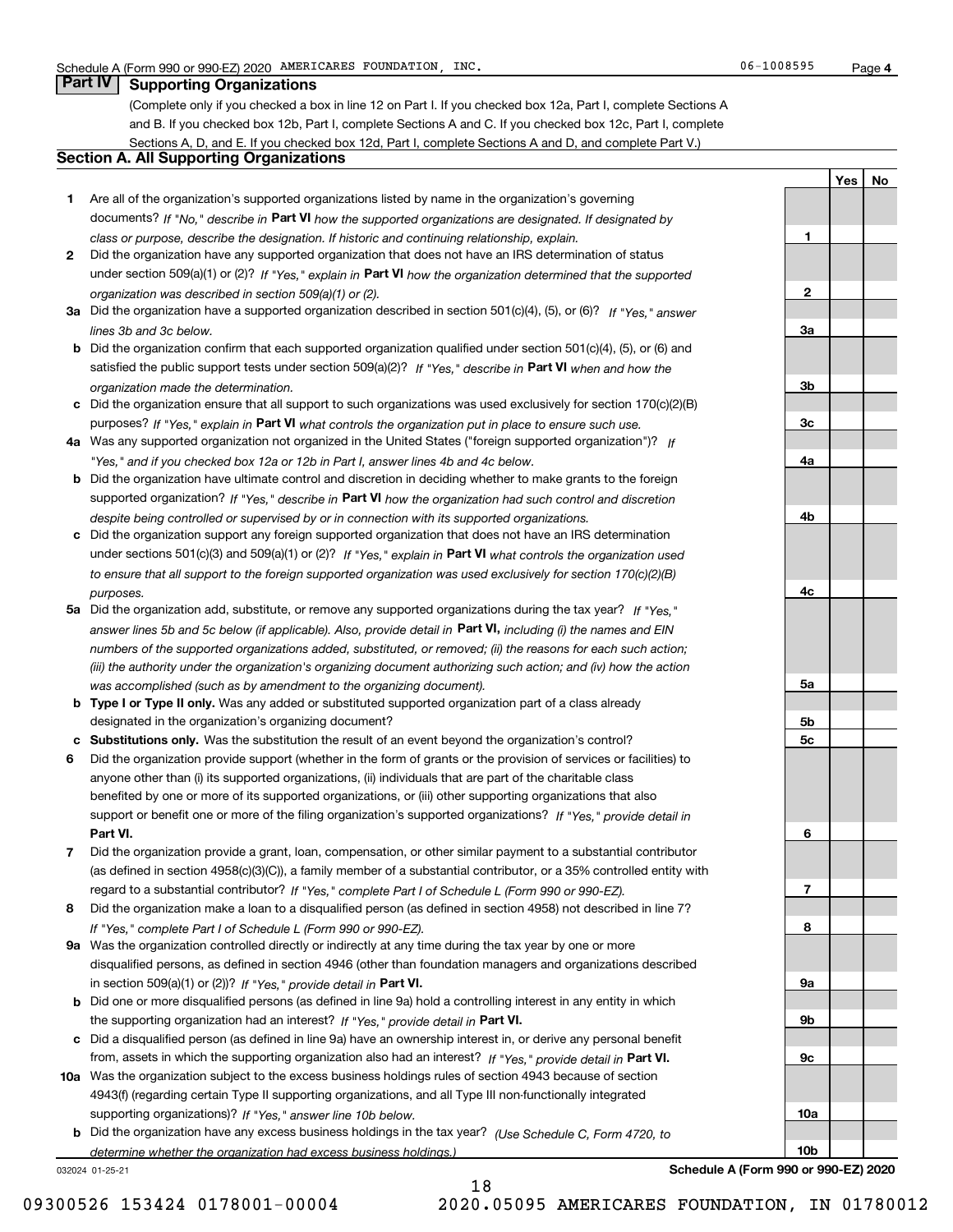Schedule A (Form 990 or 990-EZ) 2020 AMERICARES FOUNDATION, INC. 06-1008595 Page 4

## Part IV Supporting Organizations

(Complete only if you checked a box in line 12 on Part I. If you checked box 12a, Part I, complete Sections A and B. If you checked box 12b, Part I, complete Sections A and C. If you checked box 12c, Part I, complete Sections A, D, and E. If you checked box 12d, Part I, complete Sections A and D, and complete Part V.)

### Section A. All Supporting Organizations

| | | | Yes | No |
|---|---|---|---|---|
| 1 | Are all of the organization's supported organizations listed by name in the organization's governing documents? *If "No," describe in* **Part VI** *how the supported organizations are designated. If designated by class or purpose, describe the designation. If historic and continuing relationship, explain.* | 1 | | |
| 2 | Did the organization have any supported organization that does not have an IRS determination of status under section 509(a)(1) or (2)? *If "Yes," explain in* **Part VI** *how the organization determined that the supported organization was described in section 509(a)(1) or (2).* | 2 | | |
| 3a | Did the organization have a supported organization described in section 501(c)(4), (5), or (6)? *If "Yes," answer lines 3b and 3c below.* | 3a | | |
| b | Did the organization confirm that each supported organization qualified under section 501(c)(4), (5), or (6) and satisfied the public support tests under section 509(a)(2)? *If "Yes," describe in* **Part VI** *when and how the organization made the determination.* | 3b | | |
| c | Did the organization ensure that all support to such organizations was used exclusively for section 170(c)(2)(B) purposes? *If "Yes," explain in* **Part VI** *what controls the organization put in place to ensure such use.* | 3c | | |
| 4a | Was any supported organization not organized in the United States ("foreign supported organization")? *If "Yes," and if you checked box 12a or 12b in Part I, answer lines 4b and 4c below.* | 4a | | |
| b | Did the organization have ultimate control and discretion in deciding whether to make grants to the foreign supported organization? *If "Yes," describe in* **Part VI** *how the organization had such control and discretion despite being controlled or supervised by or in connection with its supported organizations.* | 4b | | |
| c | Did the organization support any foreign supported organization that does not have an IRS determination under sections 501(c)(3) and 509(a)(1) or (2)? *If "Yes," explain in* **Part VI** *what controls the organization used to ensure that all support to the foreign supported organization was used exclusively for section 170(c)(2)(B) purposes.* | 4c | | |
| 5a | Did the organization add, substitute, or remove any supported organizations during the tax year? *If "Yes," answer lines 5b and 5c below (if applicable). Also, provide detail in* **Part VI,** *including (i) the names and EIN numbers of the supported organizations added, substituted, or removed; (ii) the reasons for each such action; (iii) the authority under the organization's organizing document authorizing such action; and (iv) how the action was accomplished (such as by amendment to the organizing document).* | 5a | | |
| b | **Type I or Type II only.** Was any added or substituted supported organization part of a class already designated in the organization's organizing document? | 5b | | |
| c | **Substitutions only.** Was the substitution the result of an event beyond the organization's control? | 5c | | |
| 6 | Did the organization provide support (whether in the form of grants or the provision of services or facilities) to anyone other than (i) its supported organizations, (ii) individuals that are part of the charitable class benefited by one or more of its supported organizations, or (iii) other supporting organizations that also support or benefit one or more of the filing organization's supported organizations? *If "Yes," provide detail in* **Part VI.** | 6 | | |
| 7 | Did the organization provide a grant, loan, compensation, or other similar payment to a substantial contributor (as defined in section 4958(c)(3)(C)), a family member of a substantial contributor, or a 35% controlled entity with regard to a substantial contributor? *If "Yes," complete Part I of Schedule L (Form 990 or 990-EZ).* | 7 | | |
| 8 | Did the organization make a loan to a disqualified person (as defined in section 4958) not described in line 7? *If "Yes," complete Part I of Schedule L (Form 990 or 990-EZ).* | 8 | | |
| 9a | Was the organization controlled directly or indirectly at any time during the tax year by one or more disqualified persons, as defined in section 4946 (other than foundation managers and organizations described in section 509(a)(1) or (2))? *If "Yes," provide detail in* **Part VI.** | 9a | | |
| b | Did one or more disqualified persons (as defined in line 9a) hold a controlling interest in any entity in which the supporting organization had an interest? *If "Yes," provide detail in* **Part VI.** | 9b | | |
| c | Did a disqualified person (as defined in line 9a) have an ownership interest in, or derive any personal benefit from, assets in which the supporting organization also had an interest? *If "Yes," provide detail in* **Part VI.** | 9c | | |
| 10a | Was the organization subject to the excess business holdings rules of section 4943 because of section 4943(f) (regarding certain Type II supporting organizations, and all Type III non-functionally integrated supporting organizations)? *If "Yes," answer line 10b below.* | 10a | | |
| b | Did the organization have any excess business holdings in the tax year? *(Use Schedule C, Form 4720, to determine whether the organization had excess business holdings.)* | 10b | | |

032024 01-25-21 **Schedule A (Form 990 or 990-EZ) 2020**

09300526 153424 0178001-00004 2020.05095 AMERICARES FOUNDATION, IN 01780012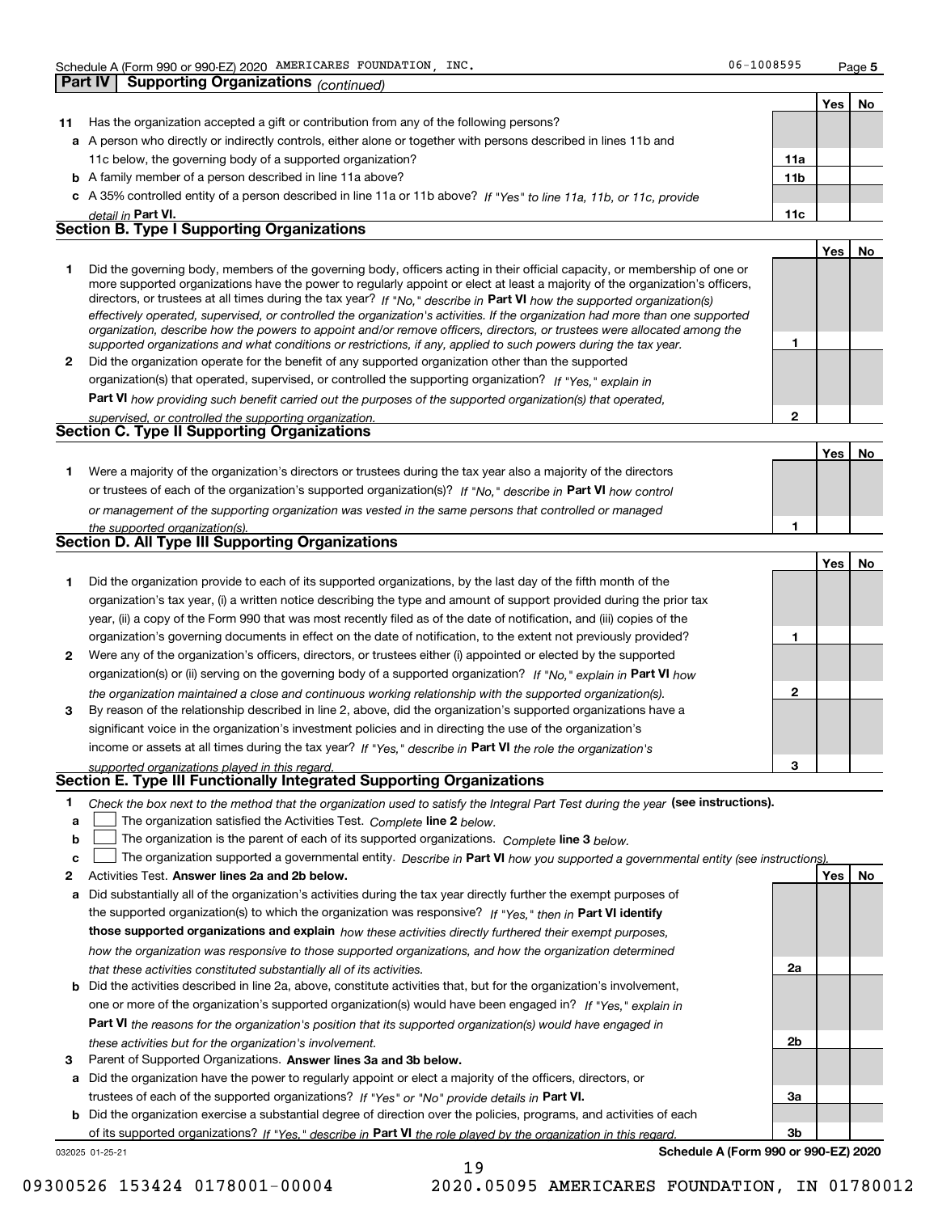Schedule A (Form 990 or 990-EZ) 2020 AMERICARES FOUNDATION, INC. 06-1008595

## Part IV Supporting Organizations *(continued)*

| | | | Yes | No |
|---|---|---|---|---|
| **11** | Has the organization accepted a gift or contribution from any of the following persons? | | | |
| **a** | A person who directly or indirectly controls, either alone or together with persons described in lines 11b and 11c below, the governing body of a supported organization? | 11a | | |
| **b** | A family member of a person described in line 11a above? | 11b | | |
| **c** | A 35% controlled entity of a person described in line 11a or 11b above? *If "Yes" to line 11a, 11b, or 11c, provide detail in* **Part VI.** | 11c | | |

### Section B. Type I Supporting Organizations

| | | | Yes | No |
|---|---|---|---|---|
| **1** | Did the governing body, members of the governing body, officers acting in their official capacity, or membership of one or more supported organizations have the power to regularly appoint or elect at least a majority of the organization's officers, directors, or trustees at all times during the tax year? *If "No," describe in* **Part VI** *how the supported organization(s) effectively operated, supervised, or controlled the organization's activities. If the organization had more than one supported organization, describe how the powers to appoint and/or remove officers, directors, or trustees were allocated among the supported organizations and what conditions or restrictions, if any, applied to such powers during the tax year.* | 1 | | |
| **2** | Did the organization operate for the benefit of any supported organization other than the supported organization(s) that operated, supervised, or controlled the supporting organization? *If "Yes," explain in* **Part VI** *how providing such benefit carried out the purposes of the supported organization(s) that operated, supervised, or controlled the supporting organization.* | 2 | | |

### Section C. Type II Supporting Organizations

| | | | Yes | No |
|---|---|---|---|---|
| **1** | Were a majority of the organization's directors or trustees during the tax year also a majority of the directors or trustees of each of the organization's supported organization(s)? *If "No," describe in* **Part VI** *how control or management of the supporting organization was vested in the same persons that controlled or managed the supported organization(s).* | 1 | | |

### Section D. All Type III Supporting Organizations

| | | | Yes | No |
|---|---|---|---|---|
| **1** | Did the organization provide to each of its supported organizations, by the last day of the fifth month of the organization's tax year, (i) a written notice describing the type and amount of support provided during the prior tax year, (ii) a copy of the Form 990 that was most recently filed as of the date of notification, and (iii) copies of the organization's governing documents in effect on the date of notification, to the extent not previously provided? | 1 | | |
| **2** | Were any of the organization's officers, directors, or trustees either (i) appointed or elected by the supported organization(s) or (ii) serving on the governing body of a supported organization? *If "No," explain in* **Part VI** *how the organization maintained a close and continuous working relationship with the supported organization(s).* | 2 | | |
| **3** | By reason of the relationship described in line 2, above, did the organization's supported organizations have a significant voice in the organization's investment policies and in directing the use of the organization's income or assets at all times during the tax year? *If "Yes," describe in* **Part VI** *the role the organization's supported organizations played in this regard.* | 3 | | |

### Section E. Type III Functionally Integrated Supporting Organizations

**1** *Check the box next to the method that the organization used to satisfy the Integral Part Test during the year* **(see instructions).**

- **a** ☐ The organization satisfied the Activities Test. *Complete* **line 2** *below.*
- **b** ☐ The organization is the parent of each of its supported organizations. *Complete* **line 3** *below.*
- **c** ☐ The organization supported a governmental entity. *Describe in* **Part VI** *how you supported a governmental entity (see instructions).*

| | | | Yes | No |
|---|---|---|---|---|
| **2** | Activities Test. **Answer lines 2a and 2b below.** | | | |
| **a** | Did substantially all of the organization's activities during the tax year directly further the exempt purposes of the supported organization(s) to which the organization was responsive? *If "Yes," then in* **Part VI identify those supported organizations and explain** *how these activities directly furthered their exempt purposes, how the organization was responsive to those supported organizations, and how the organization determined that these activities constituted substantially all of its activities.* | 2a | | |
| **b** | Did the activities described in line 2a, above, constitute activities that, but for the organization's involvement, one or more of the organization's supported organization(s) would have been engaged in? *If "Yes," explain in* **Part VI** *the reasons for the organization's position that its supported organization(s) would have engaged in these activities but for the organization's involvement.* | 2b | | |
| **3** | Parent of Supported Organizations. **Answer lines 3a and 3b below.** | | | |
| **a** | Did the organization have the power to regularly appoint or elect a majority of the officers, directors, or trustees of each of the supported organizations? *If "Yes" or "No" provide details in* **Part VI.** | 3a | | |
| **b** | Did the organization exercise a substantial degree of direction over the policies, programs, and activities of each of its supported organizations? *If "Yes," describe in* **Part VI** *the role played by the organization in this regard.* | 3b | | |

032025 01-25-21 **Schedule A (Form 990 or 990-EZ) 2020**

09300526 153424 0178001-00004 2020.05095 AMERICARES FOUNDATION, IN 01780012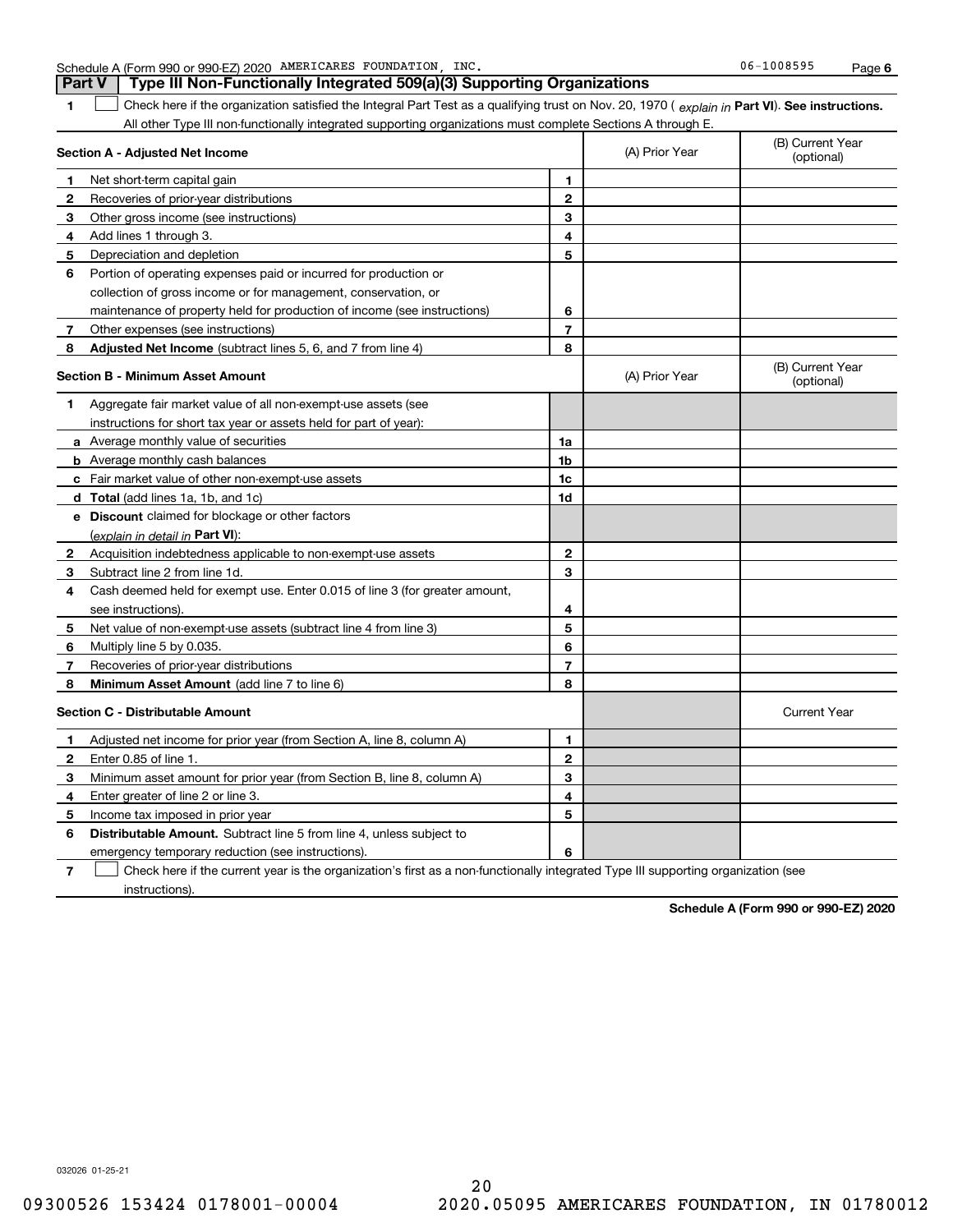Schedule A (Form 990 or 990-EZ) 2020 AMERICARES FOUNDATION, INC. 06-1008595

## Part V Type III Non-Functionally Integrated 509(a)(3) Supporting Organizations

1 ☐ Check here if the organization satisfied the Integral Part Test as a qualifying trust on Nov. 20, 1970 ( *explain in* **Part VI**). **See instructions.** All other Type III non-functionally integrated supporting organizations must complete Sections A through E.

| **Section A - Adjusted Net Income** | | (A) Prior Year | (B) Current Year (optional) |
|---|---|---|---|
| **1** Net short-term capital gain | 1 | | |
| **2** Recoveries of prior-year distributions | 2 | | |
| **3** Other gross income (see instructions) | 3 | | |
| **4** Add lines 1 through 3. | 4 | | |
| **5** Depreciation and depletion | 5 | | |
| **6** Portion of operating expenses paid or incurred for production or collection of gross income or for management, conservation, or maintenance of property held for production of income (see instructions) | 6 | | |
| **7** Other expenses (see instructions) | 7 | | |
| **8** **Adjusted Net Income** (subtract lines 5, 6, and 7 from line 4) | 8 | | |

| **Section B - Minimum Asset Amount** | | (A) Prior Year | (B) Current Year (optional) |
|---|---|---|---|
| **1** Aggregate fair market value of all non-exempt-use assets (see instructions for short tax year or assets held for part of year): | | | |
| **a** Average monthly value of securities | 1a | | |
| **b** Average monthly cash balances | 1b | | |
| **c** Fair market value of other non-exempt-use assets | 1c | | |
| **d** **Total** (add lines 1a, 1b, and 1c) | 1d | | |
| **e** **Discount** claimed for blockage or other factors (*explain in detail in* **Part VI**): | | | |
| **2** Acquisition indebtedness applicable to non-exempt-use assets | 2 | | |
| **3** Subtract line 2 from line 1d. | 3 | | |
| **4** Cash deemed held for exempt use. Enter 0.015 of line 3 (for greater amount, see instructions). | 4 | | |
| **5** Net value of non-exempt-use assets (subtract line 4 from line 3) | 5 | | |
| **6** Multiply line 5 by 0.035. | 6 | | |
| **7** Recoveries of prior-year distributions | 7 | | |
| **8** **Minimum Asset Amount** (add line 7 to line 6) | 8 | | |

| **Section C - Distributable Amount** | | | Current Year |
|---|---|---|---|
| **1** Adjusted net income for prior year (from Section A, line 8, column A) | 1 | | |
| **2** Enter 0.85 of line 1. | 2 | | |
| **3** Minimum asset amount for prior year (from Section B, line 8, column A) | 3 | | |
| **4** Enter greater of line 2 or line 3. | 4 | | |
| **5** Income tax imposed in prior year | 5 | | |
| **6** **Distributable Amount.** Subtract line 5 from line 4, unless subject to emergency temporary reduction (see instructions). | 6 | | |

7 ☐ Check here if the current year is the organization's first as a non-functionally integrated Type III supporting organization (see instructions).

**Schedule A (Form 990 or 990-EZ) 2020**

032026 01-25-21

09300526 153424 0178001-00004 2020.05095 AMERICARES FOUNDATION, IN 01780012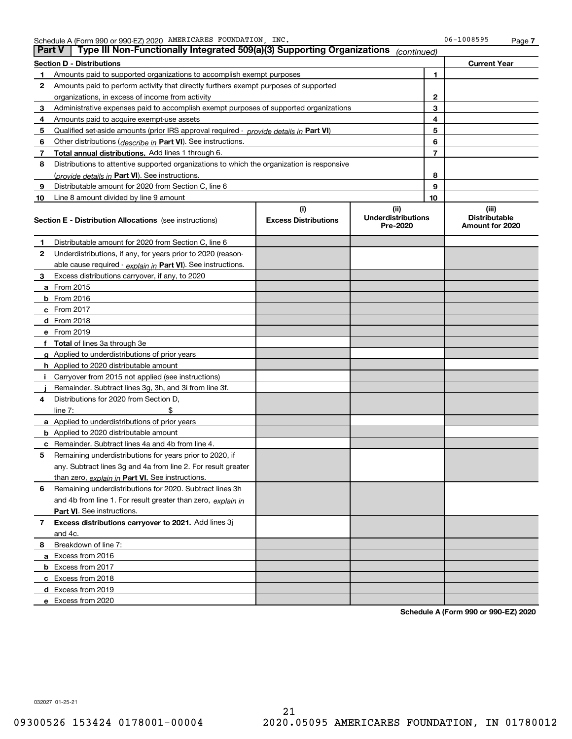Schedule A (Form 990 or 990-EZ) 2020 AMERICARES FOUNDATION, INC. 06-1008595 Page 7

## Part V | Type III Non-Functionally Integrated 509(a)(3) Supporting Organizations *(continued)*

| **Section D - Distributions** | | **Current Year** |
|---|---|---|
| **1** Amounts paid to supported organizations to accomplish exempt purposes | 1 | |
| **2** Amounts paid to perform activity that directly furthers exempt purposes of supported organizations, in excess of income from activity | 2 | |
| **3** Administrative expenses paid to accomplish exempt purposes of supported organizations | 3 | |
| **4** Amounts paid to acquire exempt-use assets | 4 | |
| **5** Qualified set-aside amounts (prior IRS approval required - *provide details in* **Part VI**) | 5 | |
| **6** Other distributions (*describe in* **Part VI**). See instructions. | 6 | |
| **7** **Total annual distributions.** Add lines 1 through 6. | 7 | |
| **8** Distributions to attentive supported organizations to which the organization is responsive (*provide details in* **Part VI**). See instructions. | 8 | |
| **9** Distributable amount for 2020 from Section C, line 6 | 9 | |
| **10** Line 8 amount divided by line 9 amount | 10 | |

| **Section E - Distribution Allocations** (see instructions) | (i) **Excess Distributions** | (ii) **Underdistributions Pre-2020** | (iii) **Distributable Amount for 2020** |
|---|---|---|---|
| **1** Distributable amount for 2020 from Section C, line 6 | | | |
| **2** Underdistributions, if any, for years prior to 2020 (reasonable cause required - *explain in* **Part VI**). See instructions. | | | |
| **3** Excess distributions carryover, if any, to 2020 | | | |
| **a** From 2015 | | | |
| **b** From 2016 | | | |
| **c** From 2017 | | | |
| **d** From 2018 | | | |
| **e** From 2019 | | | |
| **f** **Total** of lines 3a through 3e | | | |
| **g** Applied to underdistributions of prior years | | | |
| **h** Applied to 2020 distributable amount | | | |
| **i** Carryover from 2015 not applied (see instructions) | | | |
| **j** Remainder. Subtract lines 3g, 3h, and 3i from line 3f. | | | |
| **4** Distributions for 2020 from Section D, line 7: $ | | | |
| **a** Applied to underdistributions of prior years | | | |
| **b** Applied to 2020 distributable amount | | | |
| **c** Remainder. Subtract lines 4a and 4b from line 4. | | | |
| **5** Remaining underdistributions for years prior to 2020, if any. Subtract lines 3g and 4a from line 2. For result greater than zero, *explain in* **Part VI.** See instructions. | | | |
| **6** Remaining underdistributions for 2020. Subtract lines 3h and 4b from line 1. For result greater than zero, *explain in* **Part VI**. See instructions. | | | |
| **7** **Excess distributions carryover to 2021.** Add lines 3j and 4c. | | | |
| **8** Breakdown of line 7: | | | |
| **a** Excess from 2016 | | | |
| **b** Excess from 2017 | | | |
| **c** Excess from 2018 | | | |
| **d** Excess from 2019 | | | |
| **e** Excess from 2020 | | | |

**Schedule A (Form 990 or 990-EZ) 2020**

032027 01-25-21

09300526 153424 0178001-00004 2020.05095 AMERICARES FOUNDATION, IN 01780012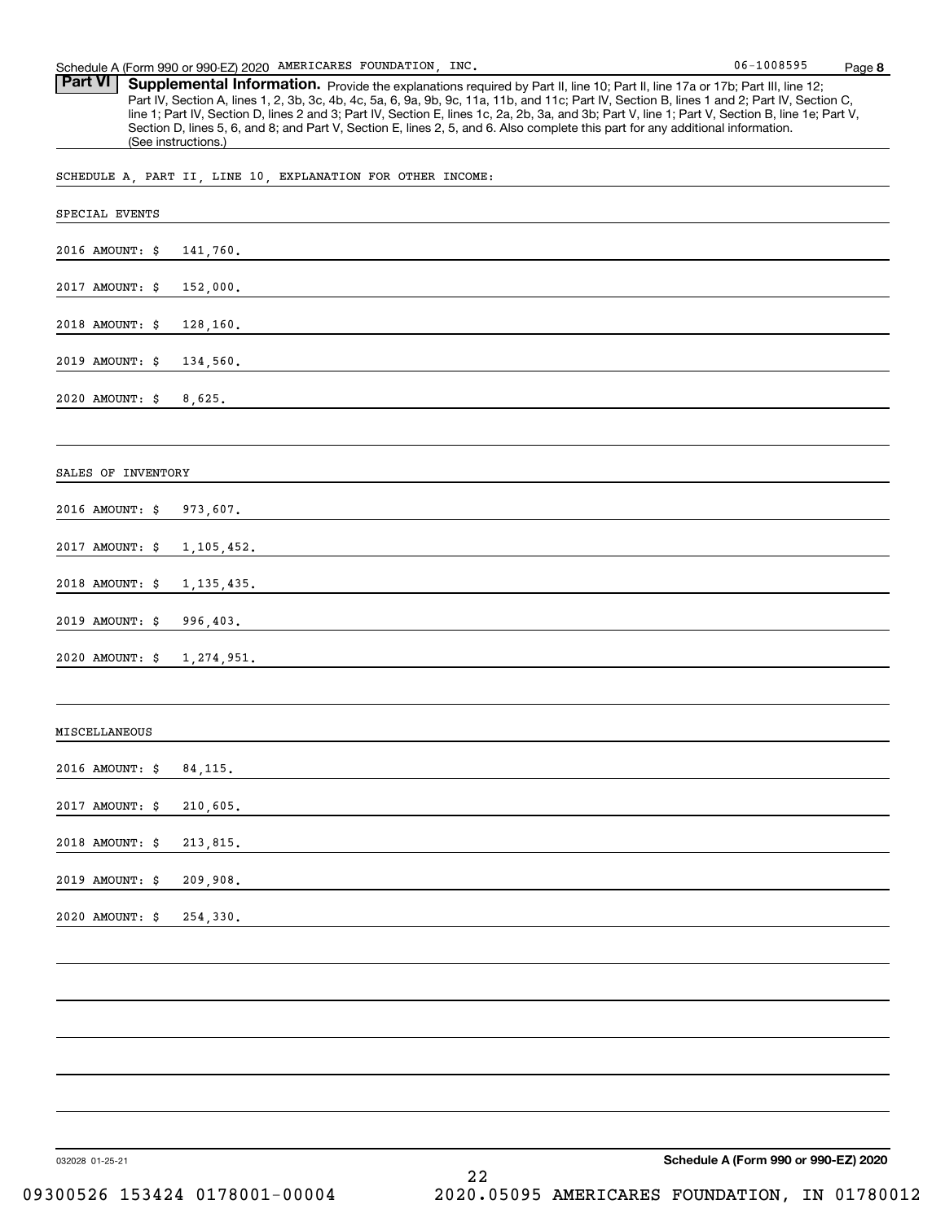## Part VI Supplemental Information.

Provide the explanations required by Part II, line 10; Part II, line 17a or 17b; Part III, line 12; Part IV, Section A, lines 1, 2, 3b, 3c, 4b, 4c, 5a, 6, 9a, 9b, 9c, 11a, 11b, and 11c; Part IV, Section B, lines 1 and 2; Part IV, Section C, line 1; Part IV, Section D, lines 2 and 3; Part IV, Section E, lines 1c, 2a, 2b, 3a, and 3b; Part V, line 1; Part V, Section B, line 1e; Part V, Section D, lines 5, 6, and 8; and Part V, Section E, lines 2, 5, and 6. Also complete this part for any additional information. (See instructions.)

SCHEDULE A, PART II, LINE 10, EXPLANATION FOR OTHER INCOME:

SPECIAL EVENTS

2016 AMOUNT: $ 141,760.

2017 AMOUNT: $ 152,000.

2018 AMOUNT: $ 128,160.

2019 AMOUNT: $ 134,560.

2020 AMOUNT: $ 8,625.

SALES OF INVENTORY

2016 AMOUNT: $ 973,607.

2017 AMOUNT: $ 1,105,452.

2018 AMOUNT: $ 1,135,435.

2019 AMOUNT: $ 996,403.

2020 AMOUNT: $ 1,274,951.

MISCELLANEOUS

2016 AMOUNT: $ 84,115.

2017 AMOUNT: $ 210,605.

2018 AMOUNT: $ 213,815.

2019 AMOUNT: $ 209,908.

2020 AMOUNT: $ 254,330.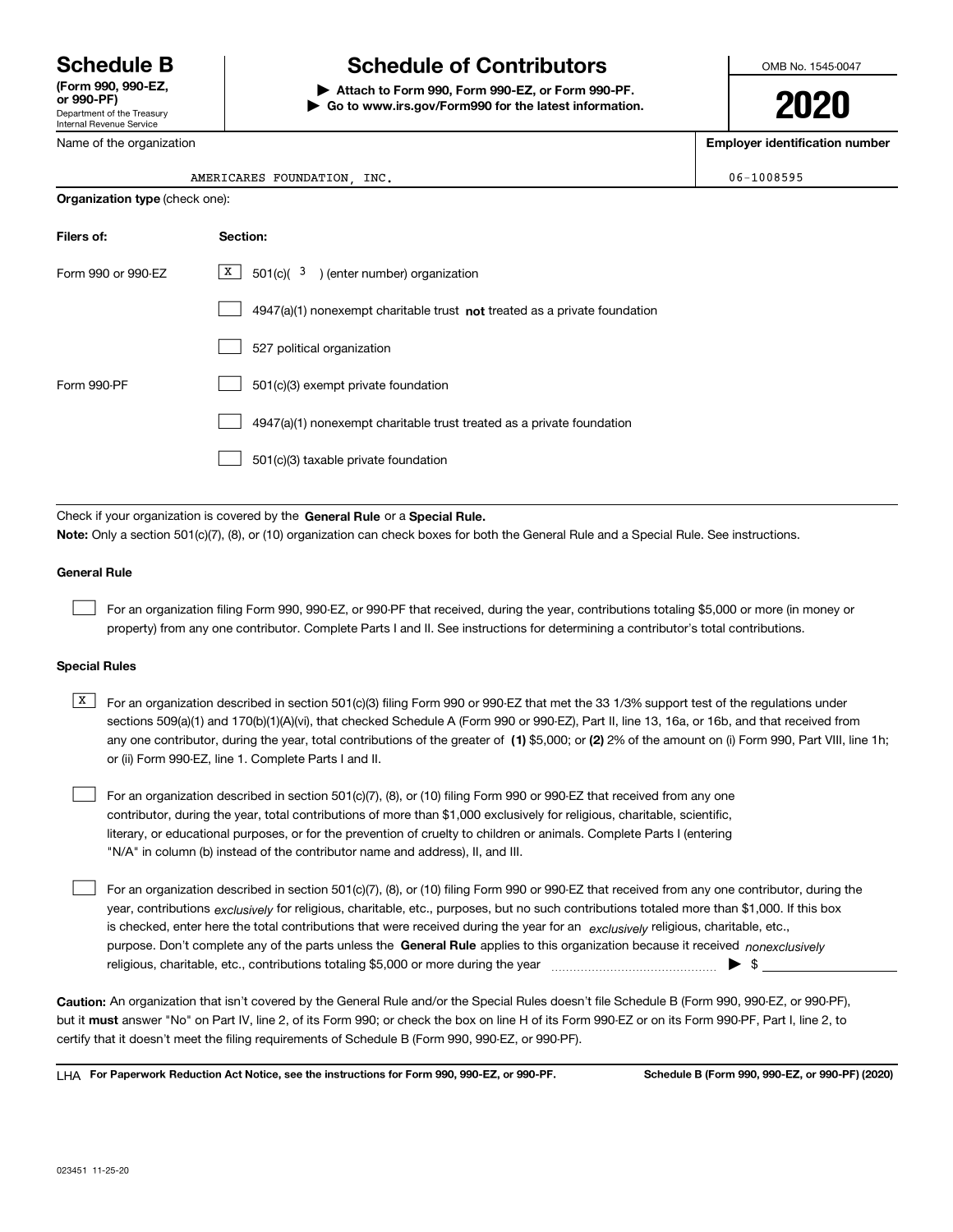# Schedule B

**(Form 990, 990-EZ, or 990-PF)**

Department of the Treasury
Internal Revenue Service

# Schedule of Contributors

**▶ Attach to Form 990, Form 990-EZ, or Form 990-PF.**
**▶ Go to www.irs.gov/Form990 for the latest information.**

OMB No. 1545-0047

**2020**

Name of the organization: AMERICARES FOUNDATION, INC.

**Employer identification number**: 06-1008595

**Organization type** (check one):

| Filers of: | Section: |
| --- | --- |
| Form 990 or 990-EZ | [X] 501(c)( 3 ) (enter number) organization |
| | [ ] 4947(a)(1) nonexempt charitable trust **not** treated as a private foundation |
| | [ ] 527 political organization |
| Form 990-PF | [ ] 501(c)(3) exempt private foundation |
| | [ ] 4947(a)(1) nonexempt charitable trust treated as a private foundation |
| | [ ] 501(c)(3) taxable private foundation |

Check if your organization is covered by the **General Rule** or a **Special Rule.**

**Note:** Only a section 501(c)(7), (8), or (10) organization can check boxes for both the General Rule and a Special Rule. See instructions.

### General Rule

[ ] For an organization filing Form 990, 990-EZ, or 990-PF that received, during the year, contributions totaling $5,000 or more (in money or property) from any one contributor. Complete Parts I and II. See instructions for determining a contributor's total contributions.

### Special Rules

[X] For an organization described in section 501(c)(3) filing Form 990 or 990-EZ that met the 33 1/3% support test of the regulations under sections 509(a)(1) and 170(b)(1)(A)(vi), that checked Schedule A (Form 990 or 990-EZ), Part II, line 13, 16a, or 16b, and that received from any one contributor, during the year, total contributions of the greater of **(1)** $5,000; or **(2)** 2% of the amount on (i) Form 990, Part VIII, line 1h; or (ii) Form 990-EZ, line 1. Complete Parts I and II.

[ ] For an organization described in section 501(c)(7), (8), or (10) filing Form 990 or 990-EZ that received from any one contributor, during the year, total contributions of more than $1,000 exclusively for religious, charitable, scientific, literary, or educational purposes, or for the prevention of cruelty to children or animals. Complete Parts I (entering "N/A" in column (b) instead of the contributor name and address), II, and III.

[ ] For an organization described in section 501(c)(7), (8), or (10) filing Form 990 or 990-EZ that received from any one contributor, during the year, contributions *exclusively* for religious, charitable, etc., purposes, but no such contributions totaled more than $1,000. If this box is checked, enter here the total contributions that were received during the year for an *exclusively* religious, charitable, etc., purpose. Don't complete any of the parts unless the **General Rule** applies to this organization because it received *nonexclusively* religious, charitable, etc., contributions totaling $5,000 or more during the year ▶ $

**Caution:** An organization that isn't covered by the General Rule and/or the Special Rules doesn't file Schedule B (Form 990, 990-EZ, or 990-PF), but it **must** answer "No" on Part IV, line 2, of its Form 990; or check the box on line H of its Form 990-EZ or on its Form 990-PF, Part I, line 2, to certify that it doesn't meet the filing requirements of Schedule B (Form 990, 990-EZ, or 990-PF).

LHA **For Paperwork Reduction Act Notice, see the instructions for Form 990, 990-EZ, or 990-PF.** **Schedule B (Form 990, 990-EZ, or 990-PF) (2020)**

023451 11-25-20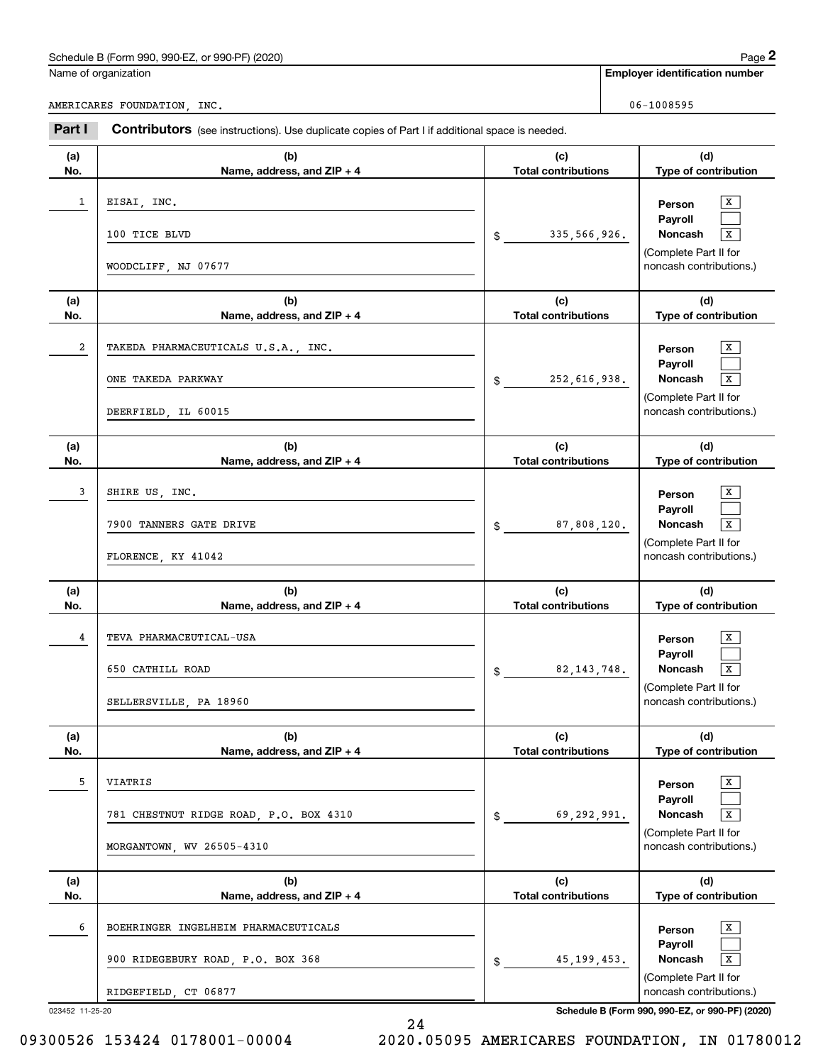Schedule B (Form 990, 990-EZ, or 990-PF) (2020)

| Name of organization | Employer identification number |
| --- | --- |
| AMERICARES FOUNDATION, INC. | 06-1008595 |

## Part I Contributors

(see instructions). Use duplicate copies of Part I if additional space is needed.

| (a) No. | (b) Name, address, and ZIP + 4 | (c) Total contributions | (d) Type of contribution |
| --- | --- | --- | --- |
| 1 | EISAI, INC.<br>100 TICE BLVD<br>WOODCLIFF, NJ 07677 | $ 335,566,926. | Person [X]<br>Payroll [ ]<br>Noncash [X]<br>(Complete Part II for noncash contributions.) |
| 2 | TAKEDA PHARMACEUTICALS U.S.A., INC.<br>ONE TAKEDA PARKWAY<br>DEERFIELD, IL 60015 | $ 252,616,938. | Person [X]<br>Payroll [ ]<br>Noncash [X]<br>(Complete Part II for noncash contributions.) |
| 3 | SHIRE US, INC.<br>7900 TANNERS GATE DRIVE<br>FLORENCE, KY 41042 | $ 87,808,120. | Person [X]<br>Payroll [ ]<br>Noncash [X]<br>(Complete Part II for noncash contributions.) |
| 4 | TEVA PHARMACEUTICAL-USA<br>650 CATHILL ROAD<br>SELLERSVILLE, PA 18960 | $ 82,143,748. | Person [X]<br>Payroll [ ]<br>Noncash [X]<br>(Complete Part II for noncash contributions.) |
| 5 | VIATRIS<br>781 CHESTNUT RIDGE ROAD, P.O. BOX 4310<br>MORGANTOWN, WV 26505-4310 | $ 69,292,991. | Person [X]<br>Payroll [ ]<br>Noncash [X]<br>(Complete Part II for noncash contributions.) |
| 6 | BOEHRINGER INGELHEIM PHARMACEUTICALS<br>900 RIDEGEBURY ROAD, P.O. BOX 368<br>RIDGEFIELD, CT 06877 | $ 45,199,453. | Person [X]<br>Payroll [ ]<br>Noncash [X]<br>(Complete Part II for noncash contributions.) |

023452 11-25-20 Schedule B (Form 990, 990-EZ, or 990-PF) (2020)

09300526 153424 0178001-00004 2020.05095 AMERICARES FOUNDATION, IN 01780012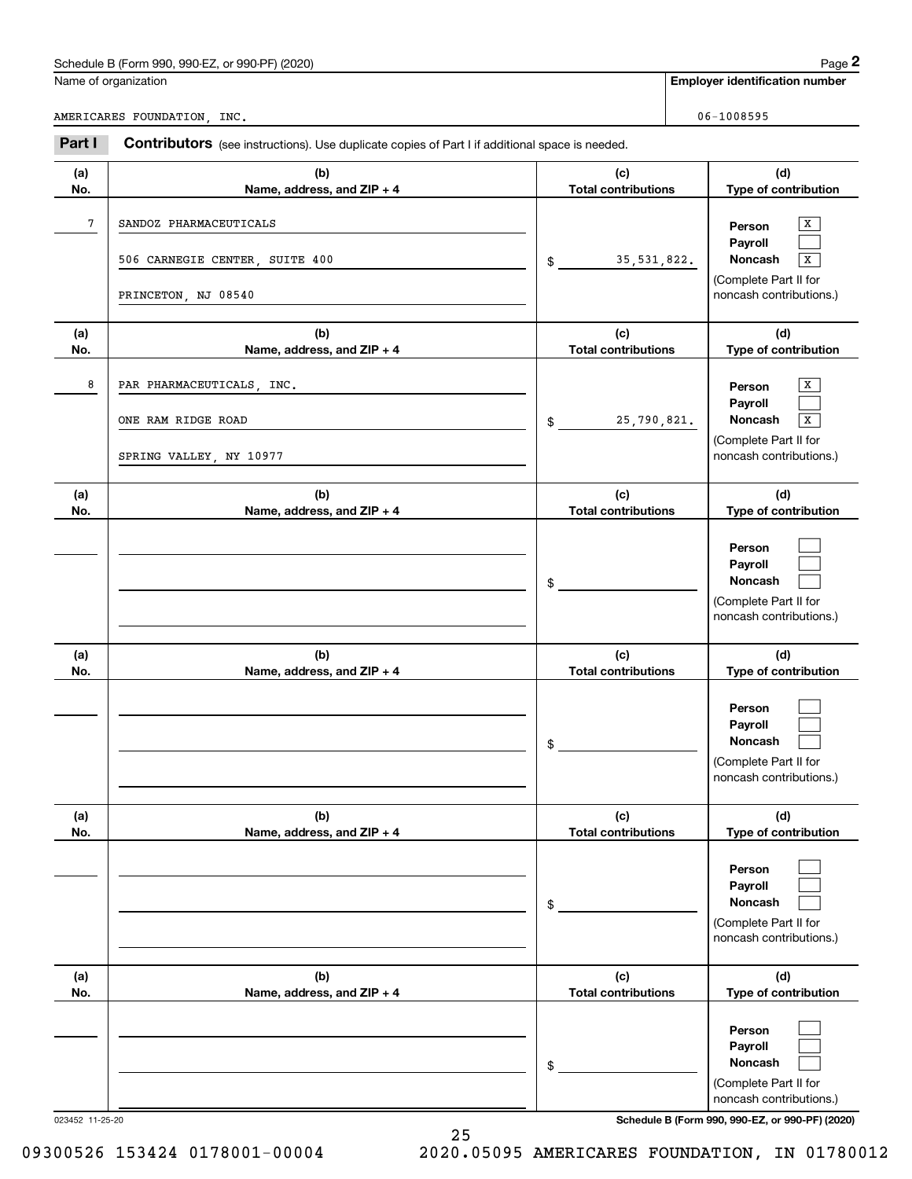Name of organization

AMERICARES FOUNDATION, INC.

**Employer identification number**

06-1008595

**Part I** **Contributors** (see instructions). Use duplicate copies of Part I if additional space is needed.

| (a) No. | (b) Name, address, and ZIP + 4 | (c) Total contributions | (d) Type of contribution |
|---|---|---|---|
| 7 | SANDOZ PHARMACEUTICALS<br>506 CARNEGIE CENTER, SUITE 400<br>PRINCETON, NJ 08540 | $ 35,531,822. | Person [X]<br>Payroll [ ]<br>Noncash [X]<br>(Complete Part II for noncash contributions.) |
| 8 | PAR PHARMACEUTICALS, INC.<br>ONE RAM RIDGE ROAD<br>SPRING VALLEY, NY 10977 | $ 25,790,821. | Person [X]<br>Payroll [ ]<br>Noncash [X]<br>(Complete Part II for noncash contributions.) |
| | | $ | Person [ ]<br>Payroll [ ]<br>Noncash [ ]<br>(Complete Part II for noncash contributions.) |
| | | $ | Person [ ]<br>Payroll [ ]<br>Noncash [ ]<br>(Complete Part II for noncash contributions.) |
| | | $ | Person [ ]<br>Payroll [ ]<br>Noncash [ ]<br>(Complete Part II for noncash contributions.) |
| | | $ | Person [ ]<br>Payroll [ ]<br>Noncash [ ]<br>(Complete Part II for noncash contributions.) |

023452 11-25-20

09300526 153424 0178001-00004 2020.05095 AMERICARES FOUNDATION, IN 01780012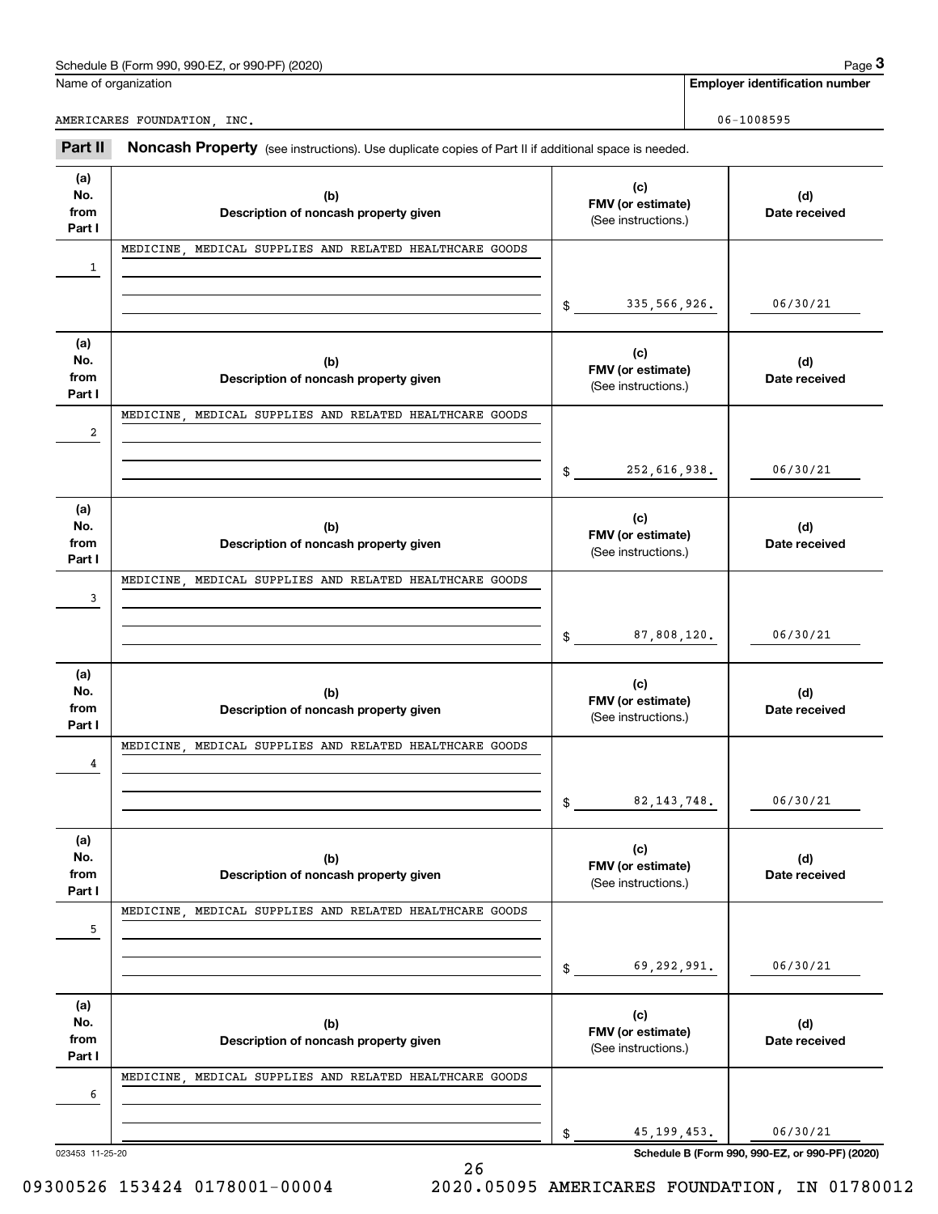Schedule B (Form 990, 990-EZ, or 990-PF) (2020) Page **3**

Name of organization: AMERICARES FOUNDATION, INC.

Employer identification number: 06-1008595

## Part II Noncash Property

(see instructions). Use duplicate copies of Part II if additional space is needed.

| (a) No. from Part I | (b) Description of noncash property given | (c) FMV (or estimate) (See instructions.) | (d) Date received |
|---|---|---|---|
| 1 | MEDICINE, MEDICAL SUPPLIES AND RELATED HEALTHCARE GOODS | $ 335,566,926. | 06/30/21 |
| 2 | MEDICINE, MEDICAL SUPPLIES AND RELATED HEALTHCARE GOODS | $ 252,616,938. | 06/30/21 |
| 3 | MEDICINE, MEDICAL SUPPLIES AND RELATED HEALTHCARE GOODS | $ 87,808,120. | 06/30/21 |
| 4 | MEDICINE, MEDICAL SUPPLIES AND RELATED HEALTHCARE GOODS | $ 82,143,748. | 06/30/21 |
| 5 | MEDICINE, MEDICAL SUPPLIES AND RELATED HEALTHCARE GOODS | $ 69,292,991. | 06/30/21 |
| 6 | MEDICINE, MEDICAL SUPPLIES AND RELATED HEALTHCARE GOODS | $ 45,199,453. | 06/30/21 |

023453 11-25-20

Schedule B (Form 990, 990-EZ, or 990-PF) (2020)

09300526 153424 0178001-00004 2020.05095 AMERICARES FOUNDATION, IN 01780012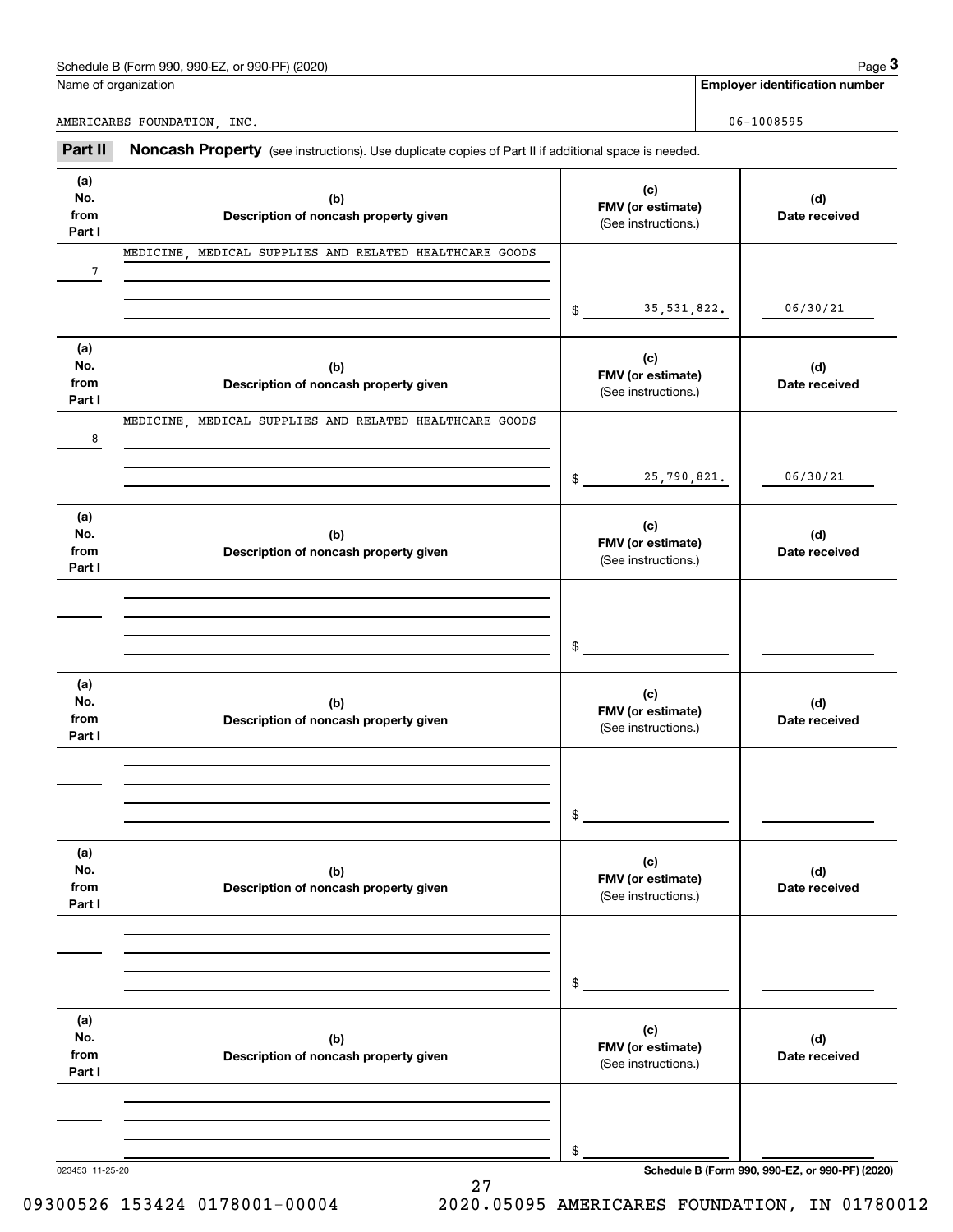Name of organization

AMERICARES FOUNDATION, INC.

**Employer identification number**

06-1008595

**Part II** **Noncash Property** (see instructions). Use duplicate copies of Part II if additional space is needed.

| (a) No. from Part I | (b) Description of noncash property given | (c) FMV (or estimate) (See instructions.) | (d) Date received |
|---|---|---|---|
| 7 | MEDICINE, MEDICAL SUPPLIES AND RELATED HEALTHCARE GOODS | $ 35,531,822. | 06/30/21 |
| 8 | MEDICINE, MEDICAL SUPPLIES AND RELATED HEALTHCARE GOODS | $ 25,790,821. | 06/30/21 |
| | | $ | |
| | | $ | |
| | | $ | |
| | | $ | |

023453 11-25-20 **Schedule B (Form 990, 990-EZ, or 990-PF) (2020)**

09300526 153424 0178001-00004 2020.05095 AMERICARES FOUNDATION, IN 01780012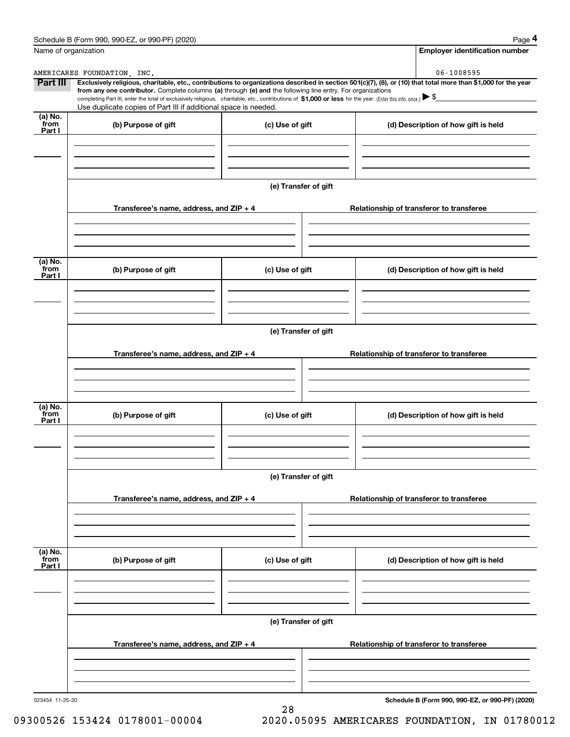Schedule B (Form 990, 990-EZ, or 990-PF) (2020)

Name of organization

AMERICARES FOUNDATION, INC.

Employer identification number

06-1008595

**Part III** **Exclusively religious, charitable, etc., contributions to organizations described in section 501(c)(7), (8), or (10) that total more than $1,000 for the year from any one contributor.** Complete columns **(a)** through **(e) and** the following line entry. For organizations completing Part III, enter the total of exclusively religious, charitable, etc., contributions of **$1,000 or less** for the year. (Enter this info. once.) ▶ $

Use duplicate copies of Part III if additional space is needed.

| (a) No. from Part I | (b) Purpose of gift | (c) Use of gift | (d) Description of how gift is held |
|---|---|---|---|
| | | | |

(e) Transfer of gift

| Transferee's name, address, and ZIP + 4 | Relationship of transferor to transferee |
|---|---|
| | |

| (a) No. from Part I | (b) Purpose of gift | (c) Use of gift | (d) Description of how gift is held |
|---|---|---|---|
| | | | |

(e) Transfer of gift

| Transferee's name, address, and ZIP + 4 | Relationship of transferor to transferee |
|---|---|
| | |

| (a) No. from Part I | (b) Purpose of gift | (c) Use of gift | (d) Description of how gift is held |
|---|---|---|---|
| | | | |

(e) Transfer of gift

| Transferee's name, address, and ZIP + 4 | Relationship of transferor to transferee |
|---|---|
| | |

| (a) No. from Part I | (b) Purpose of gift | (c) Use of gift | (d) Description of how gift is held |
|---|---|---|---|
| | | | |

(e) Transfer of gift

| Transferee's name, address, and ZIP + 4 | Relationship of transferor to transferee |
|---|---|
| | |

023454 11-25-20

**Schedule B (Form 990, 990-EZ, or 990-PF) (2020)**

09300526 153424 0178001-00004 2020.05095 AMERICARES FOUNDATION, IN 01780012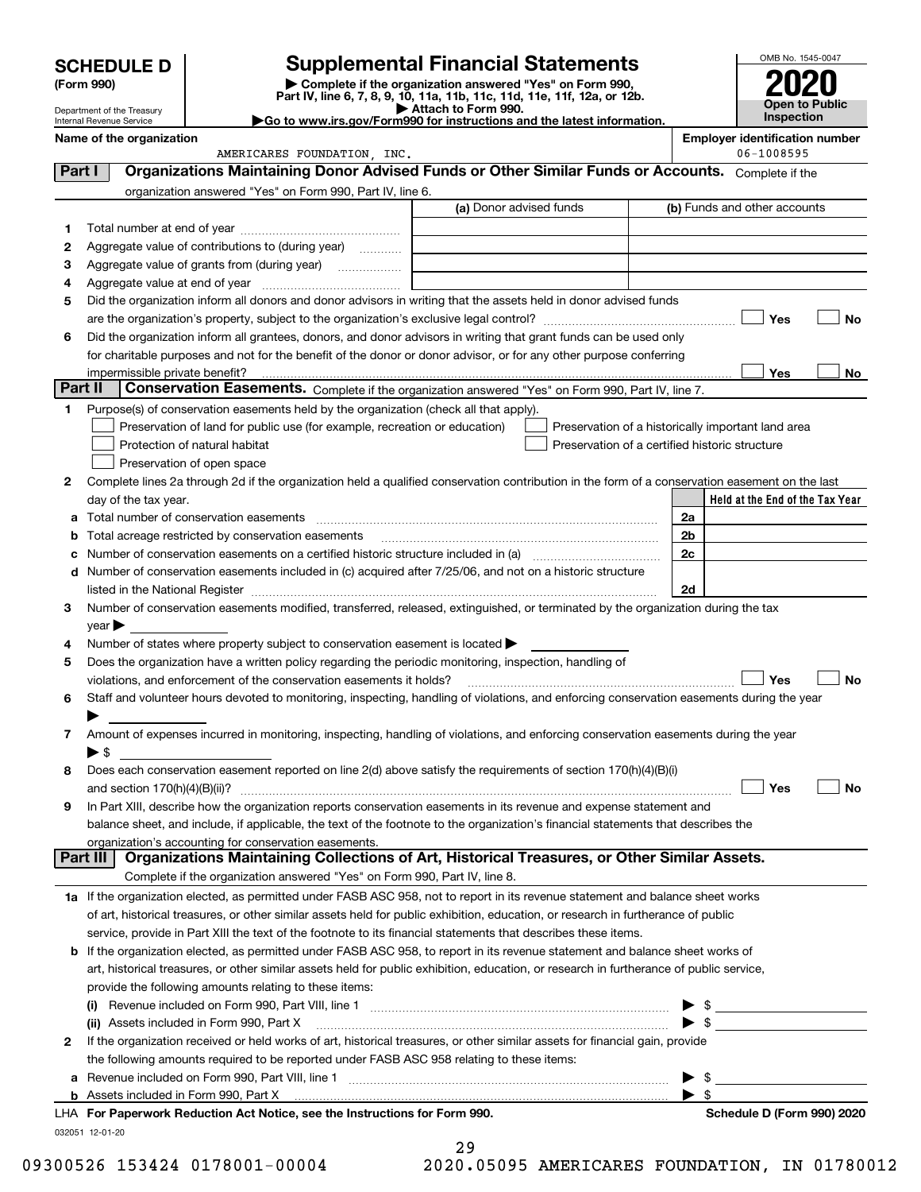# SCHEDULE D (Form 990)

Department of the Treasury
Internal Revenue Service

## Supplemental Financial Statements

▶ Complete if the organization answered "Yes" on Form 990, Part IV, line 6, 7, 8, 9, 10, 11a, 11b, 11c, 11d, 11e, 11f, 12a, or 12b.
▶ Attach to Form 990.
▶Go to www.irs.gov/Form990 for instructions and the latest information.

OMB No. 1545-0047

**2020**

**Open to Public Inspection**

**Name of the organization**
AMERICARES FOUNDATION, INC.

**Employer identification number**
06-1008595

## Part I Organizations Maintaining Donor Advised Funds or Other Similar Funds or Accounts.

Complete if the organization answered "Yes" on Form 990, Part IV, line 6.

| | | (a) Donor advised funds | (b) Funds and other accounts |
|---|---|---|---|
| 1 | Total number at end of year | | |
| 2 | Aggregate value of contributions to (during year) | | |
| 3 | Aggregate value of grants from (during year) | | |
| 4 | Aggregate value at end of year | | |

5 Did the organization inform all donors and donor advisors in writing that the assets held in donor advised funds are the organization's property, subject to the organization's exclusive legal control? ☐ Yes ☐ No

6 Did the organization inform all grantees, donors, and donor advisors in writing that grant funds can be used only for charitable purposes and not for the benefit of the donor or donor advisor, or for any other purpose conferring impermissible private benefit? ☐ Yes ☐ No

## Part II Conservation Easements.

Complete if the organization answered "Yes" on Form 990, Part IV, line 7.

1 Purpose(s) of conservation easements held by the organization (check all that apply).

- ☐ Preservation of land for public use (for example, recreation or education)
- ☐ Protection of natural habitat
- ☐ Preservation of open space
- ☐ Preservation of a historically important land area
- ☐ Preservation of a certified historic structure

2 Complete lines 2a through 2d if the organization held a qualified conservation contribution in the form of a conservation easement on the last day of the tax year.

| | | | Held at the End of the Tax Year |
|---|---|---|---|
| a | Total number of conservation easements | 2a | |
| b | Total acreage restricted by conservation easements | 2b | |
| c | Number of conservation easements on a certified historic structure included in (a) | 2c | |
| d | Number of conservation easements included in (c) acquired after 7/25/06, and not on a historic structure listed in the National Register | 2d | |

3 Number of conservation easements modified, transferred, released, extinguished, or terminated by the organization during the tax year ▶

4 Number of states where property subject to conservation easement is located ▶

5 Does the organization have a written policy regarding the periodic monitoring, inspection, handling of violations, and enforcement of the conservation easements it holds? ☐ Yes ☐ No

6 Staff and volunteer hours devoted to monitoring, inspecting, handling of violations, and enforcing conservation easements during the year ▶

7 Amount of expenses incurred in monitoring, inspecting, handling of violations, and enforcing conservation easements during the year ▶ $

8 Does each conservation easement reported on line 2(d) above satisfy the requirements of section 170(h)(4)(B)(i) and section 170(h)(4)(B)(ii)? ☐ Yes ☐ No

9 In Part XIII, describe how the organization reports conservation easements in its revenue and expense statement and balance sheet, and include, if applicable, the text of the footnote to the organization's financial statements that describes the organization's accounting for conservation easements.

## Part III Organizations Maintaining Collections of Art, Historical Treasures, or Other Similar Assets.

Complete if the organization answered "Yes" on Form 990, Part IV, line 8.

1a If the organization elected, as permitted under FASB ASC 958, not to report in its revenue statement and balance sheet works of art, historical treasures, or other similar assets held for public exhibition, education, or research in furtherance of public service, provide in Part XIII the text of the footnote to its financial statements that describes these items.

b If the organization elected, as permitted under FASB ASC 958, to report in its revenue statement and balance sheet works of art, historical treasures, or other similar assets held for public exhibition, education, or research in furtherance of public service, provide the following amounts relating to these items:

(i) Revenue included on Form 990, Part VIII, line 1 ▶ $

(ii) Assets included in Form 990, Part X ▶ $

2 If the organization received or held works of art, historical treasures, or other similar assets for financial gain, provide the following amounts required to be reported under FASB ASC 958 relating to these items:

a Revenue included on Form 990, Part VIII, line 1 ▶ $

b Assets included in Form 990, Part X ▶ $

LHA For Paperwork Reduction Act Notice, see the Instructions for Form 990. **Schedule D (Form 990) 2020**

032051 12-01-20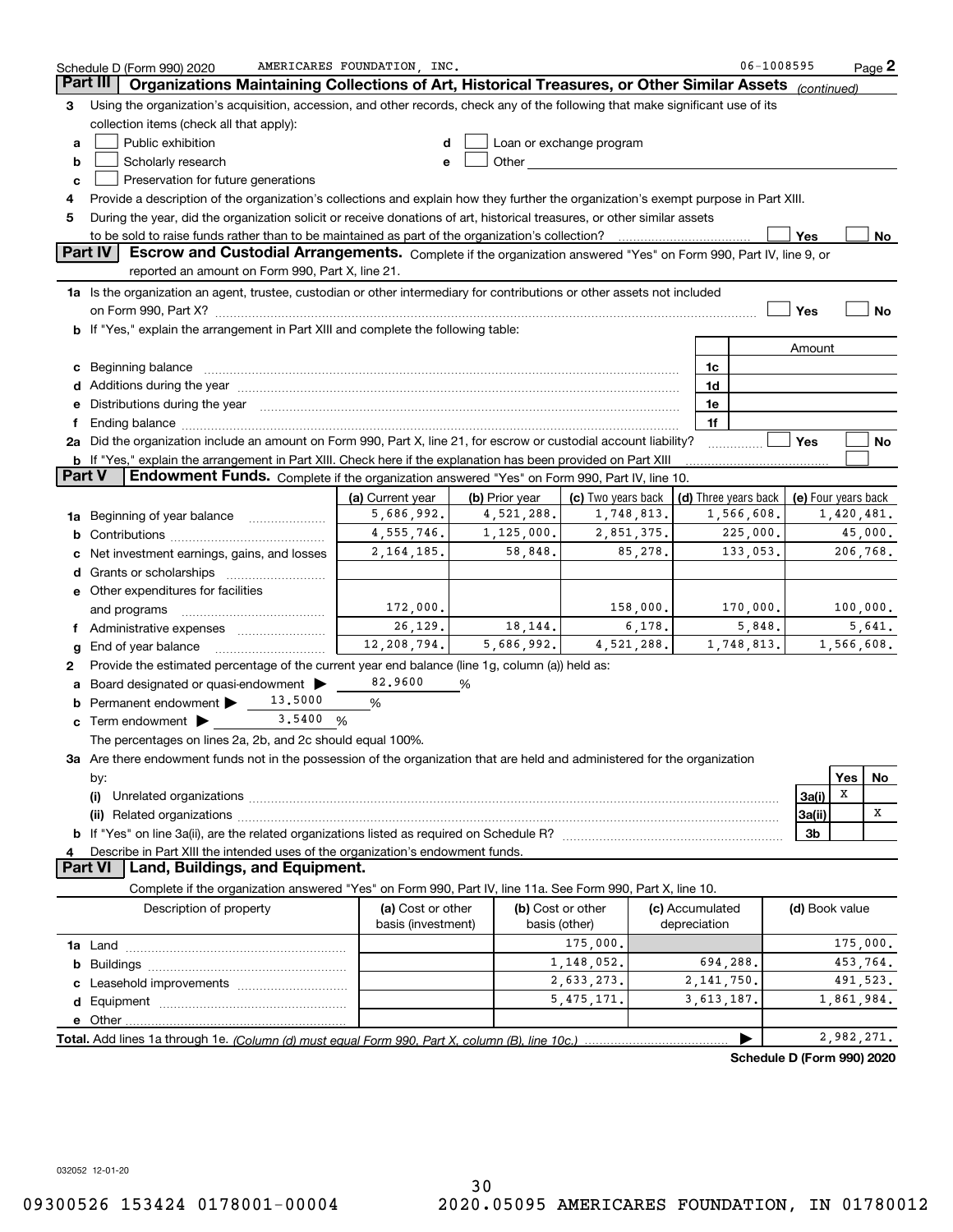Schedule D (Form 990) 2020 AMERICARES FOUNDATION, INC. 06-1008595 Page 2

## Part III Organizations Maintaining Collections of Art, Historical Treasures, or Other Similar Assets *(continued)*

**3** Using the organization's acquisition, accession, and other records, check any of the following that make significant use of its collection items (check all that apply):

- **a** ☐ Public exhibition
- **b** ☐ Scholarly research
- **c** ☐ Preservation for future generations
- **d** ☐ Loan or exchange program
- **e** ☐ Other

**4** Provide a description of the organization's collections and explain how they further the organization's exempt purpose in Part XIII.

**5** During the year, did the organization solicit or receive donations of art, historical treasures, or other similar assets to be sold to raise funds rather than to be maintained as part of the organization's collection? ☐ Yes ☐ No

## Part IV Escrow and Custodial Arrangements.

Complete if the organization answered "Yes" on Form 990, Part IV, line 9, or reported an amount on Form 990, Part X, line 21.

**1a** Is the organization an agent, trustee, custodian or other intermediary for contributions or other assets not included on Form 990, Part X? ☐ Yes ☐ No

**b** If "Yes," explain the arrangement in Part XIII and complete the following table:

| | | Amount |
|---|---|---|
| **c** Beginning balance | 1c | |
| **d** Additions during the year | 1d | |
| **e** Distributions during the year | 1e | |
| **f** Ending balance | 1f | |

**2a** Did the organization include an amount on Form 990, Part X, line 21, for escrow or custodial account liability? ☐ Yes ☐ No

**b** If "Yes," explain the arrangement in Part XIII. Check here if the explanation has been provided on Part XIII ☐

## Part V Endowment Funds.

Complete if the organization answered "Yes" on Form 990, Part IV, line 10.

| | (a) Current year | (b) Prior year | (c) Two years back | (d) Three years back | (e) Four years back |
|---|---|---|---|---|---|
| **1a** Beginning of year balance | 5,686,992. | 4,521,288. | 1,748,813. | 1,566,608. | 1,420,481. |
| **b** Contributions | 4,555,746. | 1,125,000. | 2,851,375. | 225,000. | 45,000. |
| **c** Net investment earnings, gains, and losses | 2,164,185. | 58,848. | 85,278. | 133,053. | 206,768. |
| **d** Grants or scholarships | | | | | |
| **e** Other expenditures for facilities and programs | 172,000. | | 158,000. | 170,000. | 100,000. |
| **f** Administrative expenses | 26,129. | 18,144. | 6,178. | 5,848. | 5,641. |
| **g** End of year balance | 12,208,794. | 5,686,992. | 4,521,288. | 1,748,813. | 1,566,608. |

**2** Provide the estimated percentage of the current year end balance (line 1g, column (a)) held as:

- **a** Board designated or quasi-endowment ▶ 82.9600 %
- **b** Permanent endowment ▶ 13.5000 %
- **c** Term endowment ▶ 3.5400 %

The percentages on lines 2a, 2b, and 2c should equal 100%.

**3a** Are there endowment funds not in the possession of the organization that are held and administered for the organization by:

| | | Yes | No |
|---|---|---|---|
| **(i)** Unrelated organizations | 3a(i) | X | |
| **(ii)** Related organizations | 3a(ii) | | X |
| **b** If "Yes" on line 3a(ii), are the related organizations listed as required on Schedule R? | 3b | | |

**4** Describe in Part XIII the intended uses of the organization's endowment funds.

## Part VI Land, Buildings, and Equipment.

Complete if the organization answered "Yes" on Form 990, Part IV, line 11a. See Form 990, Part X, line 10.

| Description of property | (a) Cost or other basis (investment) | (b) Cost or other basis (other) | (c) Accumulated depreciation | (d) Book value |
|---|---|---|---|---|
| **1a** Land | | 175,000. | | 175,000. |
| **b** Buildings | | 1,148,052. | 694,288. | 453,764. |
| **c** Leasehold improvements | | 2,633,273. | 2,141,750. | 491,523. |
| **d** Equipment | | 5,475,171. | 3,613,187. | 1,861,984. |
| **e** Other | | | | |
| **Total.** Add lines 1a through 1e. *(Column (d) must equal Form 990, Part X, column (B), line 10c.)* ▶ | | | | 2,982,271. |

**Schedule D (Form 990) 2020**

032052 12-01-20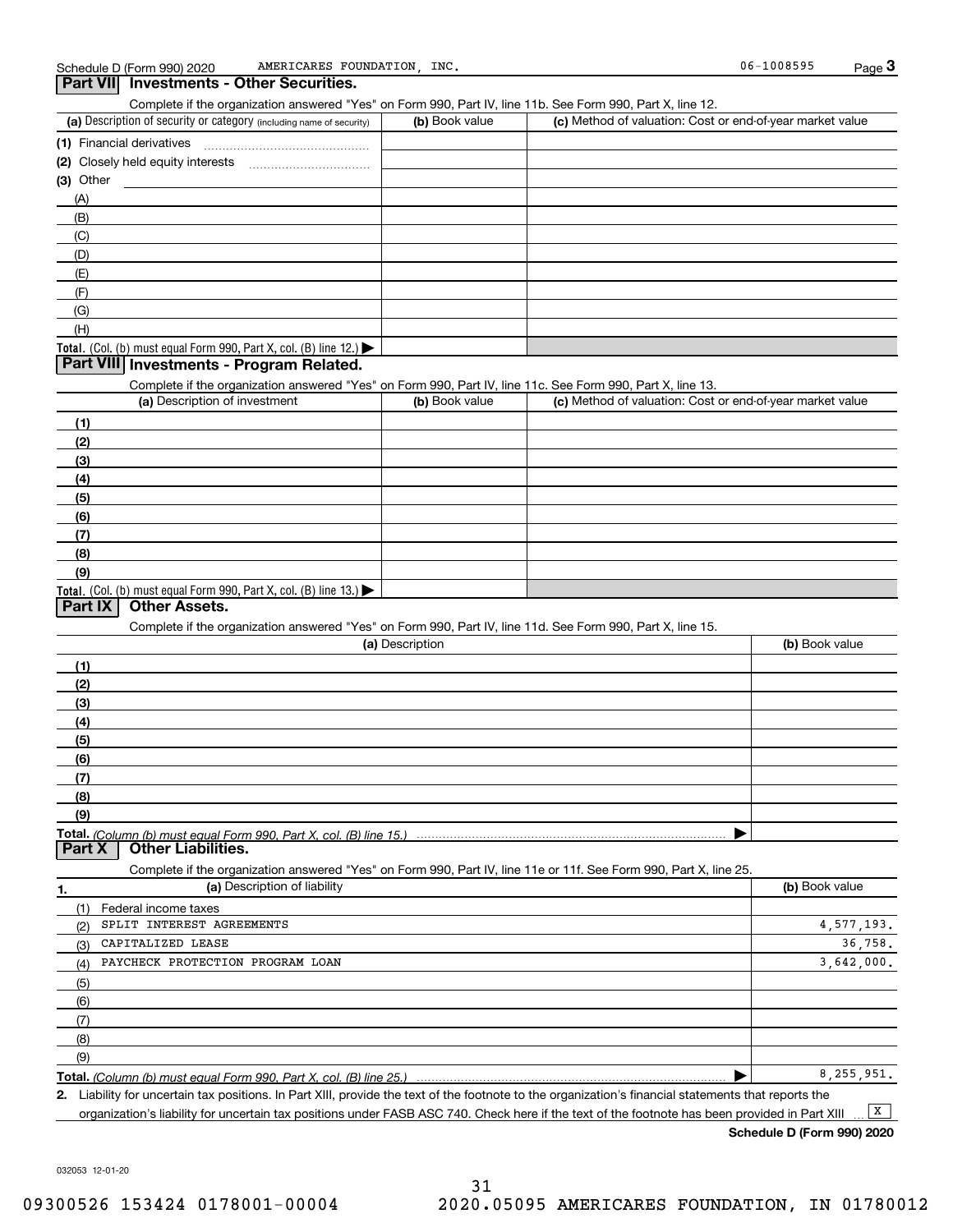Schedule D (Form 990) 2020 AMERICARES FOUNDATION, INC. 06-1008595 Page 3

## Part VII Investments - Other Securities.

Complete if the organization answered "Yes" on Form 990, Part IV, line 11b. See Form 990, Part X, line 12.

| (a) Description of security or category (including name of security) | (b) Book value | (c) Method of valuation: Cost or end-of-year market value |
|---|---|---|
| (1) Financial derivatives | | |
| (2) Closely held equity interests | | |
| (3) Other | | |
| (A) | | |
| (B) | | |
| (C) | | |
| (D) | | |
| (E) | | |
| (F) | | |
| (G) | | |
| (H) | | |
| **Total.** (Col. (b) must equal Form 990, Part X, col. (B) line 12.) ▶ | | |

## Part VIII Investments - Program Related.

Complete if the organization answered "Yes" on Form 990, Part IV, line 11c. See Form 990, Part X, line 13.

| (a) Description of investment | (b) Book value | (c) Method of valuation: Cost or end-of-year market value |
|---|---|---|
| (1) | | |
| (2) | | |
| (3) | | |
| (4) | | |
| (5) | | |
| (6) | | |
| (7) | | |
| (8) | | |
| (9) | | |
| **Total.** (Col. (b) must equal Form 990, Part X, col. (B) line 13.) ▶ | | |

## Part IX Other Assets.

Complete if the organization answered "Yes" on Form 990, Part IV, line 11d. See Form 990, Part X, line 15.

| (a) Description | (b) Book value |
|---|---|
| (1) | |
| (2) | |
| (3) | |
| (4) | |
| (5) | |
| (6) | |
| (7) | |
| (8) | |
| (9) | |
| **Total.** *(Column (b) must equal Form 990, Part X, col. (B) line 15.)* ▶ | |

## Part X Other Liabilities.

Complete if the organization answered "Yes" on Form 990, Part IV, line 11e or 11f. See Form 990, Part X, line 25.

| 1. (a) Description of liability | (b) Book value |
|---|---|
| (1) Federal income taxes | |
| (2) SPLIT INTEREST AGREEMENTS | 4,577,193. |
| (3) CAPITALIZED LEASE | 36,758. |
| (4) PAYCHECK PROTECTION PROGRAM LOAN | 3,642,000. |
| (5) | |
| (6) | |
| (7) | |
| (8) | |
| (9) | |
| **Total.** *(Column (b) must equal Form 990, Part X, col. (B) line 25.)* ▶ | 8,255,951. |

2. Liability for uncertain tax positions. In Part XIII, provide the text of the footnote to the organization's financial statements that reports the organization's liability for uncertain tax positions under FASB ASC 740. Check here if the text of the footnote has been provided in Part XIII ... [X]

**Schedule D (Form 990) 2020**

032053 12-01-20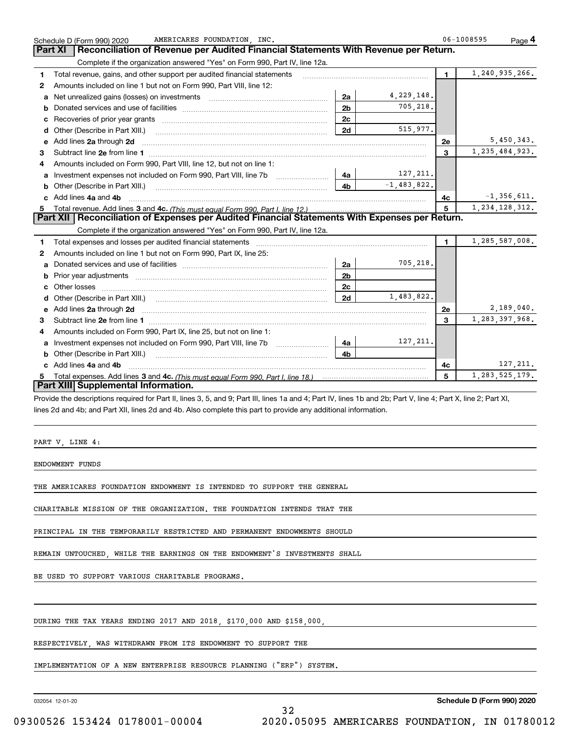Schedule D (Form 990) 2020 AMERICARES FOUNDATION, INC. 06-1008595

## Part XI Reconciliation of Revenue per Audited Financial Statements With Revenue per Return.

Complete if the organization answered "Yes" on Form 990, Part IV, line 12a.

| | | | | | |
|---|---|---|---|---|---|
| 1 | Total revenue, gains, and other support per audited financial statements | | | 1 | 1,240,935,266. |
| 2 | Amounts included on line 1 but not on Form 990, Part VIII, line 12: | | | | |
| a | Net unrealized gains (losses) on investments | 2a | 4,229,148. | | |
| b | Donated services and use of facilities | 2b | 705,218. | | |
| c | Recoveries of prior year grants | 2c | | | |
| d | Other (Describe in Part XIII.) | 2d | 515,977. | | |
| e | Add lines 2a through 2d | | | 2e | 5,450,343. |
| 3 | Subtract line 2e from line 1 | | | 3 | 1,235,484,923. |
| 4 | Amounts included on Form 990, Part VIII, line 12, but not on line 1: | | | | |
| a | Investment expenses not included on Form 990, Part VIII, line 7b | 4a | 127,211. | | |
| b | Other (Describe in Part XIII.) | 4b | -1,483,822. | | |
| c | Add lines 4a and 4b | | | 4c | -1,356,611. |
| 5 | Total revenue. Add lines 3 and 4c. *(This must equal Form 990, Part I, line 12.)* | | | 5 | 1,234,128,312. |

## Part XII Reconciliation of Expenses per Audited Financial Statements With Expenses per Return.

Complete if the organization answered "Yes" on Form 990, Part IV, line 12a.

| | | | | | |
|---|---|---|---|---|---|
| 1 | Total expenses and losses per audited financial statements | | | 1 | 1,285,587,008. |
| 2 | Amounts included on line 1 but not on Form 990, Part IX, line 25: | | | | |
| a | Donated services and use of facilities | 2a | 705,218. | | |
| b | Prior year adjustments | 2b | | | |
| c | Other losses | 2c | | | |
| d | Other (Describe in Part XIII.) | 2d | 1,483,822. | | |
| e | Add lines 2a through 2d | | | 2e | 2,189,040. |
| 3 | Subtract line 2e from line 1 | | | 3 | 1,283,397,968. |
| 4 | Amounts included on Form 990, Part IX, line 25, but not on line 1: | | | | |
| a | Investment expenses not included on Form 990, Part VIII, line 7b | 4a | 127,211. | | |
| b | Other (Describe in Part XIII.) | 4b | | | |
| c | Add lines 4a and 4b | | | 4c | 127,211. |
| 5 | Total expenses. Add lines 3 and 4c. *(This must equal Form 990, Part I, line 18.)* | | | 5 | 1,283,525,179. |

## Part XIII Supplemental Information.

Provide the descriptions required for Part II, lines 3, 5, and 9; Part III, lines 1a and 4; Part IV, lines 1b and 2b; Part V, line 4; Part X, line 2; Part XI, lines 2d and 4b; and Part XII, lines 2d and 4b. Also complete this part to provide any additional information.

PART V, LINE 4:

ENDOWMENT FUNDS

THE AMERICARES FOUNDATION ENDOWMENT IS INTENDED TO SUPPORT THE GENERAL CHARITABLE MISSION OF THE ORGANIZATION. THE FOUNDATION INTENDS THAT THE PRINCIPAL IN THE TEMPORARILY RESTRICTED AND PERMANENT ENDOWMENTS SHOULD REMAIN UNTOUCHED, WHILE THE EARNINGS ON THE ENDOWMENT'S INVESTMENTS SHALL BE USED TO SUPPORT VARIOUS CHARITABLE PROGRAMS.

DURING THE TAX YEARS ENDING 2017 AND 2018, $170,000 AND $158,000, RESPECTIVELY, WAS WITHDRAWN FROM ITS ENDOWMENT TO SUPPORT THE IMPLEMENTATION OF A NEW ENTERPRISE RESOURCE PLANNING ("ERP") SYSTEM.

032054 12-01-20 **Schedule D (Form 990) 2020**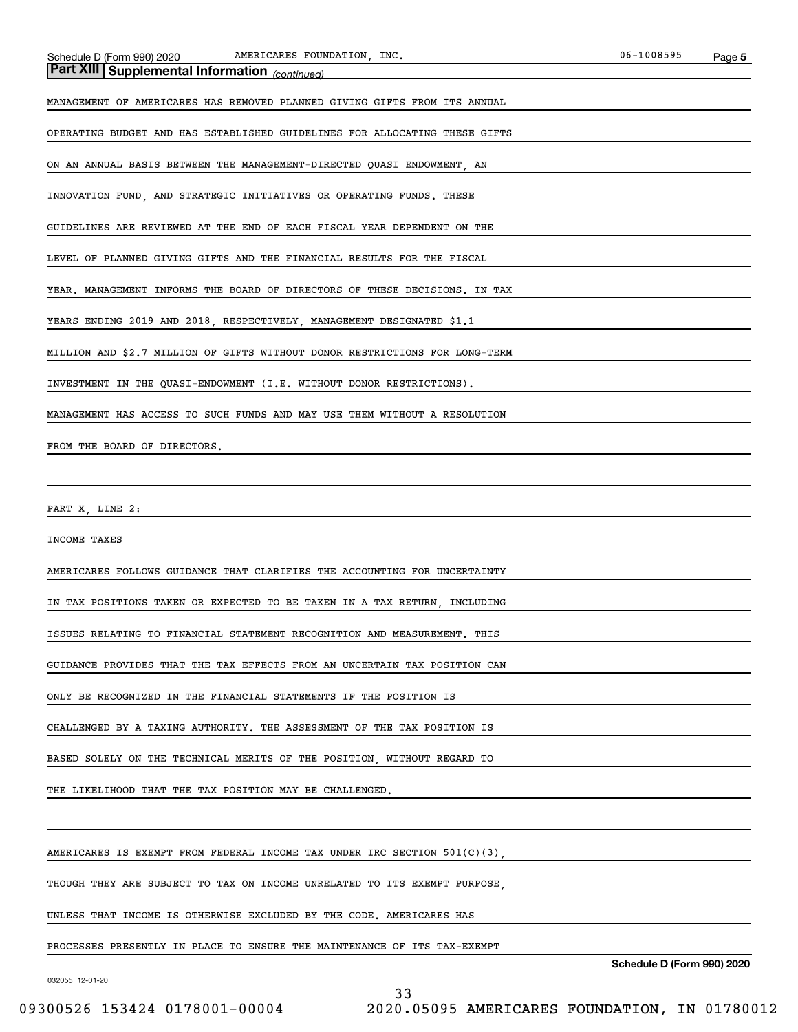## Part XIII Supplemental Information *(continued)*

MANAGEMENT OF AMERICARES HAS REMOVED PLANNED GIVING GIFTS FROM ITS ANNUAL OPERATING BUDGET AND HAS ESTABLISHED GUIDELINES FOR ALLOCATING THESE GIFTS ON AN ANNUAL BASIS BETWEEN THE MANAGEMENT-DIRECTED QUASI ENDOWMENT, AN INNOVATION FUND, AND STRATEGIC INITIATIVES OR OPERATING FUNDS. THESE GUIDELINES ARE REVIEWED AT THE END OF EACH FISCAL YEAR DEPENDENT ON THE LEVEL OF PLANNED GIVING GIFTS AND THE FINANCIAL RESULTS FOR THE FISCAL YEAR. MANAGEMENT INFORMS THE BOARD OF DIRECTORS OF THESE DECISIONS. IN TAX YEARS ENDING 2019 AND 2018, RESPECTIVELY, MANAGEMENT DESIGNATED $1.1 MILLION AND $2.7 MILLION OF GIFTS WITHOUT DONOR RESTRICTIONS FOR LONG-TERM INVESTMENT IN THE QUASI-ENDOWMENT (I.E. WITHOUT DONOR RESTRICTIONS). MANAGEMENT HAS ACCESS TO SUCH FUNDS AND MAY USE THEM WITHOUT A RESOLUTION FROM THE BOARD OF DIRECTORS.

PART X, LINE 2:

INCOME TAXES

AMERICARES FOLLOWS GUIDANCE THAT CLARIFIES THE ACCOUNTING FOR UNCERTAINTY IN TAX POSITIONS TAKEN OR EXPECTED TO BE TAKEN IN A TAX RETURN, INCLUDING ISSUES RELATING TO FINANCIAL STATEMENT RECOGNITION AND MEASUREMENT. THIS GUIDANCE PROVIDES THAT THE TAX EFFECTS FROM AN UNCERTAIN TAX POSITION CAN ONLY BE RECOGNIZED IN THE FINANCIAL STATEMENTS IF THE POSITION IS CHALLENGED BY A TAXING AUTHORITY. THE ASSESSMENT OF THE TAX POSITION IS BASED SOLELY ON THE TECHNICAL MERITS OF THE POSITION, WITHOUT REGARD TO THE LIKELIHOOD THAT THE TAX POSITION MAY BE CHALLENGED.

AMERICARES IS EXEMPT FROM FEDERAL INCOME TAX UNDER IRC SECTION 501(C)(3), THOUGH THEY ARE SUBJECT TO TAX ON INCOME UNRELATED TO ITS EXEMPT PURPOSE, UNLESS THAT INCOME IS OTHERWISE EXCLUDED BY THE CODE. AMERICARES HAS PROCESSES PRESENTLY IN PLACE TO ENSURE THE MAINTENANCE OF ITS TAX-EXEMPT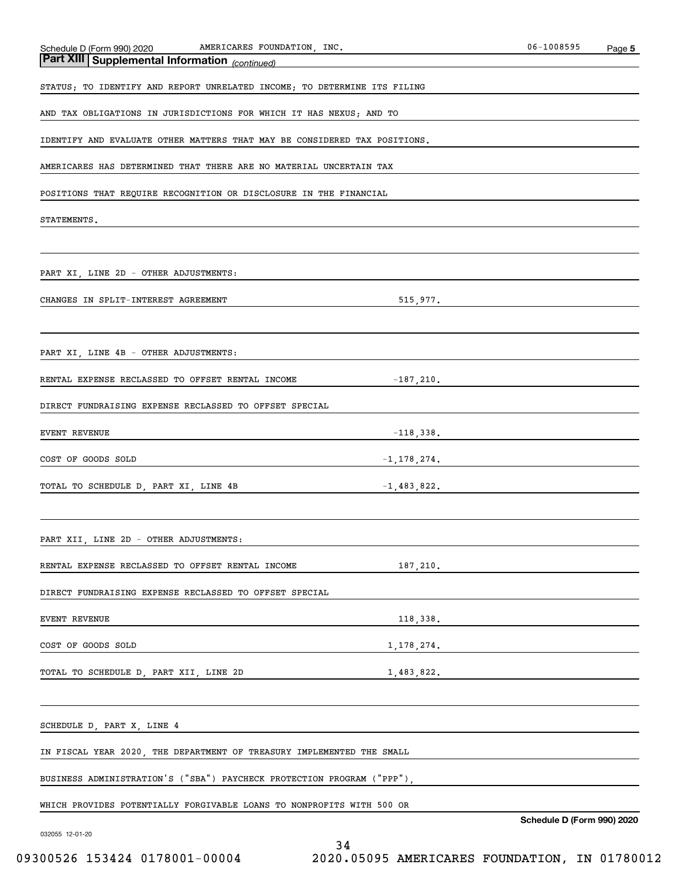**Part XIII | Supplemental Information** *(continued)*

STATUS; TO IDENTIFY AND REPORT UNRELATED INCOME; TO DETERMINE ITS FILING AND TAX OBLIGATIONS IN JURISDICTIONS FOR WHICH IT HAS NEXUS; AND TO IDENTIFY AND EVALUATE OTHER MATTERS THAT MAY BE CONSIDERED TAX POSITIONS. AMERICARES HAS DETERMINED THAT THERE ARE NO MATERIAL UNCERTAIN TAX POSITIONS THAT REQUIRE RECOGNITION OR DISCLOSURE IN THE FINANCIAL STATEMENTS.

PART XI, LINE 2D - OTHER ADJUSTMENTS:

| | |
|---|---|
| CHANGES IN SPLIT-INTEREST AGREEMENT | 515,977. |

PART XI, LINE 4B - OTHER ADJUSTMENTS:

| | |
|---|---|
| RENTAL EXPENSE RECLASSED TO OFFSET RENTAL INCOME | -187,210. |
| DIRECT FUNDRAISING EXPENSE RECLASSED TO OFFSET SPECIAL EVENT REVENUE | -118,338. |
| COST OF GOODS SOLD | -1,178,274. |
| TOTAL TO SCHEDULE D, PART XI, LINE 4B | -1,483,822. |

PART XII, LINE 2D - OTHER ADJUSTMENTS:

| | |
|---|---|
| RENTAL EXPENSE RECLASSED TO OFFSET RENTAL INCOME | 187,210. |
| DIRECT FUNDRAISING EXPENSE RECLASSED TO OFFSET SPECIAL EVENT REVENUE | 118,338. |
| COST OF GOODS SOLD | 1,178,274. |
| TOTAL TO SCHEDULE D, PART XII, LINE 2D | 1,483,822. |

SCHEDULE D, PART X, LINE 4

IN FISCAL YEAR 2020, THE DEPARTMENT OF TREASURY IMPLEMENTED THE SMALL BUSINESS ADMINISTRATION'S ("SBA") PAYCHECK PROTECTION PROGRAM ("PPP"), WHICH PROVIDES POTENTIALLY FORGIVABLE LOANS TO NONPROFITS WITH 500 OR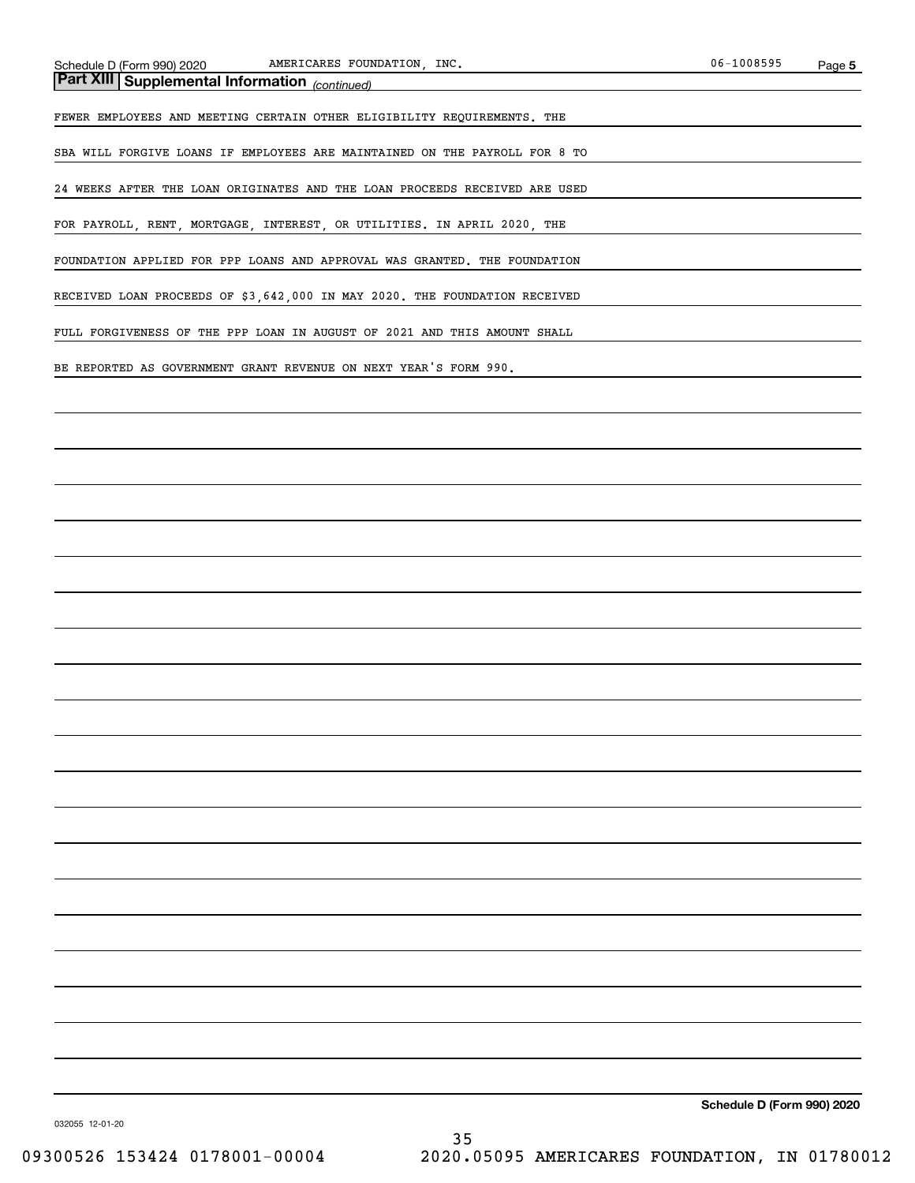## Part XIII | Supplemental Information *(continued)*

FEWER EMPLOYEES AND MEETING CERTAIN OTHER ELIGIBILITY REQUIREMENTS. THE SBA WILL FORGIVE LOANS IF EMPLOYEES ARE MAINTAINED ON THE PAYROLL FOR 8 TO 24 WEEKS AFTER THE LOAN ORIGINATES AND THE LOAN PROCEEDS RECEIVED ARE USED FOR PAYROLL, RENT, MORTGAGE, INTEREST, OR UTILITIES. IN APRIL 2020, THE FOUNDATION APPLIED FOR PPP LOANS AND APPROVAL WAS GRANTED. THE FOUNDATION RECEIVED LOAN PROCEEDS OF $3,642,000 IN MAY 2020. THE FOUNDATION RECEIVED FULL FORGIVENESS OF THE PPP LOAN IN AUGUST OF 2021 AND THIS AMOUNT SHALL BE REPORTED AS GOVERNMENT GRANT REVENUE ON NEXT YEAR'S FORM 990.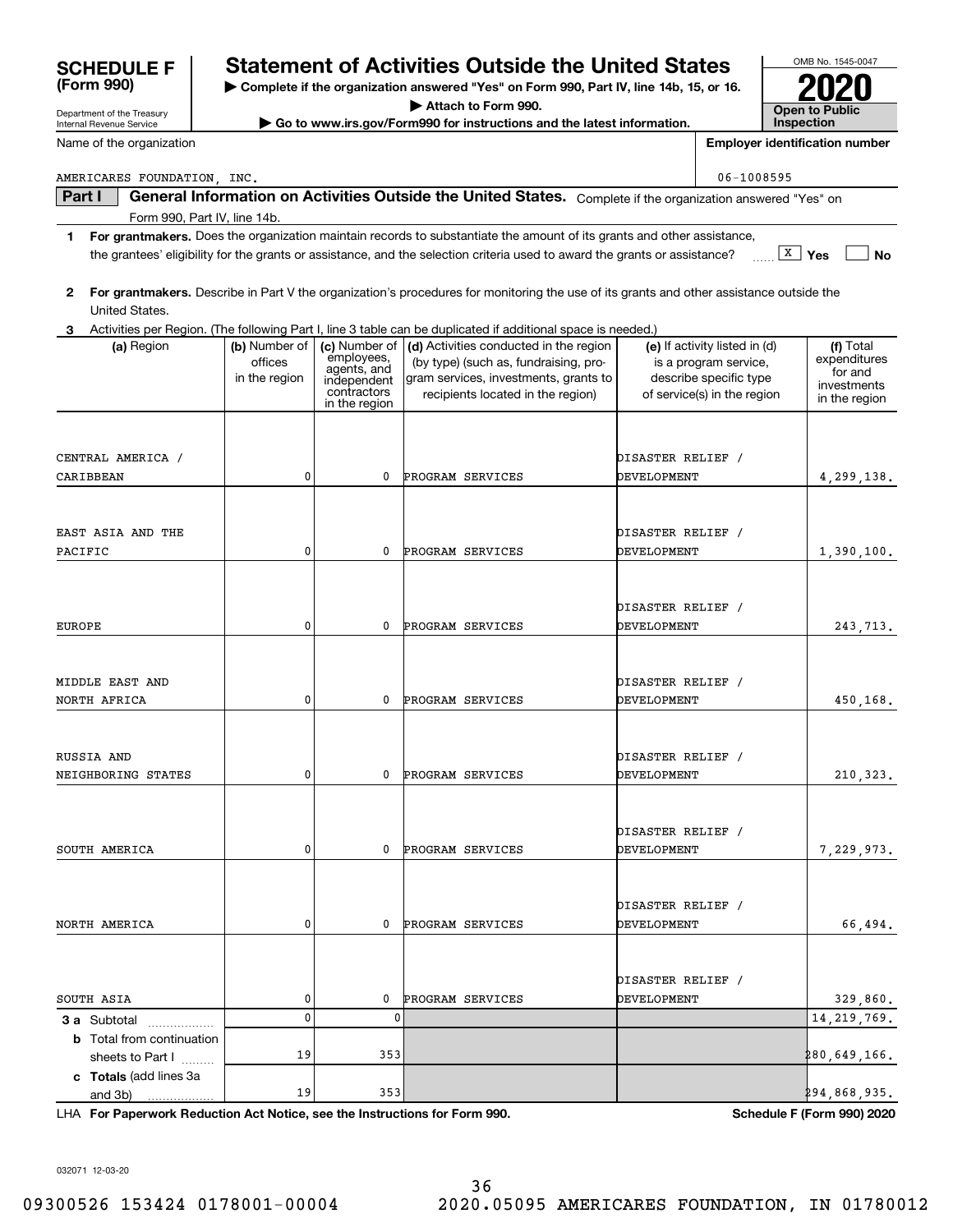# SCHEDULE F (Form 990)

Department of the Treasury
Internal Revenue Service

## Statement of Activities Outside the United States

▶ Complete if the organization answered "Yes" on Form 990, Part IV, line 14b, 15, or 16.
▶ Attach to Form 990.
▶ Go to www.irs.gov/Form990 for instructions and the latest information.

OMB No. 1545-0047

**2020**

**Open to Public Inspection**

Name of the organization: AMERICARES FOUNDATION, INC.

Employer identification number: 06-1008595

**Part I** **General Information on Activities Outside the United States.** Complete if the organization answered "Yes" on Form 990, Part IV, line 14b.

**1** **For grantmakers.** Does the organization maintain records to substantiate the amount of its grants and other assistance, the grantees' eligibility for the grants or assistance, and the selection criteria used to award the grants or assistance? [X] Yes [ ] No

**2** **For grantmakers.** Describe in Part V the organization's procedures for monitoring the use of its grants and other assistance outside the United States.

**3** Activities per Region. (The following Part I, line 3 table can be duplicated if additional space is needed.)

| (a) Region | (b) Number of offices in the region | (c) Number of employees, agents, and independent contractors in the region | (d) Activities conducted in the region (by type) (such as, fundraising, program services, investments, grants to recipients located in the region) | (e) If activity listed in (d) is a program service, describe specific type of service(s) in the region | (f) Total expenditures for and investments in the region |
|---|---|---|---|---|---|
| CENTRAL AMERICA / CARIBBEAN | 0 | 0 | PROGRAM SERVICES | DISASTER RELIEF / DEVELOPMENT | 4,299,138. |
| EAST ASIA AND THE PACIFIC | 0 | 0 | PROGRAM SERVICES | DISASTER RELIEF / DEVELOPMENT | 1,390,100. |
| EUROPE | 0 | 0 | PROGRAM SERVICES | DISASTER RELIEF / DEVELOPMENT | 243,713. |
| MIDDLE EAST AND NORTH AFRICA | 0 | 0 | PROGRAM SERVICES | DISASTER RELIEF / DEVELOPMENT | 450,168. |
| RUSSIA AND NEIGHBORING STATES | 0 | 0 | PROGRAM SERVICES | DISASTER RELIEF / DEVELOPMENT | 210,323. |
| SOUTH AMERICA | 0 | 0 | PROGRAM SERVICES | DISASTER RELIEF / DEVELOPMENT | 7,229,973. |
| NORTH AMERICA | 0 | 0 | PROGRAM SERVICES | DISASTER RELIEF / DEVELOPMENT | 66,494. |
| SOUTH ASIA | 0 | 0 | PROGRAM SERVICES | DISASTER RELIEF / DEVELOPMENT | 329,860. |
| **3 a** Subtotal | 0 | 0 | | | 14,219,769. |
| **b** Total from continuation sheets to Part I | 19 | 353 | | | 280,649,166. |
| **c** **Totals** (add lines 3a and 3b) | 19 | 353 | | | 294,868,935. |

LHA **For Paperwork Reduction Act Notice, see the Instructions for Form 990.** **Schedule F (Form 990) 2020**

032071 12-03-20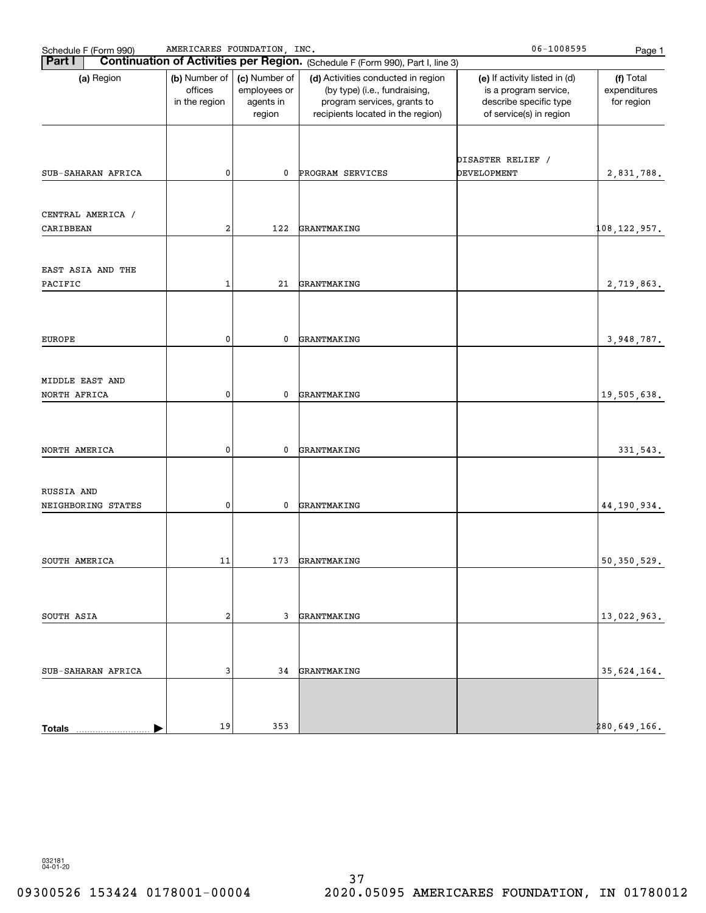Schedule F (Form 990) AMERICARES FOUNDATION, INC. 06-1008595

## Part I Continuation of Activities per Region. (Schedule F (Form 990), Part I, line 3)

| (a) Region | (b) Number of offices in the region | (c) Number of employees or agents in region | (d) Activities conducted in region (by type) (i.e., fundraising, program services, grants to recipients located in the region) | (e) If activity listed in (d) is a program service, describe specific type of service(s) in region | (f) Total expenditures for region |
|---|---|---|---|---|---|
| SUB-SAHARAN AFRICA | 0 | 0 | PROGRAM SERVICES | DISASTER RELIEF / DEVELOPMENT | 2,831,788. |
| CENTRAL AMERICA / CARIBBEAN | 2 | 122 | GRANTMAKING | | 108,122,957. |
| EAST ASIA AND THE PACIFIC | 1 | 21 | GRANTMAKING | | 2,719,863. |
| EUROPE | 0 | 0 | GRANTMAKING | | 3,948,787. |
| MIDDLE EAST AND NORTH AFRICA | 0 | 0 | GRANTMAKING | | 19,505,638. |
| NORTH AMERICA | 0 | 0 | GRANTMAKING | | 331,543. |
| RUSSIA AND NEIGHBORING STATES | 0 | 0 | GRANTMAKING | | 44,190,934. |
| SOUTH AMERICA | 11 | 173 | GRANTMAKING | | 50,350,529. |
| SOUTH ASIA | 2 | 3 | GRANTMAKING | | 13,022,963. |
| SUB-SAHARAN AFRICA | 3 | 34 | GRANTMAKING | | 35,624,164. |
| **Totals** | 19 | 353 | | | 280,649,166. |

032181 04-01-20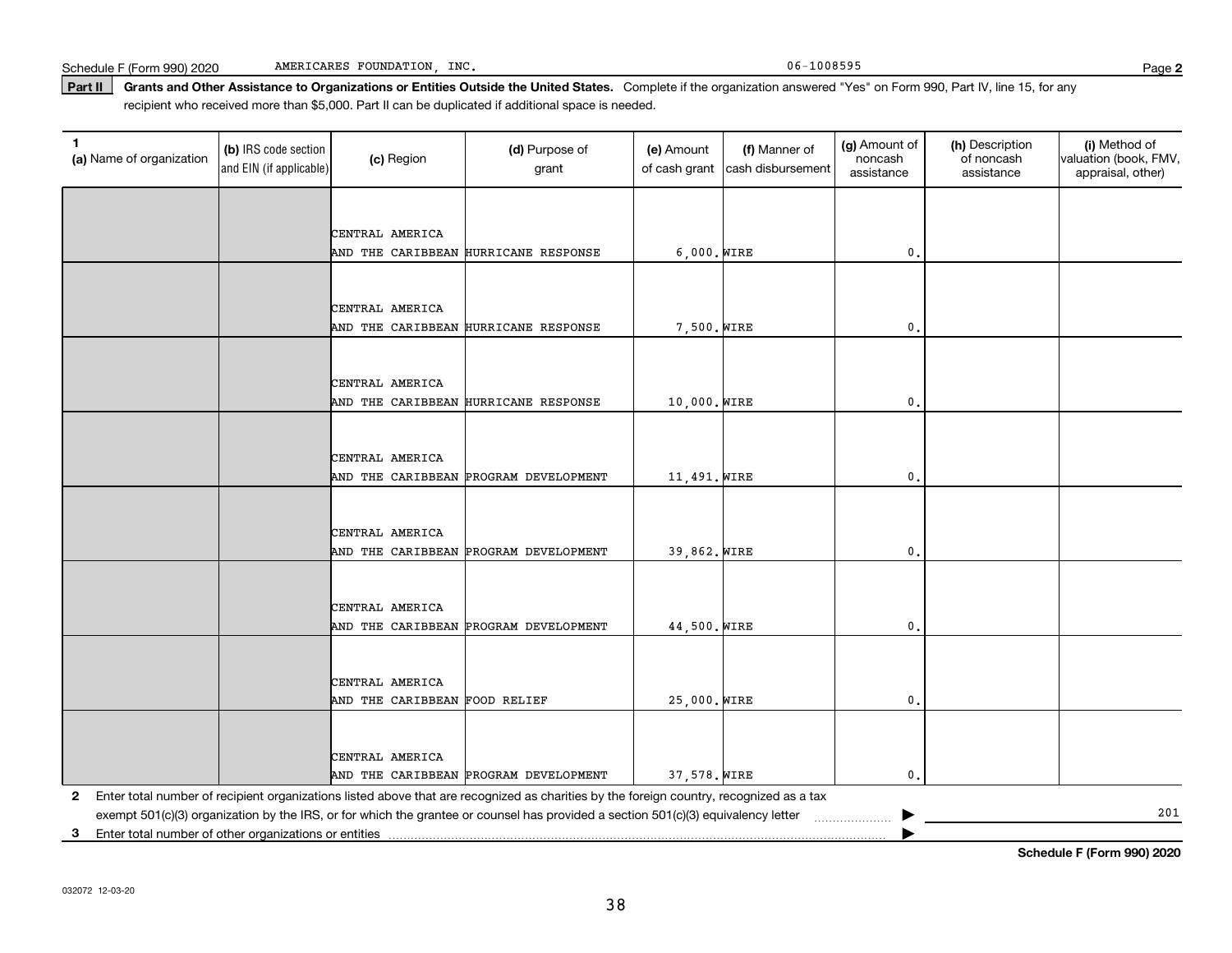Schedule F (Form 990) 2020 AMERICARES FOUNDATION, INC. 06-1008595

**Part II** **Grants and Other Assistance to Organizations or Entities Outside the United States.** Complete if the organization answered "Yes" on Form 990, Part IV, line 15, for any recipient who received more than $5,000. Part II can be duplicated if additional space is needed.

| 1 (a) Name of organization | (b) IRS code section and EIN (if applicable) | (c) Region | (d) Purpose of grant | (e) Amount of cash grant | (f) Manner of cash disbursement | (g) Amount of noncash assistance | (h) Description of noncash assistance | (i) Method of valuation (book, FMV, appraisal, other) |
|---|---|---|---|---|---|---|---|---|
| | | CENTRAL AMERICA AND THE CARIBBEAN | HURRICANE RESPONSE | 6,000. | WIRE | 0. | | |
| | | CENTRAL AMERICA AND THE CARIBBEAN | HURRICANE RESPONSE | 7,500. | WIRE | 0. | | |
| | | CENTRAL AMERICA AND THE CARIBBEAN | HURRICANE RESPONSE | 10,000. | WIRE | 0. | | |
| | | CENTRAL AMERICA AND THE CARIBBEAN | PROGRAM DEVELOPMENT | 11,491. | WIRE | 0. | | |
| | | CENTRAL AMERICA AND THE CARIBBEAN | PROGRAM DEVELOPMENT | 39,862. | WIRE | 0. | | |
| | | CENTRAL AMERICA AND THE CARIBBEAN | PROGRAM DEVELOPMENT | 44,500. | WIRE | 0. | | |
| | | CENTRAL AMERICA AND THE CARIBBEAN | FOOD RELIEF | 25,000. | WIRE | 0. | | |
| | | CENTRAL AMERICA AND THE CARIBBEAN | PROGRAM DEVELOPMENT | 37,578. | WIRE | 0. | | |

**2** Enter total number of recipient organizations listed above that are recognized as charities by the foreign country, recognized as a tax exempt 501(c)(3) organization by the IRS, or for which the grantee or counsel has provided a section 501(c)(3) equivalency letter ▶ 201

**3** Enter total number of other organizations or entities ▶

**Schedule F (Form 990) 2020**

032072 12-03-20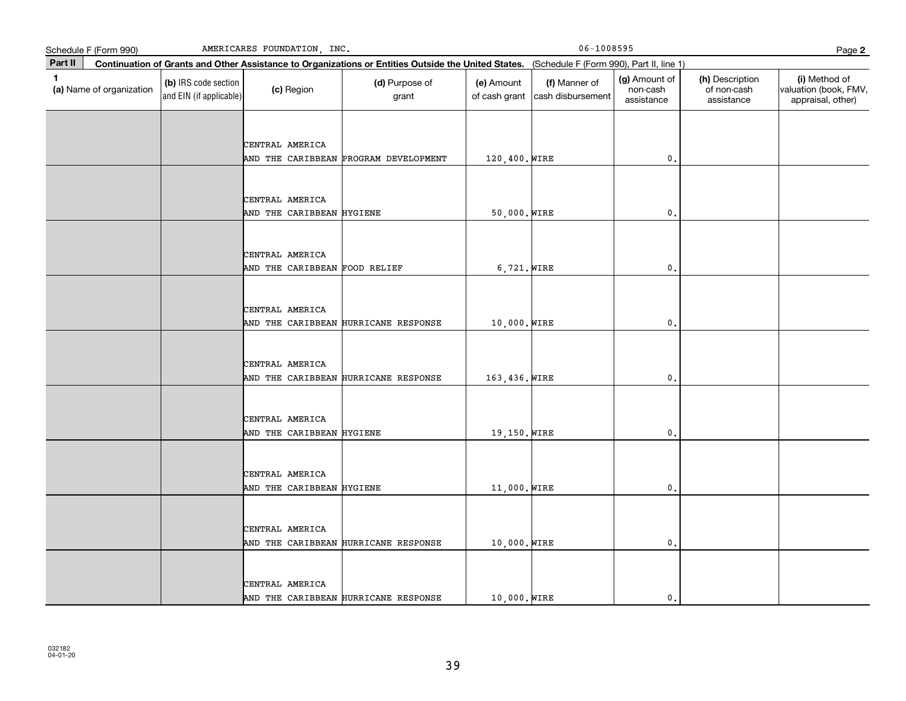Schedule F (Form 990) AMERICARES FOUNDATION, INC. 06-1008595

**Part II** **Continuation of Grants and Other Assistance to Organizations or Entities Outside the United States.** (Schedule F (Form 990), Part II, line 1)

| 1 (a) Name of organization | (b) IRS code section and EIN (if applicable) | (c) Region | (d) Purpose of grant | (e) Amount of cash grant | (f) Manner of cash disbursement | (g) Amount of non-cash assistance | (h) Description of non-cash assistance | (i) Method of valuation (book, FMV, appraisal, other) |
|---|---|---|---|---|---|---|---|---|
| | | CENTRAL AMERICA AND THE CARIBBEAN | PROGRAM DEVELOPMENT | 120,400. | WIRE | 0. | | |
| | | CENTRAL AMERICA AND THE CARIBBEAN | HYGIENE | 50,000. | WIRE | 0. | | |
| | | CENTRAL AMERICA AND THE CARIBBEAN | FOOD RELIEF | 6,721. | WIRE | 0. | | |
| | | CENTRAL AMERICA AND THE CARIBBEAN | HURRICANE RESPONSE | 10,000. | WIRE | 0. | | |
| | | CENTRAL AMERICA AND THE CARIBBEAN | HURRICANE RESPONSE | 163,436. | WIRE | 0. | | |
| | | CENTRAL AMERICA AND THE CARIBBEAN | HYGIENE | 19,150. | WIRE | 0. | | |
| | | CENTRAL AMERICA AND THE CARIBBEAN | HYGIENE | 11,000. | WIRE | 0. | | |
| | | CENTRAL AMERICA AND THE CARIBBEAN | HURRICANE RESPONSE | 10,000. | WIRE | 0. | | |
| | | CENTRAL AMERICA AND THE CARIBBEAN | HURRICANE RESPONSE | 10,000. | WIRE | 0. | | |

032182 04-01-20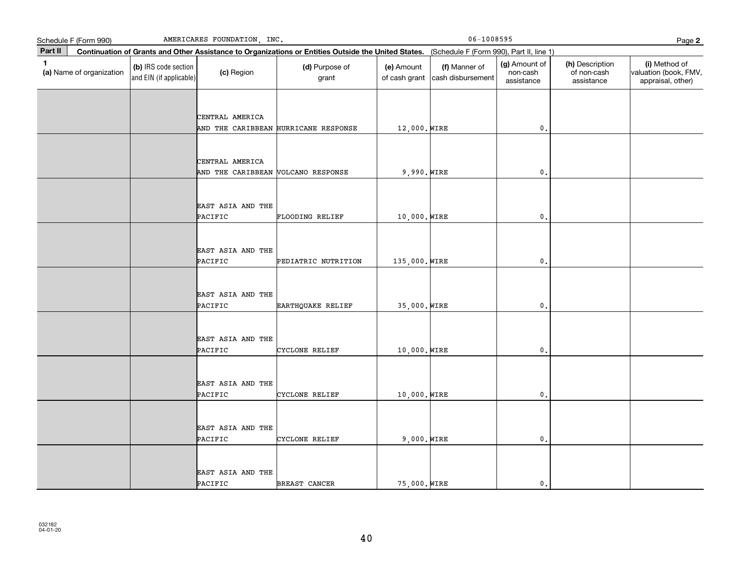Schedule F (Form 990) AMERICARES FOUNDATION, INC. 06-1008595

**Part II** **Continuation of Grants and Other Assistance to Organizations or Entities Outside the United States.** (Schedule F (Form 990), Part II, line 1)

| 1 (a) Name of organization | (b) IRS code section and EIN (if applicable) | (c) Region | (d) Purpose of grant | (e) Amount of cash grant | (f) Manner of cash disbursement | (g) Amount of non-cash assistance | (h) Description of non-cash assistance | (i) Method of valuation (book, FMV, appraisal, other) |
|---|---|---|---|---|---|---|---|---|
| | | CENTRAL AMERICA AND THE CARIBBEAN | HURRICANE RESPONSE | 12,000. | WIRE | 0. | | |
| | | CENTRAL AMERICA AND THE CARIBBEAN | VOLCANO RESPONSE | 9,990. | WIRE | 0. | | |
| | | EAST ASIA AND THE PACIFIC | FLOODING RELIEF | 10,000. | WIRE | 0. | | |
| | | EAST ASIA AND THE PACIFIC | PEDIATRIC NUTRITION | 135,000. | WIRE | 0. | | |
| | | EAST ASIA AND THE PACIFIC | EARTHQUAKE RELIEF | 35,000. | WIRE | 0. | | |
| | | EAST ASIA AND THE PACIFIC | CYCLONE RELIEF | 10,000. | WIRE | 0. | | |
| | | EAST ASIA AND THE PACIFIC | CYCLONE RELIEF | 10,000. | WIRE | 0. | | |
| | | EAST ASIA AND THE PACIFIC | CYCLONE RELIEF | 9,000. | WIRE | 0. | | |
| | | EAST ASIA AND THE PACIFIC | BREAST CANCER | 75,000. | WIRE | 0. | | |

032182 04-01-20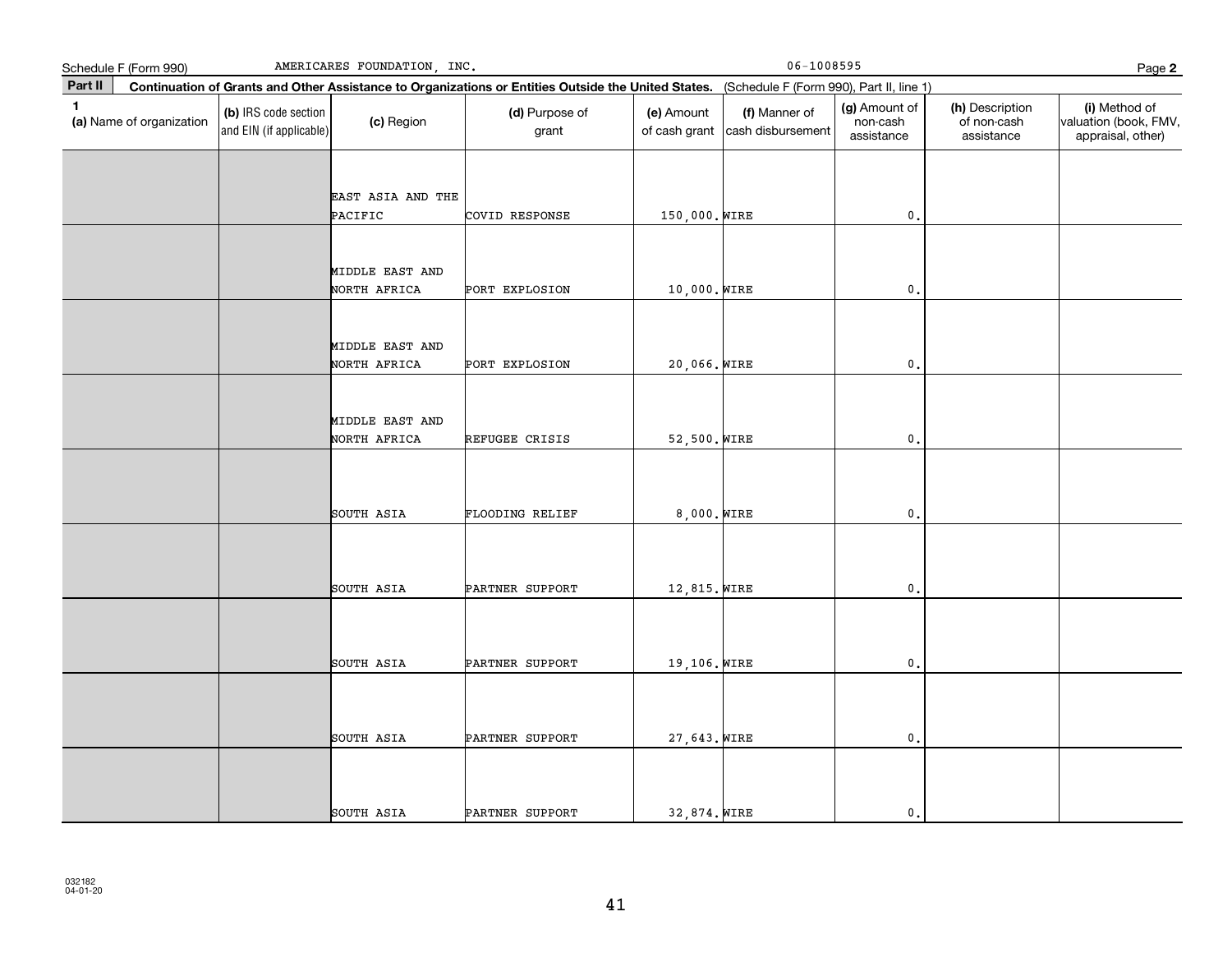Schedule F (Form 990) AMERICARES FOUNDATION, INC. 06-1008595 Page **2**

**Part II** **Continuation of Grants and Other Assistance to Organizations or Entities Outside the United States.** (Schedule F (Form 990), Part II, line 1)

| 1 (a) Name of organization | (b) IRS code section and EIN (if applicable) | (c) Region | (d) Purpose of grant | (e) Amount of cash grant | (f) Manner of cash disbursement | (g) Amount of non-cash assistance | (h) Description of non-cash assistance | (i) Method of valuation (book, FMV, appraisal, other) |
|---|---|---|---|---|---|---|---|---|
| | | EAST ASIA AND THE PACIFIC | COVID RESPONSE | 150,000. | WIRE | 0. | | |
| | | MIDDLE EAST AND NORTH AFRICA | PORT EXPLOSION | 10,000. | WIRE | 0. | | |
| | | MIDDLE EAST AND NORTH AFRICA | PORT EXPLOSION | 20,066. | WIRE | 0. | | |
| | | MIDDLE EAST AND NORTH AFRICA | REFUGEE CRISIS | 52,500. | WIRE | 0. | | |
| | | SOUTH ASIA | FLOODING RELIEF | 8,000. | WIRE | 0. | | |
| | | SOUTH ASIA | PARTNER SUPPORT | 12,815. | WIRE | 0. | | |
| | | SOUTH ASIA | PARTNER SUPPORT | 19,106. | WIRE | 0. | | |
| | | SOUTH ASIA | PARTNER SUPPORT | 27,643. | WIRE | 0. | | |
| | | SOUTH ASIA | PARTNER SUPPORT | 32,874. | WIRE | 0. | | |

032182
04-01-20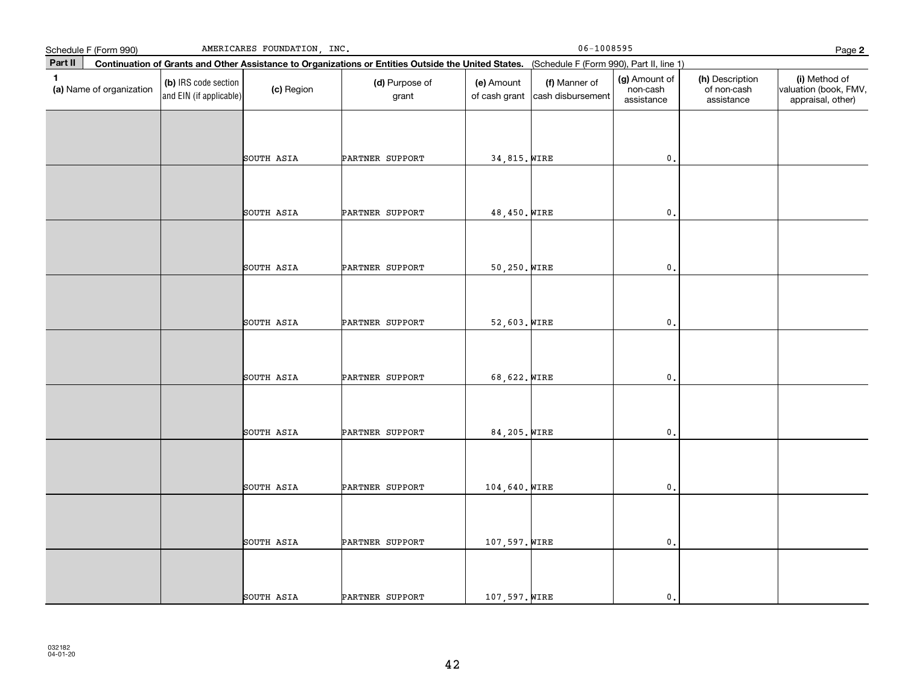Schedule F (Form 990) AMERICARES FOUNDATION, INC. 06-1008595 Page **2**

**Part II** **Continuation of Grants and Other Assistance to Organizations or Entities Outside the United States.** (Schedule F (Form 990), Part II, line 1)

| 1 (a) Name of organization | (b) IRS code section and EIN (if applicable) | (c) Region | (d) Purpose of grant | (e) Amount of cash grant | (f) Manner of cash disbursement | (g) Amount of non-cash assistance | (h) Description of non-cash assistance | (i) Method of valuation (book, FMV, appraisal, other) |
|---|---|---|---|---|---|---|---|---|
| | | SOUTH ASIA | PARTNER SUPPORT | 34,815. | WIRE | 0. | | |
| | | SOUTH ASIA | PARTNER SUPPORT | 48,450. | WIRE | 0. | | |
| | | SOUTH ASIA | PARTNER SUPPORT | 50,250. | WIRE | 0. | | |
| | | SOUTH ASIA | PARTNER SUPPORT | 52,603. | WIRE | 0. | | |
| | | SOUTH ASIA | PARTNER SUPPORT | 68,622. | WIRE | 0. | | |
| | | SOUTH ASIA | PARTNER SUPPORT | 84,205. | WIRE | 0. | | |
| | | SOUTH ASIA | PARTNER SUPPORT | 104,640. | WIRE | 0. | | |
| | | SOUTH ASIA | PARTNER SUPPORT | 107,597. | WIRE | 0. | | |
| | | SOUTH ASIA | PARTNER SUPPORT | 107,597. | WIRE | 0. | | |

032182
04-01-20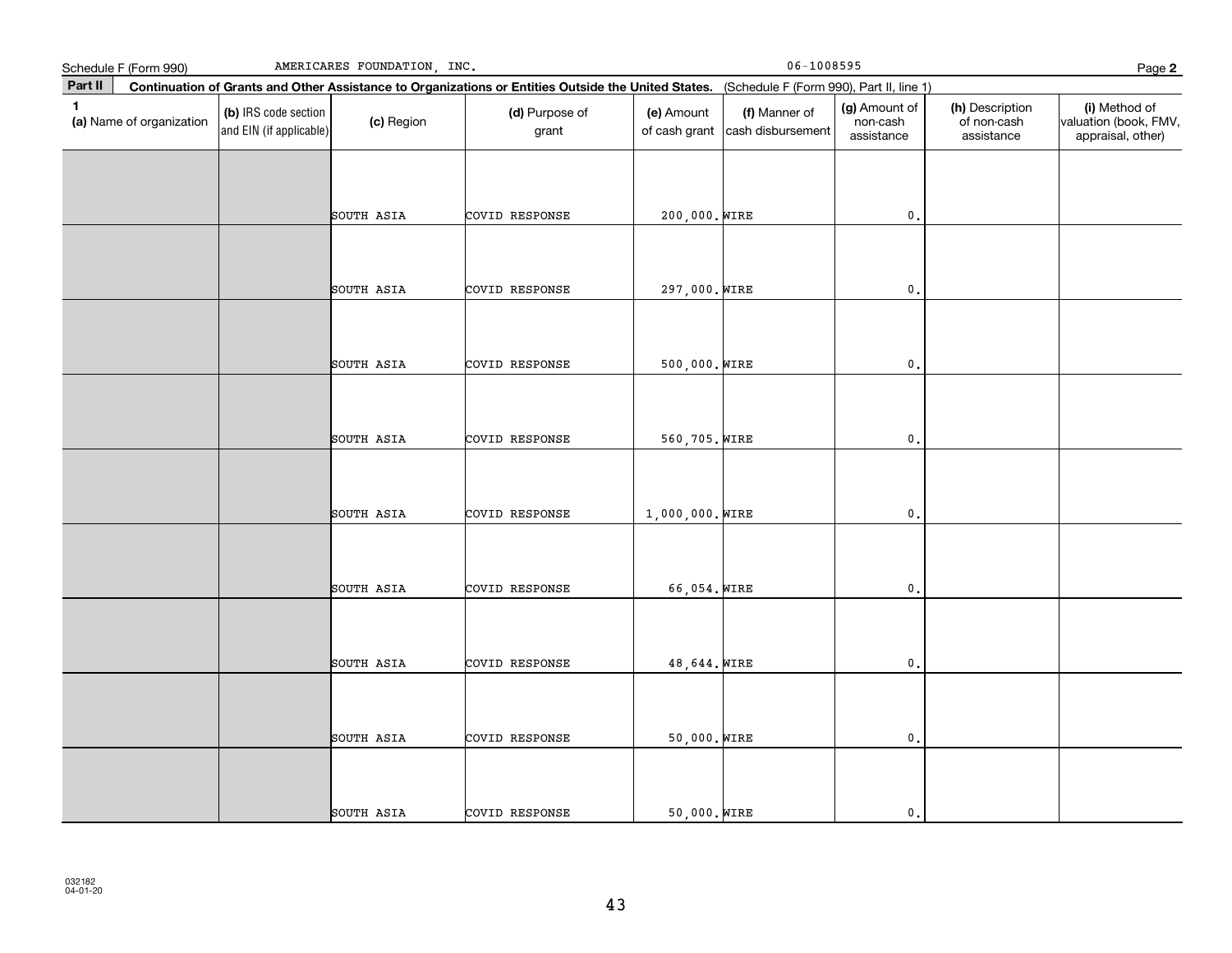Schedule F (Form 990) AMERICARES FOUNDATION, INC. 06-1008595

**Part II** **Continuation of Grants and Other Assistance to Organizations or Entities Outside the United States.** (Schedule F (Form 990), Part II, line 1)

| 1 (a) Name of organization | (b) IRS code section and EIN (if applicable) | (c) Region | (d) Purpose of grant | (e) Amount of cash grant | (f) Manner of cash disbursement | (g) Amount of non-cash assistance | (h) Description of non-cash assistance | (i) Method of valuation (book, FMV, appraisal, other) |
|---|---|---|---|---|---|---|---|---|
| | | SOUTH ASIA | COVID RESPONSE | 200,000. | WIRE | 0. | | |
| | | SOUTH ASIA | COVID RESPONSE | 297,000. | WIRE | 0. | | |
| | | SOUTH ASIA | COVID RESPONSE | 500,000. | WIRE | 0. | | |
| | | SOUTH ASIA | COVID RESPONSE | 560,705. | WIRE | 0. | | |
| | | SOUTH ASIA | COVID RESPONSE | 1,000,000. | WIRE | 0. | | |
| | | SOUTH ASIA | COVID RESPONSE | 66,054. | WIRE | 0. | | |
| | | SOUTH ASIA | COVID RESPONSE | 48,644. | WIRE | 0. | | |
| | | SOUTH ASIA | COVID RESPONSE | 50,000. | WIRE | 0. | | |
| | | SOUTH ASIA | COVID RESPONSE | 50,000. | WIRE | 0. | | |

032182
04-01-20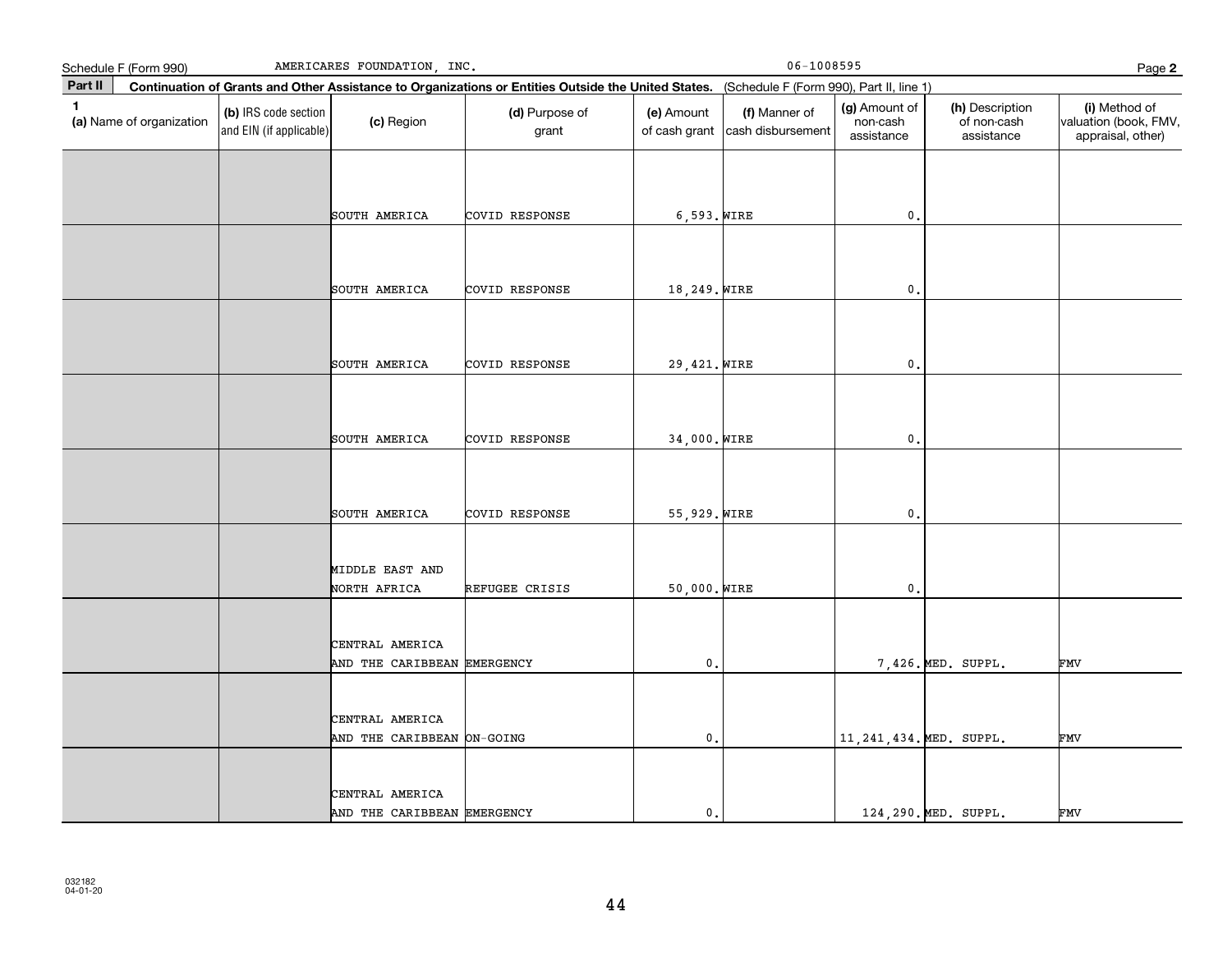Schedule F (Form 990) AMERICARES FOUNDATION, INC. 06-1008595

**Part II** **Continuation of Grants and Other Assistance to Organizations or Entities Outside the United States.** (Schedule F (Form 990), Part II, line 1)

| 1 (a) Name of organization | (b) IRS code section and EIN (if applicable) | (c) Region | (d) Purpose of grant | (e) Amount of cash grant | (f) Manner of cash disbursement | (g) Amount of non-cash assistance | (h) Description of non-cash assistance | (i) Method of valuation (book, FMV, appraisal, other) |
|---|---|---|---|---|---|---|---|---|
| | | SOUTH AMERICA | COVID RESPONSE | 6,593. | WIRE | 0. | | |
| | | SOUTH AMERICA | COVID RESPONSE | 18,249. | WIRE | 0. | | |
| | | SOUTH AMERICA | COVID RESPONSE | 29,421. | WIRE | 0. | | |
| | | SOUTH AMERICA | COVID RESPONSE | 34,000. | WIRE | 0. | | |
| | | SOUTH AMERICA | COVID RESPONSE | 55,929. | WIRE | 0. | | |
| | | MIDDLE EAST AND NORTH AFRICA | REFUGEE CRISIS | 50,000. | WIRE | 0. | | |
| | | CENTRAL AMERICA AND THE CARIBBEAN | EMERGENCY | 0. | | 7,426. | MED. SUPPL. | FMV |
| | | CENTRAL AMERICA AND THE CARIBBEAN | ON-GOING | 0. | | 11,241,434. | MED. SUPPL. | FMV |
| | | CENTRAL AMERICA AND THE CARIBBEAN | EMERGENCY | 0. | | 124,290. | MED. SUPPL. | FMV |

032182 04-01-20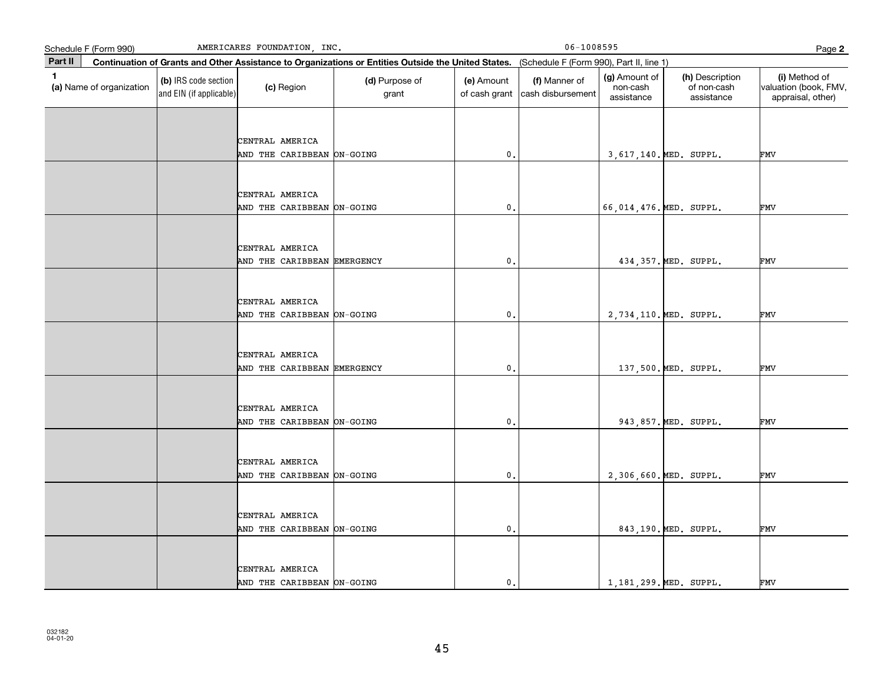Schedule F (Form 990) AMERICARES FOUNDATION, INC. 06-1008595

**Part II** **Continuation of Grants and Other Assistance to Organizations or Entities Outside the United States.** (Schedule F (Form 990), Part II, line 1)

| 1 (a) Name of organization | (b) IRS code section and EIN (if applicable) | (c) Region | (d) Purpose of grant | (e) Amount of cash grant | (f) Manner of cash disbursement | (g) Amount of non-cash assistance | (h) Description of non-cash assistance | (i) Method of valuation (book, FMV, appraisal, other) |
|---|---|---|---|---|---|---|---|---|
| | | CENTRAL AMERICA AND THE CARIBBEAN | ON-GOING | 0. | | 3,617,140. | MED. SUPPL. | FMV |
| | | CENTRAL AMERICA AND THE CARIBBEAN | ON-GOING | 0. | | 66,014,476. | MED. SUPPL. | FMV |
| | | CENTRAL AMERICA AND THE CARIBBEAN | EMERGENCY | 0. | | 434,357. | MED. SUPPL. | FMV |
| | | CENTRAL AMERICA AND THE CARIBBEAN | ON-GOING | 0. | | 2,734,110. | MED. SUPPL. | FMV |
| | | CENTRAL AMERICA AND THE CARIBBEAN | EMERGENCY | 0. | | 137,500. | MED. SUPPL. | FMV |
| | | CENTRAL AMERICA AND THE CARIBBEAN | ON-GOING | 0. | | 943,857. | MED. SUPPL. | FMV |
| | | CENTRAL AMERICA AND THE CARIBBEAN | ON-GOING | 0. | | 2,306,660. | MED. SUPPL. | FMV |
| | | CENTRAL AMERICA AND THE CARIBBEAN | ON-GOING | 0. | | 843,190. | MED. SUPPL. | FMV |
| | | CENTRAL AMERICA AND THE CARIBBEAN | ON-GOING | 0. | | 1,181,299. | MED. SUPPL. | FMV |

032182 04-01-20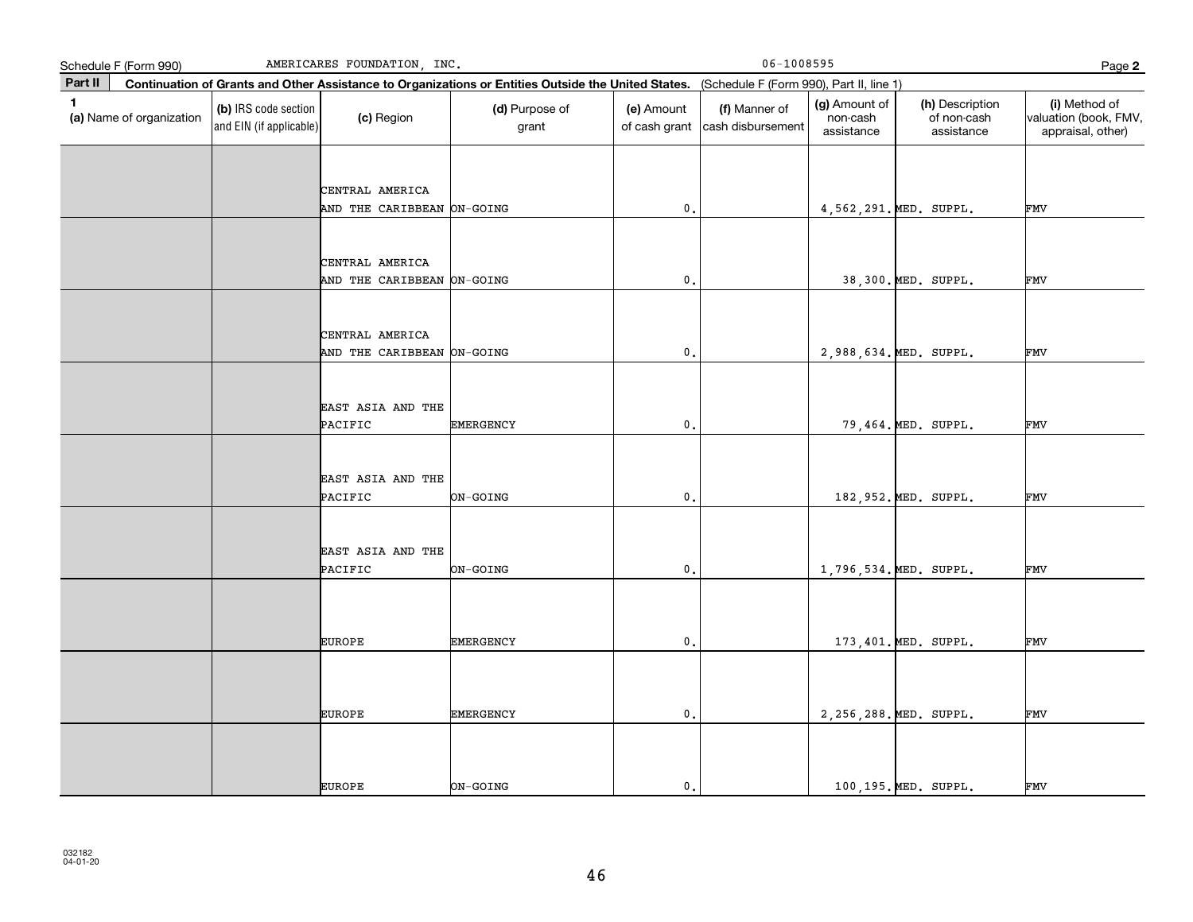Schedule F (Form 990) AMERICARES FOUNDATION, INC. 06-1008595 Page **2**

**Part II** **Continuation of Grants and Other Assistance to Organizations or Entities Outside the United States.** (Schedule F (Form 990), Part II, line 1)

| 1 (a) Name of organization | (b) IRS code section and EIN (if applicable) | (c) Region | (d) Purpose of grant | (e) Amount of cash grant | (f) Manner of cash disbursement | (g) Amount of non-cash assistance | (h) Description of non-cash assistance | (i) Method of valuation (book, FMV, appraisal, other) |
|---|---|---|---|---|---|---|---|---|
| | | CENTRAL AMERICA AND THE CARIBBEAN | ON-GOING | 0. | | 4,562,291. | MED. SUPPL. | FMV |
| | | CENTRAL AMERICA AND THE CARIBBEAN | ON-GOING | 0. | | 38,300. | MED. SUPPL. | FMV |
| | | CENTRAL AMERICA AND THE CARIBBEAN | ON-GOING | 0. | | 2,988,634. | MED. SUPPL. | FMV |
| | | EAST ASIA AND THE PACIFIC | EMERGENCY | 0. | | 79,464. | MED. SUPPL. | FMV |
| | | EAST ASIA AND THE PACIFIC | ON-GOING | 0. | | 182,952. | MED. SUPPL. | FMV |
| | | EAST ASIA AND THE PACIFIC | ON-GOING | 0. | | 1,796,534. | MED. SUPPL. | FMV |
| | | EUROPE | EMERGENCY | 0. | | 173,401. | MED. SUPPL. | FMV |
| | | EUROPE | EMERGENCY | 0. | | 2,256,288. | MED. SUPPL. | FMV |
| | | EUROPE | ON-GOING | 0. | | 100,195. | MED. SUPPL. | FMV |

032182 04-01-20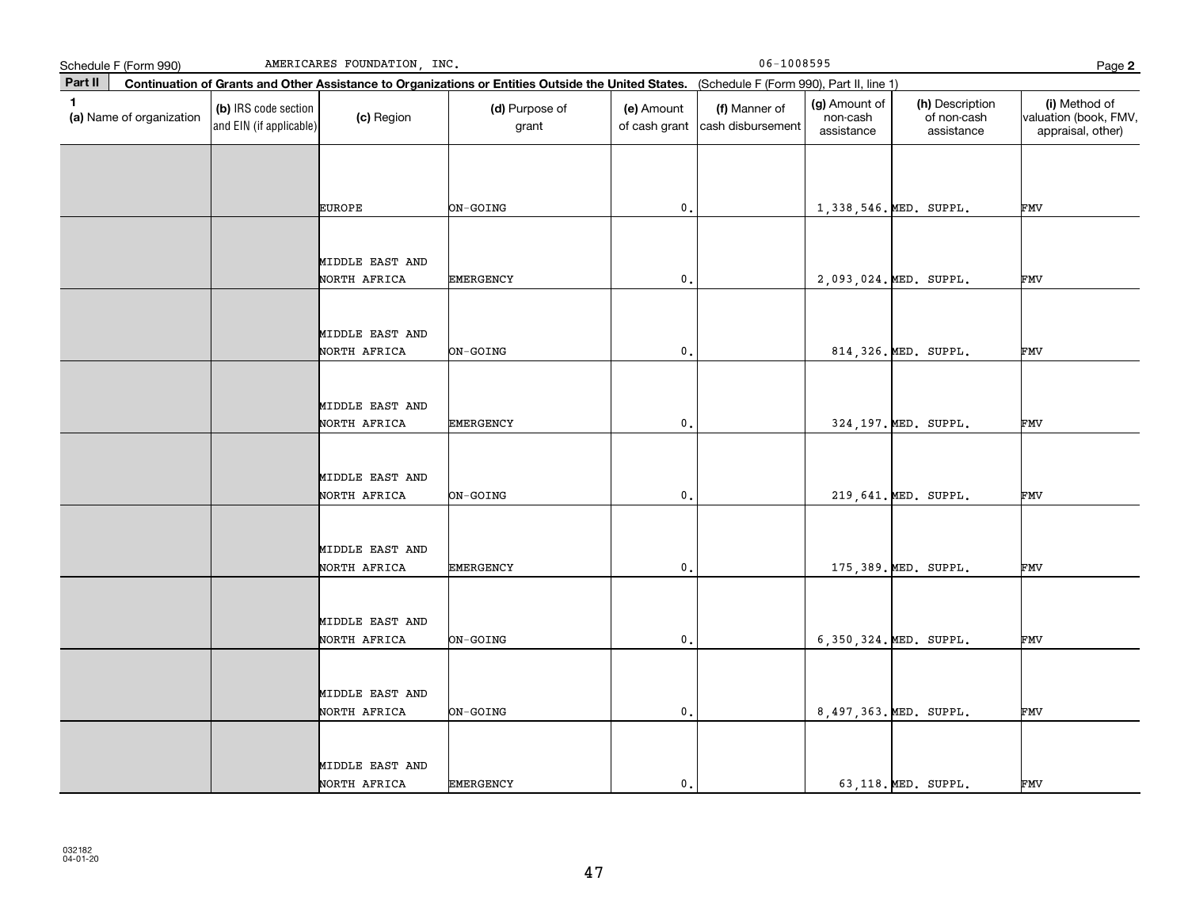Schedule F (Form 990) AMERICARES FOUNDATION, INC. 06-1008595 Page **2**

**Part II** **Continuation of Grants and Other Assistance to Organizations or Entities Outside the United States.** (Schedule F (Form 990), Part II, line 1)

| 1 (a) Name of organization | (b) IRS code section and EIN (if applicable) | (c) Region | (d) Purpose of grant | (e) Amount of cash grant | (f) Manner of cash disbursement | (g) Amount of non-cash assistance | (h) Description of non-cash assistance | (i) Method of valuation (book, FMV, appraisal, other) |
|---|---|---|---|---|---|---|---|---|
| | | EUROPE | ON-GOING | 0. | | 1,338,546. | MED. SUPPL. | FMV |
| | | MIDDLE EAST AND NORTH AFRICA | EMERGENCY | 0. | | 2,093,024. | MED. SUPPL. | FMV |
| | | MIDDLE EAST AND NORTH AFRICA | ON-GOING | 0. | | 814,326. | MED. SUPPL. | FMV |
| | | MIDDLE EAST AND NORTH AFRICA | EMERGENCY | 0. | | 324,197. | MED. SUPPL. | FMV |
| | | MIDDLE EAST AND NORTH AFRICA | ON-GOING | 0. | | 219,641. | MED. SUPPL. | FMV |
| | | MIDDLE EAST AND NORTH AFRICA | EMERGENCY | 0. | | 175,389. | MED. SUPPL. | FMV |
| | | MIDDLE EAST AND NORTH AFRICA | ON-GOING | 0. | | 6,350,324. | MED. SUPPL. | FMV |
| | | MIDDLE EAST AND NORTH AFRICA | ON-GOING | 0. | | 8,497,363. | MED. SUPPL. | FMV |
| | | MIDDLE EAST AND NORTH AFRICA | EMERGENCY | 0. | | 63,118. | MED. SUPPL. | FMV |

032182 04-01-20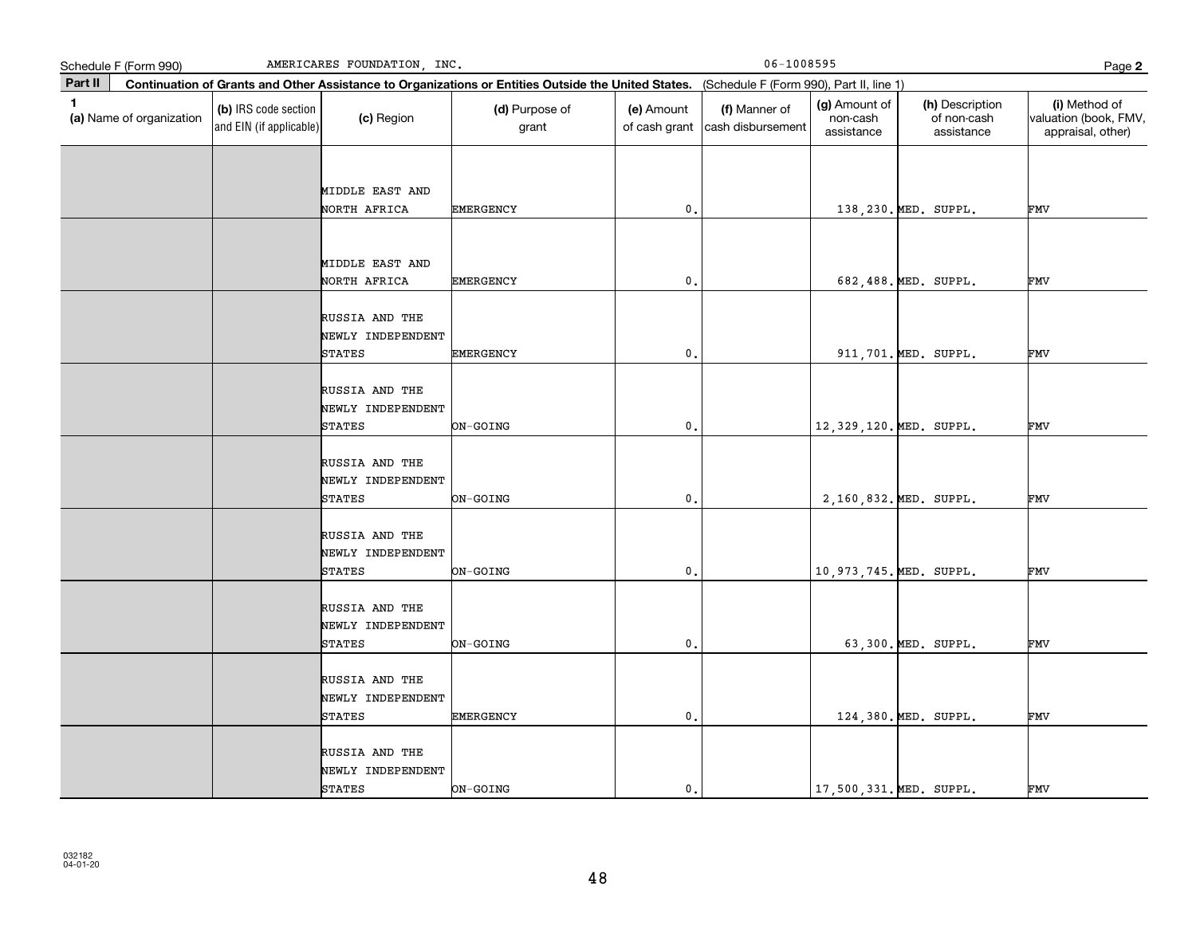Schedule F (Form 990) AMERICARES FOUNDATION, INC. 06-1008595 Page **2**

**Part II** **Continuation of Grants and Other Assistance to Organizations or Entities Outside the United States.** (Schedule F (Form 990), Part II, line 1)

| 1 (a) Name of organization | (b) IRS code section and EIN (if applicable) | (c) Region | (d) Purpose of grant | (e) Amount of cash grant | (f) Manner of cash disbursement | (g) Amount of non-cash assistance | (h) Description of non-cash assistance | (i) Method of valuation (book, FMV, appraisal, other) |
|---|---|---|---|---|---|---|---|---|
| | | MIDDLE EAST AND NORTH AFRICA | EMERGENCY | 0. | | 138,230. | MED. SUPPL. | FMV |
| | | MIDDLE EAST AND NORTH AFRICA | EMERGENCY | 0. | | 682,488. | MED. SUPPL. | FMV |
| | | RUSSIA AND THE NEWLY INDEPENDENT STATES | EMERGENCY | 0. | | 911,701. | MED. SUPPL. | FMV |
| | | RUSSIA AND THE NEWLY INDEPENDENT STATES | ON-GOING | 0. | | 12,329,120. | MED. SUPPL. | FMV |
| | | RUSSIA AND THE NEWLY INDEPENDENT STATES | ON-GOING | 0. | | 2,160,832. | MED. SUPPL. | FMV |
| | | RUSSIA AND THE NEWLY INDEPENDENT STATES | ON-GOING | 0. | | 10,973,745. | MED. SUPPL. | FMV |
| | | RUSSIA AND THE NEWLY INDEPENDENT STATES | ON-GOING | 0. | | 63,300. | MED. SUPPL. | FMV |
| | | RUSSIA AND THE NEWLY INDEPENDENT STATES | EMERGENCY | 0. | | 124,380. | MED. SUPPL. | FMV |
| | | RUSSIA AND THE NEWLY INDEPENDENT STATES | ON-GOING | 0. | | 17,500,331. | MED. SUPPL. | FMV |

032182
04-01-20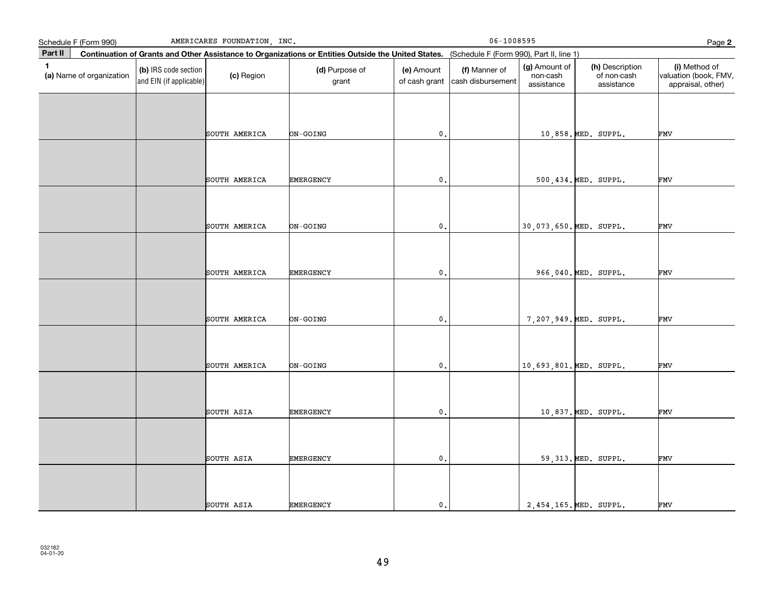Schedule F (Form 990) AMERICARES FOUNDATION, INC. 06-1008595

## Part II Continuation of Grants and Other Assistance to Organizations or Entities Outside the United States. (Schedule F (Form 990), Part II, line 1)

| 1 (a) Name of organization | (b) IRS code section and EIN (if applicable) | (c) Region | (d) Purpose of grant | (e) Amount of cash grant | (f) Manner of cash disbursement | (g) Amount of non-cash assistance | (h) Description of non-cash assistance | (i) Method of valuation (book, FMV, appraisal, other) |
|---|---|---|---|---|---|---|---|---|
| | | SOUTH AMERICA | ON-GOING | 0. | | 10,858. | MED. SUPPL. | FMV |
| | | SOUTH AMERICA | EMERGENCY | 0. | | 500,434. | MED. SUPPL. | FMV |
| | | SOUTH AMERICA | ON-GOING | 0. | | 30,073,650. | MED. SUPPL. | FMV |
| | | SOUTH AMERICA | EMERGENCY | 0. | | 966,040. | MED. SUPPL. | FMV |
| | | SOUTH AMERICA | ON-GOING | 0. | | 7,207,949. | MED. SUPPL. | FMV |
| | | SOUTH AMERICA | ON-GOING | 0. | | 10,693,801. | MED. SUPPL. | FMV |
| | | SOUTH ASIA | EMERGENCY | 0. | | 10,837. | MED. SUPPL. | FMV |
| | | SOUTH ASIA | EMERGENCY | 0. | | 59,313. | MED. SUPPL. | FMV |
| | | SOUTH ASIA | EMERGENCY | 0. | | 2,454,165. | MED. SUPPL. | FMV |

032182 04-01-20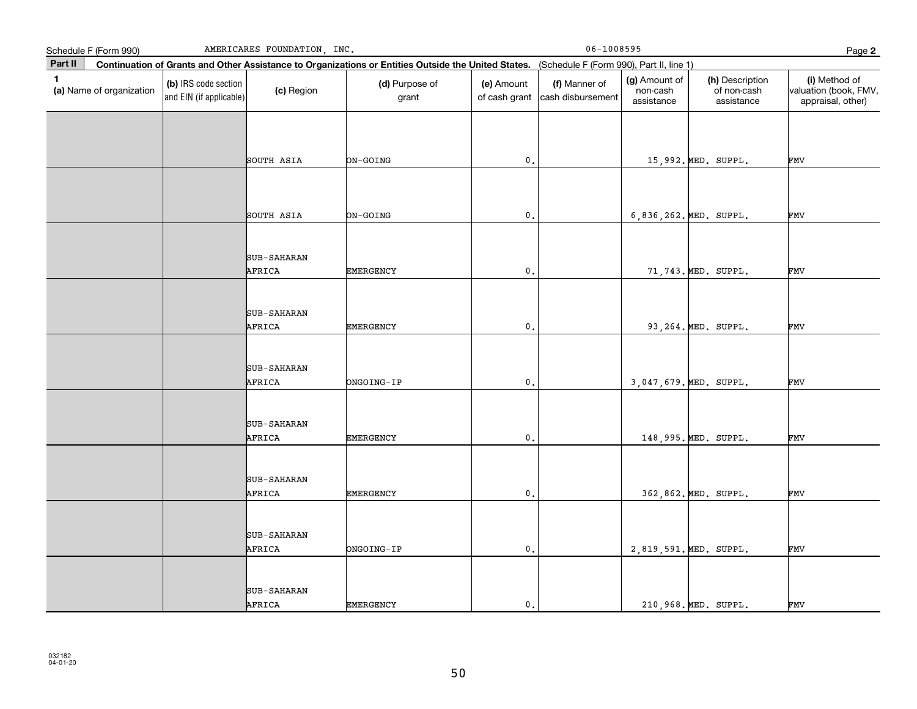Schedule F (Form 990) AMERICARES FOUNDATION, INC. 06-1008595 Page **2**

**Part II** **Continuation of Grants and Other Assistance to Organizations or Entities Outside the United States.** (Schedule F (Form 990), Part II, line 1)

| 1 (a) Name of organization | (b) IRS code section and EIN (if applicable) | (c) Region | (d) Purpose of grant | (e) Amount of cash grant | (f) Manner of cash disbursement | (g) Amount of non-cash assistance | (h) Description of non-cash assistance | (i) Method of valuation (book, FMV, appraisal, other) |
|---|---|---|---|---|---|---|---|---|
| | | SOUTH ASIA | ON-GOING | 0. | | 15,992. | MED. SUPPL. | FMV |
| | | SOUTH ASIA | ON-GOING | 0. | | 6,836,262. | MED. SUPPL. | FMV |
| | | SUB-SAHARAN AFRICA | EMERGENCY | 0. | | 71,743. | MED. SUPPL. | FMV |
| | | SUB-SAHARAN AFRICA | EMERGENCY | 0. | | 93,264. | MED. SUPPL. | FMV |
| | | SUB-SAHARAN AFRICA | ONGOING-IP | 0. | | 3,047,679. | MED. SUPPL. | FMV |
| | | SUB-SAHARAN AFRICA | EMERGENCY | 0. | | 148,995. | MED. SUPPL. | FMV |
| | | SUB-SAHARAN AFRICA | EMERGENCY | 0. | | 362,862. | MED. SUPPL. | FMV |
| | | SUB-SAHARAN AFRICA | ONGOING-IP | 0. | | 2,819,591. | MED. SUPPL. | FMV |
| | | SUB-SAHARAN AFRICA | EMERGENCY | 0. | | 210,968. | MED. SUPPL. | FMV |

032182 04-01-20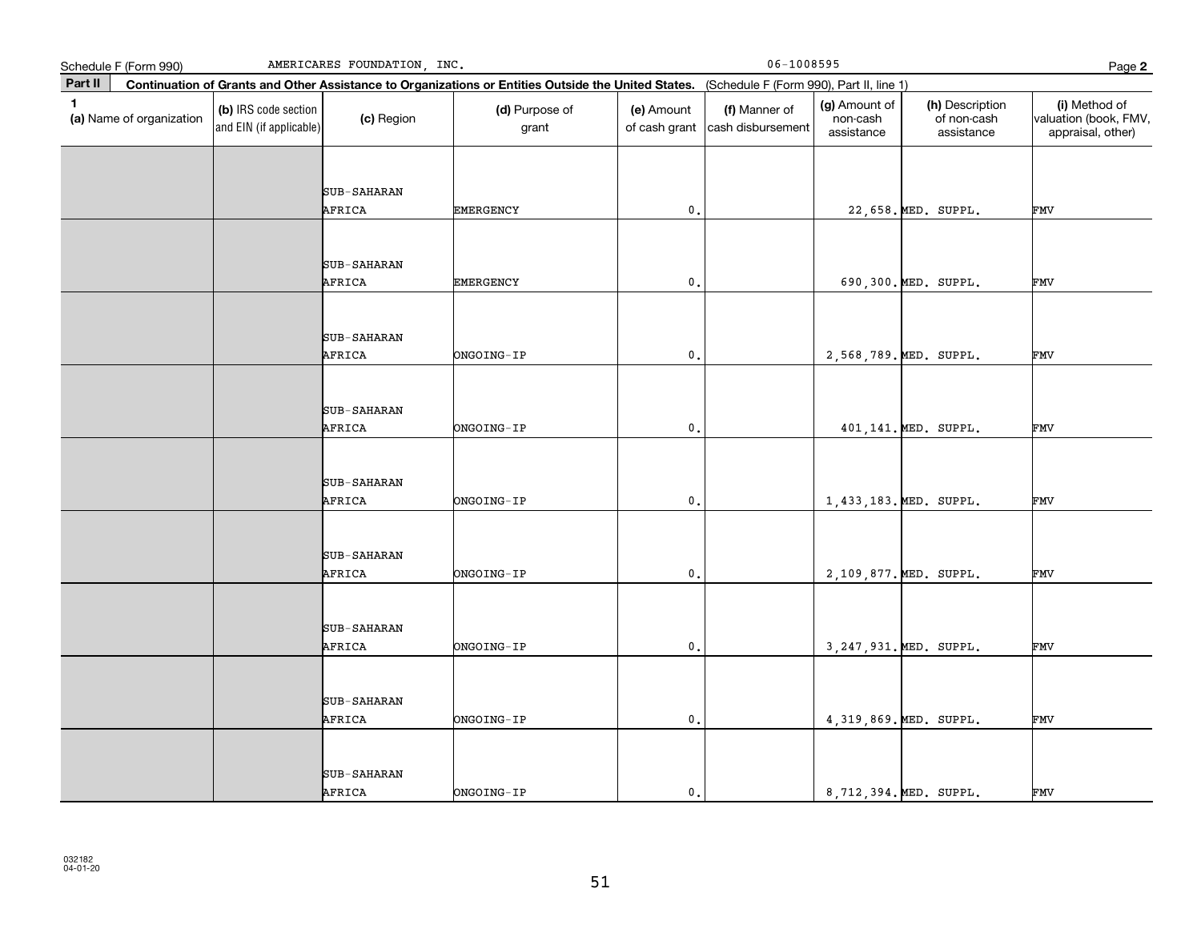Schedule F (Form 990) AMERICARES FOUNDATION, INC. 06-1008595 Page **2**

**Part II** **Continuation of Grants and Other Assistance to Organizations or Entities Outside the United States.** (Schedule F (Form 990), Part II, line 1)

| 1 (a) Name of organization | (b) IRS code section and EIN (if applicable) | (c) Region | (d) Purpose of grant | (e) Amount of cash grant | (f) Manner of cash disbursement | (g) Amount of non-cash assistance | (h) Description of non-cash assistance | (i) Method of valuation (book, FMV, appraisal, other) |
|---|---|---|---|---|---|---|---|---|
| | | SUB-SAHARAN AFRICA | EMERGENCY | 0. | | 22,658. | MED. SUPPL. | FMV |
| | | SUB-SAHARAN AFRICA | EMERGENCY | 0. | | 690,300. | MED. SUPPL. | FMV |
| | | SUB-SAHARAN AFRICA | ONGOING-IP | 0. | | 2,568,789. | MED. SUPPL. | FMV |
| | | SUB-SAHARAN AFRICA | ONGOING-IP | 0. | | 401,141. | MED. SUPPL. | FMV |
| | | SUB-SAHARAN AFRICA | ONGOING-IP | 0. | | 1,433,183. | MED. SUPPL. | FMV |
| | | SUB-SAHARAN AFRICA | ONGOING-IP | 0. | | 2,109,877. | MED. SUPPL. | FMV |
| | | SUB-SAHARAN AFRICA | ONGOING-IP | 0. | | 3,247,931. | MED. SUPPL. | FMV |
| | | SUB-SAHARAN AFRICA | ONGOING-IP | 0. | | 4,319,869. | MED. SUPPL. | FMV |
| | | SUB-SAHARAN AFRICA | ONGOING-IP | 0. | | 8,712,394. | MED. SUPPL. | FMV |

032182
04-01-20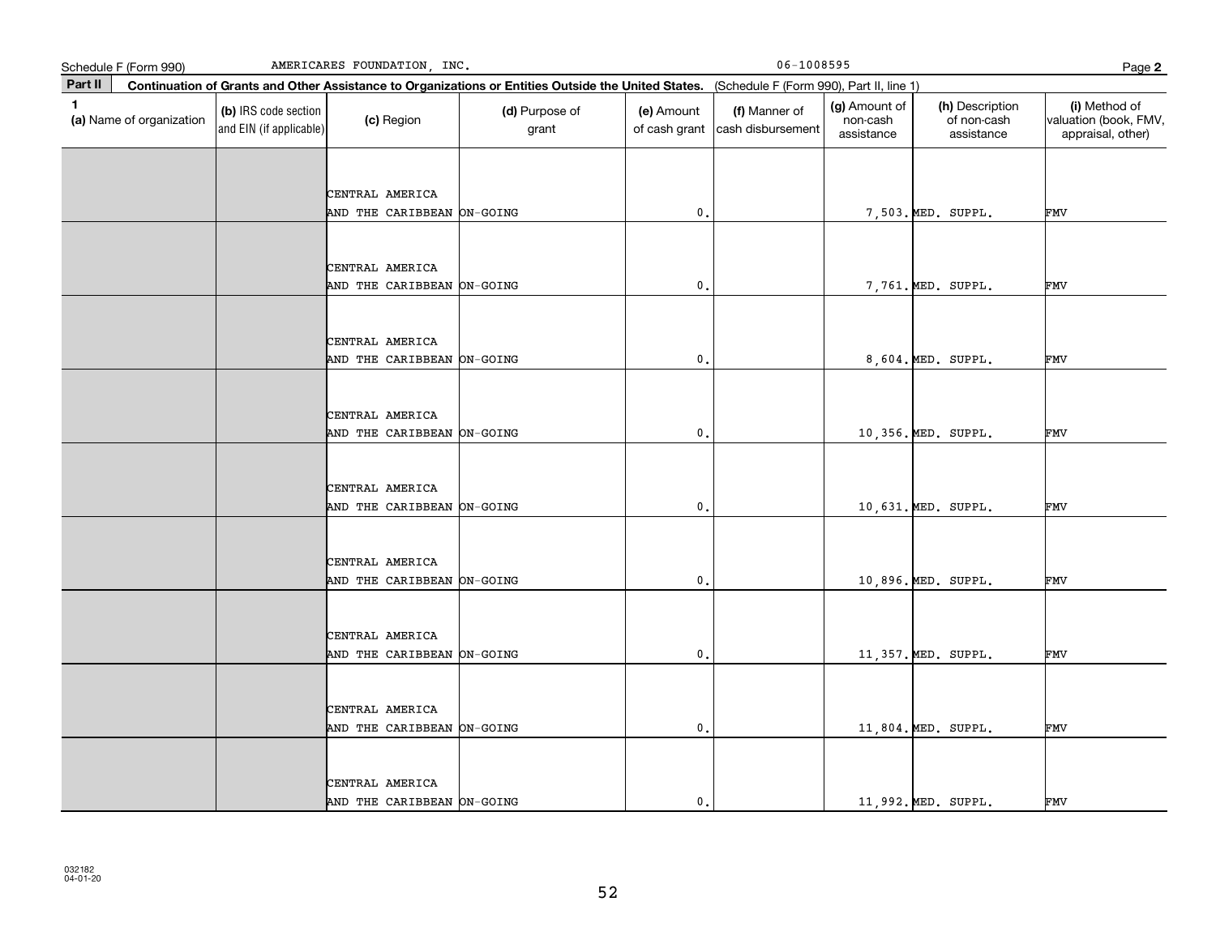Schedule F (Form 990) AMERICARES FOUNDATION, INC. 06-1008595 Page **2**

**Part II** **Continuation of Grants and Other Assistance to Organizations or Entities Outside the United States.** (Schedule F (Form 990), Part II, line 1)

| 1 (a) Name of organization | (b) IRS code section and EIN (if applicable) | (c) Region | (d) Purpose of grant | (e) Amount of cash grant | (f) Manner of cash disbursement | (g) Amount of non-cash assistance | (h) Description of non-cash assistance | (i) Method of valuation (book, FMV, appraisal, other) |
|---|---|---|---|---|---|---|---|---|
| | | CENTRAL AMERICA AND THE CARIBBEAN | ON-GOING | 0. | | 7,503. | MED. SUPPL. | FMV |
| | | CENTRAL AMERICA AND THE CARIBBEAN | ON-GOING | 0. | | 7,761. | MED. SUPPL. | FMV |
| | | CENTRAL AMERICA AND THE CARIBBEAN | ON-GOING | 0. | | 8,604. | MED. SUPPL. | FMV |
| | | CENTRAL AMERICA AND THE CARIBBEAN | ON-GOING | 0. | | 10,356. | MED. SUPPL. | FMV |
| | | CENTRAL AMERICA AND THE CARIBBEAN | ON-GOING | 0. | | 10,631. | MED. SUPPL. | FMV |
| | | CENTRAL AMERICA AND THE CARIBBEAN | ON-GOING | 0. | | 10,896. | MED. SUPPL. | FMV |
| | | CENTRAL AMERICA AND THE CARIBBEAN | ON-GOING | 0. | | 11,357. | MED. SUPPL. | FMV |
| | | CENTRAL AMERICA AND THE CARIBBEAN | ON-GOING | 0. | | 11,804. | MED. SUPPL. | FMV |
| | | CENTRAL AMERICA AND THE CARIBBEAN | ON-GOING | 0. | | 11,992. | MED. SUPPL. | FMV |

032182 04-01-20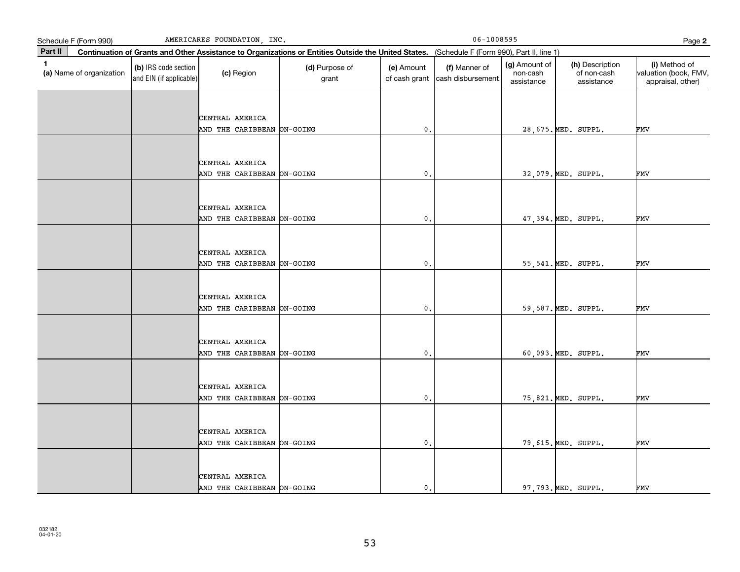Schedule F (Form 990) AMERICARES FOUNDATION, INC. 06-1008595 Page **2**

**Part II** **Continuation of Grants and Other Assistance to Organizations or Entities Outside the United States.** (Schedule F (Form 990), Part II, line 1)

| 1 (a) Name of organization | (b) IRS code section and EIN (if applicable) | (c) Region | (d) Purpose of grant | (e) Amount of cash grant | (f) Manner of cash disbursement | (g) Amount of non-cash assistance | (h) Description of non-cash assistance | (i) Method of valuation (book, FMV, appraisal, other) |
|---|---|---|---|---|---|---|---|---|
| | | CENTRAL AMERICA AND THE CARIBBEAN | ON-GOING | 0. | | 28,675. | MED. SUPPL. | FMV |
| | | CENTRAL AMERICA AND THE CARIBBEAN | ON-GOING | 0. | | 32,079. | MED. SUPPL. | FMV |
| | | CENTRAL AMERICA AND THE CARIBBEAN | ON-GOING | 0. | | 47,394. | MED. SUPPL. | FMV |
| | | CENTRAL AMERICA AND THE CARIBBEAN | ON-GOING | 0. | | 55,541. | MED. SUPPL. | FMV |
| | | CENTRAL AMERICA AND THE CARIBBEAN | ON-GOING | 0. | | 59,587. | MED. SUPPL. | FMV |
| | | CENTRAL AMERICA AND THE CARIBBEAN | ON-GOING | 0. | | 60,093. | MED. SUPPL. | FMV |
| | | CENTRAL AMERICA AND THE CARIBBEAN | ON-GOING | 0. | | 75,821. | MED. SUPPL. | FMV |
| | | CENTRAL AMERICA AND THE CARIBBEAN | ON-GOING | 0. | | 79,615. | MED. SUPPL. | FMV |
| | | CENTRAL AMERICA AND THE CARIBBEAN | ON-GOING | 0. | | 97,793. | MED. SUPPL. | FMV |

032182 04-01-20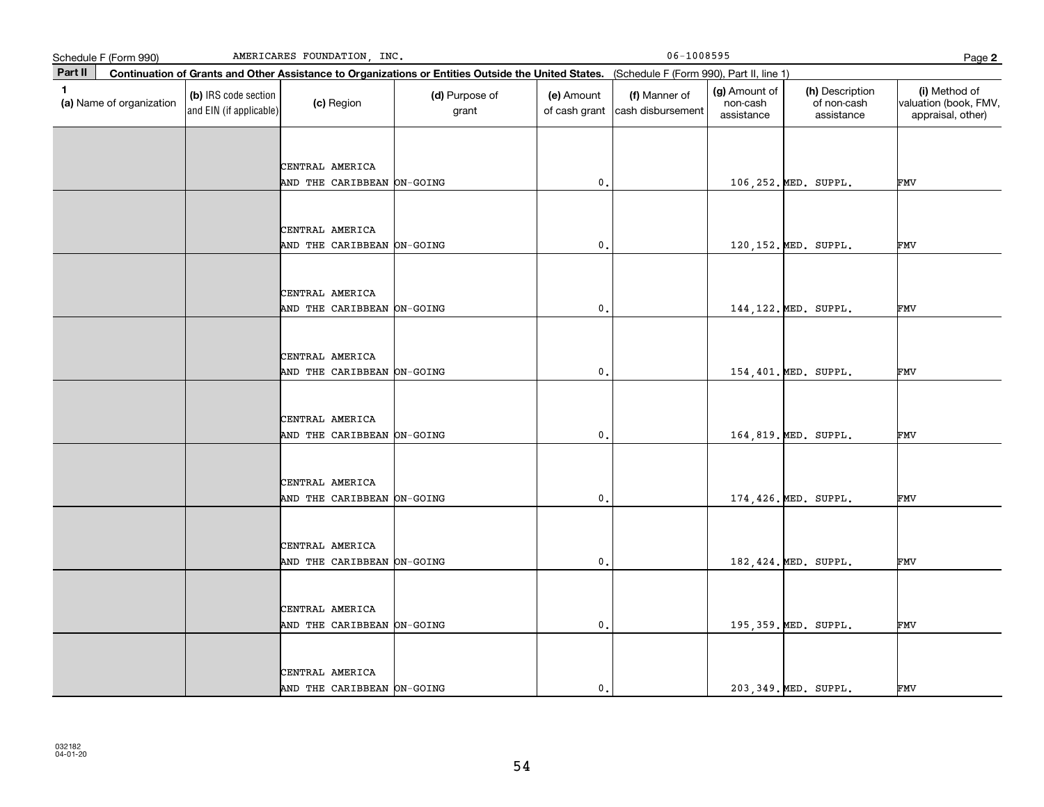Schedule F (Form 990) AMERICARES FOUNDATION, INC. 06-1008595 Page **2**

**Part II** **Continuation of Grants and Other Assistance to Organizations or Entities Outside the United States.** (Schedule F (Form 990), Part II, line 1)

| 1 (a) Name of organization | (b) IRS code section and EIN (if applicable) | (c) Region | (d) Purpose of grant | (e) Amount of cash grant | (f) Manner of cash disbursement | (g) Amount of non-cash assistance | (h) Description of non-cash assistance | (i) Method of valuation (book, FMV, appraisal, other) |
|---|---|---|---|---|---|---|---|---|
| | | CENTRAL AMERICA AND THE CARIBBEAN | ON-GOING | 0. | | 106,252. | MED. SUPPL. | FMV |
| | | CENTRAL AMERICA AND THE CARIBBEAN | ON-GOING | 0. | | 120,152. | MED. SUPPL. | FMV |
| | | CENTRAL AMERICA AND THE CARIBBEAN | ON-GOING | 0. | | 144,122. | MED. SUPPL. | FMV |
| | | CENTRAL AMERICA AND THE CARIBBEAN | ON-GOING | 0. | | 154,401. | MED. SUPPL. | FMV |
| | | CENTRAL AMERICA AND THE CARIBBEAN | ON-GOING | 0. | | 164,819. | MED. SUPPL. | FMV |
| | | CENTRAL AMERICA AND THE CARIBBEAN | ON-GOING | 0. | | 174,426. | MED. SUPPL. | FMV |
| | | CENTRAL AMERICA AND THE CARIBBEAN | ON-GOING | 0. | | 182,424. | MED. SUPPL. | FMV |
| | | CENTRAL AMERICA AND THE CARIBBEAN | ON-GOING | 0. | | 195,359. | MED. SUPPL. | FMV |
| | | CENTRAL AMERICA AND THE CARIBBEAN | ON-GOING | 0. | | 203,349. | MED. SUPPL. | FMV |

032182
04-01-20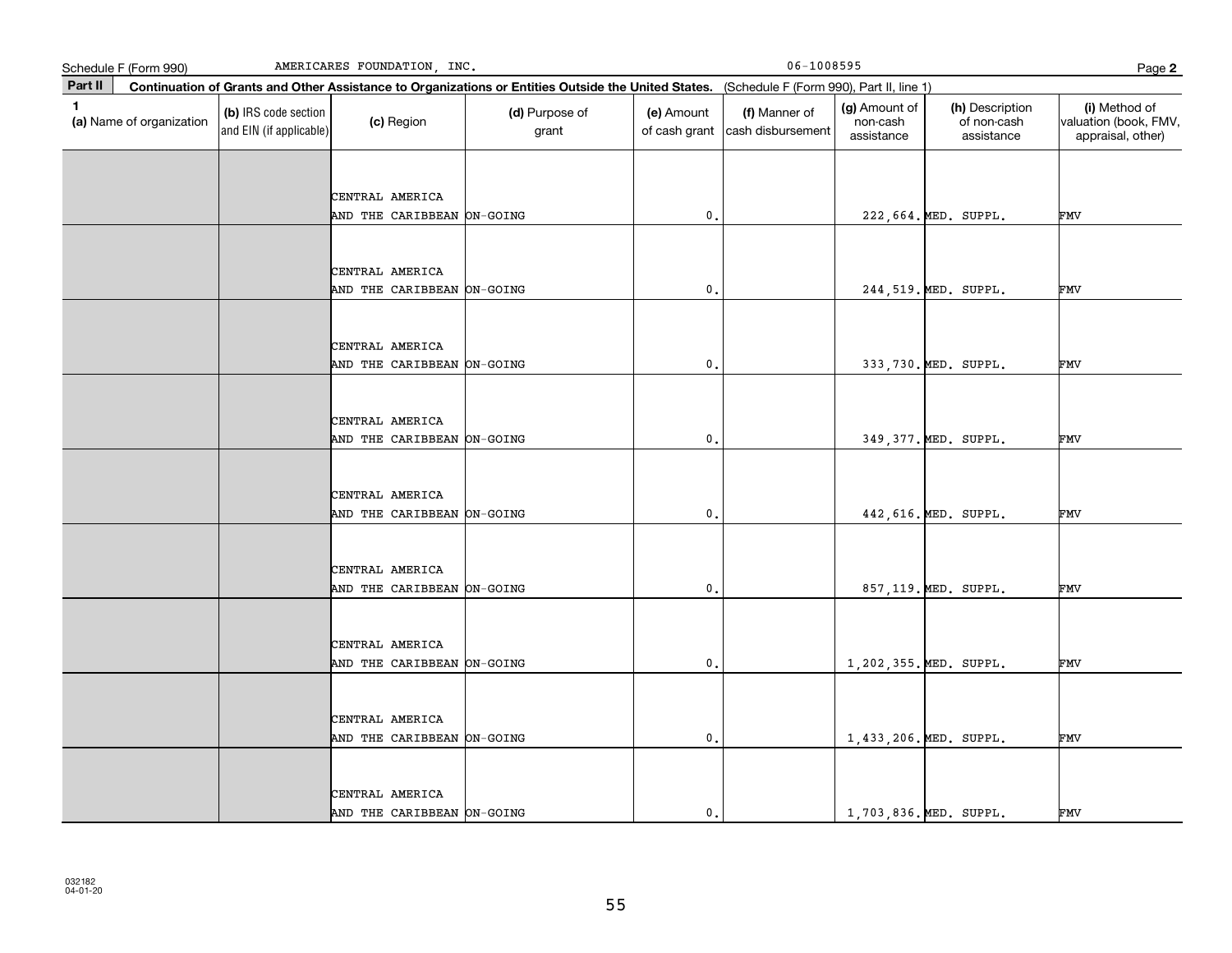Schedule F (Form 990) AMERICARES FOUNDATION, INC. 06-1008595 Page **2**

**Part II** **Continuation of Grants and Other Assistance to Organizations or Entities Outside the United States.** (Schedule F (Form 990), Part II, line 1)

| 1 (a) Name of organization | (b) IRS code section and EIN (if applicable) | (c) Region | (d) Purpose of grant | (e) Amount of cash grant | (f) Manner of cash disbursement | (g) Amount of non-cash assistance | (h) Description of non-cash assistance | (i) Method of valuation (book, FMV, appraisal, other) |
|---|---|---|---|---|---|---|---|---|
| | | CENTRAL AMERICA AND THE CARIBBEAN | ON-GOING | 0. | | 222,664. | MED. SUPPL. | FMV |
| | | CENTRAL AMERICA AND THE CARIBBEAN | ON-GOING | 0. | | 244,519. | MED. SUPPL. | FMV |
| | | CENTRAL AMERICA AND THE CARIBBEAN | ON-GOING | 0. | | 333,730. | MED. SUPPL. | FMV |
| | | CENTRAL AMERICA AND THE CARIBBEAN | ON-GOING | 0. | | 349,377. | MED. SUPPL. | FMV |
| | | CENTRAL AMERICA AND THE CARIBBEAN | ON-GOING | 0. | | 442,616. | MED. SUPPL. | FMV |
| | | CENTRAL AMERICA AND THE CARIBBEAN | ON-GOING | 0. | | 857,119. | MED. SUPPL. | FMV |
| | | CENTRAL AMERICA AND THE CARIBBEAN | ON-GOING | 0. | | 1,202,355. | MED. SUPPL. | FMV |
| | | CENTRAL AMERICA AND THE CARIBBEAN | ON-GOING | 0. | | 1,433,206. | MED. SUPPL. | FMV |
| | | CENTRAL AMERICA AND THE CARIBBEAN | ON-GOING | 0. | | 1,703,836. | MED. SUPPL. | FMV |

032182 04-01-20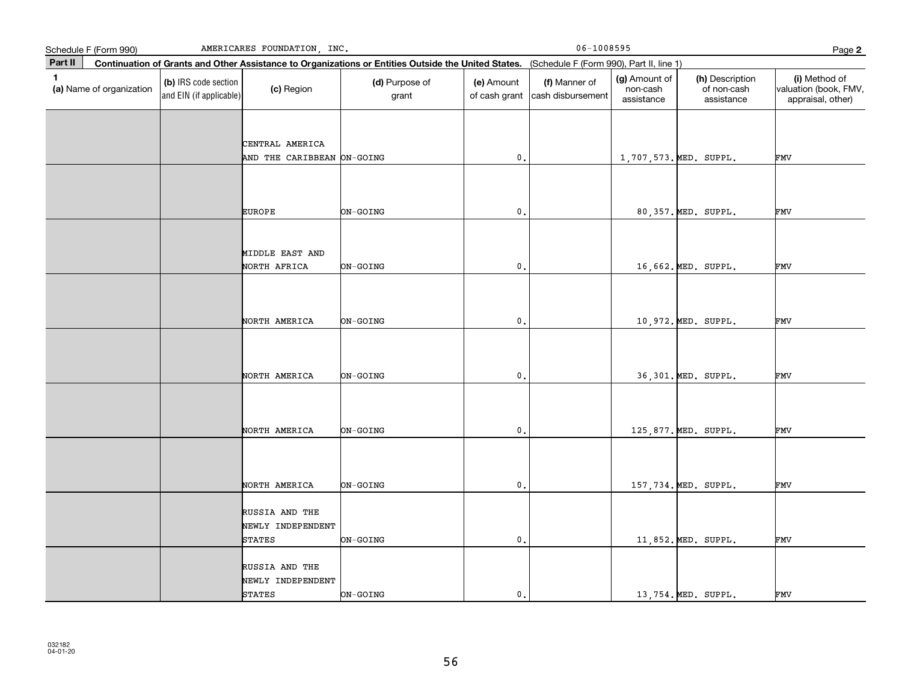Schedule F (Form 990) AMERICARES FOUNDATION, INC. 06-1008595 Page **2**

**Part II** **Continuation of Grants and Other Assistance to Organizations or Entities Outside the United States.** (Schedule F (Form 990), Part II, line 1)

| 1 (a) Name of organization | (b) IRS code section and EIN (if applicable) | (c) Region | (d) Purpose of grant | (e) Amount of cash grant | (f) Manner of cash disbursement | (g) Amount of non-cash assistance | (h) Description of non-cash assistance | (i) Method of valuation (book, FMV, appraisal, other) |
|---|---|---|---|---|---|---|---|---|
| | | CENTRAL AMERICA AND THE CARIBBEAN | ON-GOING | 0. | | 1,707,573. | MED. SUPPL. | FMV |
| | | EUROPE | ON-GOING | 0. | | 80,357. | MED. SUPPL. | FMV |
| | | MIDDLE EAST AND NORTH AFRICA | ON-GOING | 0. | | 16,662. | MED. SUPPL. | FMV |
| | | NORTH AMERICA | ON-GOING | 0. | | 10,972. | MED. SUPPL. | FMV |
| | | NORTH AMERICA | ON-GOING | 0. | | 36,301. | MED. SUPPL. | FMV |
| | | NORTH AMERICA | ON-GOING | 0. | | 125,877. | MED. SUPPL. | FMV |
| | | NORTH AMERICA | ON-GOING | 0. | | 157,734. | MED. SUPPL. | FMV |
| | | RUSSIA AND THE NEWLY INDEPENDENT STATES | ON-GOING | 0. | | 11,852. | MED. SUPPL. | FMV |
| | | RUSSIA AND THE NEWLY INDEPENDENT STATES | ON-GOING | 0. | | 13,754. | MED. SUPPL. | FMV |

032182 04-01-20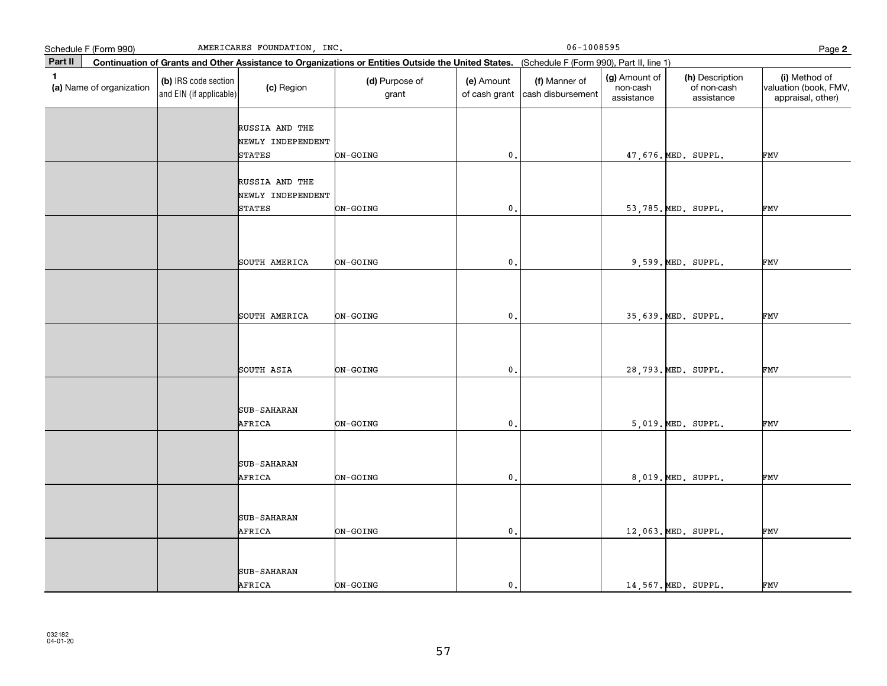Schedule F (Form 990) AMERICARES FOUNDATION, INC. 06-1008595 Page 2

**Part II** **Continuation of Grants and Other Assistance to Organizations or Entities Outside the United States.** (Schedule F (Form 990), Part II, line 1)

| 1 (a) Name of organization | (b) IRS code section and EIN (if applicable) | (c) Region | (d) Purpose of grant | (e) Amount of cash grant | (f) Manner of cash disbursement | (g) Amount of non-cash assistance | (h) Description of non-cash assistance | (i) Method of valuation (book, FMV, appraisal, other) |
|---|---|---|---|---|---|---|---|---|
| | | RUSSIA AND THE NEWLY INDEPENDENT STATES | ON-GOING | 0. | | 47,676. | MED. SUPPL. | FMV |
| | | RUSSIA AND THE NEWLY INDEPENDENT STATES | ON-GOING | 0. | | 53,785. | MED. SUPPL. | FMV |
| | | SOUTH AMERICA | ON-GOING | 0. | | 9,599. | MED. SUPPL. | FMV |
| | | SOUTH AMERICA | ON-GOING | 0. | | 35,639. | MED. SUPPL. | FMV |
| | | SOUTH ASIA | ON-GOING | 0. | | 28,793. | MED. SUPPL. | FMV |
| | | SUB-SAHARAN AFRICA | ON-GOING | 0. | | 5,019. | MED. SUPPL. | FMV |
| | | SUB-SAHARAN AFRICA | ON-GOING | 0. | | 8,019. | MED. SUPPL. | FMV |
| | | SUB-SAHARAN AFRICA | ON-GOING | 0. | | 12,063. | MED. SUPPL. | FMV |
| | | SUB-SAHARAN AFRICA | ON-GOING | 0. | | 14,567. | MED. SUPPL. | FMV |

032182 04-01-20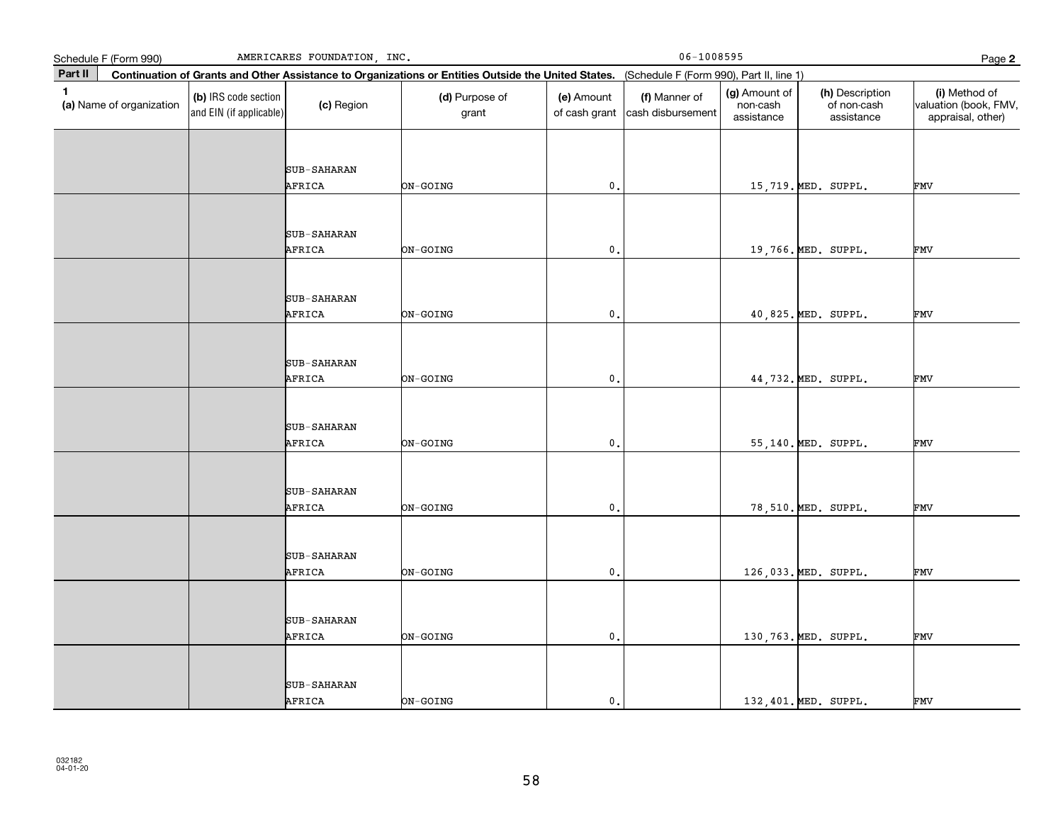Schedule F (Form 990) AMERICARES FOUNDATION, INC. 06-1008595

## Part II Continuation of Grants and Other Assistance to Organizations or Entities Outside the United States. (Schedule F (Form 990), Part II, line 1)

| 1 (a) Name of organization | (b) IRS code section and EIN (if applicable) | (c) Region | (d) Purpose of grant | (e) Amount of cash grant | (f) Manner of cash disbursement | (g) Amount of non-cash assistance | (h) Description of non-cash assistance | (i) Method of valuation (book, FMV, appraisal, other) |
|---|---|---|---|---|---|---|---|---|
| | | SUB-SAHARAN AFRICA | ON-GOING | 0. | | 15,719. | MED. SUPPL. | FMV |
| | | SUB-SAHARAN AFRICA | ON-GOING | 0. | | 19,766. | MED. SUPPL. | FMV |
| | | SUB-SAHARAN AFRICA | ON-GOING | 0. | | 40,825. | MED. SUPPL. | FMV |
| | | SUB-SAHARAN AFRICA | ON-GOING | 0. | | 44,732. | MED. SUPPL. | FMV |
| | | SUB-SAHARAN AFRICA | ON-GOING | 0. | | 55,140. | MED. SUPPL. | FMV |
| | | SUB-SAHARAN AFRICA | ON-GOING | 0. | | 78,510. | MED. SUPPL. | FMV |
| | | SUB-SAHARAN AFRICA | ON-GOING | 0. | | 126,033. | MED. SUPPL. | FMV |
| | | SUB-SAHARAN AFRICA | ON-GOING | 0. | | 130,763. | MED. SUPPL. | FMV |
| | | SUB-SAHARAN AFRICA | ON-GOING | 0. | | 132,401. | MED. SUPPL. | FMV |

032182 04-01-20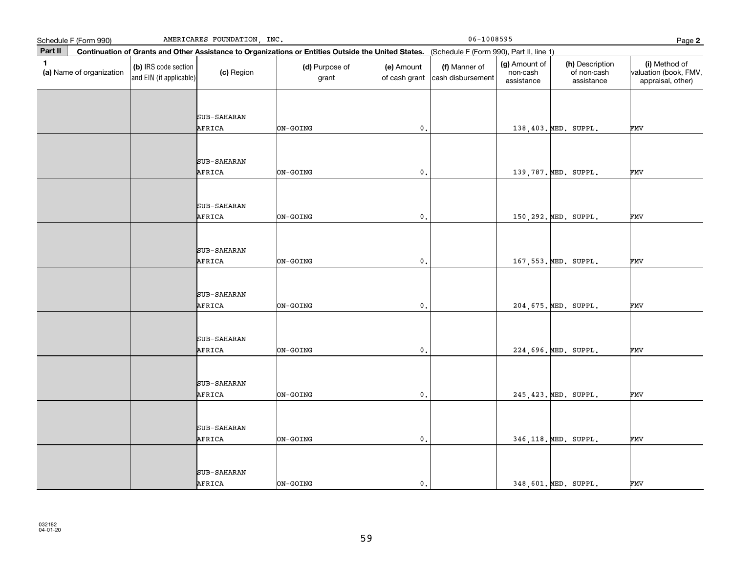Schedule F (Form 990) AMERICARES FOUNDATION, INC. 06-1008595

## Part II Continuation of Grants and Other Assistance to Organizations or Entities Outside the United States. (Schedule F (Form 990), Part II, line 1)

| 1 (a) Name of organization | (b) IRS code section and EIN (if applicable) | (c) Region | (d) Purpose of grant | (e) Amount of cash grant | (f) Manner of cash disbursement | (g) Amount of non-cash assistance | (h) Description of non-cash assistance | (i) Method of valuation (book, FMV, appraisal, other) |
|---|---|---|---|---|---|---|---|---|
| | | SUB-SAHARAN AFRICA | ON-GOING | 0. | | 138,403. | MED. SUPPL. | FMV |
| | | SUB-SAHARAN AFRICA | ON-GOING | 0. | | 139,787. | MED. SUPPL. | FMV |
| | | SUB-SAHARAN AFRICA | ON-GOING | 0. | | 150,292. | MED. SUPPL. | FMV |
| | | SUB-SAHARAN AFRICA | ON-GOING | 0. | | 167,553. | MED. SUPPL. | FMV |
| | | SUB-SAHARAN AFRICA | ON-GOING | 0. | | 204,675. | MED. SUPPL. | FMV |
| | | SUB-SAHARAN AFRICA | ON-GOING | 0. | | 224,696. | MED. SUPPL. | FMV |
| | | SUB-SAHARAN AFRICA | ON-GOING | 0. | | 245,423. | MED. SUPPL. | FMV |
| | | SUB-SAHARAN AFRICA | ON-GOING | 0. | | 346,118. | MED. SUPPL. | FMV |
| | | SUB-SAHARAN AFRICA | ON-GOING | 0. | | 348,601. | MED. SUPPL. | FMV |

032182 04-01-20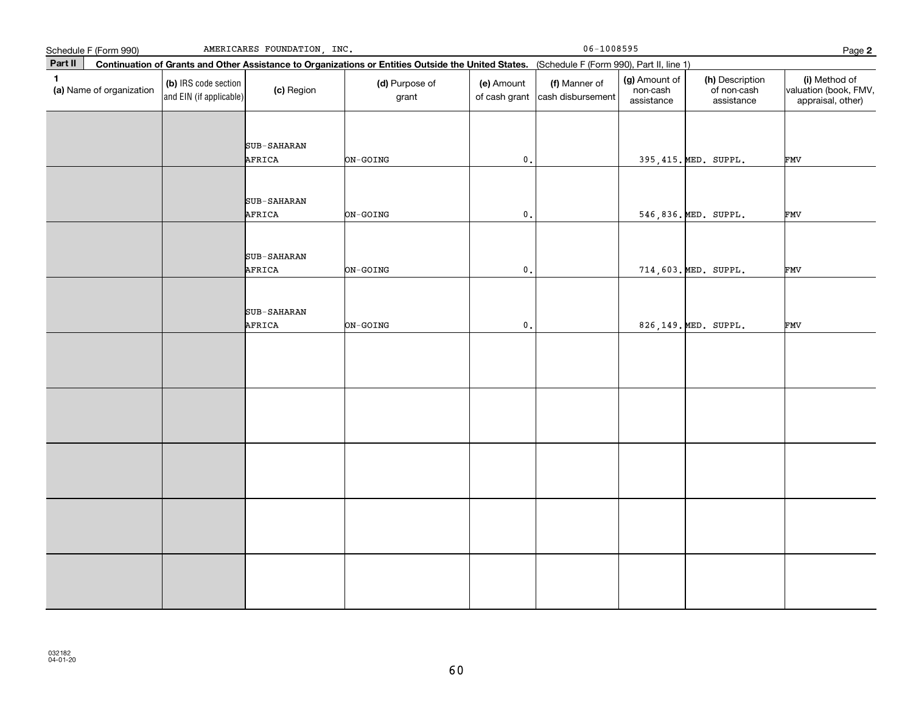Schedule F (Form 990) AMERICARES FOUNDATION, INC. 06-1008595

**Part II** **Continuation of Grants and Other Assistance to Organizations or Entities Outside the United States.** (Schedule F (Form 990), Part II, line 1)

| 1 (a) Name of organization | (b) IRS code section and EIN (if applicable) | (c) Region | (d) Purpose of grant | (e) Amount of cash grant | (f) Manner of cash disbursement | (g) Amount of non-cash assistance | (h) Description of non-cash assistance | (i) Method of valuation (book, FMV, appraisal, other) |
|---|---|---|---|---|---|---|---|---|
| | | SUB-SAHARAN AFRICA | ON-GOING | 0. | | 395,415. | MED. SUPPL. | FMV |
| | | SUB-SAHARAN AFRICA | ON-GOING | 0. | | 546,836. | MED. SUPPL. | FMV |
| | | SUB-SAHARAN AFRICA | ON-GOING | 0. | | 714,603. | MED. SUPPL. | FMV |
| | | SUB-SAHARAN AFRICA | ON-GOING | 0. | | 826,149. | MED. SUPPL. | FMV |
| | | | | | | | | |
| | | | | | | | | |
| | | | | | | | | |
| | | | | | | | | |
| | | | | | | | | |

032182 04-01-20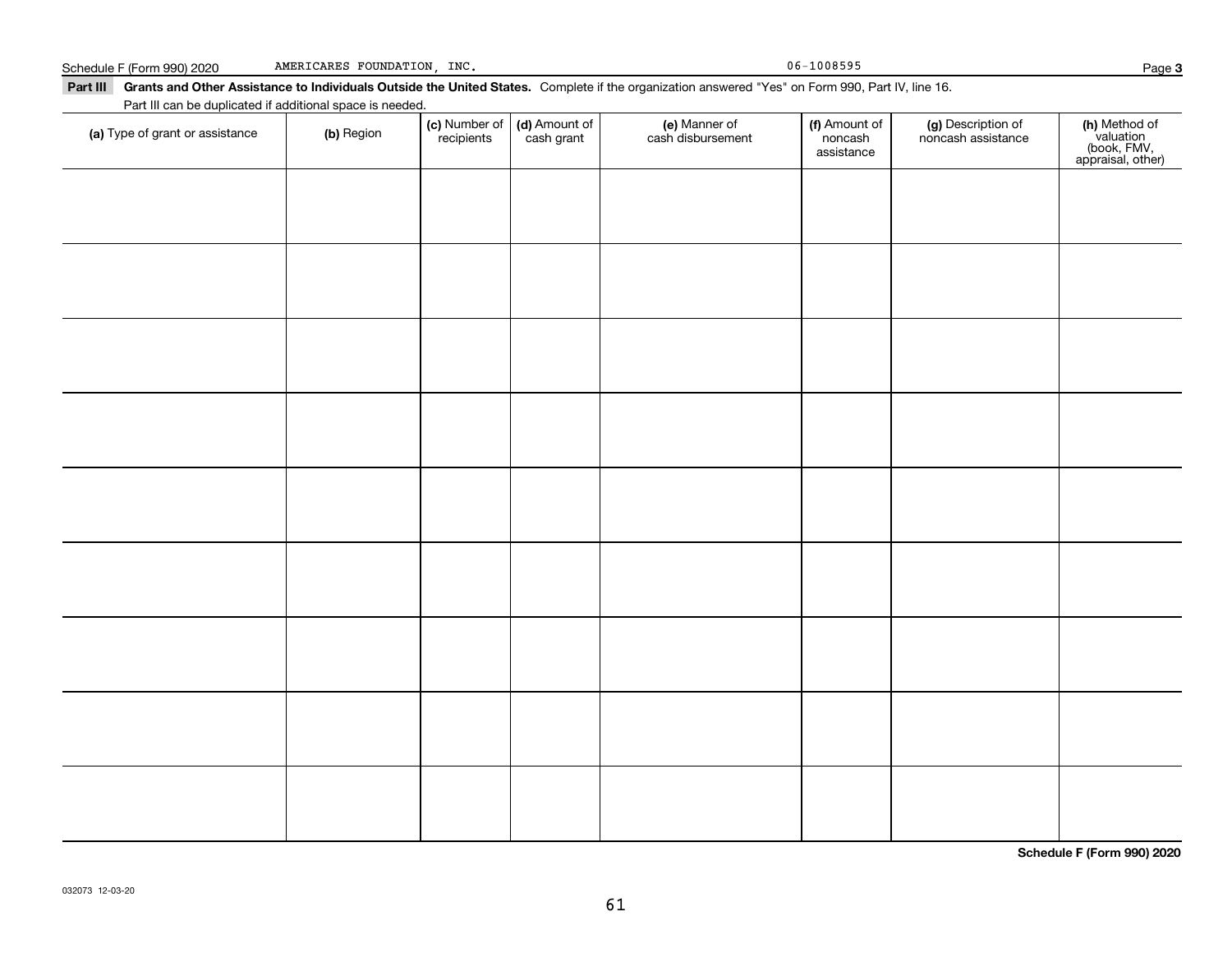Schedule F (Form 990) 2020 AMERICARES FOUNDATION, INC. 06-1008595 Page **3**

**Part III** **Grants and Other Assistance to Individuals Outside the United States.** Complete if the organization answered "Yes" on Form 990, Part IV, line 16.

Part III can be duplicated if additional space is needed.

| **(a)** Type of grant or assistance | **(b)** Region | **(c)** Number of recipients | **(d)** Amount of cash grant | **(e)** Manner of cash disbursement | **(f)** Amount of noncash assistance | **(g)** Description of noncash assistance | **(h)** Method of valuation (book, FMV, appraisal, other) |
|---|---|---|---|---|---|---|---|
| | | | | | | | |
| | | | | | | | |
| | | | | | | | |
| | | | | | | | |
| | | | | | | | |
| | | | | | | | |
| | | | | | | | |
| | | | | | | | |
| | | | | | | | |

**Schedule F (Form 990) 2020**

032073 12-03-20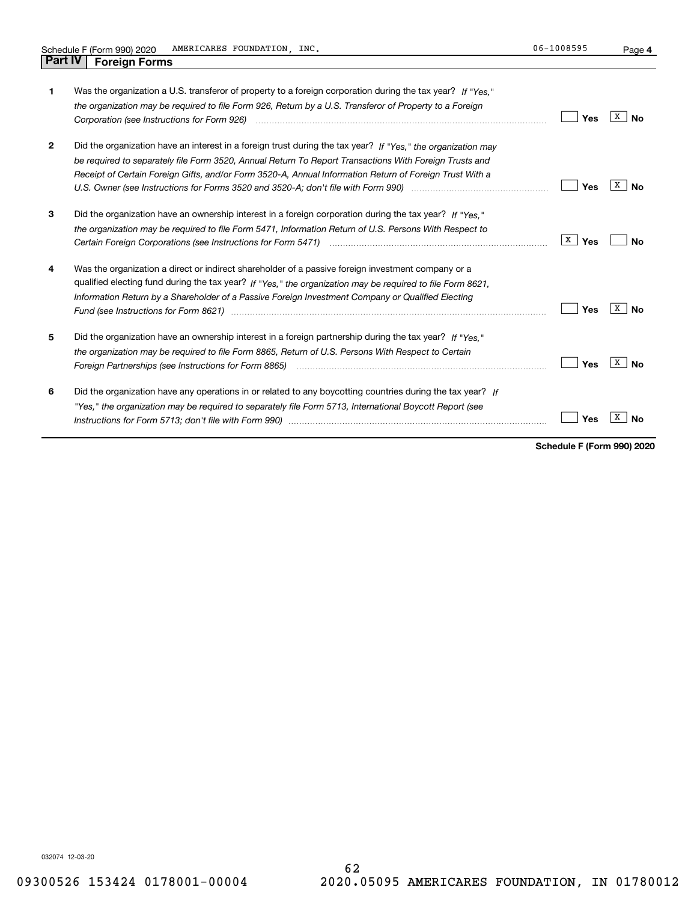## Part IV Foreign Forms

| | | Yes | No |
|---|---|---|---|
| **1** | Was the organization a U.S. transferor of property to a foreign corporation during the tax year? *If "Yes," the organization may be required to file Form 926, Return by a U.S. Transferor of Property to a Foreign Corporation (see Instructions for Form 926)* | | X |
| **2** | Did the organization have an interest in a foreign trust during the tax year? *If "Yes," the organization may be required to separately file Form 3520, Annual Return To Report Transactions With Foreign Trusts and Receipt of Certain Foreign Gifts, and/or Form 3520-A, Annual Information Return of Foreign Trust With a U.S. Owner (see Instructions for Forms 3520 and 3520-A; don't file with Form 990)* | | X |
| **3** | Did the organization have an ownership interest in a foreign corporation during the tax year? *If "Yes," the organization may be required to file Form 5471, Information Return of U.S. Persons With Respect to Certain Foreign Corporations (see Instructions for Form 5471)* | X | |
| **4** | Was the organization a direct or indirect shareholder of a passive foreign investment company or a qualified electing fund during the tax year? *If "Yes," the organization may be required to file Form 8621, Information Return by a Shareholder of a Passive Foreign Investment Company or Qualified Electing Fund (see Instructions for Form 8621)* | | X |
| **5** | Did the organization have an ownership interest in a foreign partnership during the tax year? *If "Yes," the organization may be required to file Form 8865, Return of U.S. Persons With Respect to Certain Foreign Partnerships (see Instructions for Form 8865)* | | X |
| **6** | Did the organization have any operations in or related to any boycotting countries during the tax year? *If "Yes," the organization may be required to separately file Form 5713, International Boycott Report (see Instructions for Form 5713; don't file with Form 990)* | | X |

**Schedule F (Form 990) 2020**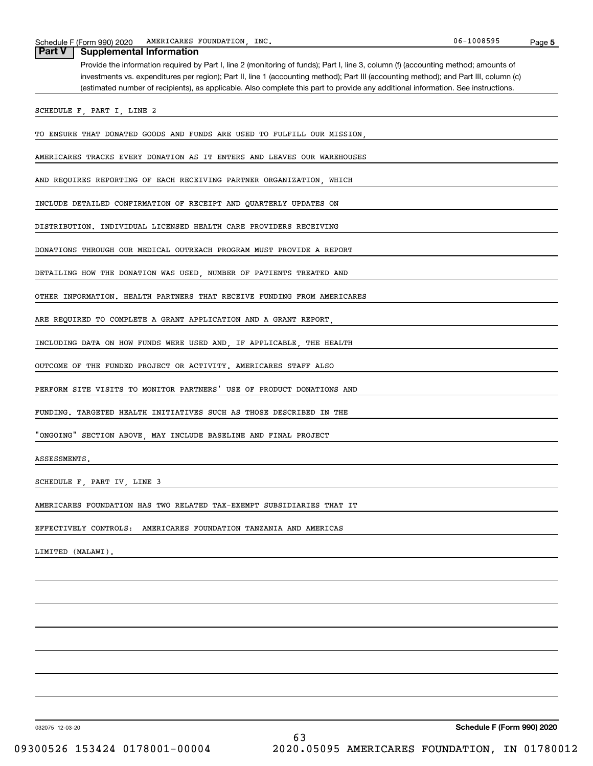## Part V Supplemental Information

Provide the information required by Part I, line 2 (monitoring of funds); Part I, line 3, column (f) (accounting method; amounts of investments vs. expenditures per region); Part II, line 1 (accounting method); Part III (accounting method); and Part III, column (c) (estimated number of recipients), as applicable. Also complete this part to provide any additional information. See instructions.

SCHEDULE F, PART I, LINE 2

TO ENSURE THAT DONATED GOODS AND FUNDS ARE USED TO FULFILL OUR MISSION, AMERICARES TRACKS EVERY DONATION AS IT ENTERS AND LEAVES OUR WAREHOUSES AND REQUIRES REPORTING OF EACH RECEIVING PARTNER ORGANIZATION, WHICH INCLUDE DETAILED CONFIRMATION OF RECEIPT AND QUARTERLY UPDATES ON DISTRIBUTION. INDIVIDUAL LICENSED HEALTH CARE PROVIDERS RECEIVING DONATIONS THROUGH OUR MEDICAL OUTREACH PROGRAM MUST PROVIDE A REPORT DETAILING HOW THE DONATION WAS USED, NUMBER OF PATIENTS TREATED AND OTHER INFORMATION. HEALTH PARTNERS THAT RECEIVE FUNDING FROM AMERICARES ARE REQUIRED TO COMPLETE A GRANT APPLICATION AND A GRANT REPORT, INCLUDING DATA ON HOW FUNDS WERE USED AND, IF APPLICABLE, THE HEALTH OUTCOME OF THE FUNDED PROJECT OR ACTIVITY. AMERICARES STAFF ALSO PERFORM SITE VISITS TO MONITOR PARTNERS' USE OF PRODUCT DONATIONS AND FUNDING. TARGETED HEALTH INITIATIVES SUCH AS THOSE DESCRIBED IN THE "ONGOING" SECTION ABOVE, MAY INCLUDE BASELINE AND FINAL PROJECT ASSESSMENTS.

SCHEDULE F, PART IV, LINE 3

AMERICARES FOUNDATION HAS TWO RELATED TAX-EXEMPT SUBSIDIARIES THAT IT EFFECTIVELY CONTROLS:  AMERICARES FOUNDATION TANZANIA AND AMERICAS LIMITED (MALAWI).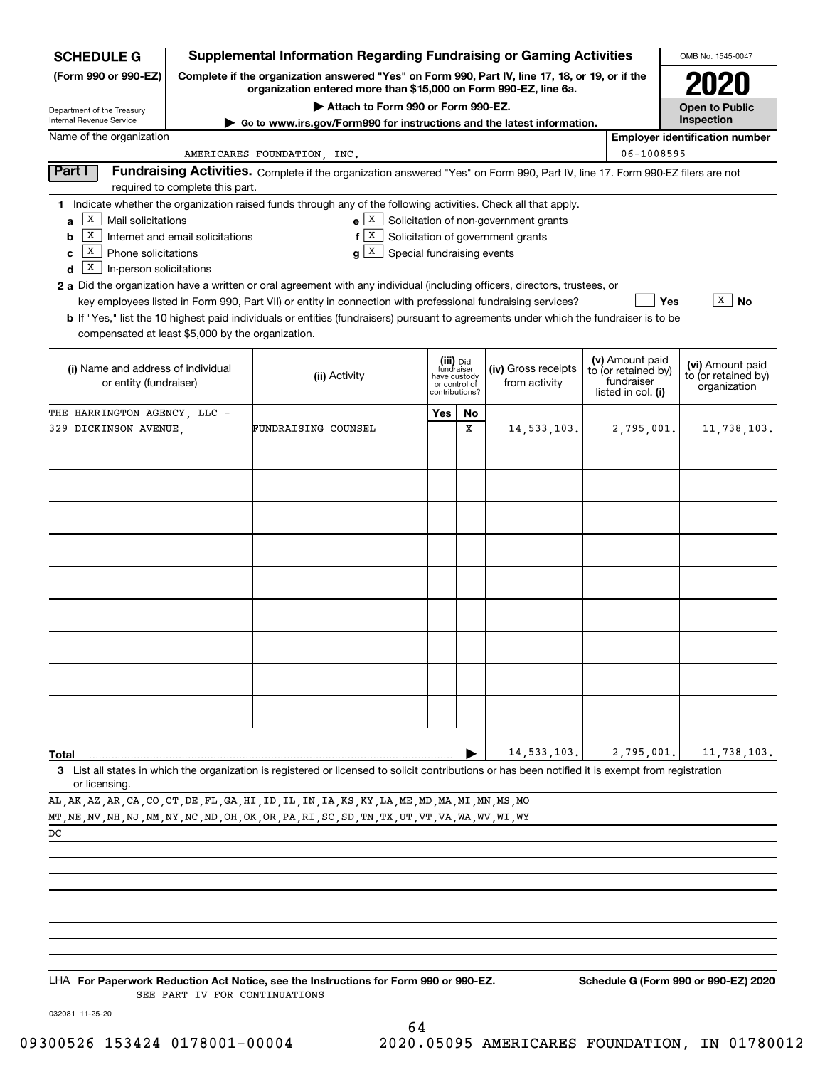**SCHEDULE G**
**(Form 990 or 990-EZ)**

Department of the Treasury
Internal Revenue Service

# Supplemental Information Regarding Fundraising or Gaming Activities

**Complete if the organization answered "Yes" on Form 990, Part IV, line 17, 18, or 19, or if the organization entered more than $15,000 on Form 990-EZ, line 6a.**

▶ **Attach to Form 990 or Form 990-EZ.**

▶ **Go to www.irs.gov/Form990 for instructions and the latest information.**

OMB No. 1545-0047

**2020**

**Open to Public Inspection**

Name of the organization: AMERICARES FOUNDATION, INC.

**Employer identification number**: 06-1008595

## Part I Fundraising Activities.

Complete if the organization answered "Yes" on Form 990, Part IV, line 17. Form 990-EZ filers are not required to complete this part.

**1** Indicate whether the organization raised funds through any of the following activities. Check all that apply.

- **a** [X] Mail solicitations
- **b** [X] Internet and email solicitations
- **c** [X] Phone solicitations
- **d** [X] In-person solicitations
- **e** [X] Solicitation of non-government grants
- **f** [X] Solicitation of government grants
- **g** [X] Special fundraising events

**2 a** Did the organization have a written or oral agreement with any individual (including officers, directors, trustees, or key employees listed in Form 990, Part VII) or entity in connection with professional fundraising services? [ ] Yes [X] No

**b** If "Yes," list the 10 highest paid individuals or entities (fundraisers) pursuant to agreements under which the fundraiser is to be compensated at least $5,000 by the organization.

| (i) Name and address of individual or entity (fundraiser) | (ii) Activity | (iii) Did fundraiser have custody or control of contributions? Yes | No | (iv) Gross receipts from activity | (v) Amount paid to (or retained by) fundraiser listed in col. (i) | (vi) Amount paid to (or retained by) organization |
|---|---|---|---|---|---|---|
| THE HARRINGTON AGENCY, LLC - 329 DICKINSON AVENUE, | FUNDRAISING COUNSEL | | X | 14,533,103. | 2,795,001. | 11,738,103. |
| | | | | | | |
| | | | | | | |
| | | | | | | |
| | | | | | | |
| | | | | | | |
| | | | | | | |
| | | | | | | |
| | | | | | | |
| | | | | | | |
| **Total** | | | ▶ | 14,533,103. | 2,795,001. | 11,738,103. |

**3** List all states in which the organization is registered or licensed to solicit contributions or has been notified it is exempt from registration or licensing.

AL,AK,AZ,AR,CA,CO,CT,DE,FL,GA,HI,ID,IL,IN,IA,KS,KY,LA,ME,MD,MA,MI,MN,MS,MO
MT,NE,NV,NH,NJ,NM,NY,NC,ND,OH,OK,OR,PA,RI,SC,SD,TN,TX,UT,VT,VA,WA,WV,WI,WY
DC

LHA **For Paperwork Reduction Act Notice, see the Instructions for Form 990 or 990-EZ.** SEE PART IV FOR CONTINUATIONS

**Schedule G (Form 990 or 990-EZ) 2020**

032081 11-25-20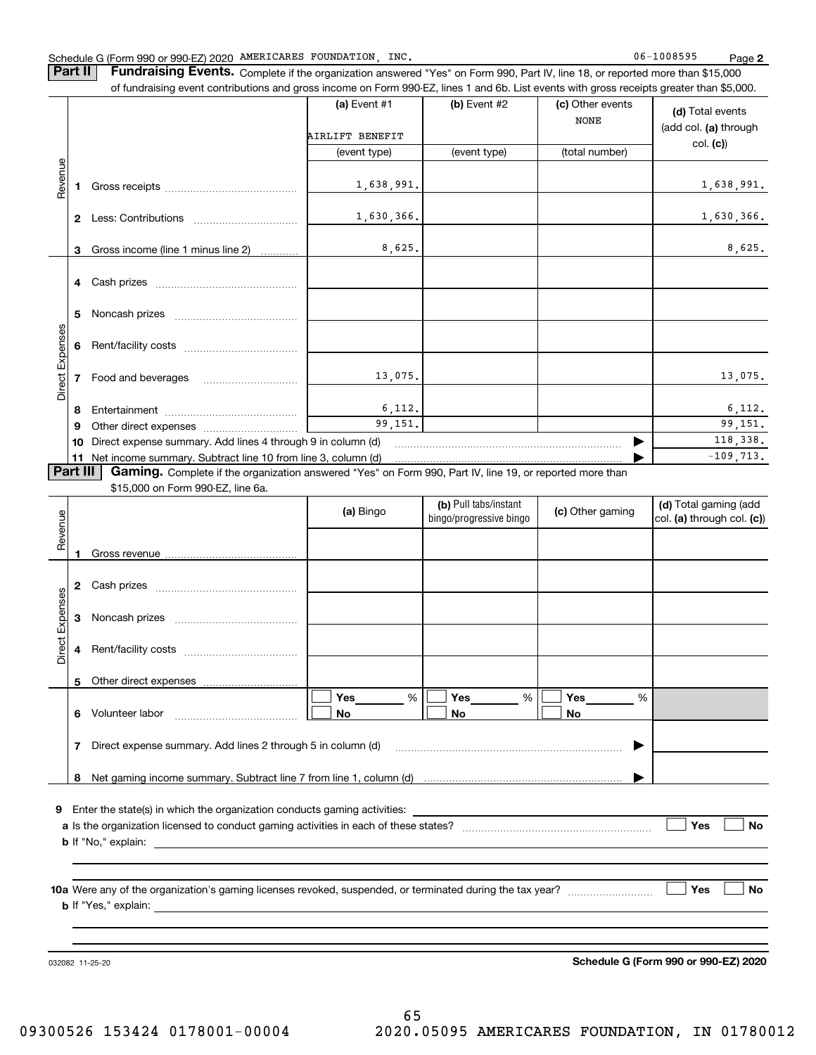Schedule G (Form 990 or 990-EZ) 2020 AMERICARES FOUNDATION, INC. 06-1008595

## Part II Fundraising Events.

Complete if the organization answered "Yes" on Form 990, Part IV, line 18, or reported more than $15,000 of fundraising event contributions and gross income on Form 990-EZ, lines 1 and 6b. List events with gross receipts greater than $5,000.

| | | (a) Event #1 | (b) Event #2 | (c) Other events | (d) Total events (add col. (a) through col. (c)) |
|---|---|---|---|---|---|
| | | AIRLIFT BENEFIT | | NONE | |
| | | (event type) | (event type) | (total number) | |
| Revenue | 1 Gross receipts | 1,638,991. | | | 1,638,991. |
| | 2 Less: Contributions | 1,630,366. | | | 1,630,366. |
| | 3 Gross income (line 1 minus line 2) | 8,625. | | | 8,625. |
| Direct Expenses | 4 Cash prizes | | | | |
| | 5 Noncash prizes | | | | |
| | 6 Rent/facility costs | | | | |
| | 7 Food and beverages | 13,075. | | | 13,075. |
| | 8 Entertainment | 6,112. | | | 6,112. |
| | 9 Other direct expenses | 99,151. | | | 99,151. |
| | 10 Direct expense summary. Add lines 4 through 9 in column (d) | | | ▶ | 118,338. |
| | 11 Net income summary. Subtract line 10 from line 3, column (d) | | | ▶ | -109,713. |

## Part III Gaming.

Complete if the organization answered "Yes" on Form 990, Part IV, line 19, or reported more than $15,000 on Form 990-EZ, line 6a.

| | | (a) Bingo | (b) Pull tabs/instant bingo/progressive bingo | (c) Other gaming | (d) Total gaming (add col. (a) through col. (c)) |
|---|---|---|---|---|---|
| Revenue | 1 Gross revenue | | | | |
| Direct Expenses | 2 Cash prizes | | | | |
| | 3 Noncash prizes | | | | |
| | 4 Rent/facility costs | | | | |
| | 5 Other direct expenses | | | | |
| | 6 Volunteer labor | ☐ Yes ___ % ☐ No | ☐ Yes ___ % ☐ No | ☐ Yes ___ % ☐ No | |
| | 7 Direct expense summary. Add lines 2 through 5 in column (d) | | | ▶ | |
| | 8 Net gaming income summary. Subtract line 7 from line 1, column (d) | | | ▶ | |

**9** Enter the state(s) in which the organization conducts gaming activities: ____________________

**a** Is the organization licensed to conduct gaming activities in each of these states? ☐ Yes ☐ No

**b** If "No," explain: ____________________

**10a** Were any of the organization's gaming licenses revoked, suspended, or terminated during the tax year? ☐ Yes ☐ No

**b** If "Yes," explain: ____________________

032082 11-25-20

**Schedule G (Form 990 or 990-EZ) 2020**

09300526 153424 0178001-00004 2020.05095 AMERICARES FOUNDATION, IN 01780012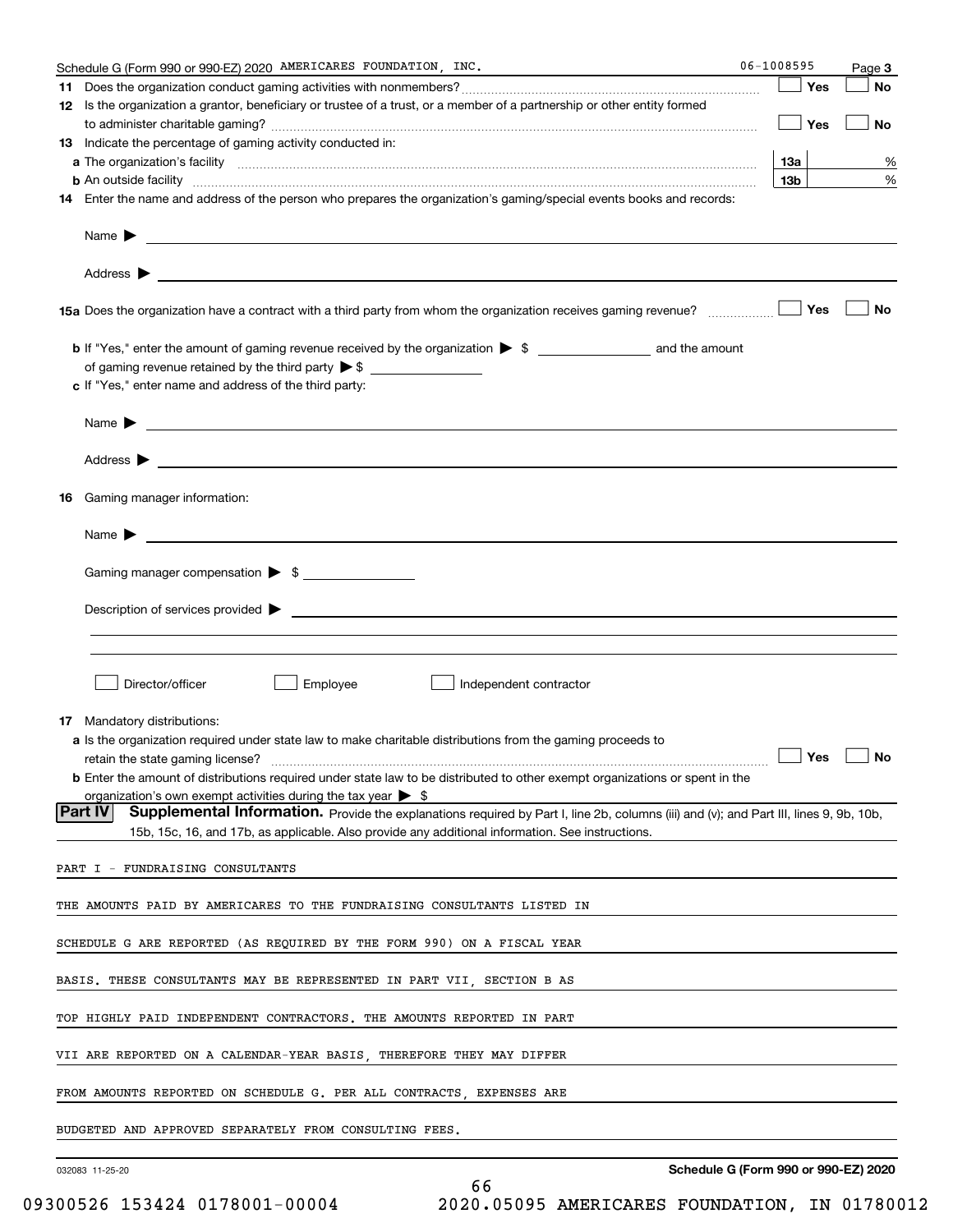Schedule G (Form 990 or 990-EZ) 2020 AMERICARES FOUNDATION, INC. 06-1008595 Page 3

**11** Does the organization conduct gaming activities with nonmembers? ☐ Yes ☐ No

**12** Is the organization a grantor, beneficiary or trustee of a trust, or a member of a partnership or other entity formed to administer charitable gaming? ☐ Yes ☐ No

**13** Indicate the percentage of gaming activity conducted in:

**a** The organization's facility **13a** %

**b** An outside facility **13b** %

**14** Enter the name and address of the person who prepares the organization's gaming/special events books and records:

Name ▶

Address ▶

**15a** Does the organization have a contract with a third party from whom the organization receives gaming revenue? ☐ Yes ☐ No

**b** If "Yes," enter the amount of gaming revenue received by the organization ▶ $ and the amount of gaming revenue retained by the third party ▶ $

**c** If "Yes," enter name and address of the third party:

Name ▶

Address ▶

**16** Gaming manager information:

Name ▶

Gaming manager compensation ▶ $

Description of services provided ▶

☐ Director/officer ☐ Employee ☐ Independent contractor

**17** Mandatory distributions:

**a** Is the organization required under state law to make charitable distributions from the gaming proceeds to retain the state gaming license? ☐ Yes ☐ No

**b** Enter the amount of distributions required under state law to be distributed to other exempt organizations or spent in the organization's own exempt activities during the tax year ▶ $

**Part IV** **Supplemental Information.** Provide the explanations required by Part I, line 2b, columns (iii) and (v); and Part III, lines 9, 9b, 10b, 15b, 15c, 16, and 17b, as applicable. Also provide any additional information. See instructions.

PART I - FUNDRAISING CONSULTANTS

THE AMOUNTS PAID BY AMERICARES TO THE FUNDRAISING CONSULTANTS LISTED IN SCHEDULE G ARE REPORTED (AS REQUIRED BY THE FORM 990) ON A FISCAL YEAR BASIS. THESE CONSULTANTS MAY BE REPRESENTED IN PART VII, SECTION B AS TOP HIGHLY PAID INDEPENDENT CONTRACTORS. THE AMOUNTS REPORTED IN PART VII ARE REPORTED ON A CALENDAR-YEAR BASIS, THEREFORE THEY MAY DIFFER FROM AMOUNTS REPORTED ON SCHEDULE G. PER ALL CONTRACTS, EXPENSES ARE BUDGETED AND APPROVED SEPARATELY FROM CONSULTING FEES.

032083 11-25-20 **Schedule G (Form 990 or 990-EZ) 2020**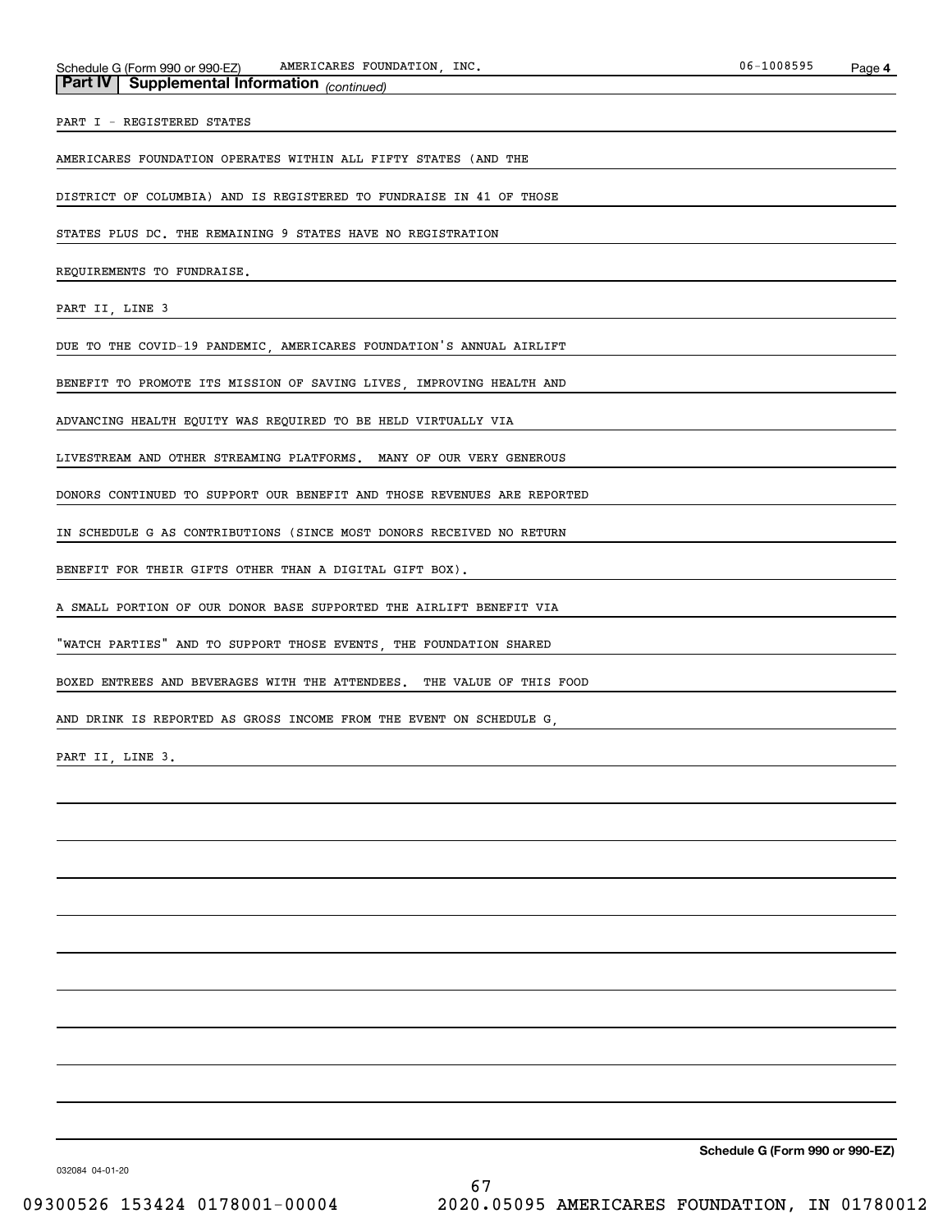## Part IV | Supplemental Information *(continued)*

PART I - REGISTERED STATES

AMERICARES FOUNDATION OPERATES WITHIN ALL FIFTY STATES (AND THE DISTRICT OF COLUMBIA) AND IS REGISTERED TO FUNDRAISE IN 41 OF THOSE STATES PLUS DC. THE REMAINING 9 STATES HAVE NO REGISTRATION REQUIREMENTS TO FUNDRAISE.

PART II, LINE 3

DUE TO THE COVID-19 PANDEMIC, AMERICARES FOUNDATION'S ANNUAL AIRLIFT BENEFIT TO PROMOTE ITS MISSION OF SAVING LIVES, IMPROVING HEALTH AND ADVANCING HEALTH EQUITY WAS REQUIRED TO BE HELD VIRTUALLY VIA LIVESTREAM AND OTHER STREAMING PLATFORMS. MANY OF OUR VERY GENEROUS DONORS CONTINUED TO SUPPORT OUR BENEFIT AND THOSE REVENUES ARE REPORTED IN SCHEDULE G AS CONTRIBUTIONS (SINCE MOST DONORS RECEIVED NO RETURN BENEFIT FOR THEIR GIFTS OTHER THAN A DIGITAL GIFT BOX).

A SMALL PORTION OF OUR DONOR BASE SUPPORTED THE AIRLIFT BENEFIT VIA "WATCH PARTIES" AND TO SUPPORT THOSE EVENTS, THE FOUNDATION SHARED BOXED ENTREES AND BEVERAGES WITH THE ATTENDEES. THE VALUE OF THIS FOOD AND DRINK IS REPORTED AS GROSS INCOME FROM THE EVENT ON SCHEDULE G, PART II, LINE 3.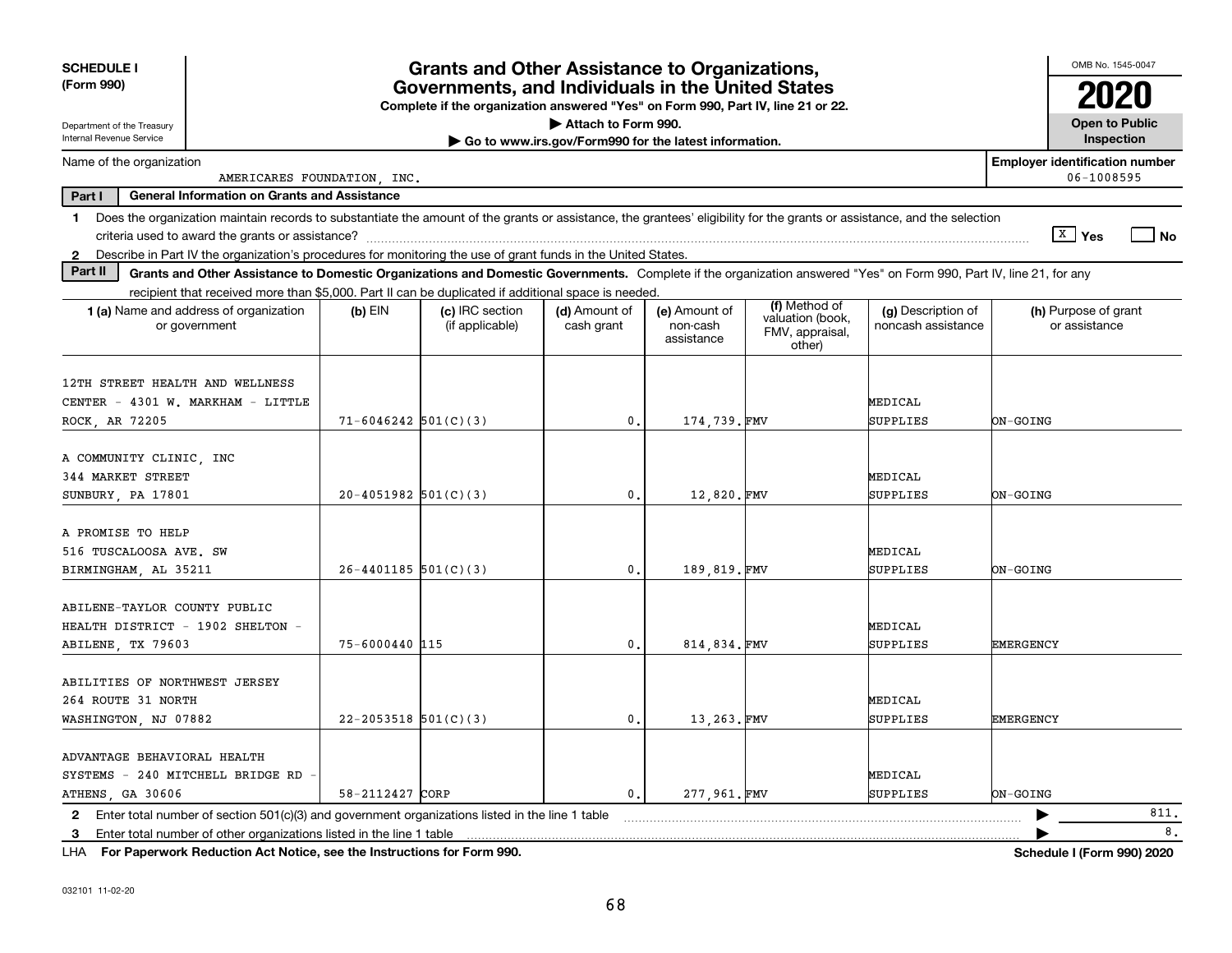**SCHEDULE I (Form 990)**

Department of the Treasury
Internal Revenue Service

# Grants and Other Assistance to Organizations, Governments, and Individuals in the United States

**Complete if the organization answered "Yes" on Form 990, Part IV, line 21 or 22.**
**▶ Attach to Form 990.**
**▶ Go to www.irs.gov/Form990 for the latest information.**

OMB No. 1545-0047

**2020**

**Open to Public Inspection**

Name of the organization: AMERICARES FOUNDATION, INC.

**Employer identification number**: 06-1008595

**Part I — General Information on Grants and Assistance**

1 Does the organization maintain records to substantiate the amount of the grants or assistance, the grantees' eligibility for the grants or assistance, and the selection criteria used to award the grants or assistance? [X] Yes [ ] No

2 Describe in Part IV the organization's procedures for monitoring the use of grant funds in the United States.

**Part II — Grants and Other Assistance to Domestic Organizations and Domestic Governments.** Complete if the organization answered "Yes" on Form 990, Part IV, line 21, for any recipient that received more than $5,000. Part II can be duplicated if additional space is needed.

| 1 (a) Name and address of organization or government | (b) EIN | (c) IRC section (if applicable) | (d) Amount of cash grant | (e) Amount of non-cash assistance | (f) Method of valuation (book, FMV, appraisal, other) | (g) Description of noncash assistance | (h) Purpose of grant or assistance |
|---|---|---|---|---|---|---|---|
| 12TH STREET HEALTH AND WELLNESS CENTER - 4301 W. MARKHAM - LITTLE ROCK, AR 72205 | 71-6046242 | 501(C)(3) | 0. | 174,739. | FMV | MEDICAL SUPPLIES | ON-GOING |
| A COMMUNITY CLINIC, INC 344 MARKET STREET SUNBURY, PA 17801 | 20-4051982 | 501(C)(3) | 0. | 12,820. | FMV | MEDICAL SUPPLIES | ON-GOING |
| A PROMISE TO HELP 516 TUSCALOOSA AVE. SW BIRMINGHAM, AL 35211 | 26-4401185 | 501(C)(3) | 0. | 189,819. | FMV | MEDICAL SUPPLIES | ON-GOING |
| ABILENE-TAYLOR COUNTY PUBLIC HEALTH DISTRICT - 1902 SHELTON - ABILENE, TX 79603 | 75-6000440 | 115 | 0. | 814,834. | FMV | MEDICAL SUPPLIES | EMERGENCY |
| ABILITIES OF NORTHWEST JERSEY 264 ROUTE 31 NORTH WASHINGTON, NJ 07882 | 22-2053518 | 501(C)(3) | 0. | 13,263. | FMV | MEDICAL SUPPLIES | EMERGENCY |
| ADVANTAGE BEHAVIORAL HEALTH SYSTEMS - 240 MITCHELL BRIDGE RD - ATHENS, GA 30606 | 58-2112427 | CORP | 0. | 277,961. | FMV | MEDICAL SUPPLIES | ON-GOING |

2 Enter total number of section 501(c)(3) and government organizations listed in the line 1 table ▶ 811.

3 Enter total number of other organizations listed in the line 1 table ▶ 8.

LHA **For Paperwork Reduction Act Notice, see the Instructions for Form 990.** **Schedule I (Form 990) 2020**

032101 11-02-20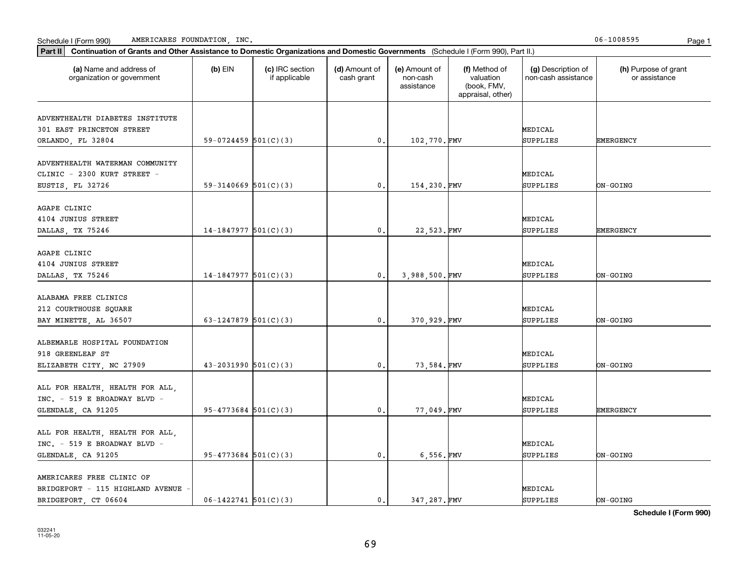Schedule I (Form 990) AMERICARES FOUNDATION, INC. 06-1008595

**Part II** **Continuation of Grants and Other Assistance to Domestic Organizations and Domestic Governments** (Schedule I (Form 990), Part II.)

| (a) Name and address of organization or government | (b) EIN | (c) IRC section if applicable | (d) Amount of cash grant | (e) Amount of non-cash assistance | (f) Method of valuation (book, FMV, appraisal, other) | (g) Description of non-cash assistance | (h) Purpose of grant or assistance |
|---|---|---|---|---|---|---|---|
| ADVENTHEALTH DIABETES INSTITUTE 301 EAST PRINCETON STREET ORLANDO, FL 32804 | 59-0724459 | 501(C)(3) | 0. | 102,770. | FMV | MEDICAL SUPPLIES | EMERGENCY |
| ADVENTHEALTH WATERMAN COMMUNITY CLINIC - 2300 KURT STREET - EUSTIS, FL 32726 | 59-3140669 | 501(C)(3) | 0. | 154,230. | FMV | MEDICAL SUPPLIES | ON-GOING |
| AGAPE CLINIC 4104 JUNIUS STREET DALLAS, TX 75246 | 14-1847977 | 501(C)(3) | 0. | 22,523. | FMV | MEDICAL SUPPLIES | EMERGENCY |
| AGAPE CLINIC 4104 JUNIUS STREET DALLAS, TX 75246 | 14-1847977 | 501(C)(3) | 0. | 3,988,500. | FMV | MEDICAL SUPPLIES | ON-GOING |
| ALABAMA FREE CLINICS 212 COURTHOUSE SQUARE BAY MINETTE, AL 36507 | 63-1247879 | 501(C)(3) | 0. | 370,929. | FMV | MEDICAL SUPPLIES | ON-GOING |
| ALBEMARLE HOSPITAL FOUNDATION 918 GREENLEAF ST ELIZABETH CITY, NC 27909 | 43-2031990 | 501(C)(3) | 0. | 73,584. | FMV | MEDICAL SUPPLIES | ON-GOING |
| ALL FOR HEALTH, HEALTH FOR ALL, INC. - 519 E BROADWAY BLVD - GLENDALE, CA 91205 | 95-4773684 | 501(C)(3) | 0. | 77,049. | FMV | MEDICAL SUPPLIES | EMERGENCY |
| ALL FOR HEALTH, HEALTH FOR ALL, INC. - 519 E BROADWAY BLVD - GLENDALE, CA 91205 | 95-4773684 | 501(C)(3) | 0. | 6,556. | FMV | MEDICAL SUPPLIES | ON-GOING |
| AMERICARES FREE CLINIC OF BRIDGEPORT - 115 HIGHLAND AVENUE - BRIDGEPORT, CT 06604 | 06-1422741 | 501(C)(3) | 0. | 347,287. | FMV | MEDICAL SUPPLIES | ON-GOING |

**Schedule I (Form 990)**

032241 11-05-20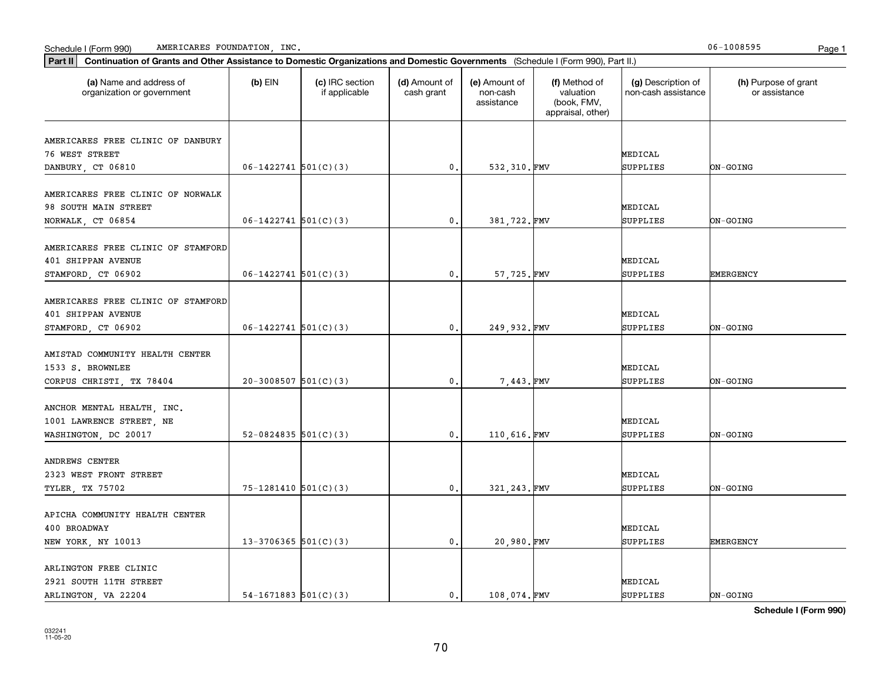Schedule I (Form 990) AMERICARES FOUNDATION, INC. 06-1008595

**Part II** **Continuation of Grants and Other Assistance to Domestic Organizations and Domestic Governments** (Schedule I (Form 990), Part II.)

| (a) Name and address of organization or government | (b) EIN | (c) IRC section if applicable | (d) Amount of cash grant | (e) Amount of non-cash assistance | (f) Method of valuation (book, FMV, appraisal, other) | (g) Description of non-cash assistance | (h) Purpose of grant or assistance |
|---|---|---|---|---|---|---|---|
| AMERICARES FREE CLINIC OF DANBURY<br>76 WEST STREET<br>DANBURY, CT 06810 | 06-1422741 | 501(C)(3) | 0. | 532,310. | FMV | MEDICAL SUPPLIES | ON-GOING |
| AMERICARES FREE CLINIC OF NORWALK<br>98 SOUTH MAIN STREET<br>NORWALK, CT 06854 | 06-1422741 | 501(C)(3) | 0. | 381,722. | FMV | MEDICAL SUPPLIES | ON-GOING |
| AMERICARES FREE CLINIC OF STAMFORD<br>401 SHIPPAN AVENUE<br>STAMFORD, CT 06902 | 06-1422741 | 501(C)(3) | 0. | 57,725. | FMV | MEDICAL SUPPLIES | EMERGENCY |
| AMERICARES FREE CLINIC OF STAMFORD<br>401 SHIPPAN AVENUE<br>STAMFORD, CT 06902 | 06-1422741 | 501(C)(3) | 0. | 249,932. | FMV | MEDICAL SUPPLIES | ON-GOING |
| AMISTAD COMMUNITY HEALTH CENTER<br>1533 S. BROWNLEE<br>CORPUS CHRISTI, TX 78404 | 20-3008507 | 501(C)(3) | 0. | 7,443. | FMV | MEDICAL SUPPLIES | ON-GOING |
| ANCHOR MENTAL HEALTH, INC.<br>1001 LAWRENCE STREET, NE<br>WASHINGTON, DC 20017 | 52-0824835 | 501(C)(3) | 0. | 110,616. | FMV | MEDICAL SUPPLIES | ON-GOING |
| ANDREWS CENTER<br>2323 WEST FRONT STREET<br>TYLER, TX 75702 | 75-1281410 | 501(C)(3) | 0. | 321,243. | FMV | MEDICAL SUPPLIES | ON-GOING |
| APICHA COMMUNITY HEALTH CENTER<br>400 BROADWAY<br>NEW YORK, NY 10013 | 13-3706365 | 501(C)(3) | 0. | 20,980. | FMV | MEDICAL SUPPLIES | EMERGENCY |
| ARLINGTON FREE CLINIC<br>2921 SOUTH 11TH STREET<br>ARLINGTON, VA 22204 | 54-1671883 | 501(C)(3) | 0. | 108,074. | FMV | MEDICAL SUPPLIES | ON-GOING |

**Schedule I (Form 990)**

032241
11-05-20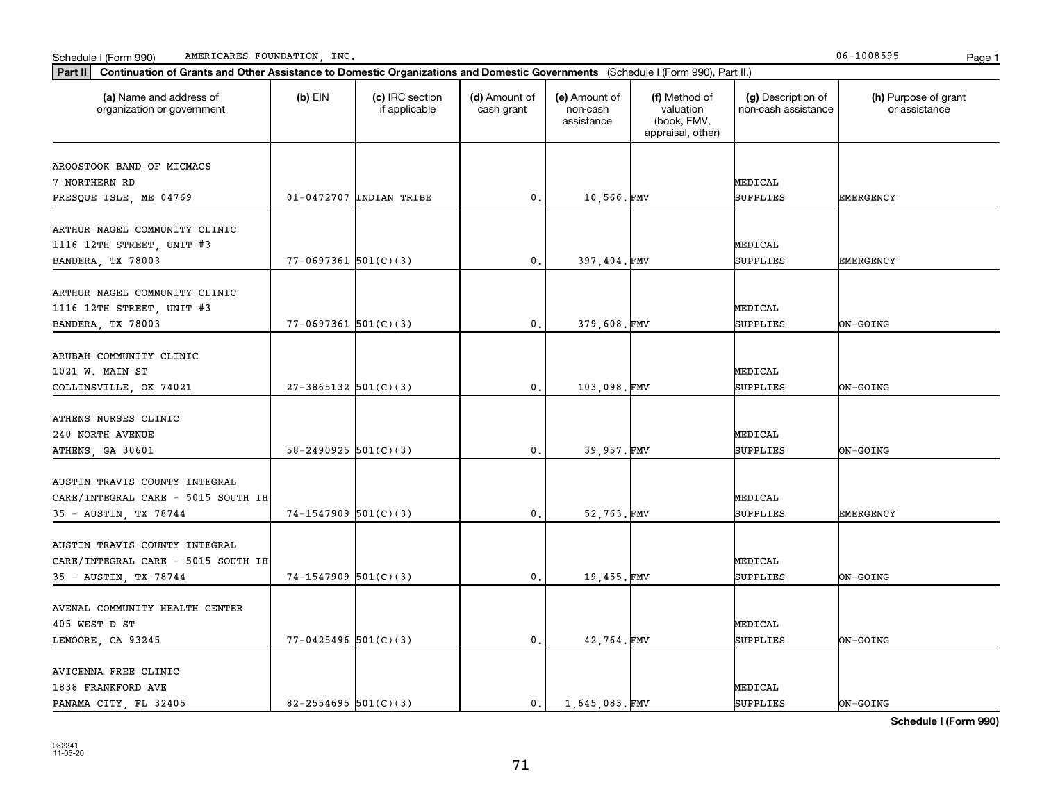Schedule I (Form 990) AMERICARES FOUNDATION, INC. 06-1008595

**Part II** **Continuation of Grants and Other Assistance to Domestic Organizations and Domestic Governments** (Schedule I (Form 990), Part II.)

| (a) Name and address of organization or government | (b) EIN | (c) IRC section if applicable | (d) Amount of cash grant | (e) Amount of non-cash assistance | (f) Method of valuation (book, FMV, appraisal, other) | (g) Description of non-cash assistance | (h) Purpose of grant or assistance |
|---|---|---|---|---|---|---|---|
| AROOSTOOK BAND OF MICMACS 7 NORTHERN RD PRESQUE ISLE, ME 04769 | 01-0472707 | INDIAN TRIBE | 0. | 10,566. | FMV | MEDICAL SUPPLIES | EMERGENCY |
| ARTHUR NAGEL COMMUNITY CLINIC 1116 12TH STREET, UNIT #3 BANDERA, TX 78003 | 77-0697361 | 501(C)(3) | 0. | 397,404. | FMV | MEDICAL SUPPLIES | EMERGENCY |
| ARTHUR NAGEL COMMUNITY CLINIC 1116 12TH STREET, UNIT #3 BANDERA, TX 78003 | 77-0697361 | 501(C)(3) | 0. | 379,608. | FMV | MEDICAL SUPPLIES | ON-GOING |
| ARUBAH COMMUNITY CLINIC 1021 W. MAIN ST COLLINSVILLE, OK 74021 | 27-3865132 | 501(C)(3) | 0. | 103,098. | FMV | MEDICAL SUPPLIES | ON-GOING |
| ATHENS NURSES CLINIC 240 NORTH AVENUE ATHENS, GA 30601 | 58-2490925 | 501(C)(3) | 0. | 39,957. | FMV | MEDICAL SUPPLIES | ON-GOING |
| AUSTIN TRAVIS COUNTY INTEGRAL CARE/INTEGRAL CARE - 5015 SOUTH IH 35 - AUSTIN, TX 78744 | 74-1547909 | 501(C)(3) | 0. | 52,763. | FMV | MEDICAL SUPPLIES | EMERGENCY |
| AUSTIN TRAVIS COUNTY INTEGRAL CARE/INTEGRAL CARE - 5015 SOUTH IH 35 - AUSTIN, TX 78744 | 74-1547909 | 501(C)(3) | 0. | 19,455. | FMV | MEDICAL SUPPLIES | ON-GOING |
| AVENAL COMMUNITY HEALTH CENTER 405 WEST D ST LEMOORE, CA 93245 | 77-0425496 | 501(C)(3) | 0. | 42,764. | FMV | MEDICAL SUPPLIES | ON-GOING |
| AVICENNA FREE CLINIC 1838 FRANKFORD AVE PANAMA CITY, FL 32405 | 82-2554695 | 501(C)(3) | 0. | 1,645,083. | FMV | MEDICAL SUPPLIES | ON-GOING |

**Schedule I (Form 990)**

032241
11-05-20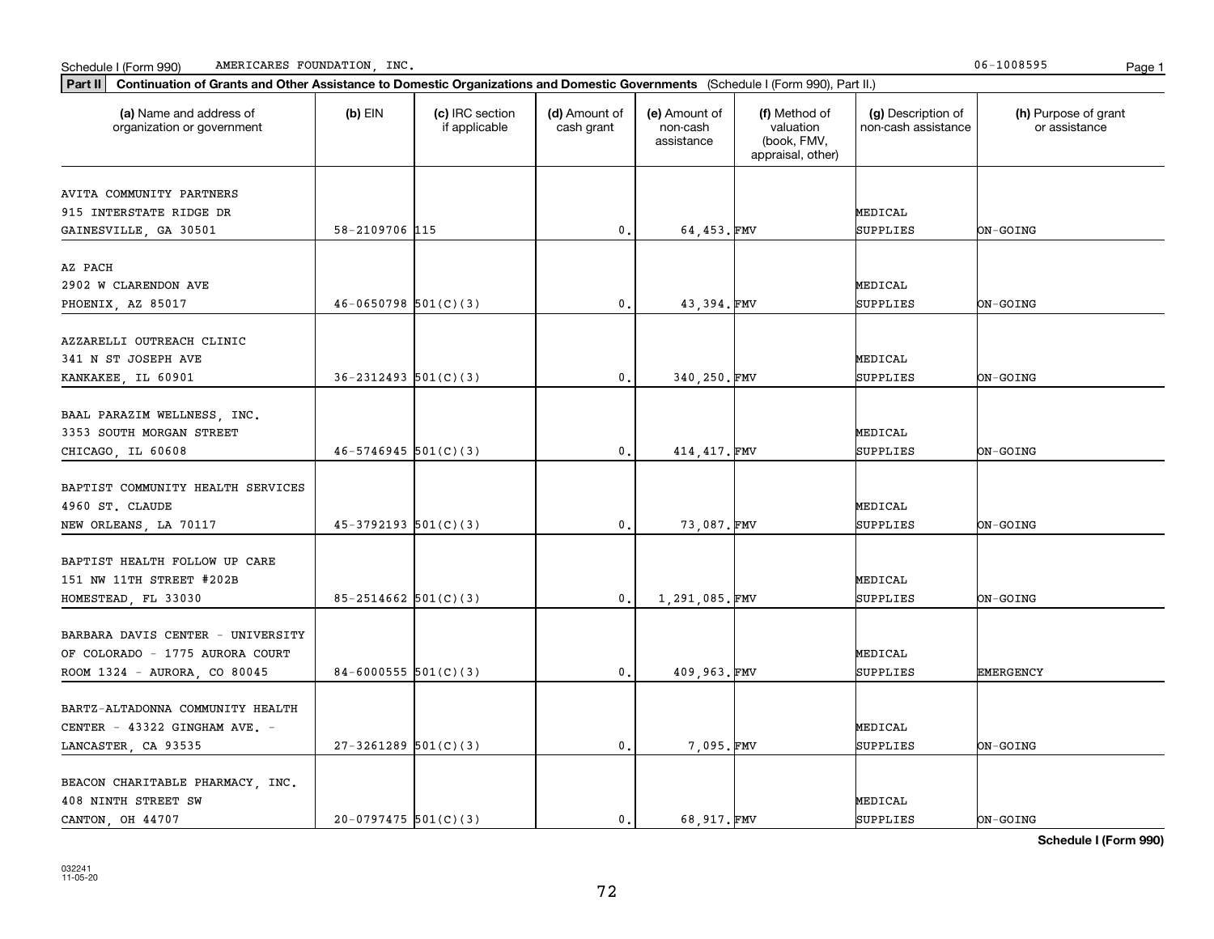Schedule I (Form 990) AMERICARES FOUNDATION, INC. 06-1008595

**Part II** **Continuation of Grants and Other Assistance to Domestic Organizations and Domestic Governments** (Schedule I (Form 990), Part II.)

| (a) Name and address of organization or government | (b) EIN | (c) IRC section if applicable | (d) Amount of cash grant | (e) Amount of non-cash assistance | (f) Method of valuation (book, FMV, appraisal, other) | (g) Description of non-cash assistance | (h) Purpose of grant or assistance |
|---|---|---|---|---|---|---|---|
| AVITA COMMUNITY PARTNERS 915 INTERSTATE RIDGE DR GAINESVILLE, GA 30501 | 58-2109706 | 115 | 0. | 64,453. | FMV | MEDICAL SUPPLIES | ON-GOING |
| AZ PACH 2902 W CLARENDON AVE PHOENIX, AZ 85017 | 46-0650798 | 501(C)(3) | 0. | 43,394. | FMV | MEDICAL SUPPLIES | ON-GOING |
| AZZARELLI OUTREACH CLINIC 341 N ST JOSEPH AVE KANKAKEE, IL 60901 | 36-2312493 | 501(C)(3) | 0. | 340,250. | FMV | MEDICAL SUPPLIES | ON-GOING |
| BAAL PARAZIM WELLNESS, INC. 3353 SOUTH MORGAN STREET CHICAGO, IL 60608 | 46-5746945 | 501(C)(3) | 0. | 414,417. | FMV | MEDICAL SUPPLIES | ON-GOING |
| BAPTIST COMMUNITY HEALTH SERVICES 4960 ST. CLAUDE NEW ORLEANS, LA 70117 | 45-3792193 | 501(C)(3) | 0. | 73,087. | FMV | MEDICAL SUPPLIES | ON-GOING |
| BAPTIST HEALTH FOLLOW UP CARE 151 NW 11TH STREET #202B HOMESTEAD, FL 33030 | 85-2514662 | 501(C)(3) | 0. | 1,291,085. | FMV | MEDICAL SUPPLIES | ON-GOING |
| BARBARA DAVIS CENTER - UNIVERSITY OF COLORADO - 1775 AURORA COURT ROOM 1324 - AURORA, CO 80045 | 84-6000555 | 501(C)(3) | 0. | 409,963. | FMV | MEDICAL SUPPLIES | EMERGENCY |
| BARTZ-ALTADONNA COMMUNITY HEALTH CENTER - 43322 GINGHAM AVE. - LANCASTER, CA 93535 | 27-3261289 | 501(C)(3) | 0. | 7,095. | FMV | MEDICAL SUPPLIES | ON-GOING |
| BEACON CHARITABLE PHARMACY, INC. 408 NINTH STREET SW CANTON, OH 44707 | 20-0797475 | 501(C)(3) | 0. | 68,917. | FMV | MEDICAL SUPPLIES | ON-GOING |

**Schedule I (Form 990)**

032241 11-05-20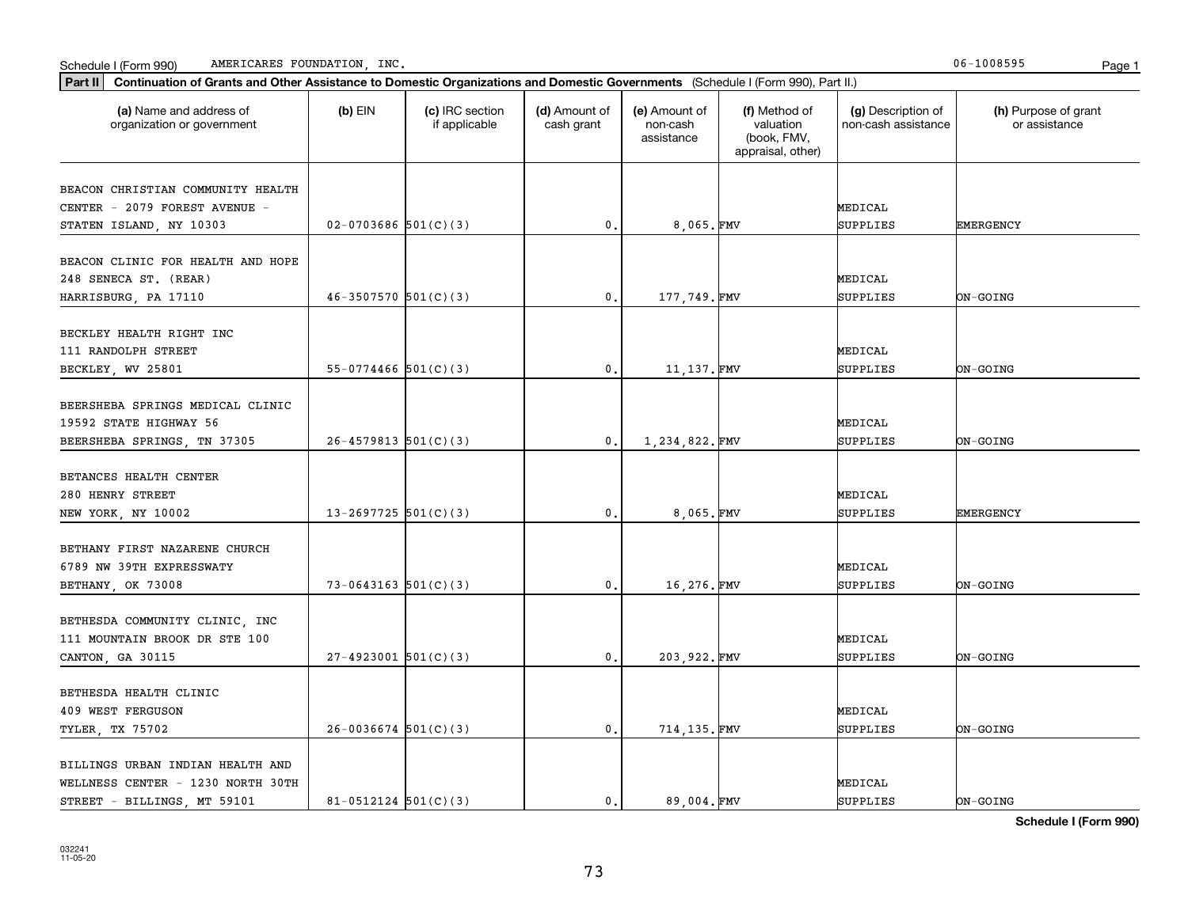**Part II** **Continuation of Grants and Other Assistance to Domestic Organizations and Domestic Governments** (Schedule I (Form 990), Part II.)

| (a) Name and address of organization or government | (b) EIN | (c) IRC section if applicable | (d) Amount of cash grant | (e) Amount of non-cash assistance | (f) Method of valuation (book, FMV, appraisal, other) | (g) Description of non-cash assistance | (h) Purpose of grant or assistance |
|---|---|---|---|---|---|---|---|
| BEACON CHRISTIAN COMMUNITY HEALTH CENTER - 2079 FOREST AVENUE - STATEN ISLAND, NY 10303 | 02-0703686 | 501(C)(3) | 0. | 8,065. | FMV | MEDICAL SUPPLIES | EMERGENCY |
| BEACON CLINIC FOR HEALTH AND HOPE 248 SENECA ST. (REAR) HARRISBURG, PA 17110 | 46-3507570 | 501(C)(3) | 0. | 177,749. | FMV | MEDICAL SUPPLIES | ON-GOING |
| BECKLEY HEALTH RIGHT INC 111 RANDOLPH STREET BECKLEY, WV 25801 | 55-0774466 | 501(C)(3) | 0. | 11,137. | FMV | MEDICAL SUPPLIES | ON-GOING |
| BEERSHEBA SPRINGS MEDICAL CLINIC 19592 STATE HIGHWAY 56 BEERSHEBA SPRINGS, TN 37305 | 26-4579813 | 501(C)(3) | 0. | 1,234,822. | FMV | MEDICAL SUPPLIES | ON-GOING |
| BETANCES HEALTH CENTER 280 HENRY STREET NEW YORK, NY 10002 | 13-2697725 | 501(C)(3) | 0. | 8,065. | FMV | MEDICAL SUPPLIES | EMERGENCY |
| BETHANY FIRST NAZARENE CHURCH 6789 NW 39TH EXPRESSWATY BETHANY, OK 73008 | 73-0643163 | 501(C)(3) | 0. | 16,276. | FMV | MEDICAL SUPPLIES | ON-GOING |
| BETHESDA COMMUNITY CLINIC, INC 111 MOUNTAIN BROOK DR STE 100 CANTON, GA 30115 | 27-4923001 | 501(C)(3) | 0. | 203,922. | FMV | MEDICAL SUPPLIES | ON-GOING |
| BETHESDA HEALTH CLINIC 409 WEST FERGUSON TYLER, TX 75702 | 26-0036674 | 501(C)(3) | 0. | 714,135. | FMV | MEDICAL SUPPLIES | ON-GOING |
| BILLINGS URBAN INDIAN HEALTH AND WELLNESS CENTER - 1230 NORTH 30TH STREET - BILLINGS, MT 59101 | 81-0512124 | 501(C)(3) | 0. | 89,004. | FMV | MEDICAL SUPPLIES | ON-GOING |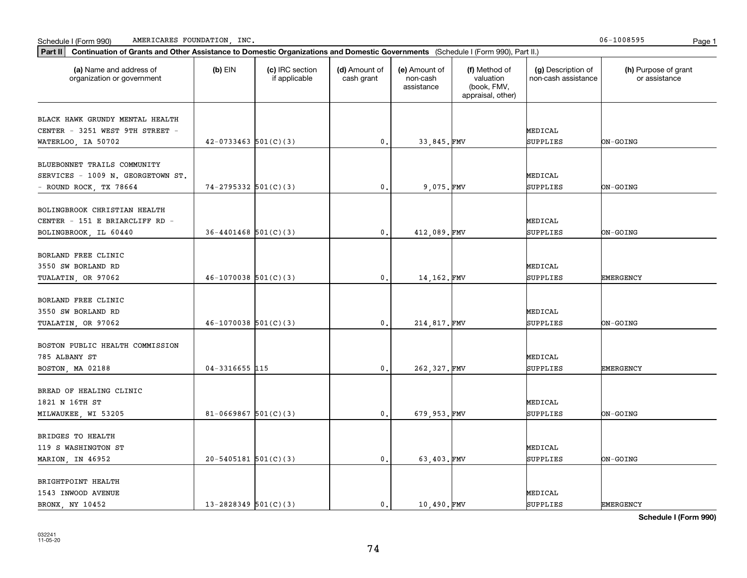Schedule I (Form 990) AMERICARES FOUNDATION, INC. 06-1008595

**Part II** **Continuation of Grants and Other Assistance to Domestic Organizations and Domestic Governments** (Schedule I (Form 990), Part II.)

| (a) Name and address of organization or government | (b) EIN | (c) IRC section if applicable | (d) Amount of cash grant | (e) Amount of non-cash assistance | (f) Method of valuation (book, FMV, appraisal, other) | (g) Description of non-cash assistance | (h) Purpose of grant or assistance |
|---|---|---|---|---|---|---|---|
| BLACK HAWK GRUNDY MENTAL HEALTH CENTER - 3251 WEST 9TH STREET - WATERLOO, IA 50702 | 42-0733463 | 501(C)(3) | 0. | 33,845. | FMV | MEDICAL SUPPLIES | ON-GOING |
| BLUEBONNET TRAILS COMMUNITY SERVICES - 1009 N. GEORGETOWN ST. - ROUND ROCK, TX 78664 | 74-2795332 | 501(C)(3) | 0. | 9,075. | FMV | MEDICAL SUPPLIES | ON-GOING |
| BOLINGBROOK CHRISTIAN HEALTH CENTER - 151 E BRIARCLIFF RD - BOLINGBROOK, IL 60440 | 36-4401468 | 501(C)(3) | 0. | 412,089. | FMV | MEDICAL SUPPLIES | ON-GOING |
| BORLAND FREE CLINIC 3550 SW BORLAND RD TUALATIN, OR 97062 | 46-1070038 | 501(C)(3) | 0. | 14,162. | FMV | MEDICAL SUPPLIES | EMERGENCY |
| BORLAND FREE CLINIC 3550 SW BORLAND RD TUALATIN, OR 97062 | 46-1070038 | 501(C)(3) | 0. | 214,817. | FMV | MEDICAL SUPPLIES | ON-GOING |
| BOSTON PUBLIC HEALTH COMMISSION 785 ALBANY ST BOSTON, MA 02188 | 04-3316655 | 115 | 0. | 262,327. | FMV | MEDICAL SUPPLIES | EMERGENCY |
| BREAD OF HEALING CLINIC 1821 N 16TH ST MILWAUKEE, WI 53205 | 81-0669867 | 501(C)(3) | 0. | 679,953. | FMV | MEDICAL SUPPLIES | ON-GOING |
| BRIDGES TO HEALTH 119 S WASHINGTON ST MARION, IN 46952 | 20-5405181 | 501(C)(3) | 0. | 63,403. | FMV | MEDICAL SUPPLIES | ON-GOING |
| BRIGHTPOINT HEALTH 1543 INWOOD AVENUE BRONX, NY 10452 | 13-2828349 | 501(C)(3) | 0. | 10,490. | FMV | MEDICAL SUPPLIES | EMERGENCY |

**Schedule I (Form 990)**

032241
11-05-20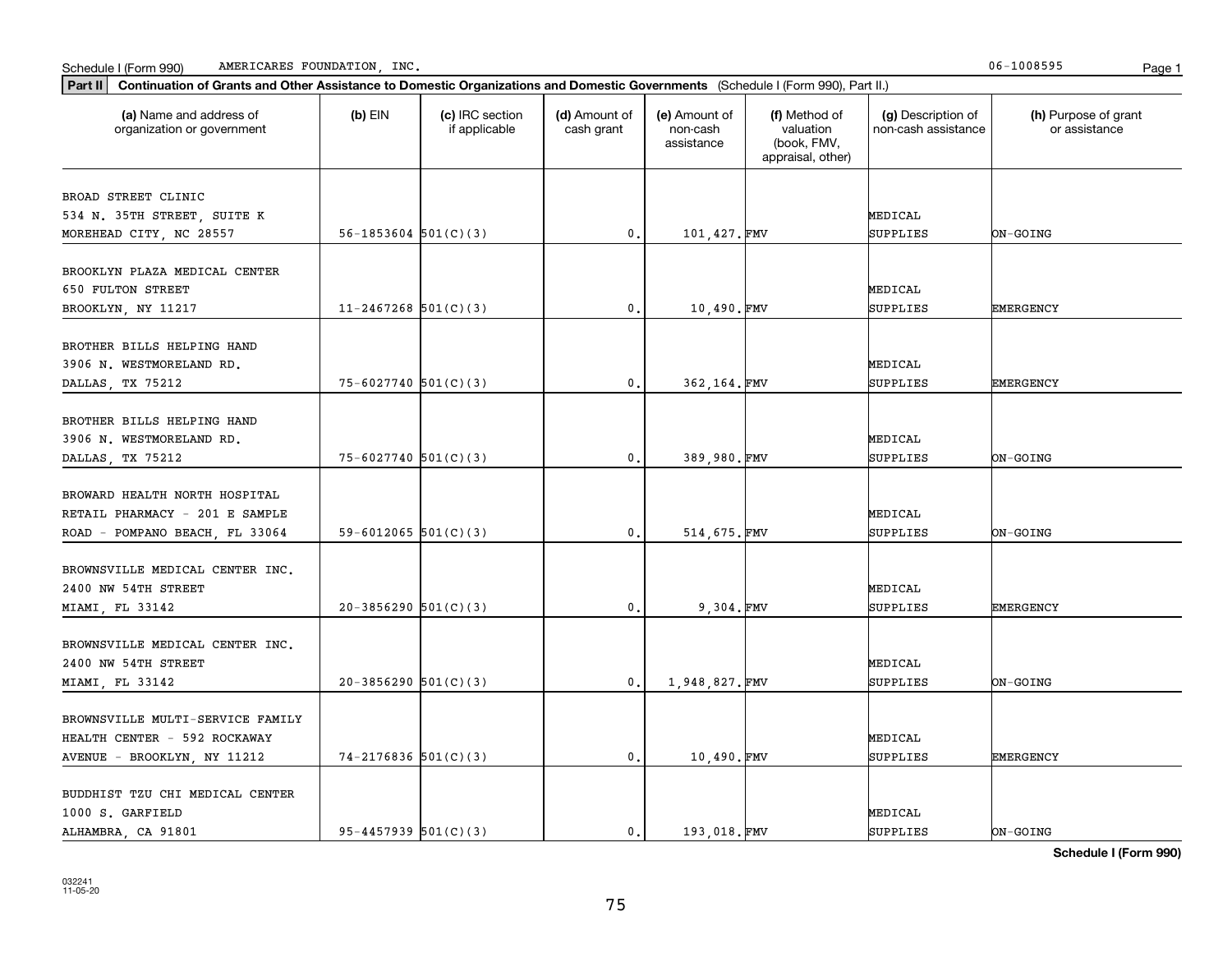Schedule I (Form 990) AMERICARES FOUNDATION, INC. 06-1008595

**Part II** **Continuation of Grants and Other Assistance to Domestic Organizations and Domestic Governments** (Schedule I (Form 990), Part II.)

| (a) Name and address of organization or government | (b) EIN | (c) IRC section if applicable | (d) Amount of cash grant | (e) Amount of non-cash assistance | (f) Method of valuation (book, FMV, appraisal, other) | (g) Description of non-cash assistance | (h) Purpose of grant or assistance |
|---|---|---|---|---|---|---|---|
| BROAD STREET CLINIC<br>534 N. 35TH STREET, SUITE K<br>MOREHEAD CITY, NC 28557 | 56-1853604 | 501(C)(3) | 0. | 101,427. | FMV | MEDICAL SUPPLIES | ON-GOING |
| BROOKLYN PLAZA MEDICAL CENTER<br>650 FULTON STREET<br>BROOKLYN, NY 11217 | 11-2467268 | 501(C)(3) | 0. | 10,490. | FMV | MEDICAL SUPPLIES | EMERGENCY |
| BROTHER BILLS HELPING HAND<br>3906 N. WESTMORELAND RD.<br>DALLAS, TX 75212 | 75-6027740 | 501(C)(3) | 0. | 362,164. | FMV | MEDICAL SUPPLIES | EMERGENCY |
| BROTHER BILLS HELPING HAND<br>3906 N. WESTMORELAND RD.<br>DALLAS, TX 75212 | 75-6027740 | 501(C)(3) | 0. | 389,980. | FMV | MEDICAL SUPPLIES | ON-GOING |
| BROWARD HEALTH NORTH HOSPITAL<br>RETAIL PHARMACY - 201 E SAMPLE<br>ROAD - POMPANO BEACH, FL 33064 | 59-6012065 | 501(C)(3) | 0. | 514,675. | FMV | MEDICAL SUPPLIES | ON-GOING |
| BROWNSVILLE MEDICAL CENTER INC.<br>2400 NW 54TH STREET<br>MIAMI, FL 33142 | 20-3856290 | 501(C)(3) | 0. | 9,304. | FMV | MEDICAL SUPPLIES | EMERGENCY |
| BROWNSVILLE MEDICAL CENTER INC.<br>2400 NW 54TH STREET<br>MIAMI, FL 33142 | 20-3856290 | 501(C)(3) | 0. | 1,948,827. | FMV | MEDICAL SUPPLIES | ON-GOING |
| BROWNSVILLE MULTI-SERVICE FAMILY<br>HEALTH CENTER - 592 ROCKAWAY<br>AVENUE - BROOKLYN, NY 11212 | 74-2176836 | 501(C)(3) | 0. | 10,490. | FMV | MEDICAL SUPPLIES | EMERGENCY |
| BUDDHIST TZU CHI MEDICAL CENTER<br>1000 S. GARFIELD<br>ALHAMBRA, CA 91801 | 95-4457939 | 501(C)(3) | 0. | 193,018. | FMV | MEDICAL SUPPLIES | ON-GOING |

**Schedule I (Form 990)**

032241 11-05-20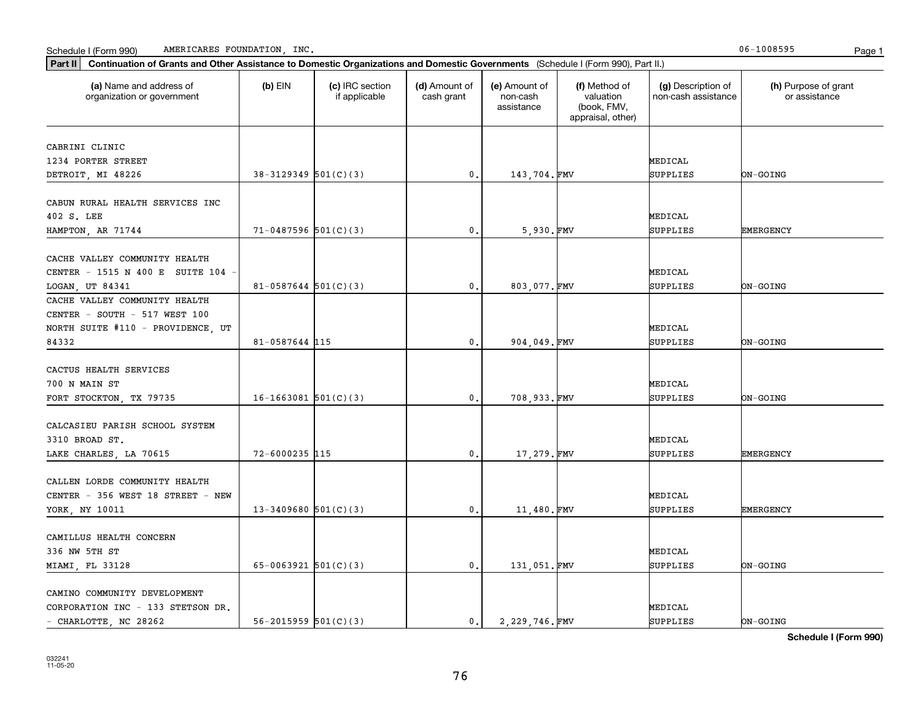Schedule I (Form 990) AMERICARES FOUNDATION, INC. 06-1008595

**Part II** **Continuation of Grants and Other Assistance to Domestic Organizations and Domestic Governments** (Schedule I (Form 990), Part II.)

| (a) Name and address of organization or government | (b) EIN | (c) IRC section if applicable | (d) Amount of cash grant | (e) Amount of non-cash assistance | (f) Method of valuation (book, FMV, appraisal, other) | (g) Description of non-cash assistance | (h) Purpose of grant or assistance |
|---|---|---|---|---|---|---|---|
| CABRINI CLINIC 1234 PORTER STREET DETROIT, MI 48226 | 38-3129349 | 501(C)(3) | 0. | 143,704. | FMV | MEDICAL SUPPLIES | ON-GOING |
| CABUN RURAL HEALTH SERVICES INC 402 S. LEE HAMPTON, AR 71744 | 71-0487596 | 501(C)(3) | 0. | 5,930. | FMV | MEDICAL SUPPLIES | EMERGENCY |
| CACHE VALLEY COMMUNITY HEALTH CENTER - 1515 N 400 E SUITE 104 - LOGAN, UT 84341 | 81-0587644 | 501(C)(3) | 0. | 803,077. | FMV | MEDICAL SUPPLIES | ON-GOING |
| CACHE VALLEY COMMUNITY HEALTH CENTER - SOUTH - 517 WEST 100 NORTH SUITE #110 - PROVIDENCE, UT 84332 | 81-0587644 | 115 | 0. | 904,049. | FMV | MEDICAL SUPPLIES | ON-GOING |
| CACTUS HEALTH SERVICES 700 N MAIN ST FORT STOCKTON, TX 79735 | 16-1663081 | 501(C)(3) | 0. | 708,933. | FMV | MEDICAL SUPPLIES | ON-GOING |
| CALCASIEU PARISH SCHOOL SYSTEM 3310 BROAD ST. LAKE CHARLES, LA 70615 | 72-6000235 | 115 | 0. | 17,279. | FMV | MEDICAL SUPPLIES | EMERGENCY |
| CALLEN LORDE COMMUNITY HEALTH CENTER - 356 WEST 18 STREET - NEW YORK, NY 10011 | 13-3409680 | 501(C)(3) | 0. | 11,480. | FMV | MEDICAL SUPPLIES | EMERGENCY |
| CAMILLUS HEALTH CONCERN 336 NW 5TH ST MIAMI, FL 33128 | 65-0063921 | 501(C)(3) | 0. | 131,051. | FMV | MEDICAL SUPPLIES | ON-GOING |
| CAMINO COMMUNITY DEVELOPMENT CORPORATION INC - 133 STETSON DR. - CHARLOTTE, NC 28262 | 56-2015959 | 501(C)(3) | 0. | 2,229,746. | FMV | MEDICAL SUPPLIES | ON-GOING |

**Schedule I (Form 990)**

032241 11-05-20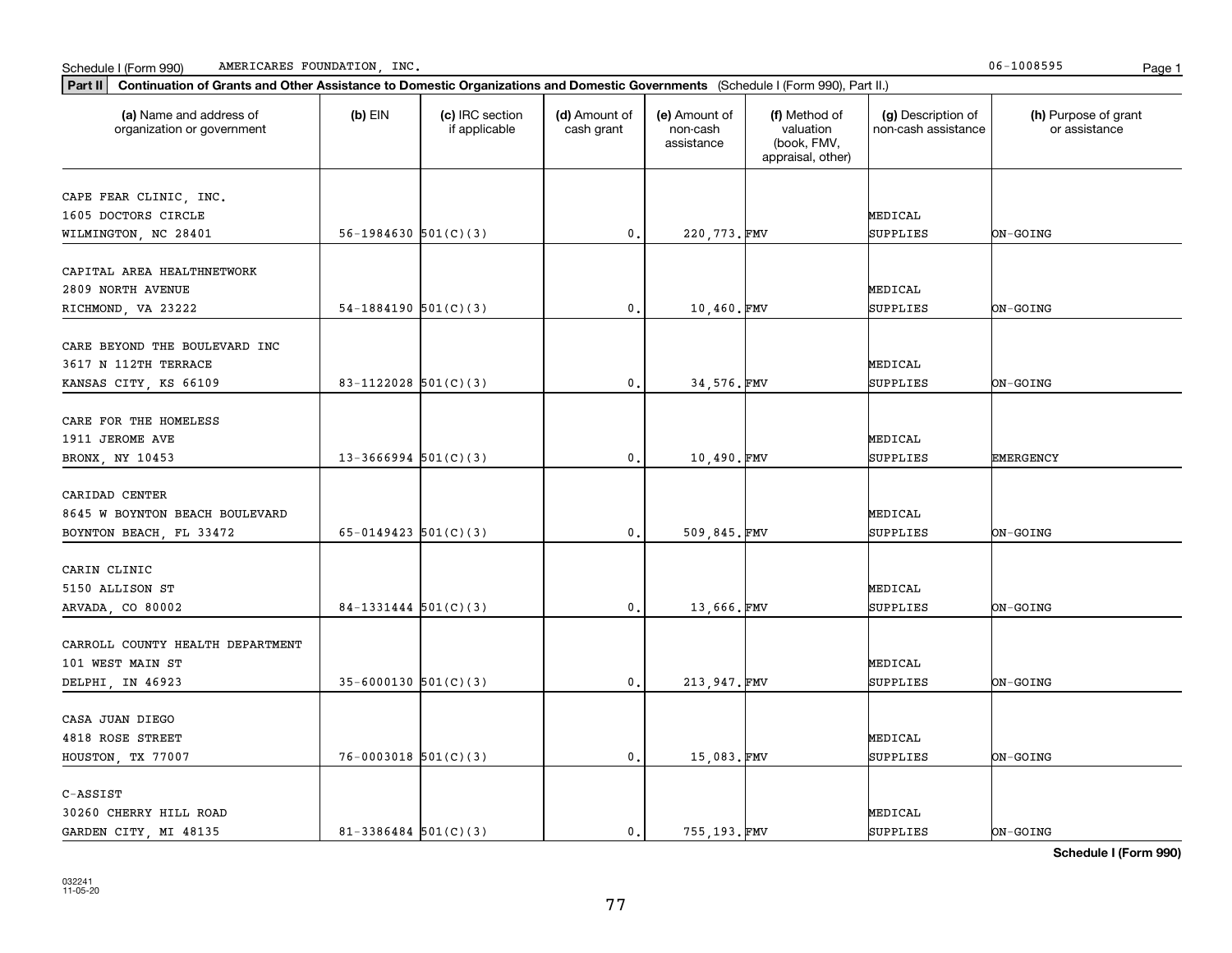Schedule I (Form 990) AMERICARES FOUNDATION, INC. 06-1008595

**Part II** **Continuation of Grants and Other Assistance to Domestic Organizations and Domestic Governments** (Schedule I (Form 990), Part II.)

| (a) Name and address of organization or government | (b) EIN | (c) IRC section if applicable | (d) Amount of cash grant | (e) Amount of non-cash assistance | (f) Method of valuation (book, FMV, appraisal, other) | (g) Description of non-cash assistance | (h) Purpose of grant or assistance |
|---|---|---|---|---|---|---|---|
| CAPE FEAR CLINIC, INC. 1605 DOCTORS CIRCLE WILMINGTON, NC 28401 | 56-1984630 | 501(C)(3) | 0. | 220,773. | FMV | MEDICAL SUPPLIES | ON-GOING |
| CAPITAL AREA HEALTHNETWORK 2809 NORTH AVENUE RICHMOND, VA 23222 | 54-1884190 | 501(C)(3) | 0. | 10,460. | FMV | MEDICAL SUPPLIES | ON-GOING |
| CARE BEYOND THE BOULEVARD INC 3617 N 112TH TERRACE KANSAS CITY, KS 66109 | 83-1122028 | 501(C)(3) | 0. | 34,576. | FMV | MEDICAL SUPPLIES | ON-GOING |
| CARE FOR THE HOMELESS 1911 JEROME AVE BRONX, NY 10453 | 13-3666994 | 501(C)(3) | 0. | 10,490. | FMV | MEDICAL SUPPLIES | EMERGENCY |
| CARIDAD CENTER 8645 W BOYNTON BEACH BOULEVARD BOYNTON BEACH, FL 33472 | 65-0149423 | 501(C)(3) | 0. | 509,845. | FMV | MEDICAL SUPPLIES | ON-GOING |
| CARIN CLINIC 5150 ALLISON ST ARVADA, CO 80002 | 84-1331444 | 501(C)(3) | 0. | 13,666. | FMV | MEDICAL SUPPLIES | ON-GOING |
| CARROLL COUNTY HEALTH DEPARTMENT 101 WEST MAIN ST DELPHI, IN 46923 | 35-6000130 | 501(C)(3) | 0. | 213,947. | FMV | MEDICAL SUPPLIES | ON-GOING |
| CASA JUAN DIEGO 4818 ROSE STREET HOUSTON, TX 77007 | 76-0003018 | 501(C)(3) | 0. | 15,083. | FMV | MEDICAL SUPPLIES | ON-GOING |
| C-ASSIST 30260 CHERRY HILL ROAD GARDEN CITY, MI 48135 | 81-3386484 | 501(C)(3) | 0. | 755,193. | FMV | MEDICAL SUPPLIES | ON-GOING |

**Schedule I (Form 990)**

032241 11-05-20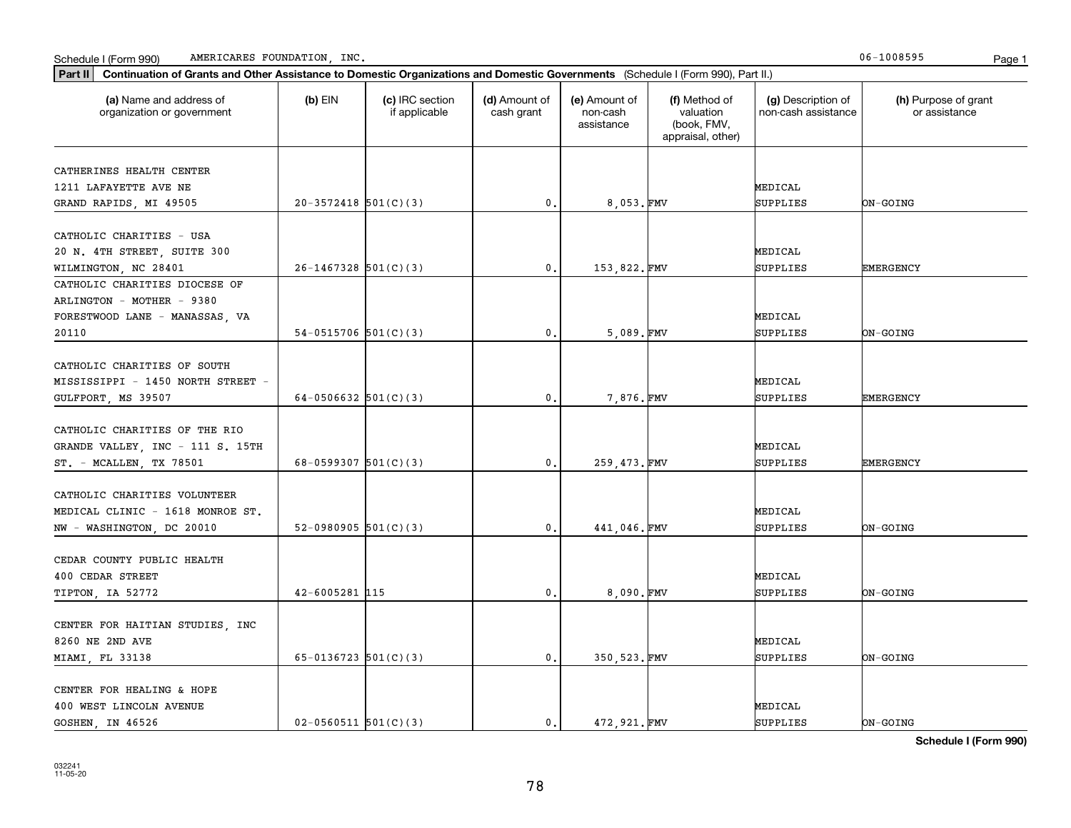Schedule I (Form 990) AMERICARES FOUNDATION, INC. 06-1008595

**Part II** **Continuation of Grants and Other Assistance to Domestic Organizations and Domestic Governments** (Schedule I (Form 990), Part II.)

| (a) Name and address of organization or government | (b) EIN | (c) IRC section if applicable | (d) Amount of cash grant | (e) Amount of non-cash assistance | (f) Method of valuation (book, FMV, appraisal, other) | (g) Description of non-cash assistance | (h) Purpose of grant or assistance |
|---|---|---|---|---|---|---|---|
| CATHERINES HEALTH CENTER 1211 LAFAYETTE AVE NE GRAND RAPIDS, MI 49505 | 20-3572418 | 501(C)(3) | 0. | 8,053. | FMV | MEDICAL SUPPLIES | ON-GOING |
| CATHOLIC CHARITIES - USA 20 N. 4TH STREET, SUITE 300 WILMINGTON, NC 28401 | 26-1467328 | 501(C)(3) | 0. | 153,822. | FMV | MEDICAL SUPPLIES | EMERGENCY |
| CATHOLIC CHARITIES DIOCESE OF ARLINGTON - MOTHER - 9380 FORESTWOOD LANE - MANASSAS, VA 20110 | 54-0515706 | 501(C)(3) | 0. | 5,089. | FMV | MEDICAL SUPPLIES | ON-GOING |
| CATHOLIC CHARITIES OF SOUTH MISSISSIPPI - 1450 NORTH STREET - GULFPORT, MS 39507 | 64-0506632 | 501(C)(3) | 0. | 7,876. | FMV | MEDICAL SUPPLIES | EMERGENCY |
| CATHOLIC CHARITIES OF THE RIO GRANDE VALLEY, INC - 111 S. 15TH ST. - MCALLEN, TX 78501 | 68-0599307 | 501(C)(3) | 0. | 259,473. | FMV | MEDICAL SUPPLIES | EMERGENCY |
| CATHOLIC CHARITIES VOLUNTEER MEDICAL CLINIC - 1618 MONROE ST. NW - WASHINGTON, DC 20010 | 52-0980905 | 501(C)(3) | 0. | 441,046. | FMV | MEDICAL SUPPLIES | ON-GOING |
| CEDAR COUNTY PUBLIC HEALTH 400 CEDAR STREET TIPTON, IA 52772 | 42-6005281 | 115 | 0. | 8,090. | FMV | MEDICAL SUPPLIES | ON-GOING |
| CENTER FOR HAITIAN STUDIES, INC 8260 NE 2ND AVE MIAMI, FL 33138 | 65-0136723 | 501(C)(3) | 0. | 350,523. | FMV | MEDICAL SUPPLIES | ON-GOING |
| CENTER FOR HEALING & HOPE 400 WEST LINCOLN AVENUE GOSHEN, IN 46526 | 02-0560511 | 501(C)(3) | 0. | 472,921. | FMV | MEDICAL SUPPLIES | ON-GOING |

**Schedule I (Form 990)**

032241 11-05-20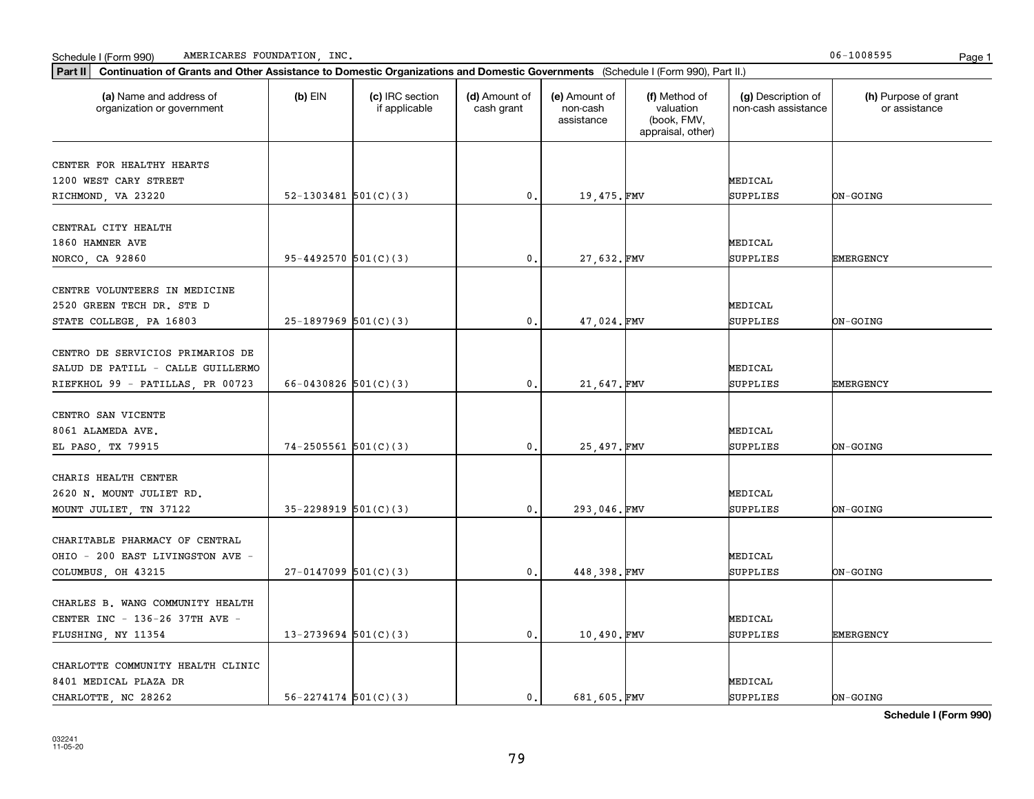Schedule I (Form 990) AMERICARES FOUNDATION, INC. 06-1008595

**Part II** **Continuation of Grants and Other Assistance to Domestic Organizations and Domestic Governments** (Schedule I (Form 990), Part II.)

| (a) Name and address of organization or government | (b) EIN | (c) IRC section if applicable | (d) Amount of cash grant | (e) Amount of non-cash assistance | (f) Method of valuation (book, FMV, appraisal, other) | (g) Description of non-cash assistance | (h) Purpose of grant or assistance |
|---|---|---|---|---|---|---|---|
| CENTER FOR HEALTHY HEARTS 1200 WEST CARY STREET RICHMOND, VA 23220 | 52-1303481 | 501(C)(3) | 0. | 19,475. | FMV | MEDICAL SUPPLIES | ON-GOING |
| CENTRAL CITY HEALTH 1860 HAMNER AVE NORCO, CA 92860 | 95-4492570 | 501(C)(3) | 0. | 27,632. | FMV | MEDICAL SUPPLIES | EMERGENCY |
| CENTRE VOLUNTEERS IN MEDICINE 2520 GREEN TECH DR. STE D STATE COLLEGE, PA 16803 | 25-1897969 | 501(C)(3) | 0. | 47,024. | FMV | MEDICAL SUPPLIES | ON-GOING |
| CENTRO DE SERVICIOS PRIMARIOS DE SALUD DE PATILL - CALLE GUILLERMO RIEFKHOL 99 - PATILLAS, PR 00723 | 66-0430826 | 501(C)(3) | 0. | 21,647. | FMV | MEDICAL SUPPLIES | EMERGENCY |
| CENTRO SAN VICENTE 8061 ALAMEDA AVE. EL PASO, TX 79915 | 74-2505561 | 501(C)(3) | 0. | 25,497. | FMV | MEDICAL SUPPLIES | ON-GOING |
| CHARIS HEALTH CENTER 2620 N. MOUNT JULIET RD. MOUNT JULIET, TN 37122 | 35-2298919 | 501(C)(3) | 0. | 293,046. | FMV | MEDICAL SUPPLIES | ON-GOING |
| CHARITABLE PHARMACY OF CENTRAL OHIO - 200 EAST LIVINGSTON AVE - COLUMBUS, OH 43215 | 27-0147099 | 501(C)(3) | 0. | 448,398. | FMV | MEDICAL SUPPLIES | ON-GOING |
| CHARLES B. WANG COMMUNITY HEALTH CENTER INC - 136-26 37TH AVE - FLUSHING, NY 11354 | 13-2739694 | 501(C)(3) | 0. | 10,490. | FMV | MEDICAL SUPPLIES | EMERGENCY |
| CHARLOTTE COMMUNITY HEALTH CLINIC 8401 MEDICAL PLAZA DR CHARLOTTE, NC 28262 | 56-2274174 | 501(C)(3) | 0. | 681,605. | FMV | MEDICAL SUPPLIES | ON-GOING |

**Schedule I (Form 990)**

032241 11-05-20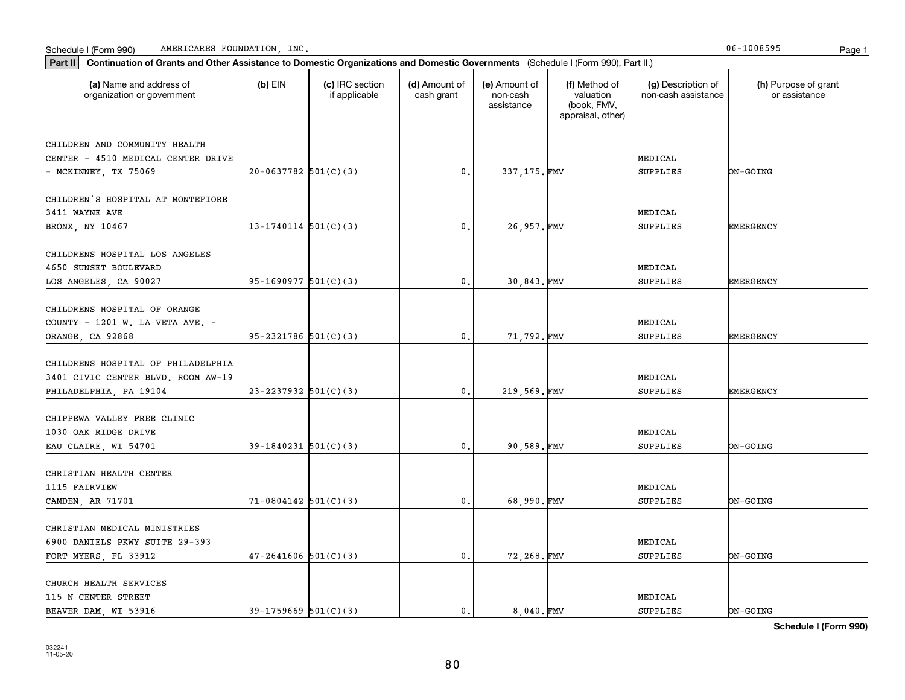Schedule I (Form 990) AMERICARES FOUNDATION, INC. 06-1008595

**Part II** **Continuation of Grants and Other Assistance to Domestic Organizations and Domestic Governments** (Schedule I (Form 990), Part II.)

| (a) Name and address of organization or government | (b) EIN | (c) IRC section if applicable | (d) Amount of cash grant | (e) Amount of non-cash assistance | (f) Method of valuation (book, FMV, appraisal, other) | (g) Description of non-cash assistance | (h) Purpose of grant or assistance |
|---|---|---|---|---|---|---|---|
| CHILDREN AND COMMUNITY HEALTH CENTER - 4510 MEDICAL CENTER DRIVE - MCKINNEY, TX 75069 | 20-0637782 | 501(C)(3) | 0. | 337,175. | FMV | MEDICAL SUPPLIES | ON-GOING |
| CHILDREN'S HOSPITAL AT MONTEFIORE 3411 WAYNE AVE BRONX, NY 10467 | 13-1740114 | 501(C)(3) | 0. | 26,957. | FMV | MEDICAL SUPPLIES | EMERGENCY |
| CHILDRENS HOSPITAL LOS ANGELES 4650 SUNSET BOULEVARD LOS ANGELES, CA 90027 | 95-1690977 | 501(C)(3) | 0. | 30,843. | FMV | MEDICAL SUPPLIES | EMERGENCY |
| CHILDRENS HOSPITAL OF ORANGE COUNTY - 1201 W. LA VETA AVE. - ORANGE, CA 92868 | 95-2321786 | 501(C)(3) | 0. | 71,792. | FMV | MEDICAL SUPPLIES | EMERGENCY |
| CHILDRENS HOSPITAL OF PHILADELPHIA 3401 CIVIC CENTER BLVD. ROOM AW-19 PHILADELPHIA, PA 19104 | 23-2237932 | 501(C)(3) | 0. | 219,569. | FMV | MEDICAL SUPPLIES | EMERGENCY |
| CHIPPEWA VALLEY FREE CLINIC 1030 OAK RIDGE DRIVE EAU CLAIRE, WI 54701 | 39-1840231 | 501(C)(3) | 0. | 90,589. | FMV | MEDICAL SUPPLIES | ON-GOING |
| CHRISTIAN HEALTH CENTER 1115 FAIRVIEW CAMDEN, AR 71701 | 71-0804142 | 501(C)(3) | 0. | 68,990. | FMV | MEDICAL SUPPLIES | ON-GOING |
| CHRISTIAN MEDICAL MINISTRIES 6900 DANIELS PKWY SUITE 29-393 FORT MYERS, FL 33912 | 47-2641606 | 501(C)(3) | 0. | 72,268. | FMV | MEDICAL SUPPLIES | ON-GOING |
| CHURCH HEALTH SERVICES 115 N CENTER STREET BEAVER DAM, WI 53916 | 39-1759669 | 501(C)(3) | 0. | 8,040. | FMV | MEDICAL SUPPLIES | ON-GOING |

**Schedule I (Form 990)**

032241
11-05-20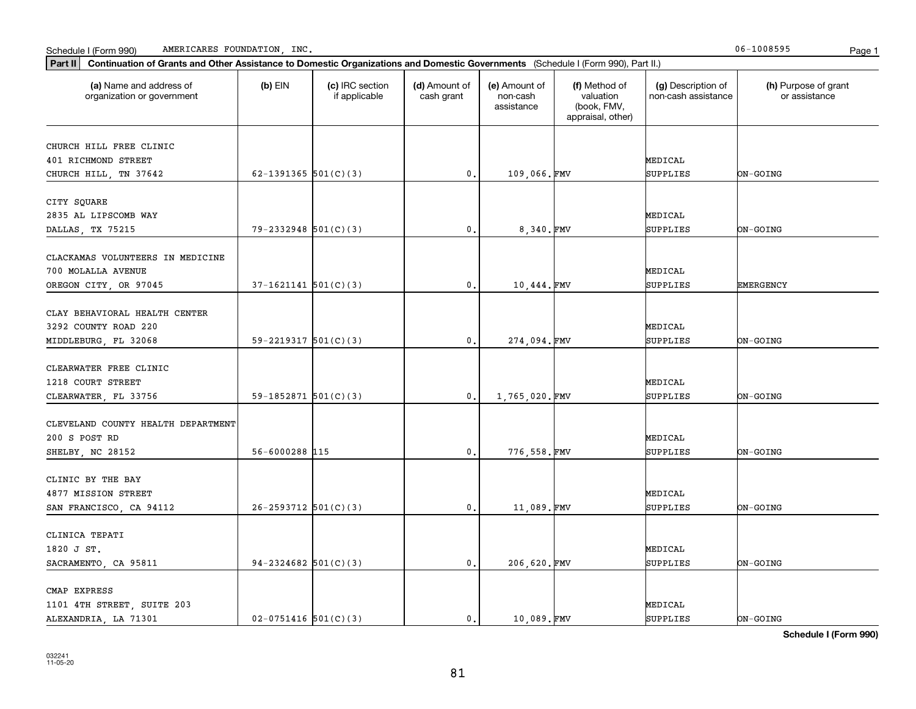Schedule I (Form 990) AMERICARES FOUNDATION, INC. 06-1008595

**Part II** **Continuation of Grants and Other Assistance to Domestic Organizations and Domestic Governments** (Schedule I (Form 990), Part II.)

| (a) Name and address of organization or government | (b) EIN | (c) IRC section if applicable | (d) Amount of cash grant | (e) Amount of non-cash assistance | (f) Method of valuation (book, FMV, appraisal, other) | (g) Description of non-cash assistance | (h) Purpose of grant or assistance |
|---|---|---|---|---|---|---|---|
| CHURCH HILL FREE CLINIC<br>401 RICHMOND STREET<br>CHURCH HILL, TN 37642 | 62-1391365 | 501(C)(3) | 0. | 109,066. | FMV | MEDICAL SUPPLIES | ON-GOING |
| CITY SQUARE<br>2835 AL LIPSCOMB WAY<br>DALLAS, TX 75215 | 79-2332948 | 501(C)(3) | 0. | 8,340. | FMV | MEDICAL SUPPLIES | ON-GOING |
| CLACKAMAS VOLUNTEERS IN MEDICINE<br>700 MOLALLA AVENUE<br>OREGON CITY, OR 97045 | 37-1621141 | 501(C)(3) | 0. | 10,444. | FMV | MEDICAL SUPPLIES | EMERGENCY |
| CLAY BEHAVIORAL HEALTH CENTER<br>3292 COUNTY ROAD 220<br>MIDDLEBURG, FL 32068 | 59-2219317 | 501(C)(3) | 0. | 274,094. | FMV | MEDICAL SUPPLIES | ON-GOING |
| CLEARWATER FREE CLINIC<br>1218 COURT STREET<br>CLEARWATER, FL 33756 | 59-1852871 | 501(C)(3) | 0. | 1,765,020. | FMV | MEDICAL SUPPLIES | ON-GOING |
| CLEVELAND COUNTY HEALTH DEPARTMENT<br>200 S POST RD<br>SHELBY, NC 28152 | 56-6000288 | 115 | 0. | 776,558. | FMV | MEDICAL SUPPLIES | ON-GOING |
| CLINIC BY THE BAY<br>4877 MISSION STREET<br>SAN FRANCISCO, CA 94112 | 26-2593712 | 501(C)(3) | 0. | 11,089. | FMV | MEDICAL SUPPLIES | ON-GOING |
| CLINICA TEPATI<br>1820 J ST.<br>SACRAMENTO, CA 95811 | 94-2324682 | 501(C)(3) | 0. | 206,620. | FMV | MEDICAL SUPPLIES | ON-GOING |
| CMAP EXPRESS<br>1101 4TH STREET, SUITE 203<br>ALEXANDRIA, LA 71301 | 02-0751416 | 501(C)(3) | 0. | 10,089. | FMV | MEDICAL SUPPLIES | ON-GOING |

**Schedule I (Form 990)**

032241
11-05-20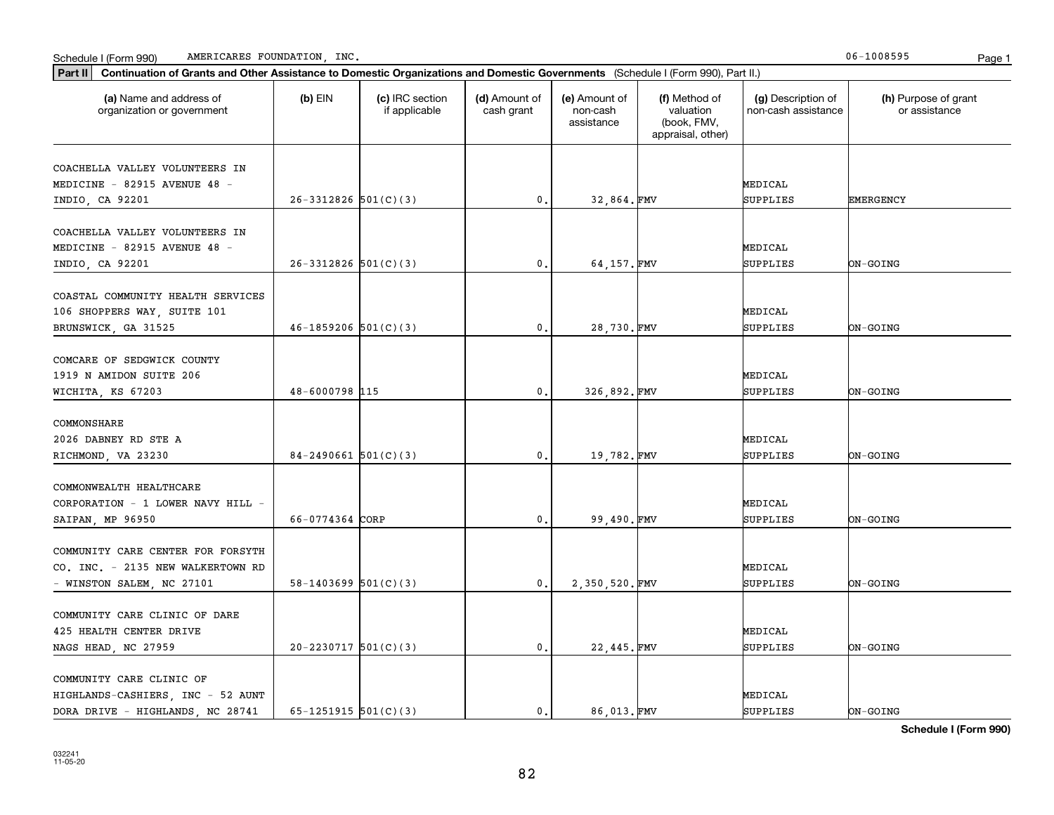Schedule I (Form 990) AMERICARES FOUNDATION, INC. 06-1008595

**Part II** **Continuation of Grants and Other Assistance to Domestic Organizations and Domestic Governments** (Schedule I (Form 990), Part II.)

| (a) Name and address of organization or government | (b) EIN | (c) IRC section if applicable | (d) Amount of cash grant | (e) Amount of non-cash assistance | (f) Method of valuation (book, FMV, appraisal, other) | (g) Description of non-cash assistance | (h) Purpose of grant or assistance |
|---|---|---|---|---|---|---|---|
| COACHELLA VALLEY VOLUNTEERS IN MEDICINE - 82915 AVENUE 48 - INDIO, CA 92201 | 26-3312826 | 501(C)(3) | 0. | 32,864. | FMV | MEDICAL SUPPLIES | EMERGENCY |
| COACHELLA VALLEY VOLUNTEERS IN MEDICINE - 82915 AVENUE 48 - INDIO, CA 92201 | 26-3312826 | 501(C)(3) | 0. | 64,157. | FMV | MEDICAL SUPPLIES | ON-GOING |
| COASTAL COMMUNITY HEALTH SERVICES 106 SHOPPERS WAY, SUITE 101 BRUNSWICK, GA 31525 | 46-1859206 | 501(C)(3) | 0. | 28,730. | FMV | MEDICAL SUPPLIES | ON-GOING |
| COMCARE OF SEDGWICK COUNTY 1919 N AMIDON SUITE 206 WICHITA, KS 67203 | 48-6000798 | 115 | 0. | 326,892. | FMV | MEDICAL SUPPLIES | ON-GOING |
| COMMONSHARE 2026 DABNEY RD STE A RICHMOND, VA 23230 | 84-2490661 | 501(C)(3) | 0. | 19,782. | FMV | MEDICAL SUPPLIES | ON-GOING |
| COMMONWEALTH HEALTHCARE CORPORATION - 1 LOWER NAVY HILL - SAIPAN, MP 96950 | 66-0774364 | CORP | 0. | 99,490. | FMV | MEDICAL SUPPLIES | ON-GOING |
| COMMUNITY CARE CENTER FOR FORSYTH CO. INC. - 2135 NEW WALKERTOWN RD - WINSTON SALEM, NC 27101 | 58-1403699 | 501(C)(3) | 0. | 2,350,520. | FMV | MEDICAL SUPPLIES | ON-GOING |
| COMMUNITY CARE CLINIC OF DARE 425 HEALTH CENTER DRIVE NAGS HEAD, NC 27959 | 20-2230717 | 501(C)(3) | 0. | 22,445. | FMV | MEDICAL SUPPLIES | ON-GOING |
| COMMUNITY CARE CLINIC OF HIGHLANDS-CASHIERS, INC - 52 AUNT DORA DRIVE - HIGHLANDS, NC 28741 | 65-1251915 | 501(C)(3) | 0. | 86,013. | FMV | MEDICAL SUPPLIES | ON-GOING |

**Schedule I (Form 990)**

032241
11-05-20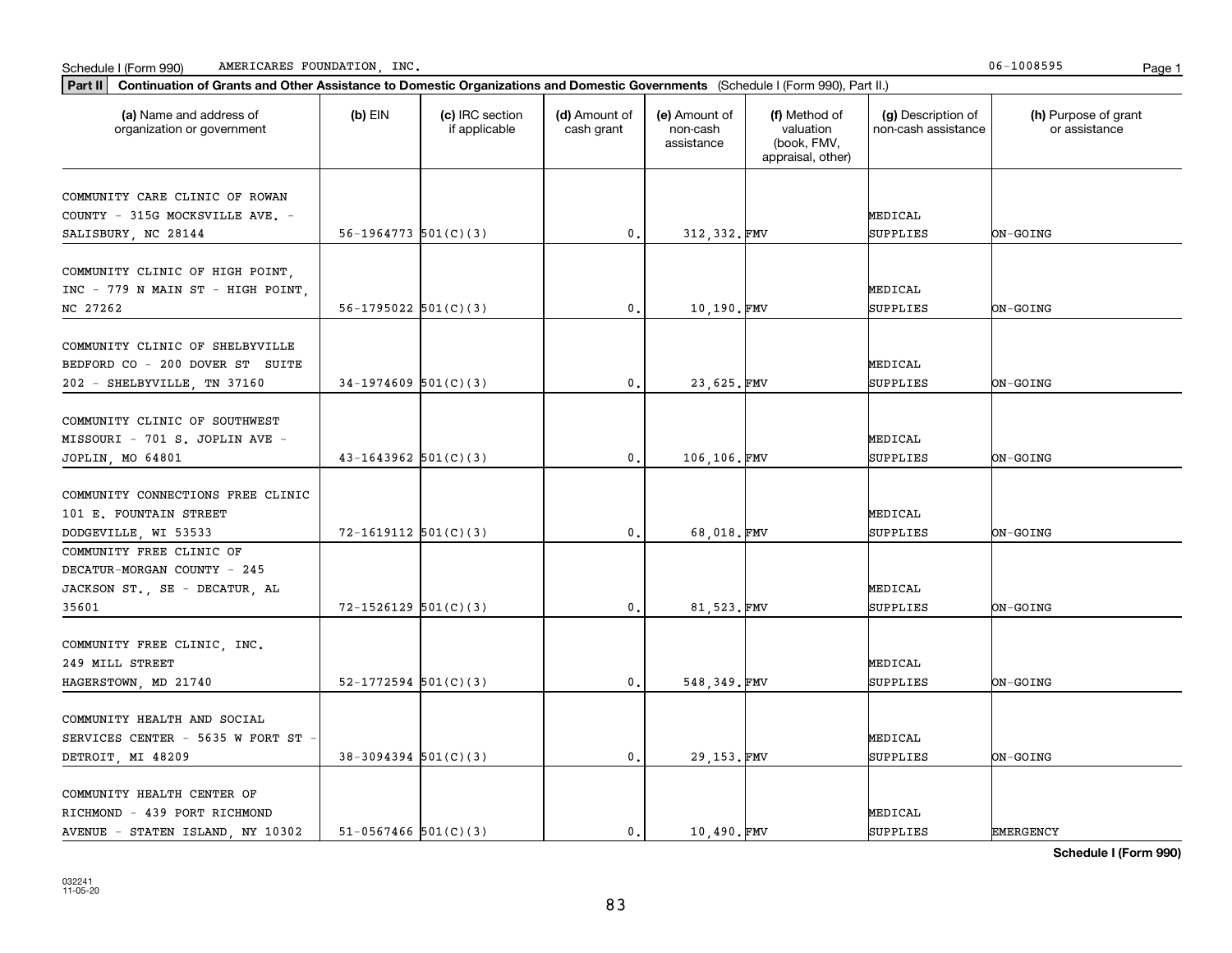Schedule I (Form 990) AMERICARES FOUNDATION, INC. 06-1008595

**Part II** **Continuation of Grants and Other Assistance to Domestic Organizations and Domestic Governments** (Schedule I (Form 990), Part II.)

| (a) Name and address of organization or government | (b) EIN | (c) IRC section if applicable | (d) Amount of cash grant | (e) Amount of non-cash assistance | (f) Method of valuation (book, FMV, appraisal, other) | (g) Description of non-cash assistance | (h) Purpose of grant or assistance |
|---|---|---|---|---|---|---|---|
| COMMUNITY CARE CLINIC OF ROWAN COUNTY - 315G MOCKSVILLE AVE. - SALISBURY, NC 28144 | 56-1964773 | 501(C)(3) | 0. | 312,332. | FMV | MEDICAL SUPPLIES | ON-GOING |
| COMMUNITY CLINIC OF HIGH POINT, INC - 779 N MAIN ST - HIGH POINT, NC 27262 | 56-1795022 | 501(C)(3) | 0. | 10,190. | FMV | MEDICAL SUPPLIES | ON-GOING |
| COMMUNITY CLINIC OF SHELBYVILLE BEDFORD CO - 200 DOVER ST SUITE 202 - SHELBYVILLE, TN 37160 | 34-1974609 | 501(C)(3) | 0. | 23,625. | FMV | MEDICAL SUPPLIES | ON-GOING |
| COMMUNITY CLINIC OF SOUTHWEST MISSOURI - 701 S. JOPLIN AVE - JOPLIN, MO 64801 | 43-1643962 | 501(C)(3) | 0. | 106,106. | FMV | MEDICAL SUPPLIES | ON-GOING |
| COMMUNITY CONNECTIONS FREE CLINIC 101 E. FOUNTAIN STREET DODGEVILLE, WI 53533 | 72-1619112 | 501(C)(3) | 0. | 68,018. | FMV | MEDICAL SUPPLIES | ON-GOING |
| COMMUNITY FREE CLINIC OF DECATUR-MORGAN COUNTY - 245 JACKSON ST., SE - DECATUR, AL 35601 | 72-1526129 | 501(C)(3) | 0. | 81,523. | FMV | MEDICAL SUPPLIES | ON-GOING |
| COMMUNITY FREE CLINIC, INC. 249 MILL STREET HAGERSTOWN, MD 21740 | 52-1772594 | 501(C)(3) | 0. | 548,349. | FMV | MEDICAL SUPPLIES | ON-GOING |
| COMMUNITY HEALTH AND SOCIAL SERVICES CENTER - 5635 W FORT ST - DETROIT, MI 48209 | 38-3094394 | 501(C)(3) | 0. | 29,153. | FMV | MEDICAL SUPPLIES | ON-GOING |
| COMMUNITY HEALTH CENTER OF RICHMOND - 439 PORT RICHMOND AVENUE - STATEN ISLAND, NY 10302 | 51-0567466 | 501(C)(3) | 0. | 10,490. | FMV | MEDICAL SUPPLIES | EMERGENCY |

**Schedule I (Form 990)**

032241
11-05-20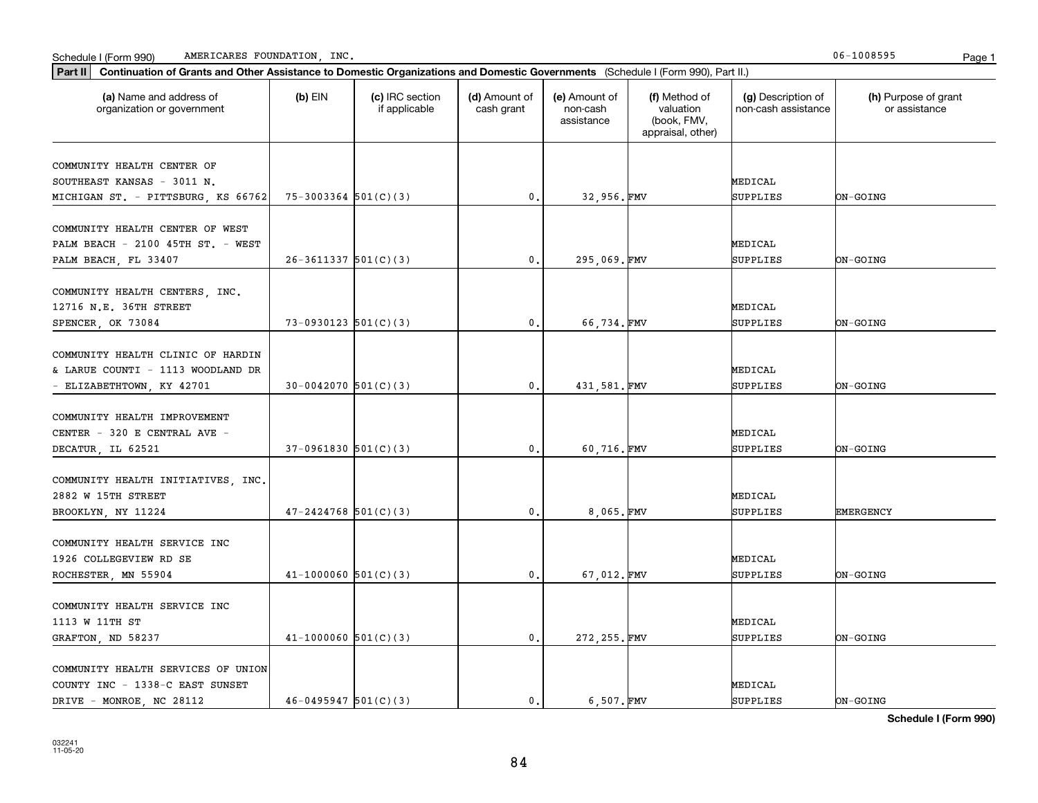Schedule I (Form 990) AMERICARES FOUNDATION, INC. 06-1008595

**Part II** **Continuation of Grants and Other Assistance to Domestic Organizations and Domestic Governments** (Schedule I (Form 990), Part II.)

| (a) Name and address of organization or government | (b) EIN | (c) IRC section if applicable | (d) Amount of cash grant | (e) Amount of non-cash assistance | (f) Method of valuation (book, FMV, appraisal, other) | (g) Description of non-cash assistance | (h) Purpose of grant or assistance |
|---|---|---|---|---|---|---|---|
| COMMUNITY HEALTH CENTER OF SOUTHEAST KANSAS - 3011 N. MICHIGAN ST. - PITTSBURG, KS 66762 | 75-3003364 | 501(C)(3) | 0. | 32,956. | FMV | MEDICAL SUPPLIES | ON-GOING |
| COMMUNITY HEALTH CENTER OF WEST PALM BEACH - 2100 45TH ST. - WEST PALM BEACH, FL 33407 | 26-3611337 | 501(C)(3) | 0. | 295,069. | FMV | MEDICAL SUPPLIES | ON-GOING |
| COMMUNITY HEALTH CENTERS, INC. 12716 N.E. 36TH STREET SPENCER, OK 73084 | 73-0930123 | 501(C)(3) | 0. | 66,734. | FMV | MEDICAL SUPPLIES | ON-GOING |
| COMMUNITY HEALTH CLINIC OF HARDIN & LARUE COUNTI - 1113 WOODLAND DR - ELIZABETHTOWN, KY 42701 | 30-0042070 | 501(C)(3) | 0. | 431,581. | FMV | MEDICAL SUPPLIES | ON-GOING |
| COMMUNITY HEALTH IMPROVEMENT CENTER - 320 E CENTRAL AVE - DECATUR, IL 62521 | 37-0961830 | 501(C)(3) | 0. | 60,716. | FMV | MEDICAL SUPPLIES | ON-GOING |
| COMMUNITY HEALTH INITIATIVES, INC. 2882 W 15TH STREET BROOKLYN, NY 11224 | 47-2424768 | 501(C)(3) | 0. | 8,065. | FMV | MEDICAL SUPPLIES | EMERGENCY |
| COMMUNITY HEALTH SERVICE INC 1926 COLLEGEVIEW RD SE ROCHESTER, MN 55904 | 41-1000060 | 501(C)(3) | 0. | 67,012. | FMV | MEDICAL SUPPLIES | ON-GOING |
| COMMUNITY HEALTH SERVICE INC 1113 W 11TH ST GRAFTON, ND 58237 | 41-1000060 | 501(C)(3) | 0. | 272,255. | FMV | MEDICAL SUPPLIES | ON-GOING |
| COMMUNITY HEALTH SERVICES OF UNION COUNTY INC - 1338-C EAST SUNSET DRIVE - MONROE, NC 28112 | 46-0495947 | 501(C)(3) | 0. | 6,507. | FMV | MEDICAL SUPPLIES | ON-GOING |

**Schedule I (Form 990)**

032241
11-05-20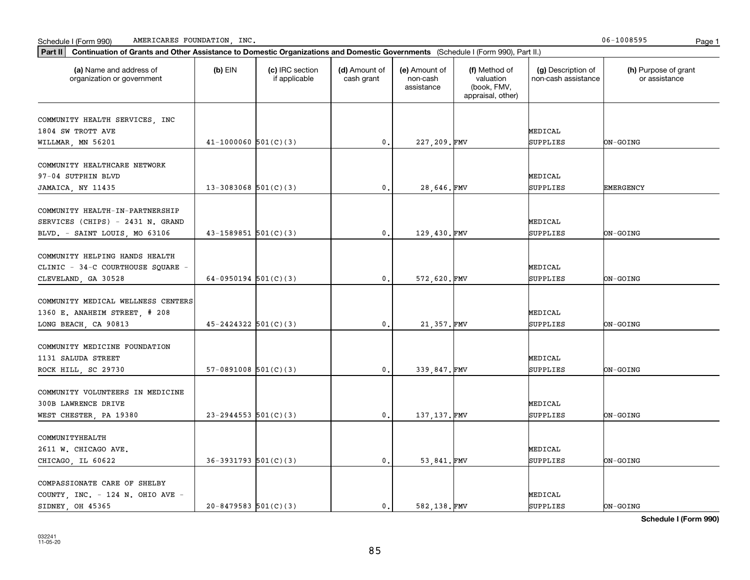Schedule I (Form 990) AMERICARES FOUNDATION, INC. 06-1008595

**Part II** **Continuation of Grants and Other Assistance to Domestic Organizations and Domestic Governments** (Schedule I (Form 990), Part II.)

| (a) Name and address of organization or government | (b) EIN | (c) IRC section if applicable | (d) Amount of cash grant | (e) Amount of non-cash assistance | (f) Method of valuation (book, FMV, appraisal, other) | (g) Description of non-cash assistance | (h) Purpose of grant or assistance |
|---|---|---|---|---|---|---|---|
| COMMUNITY HEALTH SERVICES, INC 1804 SW TROTT AVE WILLMAR, MN 56201 | 41-1000060 | 501(C)(3) | 0. | 227,209. | FMV | MEDICAL SUPPLIES | ON-GOING |
| COMMUNITY HEALTHCARE NETWORK 97-04 SUTPHIN BLVD JAMAICA, NY 11435 | 13-3083068 | 501(C)(3) | 0. | 28,646. | FMV | MEDICAL SUPPLIES | EMERGENCY |
| COMMUNITY HEALTH-IN-PARTNERSHIP SERVICES (CHIPS) - 2431 N. GRAND BLVD. - SAINT LOUIS, MO 63106 | 43-1589851 | 501(C)(3) | 0. | 129,430. | FMV | MEDICAL SUPPLIES | ON-GOING |
| COMMUNITY HELPING HANDS HEALTH CLINIC - 34-C COURTHOUSE SQUARE - CLEVELAND, GA 30528 | 64-0950194 | 501(C)(3) | 0. | 572,620. | FMV | MEDICAL SUPPLIES | ON-GOING |
| COMMUNITY MEDICAL WELLNESS CENTERS 1360 E. ANAHEIM STREET, # 208 LONG BEACH, CA 90813 | 45-2424322 | 501(C)(3) | 0. | 21,357. | FMV | MEDICAL SUPPLIES | ON-GOING |
| COMMUNITY MEDICINE FOUNDATION 1131 SALUDA STREET ROCK HILL, SC 29730 | 57-0891008 | 501(C)(3) | 0. | 339,847. | FMV | MEDICAL SUPPLIES | ON-GOING |
| COMMUNITY VOLUNTEERS IN MEDICINE 300B LAWRENCE DRIVE WEST CHESTER, PA 19380 | 23-2944553 | 501(C)(3) | 0. | 137,137. | FMV | MEDICAL SUPPLIES | ON-GOING |
| COMMUNITYHEALTH 2611 W. CHICAGO AVE. CHICAGO, IL 60622 | 36-3931793 | 501(C)(3) | 0. | 53,841. | FMV | MEDICAL SUPPLIES | ON-GOING |
| COMPASSIONATE CARE OF SHELBY COUNTY, INC. - 124 N. OHIO AVE - SIDNEY, OH 45365 | 20-8479583 | 501(C)(3) | 0. | 582,138. | FMV | MEDICAL SUPPLIES | ON-GOING |

**Schedule I (Form 990)**

032241 11-05-20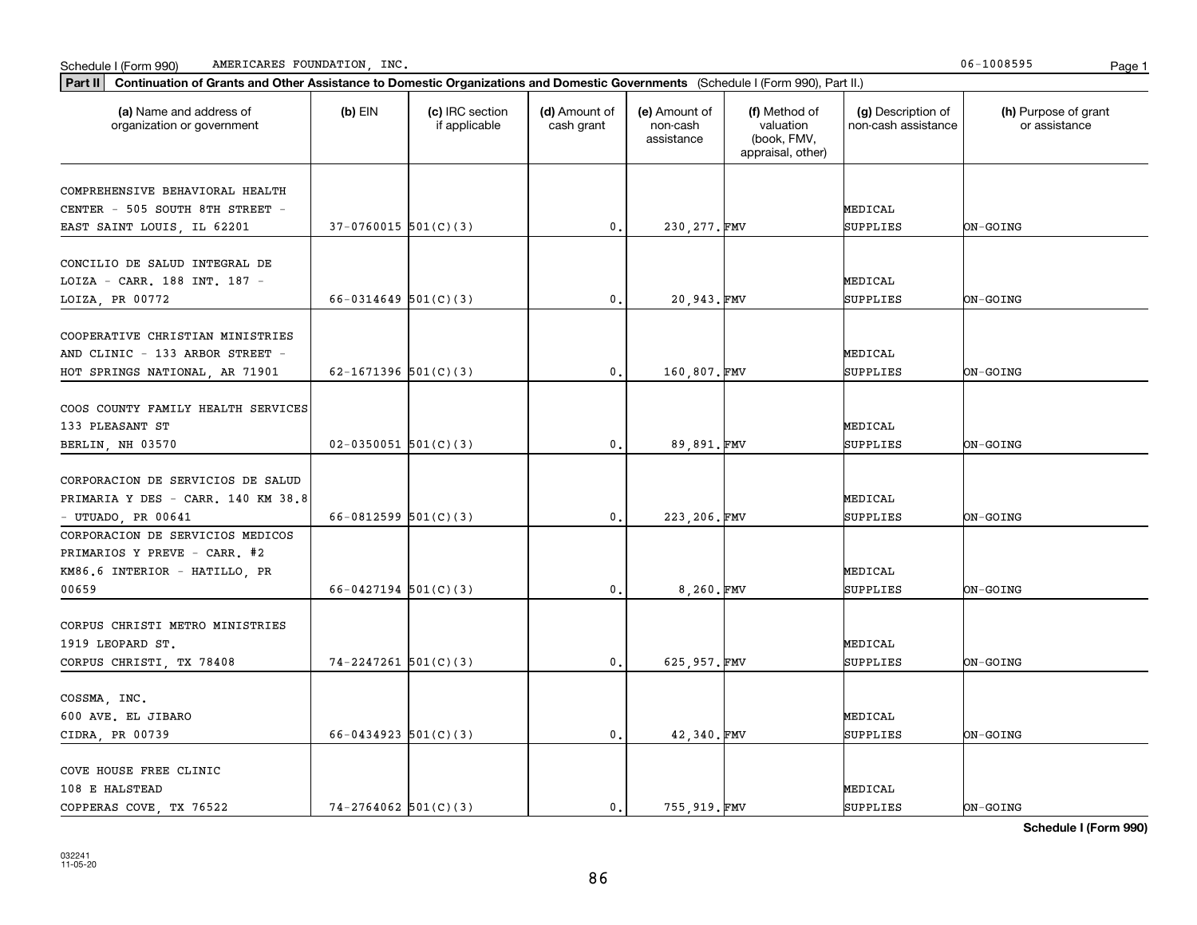Schedule I (Form 990) AMERICARES FOUNDATION, INC. 06-1008595

**Part II** **Continuation of Grants and Other Assistance to Domestic Organizations and Domestic Governments** (Schedule I (Form 990), Part II.)

| (a) Name and address of organization or government | (b) EIN | (c) IRC section if applicable | (d) Amount of cash grant | (e) Amount of non-cash assistance | (f) Method of valuation (book, FMV, appraisal, other) | (g) Description of non-cash assistance | (h) Purpose of grant or assistance |
|---|---|---|---|---|---|---|---|
| COMPREHENSIVE BEHAVIORAL HEALTH CENTER - 505 SOUTH 8TH STREET - EAST SAINT LOUIS, IL 62201 | 37-0760015 | 501(C)(3) | 0. | 230,277. | FMV | MEDICAL SUPPLIES | ON-GOING |
| CONCILIO DE SALUD INTEGRAL DE LOIZA - CARR. 188 INT. 187 - LOIZA, PR 00772 | 66-0314649 | 501(C)(3) | 0. | 20,943. | FMV | MEDICAL SUPPLIES | ON-GOING |
| COOPERATIVE CHRISTIAN MINISTRIES AND CLINIC - 133 ARBOR STREET - HOT SPRINGS NATIONAL, AR 71901 | 62-1671396 | 501(C)(3) | 0. | 160,807. | FMV | MEDICAL SUPPLIES | ON-GOING |
| COOS COUNTY FAMILY HEALTH SERVICES 133 PLEASANT ST BERLIN, NH 03570 | 02-0350051 | 501(C)(3) | 0. | 89,891. | FMV | MEDICAL SUPPLIES | ON-GOING |
| CORPORACION DE SERVICIOS DE SALUD PRIMARIA Y DES - CARR. 140 KM 38.8 - UTUADO, PR 00641 | 66-0812599 | 501(C)(3) | 0. | 223,206. | FMV | MEDICAL SUPPLIES | ON-GOING |
| CORPORACION DE SERVICIOS MEDICOS PRIMARIOS Y PREVE - CARR. #2 KM86.6 INTERIOR - HATILLO, PR 00659 | 66-0427194 | 501(C)(3) | 0. | 8,260. | FMV | MEDICAL SUPPLIES | ON-GOING |
| CORPUS CHRISTI METRO MINISTRIES 1919 LEOPARD ST. CORPUS CHRISTI, TX 78408 | 74-2247261 | 501(C)(3) | 0. | 625,957. | FMV | MEDICAL SUPPLIES | ON-GOING |
| COSSMA, INC. 600 AVE. EL JIBARO CIDRA, PR 00739 | 66-0434923 | 501(C)(3) | 0. | 42,340. | FMV | MEDICAL SUPPLIES | ON-GOING |
| COVE HOUSE FREE CLINIC 108 E HALSTEAD COPPERAS COVE, TX 76522 | 74-2764062 | 501(C)(3) | 0. | 755,919. | FMV | MEDICAL SUPPLIES | ON-GOING |

**Schedule I (Form 990)**

032241
11-05-20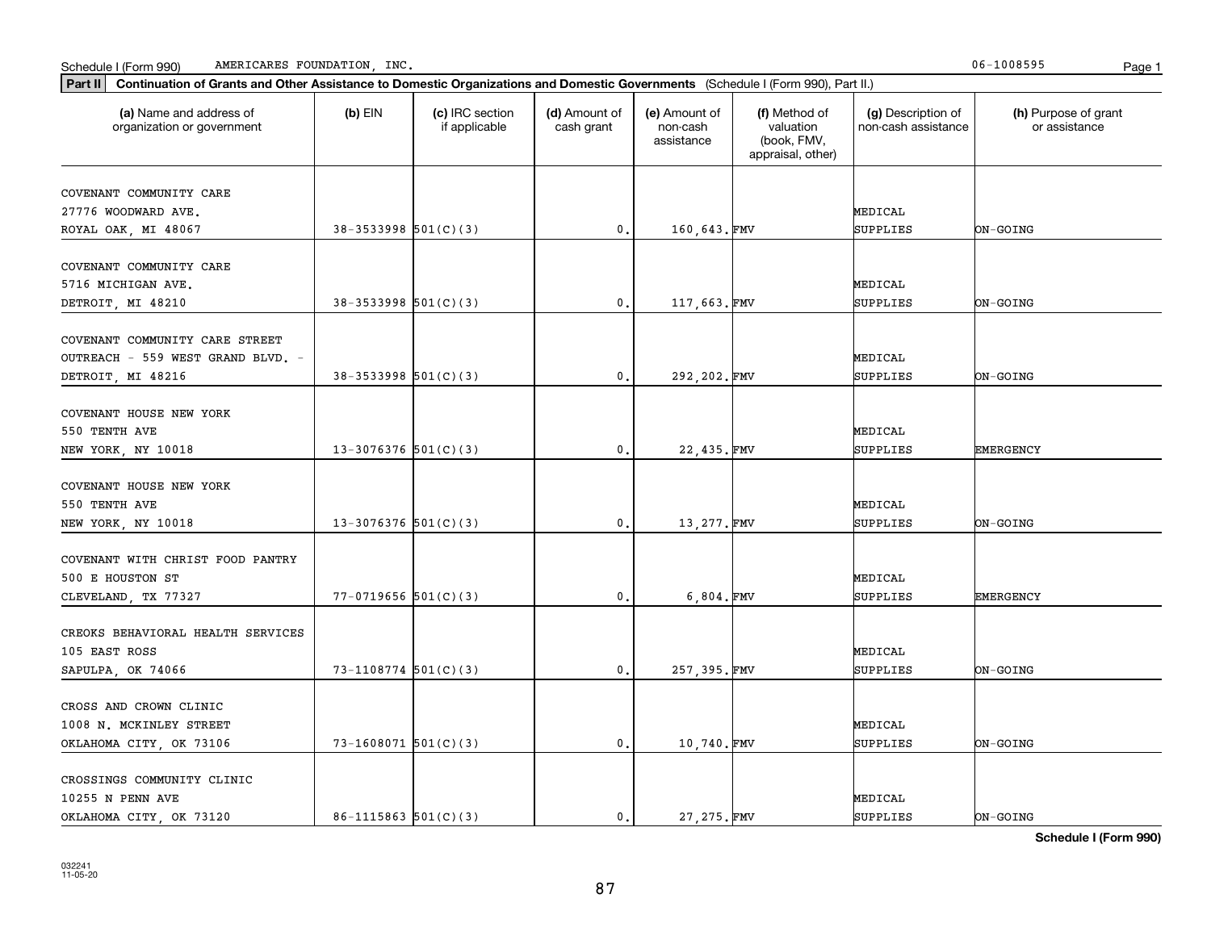Schedule I (Form 990) AMERICARES FOUNDATION, INC. 06-1008595

**Part II** **Continuation of Grants and Other Assistance to Domestic Organizations and Domestic Governments** (Schedule I (Form 990), Part II.)

| (a) Name and address of organization or government | (b) EIN | (c) IRC section if applicable | (d) Amount of cash grant | (e) Amount of non-cash assistance | (f) Method of valuation (book, FMV, appraisal, other) | (g) Description of non-cash assistance | (h) Purpose of grant or assistance |
|---|---|---|---|---|---|---|---|
| COVENANT COMMUNITY CARE 27776 WOODWARD AVE. ROYAL OAK, MI 48067 | 38-3533998 | 501(C)(3) | 0. | 160,643. | FMV | MEDICAL SUPPLIES | ON-GOING |
| COVENANT COMMUNITY CARE 5716 MICHIGAN AVE. DETROIT, MI 48210 | 38-3533998 | 501(C)(3) | 0. | 117,663. | FMV | MEDICAL SUPPLIES | ON-GOING |
| COVENANT COMMUNITY CARE STREET OUTREACH - 559 WEST GRAND BLVD. - DETROIT, MI 48216 | 38-3533998 | 501(C)(3) | 0. | 292,202. | FMV | MEDICAL SUPPLIES | ON-GOING |
| COVENANT HOUSE NEW YORK 550 TENTH AVE NEW YORK, NY 10018 | 13-3076376 | 501(C)(3) | 0. | 22,435. | FMV | MEDICAL SUPPLIES | EMERGENCY |
| COVENANT HOUSE NEW YORK 550 TENTH AVE NEW YORK, NY 10018 | 13-3076376 | 501(C)(3) | 0. | 13,277. | FMV | MEDICAL SUPPLIES | ON-GOING |
| COVENANT WITH CHRIST FOOD PANTRY 500 E HOUSTON ST CLEVELAND, TX 77327 | 77-0719656 | 501(C)(3) | 0. | 6,804. | FMV | MEDICAL SUPPLIES | EMERGENCY |
| CREOKS BEHAVIORAL HEALTH SERVICES 105 EAST ROSS SAPULPA, OK 74066 | 73-1108774 | 501(C)(3) | 0. | 257,395. | FMV | MEDICAL SUPPLIES | ON-GOING |
| CROSS AND CROWN CLINIC 1008 N. MCKINLEY STREET OKLAHOMA CITY, OK 73106 | 73-1608071 | 501(C)(3) | 0. | 10,740. | FMV | MEDICAL SUPPLIES | ON-GOING |
| CROSSINGS COMMUNITY CLINIC 10255 N PENN AVE OKLAHOMA CITY, OK 73120 | 86-1115863 | 501(C)(3) | 0. | 27,275. | FMV | MEDICAL SUPPLIES | ON-GOING |

**Schedule I (Form 990)**

032241 11-05-20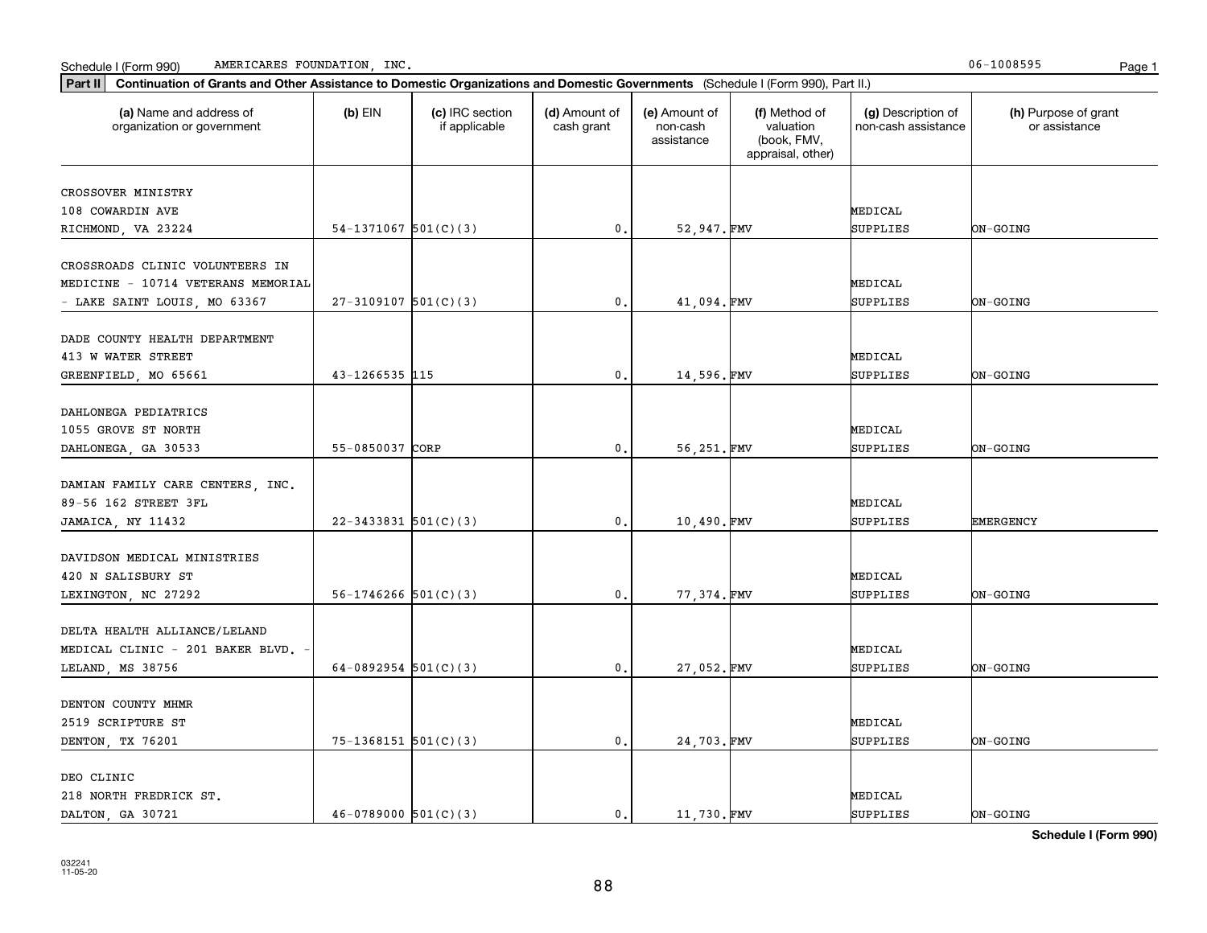Schedule I (Form 990) AMERICARES FOUNDATION, INC. 06-1008595

**Part II** **Continuation of Grants and Other Assistance to Domestic Organizations and Domestic Governments** (Schedule I (Form 990), Part II.)

| (a) Name and address of organization or government | (b) EIN | (c) IRC section if applicable | (d) Amount of cash grant | (e) Amount of non-cash assistance | (f) Method of valuation (book, FMV, appraisal, other) | (g) Description of non-cash assistance | (h) Purpose of grant or assistance |
|---|---|---|---|---|---|---|---|
| CROSSOVER MINISTRY 108 COWARDIN AVE RICHMOND, VA 23224 | 54-1371067 | 501(C)(3) | 0. | 52,947. | FMV | MEDICAL SUPPLIES | ON-GOING |
| CROSSROADS CLINIC VOLUNTEERS IN MEDICINE - 10714 VETERANS MEMORIAL - LAKE SAINT LOUIS, MO 63367 | 27-3109107 | 501(C)(3) | 0. | 41,094. | FMV | MEDICAL SUPPLIES | ON-GOING |
| DADE COUNTY HEALTH DEPARTMENT 413 W WATER STREET GREENFIELD, MO 65661 | 43-1266535 | 115 | 0. | 14,596. | FMV | MEDICAL SUPPLIES | ON-GOING |
| DAHLONEGA PEDIATRICS 1055 GROVE ST NORTH DAHLONEGA, GA 30533 | 55-0850037 | CORP | 0. | 56,251. | FMV | MEDICAL SUPPLIES | ON-GOING |
| DAMIAN FAMILY CARE CENTERS, INC. 89-56 162 STREET 3FL JAMAICA, NY 11432 | 22-3433831 | 501(C)(3) | 0. | 10,490. | FMV | MEDICAL SUPPLIES | EMERGENCY |
| DAVIDSON MEDICAL MINISTRIES 420 N SALISBURY ST LEXINGTON, NC 27292 | 56-1746266 | 501(C)(3) | 0. | 77,374. | FMV | MEDICAL SUPPLIES | ON-GOING |
| DELTA HEALTH ALLIANCE/LELAND MEDICAL CLINIC - 201 BAKER BLVD. - LELAND, MS 38756 | 64-0892954 | 501(C)(3) | 0. | 27,052. | FMV | MEDICAL SUPPLIES | ON-GOING |
| DENTON COUNTY MHMR 2519 SCRIPTURE ST DENTON, TX 76201 | 75-1368151 | 501(C)(3) | 0. | 24,703. | FMV | MEDICAL SUPPLIES | ON-GOING |
| DEO CLINIC 218 NORTH FREDRICK ST. DALTON, GA 30721 | 46-0789000 | 501(C)(3) | 0. | 11,730. | FMV | MEDICAL SUPPLIES | ON-GOING |

**Schedule I (Form 990)**

032241 11-05-20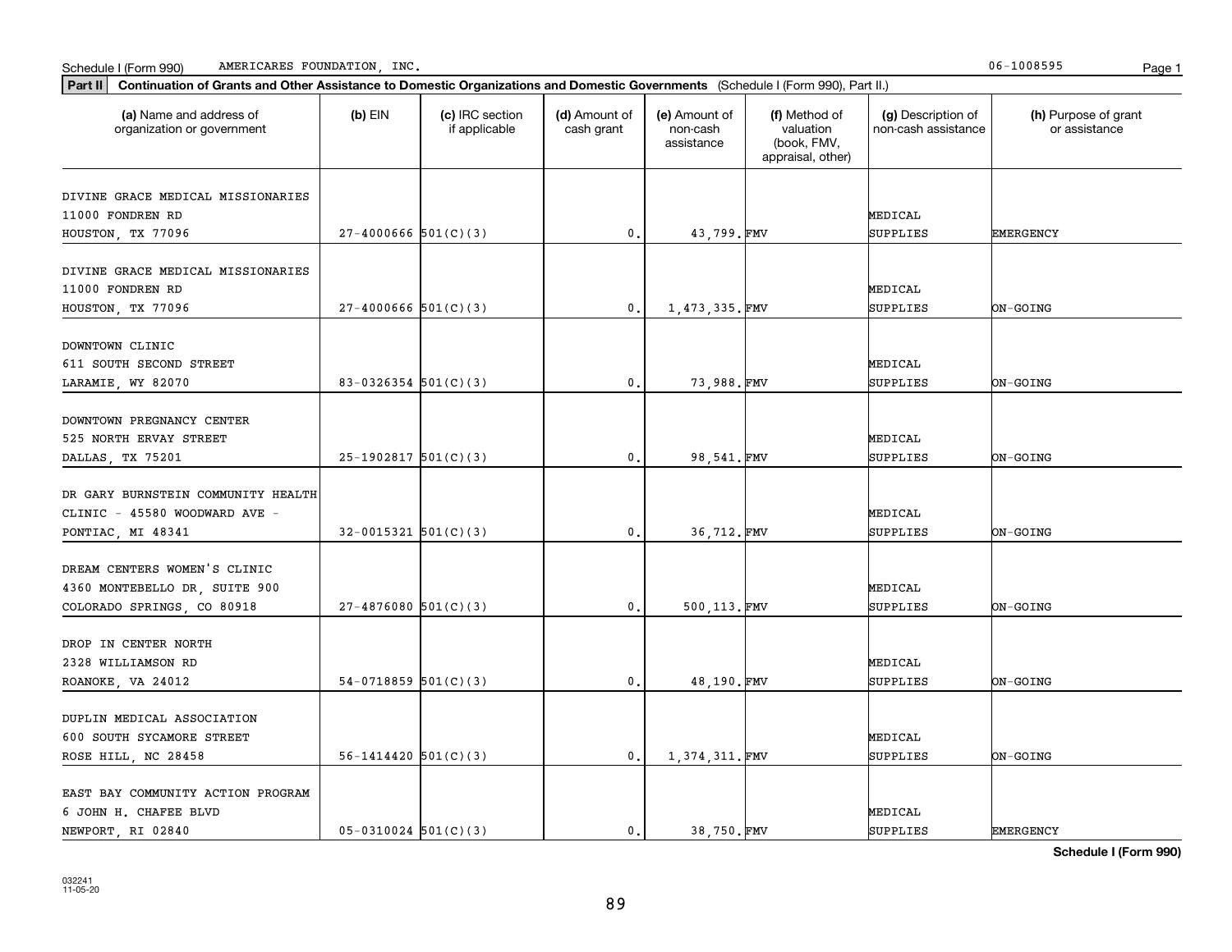Schedule I (Form 990) AMERICARES FOUNDATION, INC. 06-1008595

**Part II** **Continuation of Grants and Other Assistance to Domestic Organizations and Domestic Governments** (Schedule I (Form 990), Part II.)

| (a) Name and address of organization or government | (b) EIN | (c) IRC section if applicable | (d) Amount of cash grant | (e) Amount of non-cash assistance | (f) Method of valuation (book, FMV, appraisal, other) | (g) Description of non-cash assistance | (h) Purpose of grant or assistance |
|---|---|---|---|---|---|---|---|
| DIVINE GRACE MEDICAL MISSIONARIES 11000 FONDREN RD HOUSTON, TX 77096 | 27-4000666 | 501(C)(3) | 0. | 43,799. | FMV | MEDICAL SUPPLIES | EMERGENCY |
| DIVINE GRACE MEDICAL MISSIONARIES 11000 FONDREN RD HOUSTON, TX 77096 | 27-4000666 | 501(C)(3) | 0. | 1,473,335. | FMV | MEDICAL SUPPLIES | ON-GOING |
| DOWNTOWN CLINIC 611 SOUTH SECOND STREET LARAMIE, WY 82070 | 83-0326354 | 501(C)(3) | 0. | 73,988. | FMV | MEDICAL SUPPLIES | ON-GOING |
| DOWNTOWN PREGNANCY CENTER 525 NORTH ERVAY STREET DALLAS, TX 75201 | 25-1902817 | 501(C)(3) | 0. | 98,541. | FMV | MEDICAL SUPPLIES | ON-GOING |
| DR GARY BURNSTEIN COMMUNITY HEALTH CLINIC - 45580 WOODWARD AVE - PONTIAC, MI 48341 | 32-0015321 | 501(C)(3) | 0. | 36,712. | FMV | MEDICAL SUPPLIES | ON-GOING |
| DREAM CENTERS WOMEN'S CLINIC 4360 MONTEBELLO DR, SUITE 900 COLORADO SPRINGS, CO 80918 | 27-4876080 | 501(C)(3) | 0. | 500,113. | FMV | MEDICAL SUPPLIES | ON-GOING |
| DROP IN CENTER NORTH 2328 WILLIAMSON RD ROANOKE, VA 24012 | 54-0718859 | 501(C)(3) | 0. | 48,190. | FMV | MEDICAL SUPPLIES | ON-GOING |
| DUPLIN MEDICAL ASSOCIATION 600 SOUTH SYCAMORE STREET ROSE HILL, NC 28458 | 56-1414420 | 501(C)(3) | 0. | 1,374,311. | FMV | MEDICAL SUPPLIES | ON-GOING |
| EAST BAY COMMUNITY ACTION PROGRAM 6 JOHN H. CHAFEE BLVD NEWPORT, RI 02840 | 05-0310024 | 501(C)(3) | 0. | 38,750. | FMV | MEDICAL SUPPLIES | EMERGENCY |

**Schedule I (Form 990)**

032241 11-05-20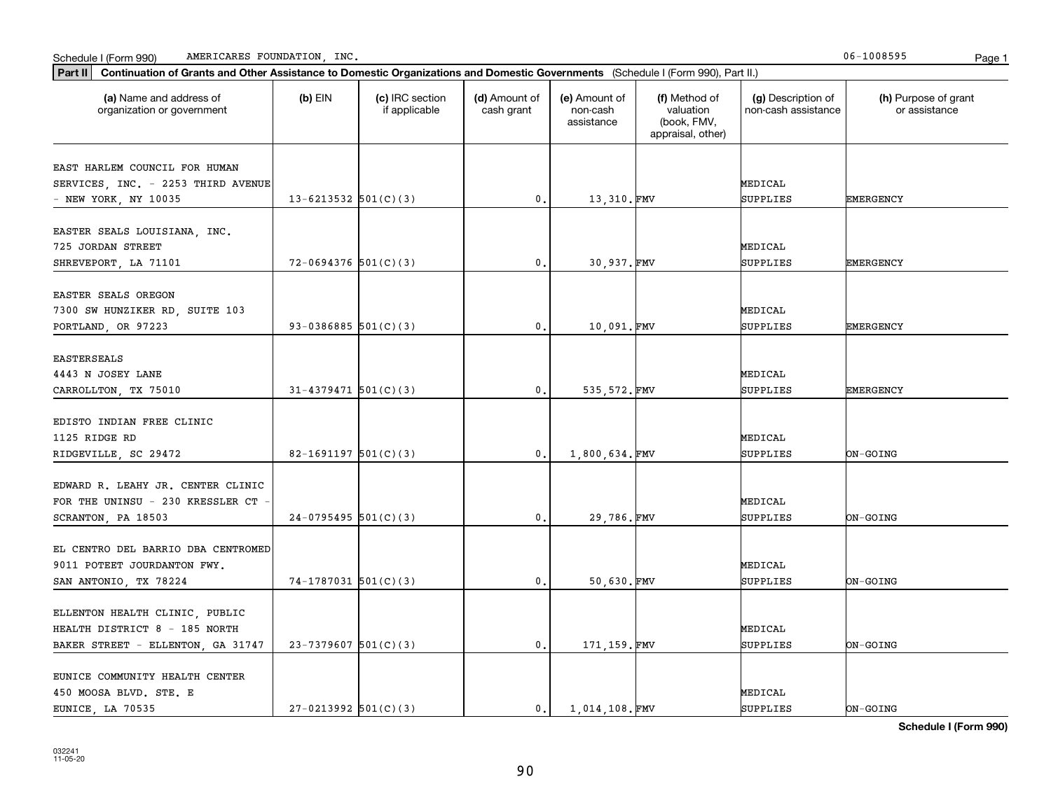Schedule I (Form 990) AMERICARES FOUNDATION, INC. 06-1008595

**Part II Continuation of Grants and Other Assistance to Domestic Organizations and Domestic Governments** (Schedule I (Form 990), Part II.)

| (a) Name and address of organization or government | (b) EIN | (c) IRC section if applicable | (d) Amount of cash grant | (e) Amount of non-cash assistance | (f) Method of valuation (book, FMV, appraisal, other) | (g) Description of non-cash assistance | (h) Purpose of grant or assistance |
|---|---|---|---|---|---|---|---|
| EAST HARLEM COUNCIL FOR HUMAN SERVICES, INC. - 2253 THIRD AVENUE - NEW YORK, NY 10035 | 13-6213532 | 501(C)(3) | 0. | 13,310. | FMV | MEDICAL SUPPLIES | EMERGENCY |
| EASTER SEALS LOUISIANA, INC. 725 JORDAN STREET SHREVEPORT, LA 71101 | 72-0694376 | 501(C)(3) | 0. | 30,937. | FMV | MEDICAL SUPPLIES | EMERGENCY |
| EASTER SEALS OREGON 7300 SW HUNZIKER RD, SUITE 103 PORTLAND, OR 97223 | 93-0386885 | 501(C)(3) | 0. | 10,091. | FMV | MEDICAL SUPPLIES | EMERGENCY |
| EASTERSEALS 4443 N JOSEY LANE CARROLLTON, TX 75010 | 31-4379471 | 501(C)(3) | 0. | 535,572. | FMV | MEDICAL SUPPLIES | EMERGENCY |
| EDISTO INDIAN FREE CLINIC 1125 RIDGE RD RIDGEVILLE, SC 29472 | 82-1691197 | 501(C)(3) | 0. | 1,800,634. | FMV | MEDICAL SUPPLIES | ON-GOING |
| EDWARD R. LEAHY JR. CENTER CLINIC FOR THE UNINSU - 230 KRESSLER CT - SCRANTON, PA 18503 | 24-0795495 | 501(C)(3) | 0. | 29,786. | FMV | MEDICAL SUPPLIES | ON-GOING |
| EL CENTRO DEL BARRIO DBA CENTROMED 9011 POTEET JOURDANTON FWY. SAN ANTONIO, TX 78224 | 74-1787031 | 501(C)(3) | 0. | 50,630. | FMV | MEDICAL SUPPLIES | ON-GOING |
| ELLENTON HEALTH CLINIC, PUBLIC HEALTH DISTRICT 8 - 185 NORTH BAKER STREET - ELLENTON, GA 31747 | 23-7379607 | 501(C)(3) | 0. | 171,159. | FMV | MEDICAL SUPPLIES | ON-GOING |
| EUNICE COMMUNITY HEALTH CENTER 450 MOOSA BLVD. STE. E EUNICE, LA 70535 | 27-0213992 | 501(C)(3) | 0. | 1,014,108. | FMV | MEDICAL SUPPLIES | ON-GOING |

**Schedule I (Form 990)**

032241 11-05-20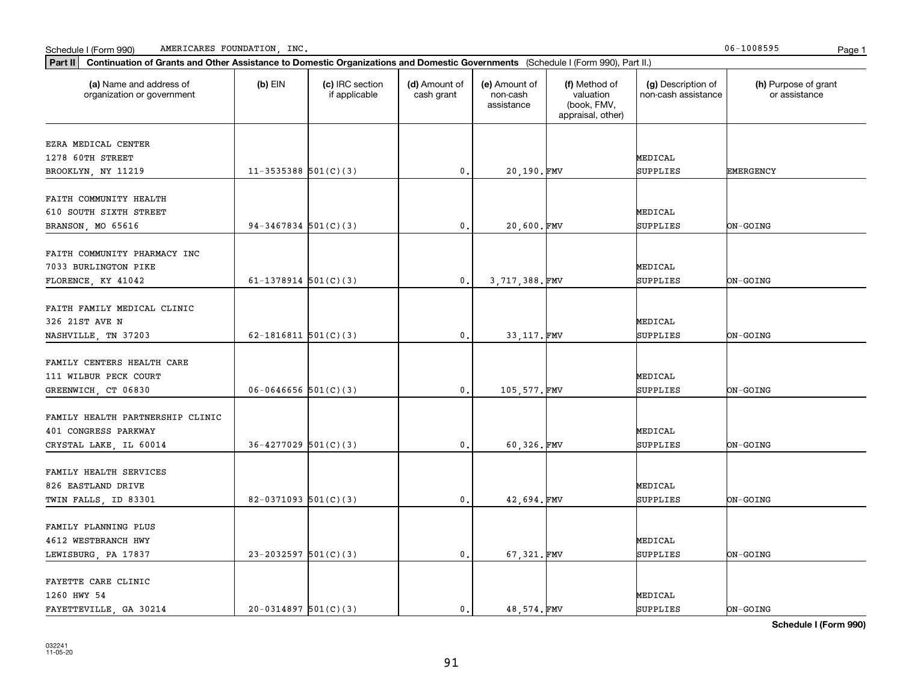Schedule I (Form 990) AMERICARES FOUNDATION, INC. 06-1008595

**Part II** **Continuation of Grants and Other Assistance to Domestic Organizations and Domestic Governments** (Schedule I (Form 990), Part II.)

| (a) Name and address of organization or government | (b) EIN | (c) IRC section if applicable | (d) Amount of cash grant | (e) Amount of non-cash assistance | (f) Method of valuation (book, FMV, appraisal, other) | (g) Description of non-cash assistance | (h) Purpose of grant or assistance |
|---|---|---|---|---|---|---|---|
| EZRA MEDICAL CENTER<br>1278 60TH STREET<br>BROOKLYN, NY 11219 | 11-3535388 | 501(C)(3) | 0. | 20,190. | FMV | MEDICAL SUPPLIES | EMERGENCY |
| FAITH COMMUNITY HEALTH<br>610 SOUTH SIXTH STREET<br>BRANSON, MO 65616 | 94-3467834 | 501(C)(3) | 0. | 20,600. | FMV | MEDICAL SUPPLIES | ON-GOING |
| FAITH COMMUNITY PHARMACY INC<br>7033 BURLINGTON PIKE<br>FLORENCE, KY 41042 | 61-1378914 | 501(C)(3) | 0. | 3,717,388. | FMV | MEDICAL SUPPLIES | ON-GOING |
| FAITH FAMILY MEDICAL CLINIC<br>326 21ST AVE N<br>NASHVILLE, TN 37203 | 62-1816811 | 501(C)(3) | 0. | 33,117. | FMV | MEDICAL SUPPLIES | ON-GOING |
| FAMILY CENTERS HEALTH CARE<br>111 WILBUR PECK COURT<br>GREENWICH, CT 06830 | 06-0646656 | 501(C)(3) | 0. | 105,577. | FMV | MEDICAL SUPPLIES | ON-GOING |
| FAMILY HEALTH PARTNERSHIP CLINIC<br>401 CONGRESS PARKWAY<br>CRYSTAL LAKE, IL 60014 | 36-4277029 | 501(C)(3) | 0. | 60,326. | FMV | MEDICAL SUPPLIES | ON-GOING |
| FAMILY HEALTH SERVICES<br>826 EASTLAND DRIVE<br>TWIN FALLS, ID 83301 | 82-0371093 | 501(C)(3) | 0. | 42,694. | FMV | MEDICAL SUPPLIES | ON-GOING |
| FAMILY PLANNING PLUS<br>4612 WESTBRANCH HWY<br>LEWISBURG, PA 17837 | 23-2032597 | 501(C)(3) | 0. | 67,321. | FMV | MEDICAL SUPPLIES | ON-GOING |
| FAYETTE CARE CLINIC<br>1260 HWY 54<br>FAYETTEVILLE, GA 30214 | 20-0314897 | 501(C)(3) | 0. | 48,574. | FMV | MEDICAL SUPPLIES | ON-GOING |

**Schedule I (Form 990)**

032241
11-05-20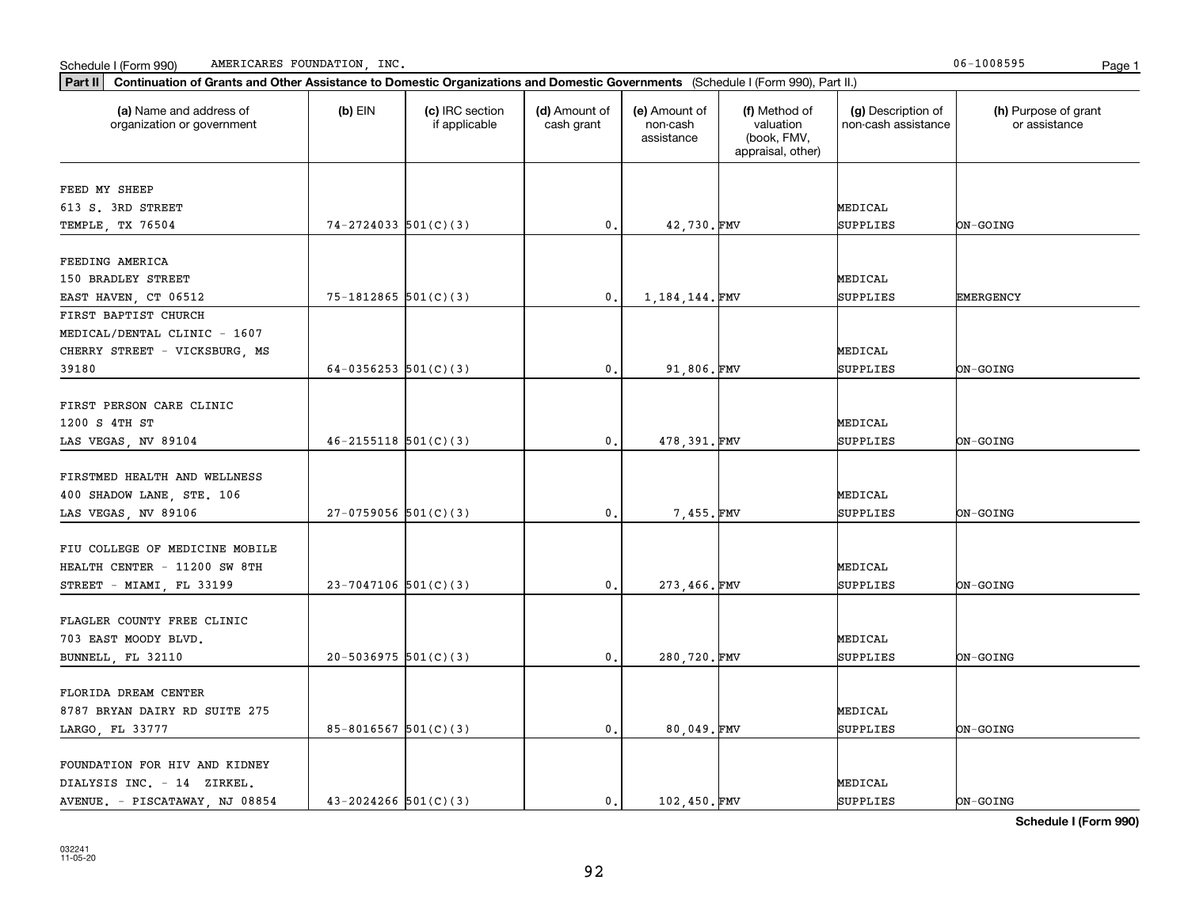Schedule I (Form 990) AMERICARES FOUNDATION, INC. 06-1008595

**Part II** **Continuation of Grants and Other Assistance to Domestic Organizations and Domestic Governments** (Schedule I (Form 990), Part II.)

| (a) Name and address of organization or government | (b) EIN | (c) IRC section if applicable | (d) Amount of cash grant | (e) Amount of non-cash assistance | (f) Method of valuation (book, FMV, appraisal, other) | (g) Description of non-cash assistance | (h) Purpose of grant or assistance |
|---|---|---|---|---|---|---|---|
| FEED MY SHEEP 613 S. 3RD STREET TEMPLE, TX 76504 | 74-2724033 | 501(C)(3) | 0. | 42,730. | FMV | MEDICAL SUPPLIES | ON-GOING |
| FEEDING AMERICA 150 BRADLEY STREET EAST HAVEN, CT 06512 | 75-1812865 | 501(C)(3) | 0. | 1,184,144. | FMV | MEDICAL SUPPLIES | EMERGENCY |
| FIRST BAPTIST CHURCH MEDICAL/DENTAL CLINIC - 1607 CHERRY STREET - VICKSBURG, MS 39180 | 64-0356253 | 501(C)(3) | 0. | 91,806. | FMV | MEDICAL SUPPLIES | ON-GOING |
| FIRST PERSON CARE CLINIC 1200 S 4TH ST LAS VEGAS, NV 89104 | 46-2155118 | 501(C)(3) | 0. | 478,391. | FMV | MEDICAL SUPPLIES | ON-GOING |
| FIRSTMED HEALTH AND WELLNESS 400 SHADOW LANE, STE. 106 LAS VEGAS, NV 89106 | 27-0759056 | 501(C)(3) | 0. | 7,455. | FMV | MEDICAL SUPPLIES | ON-GOING |
| FIU COLLEGE OF MEDICINE MOBILE HEALTH CENTER - 11200 SW 8TH STREET - MIAMI, FL 33199 | 23-7047106 | 501(C)(3) | 0. | 273,466. | FMV | MEDICAL SUPPLIES | ON-GOING |
| FLAGLER COUNTY FREE CLINIC 703 EAST MOODY BLVD. BUNNELL, FL 32110 | 20-5036975 | 501(C)(3) | 0. | 280,720. | FMV | MEDICAL SUPPLIES | ON-GOING |
| FLORIDA DREAM CENTER 8787 BRYAN DAIRY RD SUITE 275 LARGO, FL 33777 | 85-8016567 | 501(C)(3) | 0. | 80,049. | FMV | MEDICAL SUPPLIES | ON-GOING |
| FOUNDATION FOR HIV AND KIDNEY DIALYSIS INC. - 14 ZIRKEL. AVENUE. - PISCATAWAY, NJ 08854 | 43-2024266 | 501(C)(3) | 0. | 102,450. | FMV | MEDICAL SUPPLIES | ON-GOING |

**Schedule I (Form 990)**

032241 11-05-20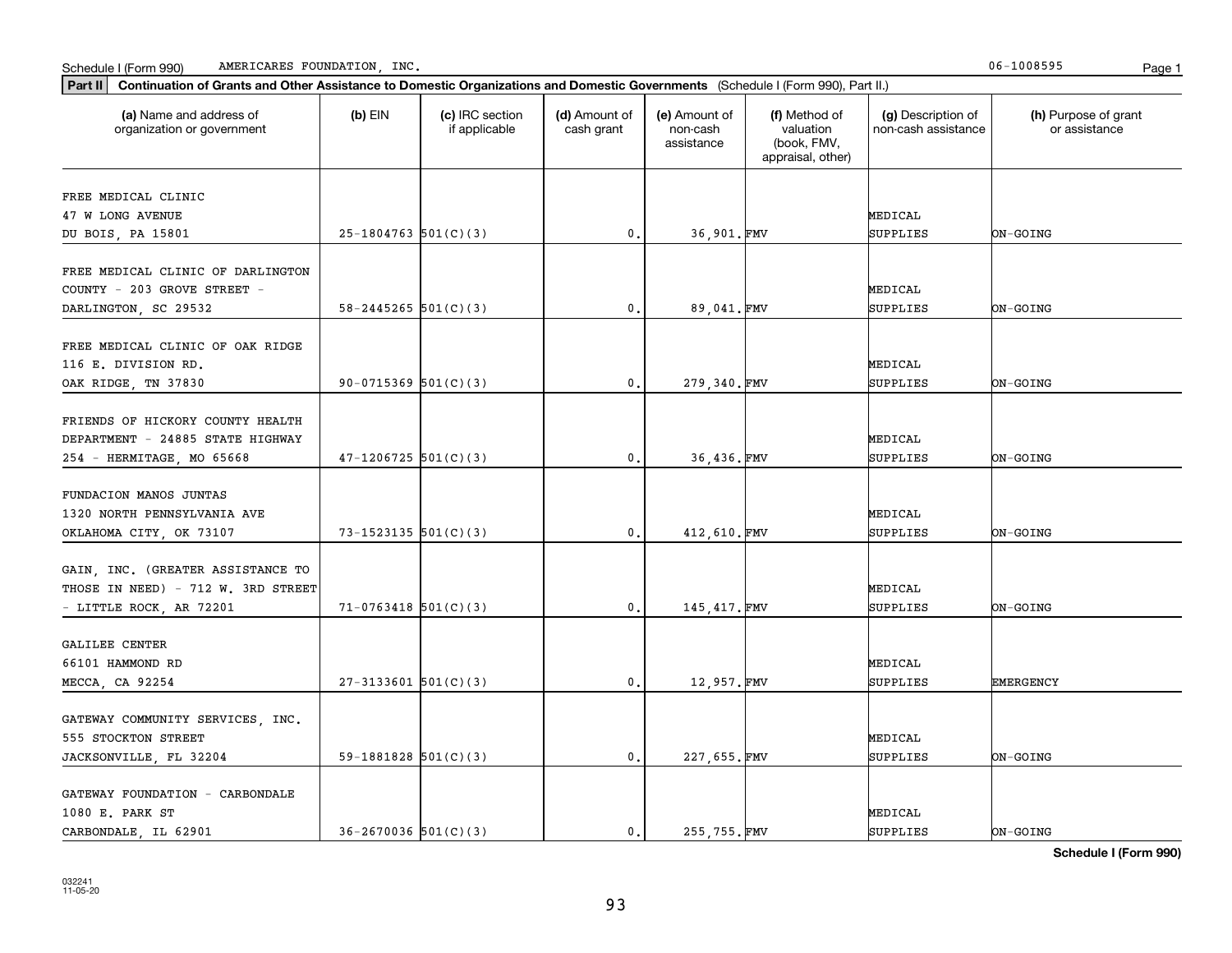Schedule I (Form 990) AMERICARES FOUNDATION, INC. 06-1008595

**Part II** **Continuation of Grants and Other Assistance to Domestic Organizations and Domestic Governments** (Schedule I (Form 990), Part II.)

| (a) Name and address of organization or government | (b) EIN | (c) IRC section if applicable | (d) Amount of cash grant | (e) Amount of non-cash assistance | (f) Method of valuation (book, FMV, appraisal, other) | (g) Description of non-cash assistance | (h) Purpose of grant or assistance |
|---|---|---|---|---|---|---|---|
| FREE MEDICAL CLINIC 47 W LONG AVENUE DU BOIS, PA 15801 | 25-1804763 | 501(C)(3) | 0. | 36,901. | FMV | MEDICAL SUPPLIES | ON-GOING |
| FREE MEDICAL CLINIC OF DARLINGTON COUNTY - 203 GROVE STREET - DARLINGTON, SC 29532 | 58-2445265 | 501(C)(3) | 0. | 89,041. | FMV | MEDICAL SUPPLIES | ON-GOING |
| FREE MEDICAL CLINIC OF OAK RIDGE 116 E. DIVISION RD. OAK RIDGE, TN 37830 | 90-0715369 | 501(C)(3) | 0. | 279,340. | FMV | MEDICAL SUPPLIES | ON-GOING |
| FRIENDS OF HICKORY COUNTY HEALTH DEPARTMENT - 24885 STATE HIGHWAY 254 - HERMITAGE, MO 65668 | 47-1206725 | 501(C)(3) | 0. | 36,436. | FMV | MEDICAL SUPPLIES | ON-GOING |
| FUNDACION MANOS JUNTAS 1320 NORTH PENNSYLVANIA AVE OKLAHOMA CITY, OK 73107 | 73-1523135 | 501(C)(3) | 0. | 412,610. | FMV | MEDICAL SUPPLIES | ON-GOING |
| GAIN, INC. (GREATER ASSISTANCE TO THOSE IN NEED) - 712 W. 3RD STREET - LITTLE ROCK, AR 72201 | 71-0763418 | 501(C)(3) | 0. | 145,417. | FMV | MEDICAL SUPPLIES | ON-GOING |
| GALILEE CENTER 66101 HAMMOND RD MECCA, CA 92254 | 27-3133601 | 501(C)(3) | 0. | 12,957. | FMV | MEDICAL SUPPLIES | EMERGENCY |
| GATEWAY COMMUNITY SERVICES, INC. 555 STOCKTON STREET JACKSONVILLE, FL 32204 | 59-1881828 | 501(C)(3) | 0. | 227,655. | FMV | MEDICAL SUPPLIES | ON-GOING |
| GATEWAY FOUNDATION - CARBONDALE 1080 E. PARK ST CARBONDALE, IL 62901 | 36-2670036 | 501(C)(3) | 0. | 255,755. | FMV | MEDICAL SUPPLIES | ON-GOING |

**Schedule I (Form 990)**

032241 11-05-20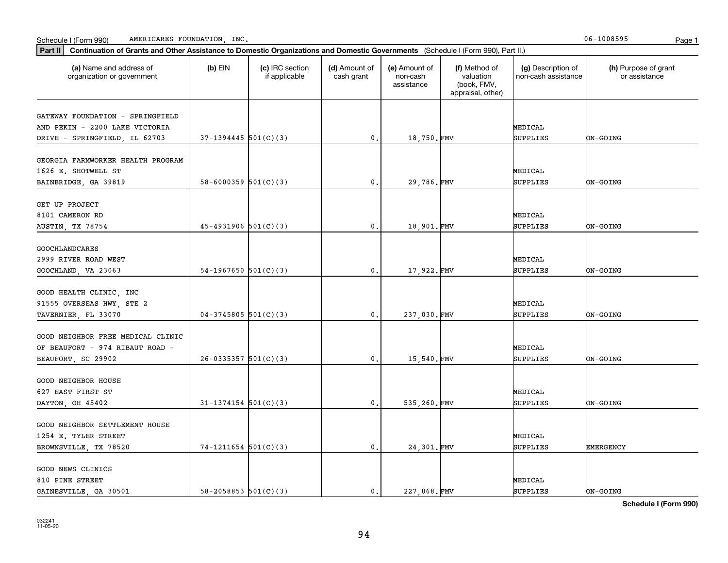Schedule I (Form 990) AMERICARES FOUNDATION, INC. 06-1008595

**Part II** **Continuation of Grants and Other Assistance to Domestic Organizations and Domestic Governments** (Schedule I (Form 990), Part II.)

| (a) Name and address of organization or government | (b) EIN | (c) IRC section if applicable | (d) Amount of cash grant | (e) Amount of non-cash assistance | (f) Method of valuation (book, FMV, appraisal, other) | (g) Description of non-cash assistance | (h) Purpose of grant or assistance |
|---|---|---|---|---|---|---|---|
| GATEWAY FOUNDATION - SPRINGFIELD AND PEKIN - 2200 LAKE VICTORIA DRIVE - SPRINGFIELD, IL 62703 | 37-1394445 | 501(C)(3) | 0. | 18,750. | FMV | MEDICAL SUPPLIES | ON-GOING |
| GEORGIA FARMWORKER HEALTH PROGRAM 1626 E. SHOTWELL ST BAINBRIDGE, GA 39819 | 58-6000359 | 501(C)(3) | 0. | 29,786. | FMV | MEDICAL SUPPLIES | ON-GOING |
| GET UP PROJECT 8101 CAMERON RD AUSTIN, TX 78754 | 45-4931906 | 501(C)(3) | 0. | 18,901. | FMV | MEDICAL SUPPLIES | ON-GOING |
| GOOCHLANDCARES 2999 RIVER ROAD WEST GOOCHLAND, VA 23063 | 54-1967650 | 501(C)(3) | 0. | 17,922. | FMV | MEDICAL SUPPLIES | ON-GOING |
| GOOD HEALTH CLINIC, INC 91555 OVERSEAS HWY, STE 2 TAVERNIER, FL 33070 | 04-3745805 | 501(C)(3) | 0. | 237,030. | FMV | MEDICAL SUPPLIES | ON-GOING |
| GOOD NEIGHBOR FREE MEDICAL CLINIC OF BEAUFORT - 974 RIBAUT ROAD - BEAUFORT, SC 29902 | 26-0335357 | 501(C)(3) | 0. | 15,540. | FMV | MEDICAL SUPPLIES | ON-GOING |
| GOOD NEIGHBOR HOUSE 627 EAST FIRST ST DAYTON, OH 45402 | 31-1374154 | 501(C)(3) | 0. | 535,260. | FMV | MEDICAL SUPPLIES | ON-GOING |
| GOOD NEIGHBOR SETTLEMENT HOUSE 1254 E. TYLER STREET BROWNSVILLE, TX 78520 | 74-1211654 | 501(C)(3) | 0. | 24,301. | FMV | MEDICAL SUPPLIES | EMERGENCY |
| GOOD NEWS CLINICS 810 PINE STREET GAINESVILLE, GA 30501 | 58-2058853 | 501(C)(3) | 0. | 227,068. | FMV | MEDICAL SUPPLIES | ON-GOING |

**Schedule I (Form 990)**

032241 11-05-20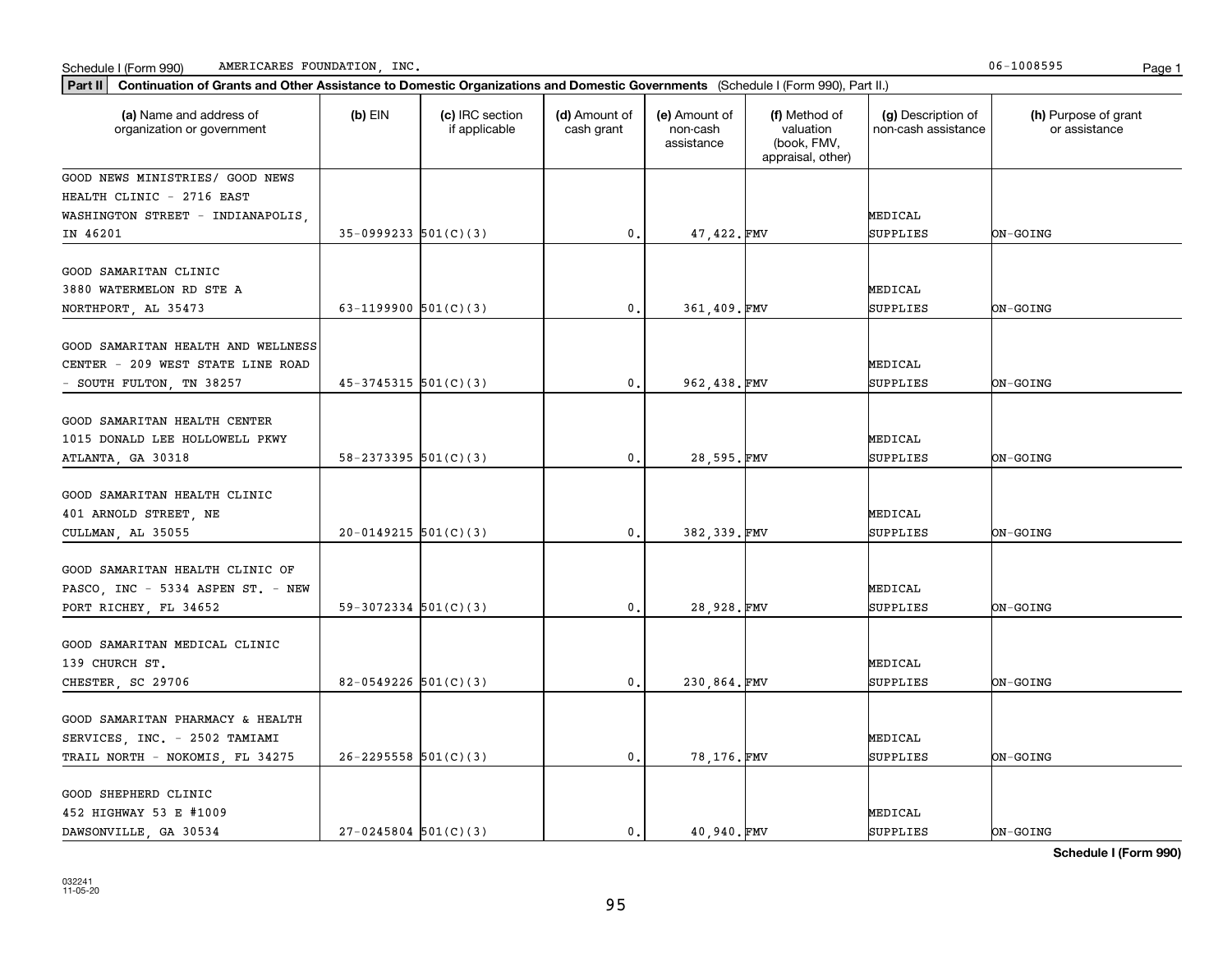Schedule I (Form 990) AMERICARES FOUNDATION, INC. 06-1008595

**Part II** **Continuation of Grants and Other Assistance to Domestic Organizations and Domestic Governments** (Schedule I (Form 990), Part II.)

| (a) Name and address of organization or government | (b) EIN | (c) IRC section if applicable | (d) Amount of cash grant | (e) Amount of non-cash assistance | (f) Method of valuation (book, FMV, appraisal, other) | (g) Description of non-cash assistance | (h) Purpose of grant or assistance |
|---|---|---|---|---|---|---|---|
| GOOD NEWS MINISTRIES/ GOOD NEWS HEALTH CLINIC - 2716 EAST WASHINGTON STREET - INDIANAPOLIS, IN 46201 | 35-0999233 | 501(C)(3) | 0. | 47,422. | FMV | MEDICAL SUPPLIES | ON-GOING |
| GOOD SAMARITAN CLINIC 3880 WATERMELON RD STE A NORTHPORT, AL 35473 | 63-1199900 | 501(C)(3) | 0. | 361,409. | FMV | MEDICAL SUPPLIES | ON-GOING |
| GOOD SAMARITAN HEALTH AND WELLNESS CENTER - 209 WEST STATE LINE ROAD - SOUTH FULTON, TN 38257 | 45-3745315 | 501(C)(3) | 0. | 962,438. | FMV | MEDICAL SUPPLIES | ON-GOING |
| GOOD SAMARITAN HEALTH CENTER 1015 DONALD LEE HOLLOWELL PKWY ATLANTA, GA 30318 | 58-2373395 | 501(C)(3) | 0. | 28,595. | FMV | MEDICAL SUPPLIES | ON-GOING |
| GOOD SAMARITAN HEALTH CLINIC 401 ARNOLD STREET, NE CULLMAN, AL 35055 | 20-0149215 | 501(C)(3) | 0. | 382,339. | FMV | MEDICAL SUPPLIES | ON-GOING |
| GOOD SAMARITAN HEALTH CLINIC OF PASCO, INC - 5334 ASPEN ST. - NEW PORT RICHEY, FL 34652 | 59-3072334 | 501(C)(3) | 0. | 28,928. | FMV | MEDICAL SUPPLIES | ON-GOING |
| GOOD SAMARITAN MEDICAL CLINIC 139 CHURCH ST. CHESTER, SC 29706 | 82-0549226 | 501(C)(3) | 0. | 230,864. | FMV | MEDICAL SUPPLIES | ON-GOING |
| GOOD SAMARITAN PHARMACY & HEALTH SERVICES, INC. - 2502 TAMIAMI TRAIL NORTH - NOKOMIS, FL 34275 | 26-2295558 | 501(C)(3) | 0. | 78,176. | FMV | MEDICAL SUPPLIES | ON-GOING |
| GOOD SHEPHERD CLINIC 452 HIGHWAY 53 E #1009 DAWSONVILLE, GA 30534 | 27-0245804 | 501(C)(3) | 0. | 40,940. | FMV | MEDICAL SUPPLIES | ON-GOING |

**Schedule I (Form 990)**

032241
11-05-20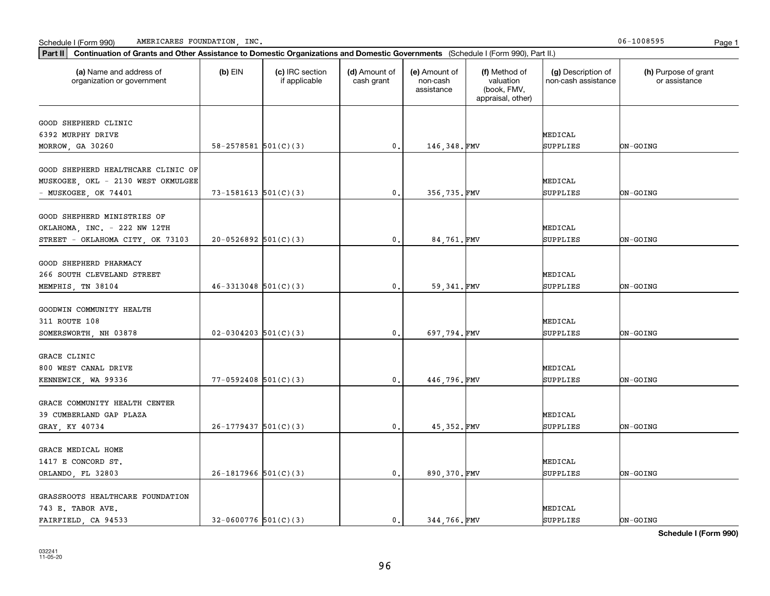Schedule I (Form 990) AMERICARES FOUNDATION, INC. 06-1008595

**Part II** **Continuation of Grants and Other Assistance to Domestic Organizations and Domestic Governments** (Schedule I (Form 990), Part II.)

| (a) Name and address of organization or government | (b) EIN | (c) IRC section if applicable | (d) Amount of cash grant | (e) Amount of non-cash assistance | (f) Method of valuation (book, FMV, appraisal, other) | (g) Description of non-cash assistance | (h) Purpose of grant or assistance |
|---|---|---|---|---|---|---|---|
| GOOD SHEPHERD CLINIC 6392 MURPHY DRIVE MORROW, GA 30260 | 58-2578581 | 501(C)(3) | 0. | 146,348. | FMV | MEDICAL SUPPLIES | ON-GOING |
| GOOD SHEPHERD HEALTHCARE CLINIC OF MUSKOGEE, OKL - 2130 WEST OKMULGEE - MUSKOGEE, OK 74401 | 73-1581613 | 501(C)(3) | 0. | 356,735. | FMV | MEDICAL SUPPLIES | ON-GOING |
| GOOD SHEPHERD MINISTRIES OF OKLAHOMA, INC. - 222 NW 12TH STREET - OKLAHOMA CITY, OK 73103 | 20-0526892 | 501(C)(3) | 0. | 84,761. | FMV | MEDICAL SUPPLIES | ON-GOING |
| GOOD SHEPHERD PHARMACY 266 SOUTH CLEVELAND STREET MEMPHIS, TN 38104 | 46-3313048 | 501(C)(3) | 0. | 59,341. | FMV | MEDICAL SUPPLIES | ON-GOING |
| GOODWIN COMMUNITY HEALTH 311 ROUTE 108 SOMERSWORTH, NH 03878 | 02-0304203 | 501(C)(3) | 0. | 697,794. | FMV | MEDICAL SUPPLIES | ON-GOING |
| GRACE CLINIC 800 WEST CANAL DRIVE KENNEWICK, WA 99336 | 77-0592408 | 501(C)(3) | 0. | 446,796. | FMV | MEDICAL SUPPLIES | ON-GOING |
| GRACE COMMUNITY HEALTH CENTER 39 CUMBERLAND GAP PLAZA GRAY, KY 40734 | 26-1779437 | 501(C)(3) | 0. | 45,352. | FMV | MEDICAL SUPPLIES | ON-GOING |
| GRACE MEDICAL HOME 1417 E CONCORD ST. ORLANDO, FL 32803 | 26-1817966 | 501(C)(3) | 0. | 890,370. | FMV | MEDICAL SUPPLIES | ON-GOING |
| GRASSROOTS HEALTHCARE FOUNDATION 743 E. TABOR AVE. FAIRFIELD, CA 94533 | 32-0600776 | 501(C)(3) | 0. | 344,766. | FMV | MEDICAL SUPPLIES | ON-GOING |

**Schedule I (Form 990)**

032241 11-05-20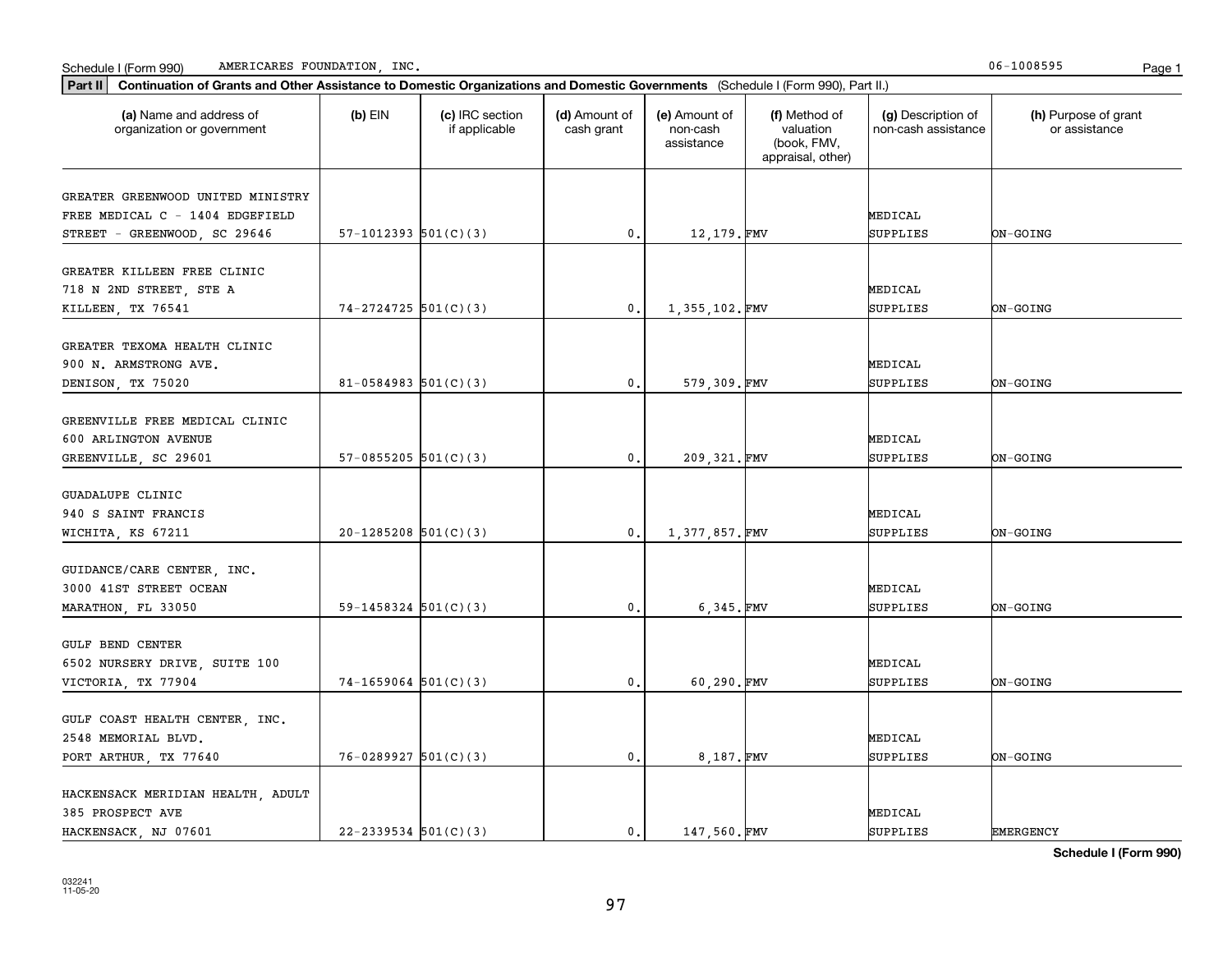Schedule I (Form 990) AMERICARES FOUNDATION, INC. 06-1008595

**Part II** **Continuation of Grants and Other Assistance to Domestic Organizations and Domestic Governments** (Schedule I (Form 990), Part II.)

| (a) Name and address of organization or government | (b) EIN | (c) IRC section if applicable | (d) Amount of cash grant | (e) Amount of non-cash assistance | (f) Method of valuation (book, FMV, appraisal, other) | (g) Description of non-cash assistance | (h) Purpose of grant or assistance |
|---|---|---|---|---|---|---|---|
| GREATER GREENWOOD UNITED MINISTRY FREE MEDICAL C - 1404 EDGEFIELD STREET - GREENWOOD, SC 29646 | 57-1012393 | 501(C)(3) | 0. | 12,179. | FMV | MEDICAL SUPPLIES | ON-GOING |
| GREATER KILLEEN FREE CLINIC 718 N 2ND STREET, STE A KILLEEN, TX 76541 | 74-2724725 | 501(C)(3) | 0. | 1,355,102. | FMV | MEDICAL SUPPLIES | ON-GOING |
| GREATER TEXOMA HEALTH CLINIC 900 N. ARMSTRONG AVE. DENISON, TX 75020 | 81-0584983 | 501(C)(3) | 0. | 579,309. | FMV | MEDICAL SUPPLIES | ON-GOING |
| GREENVILLE FREE MEDICAL CLINIC 600 ARLINGTON AVENUE GREENVILLE, SC 29601 | 57-0855205 | 501(C)(3) | 0. | 209,321. | FMV | MEDICAL SUPPLIES | ON-GOING |
| GUADALUPE CLINIC 940 S SAINT FRANCIS WICHITA, KS 67211 | 20-1285208 | 501(C)(3) | 0. | 1,377,857. | FMV | MEDICAL SUPPLIES | ON-GOING |
| GUIDANCE/CARE CENTER, INC. 3000 41ST STREET OCEAN MARATHON, FL 33050 | 59-1458324 | 501(C)(3) | 0. | 6,345. | FMV | MEDICAL SUPPLIES | ON-GOING |
| GULF BEND CENTER 6502 NURSERY DRIVE, SUITE 100 VICTORIA, TX 77904 | 74-1659064 | 501(C)(3) | 0. | 60,290. | FMV | MEDICAL SUPPLIES | ON-GOING |
| GULF COAST HEALTH CENTER, INC. 2548 MEMORIAL BLVD. PORT ARTHUR, TX 77640 | 76-0289927 | 501(C)(3) | 0. | 8,187. | FMV | MEDICAL SUPPLIES | ON-GOING |
| HACKENSACK MERIDIAN HEALTH, ADULT 385 PROSPECT AVE HACKENSACK, NJ 07601 | 22-2339534 | 501(C)(3) | 0. | 147,560. | FMV | MEDICAL SUPPLIES | EMERGENCY |

**Schedule I (Form 990)**

032241
11-05-20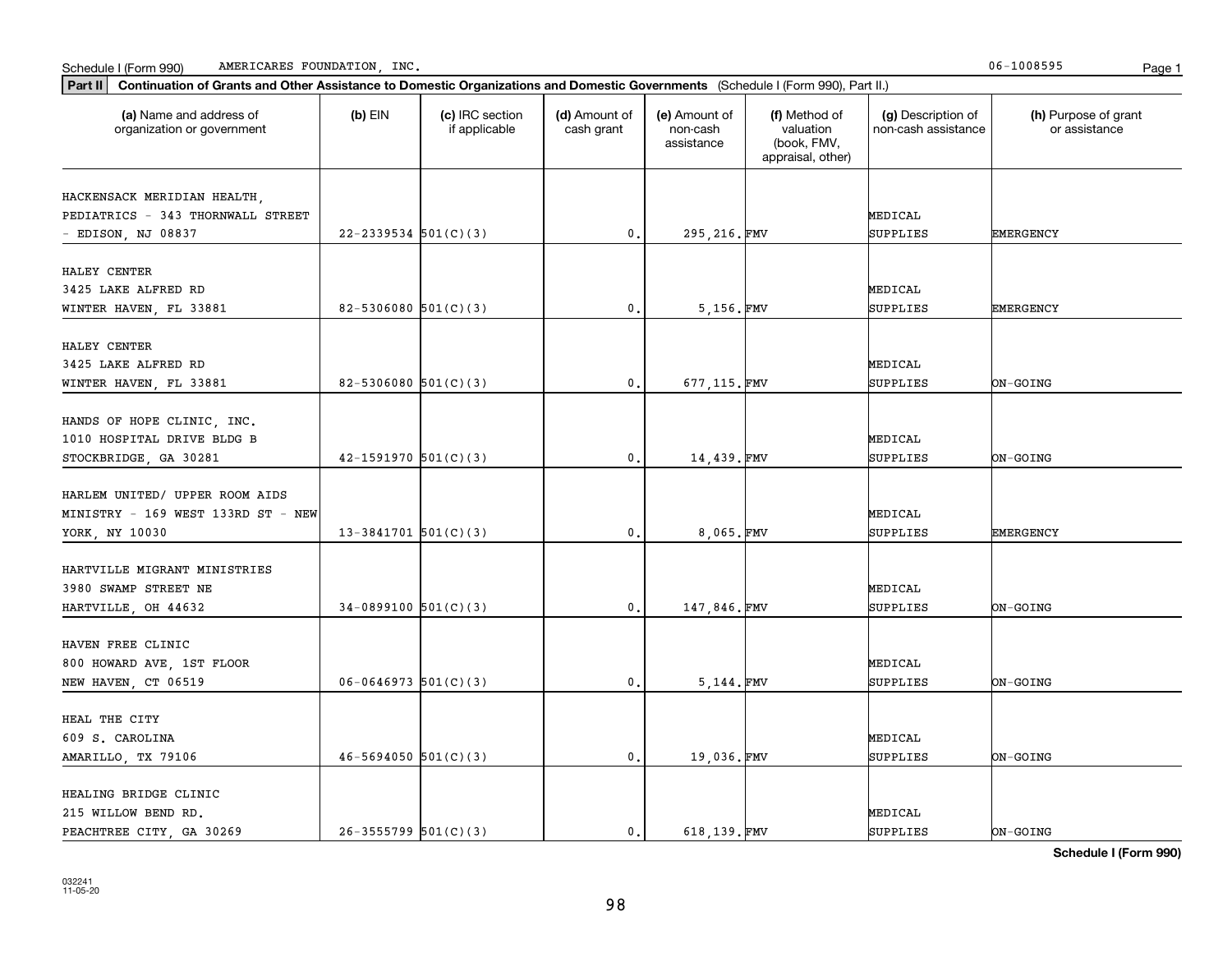Schedule I (Form 990) AMERICARES FOUNDATION, INC. 06-1008595

**Part II** **Continuation of Grants and Other Assistance to Domestic Organizations and Domestic Governments** (Schedule I (Form 990), Part II.)

| (a) Name and address of organization or government | (b) EIN | (c) IRC section if applicable | (d) Amount of cash grant | (e) Amount of non-cash assistance | (f) Method of valuation (book, FMV, appraisal, other) | (g) Description of non-cash assistance | (h) Purpose of grant or assistance |
|---|---|---|---|---|---|---|---|
| HACKENSACK MERIDIAN HEALTH, PEDIATRICS - 343 THORNWALL STREET - EDISON, NJ 08837 | 22-2339534 | 501(C)(3) | 0. | 295,216. | FMV | MEDICAL SUPPLIES | EMERGENCY |
| HALEY CENTER 3425 LAKE ALFRED RD WINTER HAVEN, FL 33881 | 82-5306080 | 501(C)(3) | 0. | 5,156. | FMV | MEDICAL SUPPLIES | EMERGENCY |
| HALEY CENTER 3425 LAKE ALFRED RD WINTER HAVEN, FL 33881 | 82-5306080 | 501(C)(3) | 0. | 677,115. | FMV | MEDICAL SUPPLIES | ON-GOING |
| HANDS OF HOPE CLINIC, INC. 1010 HOSPITAL DRIVE BLDG B STOCKBRIDGE, GA 30281 | 42-1591970 | 501(C)(3) | 0. | 14,439. | FMV | MEDICAL SUPPLIES | ON-GOING |
| HARLEM UNITED/ UPPER ROOM AIDS MINISTRY - 169 WEST 133RD ST - NEW YORK, NY 10030 | 13-3841701 | 501(C)(3) | 0. | 8,065. | FMV | MEDICAL SUPPLIES | EMERGENCY |
| HARTVILLE MIGRANT MINISTRIES 3980 SWAMP STREET NE HARTVILLE, OH 44632 | 34-0899100 | 501(C)(3) | 0. | 147,846. | FMV | MEDICAL SUPPLIES | ON-GOING |
| HAVEN FREE CLINIC 800 HOWARD AVE, 1ST FLOOR NEW HAVEN, CT 06519 | 06-0646973 | 501(C)(3) | 0. | 5,144. | FMV | MEDICAL SUPPLIES | ON-GOING |
| HEAL THE CITY 609 S. CAROLINA AMARILLO, TX 79106 | 46-5694050 | 501(C)(3) | 0. | 19,036. | FMV | MEDICAL SUPPLIES | ON-GOING |
| HEALING BRIDGE CLINIC 215 WILLOW BEND RD. PEACHTREE CITY, GA 30269 | 26-3555799 | 501(C)(3) | 0. | 618,139. | FMV | MEDICAL SUPPLIES | ON-GOING |

**Schedule I (Form 990)**

032241
11-05-20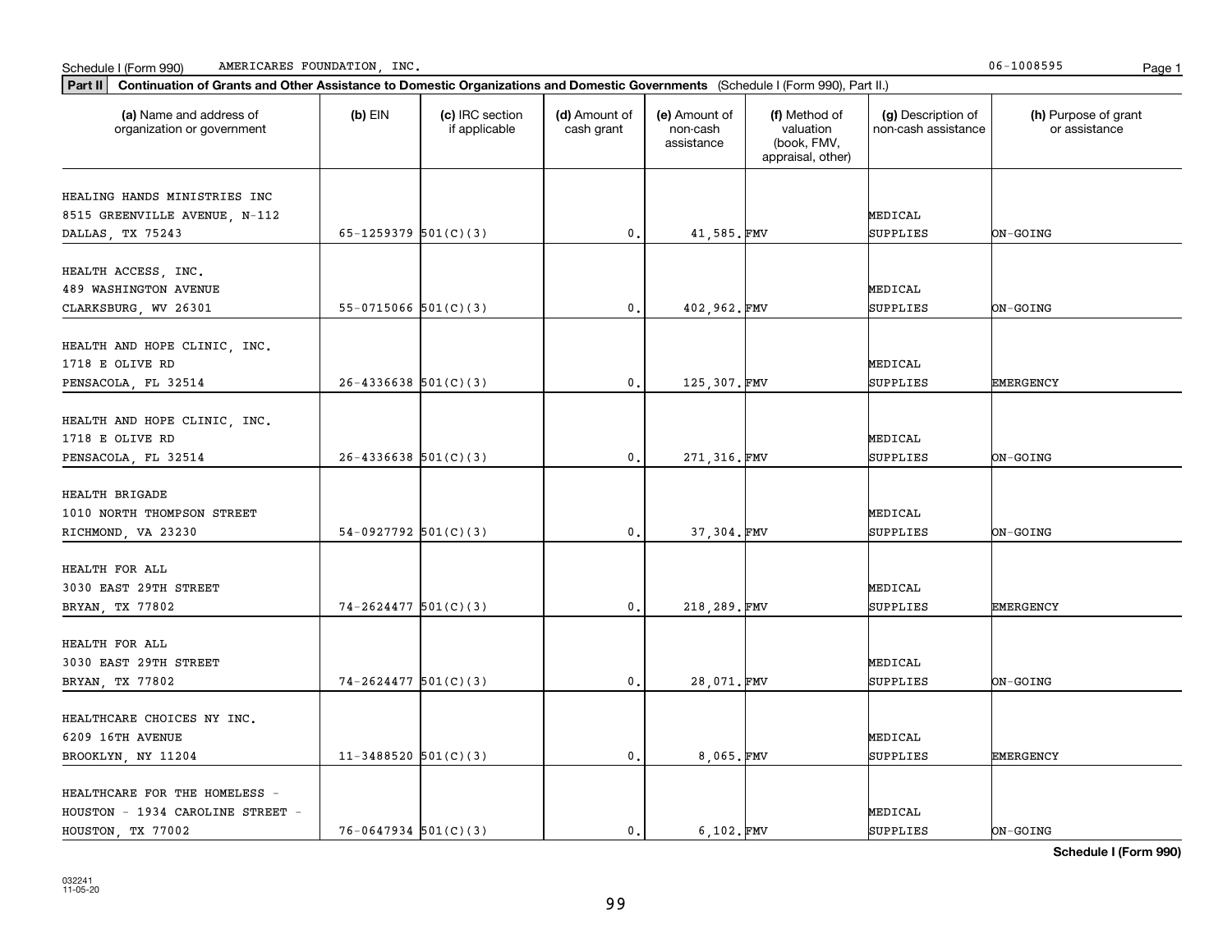Schedule I (Form 990) AMERICARES FOUNDATION, INC. 06-1008595

**Part II** **Continuation of Grants and Other Assistance to Domestic Organizations and Domestic Governments** (Schedule I (Form 990), Part II.)

| (a) Name and address of organization or government | (b) EIN | (c) IRC section if applicable | (d) Amount of cash grant | (e) Amount of non-cash assistance | (f) Method of valuation (book, FMV, appraisal, other) | (g) Description of non-cash assistance | (h) Purpose of grant or assistance |
|---|---|---|---|---|---|---|---|
| HEALING HANDS MINISTRIES INC 8515 GREENVILLE AVENUE, N-112 DALLAS, TX 75243 | 65-1259379 | 501(C)(3) | 0. | 41,585. | FMV | MEDICAL SUPPLIES | ON-GOING |
| HEALTH ACCESS, INC. 489 WASHINGTON AVENUE CLARKSBURG, WV 26301 | 55-0715066 | 501(C)(3) | 0. | 402,962. | FMV | MEDICAL SUPPLIES | ON-GOING |
| HEALTH AND HOPE CLINIC, INC. 1718 E OLIVE RD PENSACOLA, FL 32514 | 26-4336638 | 501(C)(3) | 0. | 125,307. | FMV | MEDICAL SUPPLIES | EMERGENCY |
| HEALTH AND HOPE CLINIC, INC. 1718 E OLIVE RD PENSACOLA, FL 32514 | 26-4336638 | 501(C)(3) | 0. | 271,316. | FMV | MEDICAL SUPPLIES | ON-GOING |
| HEALTH BRIGADE 1010 NORTH THOMPSON STREET RICHMOND, VA 23230 | 54-0927792 | 501(C)(3) | 0. | 37,304. | FMV | MEDICAL SUPPLIES | ON-GOING |
| HEALTH FOR ALL 3030 EAST 29TH STREET BRYAN, TX 77802 | 74-2624477 | 501(C)(3) | 0. | 218,289. | FMV | MEDICAL SUPPLIES | EMERGENCY |
| HEALTH FOR ALL 3030 EAST 29TH STREET BRYAN, TX 77802 | 74-2624477 | 501(C)(3) | 0. | 28,071. | FMV | MEDICAL SUPPLIES | ON-GOING |
| HEALTHCARE CHOICES NY INC. 6209 16TH AVENUE BROOKLYN, NY 11204 | 11-3488520 | 501(C)(3) | 0. | 8,065. | FMV | MEDICAL SUPPLIES | EMERGENCY |
| HEALTHCARE FOR THE HOMELESS - HOUSTON - 1934 CAROLINE STREET - HOUSTON, TX 77002 | 76-0647934 | 501(C)(3) | 0. | 6,102. | FMV | MEDICAL SUPPLIES | ON-GOING |

**Schedule I (Form 990)**

032241 11-05-20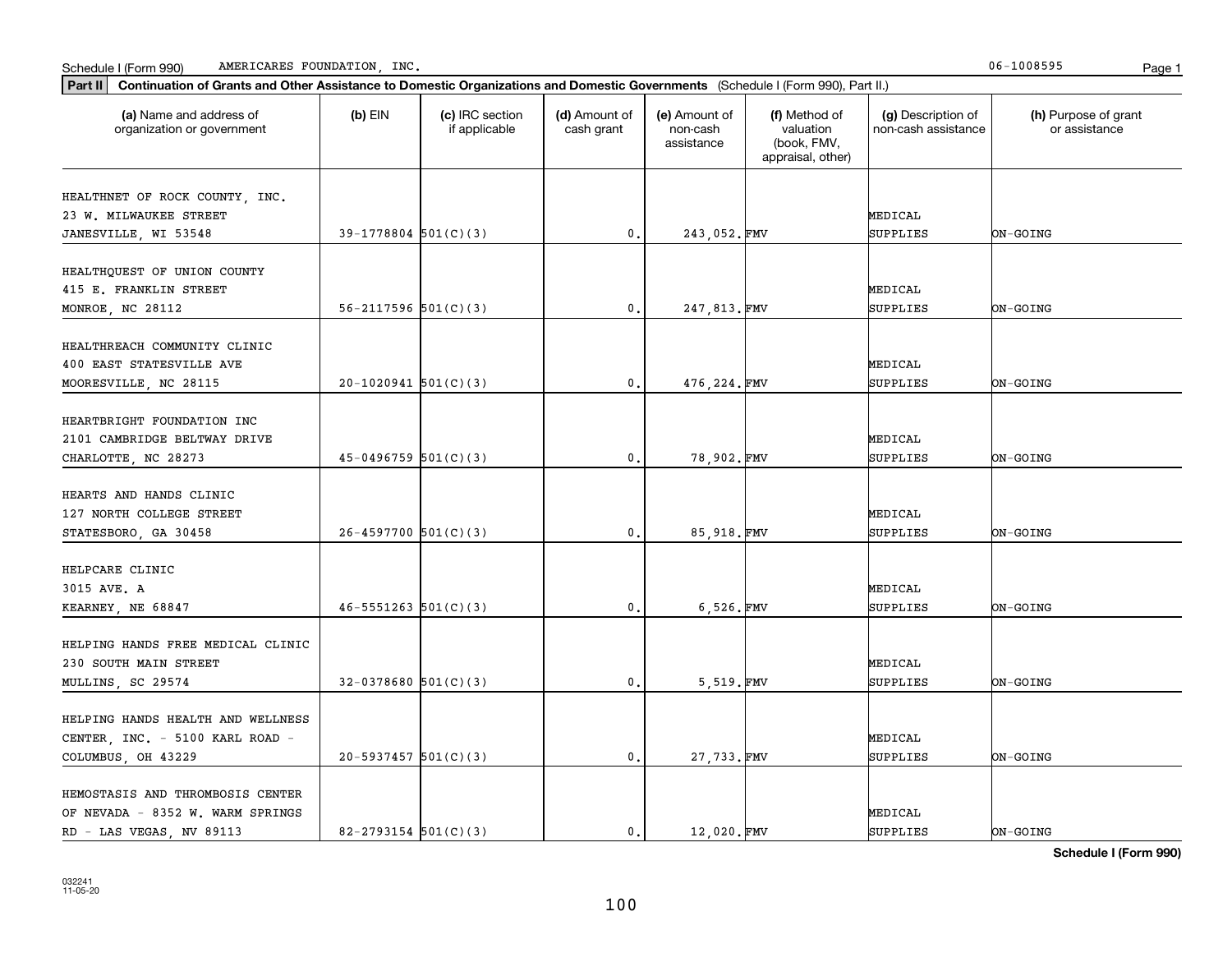Schedule I (Form 990) AMERICARES FOUNDATION, INC. 06-1008595

**Part II** **Continuation of Grants and Other Assistance to Domestic Organizations and Domestic Governments** (Schedule I (Form 990), Part II.)

| (a) Name and address of organization or government | (b) EIN | (c) IRC section if applicable | (d) Amount of cash grant | (e) Amount of non-cash assistance | (f) Method of valuation (book, FMV, appraisal, other) | (g) Description of non-cash assistance | (h) Purpose of grant or assistance |
|---|---|---|---|---|---|---|---|
| HEALTHNET OF ROCK COUNTY, INC. 23 W. MILWAUKEE STREET JANESVILLE, WI 53548 | 39-1778804 | 501(C)(3) | 0. | 243,052. | FMV | MEDICAL SUPPLIES | ON-GOING |
| HEALTHQUEST OF UNION COUNTY 415 E. FRANKLIN STREET MONROE, NC 28112 | 56-2117596 | 501(C)(3) | 0. | 247,813. | FMV | MEDICAL SUPPLIES | ON-GOING |
| HEALTHREACH COMMUNITY CLINIC 400 EAST STATESVILLE AVE MOORESVILLE, NC 28115 | 20-1020941 | 501(C)(3) | 0. | 476,224. | FMV | MEDICAL SUPPLIES | ON-GOING |
| HEARTBRIGHT FOUNDATION INC 2101 CAMBRIDGE BELTWAY DRIVE CHARLOTTE, NC 28273 | 45-0496759 | 501(C)(3) | 0. | 78,902. | FMV | MEDICAL SUPPLIES | ON-GOING |
| HEARTS AND HANDS CLINIC 127 NORTH COLLEGE STREET STATESBORO, GA 30458 | 26-4597700 | 501(C)(3) | 0. | 85,918. | FMV | MEDICAL SUPPLIES | ON-GOING |
| HELPCARE CLINIC 3015 AVE. A KEARNEY, NE 68847 | 46-5551263 | 501(C)(3) | 0. | 6,526. | FMV | MEDICAL SUPPLIES | ON-GOING |
| HELPING HANDS FREE MEDICAL CLINIC 230 SOUTH MAIN STREET MULLINS, SC 29574 | 32-0378680 | 501(C)(3) | 0. | 5,519. | FMV | MEDICAL SUPPLIES | ON-GOING |
| HELPING HANDS HEALTH AND WELLNESS CENTER, INC. - 5100 KARL ROAD - COLUMBUS, OH 43229 | 20-5937457 | 501(C)(3) | 0. | 27,733. | FMV | MEDICAL SUPPLIES | ON-GOING |
| HEMOSTASIS AND THROMBOSIS CENTER OF NEVADA - 8352 W. WARM SPRINGS RD - LAS VEGAS, NV 89113 | 82-2793154 | 501(C)(3) | 0. | 12,020. | FMV | MEDICAL SUPPLIES | ON-GOING |

**Schedule I (Form 990)**

032241 11-05-20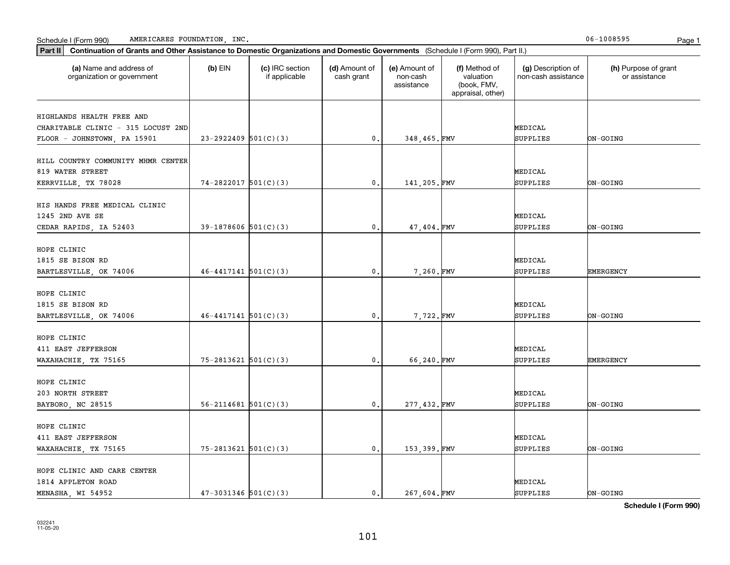Schedule I (Form 990) AMERICARES FOUNDATION, INC. 06-1008595

**Part II** **Continuation of Grants and Other Assistance to Domestic Organizations and Domestic Governments** (Schedule I (Form 990), Part II.)

| (a) Name and address of organization or government | (b) EIN | (c) IRC section if applicable | (d) Amount of cash grant | (e) Amount of non-cash assistance | (f) Method of valuation (book, FMV, appraisal, other) | (g) Description of non-cash assistance | (h) Purpose of grant or assistance |
|---|---|---|---|---|---|---|---|
| HIGHLANDS HEALTH FREE AND CHARITABLE CLINIC - 315 LOCUST 2ND FLOOR - JOHNSTOWN, PA 15901 | 23-2922409 | 501(C)(3) | 0. | 348,465. | FMV | MEDICAL SUPPLIES | ON-GOING |
| HILL COUNTRY COMMUNITY MHMR CENTER 819 WATER STREET KERRVILLE, TX 78028 | 74-2822017 | 501(C)(3) | 0. | 141,205. | FMV | MEDICAL SUPPLIES | ON-GOING |
| HIS HANDS FREE MEDICAL CLINIC 1245 2ND AVE SE CEDAR RAPIDS, IA 52403 | 39-1878606 | 501(C)(3) | 0. | 47,404. | FMV | MEDICAL SUPPLIES | ON-GOING |
| HOPE CLINIC 1815 SE BISON RD BARTLESVILLE, OK 74006 | 46-4417141 | 501(C)(3) | 0. | 7,260. | FMV | MEDICAL SUPPLIES | EMERGENCY |
| HOPE CLINIC 1815 SE BISON RD BARTLESVILLE, OK 74006 | 46-4417141 | 501(C)(3) | 0. | 7,722. | FMV | MEDICAL SUPPLIES | ON-GOING |
| HOPE CLINIC 411 EAST JEFFERSON WAXAHACHIE, TX 75165 | 75-2813621 | 501(C)(3) | 0. | 66,240. | FMV | MEDICAL SUPPLIES | EMERGENCY |
| HOPE CLINIC 203 NORTH STREET BAYBORO, NC 28515 | 56-2114681 | 501(C)(3) | 0. | 277,432. | FMV | MEDICAL SUPPLIES | ON-GOING |
| HOPE CLINIC 411 EAST JEFFERSON WAXAHACHIE, TX 75165 | 75-2813621 | 501(C)(3) | 0. | 153,399. | FMV | MEDICAL SUPPLIES | ON-GOING |
| HOPE CLINIC AND CARE CENTER 1814 APPLETON ROAD MENASHA, WI 54952 | 47-3031346 | 501(C)(3) | 0. | 267,604. | FMV | MEDICAL SUPPLIES | ON-GOING |

**Schedule I (Form 990)**

032241 11-05-20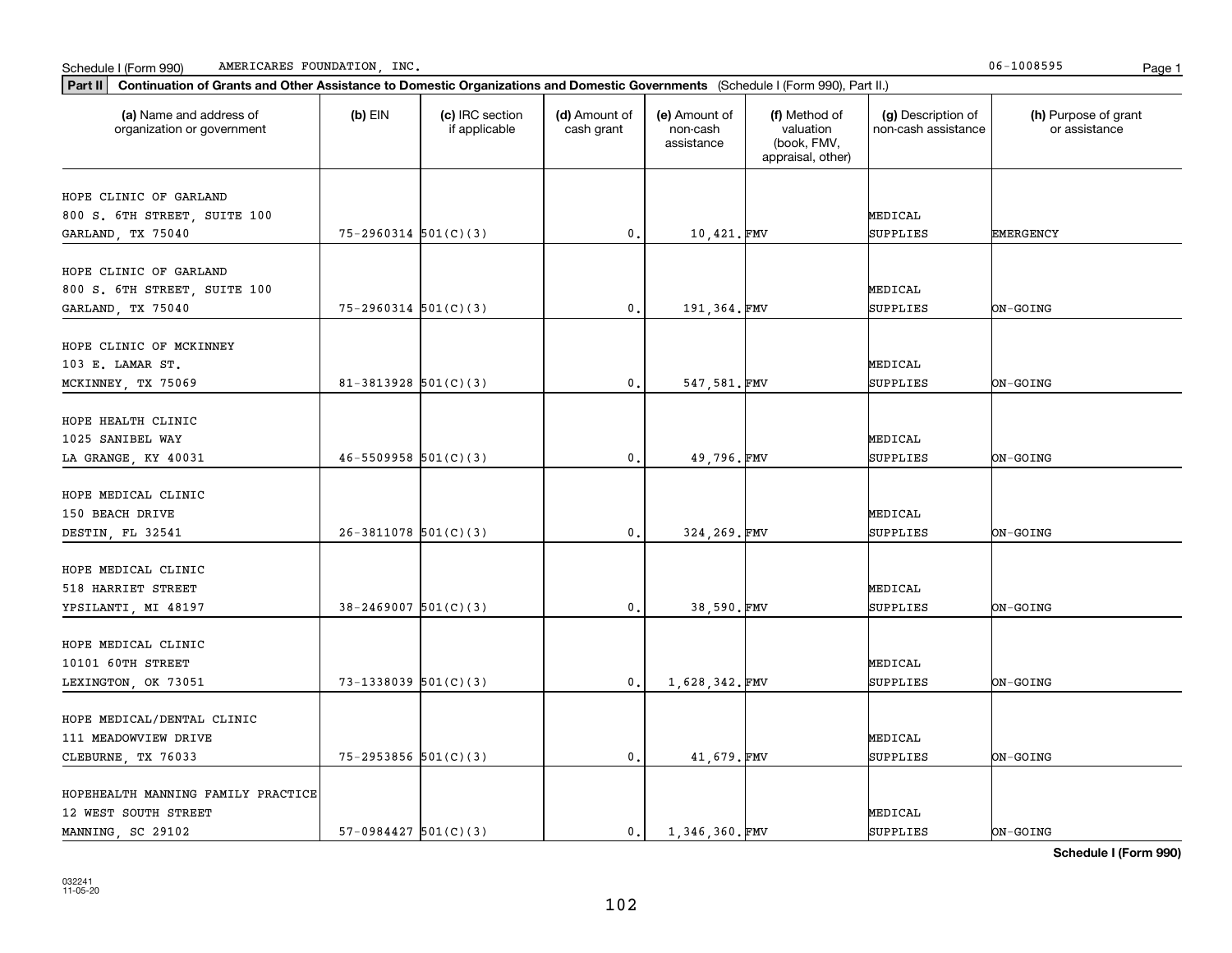Schedule I (Form 990) AMERICARES FOUNDATION, INC. 06-1008595

**Part II** **Continuation of Grants and Other Assistance to Domestic Organizations and Domestic Governments** (Schedule I (Form 990), Part II.)

| (a) Name and address of organization or government | (b) EIN | (c) IRC section if applicable | (d) Amount of cash grant | (e) Amount of non-cash assistance | (f) Method of valuation (book, FMV, appraisal, other) | (g) Description of non-cash assistance | (h) Purpose of grant or assistance |
|---|---|---|---|---|---|---|---|
| HOPE CLINIC OF GARLAND 800 S. 6TH STREET, SUITE 100 GARLAND, TX 75040 | 75-2960314 | 501(C)(3) | 0. | 10,421. | FMV | MEDICAL SUPPLIES | EMERGENCY |
| HOPE CLINIC OF GARLAND 800 S. 6TH STREET, SUITE 100 GARLAND, TX 75040 | 75-2960314 | 501(C)(3) | 0. | 191,364. | FMV | MEDICAL SUPPLIES | ON-GOING |
| HOPE CLINIC OF MCKINNEY 103 E. LAMAR ST. MCKINNEY, TX 75069 | 81-3813928 | 501(C)(3) | 0. | 547,581. | FMV | MEDICAL SUPPLIES | ON-GOING |
| HOPE HEALTH CLINIC 1025 SANIBEL WAY LA GRANGE, KY 40031 | 46-5509958 | 501(C)(3) | 0. | 49,796. | FMV | MEDICAL SUPPLIES | ON-GOING |
| HOPE MEDICAL CLINIC 150 BEACH DRIVE DESTIN, FL 32541 | 26-3811078 | 501(C)(3) | 0. | 324,269. | FMV | MEDICAL SUPPLIES | ON-GOING |
| HOPE MEDICAL CLINIC 518 HARRIET STREET YPSILANTI, MI 48197 | 38-2469007 | 501(C)(3) | 0. | 38,590. | FMV | MEDICAL SUPPLIES | ON-GOING |
| HOPE MEDICAL CLINIC 10101 60TH STREET LEXINGTON, OK 73051 | 73-1338039 | 501(C)(3) | 0. | 1,628,342. | FMV | MEDICAL SUPPLIES | ON-GOING |
| HOPE MEDICAL/DENTAL CLINIC 111 MEADOWVIEW DRIVE CLEBURNE, TX 76033 | 75-2953856 | 501(C)(3) | 0. | 41,679. | FMV | MEDICAL SUPPLIES | ON-GOING |
| HOPEHEALTH MANNING FAMILY PRACTICE 12 WEST SOUTH STREET MANNING, SC 29102 | 57-0984427 | 501(C)(3) | 0. | 1,346,360. | FMV | MEDICAL SUPPLIES | ON-GOING |

**Schedule I (Form 990)**

032241 11-05-20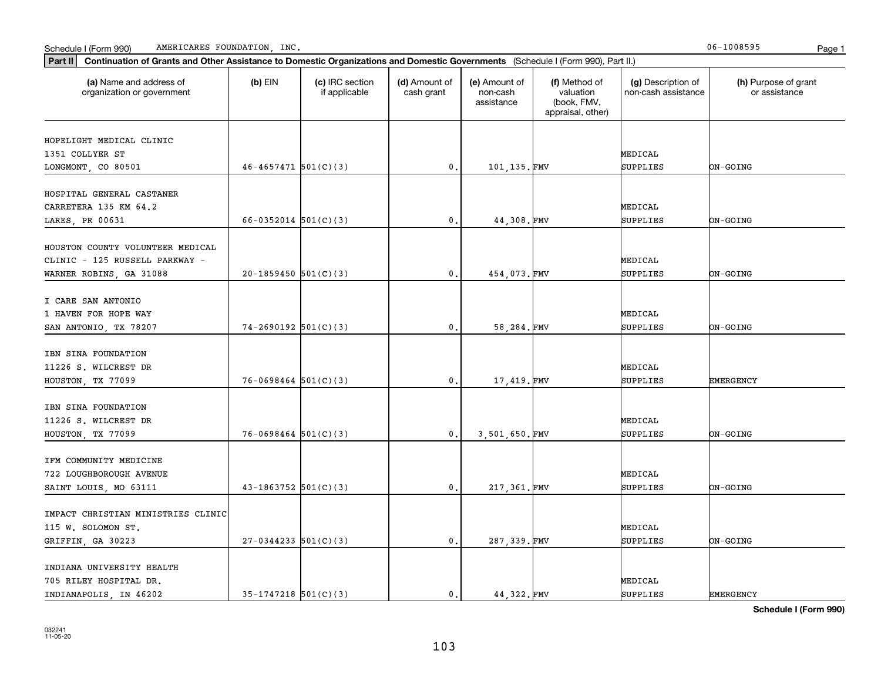Schedule I (Form 990) AMERICARES FOUNDATION, INC. 06-1008595

**Part II** **Continuation of Grants and Other Assistance to Domestic Organizations and Domestic Governments** (Schedule I (Form 990), Part II.)

| (a) Name and address of organization or government | (b) EIN | (c) IRC section if applicable | (d) Amount of cash grant | (e) Amount of non-cash assistance | (f) Method of valuation (book, FMV, appraisal, other) | (g) Description of non-cash assistance | (h) Purpose of grant or assistance |
|---|---|---|---|---|---|---|---|
| HOPELIGHT MEDICAL CLINIC 1351 COLLYER ST LONGMONT, CO 80501 | 46-4657471 | 501(C)(3) | 0. | 101,135. | FMV | MEDICAL SUPPLIES | ON-GOING |
| HOSPITAL GENERAL CASTANER CARRETERA 135 KM 64.2 LARES, PR 00631 | 66-0352014 | 501(C)(3) | 0. | 44,308. | FMV | MEDICAL SUPPLIES | ON-GOING |
| HOUSTON COUNTY VOLUNTEER MEDICAL CLINIC - 125 RUSSELL PARKWAY - WARNER ROBINS, GA 31088 | 20-1859450 | 501(C)(3) | 0. | 454,073. | FMV | MEDICAL SUPPLIES | ON-GOING |
| I CARE SAN ANTONIO 1 HAVEN FOR HOPE WAY SAN ANTONIO, TX 78207 | 74-2690192 | 501(C)(3) | 0. | 58,284. | FMV | MEDICAL SUPPLIES | ON-GOING |
| IBN SINA FOUNDATION 11226 S. WILCREST DR HOUSTON, TX 77099 | 76-0698464 | 501(C)(3) | 0. | 17,419. | FMV | MEDICAL SUPPLIES | EMERGENCY |
| IBN SINA FOUNDATION 11226 S. WILCREST DR HOUSTON, TX 77099 | 76-0698464 | 501(C)(3) | 0. | 3,501,650. | FMV | MEDICAL SUPPLIES | ON-GOING |
| IFM COMMUNITY MEDICINE 722 LOUGHBOROUGH AVENUE SAINT LOUIS, MO 63111 | 43-1863752 | 501(C)(3) | 0. | 217,361. | FMV | MEDICAL SUPPLIES | ON-GOING |
| IMPACT CHRISTIAN MINISTRIES CLINIC 115 W. SOLOMON ST. GRIFFIN, GA 30223 | 27-0344233 | 501(C)(3) | 0. | 287,339. | FMV | MEDICAL SUPPLIES | ON-GOING |
| INDIANA UNIVERSITY HEALTH 705 RILEY HOSPITAL DR. INDIANAPOLIS, IN 46202 | 35-1747218 | 501(C)(3) | 0. | 44,322. | FMV | MEDICAL SUPPLIES | EMERGENCY |

**Schedule I (Form 990)**

032241 11-05-20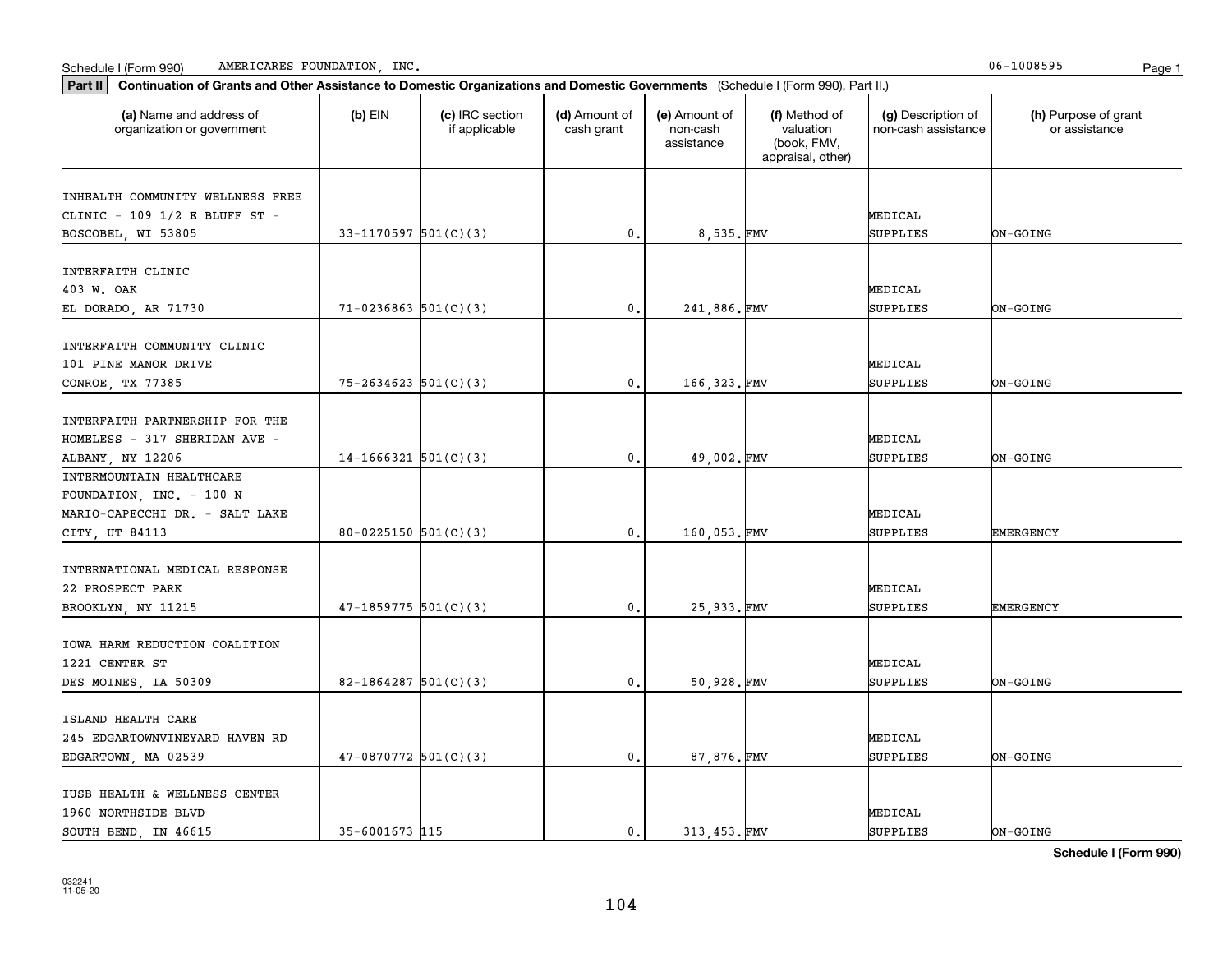Schedule I (Form 990) AMERICARES FOUNDATION, INC. 06-1008595

**Part II** **Continuation of Grants and Other Assistance to Domestic Organizations and Domestic Governments** (Schedule I (Form 990), Part II.)

| (a) Name and address of organization or government | (b) EIN | (c) IRC section if applicable | (d) Amount of cash grant | (e) Amount of non-cash assistance | (f) Method of valuation (book, FMV, appraisal, other) | (g) Description of non-cash assistance | (h) Purpose of grant or assistance |
|---|---|---|---|---|---|---|---|
| INHEALTH COMMUNITY WELLNESS FREE CLINIC - 109 1/2 E BLUFF ST - BOSCOBEL, WI 53805 | 33-1170597 | 501(C)(3) | 0. | 8,535. | FMV | MEDICAL SUPPLIES | ON-GOING |
| INTERFAITH CLINIC 403 W. OAK EL DORADO, AR 71730 | 71-0236863 | 501(C)(3) | 0. | 241,886. | FMV | MEDICAL SUPPLIES | ON-GOING |
| INTERFAITH COMMUNITY CLINIC 101 PINE MANOR DRIVE CONROE, TX 77385 | 75-2634623 | 501(C)(3) | 0. | 166,323. | FMV | MEDICAL SUPPLIES | ON-GOING |
| INTERFAITH PARTNERSHIP FOR THE HOMELESS - 317 SHERIDAN AVE - ALBANY, NY 12206 | 14-1666321 | 501(C)(3) | 0. | 49,002. | FMV | MEDICAL SUPPLIES | ON-GOING |
| INTERMOUNTAIN HEALTHCARE FOUNDATION, INC. - 100 N MARIO-CAPECCHI DR. - SALT LAKE CITY, UT 84113 | 80-0225150 | 501(C)(3) | 0. | 160,053. | FMV | MEDICAL SUPPLIES | EMERGENCY |
| INTERNATIONAL MEDICAL RESPONSE 22 PROSPECT PARK BROOKLYN, NY 11215 | 47-1859775 | 501(C)(3) | 0. | 25,933. | FMV | MEDICAL SUPPLIES | EMERGENCY |
| IOWA HARM REDUCTION COALITION 1221 CENTER ST DES MOINES, IA 50309 | 82-1864287 | 501(C)(3) | 0. | 50,928. | FMV | MEDICAL SUPPLIES | ON-GOING |
| ISLAND HEALTH CARE 245 EDGARTOWNVINEYARD HAVEN RD EDGARTOWN, MA 02539 | 47-0870772 | 501(C)(3) | 0. | 87,876. | FMV | MEDICAL SUPPLIES | ON-GOING |
| IUSB HEALTH & WELLNESS CENTER 1960 NORTHSIDE BLVD SOUTH BEND, IN 46615 | 35-6001673 | 115 | 0. | 313,453. | FMV | MEDICAL SUPPLIES | ON-GOING |

**Schedule I (Form 990)**

032241 11-05-20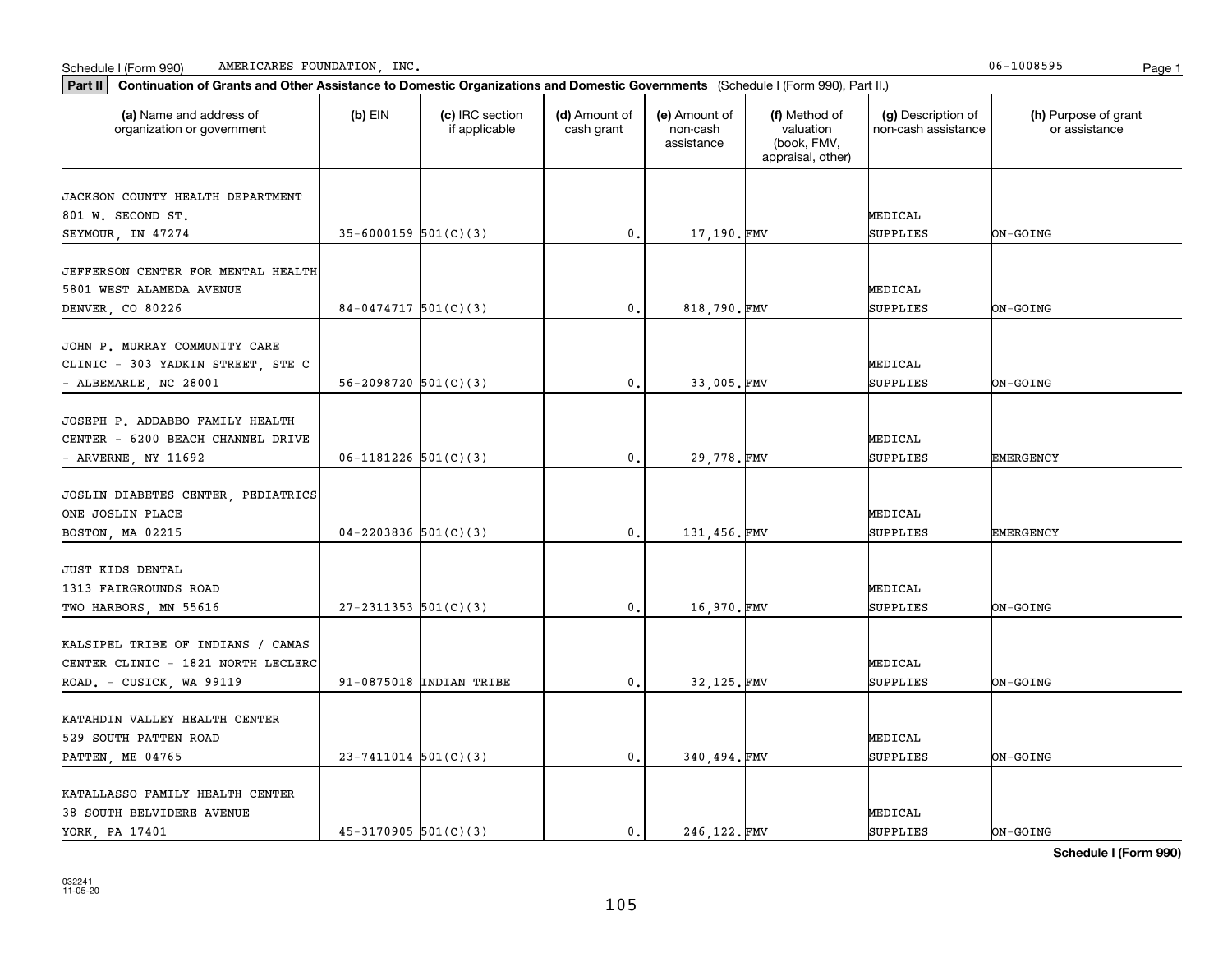Schedule I (Form 990) AMERICARES FOUNDATION, INC. 06-1008595

**Part II** **Continuation of Grants and Other Assistance to Domestic Organizations and Domestic Governments** (Schedule I (Form 990), Part II.)

| (a) Name and address of organization or government | (b) EIN | (c) IRC section if applicable | (d) Amount of cash grant | (e) Amount of non-cash assistance | (f) Method of valuation (book, FMV, appraisal, other) | (g) Description of non-cash assistance | (h) Purpose of grant or assistance |
|---|---|---|---|---|---|---|---|
| JACKSON COUNTY HEALTH DEPARTMENT 801 W. SECOND ST. SEYMOUR, IN 47274 | 35-6000159 | 501(C)(3) | 0. | 17,190. | FMV | MEDICAL SUPPLIES | ON-GOING |
| JEFFERSON CENTER FOR MENTAL HEALTH 5801 WEST ALAMEDA AVENUE DENVER, CO 80226 | 84-0474717 | 501(C)(3) | 0. | 818,790. | FMV | MEDICAL SUPPLIES | ON-GOING |
| JOHN P. MURRAY COMMUNITY CARE CLINIC - 303 YADKIN STREET, STE C - ALBEMARLE, NC 28001 | 56-2098720 | 501(C)(3) | 0. | 33,005. | FMV | MEDICAL SUPPLIES | ON-GOING |
| JOSEPH P. ADDABBO FAMILY HEALTH CENTER - 6200 BEACH CHANNEL DRIVE - ARVERNE, NY 11692 | 06-1181226 | 501(C)(3) | 0. | 29,778. | FMV | MEDICAL SUPPLIES | EMERGENCY |
| JOSLIN DIABETES CENTER, PEDIATRICS ONE JOSLIN PLACE BOSTON, MA 02215 | 04-2203836 | 501(C)(3) | 0. | 131,456. | FMV | MEDICAL SUPPLIES | EMERGENCY |
| JUST KIDS DENTAL 1313 FAIRGROUNDS ROAD TWO HARBORS, MN 55616 | 27-2311353 | 501(C)(3) | 0. | 16,970. | FMV | MEDICAL SUPPLIES | ON-GOING |
| KALSIPEL TRIBE OF INDIANS / CAMAS CENTER CLINIC - 1821 NORTH LECLERC ROAD. - CUSICK, WA 99119 | 91-0875018 | INDIAN TRIBE | 0. | 32,125. | FMV | MEDICAL SUPPLIES | ON-GOING |
| KATAHDIN VALLEY HEALTH CENTER 529 SOUTH PATTEN ROAD PATTEN, ME 04765 | 23-7411014 | 501(C)(3) | 0. | 340,494. | FMV | MEDICAL SUPPLIES | ON-GOING |
| KATALLASSO FAMILY HEALTH CENTER 38 SOUTH BELVIDERE AVENUE YORK, PA 17401 | 45-3170905 | 501(C)(3) | 0. | 246,122. | FMV | MEDICAL SUPPLIES | ON-GOING |

**Schedule I (Form 990)**

032241 11-05-20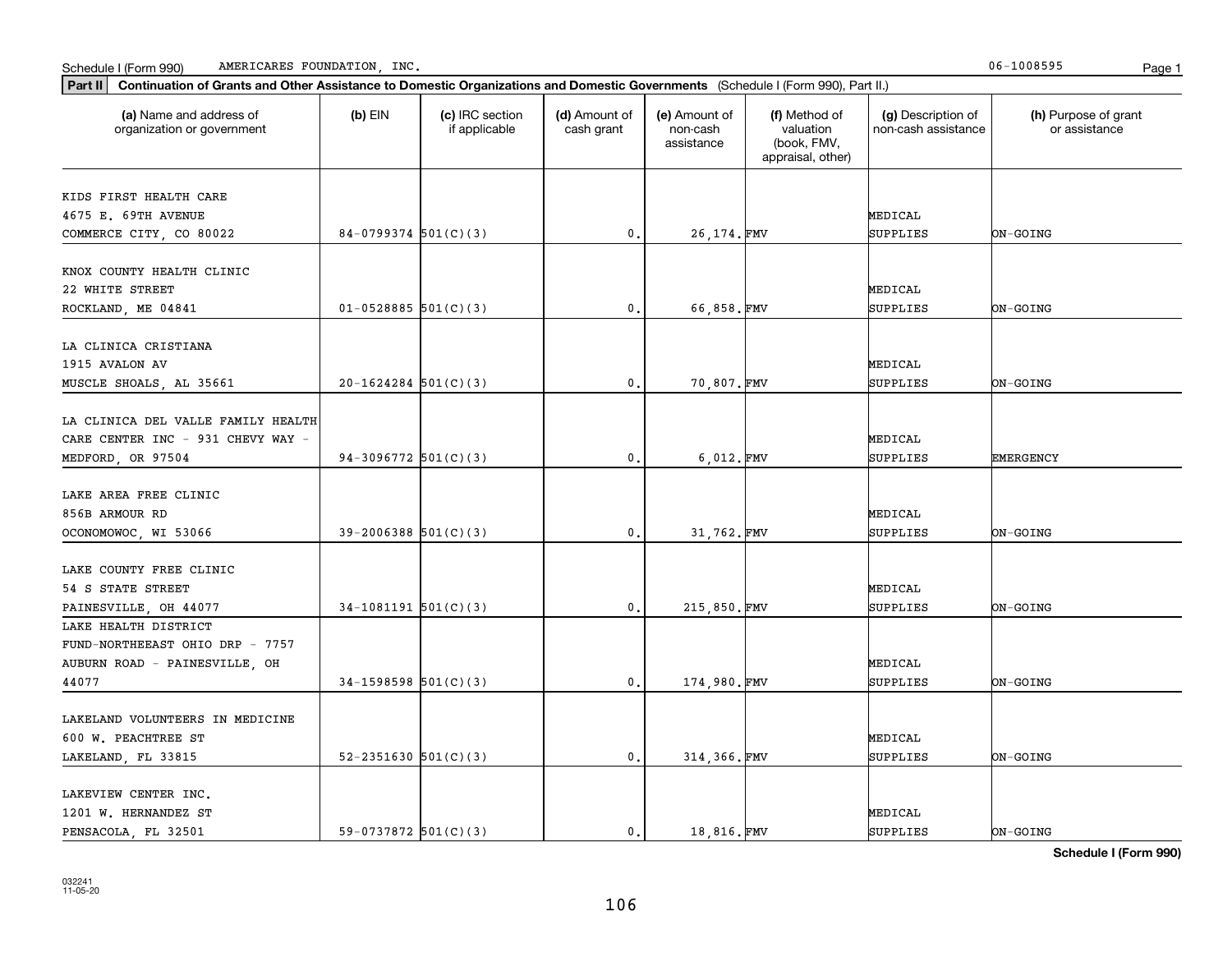Schedule I (Form 990) AMERICARES FOUNDATION, INC. 06-1008595

**Part II** **Continuation of Grants and Other Assistance to Domestic Organizations and Domestic Governments** (Schedule I (Form 990), Part II.)

| (a) Name and address of organization or government | (b) EIN | (c) IRC section if applicable | (d) Amount of cash grant | (e) Amount of non-cash assistance | (f) Method of valuation (book, FMV, appraisal, other) | (g) Description of non-cash assistance | (h) Purpose of grant or assistance |
|---|---|---|---|---|---|---|---|
| KIDS FIRST HEALTH CARE 4675 E. 69TH AVENUE COMMERCE CITY, CO 80022 | 84-0799374 | 501(C)(3) | 0. | 26,174. | FMV | MEDICAL SUPPLIES | ON-GOING |
| KNOX COUNTY HEALTH CLINIC 22 WHITE STREET ROCKLAND, ME 04841 | 01-0528885 | 501(C)(3) | 0. | 66,858. | FMV | MEDICAL SUPPLIES | ON-GOING |
| LA CLINICA CRISTIANA 1915 AVALON AV MUSCLE SHOALS, AL 35661 | 20-1624284 | 501(C)(3) | 0. | 70,807. | FMV | MEDICAL SUPPLIES | ON-GOING |
| LA CLINICA DEL VALLE FAMILY HEALTH CARE CENTER INC - 931 CHEVY WAY - MEDFORD, OR 97504 | 94-3096772 | 501(C)(3) | 0. | 6,012. | FMV | MEDICAL SUPPLIES | EMERGENCY |
| LAKE AREA FREE CLINIC 856B ARMOUR RD OCONOMOWOC, WI 53066 | 39-2006388 | 501(C)(3) | 0. | 31,762. | FMV | MEDICAL SUPPLIES | ON-GOING |
| LAKE COUNTY FREE CLINIC 54 S STATE STREET PAINESVILLE, OH 44077 | 34-1081191 | 501(C)(3) | 0. | 215,850. | FMV | MEDICAL SUPPLIES | ON-GOING |
| LAKE HEALTH DISTRICT FUND-NORTHEEAST OHIO DRP - 7757 AUBURN ROAD - PAINESVILLE, OH 44077 | 34-1598598 | 501(C)(3) | 0. | 174,980. | FMV | MEDICAL SUPPLIES | ON-GOING |
| LAKELAND VOLUNTEERS IN MEDICINE 600 W. PEACHTREE ST LAKELAND, FL 33815 | 52-2351630 | 501(C)(3) | 0. | 314,366. | FMV | MEDICAL SUPPLIES | ON-GOING |
| LAKEVIEW CENTER INC. 1201 W. HERNANDEZ ST PENSACOLA, FL 32501 | 59-0737872 | 501(C)(3) | 0. | 18,816. | FMV | MEDICAL SUPPLIES | ON-GOING |

**Schedule I (Form 990)**

032241 11-05-20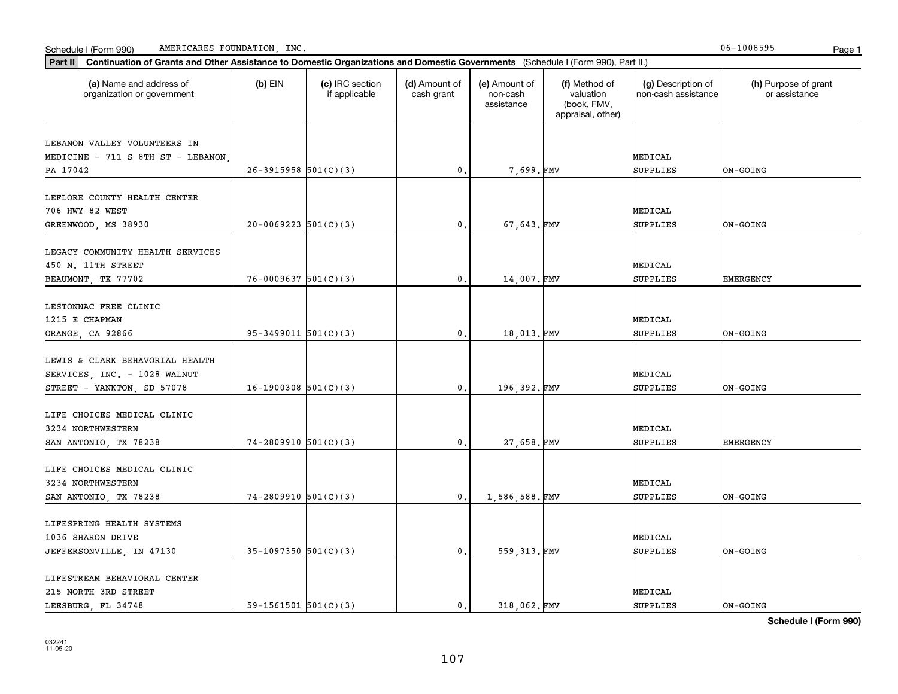Schedule I (Form 990) AMERICARES FOUNDATION, INC. 06-1008595

**Part II** **Continuation of Grants and Other Assistance to Domestic Organizations and Domestic Governments** (Schedule I (Form 990), Part II.)

| (a) Name and address of organization or government | (b) EIN | (c) IRC section if applicable | (d) Amount of cash grant | (e) Amount of non-cash assistance | (f) Method of valuation (book, FMV, appraisal, other) | (g) Description of non-cash assistance | (h) Purpose of grant or assistance |
|---|---|---|---|---|---|---|---|
| LEBANON VALLEY VOLUNTEERS IN MEDICINE - 711 S 8TH ST - LEBANON, PA 17042 | 26-3915958 | 501(C)(3) | 0. | 7,699. | FMV | MEDICAL SUPPLIES | ON-GOING |
| LEFLORE COUNTY HEALTH CENTER 706 HWY 82 WEST GREENWOOD, MS 38930 | 20-0069223 | 501(C)(3) | 0. | 67,643. | FMV | MEDICAL SUPPLIES | ON-GOING |
| LEGACY COMMUNITY HEALTH SERVICES 450 N. 11TH STREET BEAUMONT, TX 77702 | 76-0009637 | 501(C)(3) | 0. | 14,007. | FMV | MEDICAL SUPPLIES | EMERGENCY |
| LESTONNAC FREE CLINIC 1215 E CHAPMAN ORANGE, CA 92866 | 95-3499011 | 501(C)(3) | 0. | 18,013. | FMV | MEDICAL SUPPLIES | ON-GOING |
| LEWIS & CLARK BEHAVORIAL HEALTH SERVICES, INC. - 1028 WALNUT STREET - YANKTON, SD 57078 | 16-1900308 | 501(C)(3) | 0. | 196,392. | FMV | MEDICAL SUPPLIES | ON-GOING |
| LIFE CHOICES MEDICAL CLINIC 3234 NORTHWESTERN SAN ANTONIO, TX 78238 | 74-2809910 | 501(C)(3) | 0. | 27,658. | FMV | MEDICAL SUPPLIES | EMERGENCY |
| LIFE CHOICES MEDICAL CLINIC 3234 NORTHWESTERN SAN ANTONIO, TX 78238 | 74-2809910 | 501(C)(3) | 0. | 1,586,588. | FMV | MEDICAL SUPPLIES | ON-GOING |
| LIFESPRING HEALTH SYSTEMS 1036 SHARON DRIVE JEFFERSONVILLE, IN 47130 | 35-1097350 | 501(C)(3) | 0. | 559,313. | FMV | MEDICAL SUPPLIES | ON-GOING |
| LIFESTREAM BEHAVIORAL CENTER 215 NORTH 3RD STREET LEESBURG, FL 34748 | 59-1561501 | 501(C)(3) | 0. | 318,062. | FMV | MEDICAL SUPPLIES | ON-GOING |

**Schedule I (Form 990)**

032241 11-05-20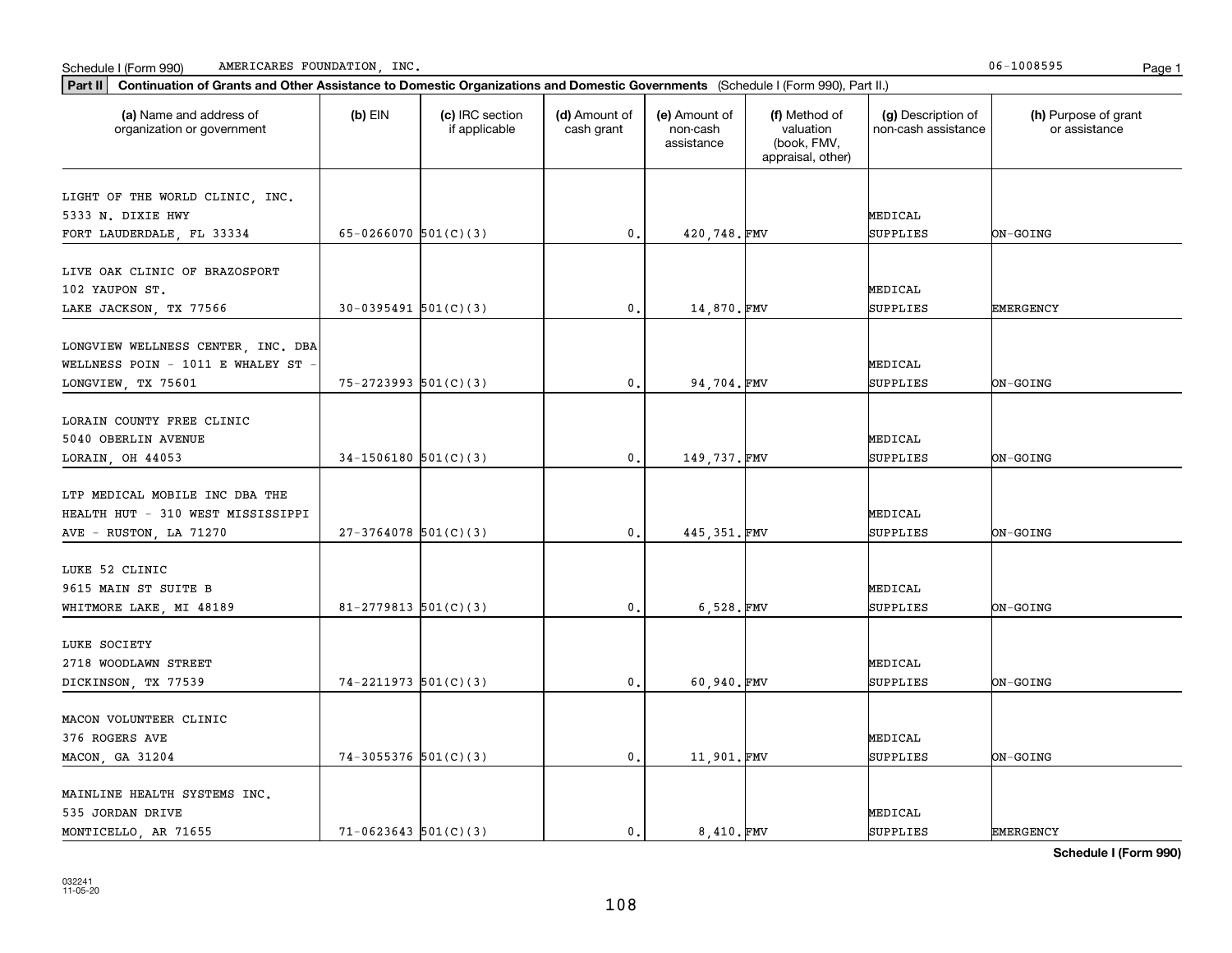Schedule I (Form 990) AMERICARES FOUNDATION, INC. 06-1008595

**Part II** **Continuation of Grants and Other Assistance to Domestic Organizations and Domestic Governments** (Schedule I (Form 990), Part II.)

| (a) Name and address of organization or government | (b) EIN | (c) IRC section if applicable | (d) Amount of cash grant | (e) Amount of non-cash assistance | (f) Method of valuation (book, FMV, appraisal, other) | (g) Description of non-cash assistance | (h) Purpose of grant or assistance |
|---|---|---|---|---|---|---|---|
| LIGHT OF THE WORLD CLINIC, INC. 5333 N. DIXIE HWY FORT LAUDERDALE, FL 33334 | 65-0266070 | 501(C)(3) | 0. | 420,748. | FMV | MEDICAL SUPPLIES | ON-GOING |
| LIVE OAK CLINIC OF BRAZOSPORT 102 YAUPON ST. LAKE JACKSON, TX 77566 | 30-0395491 | 501(C)(3) | 0. | 14,870. | FMV | MEDICAL SUPPLIES | EMERGENCY |
| LONGVIEW WELLNESS CENTER, INC. DBA WELLNESS POIN - 1011 E WHALEY ST - LONGVIEW, TX 75601 | 75-2723993 | 501(C)(3) | 0. | 94,704. | FMV | MEDICAL SUPPLIES | ON-GOING |
| LORAIN COUNTY FREE CLINIC 5040 OBERLIN AVENUE LORAIN, OH 44053 | 34-1506180 | 501(C)(3) | 0. | 149,737. | FMV | MEDICAL SUPPLIES | ON-GOING |
| LTP MEDICAL MOBILE INC DBA THE HEALTH HUT - 310 WEST MISSISSIPPI AVE - RUSTON, LA 71270 | 27-3764078 | 501(C)(3) | 0. | 445,351. | FMV | MEDICAL SUPPLIES | ON-GOING |
| LUKE 52 CLINIC 9615 MAIN ST SUITE B WHITMORE LAKE, MI 48189 | 81-2779813 | 501(C)(3) | 0. | 6,528. | FMV | MEDICAL SUPPLIES | ON-GOING |
| LUKE SOCIETY 2718 WOODLAWN STREET DICKINSON, TX 77539 | 74-2211973 | 501(C)(3) | 0. | 60,940. | FMV | MEDICAL SUPPLIES | ON-GOING |
| MACON VOLUNTEER CLINIC 376 ROGERS AVE MACON, GA 31204 | 74-3055376 | 501(C)(3) | 0. | 11,901. | FMV | MEDICAL SUPPLIES | ON-GOING |
| MAINLINE HEALTH SYSTEMS INC. 535 JORDAN DRIVE MONTICELLO, AR 71655 | 71-0623643 | 501(C)(3) | 0. | 8,410. | FMV | MEDICAL SUPPLIES | EMERGENCY |

**Schedule I (Form 990)**

032241
11-05-20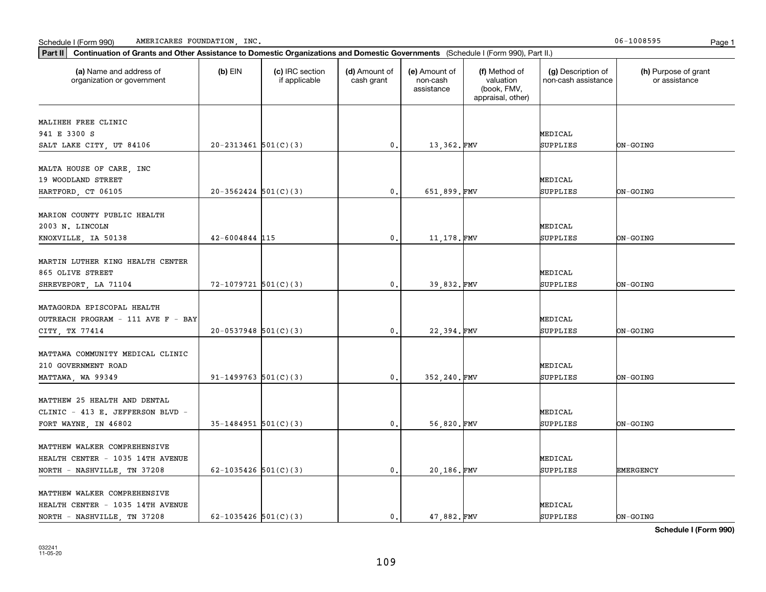Schedule I (Form 990) AMERICARES FOUNDATION, INC. 06-1008595

**Part II** **Continuation of Grants and Other Assistance to Domestic Organizations and Domestic Governments** (Schedule I (Form 990), Part II.)

| (a) Name and address of organization or government | (b) EIN | (c) IRC section if applicable | (d) Amount of cash grant | (e) Amount of non-cash assistance | (f) Method of valuation (book, FMV, appraisal, other) | (g) Description of non-cash assistance | (h) Purpose of grant or assistance |
|---|---|---|---|---|---|---|---|
| MALIHEH FREE CLINIC 941 E 3300 S SALT LAKE CITY, UT 84106 | 20-2313461 | 501(C)(3) | 0. | 13,362. | FMV | MEDICAL SUPPLIES | ON-GOING |
| MALTA HOUSE OF CARE, INC 19 WOODLAND STREET HARTFORD, CT 06105 | 20-3562424 | 501(C)(3) | 0. | 651,899. | FMV | MEDICAL SUPPLIES | ON-GOING |
| MARION COUNTY PUBLIC HEALTH 2003 N. LINCOLN KNOXVILLE, IA 50138 | 42-6004844 | 115 | 0. | 11,178. | FMV | MEDICAL SUPPLIES | ON-GOING |
| MARTIN LUTHER KING HEALTH CENTER 865 OLIVE STREET SHREVEPORT, LA 71104 | 72-1079721 | 501(C)(3) | 0. | 39,832. | FMV | MEDICAL SUPPLIES | ON-GOING |
| MATAGORDA EPISCOPAL HEALTH OUTREACH PROGRAM - 111 AVE F - BAY CITY, TX 77414 | 20-0537948 | 501(C)(3) | 0. | 22,394. | FMV | MEDICAL SUPPLIES | ON-GOING |
| MATTAWA COMMUNITY MEDICAL CLINIC 210 GOVERNMENT ROAD MATTAWA, WA 99349 | 91-1499763 | 501(C)(3) | 0. | 352,240. | FMV | MEDICAL SUPPLIES | ON-GOING |
| MATTHEW 25 HEALTH AND DENTAL CLINIC - 413 E. JEFFERSON BLVD - FORT WAYNE, IN 46802 | 35-1484951 | 501(C)(3) | 0. | 56,820. | FMV | MEDICAL SUPPLIES | ON-GOING |
| MATTHEW WALKER COMPREHENSIVE HEALTH CENTER - 1035 14TH AVENUE NORTH - NASHVILLE, TN 37208 | 62-1035426 | 501(C)(3) | 0. | 20,186. | FMV | MEDICAL SUPPLIES | EMERGENCY |
| MATTHEW WALKER COMPREHENSIVE HEALTH CENTER - 1035 14TH AVENUE NORTH - NASHVILLE, TN 37208 | 62-1035426 | 501(C)(3) | 0. | 47,882. | FMV | MEDICAL SUPPLIES | ON-GOING |

**Schedule I (Form 990)**

032241 11-05-20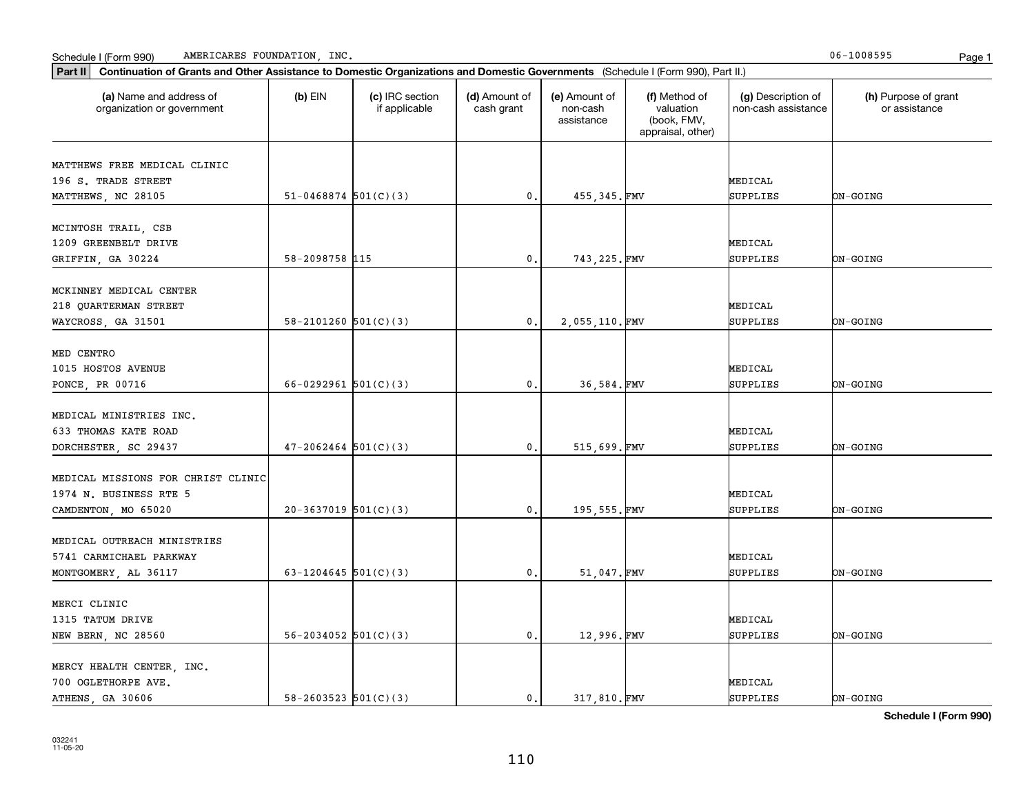Schedule I (Form 990) AMERICARES FOUNDATION, INC. 06-1008595

**Part II** **Continuation of Grants and Other Assistance to Domestic Organizations and Domestic Governments** (Schedule I (Form 990), Part II.)

| (a) Name and address of organization or government | (b) EIN | (c) IRC section if applicable | (d) Amount of cash grant | (e) Amount of non-cash assistance | (f) Method of valuation (book, FMV, appraisal, other) | (g) Description of non-cash assistance | (h) Purpose of grant or assistance |
|---|---|---|---|---|---|---|---|
| MATTHEWS FREE MEDICAL CLINIC<br>196 S. TRADE STREET<br>MATTHEWS, NC 28105 | 51-0468874 | 501(C)(3) | 0. | 455,345. | FMV | MEDICAL SUPPLIES | ON-GOING |
| MCINTOSH TRAIL, CSB<br>1209 GREENBELT DRIVE<br>GRIFFIN, GA 30224 | 58-2098758 | 115 | 0. | 743,225. | FMV | MEDICAL SUPPLIES | ON-GOING |
| MCKINNEY MEDICAL CENTER<br>218 QUARTERMAN STREET<br>WAYCROSS, GA 31501 | 58-2101260 | 501(C)(3) | 0. | 2,055,110. | FMV | MEDICAL SUPPLIES | ON-GOING |
| MED CENTRO<br>1015 HOSTOS AVENUE<br>PONCE, PR 00716 | 66-0292961 | 501(C)(3) | 0. | 36,584. | FMV | MEDICAL SUPPLIES | ON-GOING |
| MEDICAL MINISTRIES INC.<br>633 THOMAS KATE ROAD<br>DORCHESTER, SC 29437 | 47-2062464 | 501(C)(3) | 0. | 515,699. | FMV | MEDICAL SUPPLIES | ON-GOING |
| MEDICAL MISSIONS FOR CHRIST CLINIC<br>1974 N. BUSINESS RTE 5<br>CAMDENTON, MO 65020 | 20-3637019 | 501(C)(3) | 0. | 195,555. | FMV | MEDICAL SUPPLIES | ON-GOING |
| MEDICAL OUTREACH MINISTRIES<br>5741 CARMICHAEL PARKWAY<br>MONTGOMERY, AL 36117 | 63-1204645 | 501(C)(3) | 0. | 51,047. | FMV | MEDICAL SUPPLIES | ON-GOING |
| MERCI CLINIC<br>1315 TATUM DRIVE<br>NEW BERN, NC 28560 | 56-2034052 | 501(C)(3) | 0. | 12,996. | FMV | MEDICAL SUPPLIES | ON-GOING |
| MERCY HEALTH CENTER, INC.<br>700 OGLETHORPE AVE.<br>ATHENS, GA 30606 | 58-2603523 | 501(C)(3) | 0. | 317,810. | FMV | MEDICAL SUPPLIES | ON-GOING |

**Schedule I (Form 990)**

032241
11-05-20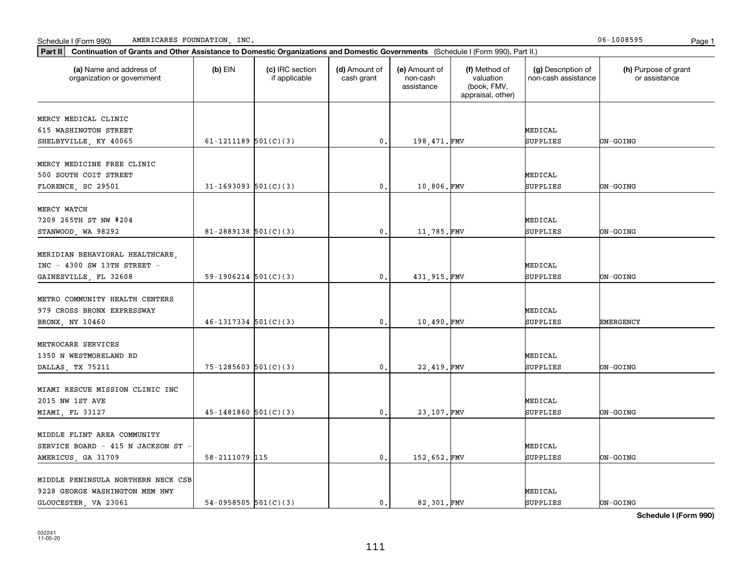Schedule I (Form 990) AMERICARES FOUNDATION, INC. 06-1008595

**Part II** **Continuation of Grants and Other Assistance to Domestic Organizations and Domestic Governments** (Schedule I (Form 990), Part II.)

| (a) Name and address of organization or government | (b) EIN | (c) IRC section if applicable | (d) Amount of cash grant | (e) Amount of non-cash assistance | (f) Method of valuation (book, FMV, appraisal, other) | (g) Description of non-cash assistance | (h) Purpose of grant or assistance |
|---|---|---|---|---|---|---|---|
| MERCY MEDICAL CLINIC 615 WASHINGTON STREET SHELBYVILLE, KY 40065 | 61-1211189 | 501(C)(3) | 0. | 198,471. | FMV | MEDICAL SUPPLIES | ON-GOING |
| MERCY MEDICINE FREE CLINIC 500 SOUTH COIT STREET FLORENCE, SC 29501 | 31-1693093 | 501(C)(3) | 0. | 10,806. | FMV | MEDICAL SUPPLIES | ON-GOING |
| MERCY WATCH 7209 265TH ST NW #204 STANWOOD, WA 98292 | 81-2889138 | 501(C)(3) | 0. | 11,785. | FMV | MEDICAL SUPPLIES | ON-GOING |
| MERIDIAN BEHAVIORAL HEALTHCARE, INC - 4300 SW 13TH STREET - GAINESVILLE, FL 32608 | 59-1906214 | 501(C)(3) | 0. | 431,915. | FMV | MEDICAL SUPPLIES | ON-GOING |
| METRO COMMUNITY HEALTH CENTERS 979 CROSS BRONX EXPRESSWAY BRONX, NY 10460 | 46-1317334 | 501(C)(3) | 0. | 10,490. | FMV | MEDICAL SUPPLIES | EMERGENCY |
| METROCARE SERVICES 1350 N WESTMORELAND RD DALLAS, TX 75211 | 75-1285603 | 501(C)(3) | 0. | 22,419. | FMV | MEDICAL SUPPLIES | ON-GOING |
| MIAMI RESCUE MISSION CLINIC INC 2015 NW 1ST AVE MIAMI, FL 33127 | 45-1481860 | 501(C)(3) | 0. | 23,107. | FMV | MEDICAL SUPPLIES | ON-GOING |
| MIDDLE FLINT AREA COMMUNITY SERVICE BOARD - 415 N JACKSON ST - AMERICUS, GA 31709 | 58-2111079 | 115 | 0. | 152,652. | FMV | MEDICAL SUPPLIES | ON-GOING |
| MIDDLE PENINSULA NORTHERN NECK CSB 9228 GEORGE WASHINGTON MEM HWY GLOUCESTER, VA 23061 | 54-0958505 | 501(C)(3) | 0. | 82,301. | FMV | MEDICAL SUPPLIES | ON-GOING |

**Schedule I (Form 990)**

032241 11-05-20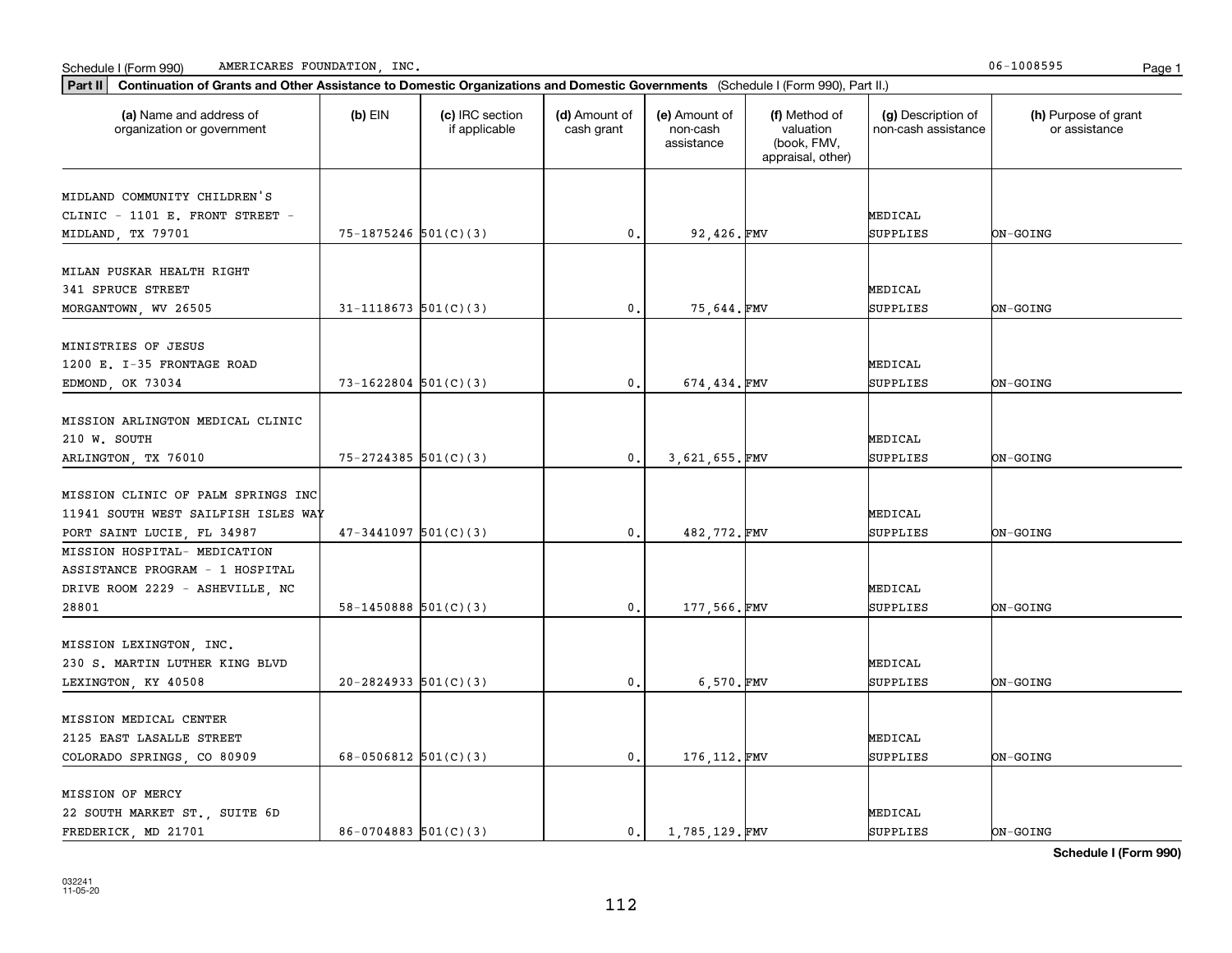Schedule I (Form 990) AMERICARES FOUNDATION, INC. 06-1008595

**Part II** **Continuation of Grants and Other Assistance to Domestic Organizations and Domestic Governments** (Schedule I (Form 990), Part II.)

| (a) Name and address of organization or government | (b) EIN | (c) IRC section if applicable | (d) Amount of cash grant | (e) Amount of non-cash assistance | (f) Method of valuation (book, FMV, appraisal, other) | (g) Description of non-cash assistance | (h) Purpose of grant or assistance |
|---|---|---|---|---|---|---|---|
| MIDLAND COMMUNITY CHILDREN'S CLINIC - 1101 E. FRONT STREET - MIDLAND, TX 79701 | 75-1875246 | 501(C)(3) | 0. | 92,426. | FMV | MEDICAL SUPPLIES | ON-GOING |
| MILAN PUSKAR HEALTH RIGHT 341 SPRUCE STREET MORGANTOWN, WV 26505 | 31-1118673 | 501(C)(3) | 0. | 75,644. | FMV | MEDICAL SUPPLIES | ON-GOING |
| MINISTRIES OF JESUS 1200 E. I-35 FRONTAGE ROAD EDMOND, OK 73034 | 73-1622804 | 501(C)(3) | 0. | 674,434. | FMV | MEDICAL SUPPLIES | ON-GOING |
| MISSION ARLINGTON MEDICAL CLINIC 210 W. SOUTH ARLINGTON, TX 76010 | 75-2724385 | 501(C)(3) | 0. | 3,621,655. | FMV | MEDICAL SUPPLIES | ON-GOING |
| MISSION CLINIC OF PALM SPRINGS INC 11941 SOUTH WEST SAILFISH ISLES WAY PORT SAINT LUCIE, FL 34987 | 47-3441097 | 501(C)(3) | 0. | 482,772. | FMV | MEDICAL SUPPLIES | ON-GOING |
| MISSION HOSPITAL- MEDICATION ASSISTANCE PROGRAM - 1 HOSPITAL DRIVE ROOM 2229 - ASHEVILLE, NC 28801 | 58-1450888 | 501(C)(3) | 0. | 177,566. | FMV | MEDICAL SUPPLIES | ON-GOING |
| MISSION LEXINGTON, INC. 230 S. MARTIN LUTHER KING BLVD LEXINGTON, KY 40508 | 20-2824933 | 501(C)(3) | 0. | 6,570. | FMV | MEDICAL SUPPLIES | ON-GOING |
| MISSION MEDICAL CENTER 2125 EAST LASALLE STREET COLORADO SPRINGS, CO 80909 | 68-0506812 | 501(C)(3) | 0. | 176,112. | FMV | MEDICAL SUPPLIES | ON-GOING |
| MISSION OF MERCY 22 SOUTH MARKET ST., SUITE 6D FREDERICK, MD 21701 | 86-0704883 | 501(C)(3) | 0. | 1,785,129. | FMV | MEDICAL SUPPLIES | ON-GOING |

**Schedule I (Form 990)**

032241 11-05-20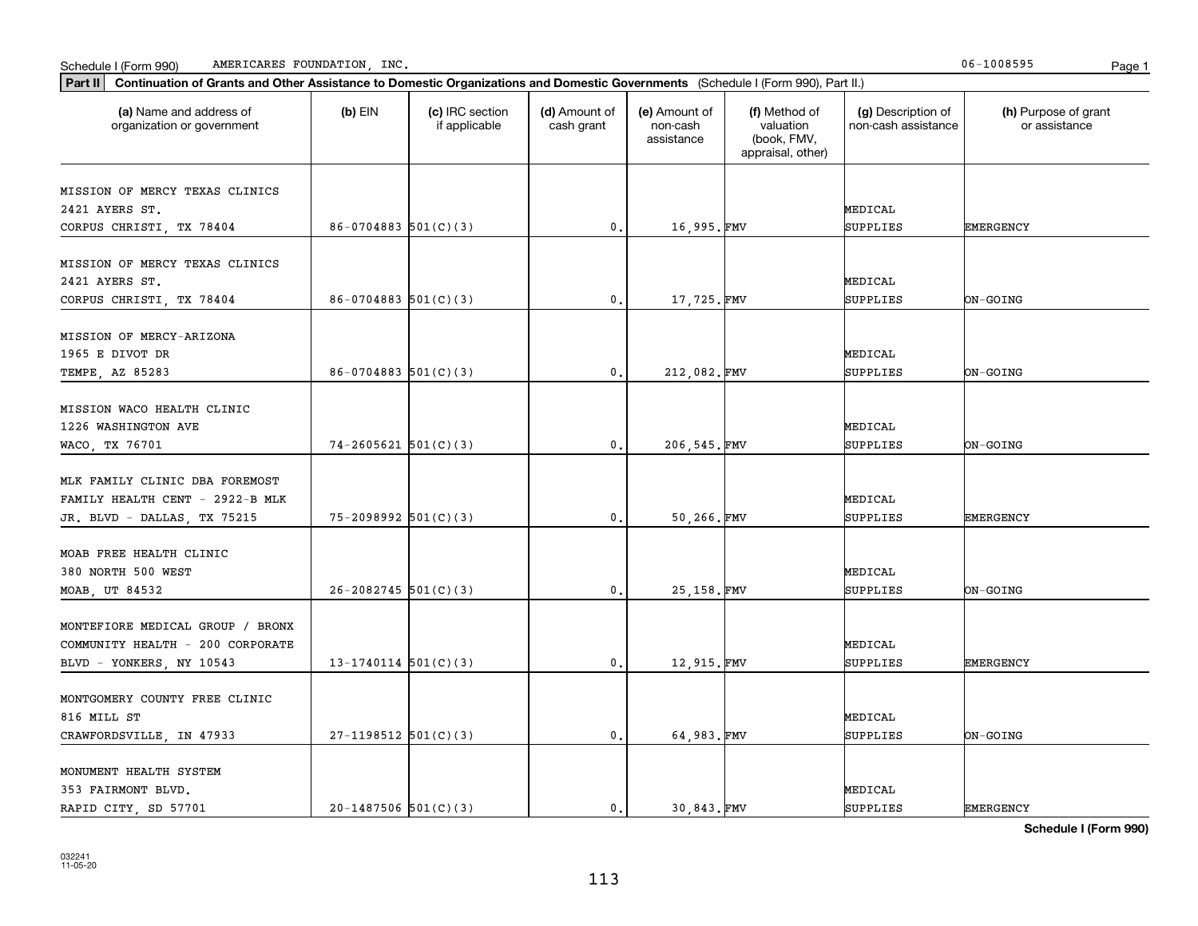Schedule I (Form 990) AMERICARES FOUNDATION, INC. 06-1008595

**Part II** **Continuation of Grants and Other Assistance to Domestic Organizations and Domestic Governments** (Schedule I (Form 990), Part II.)

| (a) Name and address of organization or government | (b) EIN | (c) IRC section if applicable | (d) Amount of cash grant | (e) Amount of non-cash assistance | (f) Method of valuation (book, FMV, appraisal, other) | (g) Description of non-cash assistance | (h) Purpose of grant or assistance |
|---|---|---|---|---|---|---|---|
| MISSION OF MERCY TEXAS CLINICS 2421 AYERS ST. CORPUS CHRISTI, TX 78404 | 86-0704883 | 501(C)(3) | 0. | 16,995. | FMV | MEDICAL SUPPLIES | EMERGENCY |
| MISSION OF MERCY TEXAS CLINICS 2421 AYERS ST. CORPUS CHRISTI, TX 78404 | 86-0704883 | 501(C)(3) | 0. | 17,725. | FMV | MEDICAL SUPPLIES | ON-GOING |
| MISSION OF MERCY-ARIZONA 1965 E DIVOT DR TEMPE, AZ 85283 | 86-0704883 | 501(C)(3) | 0. | 212,082. | FMV | MEDICAL SUPPLIES | ON-GOING |
| MISSION WACO HEALTH CLINIC 1226 WASHINGTON AVE WACO, TX 76701 | 74-2605621 | 501(C)(3) | 0. | 206,545. | FMV | MEDICAL SUPPLIES | ON-GOING |
| MLK FAMILY CLINIC DBA FOREMOST FAMILY HEALTH CENT - 2922-B MLK JR. BLVD - DALLAS, TX 75215 | 75-2098992 | 501(C)(3) | 0. | 50,266. | FMV | MEDICAL SUPPLIES | EMERGENCY |
| MOAB FREE HEALTH CLINIC 380 NORTH 500 WEST MOAB, UT 84532 | 26-2082745 | 501(C)(3) | 0. | 25,158. | FMV | MEDICAL SUPPLIES | ON-GOING |
| MONTEFIORE MEDICAL GROUP / BRONX COMMUNITY HEALTH - 200 CORPORATE BLVD - YONKERS, NY 10543 | 13-1740114 | 501(C)(3) | 0. | 12,915. | FMV | MEDICAL SUPPLIES | EMERGENCY |
| MONTGOMERY COUNTY FREE CLINIC 816 MILL ST CRAWFORDSVILLE, IN 47933 | 27-1198512 | 501(C)(3) | 0. | 64,983. | FMV | MEDICAL SUPPLIES | ON-GOING |
| MONUMENT HEALTH SYSTEM 353 FAIRMONT BLVD. RAPID CITY, SD 57701 | 20-1487506 | 501(C)(3) | 0. | 30,843. | FMV | MEDICAL SUPPLIES | EMERGENCY |

**Schedule I (Form 990)**

032241 11-05-20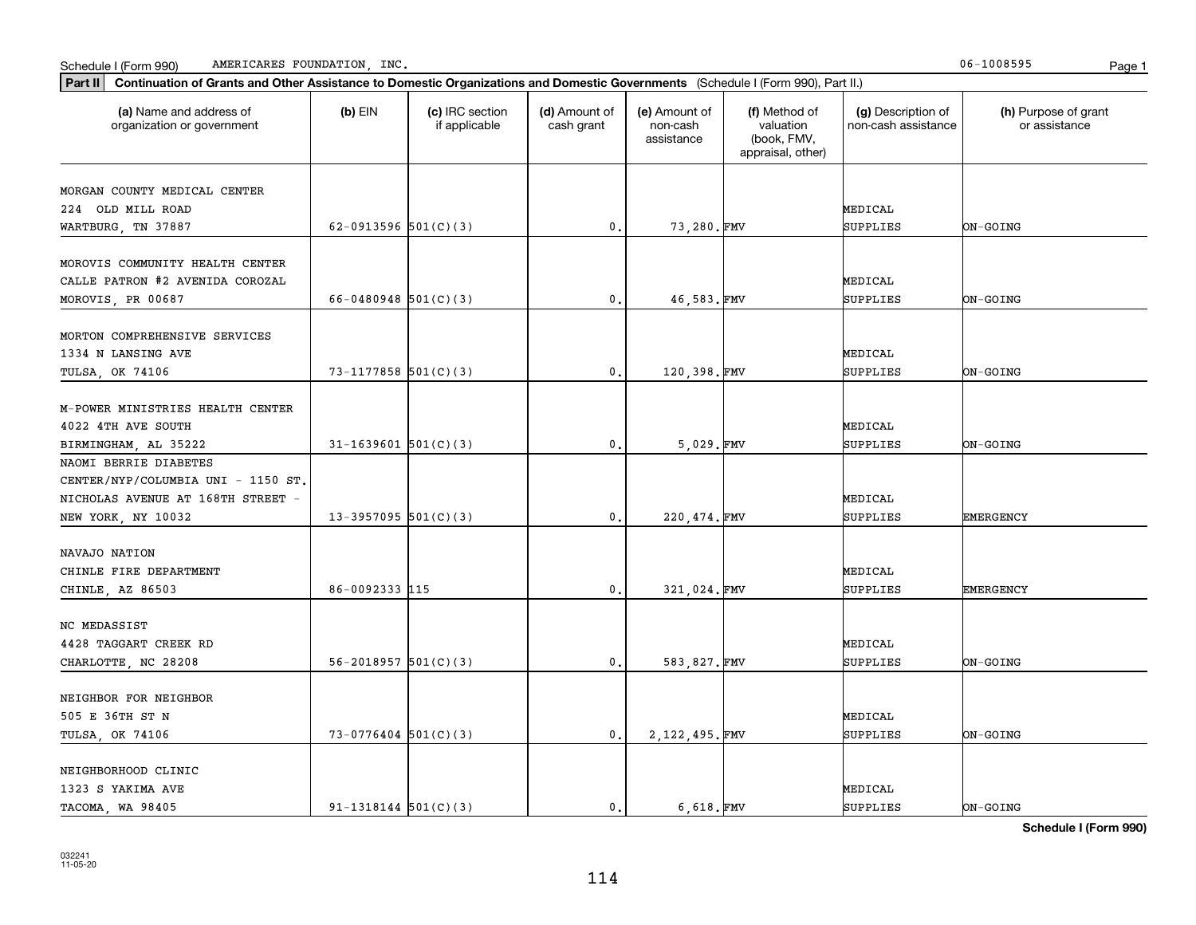Schedule I (Form 990) AMERICARES FOUNDATION, INC. 06-1008595

**Part II** **Continuation of Grants and Other Assistance to Domestic Organizations and Domestic Governments** (Schedule I (Form 990), Part II.)

| (a) Name and address of organization or government | (b) EIN | (c) IRC section if applicable | (d) Amount of cash grant | (e) Amount of non-cash assistance | (f) Method of valuation (book, FMV, appraisal, other) | (g) Description of non-cash assistance | (h) Purpose of grant or assistance |
|---|---|---|---|---|---|---|---|
| MORGAN COUNTY MEDICAL CENTER 224 OLD MILL ROAD WARTBURG, TN 37887 | 62-0913596 | 501(C)(3) | 0. | 73,280. | FMV | MEDICAL SUPPLIES | ON-GOING |
| MOROVIS COMMUNITY HEALTH CENTER CALLE PATRON #2 AVENIDA COROZAL MOROVIS, PR 00687 | 66-0480948 | 501(C)(3) | 0. | 46,583. | FMV | MEDICAL SUPPLIES | ON-GOING |
| MORTON COMPREHENSIVE SERVICES 1334 N LANSING AVE TULSA, OK 74106 | 73-1177858 | 501(C)(3) | 0. | 120,398. | FMV | MEDICAL SUPPLIES | ON-GOING |
| M-POWER MINISTRIES HEALTH CENTER 4022 4TH AVE SOUTH BIRMINGHAM, AL 35222 | 31-1639601 | 501(C)(3) | 0. | 5,029. | FMV | MEDICAL SUPPLIES | ON-GOING |
| NAOMI BERRIE DIABETES CENTER/NYP/COLUMBIA UNI - 1150 ST. NICHOLAS AVENUE AT 168TH STREET - NEW YORK, NY 10032 | 13-3957095 | 501(C)(3) | 0. | 220,474. | FMV | MEDICAL SUPPLIES | EMERGENCY |
| NAVAJO NATION CHINLE FIRE DEPARTMENT CHINLE, AZ 86503 | 86-0092333 | 115 | 0. | 321,024. | FMV | MEDICAL SUPPLIES | EMERGENCY |
| NC MEDASSIST 4428 TAGGART CREEK RD CHARLOTTE, NC 28208 | 56-2018957 | 501(C)(3) | 0. | 583,827. | FMV | MEDICAL SUPPLIES | ON-GOING |
| NEIGHBOR FOR NEIGHBOR 505 E 36TH ST N TULSA, OK 74106 | 73-0776404 | 501(C)(3) | 0. | 2,122,495. | FMV | MEDICAL SUPPLIES | ON-GOING |
| NEIGHBORHOOD CLINIC 1323 S YAKIMA AVE TACOMA, WA 98405 | 91-1318144 | 501(C)(3) | 0. | 6,618. | FMV | MEDICAL SUPPLIES | ON-GOING |

**Schedule I (Form 990)**

032241
11-05-20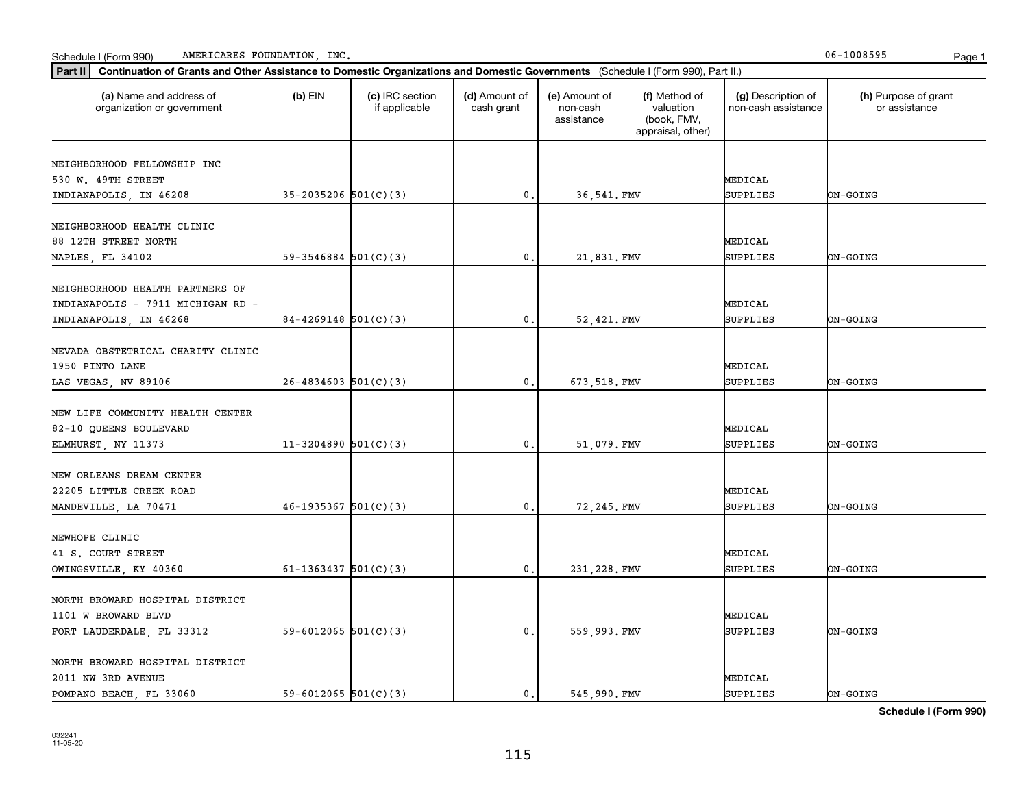Schedule I (Form 990) AMERICARES FOUNDATION, INC. 06-1008595

**Part II** **Continuation of Grants and Other Assistance to Domestic Organizations and Domestic Governments** (Schedule I (Form 990), Part II.)

| (a) Name and address of organization or government | (b) EIN | (c) IRC section if applicable | (d) Amount of cash grant | (e) Amount of non-cash assistance | (f) Method of valuation (book, FMV, appraisal, other) | (g) Description of non-cash assistance | (h) Purpose of grant or assistance |
|---|---|---|---|---|---|---|---|
| NEIGHBORHOOD FELLOWSHIP INC<br>530 W. 49TH STREET<br>INDIANAPOLIS, IN 46208 | 35-2035206 | 501(C)(3) | 0. | 36,541. | FMV | MEDICAL SUPPLIES | ON-GOING |
| NEIGHBORHOOD HEALTH CLINIC<br>88 12TH STREET NORTH<br>NAPLES, FL 34102 | 59-3546884 | 501(C)(3) | 0. | 21,831. | FMV | MEDICAL SUPPLIES | ON-GOING |
| NEIGHBORHOOD HEALTH PARTNERS OF INDIANAPOLIS - 7911 MICHIGAN RD -<br>INDIANAPOLIS, IN 46268 | 84-4269148 | 501(C)(3) | 0. | 52,421. | FMV | MEDICAL SUPPLIES | ON-GOING |
| NEVADA OBSTETRICAL CHARITY CLINIC<br>1950 PINTO LANE<br>LAS VEGAS, NV 89106 | 26-4834603 | 501(C)(3) | 0. | 673,518. | FMV | MEDICAL SUPPLIES | ON-GOING |
| NEW LIFE COMMUNITY HEALTH CENTER<br>82-10 QUEENS BOULEVARD<br>ELMHURST, NY 11373 | 11-3204890 | 501(C)(3) | 0. | 51,079. | FMV | MEDICAL SUPPLIES | ON-GOING |
| NEW ORLEANS DREAM CENTER<br>22205 LITTLE CREEK ROAD<br>MANDEVILLE, LA 70471 | 46-1935367 | 501(C)(3) | 0. | 72,245. | FMV | MEDICAL SUPPLIES | ON-GOING |
| NEWHOPE CLINIC<br>41 S. COURT STREET<br>OWINGSVILLE, KY 40360 | 61-1363437 | 501(C)(3) | 0. | 231,228. | FMV | MEDICAL SUPPLIES | ON-GOING |
| NORTH BROWARD HOSPITAL DISTRICT<br>1101 W BROWARD BLVD<br>FORT LAUDERDALE, FL 33312 | 59-6012065 | 501(C)(3) | 0. | 559,993. | FMV | MEDICAL SUPPLIES | ON-GOING |
| NORTH BROWARD HOSPITAL DISTRICT<br>2011 NW 3RD AVENUE<br>POMPANO BEACH, FL 33060 | 59-6012065 | 501(C)(3) | 0. | 545,990. | FMV | MEDICAL SUPPLIES | ON-GOING |

**Schedule I (Form 990)**

032241
11-05-20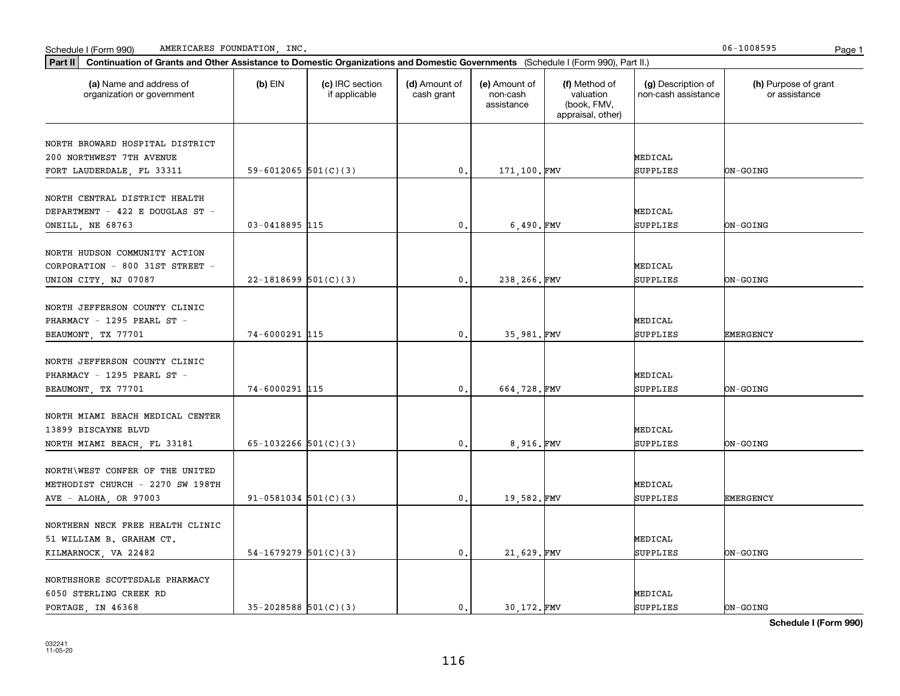Schedule I (Form 990) AMERICARES FOUNDATION, INC. 06-1008595

**Part II** **Continuation of Grants and Other Assistance to Domestic Organizations and Domestic Governments** (Schedule I (Form 990), Part II.)

| (a) Name and address of organization or government | (b) EIN | (c) IRC section if applicable | (d) Amount of cash grant | (e) Amount of non-cash assistance | (f) Method of valuation (book, FMV, appraisal, other) | (g) Description of non-cash assistance | (h) Purpose of grant or assistance |
|---|---|---|---|---|---|---|---|
| NORTH BROWARD HOSPITAL DISTRICT 200 NORTHWEST 7TH AVENUE FORT LAUDERDALE, FL 33311 | 59-6012065 | 501(C)(3) | 0. | 171,100. | FMV | MEDICAL SUPPLIES | ON-GOING |
| NORTH CENTRAL DISTRICT HEALTH DEPARTMENT - 422 E DOUGLAS ST - ONEILL, NE 68763 | 03-0418895 | 115 | 0. | 6,490. | FMV | MEDICAL SUPPLIES | ON-GOING |
| NORTH HUDSON COMMUNITY ACTION CORPORATION - 800 31ST STREET - UNION CITY, NJ 07087 | 22-1818699 | 501(C)(3) | 0. | 238,266. | FMV | MEDICAL SUPPLIES | ON-GOING |
| NORTH JEFFERSON COUNTY CLINIC PHARMACY - 1295 PEARL ST - BEAUMONT, TX 77701 | 74-6000291 | 115 | 0. | 35,981. | FMV | MEDICAL SUPPLIES | EMERGENCY |
| NORTH JEFFERSON COUNTY CLINIC PHARMACY - 1295 PEARL ST - BEAUMONT, TX 77701 | 74-6000291 | 115 | 0. | 664,728. | FMV | MEDICAL SUPPLIES | ON-GOING |
| NORTH MIAMI BEACH MEDICAL CENTER 13899 BISCAYNE BLVD NORTH MIAMI BEACH, FL 33181 | 65-1032266 | 501(C)(3) | 0. | 8,916. | FMV | MEDICAL SUPPLIES | ON-GOING |
| NORTH\WEST CONFER OF THE UNITED METHODIST CHURCH - 2270 SW 198TH AVE - ALOHA, OR 97003 | 91-0581034 | 501(C)(3) | 0. | 19,582. | FMV | MEDICAL SUPPLIES | EMERGENCY |
| NORTHERN NECK FREE HEALTH CLINIC 51 WILLIAM B. GRAHAM CT. KILMARNOCK, VA 22482 | 54-1679279 | 501(C)(3) | 0. | 21,629. | FMV | MEDICAL SUPPLIES | ON-GOING |
| NORTHSHORE SCOTTSDALE PHARMACY 6050 STERLING CREEK RD PORTAGE, IN 46368 | 35-2028588 | 501(C)(3) | 0. | 30,172. | FMV | MEDICAL SUPPLIES | ON-GOING |

**Schedule I (Form 990)**

032241
11-05-20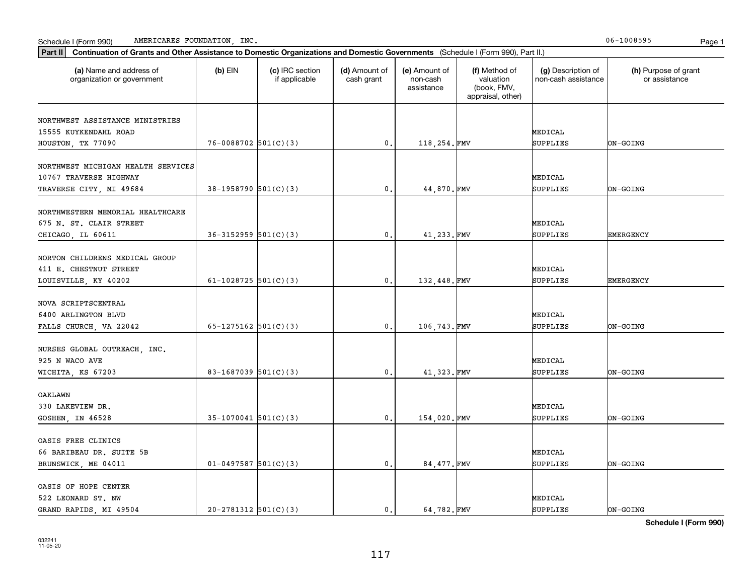Schedule I (Form 990) AMERICARES FOUNDATION, INC. 06-1008595

**Part II** **Continuation of Grants and Other Assistance to Domestic Organizations and Domestic Governments** (Schedule I (Form 990), Part II.)

| (a) Name and address of organization or government | (b) EIN | (c) IRC section if applicable | (d) Amount of cash grant | (e) Amount of non-cash assistance | (f) Method of valuation (book, FMV, appraisal, other) | (g) Description of non-cash assistance | (h) Purpose of grant or assistance |
|---|---|---|---|---|---|---|---|
| NORTHWEST ASSISTANCE MINISTRIES 15555 KUYKENDAHL ROAD HOUSTON, TX 77090 | 76-0088702 | 501(C)(3) | 0. | 118,254. | FMV | MEDICAL SUPPLIES | ON-GOING |
| NORTHWEST MICHIGAN HEALTH SERVICES 10767 TRAVERSE HIGHWAY TRAVERSE CITY, MI 49684 | 38-1958790 | 501(C)(3) | 0. | 44,870. | FMV | MEDICAL SUPPLIES | ON-GOING |
| NORTHWESTERN MEMORIAL HEALTHCARE 675 N. ST. CLAIR STREET CHICAGO, IL 60611 | 36-3152959 | 501(C)(3) | 0. | 41,233. | FMV | MEDICAL SUPPLIES | EMERGENCY |
| NORTON CHILDRENS MEDICAL GROUP 411 E. CHESTNUT STREET LOUISVILLE, KY 40202 | 61-1028725 | 501(C)(3) | 0. | 132,448. | FMV | MEDICAL SUPPLIES | EMERGENCY |
| NOVA SCRIPTSCENTRAL 6400 ARLINGTON BLVD FALLS CHURCH, VA 22042 | 65-1275162 | 501(C)(3) | 0. | 106,743. | FMV | MEDICAL SUPPLIES | ON-GOING |
| NURSES GLOBAL OUTREACH, INC. 925 N WACO AVE WICHITA, KS 67203 | 83-1687039 | 501(C)(3) | 0. | 41,323. | FMV | MEDICAL SUPPLIES | ON-GOING |
| OAKLAWN 330 LAKEVIEW DR. GOSHEN, IN 46528 | 35-1070041 | 501(C)(3) | 0. | 154,020. | FMV | MEDICAL SUPPLIES | ON-GOING |
| OASIS FREE CLINICS 66 BARIBEAU DR. SUITE 5B BRUNSWICK, ME 04011 | 01-0497587 | 501(C)(3) | 0. | 84,477. | FMV | MEDICAL SUPPLIES | ON-GOING |
| OASIS OF HOPE CENTER 522 LEONARD ST. NW GRAND RAPIDS, MI 49504 | 20-2781312 | 501(C)(3) | 0. | 64,782. | FMV | MEDICAL SUPPLIES | ON-GOING |

**Schedule I (Form 990)**

032241 11-05-20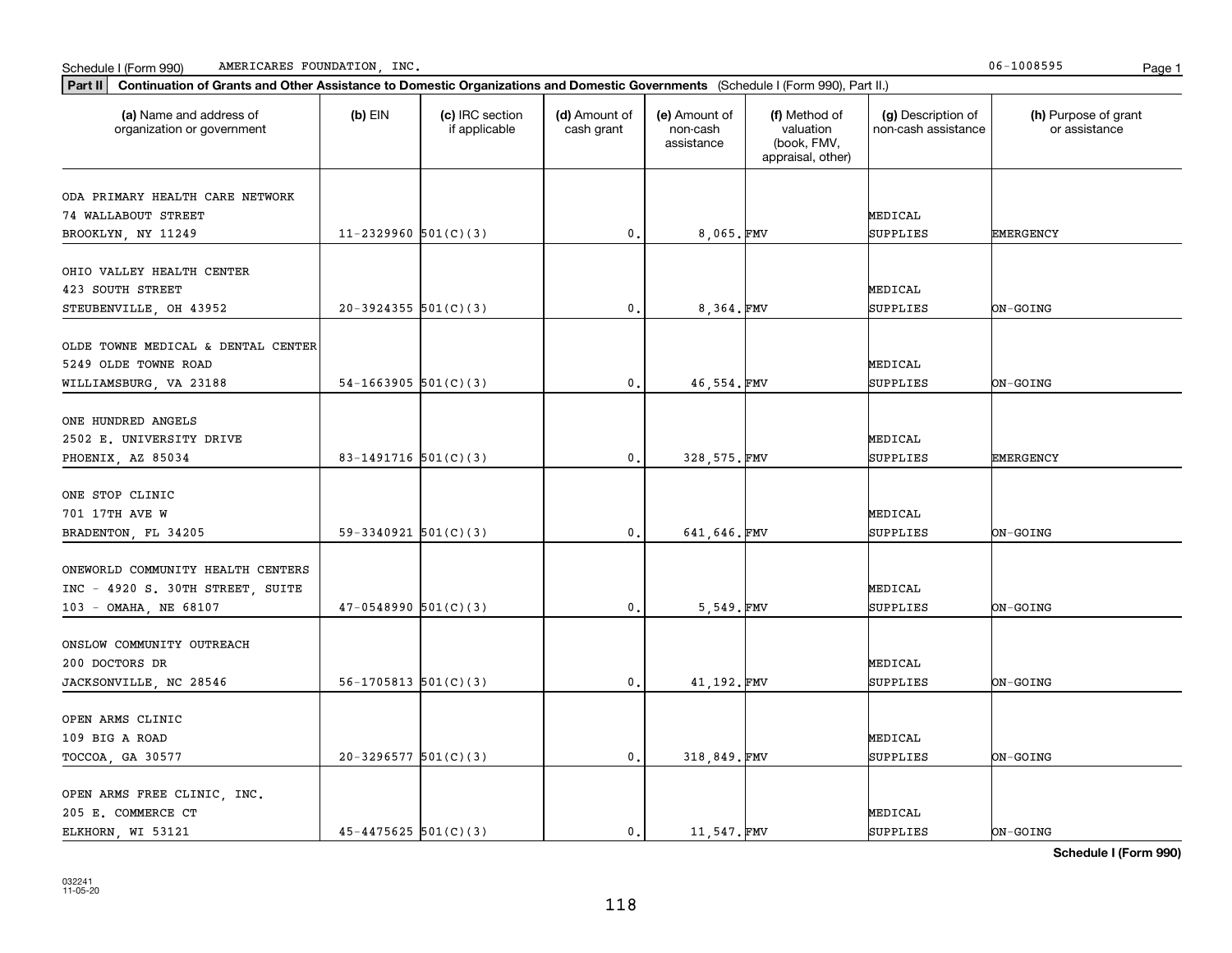Schedule I (Form 990) AMERICARES FOUNDATION, INC. 06-1008595

**Part II** **Continuation of Grants and Other Assistance to Domestic Organizations and Domestic Governments** (Schedule I (Form 990), Part II.)

| (a) Name and address of organization or government | (b) EIN | (c) IRC section if applicable | (d) Amount of cash grant | (e) Amount of non-cash assistance | (f) Method of valuation (book, FMV, appraisal, other) | (g) Description of non-cash assistance | (h) Purpose of grant or assistance |
|---|---|---|---|---|---|---|---|
| ODA PRIMARY HEALTH CARE NETWORK 74 WALLABOUT STREET BROOKLYN, NY 11249 | 11-2329960 | 501(C)(3) | 0. | 8,065. | FMV | MEDICAL SUPPLIES | EMERGENCY |
| OHIO VALLEY HEALTH CENTER 423 SOUTH STREET STEUBENVILLE, OH 43952 | 20-3924355 | 501(C)(3) | 0. | 8,364. | FMV | MEDICAL SUPPLIES | ON-GOING |
| OLDE TOWNE MEDICAL & DENTAL CENTER 5249 OLDE TOWNE ROAD WILLIAMSBURG, VA 23188 | 54-1663905 | 501(C)(3) | 0. | 46,554. | FMV | MEDICAL SUPPLIES | ON-GOING |
| ONE HUNDRED ANGELS 2502 E. UNIVERSITY DRIVE PHOENIX, AZ 85034 | 83-1491716 | 501(C)(3) | 0. | 328,575. | FMV | MEDICAL SUPPLIES | EMERGENCY |
| ONE STOP CLINIC 701 17TH AVE W BRADENTON, FL 34205 | 59-3340921 | 501(C)(3) | 0. | 641,646. | FMV | MEDICAL SUPPLIES | ON-GOING |
| ONEWORLD COMMUNITY HEALTH CENTERS INC - 4920 S. 30TH STREET, SUITE 103 - OMAHA, NE 68107 | 47-0548990 | 501(C)(3) | 0. | 5,549. | FMV | MEDICAL SUPPLIES | ON-GOING |
| ONSLOW COMMUNITY OUTREACH 200 DOCTORS DR JACKSONVILLE, NC 28546 | 56-1705813 | 501(C)(3) | 0. | 41,192. | FMV | MEDICAL SUPPLIES | ON-GOING |
| OPEN ARMS CLINIC 109 BIG A ROAD TOCCOA, GA 30577 | 20-3296577 | 501(C)(3) | 0. | 318,849. | FMV | MEDICAL SUPPLIES | ON-GOING |
| OPEN ARMS FREE CLINIC, INC. 205 E. COMMERCE CT ELKHORN, WI 53121 | 45-4475625 | 501(C)(3) | 0. | 11,547. | FMV | MEDICAL SUPPLIES | ON-GOING |

**Schedule I (Form 990)**

032241 11-05-20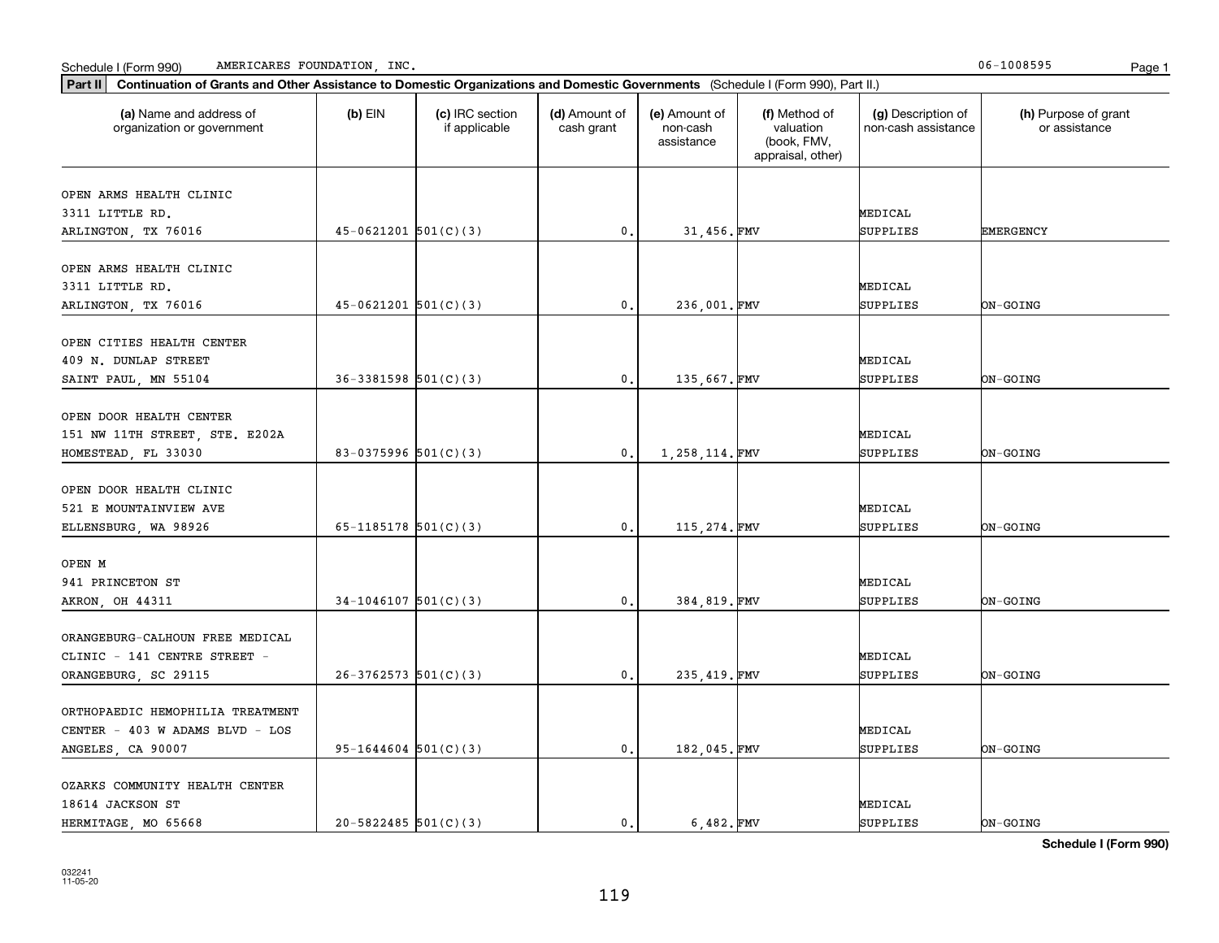Schedule I (Form 990) AMERICARES FOUNDATION, INC. 06-1008595

**Part II** **Continuation of Grants and Other Assistance to Domestic Organizations and Domestic Governments** (Schedule I (Form 990), Part II.)

| (a) Name and address of organization or government | (b) EIN | (c) IRC section if applicable | (d) Amount of cash grant | (e) Amount of non-cash assistance | (f) Method of valuation (book, FMV, appraisal, other) | (g) Description of non-cash assistance | (h) Purpose of grant or assistance |
|---|---|---|---|---|---|---|---|
| OPEN ARMS HEALTH CLINIC 3311 LITTLE RD. ARLINGTON, TX 76016 | 45-0621201 | 501(C)(3) | 0. | 31,456. | FMV | MEDICAL SUPPLIES | EMERGENCY |
| OPEN ARMS HEALTH CLINIC 3311 LITTLE RD. ARLINGTON, TX 76016 | 45-0621201 | 501(C)(3) | 0. | 236,001. | FMV | MEDICAL SUPPLIES | ON-GOING |
| OPEN CITIES HEALTH CENTER 409 N. DUNLAP STREET SAINT PAUL, MN 55104 | 36-3381598 | 501(C)(3) | 0. | 135,667. | FMV | MEDICAL SUPPLIES | ON-GOING |
| OPEN DOOR HEALTH CENTER 151 NW 11TH STREET, STE. E202A HOMESTEAD, FL 33030 | 83-0375996 | 501(C)(3) | 0. | 1,258,114. | FMV | MEDICAL SUPPLIES | ON-GOING |
| OPEN DOOR HEALTH CLINIC 521 E MOUNTAINVIEW AVE ELLENSBURG, WA 98926 | 65-1185178 | 501(C)(3) | 0. | 115,274. | FMV | MEDICAL SUPPLIES | ON-GOING |
| OPEN M 941 PRINCETON ST AKRON, OH 44311 | 34-1046107 | 501(C)(3) | 0. | 384,819. | FMV | MEDICAL SUPPLIES | ON-GOING |
| ORANGEBURG-CALHOUN FREE MEDICAL CLINIC - 141 CENTRE STREET - ORANGEBURG, SC 29115 | 26-3762573 | 501(C)(3) | 0. | 235,419. | FMV | MEDICAL SUPPLIES | ON-GOING |
| ORTHOPAEDIC HEMOPHILIA TREATMENT CENTER - 403 W ADAMS BLVD - LOS ANGELES, CA 90007 | 95-1644604 | 501(C)(3) | 0. | 182,045. | FMV | MEDICAL SUPPLIES | ON-GOING |
| OZARKS COMMUNITY HEALTH CENTER 18614 JACKSON ST HERMITAGE, MO 65668 | 20-5822485 | 501(C)(3) | 0. | 6,482. | FMV | MEDICAL SUPPLIES | ON-GOING |

**Schedule I (Form 990)**

032241 11-05-20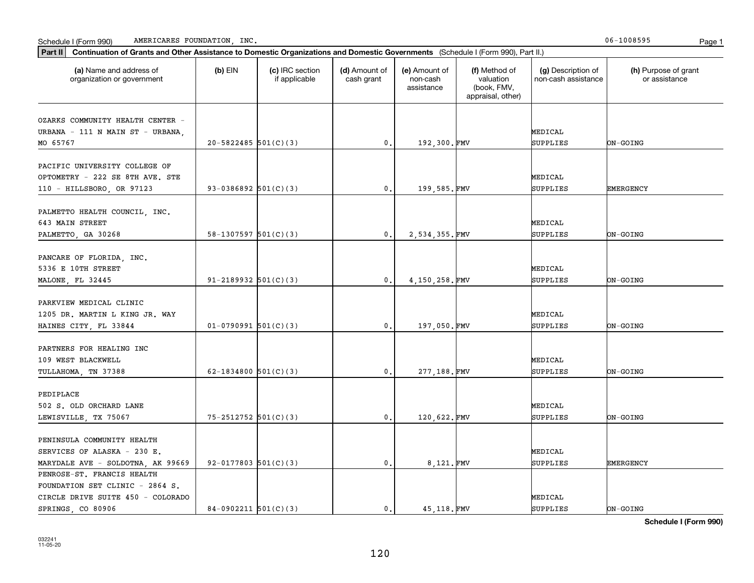Schedule I (Form 990) AMERICARES FOUNDATION, INC. 06-1008595

**Part II** **Continuation of Grants and Other Assistance to Domestic Organizations and Domestic Governments** (Schedule I (Form 990), Part II.)

| (a) Name and address of organization or government | (b) EIN | (c) IRC section if applicable | (d) Amount of cash grant | (e) Amount of non-cash assistance | (f) Method of valuation (book, FMV, appraisal, other) | (g) Description of non-cash assistance | (h) Purpose of grant or assistance |
|---|---|---|---|---|---|---|---|
| OZARKS COMMUNITY HEALTH CENTER - URBANA - 111 N MAIN ST - URBANA, MO 65767 | 20-5822485 | 501(C)(3) | 0. | 192,300. | FMV | MEDICAL SUPPLIES | ON-GOING |
| PACIFIC UNIVERSITY COLLEGE OF OPTOMETRY - 222 SE 8TH AVE. STE 110 - HILLSBORO, OR 97123 | 93-0386892 | 501(C)(3) | 0. | 199,585. | FMV | MEDICAL SUPPLIES | EMERGENCY |
| PALMETTO HEALTH COUNCIL, INC. 643 MAIN STREET PALMETTO, GA 30268 | 58-1307597 | 501(C)(3) | 0. | 2,534,355. | FMV | MEDICAL SUPPLIES | ON-GOING |
| PANCARE OF FLORIDA, INC. 5336 E 10TH STREET MALONE, FL 32445 | 91-2189932 | 501(C)(3) | 0. | 4,150,258. | FMV | MEDICAL SUPPLIES | ON-GOING |
| PARKVIEW MEDICAL CLINIC 1205 DR. MARTIN L KING JR. WAY HAINES CITY, FL 33844 | 01-0790991 | 501(C)(3) | 0. | 197,050. | FMV | MEDICAL SUPPLIES | ON-GOING |
| PARTNERS FOR HEALING INC 109 WEST BLACKWELL TULLAHOMA, TN 37388 | 62-1834800 | 501(C)(3) | 0. | 277,188. | FMV | MEDICAL SUPPLIES | ON-GOING |
| PEDIPLACE 502 S. OLD ORCHARD LANE LEWISVILLE, TX 75067 | 75-2512752 | 501(C)(3) | 0. | 120,622. | FMV | MEDICAL SUPPLIES | ON-GOING |
| PENINSULA COMMUNITY HEALTH SERVICES OF ALASKA - 230 E. MARYDALE AVE - SOLDOTNA, AK 99669 | 92-0177803 | 501(C)(3) | 0. | 8,121. | FMV | MEDICAL SUPPLIES | EMERGENCY |
| PENROSE-ST. FRANCIS HEALTH FOUNDATION SET CLINIC - 2864 S. CIRCLE DRIVE SUITE 450 - COLORADO SPRINGS, CO 80906 | 84-0902211 | 501(C)(3) | 0. | 45,118. | FMV | MEDICAL SUPPLIES | ON-GOING |

**Schedule I (Form 990)**

032241 11-05-20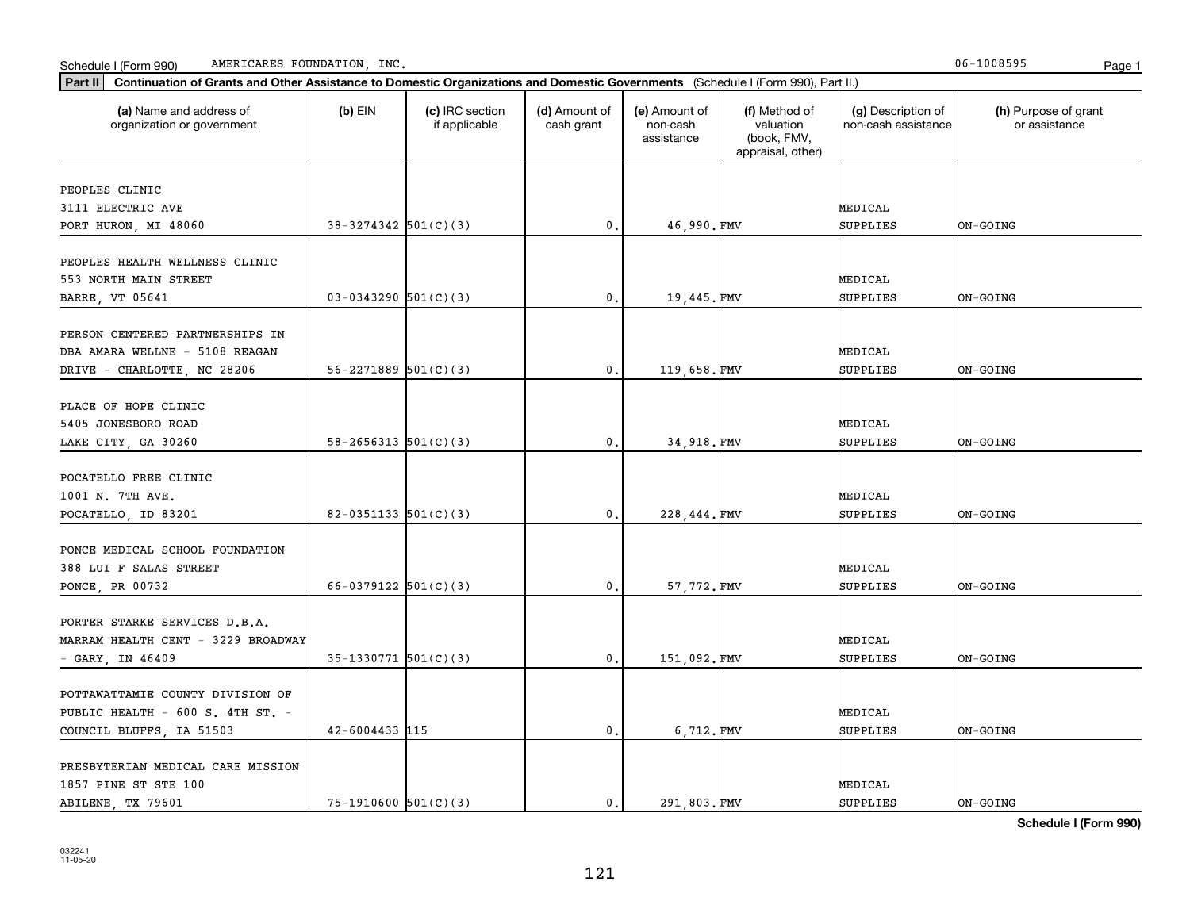Schedule I (Form 990) AMERICARES FOUNDATION, INC. 06-1008595

**Part II** **Continuation of Grants and Other Assistance to Domestic Organizations and Domestic Governments** (Schedule I (Form 990), Part II.)

| (a) Name and address of organization or government | (b) EIN | (c) IRC section if applicable | (d) Amount of cash grant | (e) Amount of non-cash assistance | (f) Method of valuation (book, FMV, appraisal, other) | (g) Description of non-cash assistance | (h) Purpose of grant or assistance |
|---|---|---|---|---|---|---|---|
| PEOPLES CLINIC 3111 ELECTRIC AVE PORT HURON, MI 48060 | 38-3274342 | 501(C)(3) | 0. | 46,990. | FMV | MEDICAL SUPPLIES | ON-GOING |
| PEOPLES HEALTH WELLNESS CLINIC 553 NORTH MAIN STREET BARRE, VT 05641 | 03-0343290 | 501(C)(3) | 0. | 19,445. | FMV | MEDICAL SUPPLIES | ON-GOING |
| PERSON CENTERED PARTNERSHIPS IN DBA AMARA WELLNE - 5108 REAGAN DRIVE - CHARLOTTE, NC 28206 | 56-2271889 | 501(C)(3) | 0. | 119,658. | FMV | MEDICAL SUPPLIES | ON-GOING |
| PLACE OF HOPE CLINIC 5405 JONESBORO ROAD LAKE CITY, GA 30260 | 58-2656313 | 501(C)(3) | 0. | 34,918. | FMV | MEDICAL SUPPLIES | ON-GOING |
| POCATELLO FREE CLINIC 1001 N. 7TH AVE. POCATELLO, ID 83201 | 82-0351133 | 501(C)(3) | 0. | 228,444. | FMV | MEDICAL SUPPLIES | ON-GOING |
| PONCE MEDICAL SCHOOL FOUNDATION 388 LUI F SALAS STREET PONCE, PR 00732 | 66-0379122 | 501(C)(3) | 0. | 57,772. | FMV | MEDICAL SUPPLIES | ON-GOING |
| PORTER STARKE SERVICES D.B.A. MARRAM HEALTH CENT - 3229 BROADWAY - GARY, IN 46409 | 35-1330771 | 501(C)(3) | 0. | 151,092. | FMV | MEDICAL SUPPLIES | ON-GOING |
| POTTAWATTAMIE COUNTY DIVISION OF PUBLIC HEALTH - 600 S. 4TH ST. - COUNCIL BLUFFS, IA 51503 | 42-6004433 | 115 | 0. | 6,712. | FMV | MEDICAL SUPPLIES | ON-GOING |
| PRESBYTERIAN MEDICAL CARE MISSION 1857 PINE ST STE 100 ABILENE, TX 79601 | 75-1910600 | 501(C)(3) | 0. | 291,803. | FMV | MEDICAL SUPPLIES | ON-GOING |

**Schedule I (Form 990)**

032241 11-05-20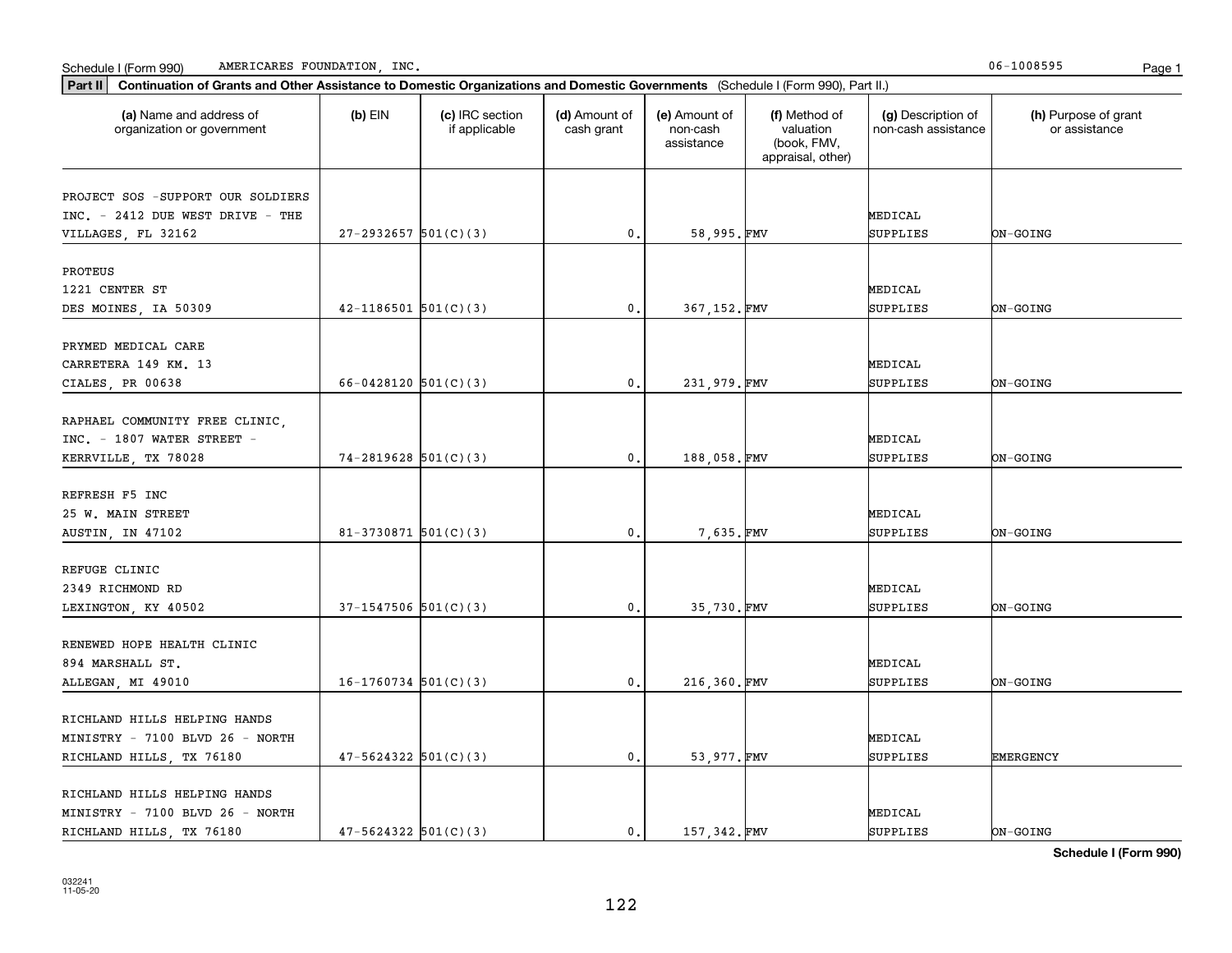Schedule I (Form 990) AMERICARES FOUNDATION, INC. 06-1008595

**Part II** **Continuation of Grants and Other Assistance to Domestic Organizations and Domestic Governments** (Schedule I (Form 990), Part II.)

| (a) Name and address of organization or government | (b) EIN | (c) IRC section if applicable | (d) Amount of cash grant | (e) Amount of non-cash assistance | (f) Method of valuation (book, FMV, appraisal, other) | (g) Description of non-cash assistance | (h) Purpose of grant or assistance |
|---|---|---|---|---|---|---|---|
| PROJECT SOS -SUPPORT OUR SOLDIERS INC. - 2412 DUE WEST DRIVE - THE VILLAGES, FL 32162 | 27-2932657 | 501(C)(3) | 0. | 58,995. | FMV | MEDICAL SUPPLIES | ON-GOING |
| PROTEUS 1221 CENTER ST DES MOINES, IA 50309 | 42-1186501 | 501(C)(3) | 0. | 367,152. | FMV | MEDICAL SUPPLIES | ON-GOING |
| PRYMED MEDICAL CARE CARRETERA 149 KM. 13 CIALES, PR 00638 | 66-0428120 | 501(C)(3) | 0. | 231,979. | FMV | MEDICAL SUPPLIES | ON-GOING |
| RAPHAEL COMMUNITY FREE CLINIC, INC. - 1807 WATER STREET - KERRVILLE, TX 78028 | 74-2819628 | 501(C)(3) | 0. | 188,058. | FMV | MEDICAL SUPPLIES | ON-GOING |
| REFRESH F5 INC 25 W. MAIN STREET AUSTIN, IN 47102 | 81-3730871 | 501(C)(3) | 0. | 7,635. | FMV | MEDICAL SUPPLIES | ON-GOING |
| REFUGE CLINIC 2349 RICHMOND RD LEXINGTON, KY 40502 | 37-1547506 | 501(C)(3) | 0. | 35,730. | FMV | MEDICAL SUPPLIES | ON-GOING |
| RENEWED HOPE HEALTH CLINIC 894 MARSHALL ST. ALLEGAN, MI 49010 | 16-1760734 | 501(C)(3) | 0. | 216,360. | FMV | MEDICAL SUPPLIES | ON-GOING |
| RICHLAND HILLS HELPING HANDS MINISTRY - 7100 BLVD 26 - NORTH RICHLAND HILLS, TX 76180 | 47-5624322 | 501(C)(3) | 0. | 53,977. | FMV | MEDICAL SUPPLIES | EMERGENCY |
| RICHLAND HILLS HELPING HANDS MINISTRY - 7100 BLVD 26 - NORTH RICHLAND HILLS, TX 76180 | 47-5624322 | 501(C)(3) | 0. | 157,342. | FMV | MEDICAL SUPPLIES | ON-GOING |

**Schedule I (Form 990)**

032241
11-05-20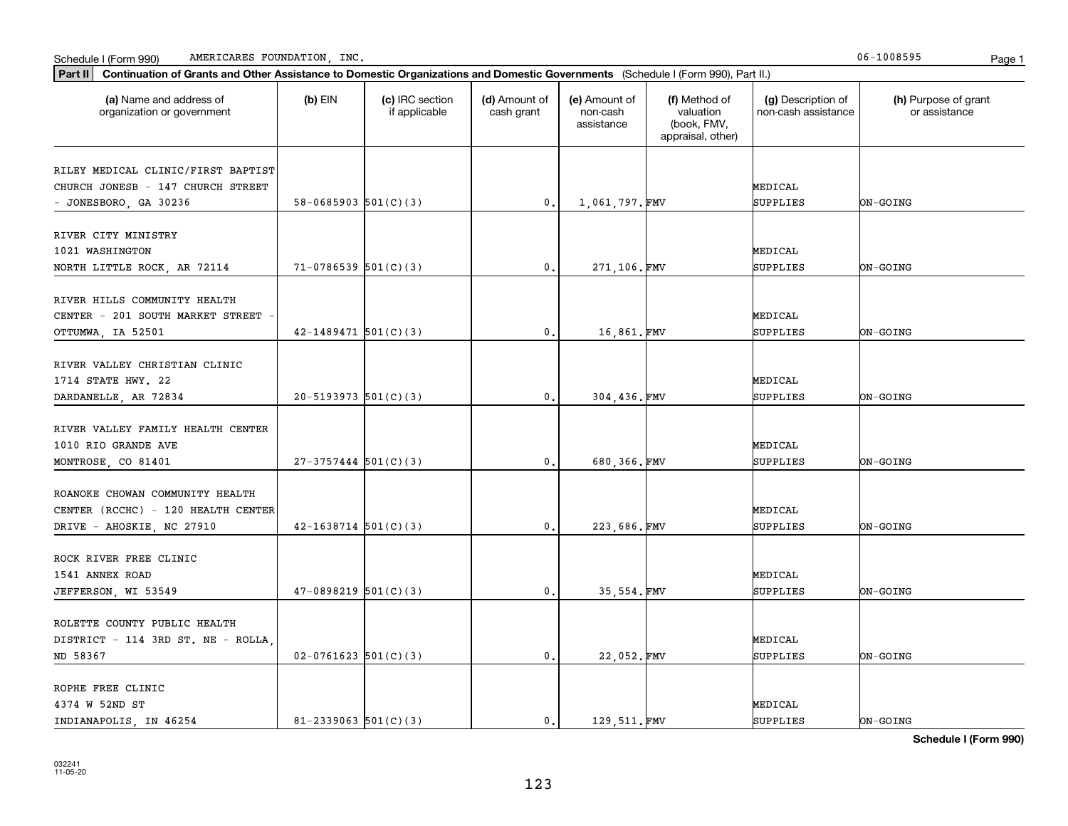Schedule I (Form 990) AMERICARES FOUNDATION, INC. 06-1008595

**Part II** **Continuation of Grants and Other Assistance to Domestic Organizations and Domestic Governments** (Schedule I (Form 990), Part II.)

| (a) Name and address of organization or government | (b) EIN | (c) IRC section if applicable | (d) Amount of cash grant | (e) Amount of non-cash assistance | (f) Method of valuation (book, FMV, appraisal, other) | (g) Description of non-cash assistance | (h) Purpose of grant or assistance |
|---|---|---|---|---|---|---|---|
| RILEY MEDICAL CLINIC/FIRST BAPTIST CHURCH JONESB - 147 CHURCH STREET - JONESBORO, GA 30236 | 58-0685903 | 501(C)(3) | 0. | 1,061,797. | FMV | MEDICAL SUPPLIES | ON-GOING |
| RIVER CITY MINISTRY 1021 WASHINGTON NORTH LITTLE ROCK, AR 72114 | 71-0786539 | 501(C)(3) | 0. | 271,106. | FMV | MEDICAL SUPPLIES | ON-GOING |
| RIVER HILLS COMMUNITY HEALTH CENTER - 201 SOUTH MARKET STREET - OTTUMWA, IA 52501 | 42-1489471 | 501(C)(3) | 0. | 16,861. | FMV | MEDICAL SUPPLIES | ON-GOING |
| RIVER VALLEY CHRISTIAN CLINIC 1714 STATE HWY. 22 DARDANELLE, AR 72834 | 20-5193973 | 501(C)(3) | 0. | 304,436. | FMV | MEDICAL SUPPLIES | ON-GOING |
| RIVER VALLEY FAMILY HEALTH CENTER 1010 RIO GRANDE AVE MONTROSE, CO 81401 | 27-3757444 | 501(C)(3) | 0. | 680,366. | FMV | MEDICAL SUPPLIES | ON-GOING |
| ROANOKE CHOWAN COMMUNITY HEALTH CENTER (RCCHC) - 120 HEALTH CENTER DRIVE - AHOSKIE, NC 27910 | 42-1638714 | 501(C)(3) | 0. | 223,686. | FMV | MEDICAL SUPPLIES | ON-GOING |
| ROCK RIVER FREE CLINIC 1541 ANNEX ROAD JEFFERSON, WI 53549 | 47-0898219 | 501(C)(3) | 0. | 35,554. | FMV | MEDICAL SUPPLIES | ON-GOING |
| ROLETTE COUNTY PUBLIC HEALTH DISTRICT - 114 3RD ST. NE - ROLLA, ND 58367 | 02-0761623 | 501(C)(3) | 0. | 22,052. | FMV | MEDICAL SUPPLIES | ON-GOING |
| ROPHE FREE CLINIC 4374 W 52ND ST INDIANAPOLIS, IN 46254 | 81-2339063 | 501(C)(3) | 0. | 129,511. | FMV | MEDICAL SUPPLIES | ON-GOING |

**Schedule I (Form 990)**

032241 11-05-20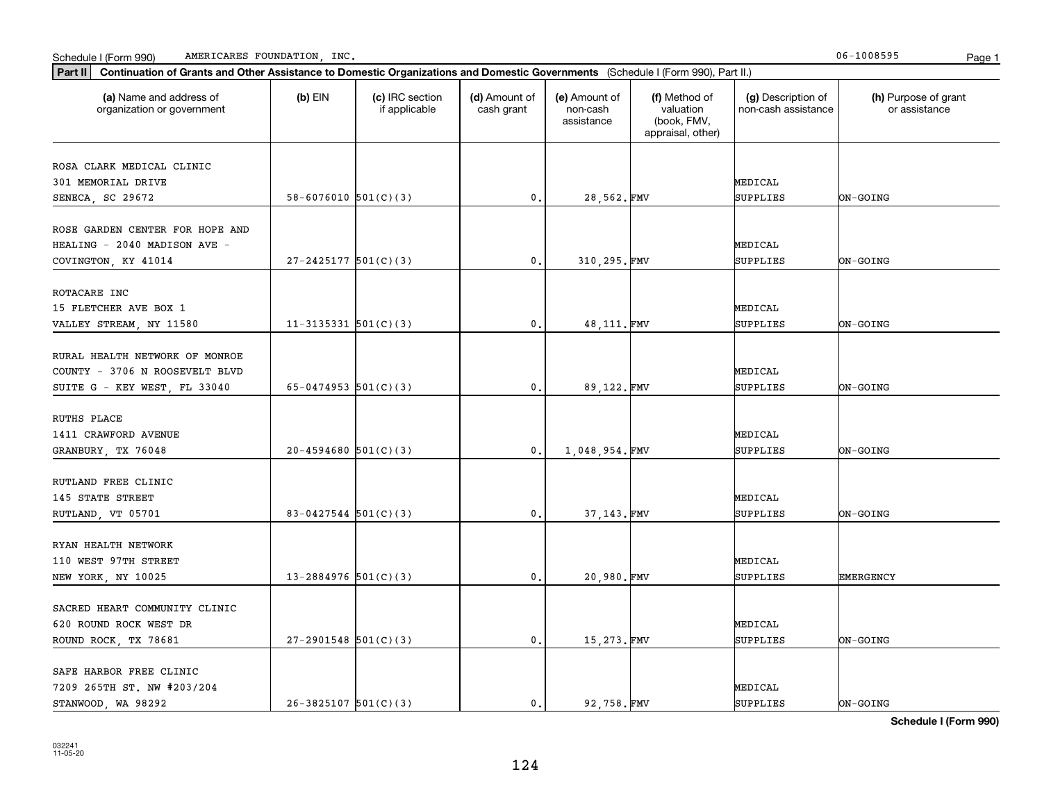Schedule I (Form 990) AMERICARES FOUNDATION, INC. 06-1008595

**Part II** **Continuation of Grants and Other Assistance to Domestic Organizations and Domestic Governments** (Schedule I (Form 990), Part II.)

| (a) Name and address of organization or government | (b) EIN | (c) IRC section if applicable | (d) Amount of cash grant | (e) Amount of non-cash assistance | (f) Method of valuation (book, FMV, appraisal, other) | (g) Description of non-cash assistance | (h) Purpose of grant or assistance |
|---|---|---|---|---|---|---|---|
| ROSA CLARK MEDICAL CLINIC<br>301 MEMORIAL DRIVE<br>SENECA, SC 29672 | 58-6076010 | 501(C)(3) | 0. | 28,562. | FMV | MEDICAL SUPPLIES | ON-GOING |
| ROSE GARDEN CENTER FOR HOPE AND HEALING - 2040 MADISON AVE - COVINGTON, KY 41014 | 27-2425177 | 501(C)(3) | 0. | 310,295. | FMV | MEDICAL SUPPLIES | ON-GOING |
| ROTACARE INC<br>15 FLETCHER AVE BOX 1<br>VALLEY STREAM, NY 11580 | 11-3135331 | 501(C)(3) | 0. | 48,111. | FMV | MEDICAL SUPPLIES | ON-GOING |
| RURAL HEALTH NETWORK OF MONROE COUNTY - 3706 N ROOSEVELT BLVD SUITE G - KEY WEST, FL 33040 | 65-0474953 | 501(C)(3) | 0. | 89,122. | FMV | MEDICAL SUPPLIES | ON-GOING |
| RUTHS PLACE<br>1411 CRAWFORD AVENUE<br>GRANBURY, TX 76048 | 20-4594680 | 501(C)(3) | 0. | 1,048,954. | FMV | MEDICAL SUPPLIES | ON-GOING |
| RUTLAND FREE CLINIC<br>145 STATE STREET<br>RUTLAND, VT 05701 | 83-0427544 | 501(C)(3) | 0. | 37,143. | FMV | MEDICAL SUPPLIES | ON-GOING |
| RYAN HEALTH NETWORK<br>110 WEST 97TH STREET<br>NEW YORK, NY 10025 | 13-2884976 | 501(C)(3) | 0. | 20,980. | FMV | MEDICAL SUPPLIES | EMERGENCY |
| SACRED HEART COMMUNITY CLINIC<br>620 ROUND ROCK WEST DR<br>ROUND ROCK, TX 78681 | 27-2901548 | 501(C)(3) | 0. | 15,273. | FMV | MEDICAL SUPPLIES | ON-GOING |
| SAFE HARBOR FREE CLINIC<br>7209 265TH ST. NW #203/204<br>STANWOOD, WA 98292 | 26-3825107 | 501(C)(3) | 0. | 92,758. | FMV | MEDICAL SUPPLIES | ON-GOING |

**Schedule I (Form 990)**

032241 11-05-20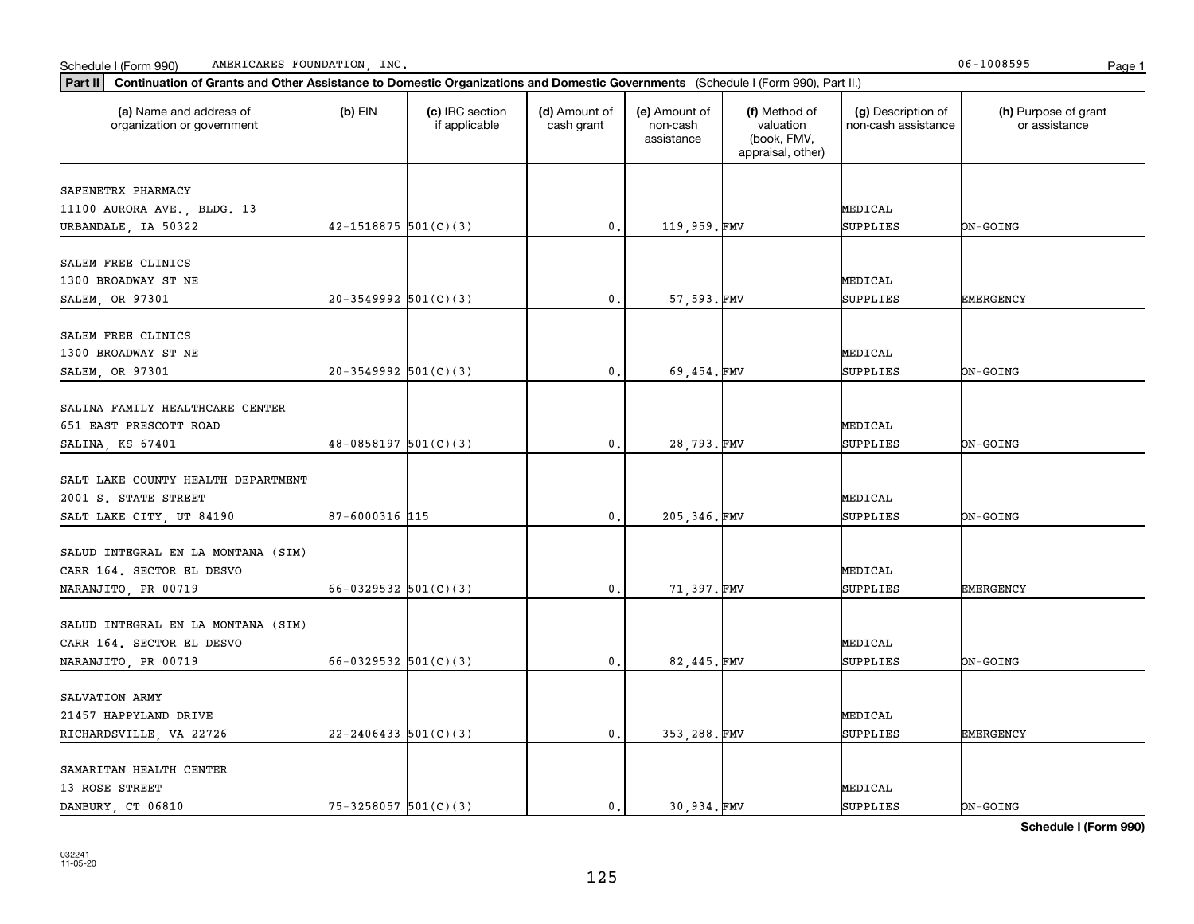Schedule I (Form 990) AMERICARES FOUNDATION, INC. 06-1008595

**Part II** **Continuation of Grants and Other Assistance to Domestic Organizations and Domestic Governments** (Schedule I (Form 990), Part II.)

| (a) Name and address of organization or government | (b) EIN | (c) IRC section if applicable | (d) Amount of cash grant | (e) Amount of non-cash assistance | (f) Method of valuation (book, FMV, appraisal, other) | (g) Description of non-cash assistance | (h) Purpose of grant or assistance |
|---|---|---|---|---|---|---|---|
| SAFENETRX PHARMACY 11100 AURORA AVE., BLDG. 13 URBANDALE, IA 50322 | 42-1518875 | 501(C)(3) | 0. | 119,959. | FMV | MEDICAL SUPPLIES | ON-GOING |
| SALEM FREE CLINICS 1300 BROADWAY ST NE SALEM, OR 97301 | 20-3549992 | 501(C)(3) | 0. | 57,593. | FMV | MEDICAL SUPPLIES | EMERGENCY |
| SALEM FREE CLINICS 1300 BROADWAY ST NE SALEM, OR 97301 | 20-3549992 | 501(C)(3) | 0. | 69,454. | FMV | MEDICAL SUPPLIES | ON-GOING |
| SALINA FAMILY HEALTHCARE CENTER 651 EAST PRESCOTT ROAD SALINA, KS 67401 | 48-0858197 | 501(C)(3) | 0. | 28,793. | FMV | MEDICAL SUPPLIES | ON-GOING |
| SALT LAKE COUNTY HEALTH DEPARTMENT 2001 S. STATE STREET SALT LAKE CITY, UT 84190 | 87-6000316 | 115 | 0. | 205,346. | FMV | MEDICAL SUPPLIES | ON-GOING |
| SALUD INTEGRAL EN LA MONTANA (SIM) CARR 164. SECTOR EL DESVO NARANJITO, PR 00719 | 66-0329532 | 501(C)(3) | 0. | 71,397. | FMV | MEDICAL SUPPLIES | EMERGENCY |
| SALUD INTEGRAL EN LA MONTANA (SIM) CARR 164. SECTOR EL DESVO NARANJITO, PR 00719 | 66-0329532 | 501(C)(3) | 0. | 82,445. | FMV | MEDICAL SUPPLIES | ON-GOING |
| SALVATION ARMY 21457 HAPPYLAND DRIVE RICHARDSVILLE, VA 22726 | 22-2406433 | 501(C)(3) | 0. | 353,288. | FMV | MEDICAL SUPPLIES | EMERGENCY |
| SAMARITAN HEALTH CENTER 13 ROSE STREET DANBURY, CT 06810 | 75-3258057 | 501(C)(3) | 0. | 30,934. | FMV | MEDICAL SUPPLIES | ON-GOING |

**Schedule I (Form 990)**

032241 11-05-20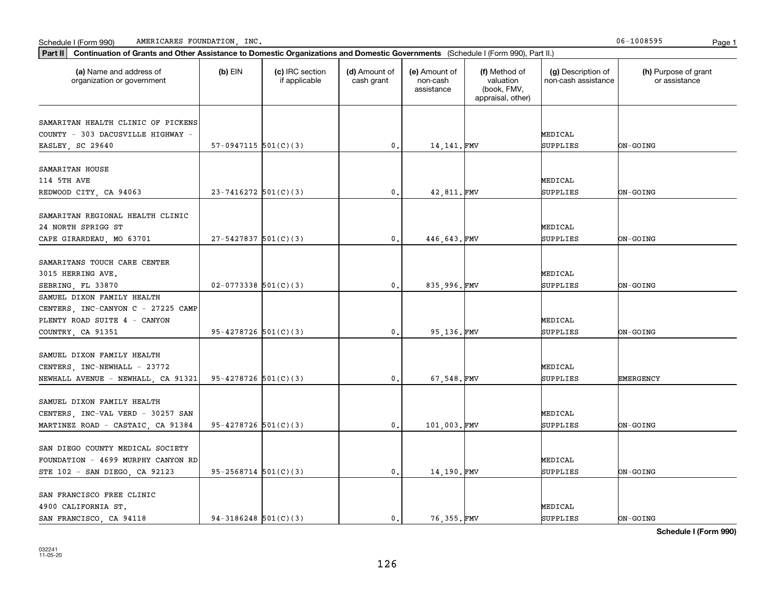Schedule I (Form 990) AMERICARES FOUNDATION, INC. 06-1008595

**Part II** **Continuation of Grants and Other Assistance to Domestic Organizations and Domestic Governments** (Schedule I (Form 990), Part II.)

| (a) Name and address of organization or government | (b) EIN | (c) IRC section if applicable | (d) Amount of cash grant | (e) Amount of non-cash assistance | (f) Method of valuation (book, FMV, appraisal, other) | (g) Description of non-cash assistance | (h) Purpose of grant or assistance |
|---|---|---|---|---|---|---|---|
| SAMARITAN HEALTH CLINIC OF PICKENS COUNTY - 303 DACUSVILLE HIGHWAY - EASLEY, SC 29640 | 57-0947115 | 501(C)(3) | 0. | 14,141. | FMV | MEDICAL SUPPLIES | ON-GOING |
| SAMARITAN HOUSE 114 5TH AVE REDWOOD CITY, CA 94063 | 23-7416272 | 501(C)(3) | 0. | 42,811. | FMV | MEDICAL SUPPLIES | ON-GOING |
| SAMARITAN REGIONAL HEALTH CLINIC 24 NORTH SPRIGG ST CAPE GIRARDEAU, MO 63701 | 27-5427837 | 501(C)(3) | 0. | 446,643. | FMV | MEDICAL SUPPLIES | ON-GOING |
| SAMARITANS TOUCH CARE CENTER 3015 HERRING AVE. SEBRING, FL 33870 | 02-0773338 | 501(C)(3) | 0. | 835,996. | FMV | MEDICAL SUPPLIES | ON-GOING |
| SAMUEL DIXON FAMILY HEALTH CENTERS, INC-CANYON C - 27225 CAMP PLENTY ROAD SUITE 4 - CANYON COUNTRY, CA 91351 | 95-4278726 | 501(C)(3) | 0. | 95,136. | FMV | MEDICAL SUPPLIES | ON-GOING |
| SAMUEL DIXON FAMILY HEALTH CENTERS, INC-NEWHALL - 23772 NEWHALL AVENUE - NEWHALL, CA 91321 | 95-4278726 | 501(C)(3) | 0. | 67,548. | FMV | MEDICAL SUPPLIES | EMERGENCY |
| SAMUEL DIXON FAMILY HEALTH CENTERS, INC-VAL VERD - 30257 SAN MARTINEZ ROAD - CASTAIC, CA 91384 | 95-4278726 | 501(C)(3) | 0. | 101,003. | FMV | MEDICAL SUPPLIES | ON-GOING |
| SAN DIEGO COUNTY MEDICAL SOCIETY FOUNDATION - 4699 MURPHY CANYON RD STE 102 - SAN DIEGO, CA 92123 | 95-2568714 | 501(C)(3) | 0. | 14,190. | FMV | MEDICAL SUPPLIES | ON-GOING |
| SAN FRANCISCO FREE CLINIC 4900 CALIFORNIA ST. SAN FRANCISCO, CA 94118 | 94-3186248 | 501(C)(3) | 0. | 76,355. | FMV | MEDICAL SUPPLIES | ON-GOING |

**Schedule I (Form 990)**

032241
11-05-20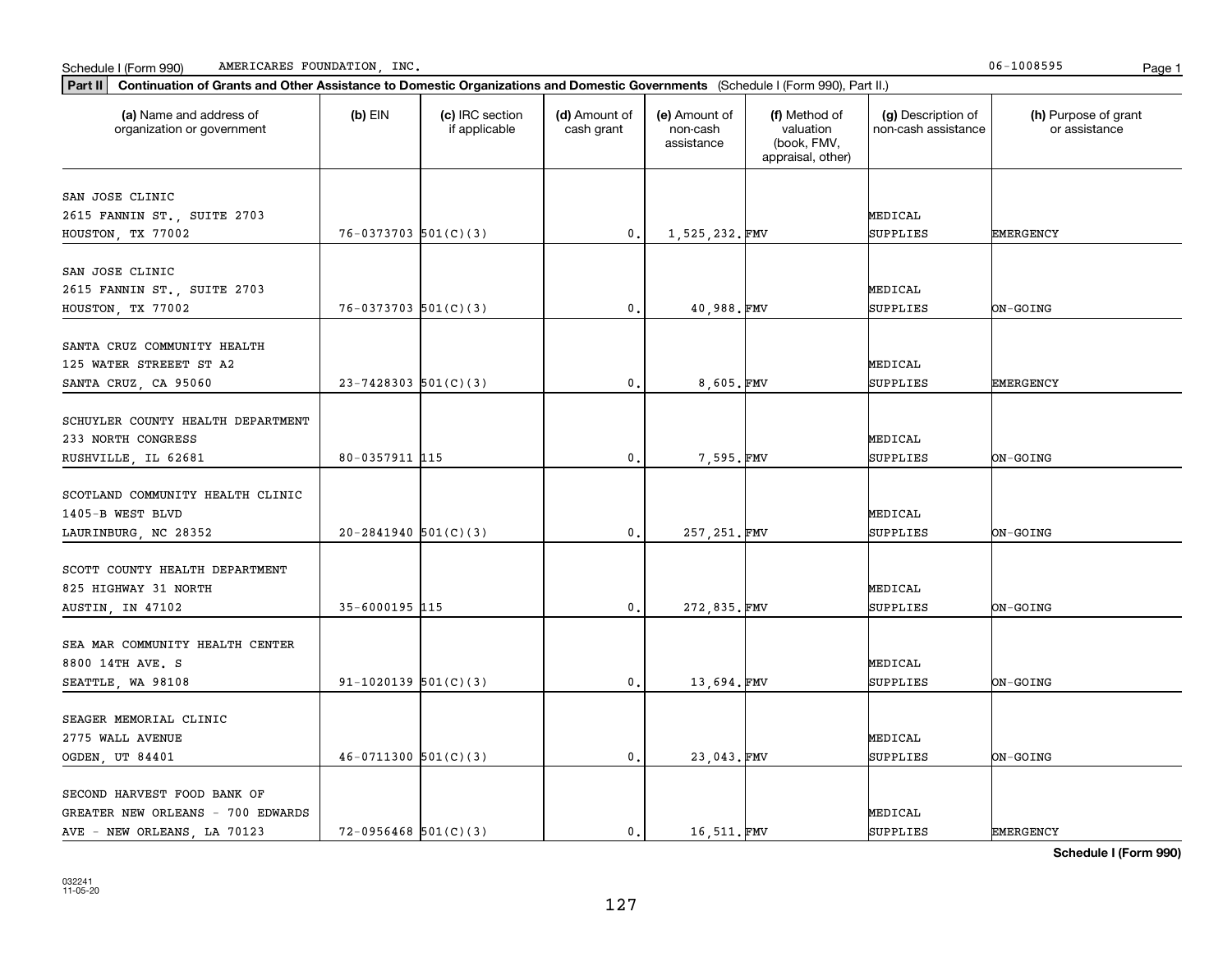Schedule I (Form 990) AMERICARES FOUNDATION, INC. 06-1008595

**Part II** **Continuation of Grants and Other Assistance to Domestic Organizations and Domestic Governments** (Schedule I (Form 990), Part II.)

| (a) Name and address of organization or government | (b) EIN | (c) IRC section if applicable | (d) Amount of cash grant | (e) Amount of non-cash assistance | (f) Method of valuation (book, FMV, appraisal, other) | (g) Description of non-cash assistance | (h) Purpose of grant or assistance |
|---|---|---|---|---|---|---|---|
| SAN JOSE CLINIC 2615 FANNIN ST., SUITE 2703 HOUSTON, TX 77002 | 76-0373703 | 501(C)(3) | 0. | 1,525,232. | FMV | MEDICAL SUPPLIES | EMERGENCY |
| SAN JOSE CLINIC 2615 FANNIN ST., SUITE 2703 HOUSTON, TX 77002 | 76-0373703 | 501(C)(3) | 0. | 40,988. | FMV | MEDICAL SUPPLIES | ON-GOING |
| SANTA CRUZ COMMUNITY HEALTH 125 WATER STREEET ST A2 SANTA CRUZ, CA 95060 | 23-7428303 | 501(C)(3) | 0. | 8,605. | FMV | MEDICAL SUPPLIES | EMERGENCY |
| SCHUYLER COUNTY HEALTH DEPARTMENT 233 NORTH CONGRESS RUSHVILLE, IL 62681 | 80-0357911 | 115 | 0. | 7,595. | FMV | MEDICAL SUPPLIES | ON-GOING |
| SCOTLAND COMMUNITY HEALTH CLINIC 1405-B WEST BLVD LAURINBURG, NC 28352 | 20-2841940 | 501(C)(3) | 0. | 257,251. | FMV | MEDICAL SUPPLIES | ON-GOING |
| SCOTT COUNTY HEALTH DEPARTMENT 825 HIGHWAY 31 NORTH AUSTIN, IN 47102 | 35-6000195 | 115 | 0. | 272,835. | FMV | MEDICAL SUPPLIES | ON-GOING |
| SEA MAR COMMUNITY HEALTH CENTER 8800 14TH AVE. S SEATTLE, WA 98108 | 91-1020139 | 501(C)(3) | 0. | 13,694. | FMV | MEDICAL SUPPLIES | ON-GOING |
| SEAGER MEMORIAL CLINIC 2775 WALL AVENUE OGDEN, UT 84401 | 46-0711300 | 501(C)(3) | 0. | 23,043. | FMV | MEDICAL SUPPLIES | ON-GOING |
| SECOND HARVEST FOOD BANK OF GREATER NEW ORLEANS - 700 EDWARDS AVE - NEW ORLEANS, LA 70123 | 72-0956468 | 501(C)(3) | 0. | 16,511. | FMV | MEDICAL SUPPLIES | EMERGENCY |

**Schedule I (Form 990)**

032241 11-05-20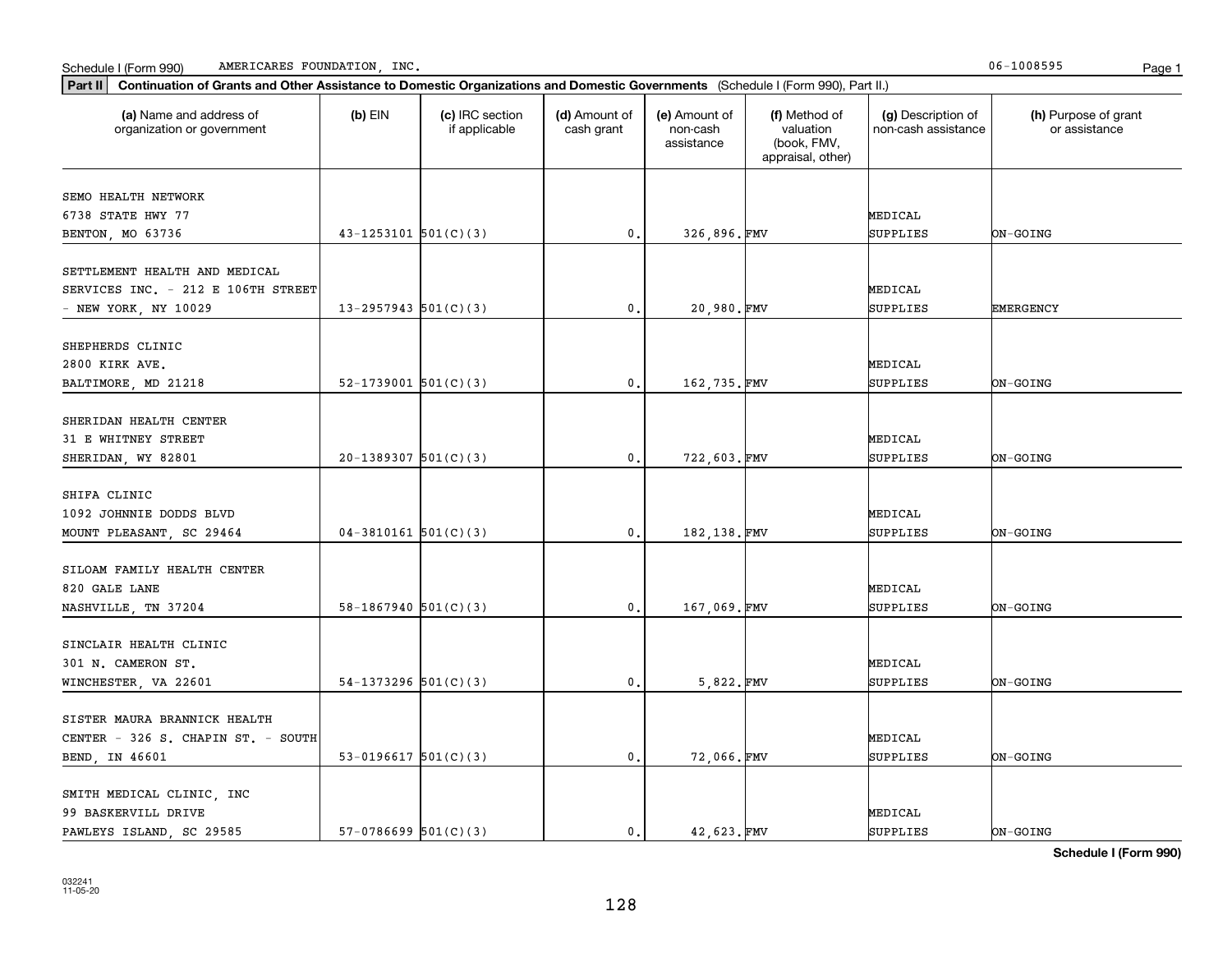Schedule I (Form 990) AMERICARES FOUNDATION, INC. 06-1008595

**Part II** **Continuation of Grants and Other Assistance to Domestic Organizations and Domestic Governments** (Schedule I (Form 990), Part II.)

| (a) Name and address of organization or government | (b) EIN | (c) IRC section if applicable | (d) Amount of cash grant | (e) Amount of non-cash assistance | (f) Method of valuation (book, FMV, appraisal, other) | (g) Description of non-cash assistance | (h) Purpose of grant or assistance |
|---|---|---|---|---|---|---|---|
| SEMO HEALTH NETWORK 6738 STATE HWY 77 BENTON, MO 63736 | 43-1253101 | 501(C)(3) | 0. | 326,896. | FMV | MEDICAL SUPPLIES | ON-GOING |
| SETTLEMENT HEALTH AND MEDICAL SERVICES INC. - 212 E 106TH STREET - NEW YORK, NY 10029 | 13-2957943 | 501(C)(3) | 0. | 20,980. | FMV | MEDICAL SUPPLIES | EMERGENCY |
| SHEPHERDS CLINIC 2800 KIRK AVE. BALTIMORE, MD 21218 | 52-1739001 | 501(C)(3) | 0. | 162,735. | FMV | MEDICAL SUPPLIES | ON-GOING |
| SHERIDAN HEALTH CENTER 31 E WHITNEY STREET SHERIDAN, WY 82801 | 20-1389307 | 501(C)(3) | 0. | 722,603. | FMV | MEDICAL SUPPLIES | ON-GOING |
| SHIFA CLINIC 1092 JOHNNIE DODDS BLVD MOUNT PLEASANT, SC 29464 | 04-3810161 | 501(C)(3) | 0. | 182,138. | FMV | MEDICAL SUPPLIES | ON-GOING |
| SILOAM FAMILY HEALTH CENTER 820 GALE LANE NASHVILLE, TN 37204 | 58-1867940 | 501(C)(3) | 0. | 167,069. | FMV | MEDICAL SUPPLIES | ON-GOING |
| SINCLAIR HEALTH CLINIC 301 N. CAMERON ST. WINCHESTER, VA 22601 | 54-1373296 | 501(C)(3) | 0. | 5,822. | FMV | MEDICAL SUPPLIES | ON-GOING |
| SISTER MAURA BRANNICK HEALTH CENTER - 326 S. CHAPIN ST. - SOUTH BEND, IN 46601 | 53-0196617 | 501(C)(3) | 0. | 72,066. | FMV | MEDICAL SUPPLIES | ON-GOING |
| SMITH MEDICAL CLINIC, INC 99 BASKERVILL DRIVE PAWLEYS ISLAND, SC 29585 | 57-0786699 | 501(C)(3) | 0. | 42,623. | FMV | MEDICAL SUPPLIES | ON-GOING |

**Schedule I (Form 990)**

032241 11-05-20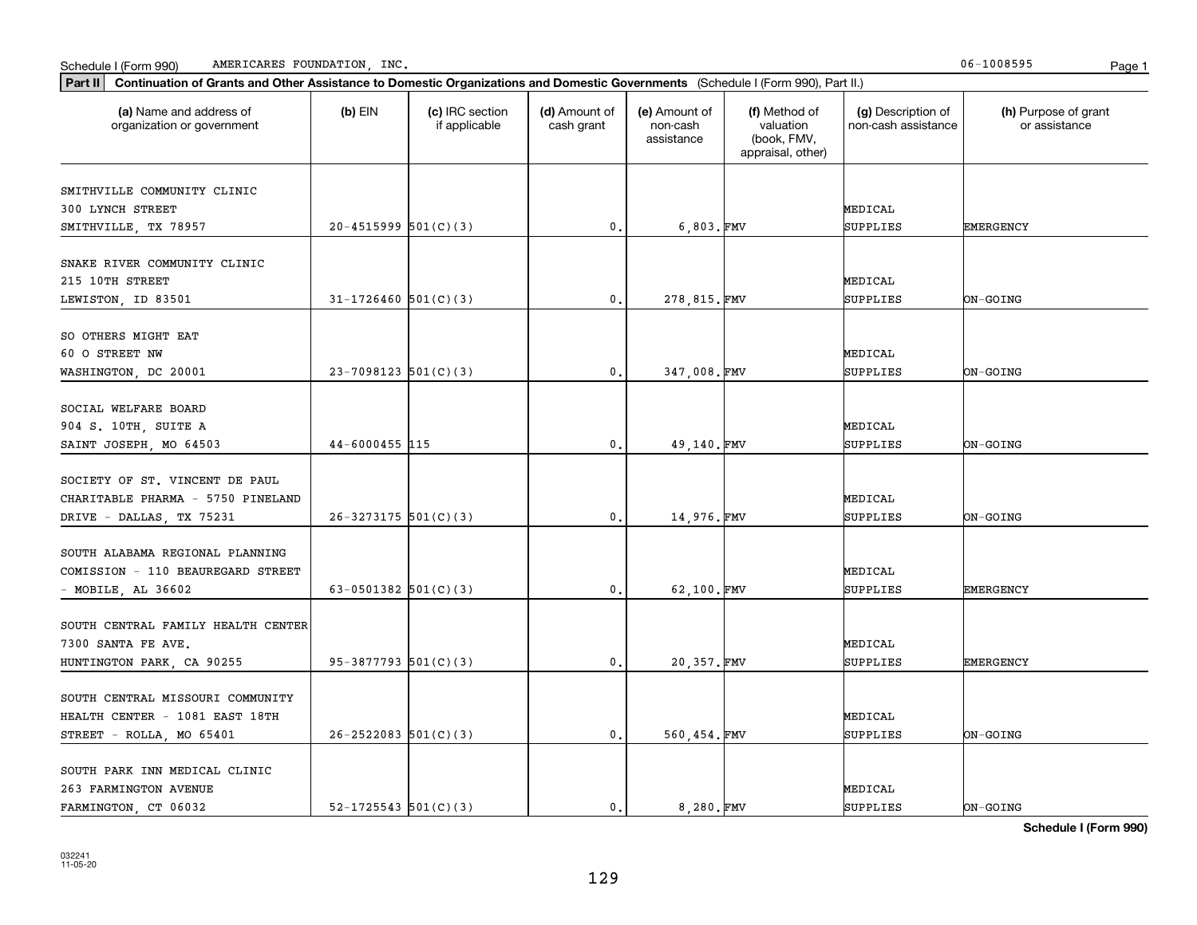Schedule I (Form 990) AMERICARES FOUNDATION, INC. 06-1008595

**Part II** **Continuation of Grants and Other Assistance to Domestic Organizations and Domestic Governments** (Schedule I (Form 990), Part II.)

| (a) Name and address of organization or government | (b) EIN | (c) IRC section if applicable | (d) Amount of cash grant | (e) Amount of non-cash assistance | (f) Method of valuation (book, FMV, appraisal, other) | (g) Description of non-cash assistance | (h) Purpose of grant or assistance |
|---|---|---|---|---|---|---|---|
| SMITHVILLE COMMUNITY CLINIC<br>300 LYNCH STREET<br>SMITHVILLE, TX 78957 | 20-4515999 | 501(C)(3) | 0. | 6,803. | FMV | MEDICAL SUPPLIES | EMERGENCY |
| SNAKE RIVER COMMUNITY CLINIC<br>215 10TH STREET<br>LEWISTON, ID 83501 | 31-1726460 | 501(C)(3) | 0. | 278,815. | FMV | MEDICAL SUPPLIES | ON-GOING |
| SO OTHERS MIGHT EAT<br>60 O STREET NW<br>WASHINGTON, DC 20001 | 23-7098123 | 501(C)(3) | 0. | 347,008. | FMV | MEDICAL SUPPLIES | ON-GOING |
| SOCIAL WELFARE BOARD<br>904 S. 10TH, SUITE A<br>SAINT JOSEPH, MO 64503 | 44-6000455 | 115 | 0. | 49,140. | FMV | MEDICAL SUPPLIES | ON-GOING |
| SOCIETY OF ST. VINCENT DE PAUL<br>CHARITABLE PHARMA - 5750 PINELAND<br>DRIVE - DALLAS, TX 75231 | 26-3273175 | 501(C)(3) | 0. | 14,976. | FMV | MEDICAL SUPPLIES | ON-GOING |
| SOUTH ALABAMA REGIONAL PLANNING<br>COMISSION - 110 BEAUREGARD STREET<br>- MOBILE, AL 36602 | 63-0501382 | 501(C)(3) | 0. | 62,100. | FMV | MEDICAL SUPPLIES | EMERGENCY |
| SOUTH CENTRAL FAMILY HEALTH CENTER<br>7300 SANTA FE AVE.<br>HUNTINGTON PARK, CA 90255 | 95-3877793 | 501(C)(3) | 0. | 20,357. | FMV | MEDICAL SUPPLIES | EMERGENCY |
| SOUTH CENTRAL MISSOURI COMMUNITY<br>HEALTH CENTER - 1081 EAST 18TH<br>STREET - ROLLA, MO 65401 | 26-2522083 | 501(C)(3) | 0. | 560,454. | FMV | MEDICAL SUPPLIES | ON-GOING |
| SOUTH PARK INN MEDICAL CLINIC<br>263 FARMINGTON AVENUE<br>FARMINGTON, CT 06032 | 52-1725543 | 501(C)(3) | 0. | 8,280. | FMV | MEDICAL SUPPLIES | ON-GOING |

**Schedule I (Form 990)**

032241
11-05-20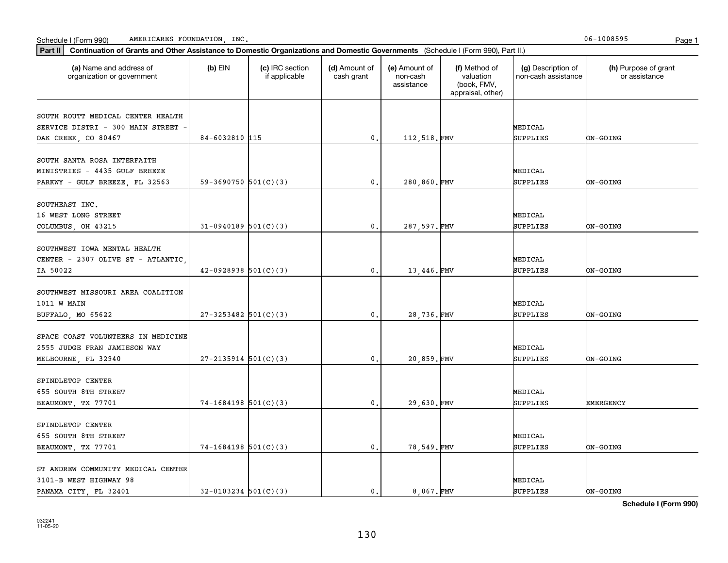Schedule I (Form 990) AMERICARES FOUNDATION, INC. 06-1008595

**Part II** **Continuation of Grants and Other Assistance to Domestic Organizations and Domestic Governments** (Schedule I (Form 990), Part II.)

| (a) Name and address of organization or government | (b) EIN | (c) IRC section if applicable | (d) Amount of cash grant | (e) Amount of non-cash assistance | (f) Method of valuation (book, FMV, appraisal, other) | (g) Description of non-cash assistance | (h) Purpose of grant or assistance |
|---|---|---|---|---|---|---|---|
| SOUTH ROUTT MEDICAL CENTER HEALTH SERVICE DISTRI - 300 MAIN STREET - OAK CREEK, CO 80467 | 84-6032810 | 115 | 0. | 112,518. | FMV | MEDICAL SUPPLIES | ON-GOING |
| SOUTH SANTA ROSA INTERFAITH MINISTRIES - 4435 GULF BREEZE PARKWY - GULF BREEZE, FL 32563 | 59-3690750 | 501(C)(3) | 0. | 280,860. | FMV | MEDICAL SUPPLIES | ON-GOING |
| SOUTHEAST INC. 16 WEST LONG STREET COLUMBUS, OH 43215 | 31-0940189 | 501(C)(3) | 0. | 287,597. | FMV | MEDICAL SUPPLIES | ON-GOING |
| SOUTHWEST IOWA MENTAL HEALTH CENTER - 2307 OLIVE ST - ATLANTIC, IA 50022 | 42-0928938 | 501(C)(3) | 0. | 13,446. | FMV | MEDICAL SUPPLIES | ON-GOING |
| SOUTHWEST MISSOURI AREA COALITION 1011 W MAIN BUFFALO, MO 65622 | 27-3253482 | 501(C)(3) | 0. | 28,736. | FMV | MEDICAL SUPPLIES | ON-GOING |
| SPACE COAST VOLUNTEERS IN MEDICINE 2555 JUDGE FRAN JAMIESON WAY MELBOURNE, FL 32940 | 27-2135914 | 501(C)(3) | 0. | 20,859. | FMV | MEDICAL SUPPLIES | ON-GOING |
| SPINDLETOP CENTER 655 SOUTH 8TH STREET BEAUMONT, TX 77701 | 74-1684198 | 501(C)(3) | 0. | 29,630. | FMV | MEDICAL SUPPLIES | EMERGENCY |
| SPINDLETOP CENTER 655 SOUTH 8TH STREET BEAUMONT, TX 77701 | 74-1684198 | 501(C)(3) | 0. | 78,549. | FMV | MEDICAL SUPPLIES | ON-GOING |
| ST ANDREW COMMUNITY MEDICAL CENTER 3101-B WEST HIGHWAY 98 PANAMA CITY, FL 32401 | 32-0103234 | 501(C)(3) | 0. | 8,067. | FMV | MEDICAL SUPPLIES | ON-GOING |

**Schedule I (Form 990)**

032241 11-05-20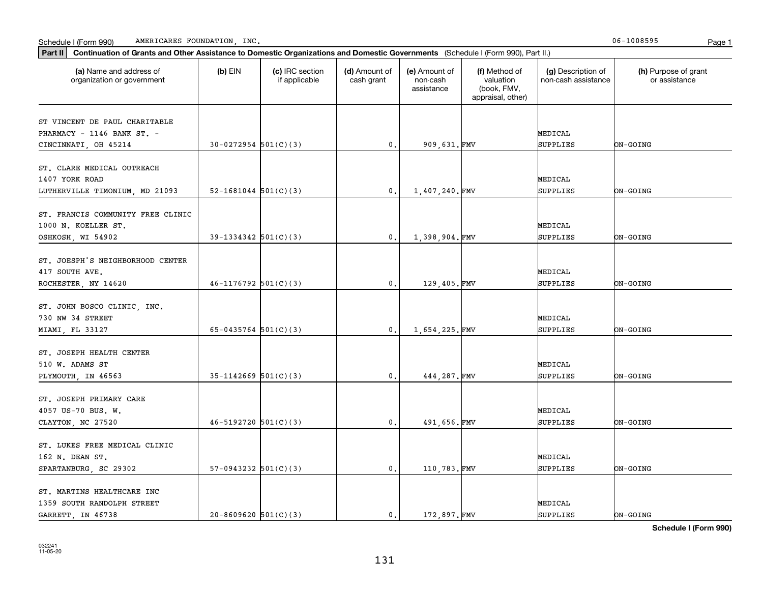Schedule I (Form 990) AMERICARES FOUNDATION, INC. 06-1008595

**Part II** **Continuation of Grants and Other Assistance to Domestic Organizations and Domestic Governments** (Schedule I (Form 990), Part II.)

| (a) Name and address of organization or government | (b) EIN | (c) IRC section if applicable | (d) Amount of cash grant | (e) Amount of non-cash assistance | (f) Method of valuation (book, FMV, appraisal, other) | (g) Description of non-cash assistance | (h) Purpose of grant or assistance |
|---|---|---|---|---|---|---|---|
| ST VINCENT DE PAUL CHARITABLE PHARMACY - 1146 BANK ST. - CINCINNATI, OH 45214 | 30-0272954 | 501(C)(3) | 0. | 909,631. | FMV | MEDICAL SUPPLIES | ON-GOING |
| ST. CLARE MEDICAL OUTREACH 1407 YORK ROAD LUTHERVILLE TIMONIUM, MD 21093 | 52-1681044 | 501(C)(3) | 0. | 1,407,240. | FMV | MEDICAL SUPPLIES | ON-GOING |
| ST. FRANCIS COMMUNITY FREE CLINIC 1000 N. KOELLER ST. OSHKOSH, WI 54902 | 39-1334342 | 501(C)(3) | 0. | 1,398,904. | FMV | MEDICAL SUPPLIES | ON-GOING |
| ST. JOESPH'S NEIGHBORHOOD CENTER 417 SOUTH AVE. ROCHESTER, NY 14620 | 46-1176792 | 501(C)(3) | 0. | 129,405. | FMV | MEDICAL SUPPLIES | ON-GOING |
| ST. JOHN BOSCO CLINIC, INC. 730 NW 34 STREET MIAMI, FL 33127 | 65-0435764 | 501(C)(3) | 0. | 1,654,225. | FMV | MEDICAL SUPPLIES | ON-GOING |
| ST. JOSEPH HEALTH CENTER 510 W. ADAMS ST PLYMOUTH, IN 46563 | 35-1142669 | 501(C)(3) | 0. | 444,287. | FMV | MEDICAL SUPPLIES | ON-GOING |
| ST. JOSEPH PRIMARY CARE 4057 US-70 BUS. W. CLAYTON, NC 27520 | 46-5192720 | 501(C)(3) | 0. | 491,656. | FMV | MEDICAL SUPPLIES | ON-GOING |
| ST. LUKES FREE MEDICAL CLINIC 162 N. DEAN ST. SPARTANBURG, SC 29302 | 57-0943232 | 501(C)(3) | 0. | 110,783. | FMV | MEDICAL SUPPLIES | ON-GOING |
| ST. MARTINS HEALTHCARE INC 1359 SOUTH RANDOLPH STREET GARRETT, IN 46738 | 20-8609620 | 501(C)(3) | 0. | 172,897. | FMV | MEDICAL SUPPLIES | ON-GOING |

**Schedule I (Form 990)**

032241
11-05-20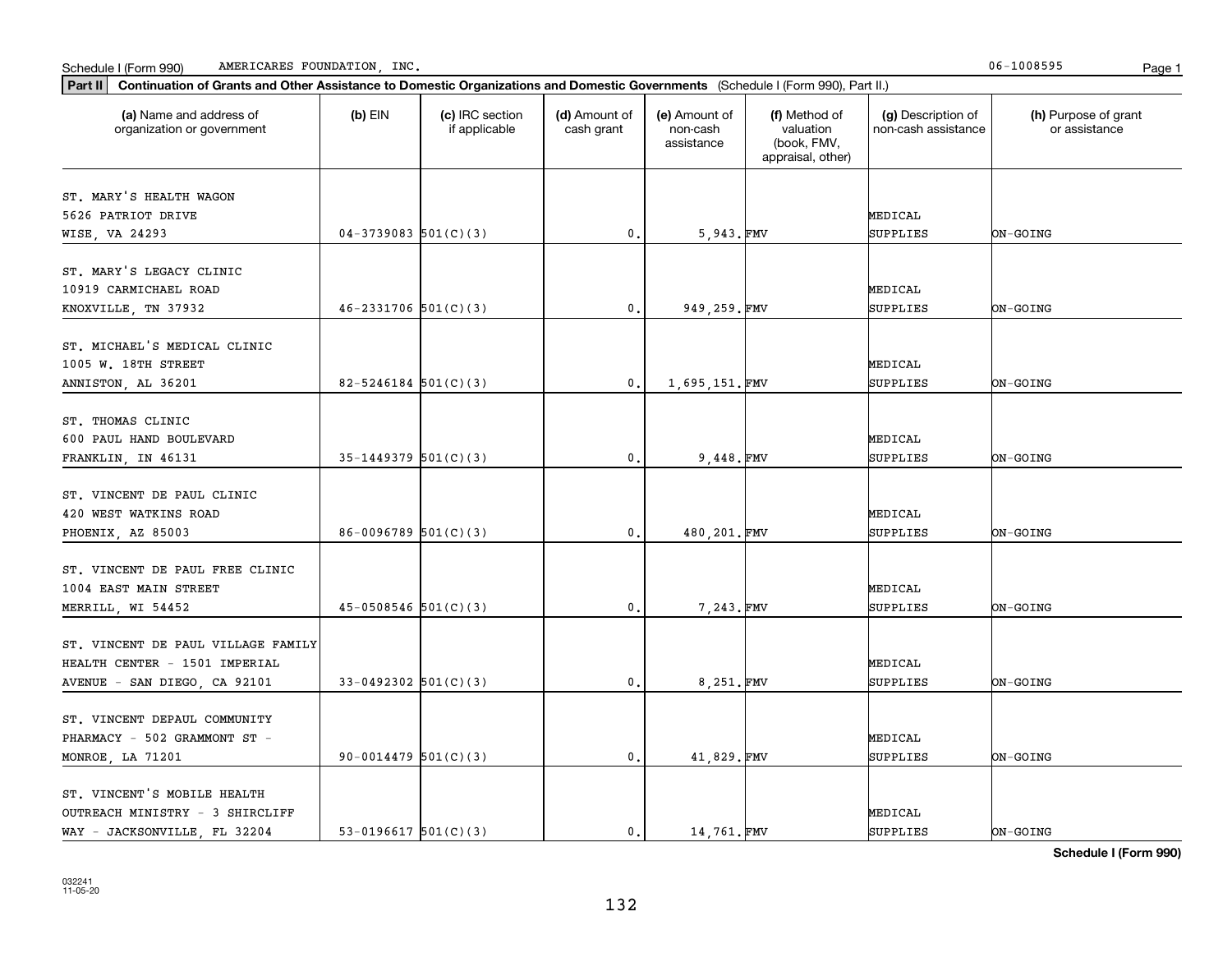Schedule I (Form 990) AMERICARES FOUNDATION, INC. 06-1008595

**Part II Continuation of Grants and Other Assistance to Domestic Organizations and Domestic Governments** (Schedule I (Form 990), Part II.)

| (a) Name and address of organization or government | (b) EIN | (c) IRC section if applicable | (d) Amount of cash grant | (e) Amount of non-cash assistance | (f) Method of valuation (book, FMV, appraisal, other) | (g) Description of non-cash assistance | (h) Purpose of grant or assistance |
|---|---|---|---|---|---|---|---|
| ST. MARY'S HEALTH WAGON 5626 PATRIOT DRIVE WISE, VA 24293 | 04-3739083 | 501(C)(3) | 0. | 5,943. | FMV | MEDICAL SUPPLIES | ON-GOING |
| ST. MARY'S LEGACY CLINIC 10919 CARMICHAEL ROAD KNOXVILLE, TN 37932 | 46-2331706 | 501(C)(3) | 0. | 949,259. | FMV | MEDICAL SUPPLIES | ON-GOING |
| ST. MICHAEL'S MEDICAL CLINIC 1005 W. 18TH STREET ANNISTON, AL 36201 | 82-5246184 | 501(C)(3) | 0. | 1,695,151. | FMV | MEDICAL SUPPLIES | ON-GOING |
| ST. THOMAS CLINIC 600 PAUL HAND BOULEVARD FRANKLIN, IN 46131 | 35-1449379 | 501(C)(3) | 0. | 9,448. | FMV | MEDICAL SUPPLIES | ON-GOING |
| ST. VINCENT DE PAUL CLINIC 420 WEST WATKINS ROAD PHOENIX, AZ 85003 | 86-0096789 | 501(C)(3) | 0. | 480,201. | FMV | MEDICAL SUPPLIES | ON-GOING |
| ST. VINCENT DE PAUL FREE CLINIC 1004 EAST MAIN STREET MERRILL, WI 54452 | 45-0508546 | 501(C)(3) | 0. | 7,243. | FMV | MEDICAL SUPPLIES | ON-GOING |
| ST. VINCENT DE PAUL VILLAGE FAMILY HEALTH CENTER - 1501 IMPERIAL AVENUE - SAN DIEGO, CA 92101 | 33-0492302 | 501(C)(3) | 0. | 8,251. | FMV | MEDICAL SUPPLIES | ON-GOING |
| ST. VINCENT DEPAUL COMMUNITY PHARMACY - 502 GRAMMONT ST - MONROE, LA 71201 | 90-0014479 | 501(C)(3) | 0. | 41,829. | FMV | MEDICAL SUPPLIES | ON-GOING |
| ST. VINCENT'S MOBILE HEALTH OUTREACH MINISTRY - 3 SHIRCLIFF WAY - JACKSONVILLE, FL 32204 | 53-0196617 | 501(C)(3) | 0. | 14,761. | FMV | MEDICAL SUPPLIES | ON-GOING |

**Schedule I (Form 990)**

032241 11-05-20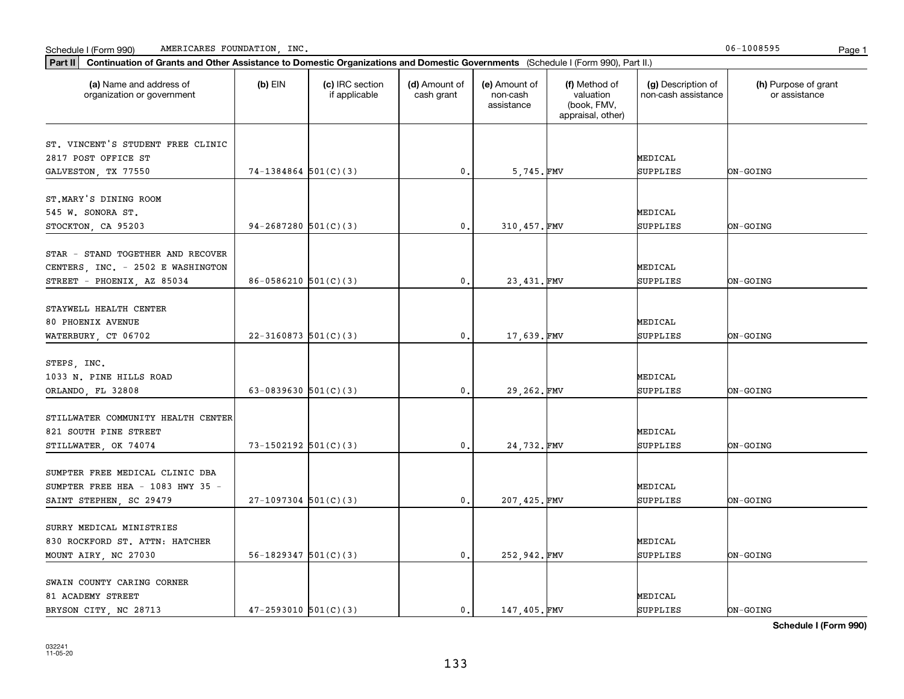Schedule I (Form 990) AMERICARES FOUNDATION, INC. 06-1008595

**Part II** **Continuation of Grants and Other Assistance to Domestic Organizations and Domestic Governments** (Schedule I (Form 990), Part II.)

| (a) Name and address of organization or government | (b) EIN | (c) IRC section if applicable | (d) Amount of cash grant | (e) Amount of non-cash assistance | (f) Method of valuation (book, FMV, appraisal, other) | (g) Description of non-cash assistance | (h) Purpose of grant or assistance |
|---|---|---|---|---|---|---|---|
| ST. VINCENT'S STUDENT FREE CLINIC 2817 POST OFFICE ST GALVESTON, TX 77550 | 74-1384864 | 501(C)(3) | 0. | 5,745. | FMV | MEDICAL SUPPLIES | ON-GOING |
| ST.MARY'S DINING ROOM 545 W. SONORA ST. STOCKTON, CA 95203 | 94-2687280 | 501(C)(3) | 0. | 310,457. | FMV | MEDICAL SUPPLIES | ON-GOING |
| STAR - STAND TOGETHER AND RECOVER CENTERS, INC. - 2502 E WASHINGTON STREET - PHOENIX, AZ 85034 | 86-0586210 | 501(C)(3) | 0. | 23,431. | FMV | MEDICAL SUPPLIES | ON-GOING |
| STAYWELL HEALTH CENTER 80 PHOENIX AVENUE WATERBURY, CT 06702 | 22-3160873 | 501(C)(3) | 0. | 17,639. | FMV | MEDICAL SUPPLIES | ON-GOING |
| STEPS, INC. 1033 N. PINE HILLS ROAD ORLANDO, FL 32808 | 63-0839630 | 501(C)(3) | 0. | 29,262. | FMV | MEDICAL SUPPLIES | ON-GOING |
| STILLWATER COMMUNITY HEALTH CENTER 821 SOUTH PINE STREET STILLWATER, OK 74074 | 73-1502192 | 501(C)(3) | 0. | 24,732. | FMV | MEDICAL SUPPLIES | ON-GOING |
| SUMPTER FREE MEDICAL CLINIC DBA SUMPTER FREE HEA - 1083 HWY 35 - SAINT STEPHEN, SC 29479 | 27-1097304 | 501(C)(3) | 0. | 207,425. | FMV | MEDICAL SUPPLIES | ON-GOING |
| SURRY MEDICAL MINISTRIES 830 ROCKFORD ST. ATTN: HATCHER MOUNT AIRY, NC 27030 | 56-1829347 | 501(C)(3) | 0. | 252,942. | FMV | MEDICAL SUPPLIES | ON-GOING |
| SWAIN COUNTY CARING CORNER 81 ACADEMY STREET BRYSON CITY, NC 28713 | 47-2593010 | 501(C)(3) | 0. | 147,405. | FMV | MEDICAL SUPPLIES | ON-GOING |

**Schedule I (Form 990)**

032241
11-05-20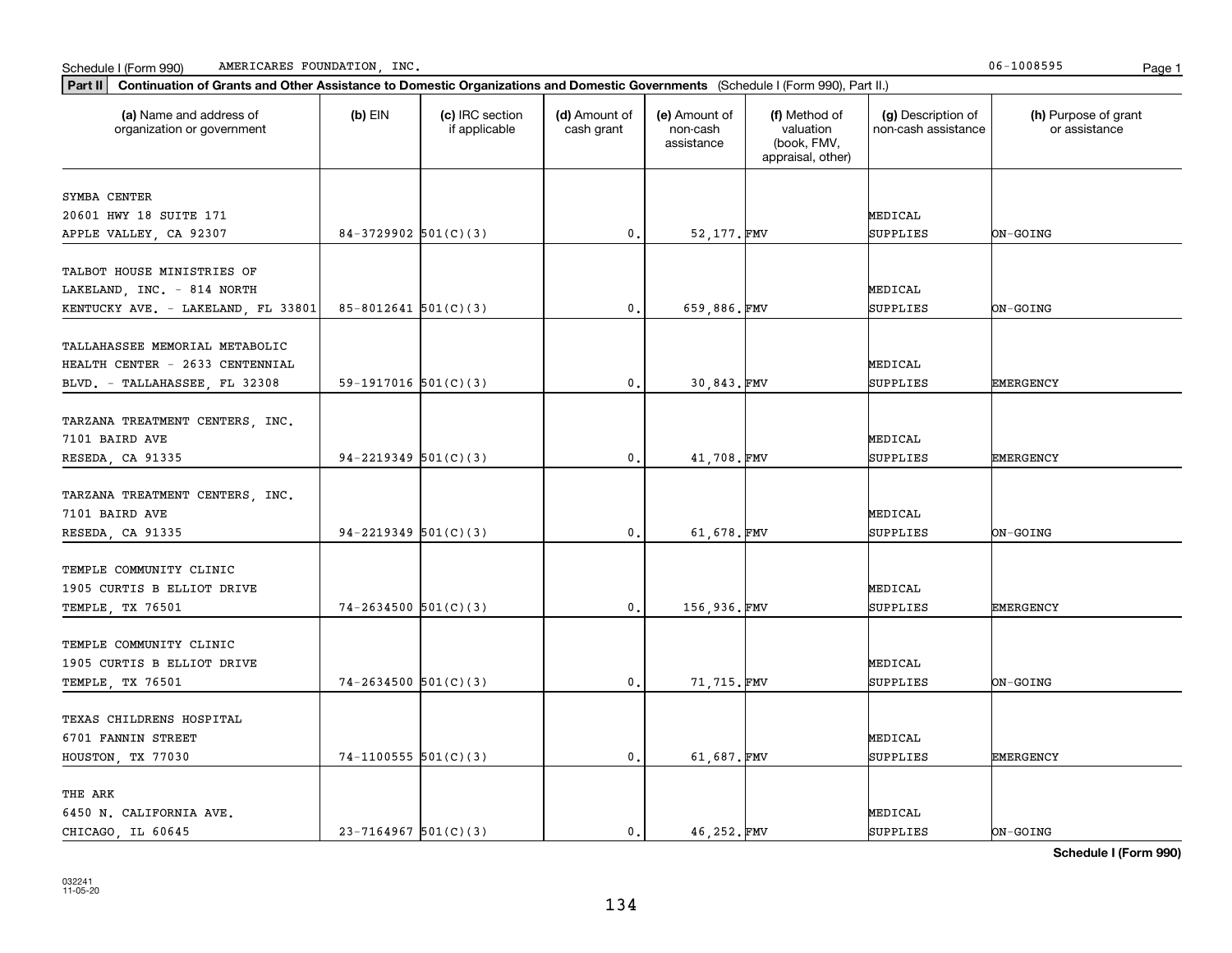Schedule I (Form 990) AMERICARES FOUNDATION, INC. 06-1008595

**Part II** **Continuation of Grants and Other Assistance to Domestic Organizations and Domestic Governments** (Schedule I (Form 990), Part II.)

| (a) Name and address of organization or government | (b) EIN | (c) IRC section if applicable | (d) Amount of cash grant | (e) Amount of non-cash assistance | (f) Method of valuation (book, FMV, appraisal, other) | (g) Description of non-cash assistance | (h) Purpose of grant or assistance |
|---|---|---|---|---|---|---|---|
| SYMBA CENTER 20601 HWY 18 SUITE 171 APPLE VALLEY, CA 92307 | 84-3729902 | 501(C)(3) | 0. | 52,177. | FMV | MEDICAL SUPPLIES | ON-GOING |
| TALBOT HOUSE MINISTRIES OF LAKELAND, INC. - 814 NORTH KENTUCKY AVE. - LAKELAND, FL 33801 | 85-8012641 | 501(C)(3) | 0. | 659,886. | FMV | MEDICAL SUPPLIES | ON-GOING |
| TALLAHASSEE MEMORIAL METABOLIC HEALTH CENTER - 2633 CENTENNIAL BLVD. - TALLAHASSEE, FL 32308 | 59-1917016 | 501(C)(3) | 0. | 30,843. | FMV | MEDICAL SUPPLIES | EMERGENCY |
| TARZANA TREATMENT CENTERS, INC. 7101 BAIRD AVE RESEDA, CA 91335 | 94-2219349 | 501(C)(3) | 0. | 41,708. | FMV | MEDICAL SUPPLIES | EMERGENCY |
| TARZANA TREATMENT CENTERS, INC. 7101 BAIRD AVE RESEDA, CA 91335 | 94-2219349 | 501(C)(3) | 0. | 61,678. | FMV | MEDICAL SUPPLIES | ON-GOING |
| TEMPLE COMMUNITY CLINIC 1905 CURTIS B ELLIOT DRIVE TEMPLE, TX 76501 | 74-2634500 | 501(C)(3) | 0. | 156,936. | FMV | MEDICAL SUPPLIES | EMERGENCY |
| TEMPLE COMMUNITY CLINIC 1905 CURTIS B ELLIOT DRIVE TEMPLE, TX 76501 | 74-2634500 | 501(C)(3) | 0. | 71,715. | FMV | MEDICAL SUPPLIES | ON-GOING |
| TEXAS CHILDRENS HOSPITAL 6701 FANNIN STREET HOUSTON, TX 77030 | 74-1100555 | 501(C)(3) | 0. | 61,687. | FMV | MEDICAL SUPPLIES | EMERGENCY |
| THE ARK 6450 N. CALIFORNIA AVE. CHICAGO, IL 60645 | 23-7164967 | 501(C)(3) | 0. | 46,252. | FMV | MEDICAL SUPPLIES | ON-GOING |

**Schedule I (Form 990)**

032241 11-05-20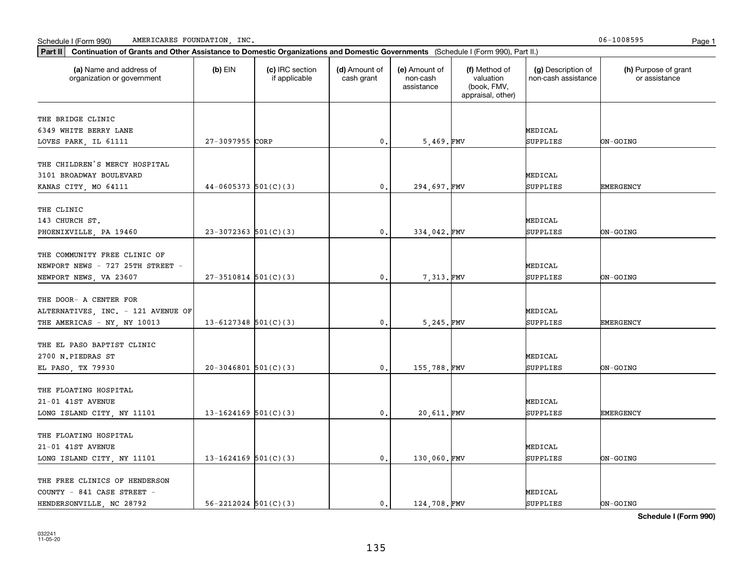Schedule I (Form 990) AMERICARES FOUNDATION, INC. 06-1008595

**Part II** **Continuation of Grants and Other Assistance to Domestic Organizations and Domestic Governments** (Schedule I (Form 990), Part II.)

| (a) Name and address of organization or government | (b) EIN | (c) IRC section if applicable | (d) Amount of cash grant | (e) Amount of non-cash assistance | (f) Method of valuation (book, FMV, appraisal, other) | (g) Description of non-cash assistance | (h) Purpose of grant or assistance |
|---|---|---|---|---|---|---|---|
| THE BRIDGE CLINIC 6349 WHITE BERRY LANE LOVES PARK, IL 61111 | 27-3097955 | CORP | 0. | 5,469. | FMV | MEDICAL SUPPLIES | ON-GOING |
| THE CHILDREN'S MERCY HOSPITAL 3101 BROADWAY BOULEVARD KANAS CITY, MO 64111 | 44-0605373 | 501(C)(3) | 0. | 294,697. | FMV | MEDICAL SUPPLIES | EMERGENCY |
| THE CLINIC 143 CHURCH ST. PHOENIXVILLE, PA 19460 | 23-3072363 | 501(C)(3) | 0. | 334,042. | FMV | MEDICAL SUPPLIES | ON-GOING |
| THE COMMUNITY FREE CLINIC OF NEWPORT NEWS - 727 25TH STREET - NEWPORT NEWS, VA 23607 | 27-3510814 | 501(C)(3) | 0. | 7,313. | FMV | MEDICAL SUPPLIES | ON-GOING |
| THE DOOR- A CENTER FOR ALTERNATIVES, INC. - 121 AVENUE OF THE AMERICAS - NY, NY 10013 | 13-6127348 | 501(C)(3) | 0. | 5,245. | FMV | MEDICAL SUPPLIES | EMERGENCY |
| THE EL PASO BAPTIST CLINIC 2700 N.PIEDRAS ST EL PASO, TX 79930 | 20-3046801 | 501(C)(3) | 0. | 155,788. | FMV | MEDICAL SUPPLIES | ON-GOING |
| THE FLOATING HOSPITAL 21-01 41ST AVENUE LONG ISLAND CITY, NY 11101 | 13-1624169 | 501(C)(3) | 0. | 20,611. | FMV | MEDICAL SUPPLIES | EMERGENCY |
| THE FLOATING HOSPITAL 21-01 41ST AVENUE LONG ISLAND CITY, NY 11101 | 13-1624169 | 501(C)(3) | 0. | 130,060. | FMV | MEDICAL SUPPLIES | ON-GOING |
| THE FREE CLINICS OF HENDERSON COUNTY - 841 CASE STREET - HENDERSONVILLE, NC 28792 | 56-2212024 | 501(C)(3) | 0. | 124,708. | FMV | MEDICAL SUPPLIES | ON-GOING |

**Schedule I (Form 990)**

032241 11-05-20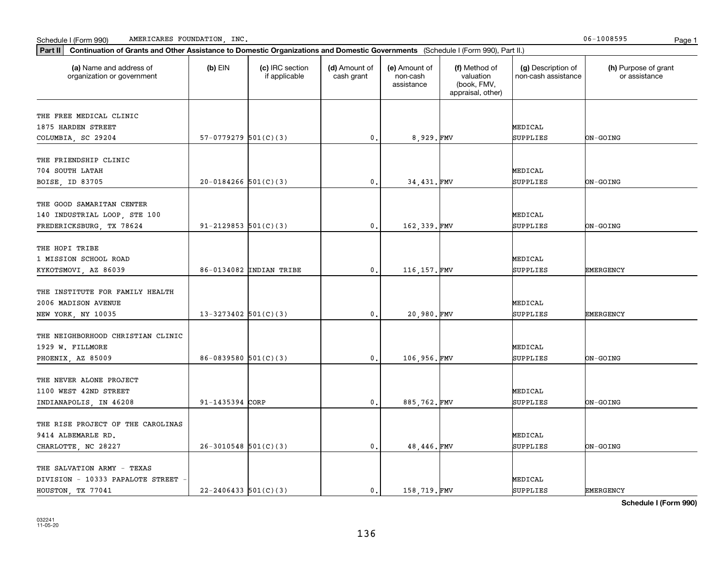Schedule I (Form 990) AMERICARES FOUNDATION, INC. 06-1008595

**Part II** **Continuation of Grants and Other Assistance to Domestic Organizations and Domestic Governments** (Schedule I (Form 990), Part II.)

| (a) Name and address of organization or government | (b) EIN | (c) IRC section if applicable | (d) Amount of cash grant | (e) Amount of non-cash assistance | (f) Method of valuation (book, FMV, appraisal, other) | (g) Description of non-cash assistance | (h) Purpose of grant or assistance |
|---|---|---|---|---|---|---|---|
| THE FREE MEDICAL CLINIC<br>1875 HARDEN STREET<br>COLUMBIA, SC 29204 | 57-0779279 | 501(C)(3) | 0. | 8,929. | FMV | MEDICAL SUPPLIES | ON-GOING |
| THE FRIENDSHIP CLINIC<br>704 SOUTH LATAH<br>BOISE, ID 83705 | 20-0184266 | 501(C)(3) | 0. | 34,431. | FMV | MEDICAL SUPPLIES | ON-GOING |
| THE GOOD SAMARITAN CENTER<br>140 INDUSTRIAL LOOP, STE 100<br>FREDERICKSBURG, TX 78624 | 91-2129853 | 501(C)(3) | 0. | 162,339. | FMV | MEDICAL SUPPLIES | ON-GOING |
| THE HOPI TRIBE<br>1 MISSION SCHOOL ROAD<br>KYKOTSMOVI, AZ 86039 | 86-0134082 | INDIAN TRIBE | 0. | 116,157. | FMV | MEDICAL SUPPLIES | EMERGENCY |
| THE INSTITUTE FOR FAMILY HEALTH<br>2006 MADISON AVENUE<br>NEW YORK, NY 10035 | 13-3273402 | 501(C)(3) | 0. | 20,980. | FMV | MEDICAL SUPPLIES | EMERGENCY |
| THE NEIGHBORHOOD CHRISTIAN CLINIC<br>1929 W. FILLMORE<br>PHOENIX, AZ 85009 | 86-0839580 | 501(C)(3) | 0. | 106,956. | FMV | MEDICAL SUPPLIES | ON-GOING |
| THE NEVER ALONE PROJECT<br>1100 WEST 42ND STREET<br>INDIANAPOLIS, IN 46208 | 91-1435394 | CORP | 0. | 885,762. | FMV | MEDICAL SUPPLIES | ON-GOING |
| THE RISE PROJECT OF THE CAROLINAS<br>9414 ALBEMARLE RD.<br>CHARLOTTE, NC 28227 | 26-3010548 | 501(C)(3) | 0. | 48,446. | FMV | MEDICAL SUPPLIES | ON-GOING |
| THE SALVATION ARMY - TEXAS<br>DIVISION - 10333 PAPALOTE STREET -<br>HOUSTON, TX 77041 | 22-2406433 | 501(C)(3) | 0. | 158,719. | FMV | MEDICAL SUPPLIES | EMERGENCY |

**Schedule I (Form 990)**

032241
11-05-20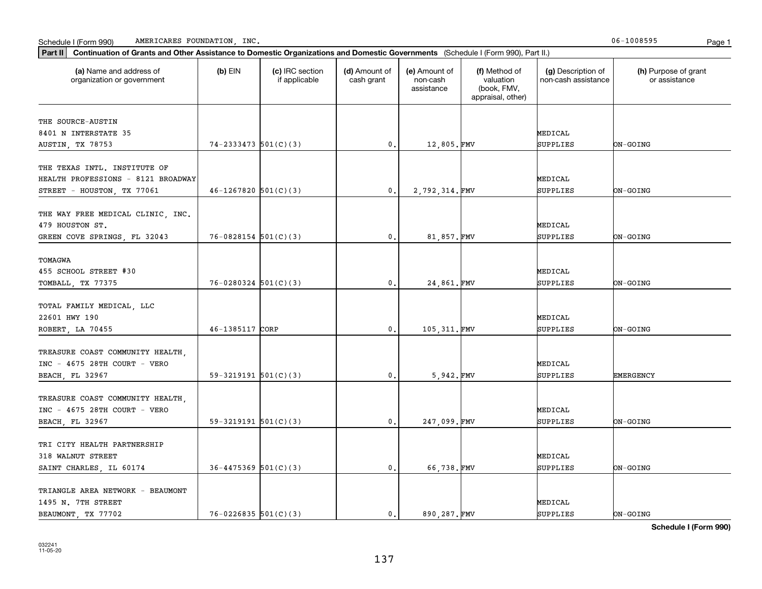Schedule I (Form 990) AMERICARES FOUNDATION, INC. 06-1008595

**Part II** **Continuation of Grants and Other Assistance to Domestic Organizations and Domestic Governments** (Schedule I (Form 990), Part II.)

| (a) Name and address of organization or government | (b) EIN | (c) IRC section if applicable | (d) Amount of cash grant | (e) Amount of non-cash assistance | (f) Method of valuation (book, FMV, appraisal, other) | (g) Description of non-cash assistance | (h) Purpose of grant or assistance |
|---|---|---|---|---|---|---|---|
| THE SOURCE-AUSTIN 8401 N INTERSTATE 35 AUSTIN, TX 78753 | 74-2333473 | 501(C)(3) | 0. | 12,805. | FMV | MEDICAL SUPPLIES | ON-GOING |
| THE TEXAS INTL. INSTITUTE OF HEALTH PROFESSIONS - 8121 BROADWAY STREET - HOUSTON, TX 77061 | 46-1267820 | 501(C)(3) | 0. | 2,792,314. | FMV | MEDICAL SUPPLIES | ON-GOING |
| THE WAY FREE MEDICAL CLINIC, INC. 479 HOUSTON ST. GREEN COVE SPRINGS, FL 32043 | 76-0828154 | 501(C)(3) | 0. | 81,857. | FMV | MEDICAL SUPPLIES | ON-GOING |
| TOMAGWA 455 SCHOOL STREET #30 TOMBALL, TX 77375 | 76-0280324 | 501(C)(3) | 0. | 24,861. | FMV | MEDICAL SUPPLIES | ON-GOING |
| TOTAL FAMILY MEDICAL, LLC 22601 HWY 190 ROBERT, LA 70455 | 46-1385117 | CORP | 0. | 105,311. | FMV | MEDICAL SUPPLIES | ON-GOING |
| TREASURE COAST COMMUNITY HEALTH, INC - 4675 28TH COURT - VERO BEACH, FL 32967 | 59-3219191 | 501(C)(3) | 0. | 5,942. | FMV | MEDICAL SUPPLIES | EMERGENCY |
| TREASURE COAST COMMUNITY HEALTH, INC - 4675 28TH COURT - VERO BEACH, FL 32967 | 59-3219191 | 501(C)(3) | 0. | 247,099. | FMV | MEDICAL SUPPLIES | ON-GOING |
| TRI CITY HEALTH PARTNERSHIP 318 WALNUT STREET SAINT CHARLES, IL 60174 | 36-4475369 | 501(C)(3) | 0. | 66,738. | FMV | MEDICAL SUPPLIES | ON-GOING |
| TRIANGLE AREA NETWORK - BEAUMONT 1495 N. 7TH STREET BEAUMONT, TX 77702 | 76-0226835 | 501(C)(3) | 0. | 890,287. | FMV | MEDICAL SUPPLIES | ON-GOING |

**Schedule I (Form 990)**

032241 11-05-20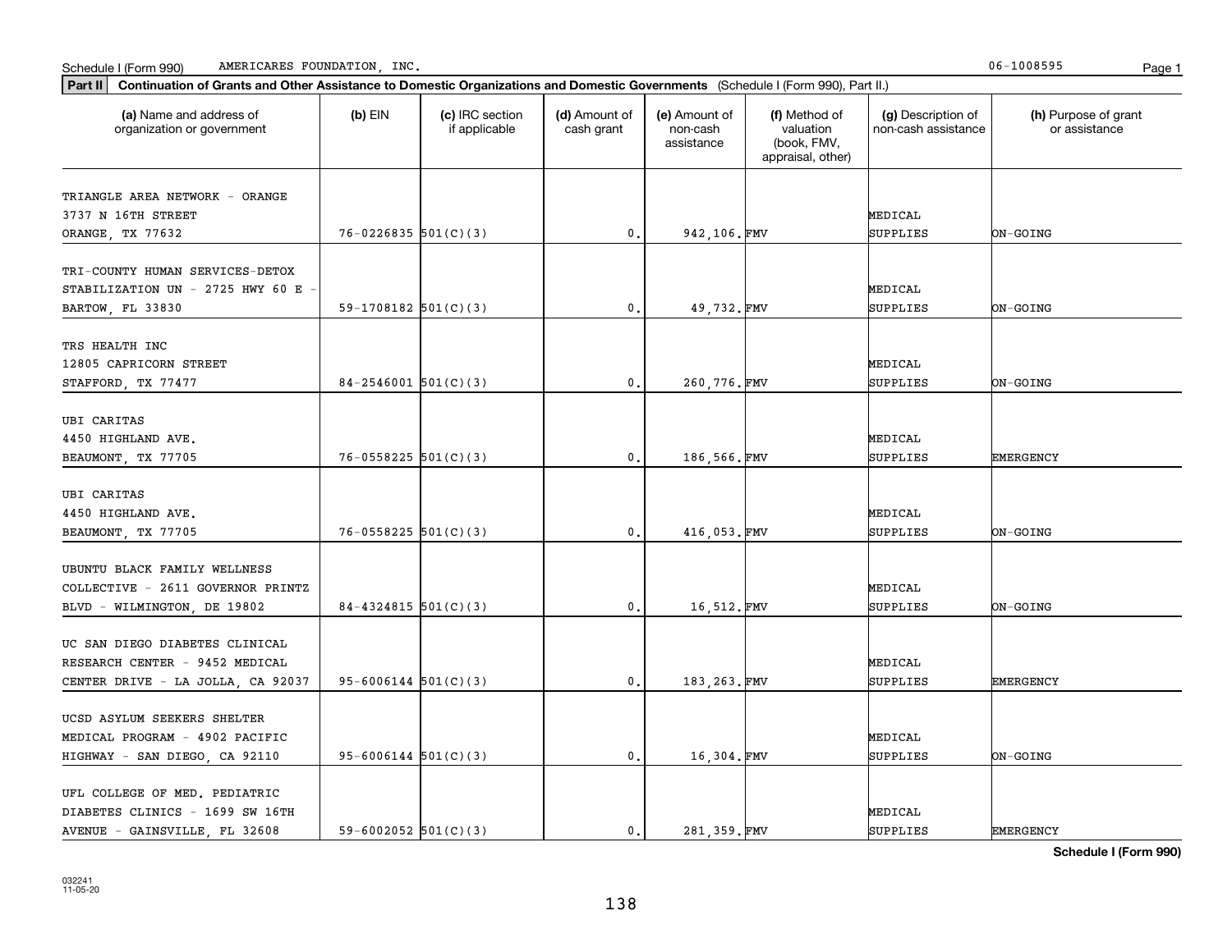Schedule I (Form 990) AMERICARES FOUNDATION, INC. 06-1008595

**Part II** **Continuation of Grants and Other Assistance to Domestic Organizations and Domestic Governments** (Schedule I (Form 990), Part II.)

| (a) Name and address of organization or government | (b) EIN | (c) IRC section if applicable | (d) Amount of cash grant | (e) Amount of non-cash assistance | (f) Method of valuation (book, FMV, appraisal, other) | (g) Description of non-cash assistance | (h) Purpose of grant or assistance |
|---|---|---|---|---|---|---|---|
| TRIANGLE AREA NETWORK - ORANGE 3737 N 16TH STREET ORANGE, TX 77632 | 76-0226835 | 501(C)(3) | 0. | 942,106. | FMV | MEDICAL SUPPLIES | ON-GOING |
| TRI-COUNTY HUMAN SERVICES-DETOX STABILIZATION UN - 2725 HWY 60 E - BARTOW, FL 33830 | 59-1708182 | 501(C)(3) | 0. | 49,732. | FMV | MEDICAL SUPPLIES | ON-GOING |
| TRS HEALTH INC 12805 CAPRICORN STREET STAFFORD, TX 77477 | 84-2546001 | 501(C)(3) | 0. | 260,776. | FMV | MEDICAL SUPPLIES | ON-GOING |
| UBI CARITAS 4450 HIGHLAND AVE. BEAUMONT, TX 77705 | 76-0558225 | 501(C)(3) | 0. | 186,566. | FMV | MEDICAL SUPPLIES | EMERGENCY |
| UBI CARITAS 4450 HIGHLAND AVE. BEAUMONT, TX 77705 | 76-0558225 | 501(C)(3) | 0. | 416,053. | FMV | MEDICAL SUPPLIES | ON-GOING |
| UBUNTU BLACK FAMILY WELLNESS COLLECTIVE - 2611 GOVERNOR PRINTZ BLVD - WILMINGTON, DE 19802 | 84-4324815 | 501(C)(3) | 0. | 16,512. | FMV | MEDICAL SUPPLIES | ON-GOING |
| UC SAN DIEGO DIABETES CLINICAL RESEARCH CENTER - 9452 MEDICAL CENTER DRIVE - LA JOLLA, CA 92037 | 95-6006144 | 501(C)(3) | 0. | 183,263. | FMV | MEDICAL SUPPLIES | EMERGENCY |
| UCSD ASYLUM SEEKERS SHELTER MEDICAL PROGRAM - 4902 PACIFIC HIGHWAY - SAN DIEGO, CA 92110 | 95-6006144 | 501(C)(3) | 0. | 16,304. | FMV | MEDICAL SUPPLIES | ON-GOING |
| UFL COLLEGE OF MED. PEDIATRIC DIABETES CLINICS - 1699 SW 16TH AVENUE - GAINSVILLE, FL 32608 | 59-6002052 | 501(C)(3) | 0. | 281,359. | FMV | MEDICAL SUPPLIES | EMERGENCY |

**Schedule I (Form 990)**

032241 11-05-20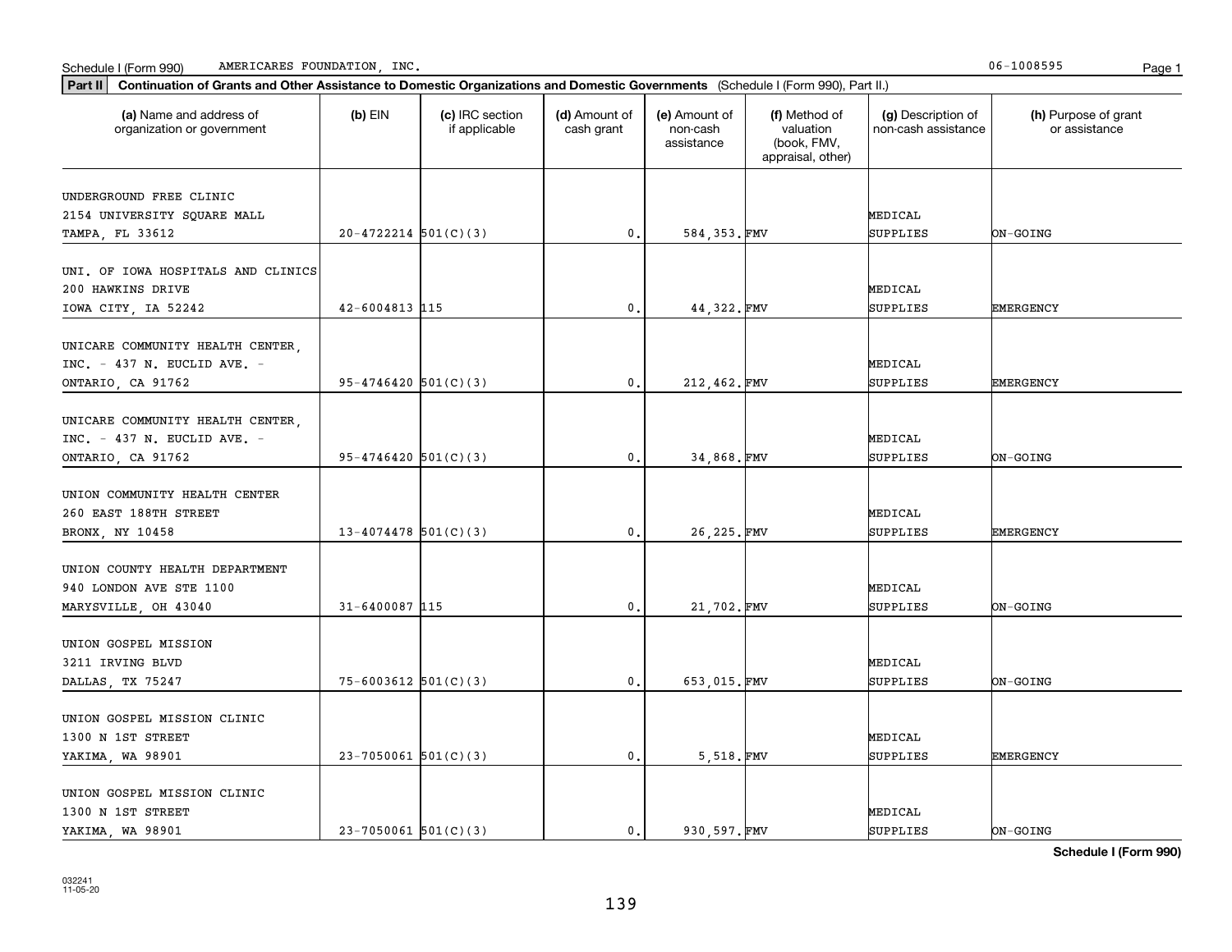Schedule I (Form 990) AMERICARES FOUNDATION, INC. 06-1008595

**Part II** **Continuation of Grants and Other Assistance to Domestic Organizations and Domestic Governments** (Schedule I (Form 990), Part II.)

| (a) Name and address of organization or government | (b) EIN | (c) IRC section if applicable | (d) Amount of cash grant | (e) Amount of non-cash assistance | (f) Method of valuation (book, FMV, appraisal, other) | (g) Description of non-cash assistance | (h) Purpose of grant or assistance |
|---|---|---|---|---|---|---|---|
| UNDERGROUND FREE CLINIC<br>2154 UNIVERSITY SQUARE MALL<br>TAMPA, FL 33612 | 20-4722214 | 501(C)(3) | 0. | 584,353. | FMV | MEDICAL SUPPLIES | ON-GOING |
| UNI. OF IOWA HOSPITALS AND CLINICS<br>200 HAWKINS DRIVE<br>IOWA CITY, IA 52242 | 42-6004813 | 115 | 0. | 44,322. | FMV | MEDICAL SUPPLIES | EMERGENCY |
| UNICARE COMMUNITY HEALTH CENTER, INC. - 437 N. EUCLID AVE. -<br>ONTARIO, CA 91762 | 95-4746420 | 501(C)(3) | 0. | 212,462. | FMV | MEDICAL SUPPLIES | EMERGENCY |
| UNICARE COMMUNITY HEALTH CENTER, INC. - 437 N. EUCLID AVE. -<br>ONTARIO, CA 91762 | 95-4746420 | 501(C)(3) | 0. | 34,868. | FMV | MEDICAL SUPPLIES | ON-GOING |
| UNION COMMUNITY HEALTH CENTER<br>260 EAST 188TH STREET<br>BRONX, NY 10458 | 13-4074478 | 501(C)(3) | 0. | 26,225. | FMV | MEDICAL SUPPLIES | EMERGENCY |
| UNION COUNTY HEALTH DEPARTMENT<br>940 LONDON AVE STE 1100<br>MARYSVILLE, OH 43040 | 31-6400087 | 115 | 0. | 21,702. | FMV | MEDICAL SUPPLIES | ON-GOING |
| UNION GOSPEL MISSION<br>3211 IRVING BLVD<br>DALLAS, TX 75247 | 75-6003612 | 501(C)(3) | 0. | 653,015. | FMV | MEDICAL SUPPLIES | ON-GOING |
| UNION GOSPEL MISSION CLINIC<br>1300 N 1ST STREET<br>YAKIMA, WA 98901 | 23-7050061 | 501(C)(3) | 0. | 5,518. | FMV | MEDICAL SUPPLIES | EMERGENCY |
| UNION GOSPEL MISSION CLINIC<br>1300 N 1ST STREET<br>YAKIMA, WA 98901 | 23-7050061 | 501(C)(3) | 0. | 930,597. | FMV | MEDICAL SUPPLIES | ON-GOING |

**Schedule I (Form 990)**

032241
11-05-20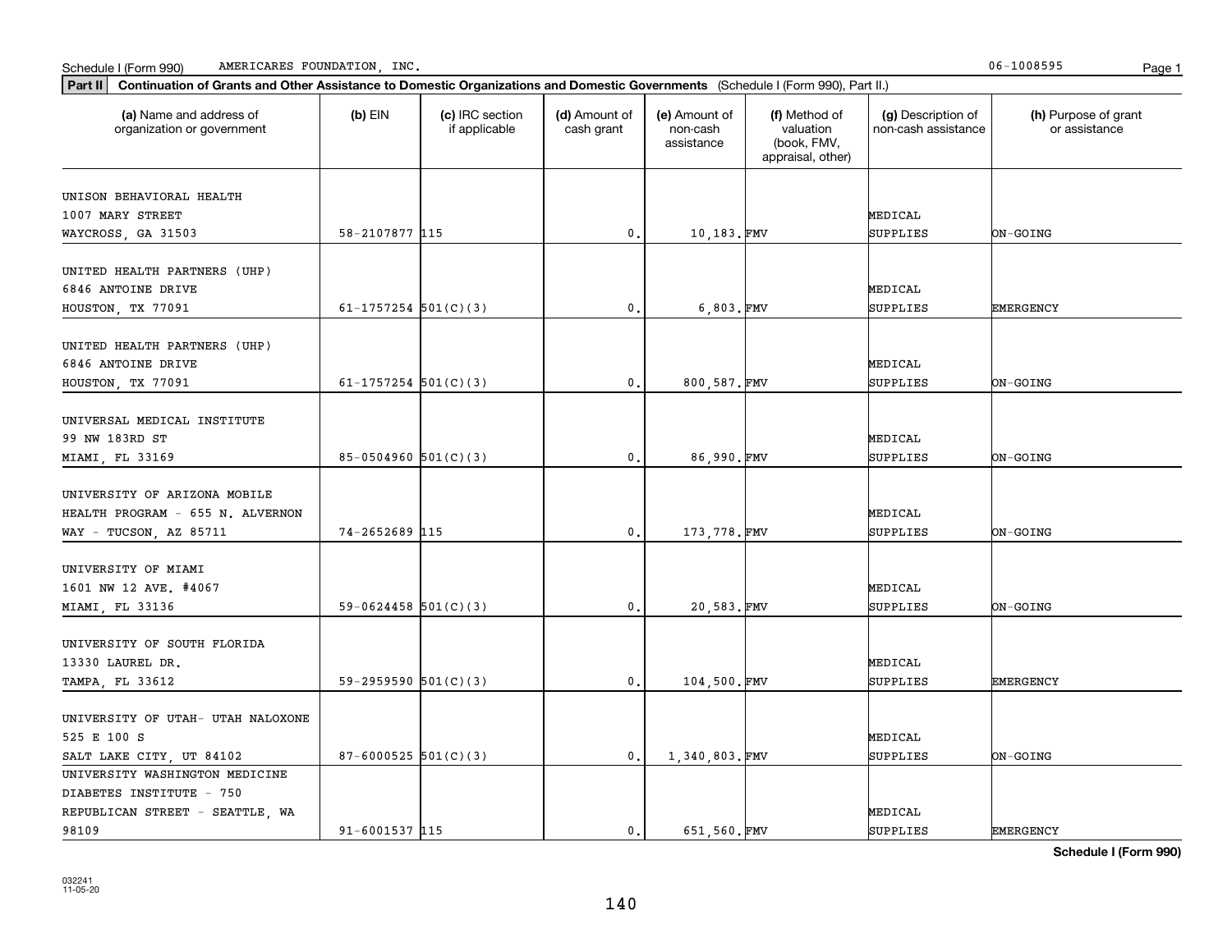Schedule I (Form 990) AMERICARES FOUNDATION, INC. 06-1008595

**Part II** **Continuation of Grants and Other Assistance to Domestic Organizations and Domestic Governments** (Schedule I (Form 990), Part II.)

| (a) Name and address of organization or government | (b) EIN | (c) IRC section if applicable | (d) Amount of cash grant | (e) Amount of non-cash assistance | (f) Method of valuation (book, FMV, appraisal, other) | (g) Description of non-cash assistance | (h) Purpose of grant or assistance |
|---|---|---|---|---|---|---|---|
| UNISON BEHAVIORAL HEALTH 1007 MARY STREET WAYCROSS, GA 31503 | 58-2107877 | 115 | 0. | 10,183. | FMV | MEDICAL SUPPLIES | ON-GOING |
| UNITED HEALTH PARTNERS (UHP) 6846 ANTOINE DRIVE HOUSTON, TX 77091 | 61-1757254 | 501(C)(3) | 0. | 6,803. | FMV | MEDICAL SUPPLIES | EMERGENCY |
| UNITED HEALTH PARTNERS (UHP) 6846 ANTOINE DRIVE HOUSTON, TX 77091 | 61-1757254 | 501(C)(3) | 0. | 800,587. | FMV | MEDICAL SUPPLIES | ON-GOING |
| UNIVERSAL MEDICAL INSTITUTE 99 NW 183RD ST MIAMI, FL 33169 | 85-0504960 | 501(C)(3) | 0. | 86,990. | FMV | MEDICAL SUPPLIES | ON-GOING |
| UNIVERSITY OF ARIZONA MOBILE HEALTH PROGRAM - 655 N. ALVERNON WAY - TUCSON, AZ 85711 | 74-2652689 | 115 | 0. | 173,778. | FMV | MEDICAL SUPPLIES | ON-GOING |
| UNIVERSITY OF MIAMI 1601 NW 12 AVE. #4067 MIAMI, FL 33136 | 59-0624458 | 501(C)(3) | 0. | 20,583. | FMV | MEDICAL SUPPLIES | ON-GOING |
| UNIVERSITY OF SOUTH FLORIDA 13330 LAUREL DR. TAMPA, FL 33612 | 59-2959590 | 501(C)(3) | 0. | 104,500. | FMV | MEDICAL SUPPLIES | EMERGENCY |
| UNIVERSITY OF UTAH- UTAH NALOXONE 525 E 100 S SALT LAKE CITY, UT 84102 | 87-6000525 | 501(C)(3) | 0. | 1,340,803. | FMV | MEDICAL SUPPLIES | ON-GOING |
| UNIVERSITY WASHINGTON MEDICINE DIABETES INSTITUTE - 750 REPUBLICAN STREET - SEATTLE, WA 98109 | 91-6001537 | 115 | 0. | 651,560. | FMV | MEDICAL SUPPLIES | EMERGENCY |

**Schedule I (Form 990)**

032241 11-05-20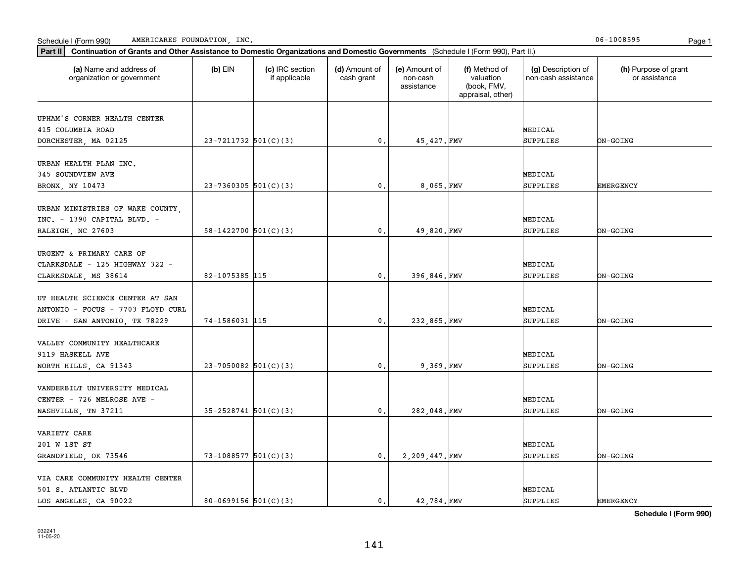Schedule I (Form 990) AMERICARES FOUNDATION, INC. 06-1008595

**Part II** **Continuation of Grants and Other Assistance to Domestic Organizations and Domestic Governments** (Schedule I (Form 990), Part II.)

| (a) Name and address of organization or government | (b) EIN | (c) IRC section if applicable | (d) Amount of cash grant | (e) Amount of non-cash assistance | (f) Method of valuation (book, FMV, appraisal, other) | (g) Description of non-cash assistance | (h) Purpose of grant or assistance |
|---|---|---|---|---|---|---|---|
| UPHAM'S CORNER HEALTH CENTER 415 COLUMBIA ROAD DORCHESTER, MA 02125 | 23-7211732 | 501(C)(3) | 0. | 45,427. | FMV | MEDICAL SUPPLIES | ON-GOING |
| URBAN HEALTH PLAN INC. 345 SOUNDVIEW AVE BRONX, NY 10473 | 23-7360305 | 501(C)(3) | 0. | 8,065. | FMV | MEDICAL SUPPLIES | EMERGENCY |
| URBAN MINISTRIES OF WAKE COUNTY, INC. - 1390 CAPITAL BLVD. - RALEIGH, NC 27603 | 58-1422700 | 501(C)(3) | 0. | 49,820. | FMV | MEDICAL SUPPLIES | ON-GOING |
| URGENT & PRIMARY CARE OF CLARKSDALE - 125 HIGHWAY 322 - CLARKSDALE, MS 38614 | 82-1075385 | 115 | 0. | 396,846. | FMV | MEDICAL SUPPLIES | ON-GOING |
| UT HEALTH SCIENCE CENTER AT SAN ANTONIO - FOCUS - 7703 FLOYD CURL DRIVE - SAN ANTONIO, TX 78229 | 74-1586031 | 115 | 0. | 232,865. | FMV | MEDICAL SUPPLIES | ON-GOING |
| VALLEY COMMUNITY HEALTHCARE 9119 HASKELL AVE NORTH HILLS, CA 91343 | 23-7050082 | 501(C)(3) | 0. | 9,369. | FMV | MEDICAL SUPPLIES | ON-GOING |
| VANDERBILT UNIVERSITY MEDICAL CENTER - 726 MELROSE AVE - NASHVILLE, TN 37211 | 35-2528741 | 501(C)(3) | 0. | 282,048. | FMV | MEDICAL SUPPLIES | ON-GOING |
| VARIETY CARE 201 W 1ST ST GRANDFIELD, OK 73546 | 73-1088577 | 501(C)(3) | 0. | 2,209,447. | FMV | MEDICAL SUPPLIES | ON-GOING |
| VIA CARE COMMUNITY HEALTH CENTER 501 S. ATLANTIC BLVD LOS ANGELES, CA 90022 | 80-0699156 | 501(C)(3) | 0. | 42,784. | FMV | MEDICAL SUPPLIES | EMERGENCY |

**Schedule I (Form 990)**

032241 11-05-20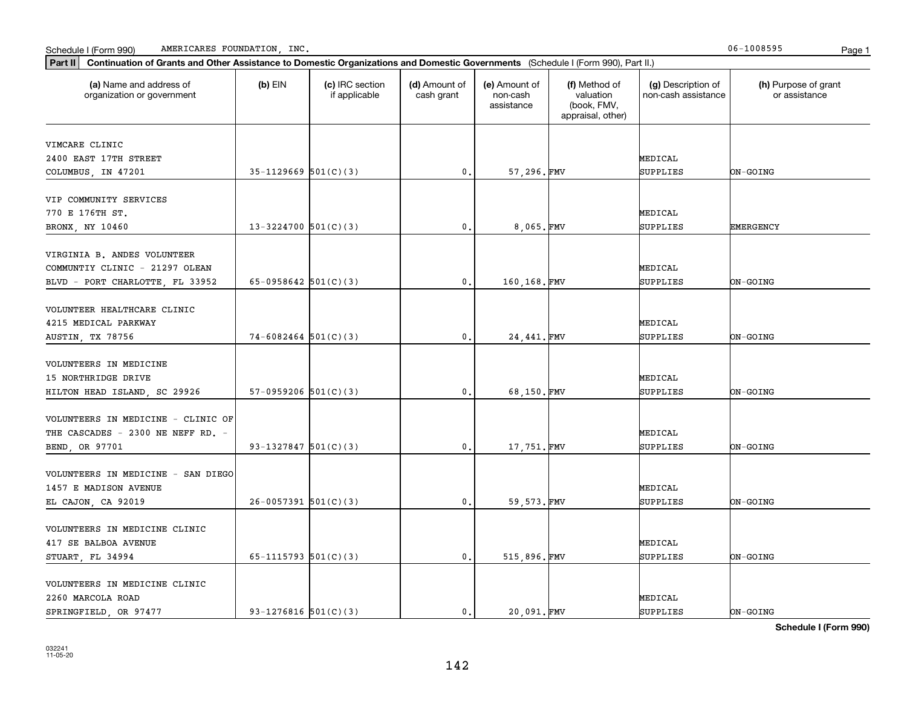Schedule I (Form 990) AMERICARES FOUNDATION, INC. 06-1008595

**Part II** **Continuation of Grants and Other Assistance to Domestic Organizations and Domestic Governments** (Schedule I (Form 990), Part II.)

| (a) Name and address of organization or government | (b) EIN | (c) IRC section if applicable | (d) Amount of cash grant | (e) Amount of non-cash assistance | (f) Method of valuation (book, FMV, appraisal, other) | (g) Description of non-cash assistance | (h) Purpose of grant or assistance |
|---|---|---|---|---|---|---|---|
| VIMCARE CLINIC 2400 EAST 17TH STREET COLUMBUS, IN 47201 | 35-1129669 | 501(C)(3) | 0. | 57,296. | FMV | MEDICAL SUPPLIES | ON-GOING |
| VIP COMMUNITY SERVICES 770 E 176TH ST. BRONX, NY 10460 | 13-3224700 | 501(C)(3) | 0. | 8,065. | FMV | MEDICAL SUPPLIES | EMERGENCY |
| VIRGINIA B. ANDES VOLUNTEER COMMUNTIY CLINIC - 21297 OLEAN BLVD - PORT CHARLOTTE, FL 33952 | 65-0958642 | 501(C)(3) | 0. | 160,168. | FMV | MEDICAL SUPPLIES | ON-GOING |
| VOLUNTEER HEALTHCARE CLINIC 4215 MEDICAL PARKWAY AUSTIN, TX 78756 | 74-6082464 | 501(C)(3) | 0. | 24,441. | FMV | MEDICAL SUPPLIES | ON-GOING |
| VOLUNTEERS IN MEDICINE 15 NORTHRIDGE DRIVE HILTON HEAD ISLAND, SC 29926 | 57-0959206 | 501(C)(3) | 0. | 68,150. | FMV | MEDICAL SUPPLIES | ON-GOING |
| VOLUNTEERS IN MEDICINE - CLINIC OF THE CASCADES - 2300 NE NEFF RD. - BEND, OR 97701 | 93-1327847 | 501(C)(3) | 0. | 17,751. | FMV | MEDICAL SUPPLIES | ON-GOING |
| VOLUNTEERS IN MEDICINE - SAN DIEGO 1457 E MADISON AVENUE EL CAJON, CA 92019 | 26-0057391 | 501(C)(3) | 0. | 59,573. | FMV | MEDICAL SUPPLIES | ON-GOING |
| VOLUNTEERS IN MEDICINE CLINIC 417 SE BALBOA AVENUE STUART, FL 34994 | 65-1115793 | 501(C)(3) | 0. | 515,896. | FMV | MEDICAL SUPPLIES | ON-GOING |
| VOLUNTEERS IN MEDICINE CLINIC 2260 MARCOLA ROAD SPRINGFIELD, OR 97477 | 93-1276816 | 501(C)(3) | 0. | 20,091. | FMV | MEDICAL SUPPLIES | ON-GOING |

**Schedule I (Form 990)**

032241 11-05-20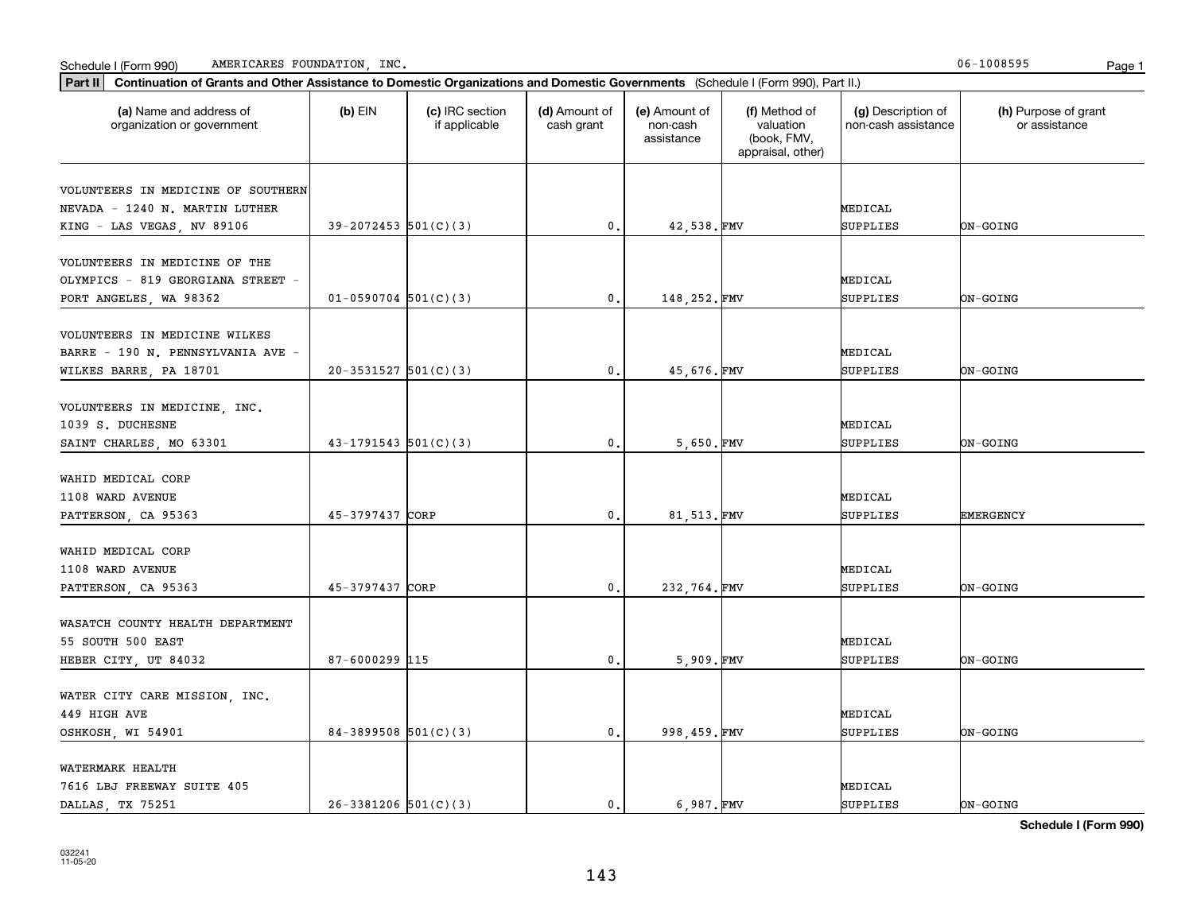Schedule I (Form 990) AMERICARES FOUNDATION, INC. 06-1008595

**Part II** **Continuation of Grants and Other Assistance to Domestic Organizations and Domestic Governments** (Schedule I (Form 990), Part II.)

| (a) Name and address of organization or government | (b) EIN | (c) IRC section if applicable | (d) Amount of cash grant | (e) Amount of non-cash assistance | (f) Method of valuation (book, FMV, appraisal, other) | (g) Description of non-cash assistance | (h) Purpose of grant or assistance |
|---|---|---|---|---|---|---|---|
| VOLUNTEERS IN MEDICINE OF SOUTHERN NEVADA - 1240 N. MARTIN LUTHER KING - LAS VEGAS, NV 89106 | 39-2072453 | 501(C)(3) | 0. | 42,538. | FMV | MEDICAL SUPPLIES | ON-GOING |
| VOLUNTEERS IN MEDICINE OF THE OLYMPICS - 819 GEORGIANA STREET - PORT ANGELES, WA 98362 | 01-0590704 | 501(C)(3) | 0. | 148,252. | FMV | MEDICAL SUPPLIES | ON-GOING |
| VOLUNTEERS IN MEDICINE WILKES BARRE - 190 N. PENNSYLVANIA AVE - WILKES BARRE, PA 18701 | 20-3531527 | 501(C)(3) | 0. | 45,676. | FMV | MEDICAL SUPPLIES | ON-GOING |
| VOLUNTEERS IN MEDICINE, INC. 1039 S. DUCHESNE SAINT CHARLES, MO 63301 | 43-1791543 | 501(C)(3) | 0. | 5,650. | FMV | MEDICAL SUPPLIES | ON-GOING |
| WAHID MEDICAL CORP 1108 WARD AVENUE PATTERSON, CA 95363 | 45-3797437 | CORP | 0. | 81,513. | FMV | MEDICAL SUPPLIES | EMERGENCY |
| WAHID MEDICAL CORP 1108 WARD AVENUE PATTERSON, CA 95363 | 45-3797437 | CORP | 0. | 232,764. | FMV | MEDICAL SUPPLIES | ON-GOING |
| WASATCH COUNTY HEALTH DEPARTMENT 55 SOUTH 500 EAST HEBER CITY, UT 84032 | 87-6000299 | 115 | 0. | 5,909. | FMV | MEDICAL SUPPLIES | ON-GOING |
| WATER CITY CARE MISSION, INC. 449 HIGH AVE OSHKOSH, WI 54901 | 84-3899508 | 501(C)(3) | 0. | 998,459. | FMV | MEDICAL SUPPLIES | ON-GOING |
| WATERMARK HEALTH 7616 LBJ FREEWAY SUITE 405 DALLAS, TX 75251 | 26-3381206 | 501(C)(3) | 0. | 6,987. | FMV | MEDICAL SUPPLIES | ON-GOING |

**Schedule I (Form 990)**

032241 11-05-20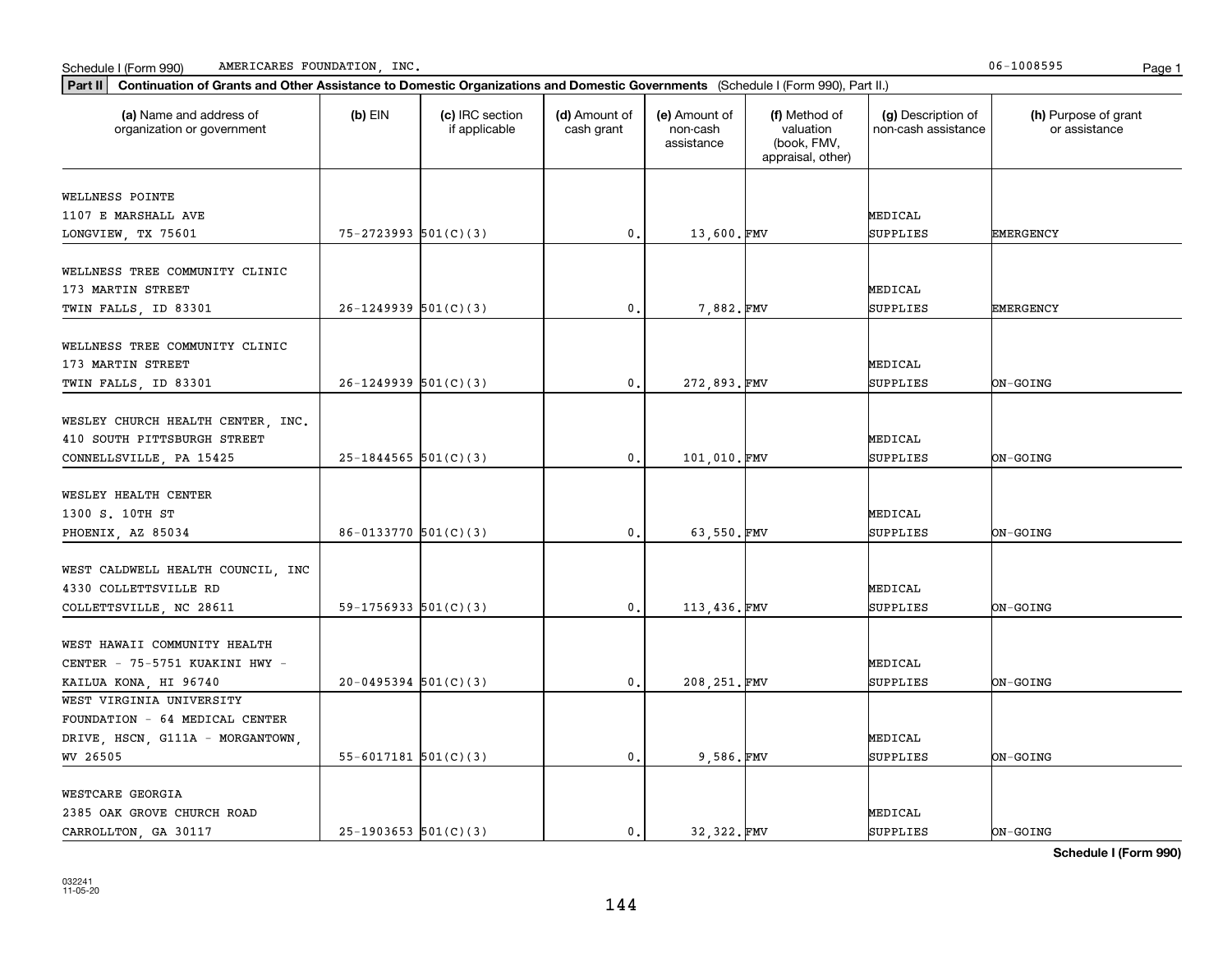Schedule I (Form 990) AMERICARES FOUNDATION, INC. 06-1008595

**Part II** **Continuation of Grants and Other Assistance to Domestic Organizations and Domestic Governments** (Schedule I (Form 990), Part II.)

| (a) Name and address of organization or government | (b) EIN | (c) IRC section if applicable | (d) Amount of cash grant | (e) Amount of non-cash assistance | (f) Method of valuation (book, FMV, appraisal, other) | (g) Description of non-cash assistance | (h) Purpose of grant or assistance |
|---|---|---|---|---|---|---|---|
| WELLNESS POINTE<br>1107 E MARSHALL AVE<br>LONGVIEW, TX 75601 | 75-2723993 | 501(C)(3) | 0. | 13,600. | FMV | MEDICAL SUPPLIES | EMERGENCY |
| WELLNESS TREE COMMUNITY CLINIC<br>173 MARTIN STREET<br>TWIN FALLS, ID 83301 | 26-1249939 | 501(C)(3) | 0. | 7,882. | FMV | MEDICAL SUPPLIES | EMERGENCY |
| WELLNESS TREE COMMUNITY CLINIC<br>173 MARTIN STREET<br>TWIN FALLS, ID 83301 | 26-1249939 | 501(C)(3) | 0. | 272,893. | FMV | MEDICAL SUPPLIES | ON-GOING |
| WESLEY CHURCH HEALTH CENTER, INC.<br>410 SOUTH PITTSBURGH STREET<br>CONNELLSVILLE, PA 15425 | 25-1844565 | 501(C)(3) | 0. | 101,010. | FMV | MEDICAL SUPPLIES | ON-GOING |
| WESLEY HEALTH CENTER<br>1300 S. 10TH ST<br>PHOENIX, AZ 85034 | 86-0133770 | 501(C)(3) | 0. | 63,550. | FMV | MEDICAL SUPPLIES | ON-GOING |
| WEST CALDWELL HEALTH COUNCIL, INC<br>4330 COLLETTSVILLE RD<br>COLLETTSVILLE, NC 28611 | 59-1756933 | 501(C)(3) | 0. | 113,436. | FMV | MEDICAL SUPPLIES | ON-GOING |
| WEST HAWAII COMMUNITY HEALTH CENTER - 75-5751 KUAKINI HWY - KAILUA KONA, HI 96740 | 20-0495394 | 501(C)(3) | 0. | 208,251. | FMV | MEDICAL SUPPLIES | ON-GOING |
| WEST VIRGINIA UNIVERSITY FOUNDATION - 64 MEDICAL CENTER DRIVE, HSCN, G111A - MORGANTOWN, WV 26505 | 55-6017181 | 501(C)(3) | 0. | 9,586. | FMV | MEDICAL SUPPLIES | ON-GOING |
| WESTCARE GEORGIA<br>2385 OAK GROVE CHURCH ROAD<br>CARROLLTON, GA 30117 | 25-1903653 | 501(C)(3) | 0. | 32,322. | FMV | MEDICAL SUPPLIES | ON-GOING |

**Schedule I (Form 990)**

032241
11-05-20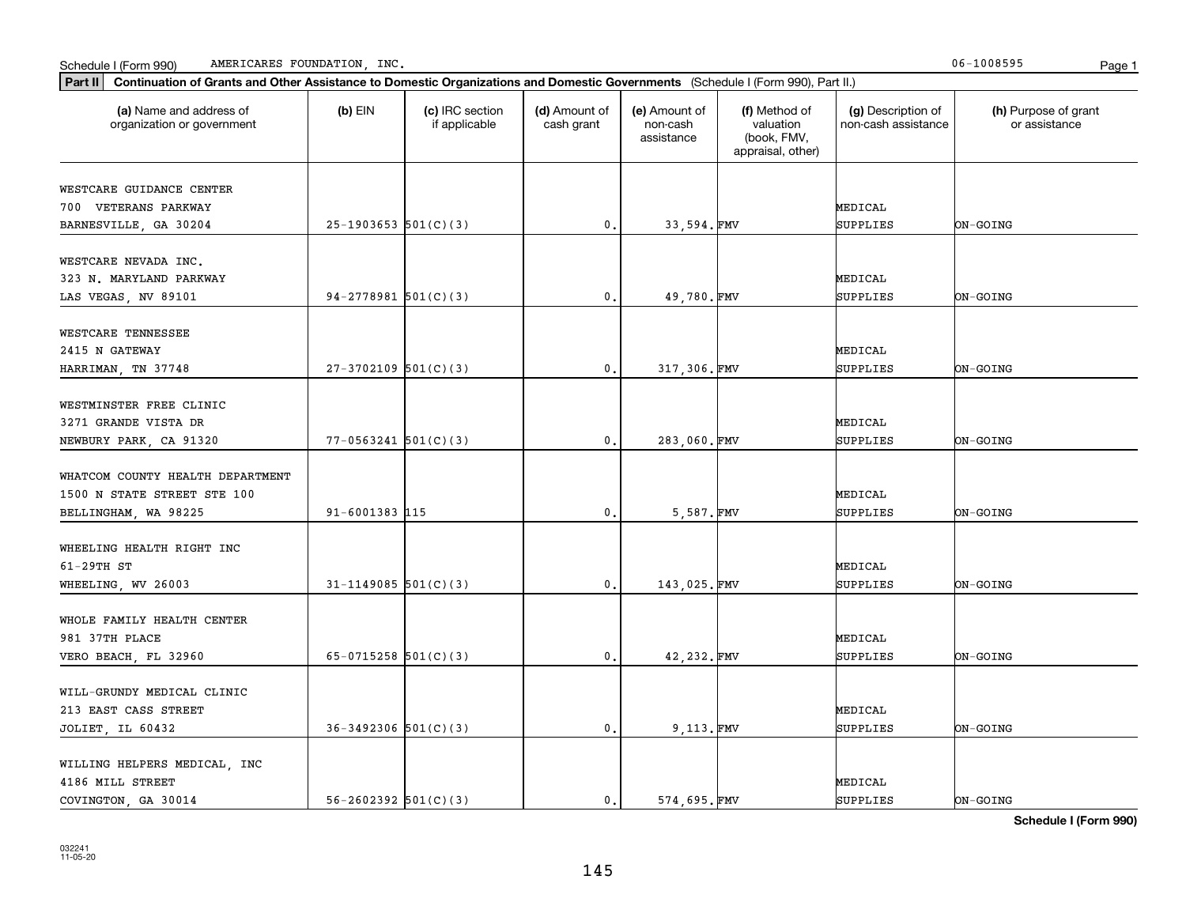Schedule I (Form 990) AMERICARES FOUNDATION, INC. 06-1008595

**Part II** **Continuation of Grants and Other Assistance to Domestic Organizations and Domestic Governments** (Schedule I (Form 990), Part II.)

| (a) Name and address of organization or government | (b) EIN | (c) IRC section if applicable | (d) Amount of cash grant | (e) Amount of non-cash assistance | (f) Method of valuation (book, FMV, appraisal, other) | (g) Description of non-cash assistance | (h) Purpose of grant or assistance |
|---|---|---|---|---|---|---|---|
| WESTCARE GUIDANCE CENTER 700 VETERANS PARKWAY BARNESVILLE, GA 30204 | 25-1903653 | 501(C)(3) | 0. | 33,594. | FMV | MEDICAL SUPPLIES | ON-GOING |
| WESTCARE NEVADA INC. 323 N. MARYLAND PARKWAY LAS VEGAS, NV 89101 | 94-2778981 | 501(C)(3) | 0. | 49,780. | FMV | MEDICAL SUPPLIES | ON-GOING |
| WESTCARE TENNESSEE 2415 N GATEWAY HARRIMAN, TN 37748 | 27-3702109 | 501(C)(3) | 0. | 317,306. | FMV | MEDICAL SUPPLIES | ON-GOING |
| WESTMINSTER FREE CLINIC 3271 GRANDE VISTA DR NEWBURY PARK, CA 91320 | 77-0563241 | 501(C)(3) | 0. | 283,060. | FMV | MEDICAL SUPPLIES | ON-GOING |
| WHATCOM COUNTY HEALTH DEPARTMENT 1500 N STATE STREET STE 100 BELLINGHAM, WA 98225 | 91-6001383 | 115 | 0. | 5,587. | FMV | MEDICAL SUPPLIES | ON-GOING |
| WHEELING HEALTH RIGHT INC 61-29TH ST WHEELING, WV 26003 | 31-1149085 | 501(C)(3) | 0. | 143,025. | FMV | MEDICAL SUPPLIES | ON-GOING |
| WHOLE FAMILY HEALTH CENTER 981 37TH PLACE VERO BEACH, FL 32960 | 65-0715258 | 501(C)(3) | 0. | 42,232. | FMV | MEDICAL SUPPLIES | ON-GOING |
| WILL-GRUNDY MEDICAL CLINIC 213 EAST CASS STREET JOLIET, IL 60432 | 36-3492306 | 501(C)(3) | 0. | 9,113. | FMV | MEDICAL SUPPLIES | ON-GOING |
| WILLING HELPERS MEDICAL, INC 4186 MILL STREET COVINGTON, GA 30014 | 56-2602392 | 501(C)(3) | 0. | 574,695. | FMV | MEDICAL SUPPLIES | ON-GOING |

**Schedule I (Form 990)**

032241 11-05-20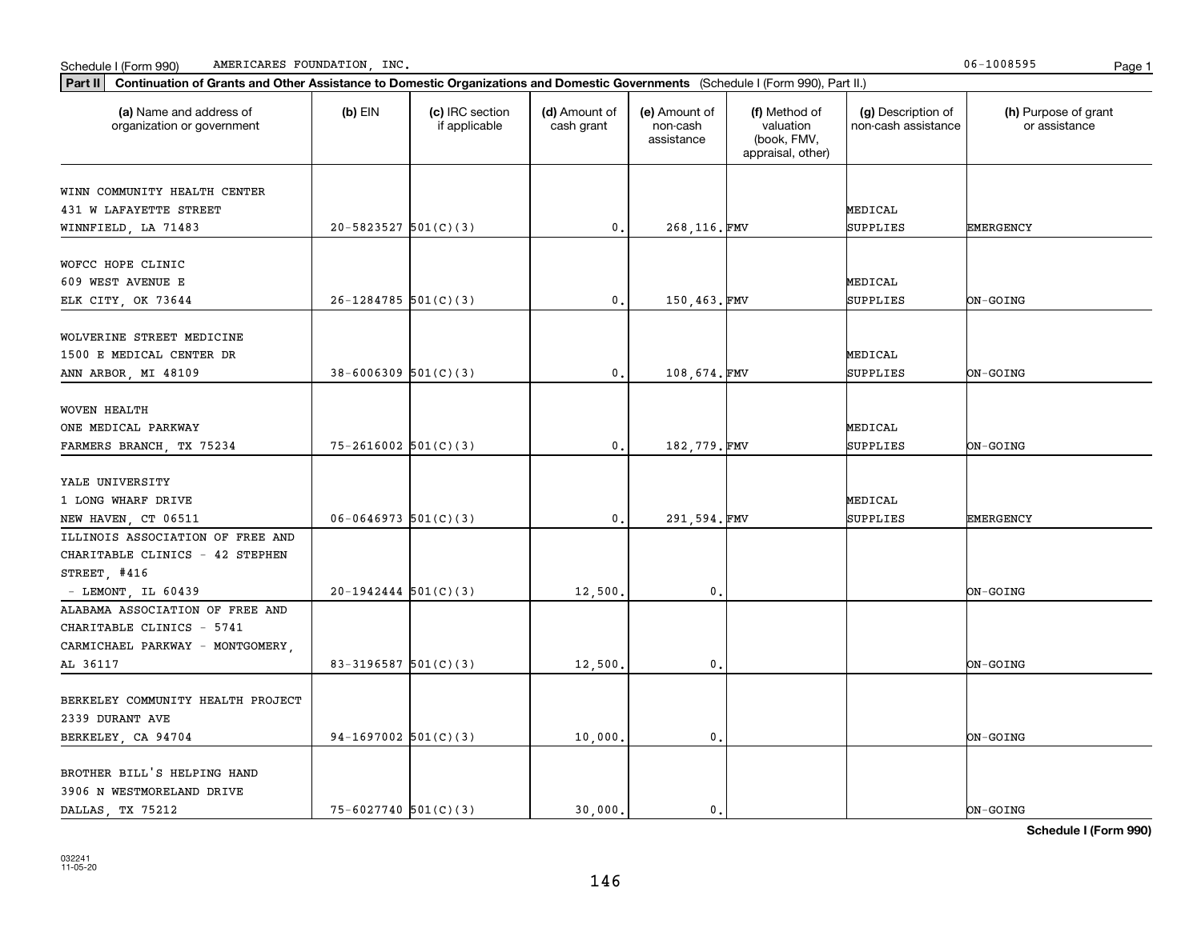Schedule I (Form 990) AMERICARES FOUNDATION, INC. 06-1008595

**Part II** **Continuation of Grants and Other Assistance to Domestic Organizations and Domestic Governments** (Schedule I (Form 990), Part II.)

| (a) Name and address of organization or government | (b) EIN | (c) IRC section if applicable | (d) Amount of cash grant | (e) Amount of non-cash assistance | (f) Method of valuation (book, FMV, appraisal, other) | (g) Description of non-cash assistance | (h) Purpose of grant or assistance |
|---|---|---|---|---|---|---|---|
| WINN COMMUNITY HEALTH CENTER 431 W LAFAYETTE STREET WINNFIELD, LA 71483 | 20-5823527 | 501(C)(3) | 0. | 268,116. | FMV | MEDICAL SUPPLIES | EMERGENCY |
| WOFCC HOPE CLINIC 609 WEST AVENUE E ELK CITY, OK 73644 | 26-1284785 | 501(C)(3) | 0. | 150,463. | FMV | MEDICAL SUPPLIES | ON-GOING |
| WOLVERINE STREET MEDICINE 1500 E MEDICAL CENTER DR ANN ARBOR, MI 48109 | 38-6006309 | 501(C)(3) | 0. | 108,674. | FMV | MEDICAL SUPPLIES | ON-GOING |
| WOVEN HEALTH ONE MEDICAL PARKWAY FARMERS BRANCH, TX 75234 | 75-2616002 | 501(C)(3) | 0. | 182,779. | FMV | MEDICAL SUPPLIES | ON-GOING |
| YALE UNIVERSITY 1 LONG WHARF DRIVE NEW HAVEN, CT 06511 | 06-0646973 | 501(C)(3) | 0. | 291,594. | FMV | MEDICAL SUPPLIES | EMERGENCY |
| ILLINOIS ASSOCIATION OF FREE AND CHARITABLE CLINICS - 42 STEPHEN STREET, #416 - LEMONT, IL 60439 | 20-1942444 | 501(C)(3) | 12,500. | 0. | | | ON-GOING |
| ALABAMA ASSOCIATION OF FREE AND CHARITABLE CLINICS - 5741 CARMICHAEL PARKWAY - MONTGOMERY, AL 36117 | 83-3196587 | 501(C)(3) | 12,500. | 0. | | | ON-GOING |
| BERKELEY COMMUNITY HEALTH PROJECT 2339 DURANT AVE BERKELEY, CA 94704 | 94-1697002 | 501(C)(3) | 10,000. | 0. | | | ON-GOING |
| BROTHER BILL'S HELPING HAND 3906 N WESTMORELAND DRIVE DALLAS, TX 75212 | 75-6027740 | 501(C)(3) | 30,000. | 0. | | | ON-GOING |

032241 11-05-20

146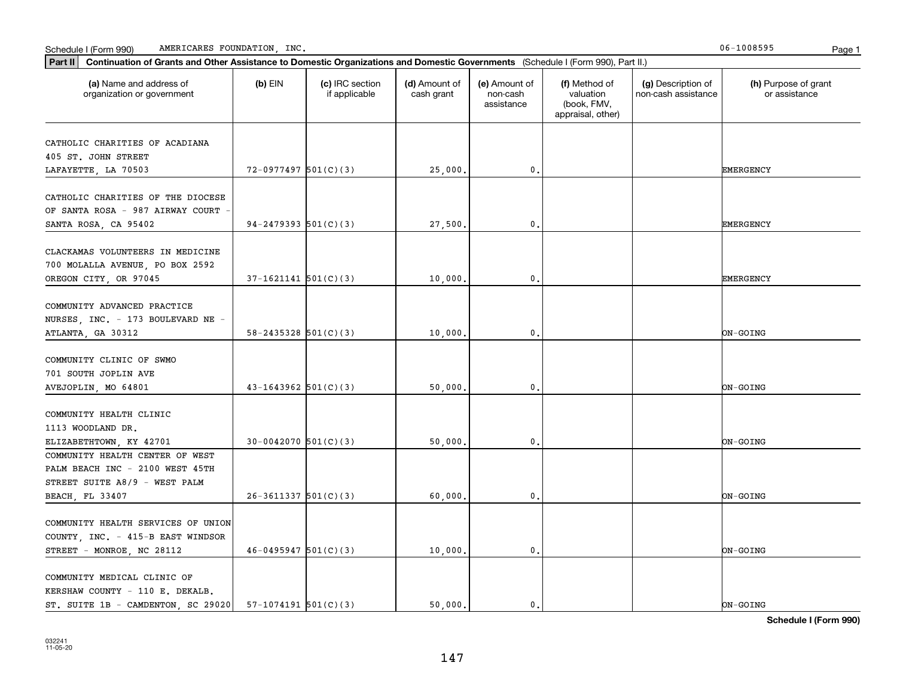Schedule I (Form 990) AMERICARES FOUNDATION, INC. 06-1008595

**Part II** **Continuation of Grants and Other Assistance to Domestic Organizations and Domestic Governments** (Schedule I (Form 990), Part II.)

| (a) Name and address of organization or government | (b) EIN | (c) IRC section if applicable | (d) Amount of cash grant | (e) Amount of non-cash assistance | (f) Method of valuation (book, FMV, appraisal, other) | (g) Description of non-cash assistance | (h) Purpose of grant or assistance |
|---|---|---|---|---|---|---|---|
| CATHOLIC CHARITIES OF ACADIANA 405 ST. JOHN STREET LAFAYETTE, LA 70503 | 72-0977497 | 501(C)(3) | 25,000. | 0. | | | EMERGENCY |
| CATHOLIC CHARITIES OF THE DIOCESE OF SANTA ROSA - 987 AIRWAY COURT - SANTA ROSA, CA 95402 | 94-2479393 | 501(C)(3) | 27,500. | 0. | | | EMERGENCY |
| CLACKAMAS VOLUNTEERS IN MEDICINE 700 MOLALLA AVENUE, PO BOX 2592 OREGON CITY, OR 97045 | 37-1621141 | 501(C)(3) | 10,000. | 0. | | | EMERGENCY |
| COMMUNITY ADVANCED PRACTICE NURSES, INC. - 173 BOULEVARD NE - ATLANTA, GA 30312 | 58-2435328 | 501(C)(3) | 10,000. | 0. | | | ON-GOING |
| COMMUNITY CLINIC OF SWMO 701 SOUTH JOPLIN AVE AVEJOPLIN, MO 64801 | 43-1643962 | 501(C)(3) | 50,000. | 0. | | | ON-GOING |
| COMMUNITY HEALTH CLINIC 1113 WOODLAND DR. ELIZABETHTOWN, KY 42701 | 30-0042070 | 501(C)(3) | 50,000. | 0. | | | ON-GOING |
| COMMUNITY HEALTH CENTER OF WEST PALM BEACH INC - 2100 WEST 45TH STREET SUITE A8/9 - WEST PALM BEACH, FL 33407 | 26-3611337 | 501(C)(3) | 60,000. | 0. | | | ON-GOING |
| COMMUNITY HEALTH SERVICES OF UNION COUNTY, INC. - 415-B EAST WINDSOR STREET - MONROE, NC 28112 | 46-0495947 | 501(C)(3) | 10,000. | 0. | | | ON-GOING |
| COMMUNITY MEDICAL CLINIC OF KERSHAW COUNTY - 110 E. DEKALB. ST. SUITE 1B - CAMDENTON, SC 29020 | 57-1074191 | 501(C)(3) | 50,000. | 0. | | | ON-GOING |

**Schedule I (Form 990)**

032241 11-05-20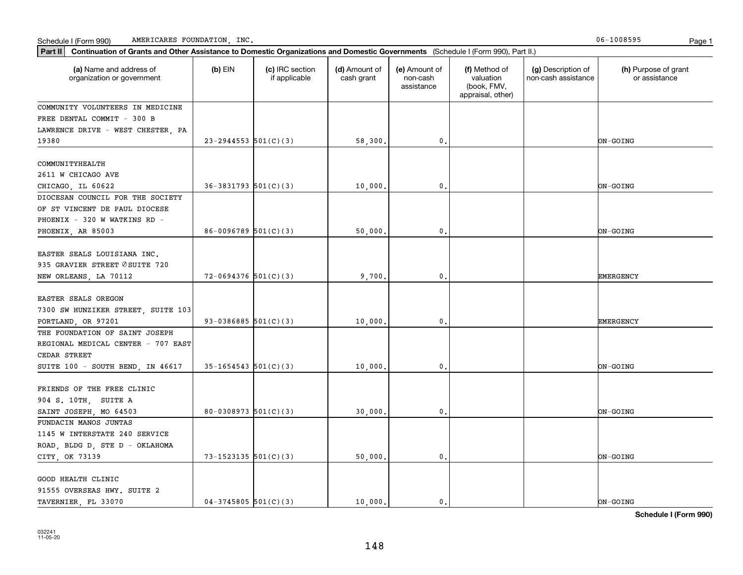Schedule I (Form 990) AMERICARES FOUNDATION, INC. 06-1008595

**Part II** **Continuation of Grants and Other Assistance to Domestic Organizations and Domestic Governments** (Schedule I (Form 990), Part II.)

| (a) Name and address of organization or government | (b) EIN | (c) IRC section if applicable | (d) Amount of cash grant | (e) Amount of non-cash assistance | (f) Method of valuation (book, FMV, appraisal, other) | (g) Description of non-cash assistance | (h) Purpose of grant or assistance |
|---|---|---|---|---|---|---|---|
| COMMUNITY VOLUNTEERS IN MEDICINE FREE DENTAL COMMIT - 300 B LAWRENCE DRIVE - WEST CHESTER, PA 19380 | 23-2944553 | 501(C)(3) | 58,300. | 0. | | | ON-GOING |
| COMMUNITYHEALTH 2611 W CHICAGO AVE CHICAGO, IL 60622 | 36-3831793 | 501(C)(3) | 10,000. | 0. | | | ON-GOING |
| DIOCESAN COUNCIL FOR THE SOCIETY OF ST VINCENT DE PAUL DIOCESE PHOENIX - 320 W WATKINS RD - PHOENIX, AR 85003 | 86-0096789 | 501(C)(3) | 50,000. | 0. | | | ON-GOING |
| EASTER SEALS LOUISIANA INC. 935 GRAVIER STREET ØSUITE 720 NEW ORLEANS, LA 70112 | 72-0694376 | 501(C)(3) | 9,700. | 0. | | | EMERGENCY |
| EASTER SEALS OREGON 7300 SW HUNZIKER STREET, SUITE 103 PORTLAND, OR 97201 | 93-0386885 | 501(C)(3) | 10,000. | 0. | | | EMERGENCY |
| THE FOUNDATION OF SAINT JOSEPH REGIONAL MEDICAL CENTER - 707 EAST CEDAR STREET SUITE 100 - SOUTH BEND, IN 46617 | 35-1654543 | 501(C)(3) | 10,000. | 0. | | | ON-GOING |
| FRIENDS OF THE FREE CLINIC 904 S. 10TH, SUITE A SAINT JOSEPH, MO 64503 | 80-0308973 | 501(C)(3) | 30,000. | 0. | | | ON-GOING |
| FUNDACIN MANOS JUNTAS 1145 W INTERSTATE 240 SERVICE ROAD, BLDG D, STE D - OKLAHOMA CITY, OK 73139 | 73-1523135 | 501(C)(3) | 50,000. | 0. | | | ON-GOING |
| GOOD HEALTH CLINIC 91555 OVERSEAS HWY. SUITE 2 TAVERNIER, FL 33070 | 04-3745805 | 501(C)(3) | 10,000. | 0. | | | ON-GOING |

**Schedule I (Form 990)**

032241 11-05-20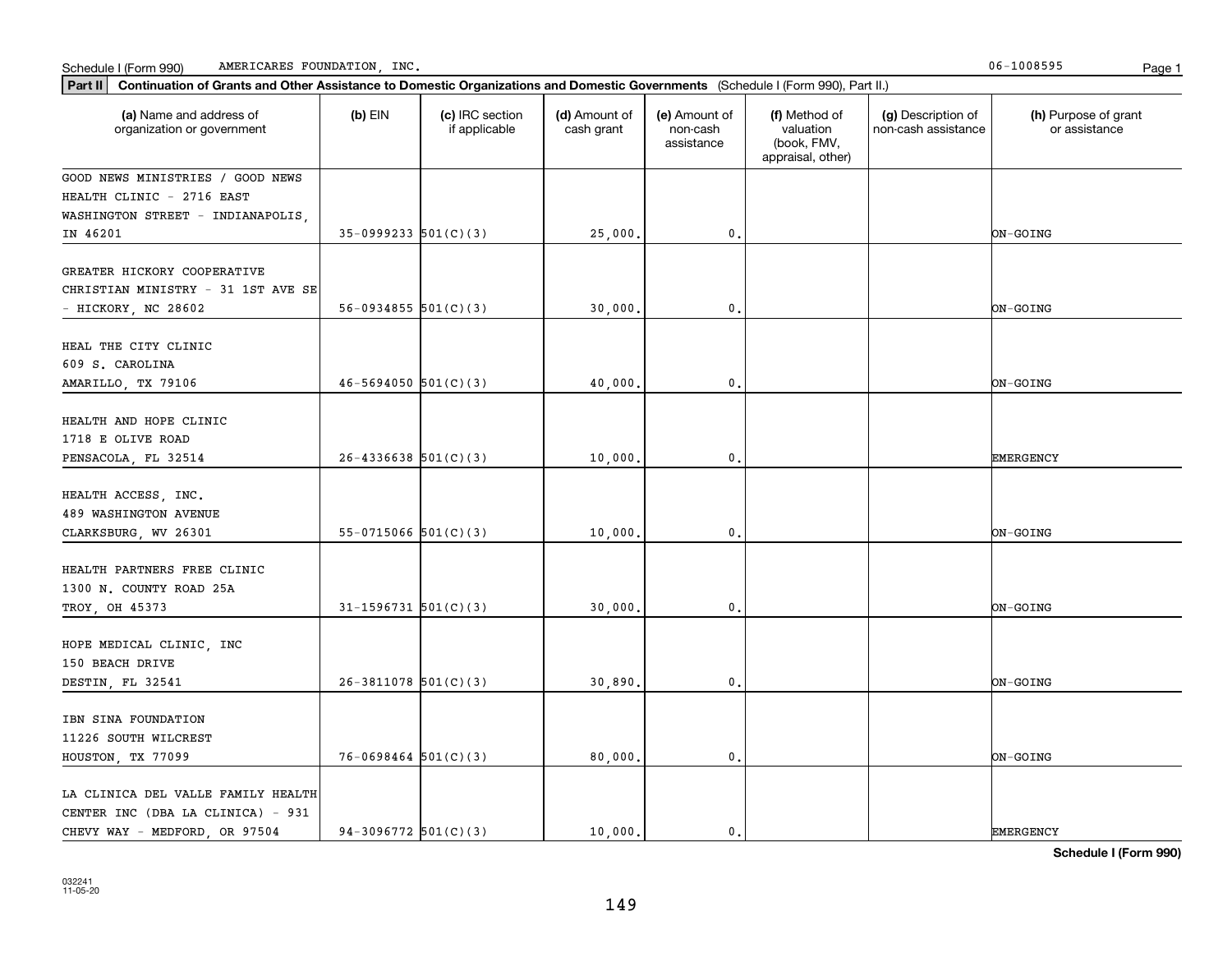Schedule I (Form 990) AMERICARES FOUNDATION, INC. 06-1008595

**Part II** **Continuation of Grants and Other Assistance to Domestic Organizations and Domestic Governments** (Schedule I (Form 990), Part II.)

| (a) Name and address of organization or government | (b) EIN | (c) IRC section if applicable | (d) Amount of cash grant | (e) Amount of non-cash assistance | (f) Method of valuation (book, FMV, appraisal, other) | (g) Description of non-cash assistance | (h) Purpose of grant or assistance |
|---|---|---|---|---|---|---|---|
| GOOD NEWS MINISTRIES / GOOD NEWS HEALTH CLINIC - 2716 EAST WASHINGTON STREET - INDIANAPOLIS, IN 46201 | 35-0999233 | 501(C)(3) | 25,000. | 0. | | | ON-GOING |
| GREATER HICKORY COOPERATIVE CHRISTIAN MINISTRY - 31 1ST AVE SE - HICKORY, NC 28602 | 56-0934855 | 501(C)(3) | 30,000. | 0. | | | ON-GOING |
| HEAL THE CITY CLINIC 609 S. CAROLINA AMARILLO, TX 79106 | 46-5694050 | 501(C)(3) | 40,000. | 0. | | | ON-GOING |
| HEALTH AND HOPE CLINIC 1718 E OLIVE ROAD PENSACOLA, FL 32514 | 26-4336638 | 501(C)(3) | 10,000. | 0. | | | EMERGENCY |
| HEALTH ACCESS, INC. 489 WASHINGTON AVENUE CLARKSBURG, WV 26301 | 55-0715066 | 501(C)(3) | 10,000. | 0. | | | ON-GOING |
| HEALTH PARTNERS FREE CLINIC 1300 N. COUNTY ROAD 25A TROY, OH 45373 | 31-1596731 | 501(C)(3) | 30,000. | 0. | | | ON-GOING |
| HOPE MEDICAL CLINIC, INC 150 BEACH DRIVE DESTIN, FL 32541 | 26-3811078 | 501(C)(3) | 30,890. | 0. | | | ON-GOING |
| IBN SINA FOUNDATION 11226 SOUTH WILCREST HOUSTON, TX 77099 | 76-0698464 | 501(C)(3) | 80,000. | 0. | | | ON-GOING |
| LA CLINICA DEL VALLE FAMILY HEALTH CENTER INC (DBA LA CLINICA) - 931 CHEVY WAY - MEDFORD, OR 97504 | 94-3096772 | 501(C)(3) | 10,000. | 0. | | | EMERGENCY |

**Schedule I (Form 990)**

032241
11-05-20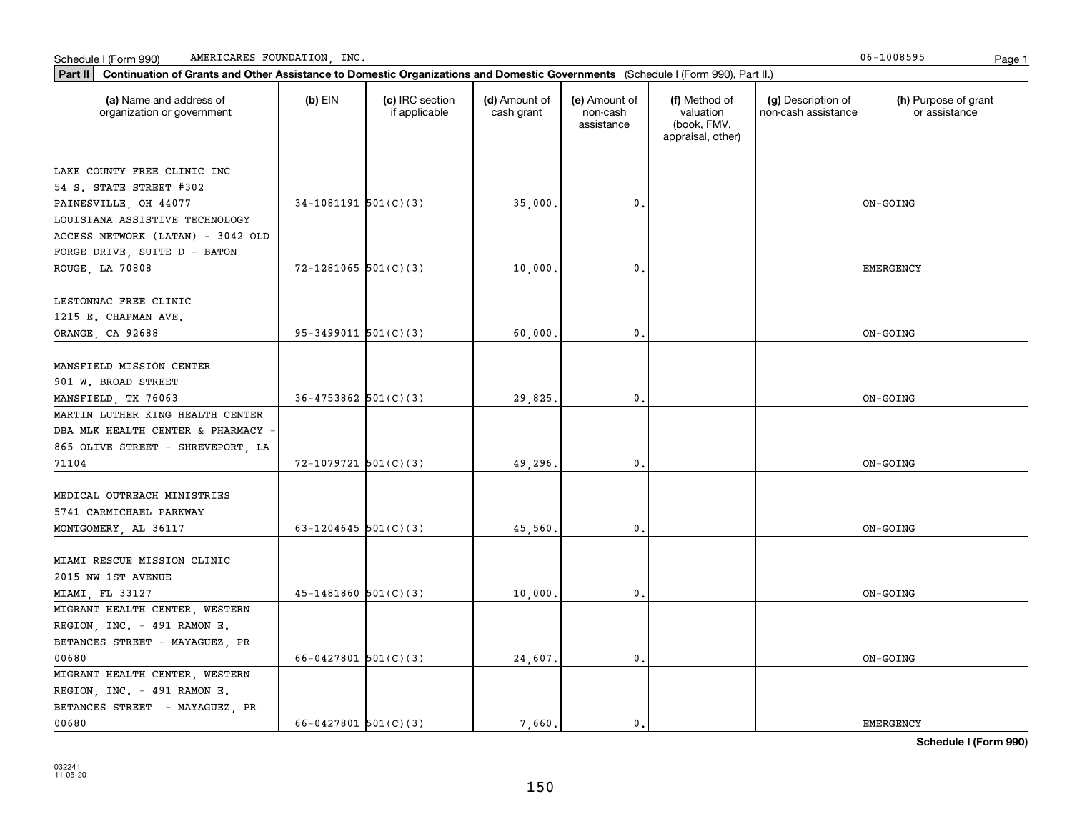Schedule I (Form 990) AMERICARES FOUNDATION, INC. 06-1008595

**Part II** **Continuation of Grants and Other Assistance to Domestic Organizations and Domestic Governments** (Schedule I (Form 990), Part II.)

| (a) Name and address of organization or government | (b) EIN | (c) IRC section if applicable | (d) Amount of cash grant | (e) Amount of non-cash assistance | (f) Method of valuation (book, FMV, appraisal, other) | (g) Description of non-cash assistance | (h) Purpose of grant or assistance |
|---|---|---|---|---|---|---|---|
| LAKE COUNTY FREE CLINIC INC 54 S. STATE STREET #302 PAINESVILLE, OH 44077 | 34-1081191 | 501(C)(3) | 35,000. | 0. | | | ON-GOING |
| LOUISIANA ASSISTIVE TECHNOLOGY ACCESS NETWORK (LATAN) - 3042 OLD FORGE DRIVE, SUITE D - BATON ROUGE, LA 70808 | 72-1281065 | 501(C)(3) | 10,000. | 0. | | | EMERGENCY |
| LESTONNAC FREE CLINIC 1215 E. CHAPMAN AVE. ORANGE, CA 92688 | 95-3499011 | 501(C)(3) | 60,000. | 0. | | | ON-GOING |
| MANSFIELD MISSION CENTER 901 W. BROAD STREET MANSFIELD, TX 76063 | 36-4753862 | 501(C)(3) | 29,825. | 0. | | | ON-GOING |
| MARTIN LUTHER KING HEALTH CENTER DBA MLK HEALTH CENTER & PHARMACY - 865 OLIVE STREET - SHREVEPORT, LA 71104 | 72-1079721 | 501(C)(3) | 49,296. | 0. | | | ON-GOING |
| MEDICAL OUTREACH MINISTRIES 5741 CARMICHAEL PARKWAY MONTGOMERY, AL 36117 | 63-1204645 | 501(C)(3) | 45,560. | 0. | | | ON-GOING |
| MIAMI RESCUE MISSION CLINIC 2015 NW 1ST AVENUE MIAMI, FL 33127 | 45-1481860 | 501(C)(3) | 10,000. | 0. | | | ON-GOING |
| MIGRANT HEALTH CENTER, WESTERN REGION, INC. - 491 RAMON E. BETANCES STREET - MAYAGUEZ, PR 00680 | 66-0427801 | 501(C)(3) | 24,607. | 0. | | | ON-GOING |
| MIGRANT HEALTH CENTER, WESTERN REGION, INC. - 491 RAMON E. BETANCES STREET - MAYAGUEZ, PR 00680 | 66-0427801 | 501(C)(3) | 7,660. | 0. | | | EMERGENCY |

**Schedule I (Form 990)**

032241
11-05-20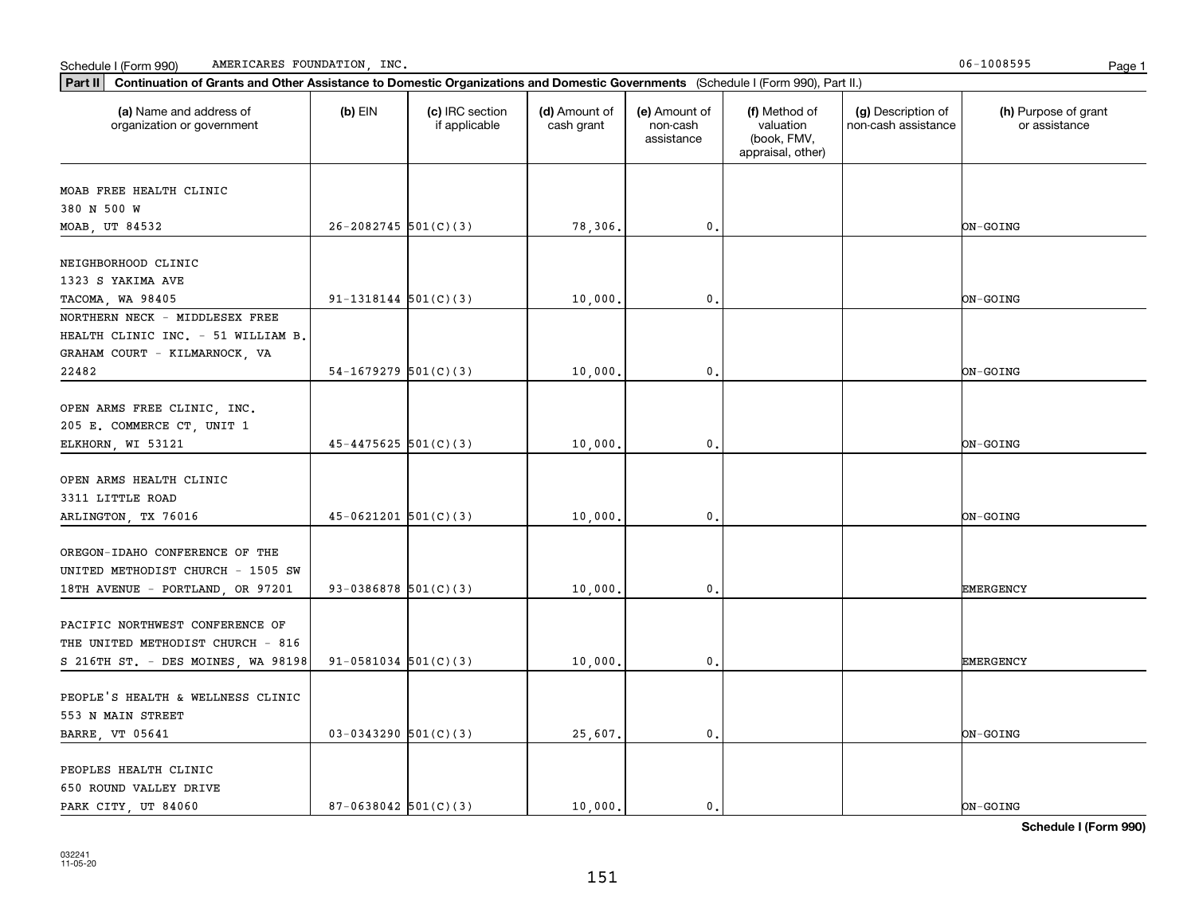Schedule I (Form 990) AMERICARES FOUNDATION, INC. 06-1008595

**Part II** **Continuation of Grants and Other Assistance to Domestic Organizations and Domestic Governments** (Schedule I (Form 990), Part II.)

| (a) Name and address of organization or government | (b) EIN | (c) IRC section if applicable | (d) Amount of cash grant | (e) Amount of non-cash assistance | (f) Method of valuation (book, FMV, appraisal, other) | (g) Description of non-cash assistance | (h) Purpose of grant or assistance |
|---|---|---|---|---|---|---|---|
| MOAB FREE HEALTH CLINIC 380 N 500 W MOAB, UT 84532 | 26-2082745 | 501(C)(3) | 78,306. | 0. | | | ON-GOING |
| NEIGHBORHOOD CLINIC 1323 S YAKIMA AVE TACOMA, WA 98405 | 91-1318144 | 501(C)(3) | 10,000. | 0. | | | ON-GOING |
| NORTHERN NECK - MIDDLESEX FREE HEALTH CLINIC INC. - 51 WILLIAM B. GRAHAM COURT - KILMARNOCK, VA 22482 | 54-1679279 | 501(C)(3) | 10,000. | 0. | | | ON-GOING |
| OPEN ARMS FREE CLINIC, INC. 205 E. COMMERCE CT, UNIT 1 ELKHORN, WI 53121 | 45-4475625 | 501(C)(3) | 10,000. | 0. | | | ON-GOING |
| OPEN ARMS HEALTH CLINIC 3311 LITTLE ROAD ARLINGTON, TX 76016 | 45-0621201 | 501(C)(3) | 10,000. | 0. | | | ON-GOING |
| OREGON-IDAHO CONFERENCE OF THE UNITED METHODIST CHURCH - 1505 SW 18TH AVENUE - PORTLAND, OR 97201 | 93-0386878 | 501(C)(3) | 10,000. | 0. | | | EMERGENCY |
| PACIFIC NORTHWEST CONFERENCE OF THE UNITED METHODIST CHURCH - 816 S 216TH ST. - DES MOINES, WA 98198 | 91-0581034 | 501(C)(3) | 10,000. | 0. | | | EMERGENCY |
| PEOPLE'S HEALTH & WELLNESS CLINIC 553 N MAIN STREET BARRE, VT 05641 | 03-0343290 | 501(C)(3) | 25,607. | 0. | | | ON-GOING |
| PEOPLES HEALTH CLINIC 650 ROUND VALLEY DRIVE PARK CITY, UT 84060 | 87-0638042 | 501(C)(3) | 10,000. | 0. | | | ON-GOING |

**Schedule I (Form 990)**

032241 11-05-20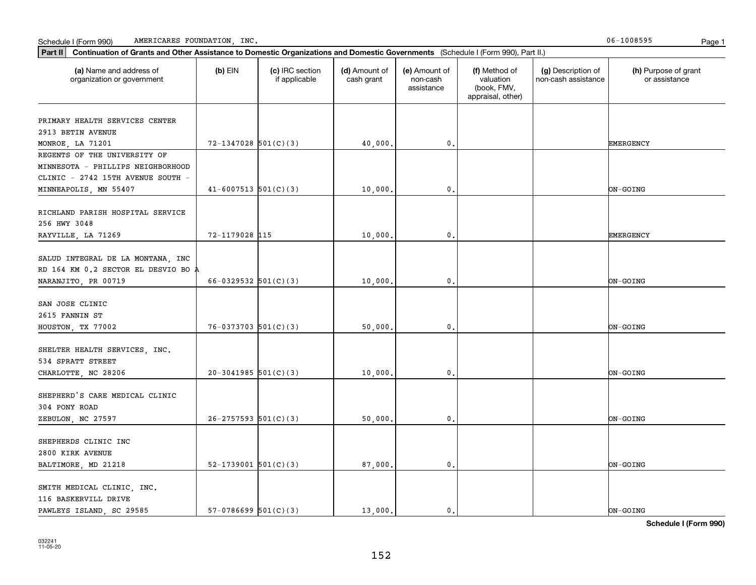Schedule I (Form 990) AMERICARES FOUNDATION, INC. 06-1008595

**Part II** **Continuation of Grants and Other Assistance to Domestic Organizations and Domestic Governments** (Schedule I (Form 990), Part II.)

| (a) Name and address of organization or government | (b) EIN | (c) IRC section if applicable | (d) Amount of cash grant | (e) Amount of non-cash assistance | (f) Method of valuation (book, FMV, appraisal, other) | (g) Description of non-cash assistance | (h) Purpose of grant or assistance |
|---|---|---|---|---|---|---|---|
| PRIMARY HEALTH SERVICES CENTER 2913 BETIN AVENUE MONROE, LA 71201 | 72-1347028 | 501(C)(3) | 40,000. | 0. | | | EMERGENCY |
| REGENTS OF THE UNIVERSITY OF MINNESOTA - PHILLIPS NEIGHBORHOOD CLINIC - 2742 15TH AVENUE SOUTH - MINNEAPOLIS, MN 55407 | 41-6007513 | 501(C)(3) | 10,000. | 0. | | | ON-GOING |
| RICHLAND PARISH HOSPITAL SERVICE 256 HWY 3048 RAYVILLE, LA 71269 | 72-1179028 | 115 | 10,000. | 0. | | | EMERGENCY |
| SALUD INTEGRAL DE LA MONTANA, INC RD 164 KM 0.2 SECTOR EL DESVIO BO A NARANJITO, PR 00719 | 66-0329532 | 501(C)(3) | 10,000. | 0. | | | ON-GOING |
| SAN JOSE CLINIC 2615 FANNIN ST HOUSTON, TX 77002 | 76-0373703 | 501(C)(3) | 50,000. | 0. | | | ON-GOING |
| SHELTER HEALTH SERVICES, INC. 534 SPRATT STREET CHARLOTTE, NC 28206 | 20-3041985 | 501(C)(3) | 10,000. | 0. | | | ON-GOING |
| SHEPHERD'S CARE MEDICAL CLINIC 304 PONY ROAD ZEBULON, NC 27597 | 26-2757593 | 501(C)(3) | 50,000. | 0. | | | ON-GOING |
| SHEPHERDS CLINIC INC 2800 KIRK AVENUE BALTIMORE, MD 21218 | 52-1739001 | 501(C)(3) | 87,000. | 0. | | | ON-GOING |
| SMITH MEDICAL CLINIC, INC. 116 BASKERVILL DRIVE PAWLEYS ISLAND, SC 29585 | 57-0786699 | 501(C)(3) | 13,000. | 0. | | | ON-GOING |

**Schedule I (Form 990)**

032241 11-05-20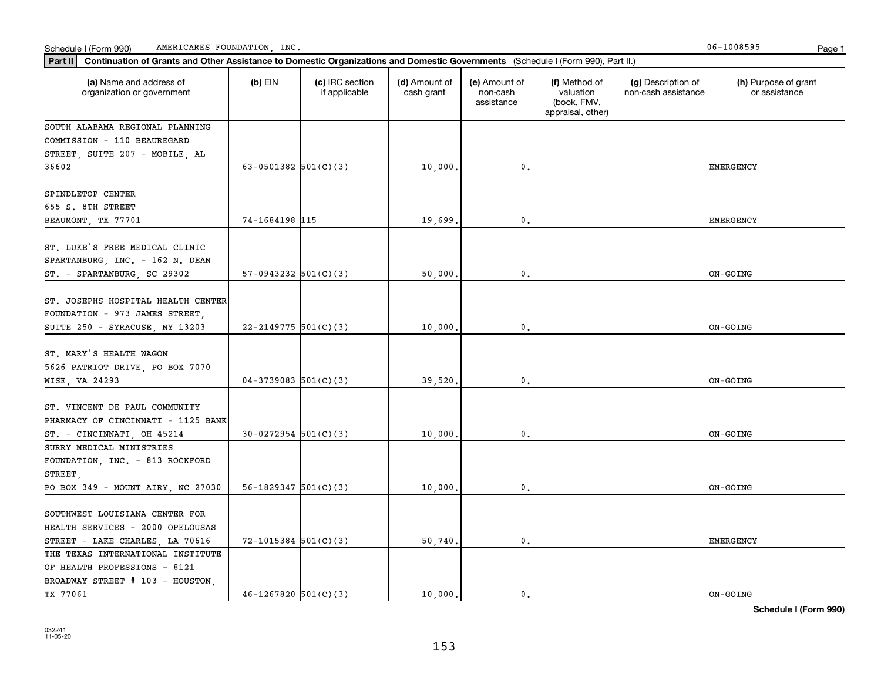Schedule I (Form 990) AMERICARES FOUNDATION, INC. 06-1008595

**Part II** **Continuation of Grants and Other Assistance to Domestic Organizations and Domestic Governments** (Schedule I (Form 990), Part II.)

| (a) Name and address of organization or government | (b) EIN | (c) IRC section if applicable | (d) Amount of cash grant | (e) Amount of non-cash assistance | (f) Method of valuation (book, FMV, appraisal, other) | (g) Description of non-cash assistance | (h) Purpose of grant or assistance |
|---|---|---|---|---|---|---|---|
| SOUTH ALABAMA REGIONAL PLANNING COMMISSION - 110 BEAUREGARD STREET, SUITE 207 - MOBILE, AL 36602 | 63-0501382 | 501(C)(3) | 10,000. | 0. | | | EMERGENCY |
| SPINDLETOP CENTER 655 S. 8TH STREET BEAUMONT, TX 77701 | 74-1684198 | 115 | 19,699. | 0. | | | EMERGENCY |
| ST. LUKE'S FREE MEDICAL CLINIC SPARTANBURG, INC. - 162 N. DEAN ST. - SPARTANBURG, SC 29302 | 57-0943232 | 501(C)(3) | 50,000. | 0. | | | ON-GOING |
| ST. JOSEPHS HOSPITAL HEALTH CENTER FOUNDATION - 973 JAMES STREET, SUITE 250 - SYRACUSE, NY 13203 | 22-2149775 | 501(C)(3) | 10,000. | 0. | | | ON-GOING |
| ST. MARY'S HEALTH WAGON 5626 PATRIOT DRIVE, PO BOX 7070 WISE, VA 24293 | 04-3739083 | 501(C)(3) | 39,520. | 0. | | | ON-GOING |
| ST. VINCENT DE PAUL COMMUNITY PHARMACY OF CINCINNATI - 1125 BANK ST. - CINCINNATI, OH 45214 | 30-0272954 | 501(C)(3) | 10,000. | 0. | | | ON-GOING |
| SURRY MEDICAL MINISTRIES FOUNDATION, INC. - 813 ROCKFORD STREET, PO BOX 349 - MOUNT AIRY, NC 27030 | 56-1829347 | 501(C)(3) | 10,000. | 0. | | | ON-GOING |
| SOUTHWEST LOUISIANA CENTER FOR HEALTH SERVICES - 2000 OPELOUSAS STREET - LAKE CHARLES, LA 70616 | 72-1015384 | 501(C)(3) | 50,740. | 0. | | | EMERGENCY |
| THE TEXAS INTERNATIONAL INSTITUTE OF HEALTH PROFESSIONS - 8121 BROADWAY STREET # 103 - HOUSTON, TX 77061 | 46-1267820 | 501(C)(3) | 10,000. | 0. | | | ON-GOING |

**Schedule I (Form 990)**

032241
11-05-20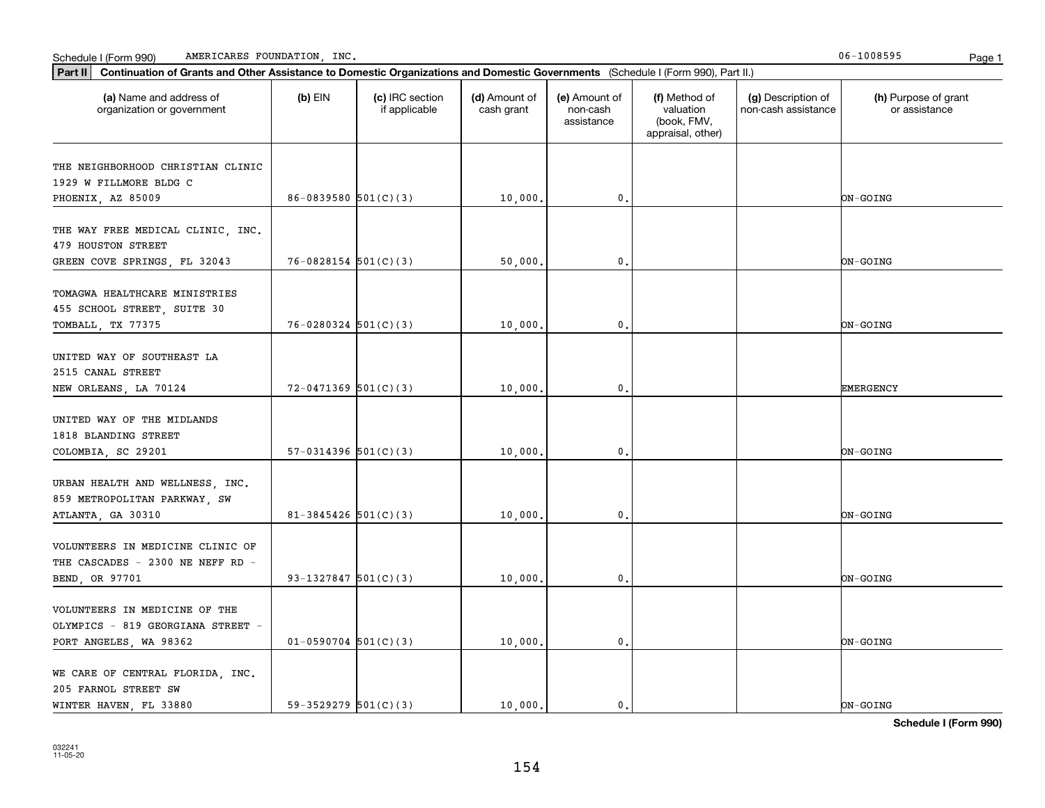Schedule I (Form 990) AMERICARES FOUNDATION, INC. 06-1008595

**Part II** **Continuation of Grants and Other Assistance to Domestic Organizations and Domestic Governments** (Schedule I (Form 990), Part II.)

| (a) Name and address of organization or government | (b) EIN | (c) IRC section if applicable | (d) Amount of cash grant | (e) Amount of non-cash assistance | (f) Method of valuation (book, FMV, appraisal, other) | (g) Description of non-cash assistance | (h) Purpose of grant or assistance |
|---|---|---|---|---|---|---|---|
| THE NEIGHBORHOOD CHRISTIAN CLINIC 1929 W FILLMORE BLDG C PHOENIX, AZ 85009 | 86-0839580 | 501(C)(3) | 10,000. | 0. | | | ON-GOING |
| THE WAY FREE MEDICAL CLINIC, INC. 479 HOUSTON STREET GREEN COVE SPRINGS, FL 32043 | 76-0828154 | 501(C)(3) | 50,000. | 0. | | | ON-GOING |
| TOMAGWA HEALTHCARE MINISTRIES 455 SCHOOL STREET, SUITE 30 TOMBALL, TX 77375 | 76-0280324 | 501(C)(3) | 10,000. | 0. | | | ON-GOING |
| UNITED WAY OF SOUTHEAST LA 2515 CANAL STREET NEW ORLEANS, LA 70124 | 72-0471369 | 501(C)(3) | 10,000. | 0. | | | EMERGENCY |
| UNITED WAY OF THE MIDLANDS 1818 BLANDING STREET COLOMBIA, SC 29201 | 57-0314396 | 501(C)(3) | 10,000. | 0. | | | ON-GOING |
| URBAN HEALTH AND WELLNESS, INC. 859 METROPOLITAN PARKWAY, SW ATLANTA, GA 30310 | 81-3845426 | 501(C)(3) | 10,000. | 0. | | | ON-GOING |
| VOLUNTEERS IN MEDICINE CLINIC OF THE CASCADES - 2300 NE NEFF RD - BEND, OR 97701 | 93-1327847 | 501(C)(3) | 10,000. | 0. | | | ON-GOING |
| VOLUNTEERS IN MEDICINE OF THE OLYMPICS - 819 GEORGIANA STREET - PORT ANGELES, WA 98362 | 01-0590704 | 501(C)(3) | 10,000. | 0. | | | ON-GOING |
| WE CARE OF CENTRAL FLORIDA, INC. 205 FARNOL STREET SW WINTER HAVEN, FL 33880 | 59-3529279 | 501(C)(3) | 10,000. | 0. | | | ON-GOING |

**Schedule I (Form 990)**

032241 11-05-20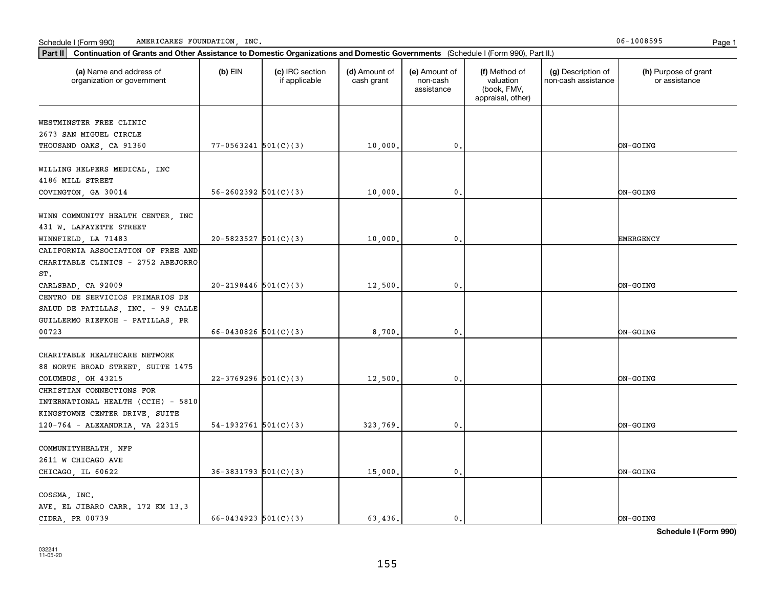Schedule I (Form 990) AMERICARES FOUNDATION, INC. 06-1008595

**Part II** **Continuation of Grants and Other Assistance to Domestic Organizations and Domestic Governments** (Schedule I (Form 990), Part II.)

| (a) Name and address of organization or government | (b) EIN | (c) IRC section if applicable | (d) Amount of cash grant | (e) Amount of non-cash assistance | (f) Method of valuation (book, FMV, appraisal, other) | (g) Description of non-cash assistance | (h) Purpose of grant or assistance |
|---|---|---|---|---|---|---|---|
| WESTMINSTER FREE CLINIC 2673 SAN MIGUEL CIRCLE THOUSAND OAKS, CA 91360 | 77-0563241 | 501(C)(3) | 10,000. | 0. | | | ON-GOING |
| WILLING HELPERS MEDICAL, INC 4186 MILL STREET COVINGTON, GA 30014 | 56-2602392 | 501(C)(3) | 10,000. | 0. | | | ON-GOING |
| WINN COMMUNITY HEALTH CENTER, INC 431 W. LAFAYETTE STREET WINNFIELD, LA 71483 | 20-5823527 | 501(C)(3) | 10,000. | 0. | | | EMERGENCY |
| CALIFORNIA ASSOCIATION OF FREE AND CHARITABLE CLINICS - 2752 ABEJORRO ST. CARLSBAD, CA 92009 | 20-2198446 | 501(C)(3) | 12,500. | 0. | | | ON-GOING |
| CENTRO DE SERVICIOS PRIMARIOS DE SALUD DE PATILLAS, INC. - 99 CALLE GUILLERMO RIEFKOH - PATILLAS, PR 00723 | 66-0430826 | 501(C)(3) | 8,700. | 0. | | | ON-GOING |
| CHARITABLE HEALTHCARE NETWORK 88 NORTH BROAD STREET, SUITE 1475 COLUMBUS, OH 43215 | 22-3769296 | 501(C)(3) | 12,500. | 0. | | | ON-GOING |
| CHRISTIAN CONNECTIONS FOR INTERNATIONAL HEALTH (CCIH) - 5810 KINGSTOWNE CENTER DRIVE, SUITE 120-764 - ALEXANDRIA, VA 22315 | 54-1932761 | 501(C)(3) | 323,769. | 0. | | | ON-GOING |
| COMMUNITYHEALTH, NFP 2611 W CHICAGO AVE CHICAGO, IL 60622 | 36-3831793 | 501(C)(3) | 15,000. | 0. | | | ON-GOING |
| COSSMA, INC. AVE. EL JIBARO CARR. 172 KM 13.3 CIDRA, PR 00739 | 66-0434923 | 501(C)(3) | 63,436. | 0. | | | ON-GOING |

**Schedule I (Form 990)**

032241
11-05-20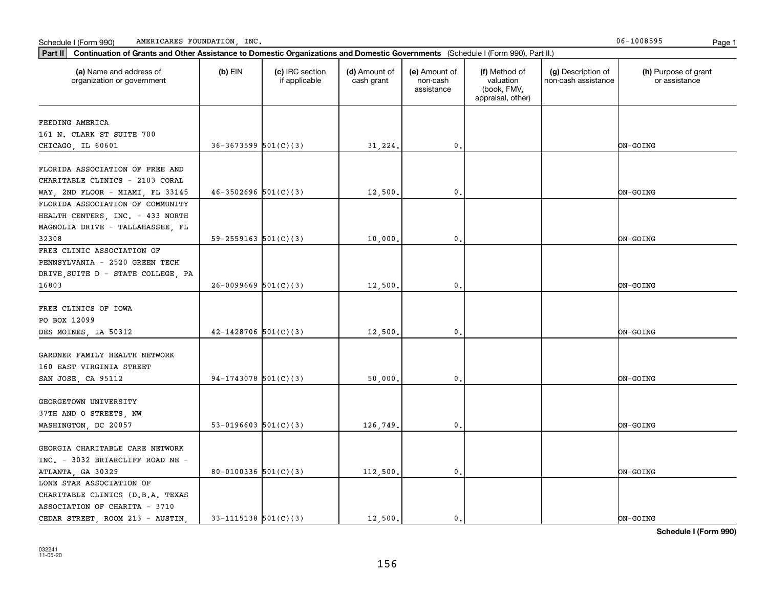Schedule I (Form 990) AMERICARES FOUNDATION, INC. 06-1008595

**Part II** **Continuation of Grants and Other Assistance to Domestic Organizations and Domestic Governments** (Schedule I (Form 990), Part II.)

| (a) Name and address of organization or government | (b) EIN | (c) IRC section if applicable | (d) Amount of cash grant | (e) Amount of non-cash assistance | (f) Method of valuation (book, FMV, appraisal, other) | (g) Description of non-cash assistance | (h) Purpose of grant or assistance |
|---|---|---|---|---|---|---|---|
| FEEDING AMERICA 161 N. CLARK ST SUITE 700 CHICAGO, IL 60601 | 36-3673599 | 501(C)(3) | 31,224. | 0. | | | ON-GOING |
| FLORIDA ASSOCIATION OF FREE AND CHARITABLE CLINICS - 2103 CORAL WAY, 2ND FLOOR - MIAMI, FL 33145 | 46-3502696 | 501(C)(3) | 12,500. | 0. | | | ON-GOING |
| FLORIDA ASSOCIATION OF COMMUNITY HEALTH CENTERS, INC. - 433 NORTH MAGNOLIA DRIVE - TALLAHASSEE, FL 32308 | 59-2559163 | 501(C)(3) | 10,000. | 0. | | | ON-GOING |
| FREE CLINIC ASSOCIATION OF PENNSYLVANIA - 2520 GREEN TECH DRIVE,SUITE D - STATE COLLEGE, PA 16803 | 26-0099669 | 501(C)(3) | 12,500. | 0. | | | ON-GOING |
| FREE CLINICS OF IOWA PO BOX 12099 DES MOINES, IA 50312 | 42-1428706 | 501(C)(3) | 12,500. | 0. | | | ON-GOING |
| GARDNER FAMILY HEALTH NETWORK 160 EAST VIRGINIA STREET SAN JOSE, CA 95112 | 94-1743078 | 501(C)(3) | 50,000. | 0. | | | ON-GOING |
| GEORGETOWN UNIVERSITY 37TH AND O STREETS, NW WASHINGTON, DC 20057 | 53-0196603 | 501(C)(3) | 126,749. | 0. | | | ON-GOING |
| GEORGIA CHARITABLE CARE NETWORK INC. - 3032 BRIARCLIFF ROAD NE - ATLANTA, GA 30329 | 80-0100336 | 501(C)(3) | 112,500. | 0. | | | ON-GOING |
| LONE STAR ASSOCIATION OF CHARITABLE CLINICS (D.B.A. TEXAS ASSOCIATION OF CHARITA - 3710 CEDAR STREET, ROOM 213 - AUSTIN, | 33-1115138 | 501(C)(3) | 12,500. | 0. | | | ON-GOING |

**Schedule I (Form 990)**

032241 11-05-20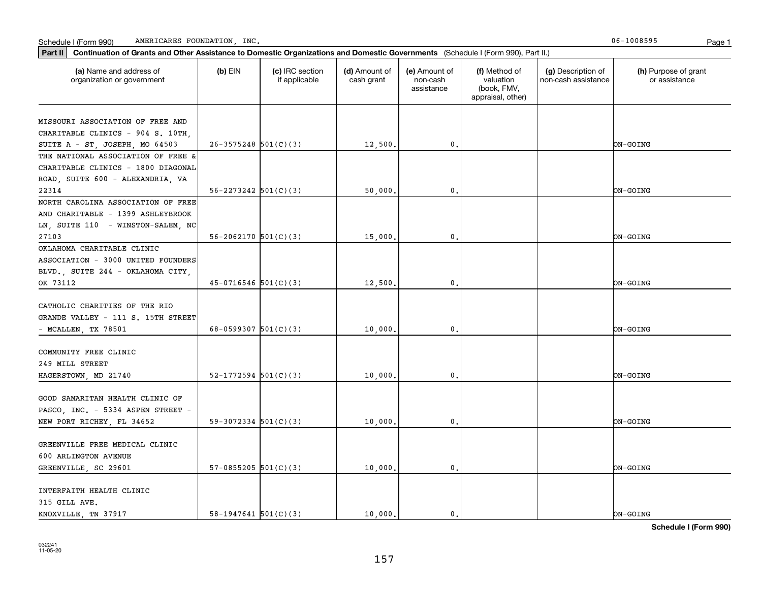Schedule I (Form 990) AMERICARES FOUNDATION, INC. 06-1008595

**Part II** **Continuation of Grants and Other Assistance to Domestic Organizations and Domestic Governments** (Schedule I (Form 990), Part II.)

| (a) Name and address of organization or government | (b) EIN | (c) IRC section if applicable | (d) Amount of cash grant | (e) Amount of non-cash assistance | (f) Method of valuation (book, FMV, appraisal, other) | (g) Description of non-cash assistance | (h) Purpose of grant or assistance |
|---|---|---|---|---|---|---|---|
| MISSOURI ASSOCIATION OF FREE AND CHARITABLE CLINICS - 904 S. 10TH, SUITE A - ST, JOSEPH, MO 64503 | 26-3575248 | 501(C)(3) | 12,500. | 0. | | | ON-GOING |
| THE NATIONAL ASSOCIATION OF FREE & CHARITABLE CLINICS - 1800 DIAGONAL ROAD, SUITE 600 - ALEXANDRIA, VA 22314 | 56-2273242 | 501(C)(3) | 50,000. | 0. | | | ON-GOING |
| NORTH CAROLINA ASSOCIATION OF FREE AND CHARITABLE - 1399 ASHLEYBROOK LN, SUITE 110 - WINSTON-SALEM, NC 27103 | 56-2062170 | 501(C)(3) | 15,000. | 0. | | | ON-GOING |
| OKLAHOMA CHARITABLE CLINIC ASSOCIATION - 3000 UNITED FOUNDERS BLVD., SUITE 244 - OKLAHOMA CITY, OK 73112 | 45-0716546 | 501(C)(3) | 12,500. | 0. | | | ON-GOING |
| CATHOLIC CHARITIES OF THE RIO GRANDE VALLEY - 111 S. 15TH STREET - MCALLEN, TX 78501 | 68-0599307 | 501(C)(3) | 10,000. | 0. | | | ON-GOING |
| COMMUNITY FREE CLINIC 249 MILL STREET HAGERSTOWN, MD 21740 | 52-1772594 | 501(C)(3) | 10,000. | 0. | | | ON-GOING |
| GOOD SAMARITAN HEALTH CLINIC OF PASCO, INC. - 5334 ASPEN STREET - NEW PORT RICHEY, FL 34652 | 59-3072334 | 501(C)(3) | 10,000. | 0. | | | ON-GOING |
| GREENVILLE FREE MEDICAL CLINIC 600 ARLINGTON AVENUE GREENVILLE, SC 29601 | 57-0855205 | 501(C)(3) | 10,000. | 0. | | | ON-GOING |
| INTERFAITH HEALTH CLINIC 315 GILL AVE. KNOXVILLE, TN 37917 | 58-1947641 | 501(C)(3) | 10,000. | 0. | | | ON-GOING |

**Schedule I (Form 990)**

032241 11-05-20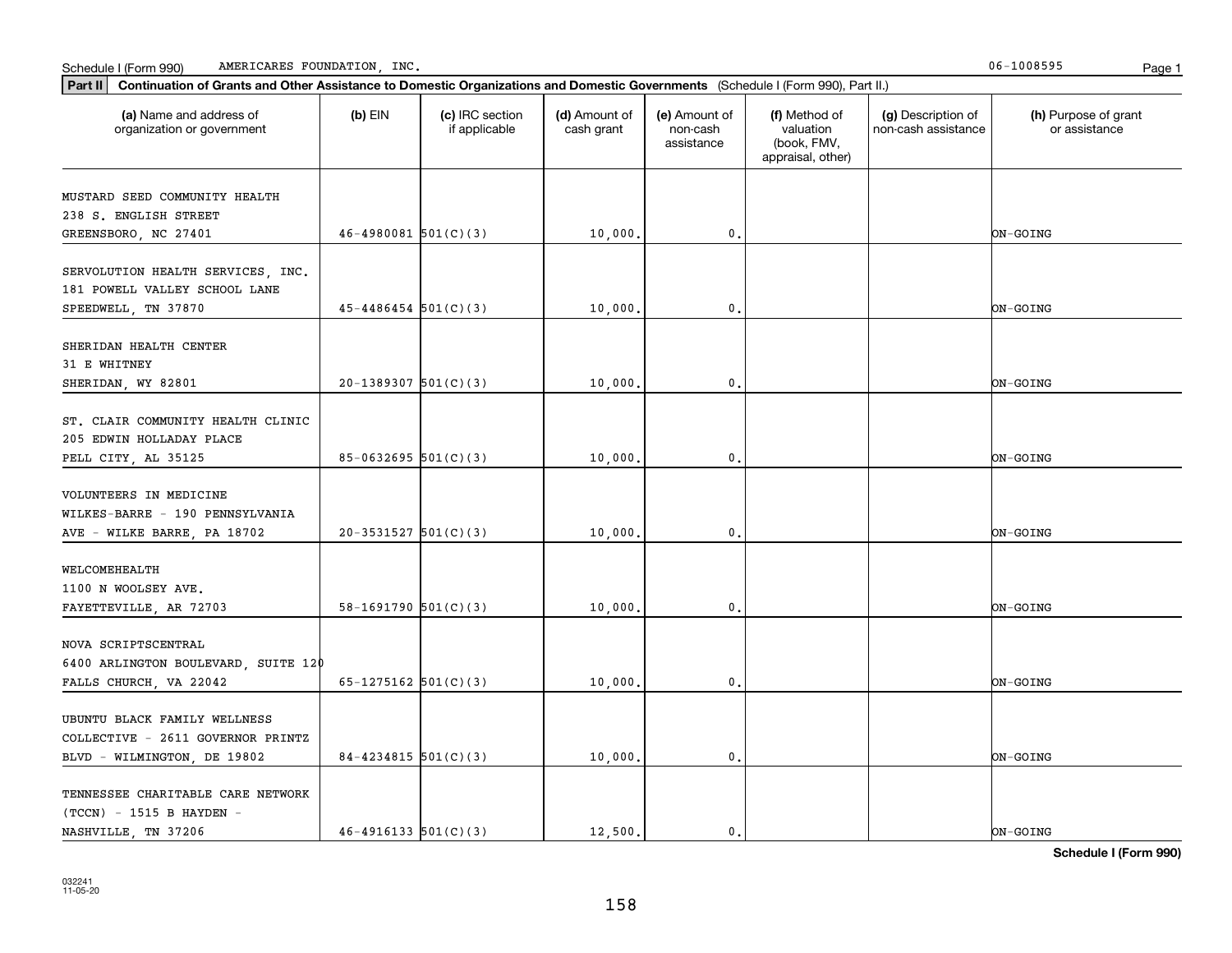Schedule I (Form 990) AMERICARES FOUNDATION, INC. 06-1008595

**Part II** **Continuation of Grants and Other Assistance to Domestic Organizations and Domestic Governments** (Schedule I (Form 990), Part II.)

| (a) Name and address of organization or government | (b) EIN | (c) IRC section if applicable | (d) Amount of cash grant | (e) Amount of non-cash assistance | (f) Method of valuation (book, FMV, appraisal, other) | (g) Description of non-cash assistance | (h) Purpose of grant or assistance |
|---|---|---|---|---|---|---|---|
| MUSTARD SEED COMMUNITY HEALTH 238 S. ENGLISH STREET GREENSBORO, NC 27401 | 46-4980081 | 501(C)(3) | 10,000. | 0. | | | ON-GOING |
| SERVOLUTION HEALTH SERVICES, INC. 181 POWELL VALLEY SCHOOL LANE SPEEDWELL, TN 37870 | 45-4486454 | 501(C)(3) | 10,000. | 0. | | | ON-GOING |
| SHERIDAN HEALTH CENTER 31 E WHITNEY SHERIDAN, WY 82801 | 20-1389307 | 501(C)(3) | 10,000. | 0. | | | ON-GOING |
| ST. CLAIR COMMUNITY HEALTH CLINIC 205 EDWIN HOLLADAY PLACE PELL CITY, AL 35125 | 85-0632695 | 501(C)(3) | 10,000. | 0. | | | ON-GOING |
| VOLUNTEERS IN MEDICINE WILKES-BARRE - 190 PENNSYLVANIA AVE - WILKE BARRE, PA 18702 | 20-3531527 | 501(C)(3) | 10,000. | 0. | | | ON-GOING |
| WELCOMEHEALTH 1100 N WOOLSEY AVE. FAYETTEVILLE, AR 72703 | 58-1691790 | 501(C)(3) | 10,000. | 0. | | | ON-GOING |
| NOVA SCRIPTSCENTRAL 6400 ARLINGTON BOULEVARD, SUITE 120 FALLS CHURCH, VA 22042 | 65-1275162 | 501(C)(3) | 10,000. | 0. | | | ON-GOING |
| UBUNTU BLACK FAMILY WELLNESS COLLECTIVE - 2611 GOVERNOR PRINTZ BLVD - WILMINGTON, DE 19802 | 84-4234815 | 501(C)(3) | 10,000. | 0. | | | ON-GOING |
| TENNESSEE CHARITABLE CARE NETWORK (TCCN) - 1515 B HAYDEN - NASHVILLE, TN 37206 | 46-4916133 | 501(C)(3) | 12,500. | 0. | | | ON-GOING |

**Schedule I (Form 990)**

032241 11-05-20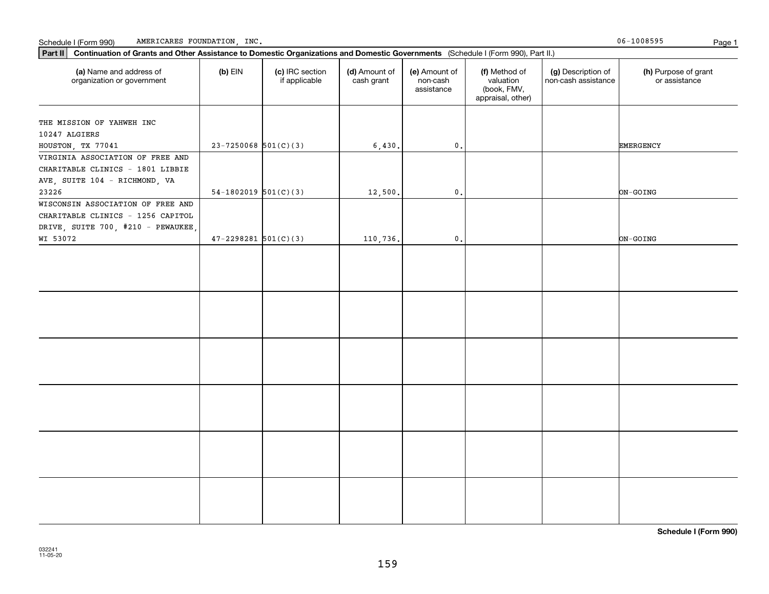Schedule I (Form 990) AMERICARES FOUNDATION, INC. 06-1008595

**Part II** **Continuation of Grants and Other Assistance to Domestic Organizations and Domestic Governments** (Schedule I (Form 990), Part II.)

| (a) Name and address of organization or government | (b) EIN | (c) IRC section if applicable | (d) Amount of cash grant | (e) Amount of non-cash assistance | (f) Method of valuation (book, FMV, appraisal, other) | (g) Description of non-cash assistance | (h) Purpose of grant or assistance |
|---|---|---|---|---|---|---|---|
| THE MISSION OF YAHWEH INC 10247 ALGIERS HOUSTON, TX 77041 | 23-7250068 | 501(C)(3) | 6,430. | 0. | | | EMERGENCY |
| VIRGINIA ASSOCIATION OF FREE AND CHARITABLE CLINICS - 1801 LIBBIE AVE, SUITE 104 - RICHMOND, VA 23226 | 54-1802019 | 501(C)(3) | 12,500. | 0. | | | ON-GOING |
| WISCONSIN ASSOCIATION OF FREE AND CHARITABLE CLINICS - 1256 CAPITOL DRIVE, SUITE 700, #210 - PEWAUKEE, WI 53072 | 47-2298281 | 501(C)(3) | 110,736. | 0. | | | ON-GOING |
| | | | | | | | |
| | | | | | | | |
| | | | | | | | |
| | | | | | | | |
| | | | | | | | |
| | | | | | | | |

**Schedule I (Form 990)**

032241
11-05-20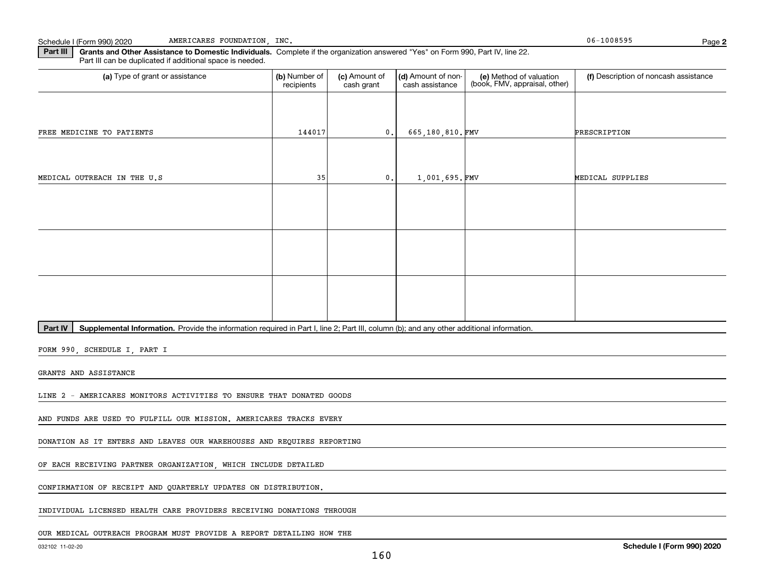Schedule I (Form 990) 2020 AMERICARES FOUNDATION, INC. 06-1008595 Page **2**

**Part III** **Grants and Other Assistance to Domestic Individuals.** Complete if the organization answered "Yes" on Form 990, Part IV, line 22. Part III can be duplicated if additional space is needed.

| (a) Type of grant or assistance | (b) Number of recipients | (c) Amount of cash grant | (d) Amount of non-cash assistance | (e) Method of valuation (book, FMV, appraisal, other) | (f) Description of noncash assistance |
|---|---|---|---|---|---|
| FREE MEDICINE TO PATIENTS | 144017 | 0. | 665,180,810. | FMV | PRESCRIPTION |
| MEDICAL OUTREACH IN THE U.S | 35 | 0. | 1,001,695. | FMV | MEDICAL SUPPLIES |
| | | | | | |
| | | | | | |
| | | | | | |

**Part IV** **Supplemental Information.** Provide the information required in Part I, line 2; Part III, column (b); and any other additional information.

FORM 990, SCHEDULE I, PART I

GRANTS AND ASSISTANCE

LINE 2 - AMERICARES MONITORS ACTIVITIES TO ENSURE THAT DONATED GOODS

AND FUNDS ARE USED TO FULFILL OUR MISSION. AMERICARES TRACKS EVERY

DONATION AS IT ENTERS AND LEAVES OUR WAREHOUSES AND REQUIRES REPORTING

OF EACH RECEIVING PARTNER ORGANIZATION, WHICH INCLUDE DETAILED

CONFIRMATION OF RECEIPT AND QUARTERLY UPDATES ON DISTRIBUTION.

INDIVIDUAL LICENSED HEALTH CARE PROVIDERS RECEIVING DONATIONS THROUGH

OUR MEDICAL OUTREACH PROGRAM MUST PROVIDE A REPORT DETAILING HOW THE

032102 11-02-20 **Schedule I (Form 990) 2020**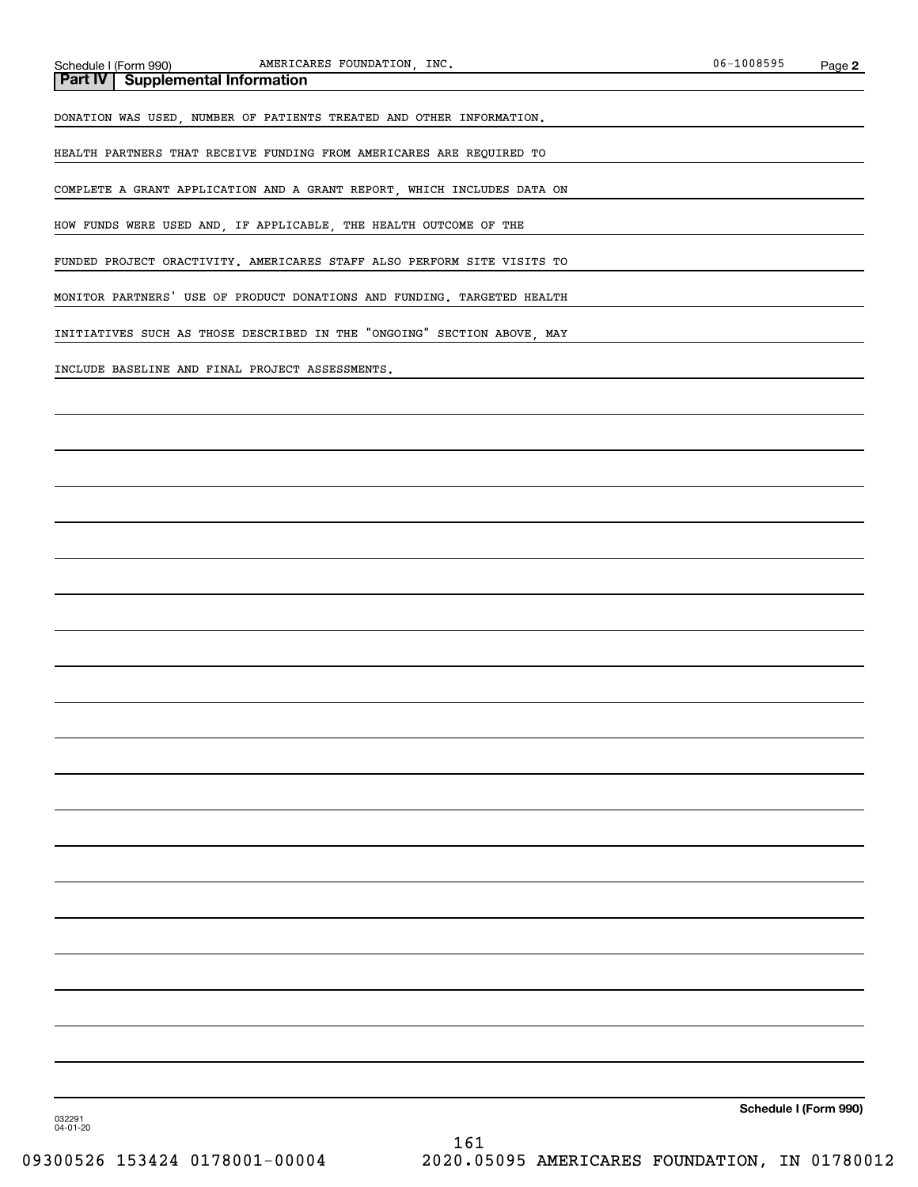## Part IV | Supplemental Information

DONATION WAS USED, NUMBER OF PATIENTS TREATED AND OTHER INFORMATION.

HEALTH PARTNERS THAT RECEIVE FUNDING FROM AMERICARES ARE REQUIRED TO COMPLETE A GRANT APPLICATION AND A GRANT REPORT, WHICH INCLUDES DATA ON HOW FUNDS WERE USED AND, IF APPLICABLE, THE HEALTH OUTCOME OF THE FUNDED PROJECT ORACTIVITY. AMERICARES STAFF ALSO PERFORM SITE VISITS TO MONITOR PARTNERS' USE OF PRODUCT DONATIONS AND FUNDING. TARGETED HEALTH INITIATIVES SUCH AS THOSE DESCRIBED IN THE "ONGOING" SECTION ABOVE, MAY INCLUDE BASELINE AND FINAL PROJECT ASSESSMENTS.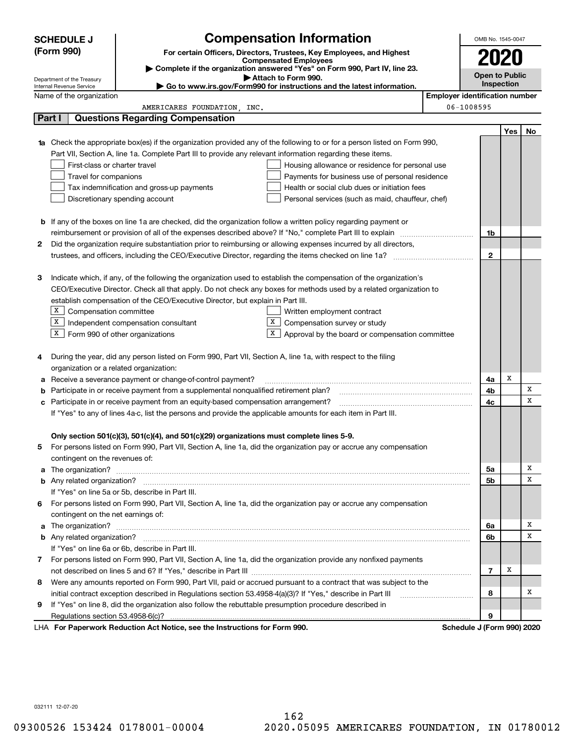# SCHEDULE J (Form 990)

# Compensation Information

**For certain Officers, Directors, Trustees, Key Employees, and Highest Compensated Employees**

▶ Complete if the organization answered "Yes" on Form 990, Part IV, line 23.

▶ Attach to Form 990.

▶ Go to www.irs.gov/Form990 for instructions and the latest information.

Department of the Treasury
Internal Revenue Service

OMB No. 1545-0047

**2020**

**Open to Public Inspection**

Name of the organization: AMERICARES FOUNDATION, INC.

Employer identification number: 06-1008595

## Part I Questions Regarding Compensation

| | | | Yes | No |
|---|---|---|---|---|
| **1a** | Check the appropriate box(es) if the organization provided any of the following to or for a person listed on Form 990, Part VII, Section A, line 1a. Complete Part III to provide any relevant information regarding these items.<br>☐ First-class or charter travel ☐ Housing allowance or residence for personal use<br>☐ Travel for companions ☐ Payments for business use of personal residence<br>☐ Tax indemnification and gross-up payments ☐ Health or social club dues or initiation fees<br>☐ Discretionary spending account ☐ Personal services (such as maid, chauffeur, chef) | | | |
| **b** | If any of the boxes on line 1a are checked, did the organization follow a written policy regarding payment or reimbursement or provision of all of the expenses described above? If "No," complete Part III to explain | 1b | | |
| **2** | Did the organization require substantiation prior to reimbursing or allowing expenses incurred by all directors, trustees, and officers, including the CEO/Executive Director, regarding the items checked on line 1a? | 2 | | |
| **3** | Indicate which, if any, of the following the organization used to establish the compensation of the organization's CEO/Executive Director. Check all that apply. Do not check any boxes for methods used by a related organization to establish compensation of the CEO/Executive Director, but explain in Part III.<br>☒ Compensation committee ☐ Written employment contract<br>☒ Independent compensation consultant ☒ Compensation survey or study<br>☒ Form 990 of other organizations ☒ Approval by the board or compensation committee | | | |
| **4** | During the year, did any person listed on Form 990, Part VII, Section A, line 1a, with respect to the filing organization or a related organization: | | | |
| **a** | Receive a severance payment or change-of-control payment? | 4a | X | |
| **b** | Participate in or receive payment from a supplemental nonqualified retirement plan? | 4b | | X |
| **c** | Participate in or receive payment from an equity-based compensation arrangement? | 4c | | X |
| | If "Yes" to any of lines 4a-c, list the persons and provide the applicable amounts for each item in Part III. | | | |
| | **Only section 501(c)(3), 501(c)(4), and 501(c)(29) organizations must complete lines 5-9.** | | | |
| **5** | For persons listed on Form 990, Part VII, Section A, line 1a, did the organization pay or accrue any compensation contingent on the revenues of: | | | |
| **a** | The organization? | 5a | | X |
| **b** | Any related organization? | 5b | | X |
| | If "Yes" on line 5a or 5b, describe in Part III. | | | |
| **6** | For persons listed on Form 990, Part VII, Section A, line 1a, did the organization pay or accrue any compensation contingent on the net earnings of: | | | |
| **a** | The organization? | 6a | | X |
| **b** | Any related organization? | 6b | | X |
| | If "Yes" on line 6a or 6b, describe in Part III. | | | |
| **7** | For persons listed on Form 990, Part VII, Section A, line 1a, did the organization provide any nonfixed payments not described on lines 5 and 6? If "Yes," describe in Part III | 7 | X | |
| **8** | Were any amounts reported on Form 990, Part VII, paid or accrued pursuant to a contract that was subject to the initial contract exception described in Regulations section 53.4958-4(a)(3)? If "Yes," describe in Part III | 8 | | X |
| **9** | If "Yes" on line 8, did the organization also follow the rebuttable presumption procedure described in Regulations section 53.4958-6(c)? | 9 | | |

LHA **For Paperwork Reduction Act Notice, see the Instructions for Form 990.** **Schedule J (Form 990) 2020**

032111 12-07-20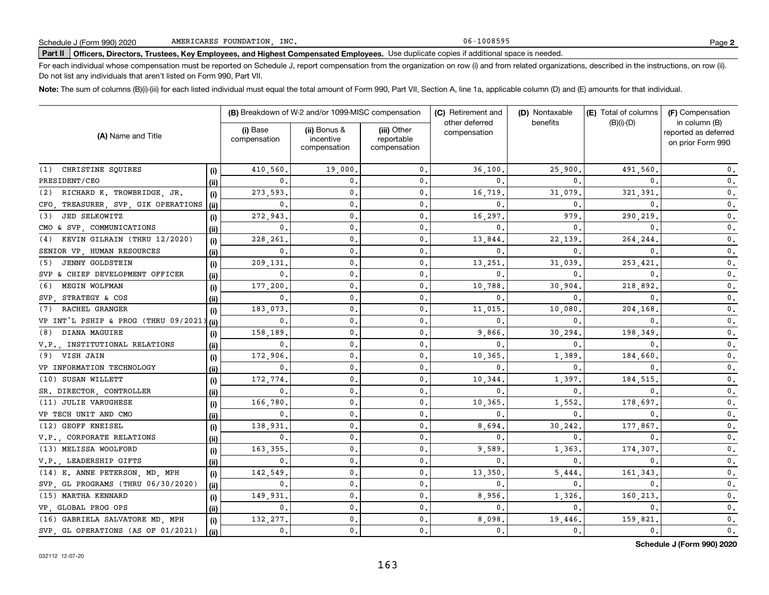Schedule J (Form 990) 2020 AMERICARES FOUNDATION, INC. 06-1008595

**Part II** **Officers, Directors, Trustees, Key Employees, and Highest Compensated Employees.** Use duplicate copies if additional space is needed.

For each individual whose compensation must be reported on Schedule J, report compensation from the organization on row (i) and from related organizations, described in the instructions, on row (ii). Do not list any individuals that aren't listed on Form 990, Part VII.

**Note:** The sum of columns (B)(i)-(iii) for each listed individual must equal the total amount of Form 990, Part VII, Section A, line 1a, applicable column (D) and (E) amounts for that individual.

| (A) Name and Title | | (B) Breakdown of W-2 and/or 1099-MISC compensation | | | (C) Retirement and other deferred compensation | (D) Nontaxable benefits | (E) Total of columns (B)(i)-(D) | (F) Compensation in column (B) reported as deferred on prior Form 990 |
|---|---|---|---|---|---|---|---|---|
| | | (i) Base compensation | (ii) Bonus & incentive compensation | (iii) Other reportable compensation | | | | |
| (1) CHRISTINE SQUIRES | (i) | 410,560. | 19,000. | 0. | 36,100. | 25,900. | 491,560. | 0. |
| PRESIDENT/CEO | (ii) | 0. | 0. | 0. | 0. | 0. | 0. | 0. |
| (2) RICHARD K. TROWBRIDGE, JR. | (i) | 273,593. | 0. | 0. | 16,719. | 31,079. | 321,391. | 0. |
| CFO, TREASURER, SVP, GIK OPERATIONS | (ii) | 0. | 0. | 0. | 0. | 0. | 0. | 0. |
| (3) JED SELKOWITZ | (i) | 272,943. | 0. | 0. | 16,297. | 979. | 290,219. | 0. |
| CMO & SVP, COMMUNICATIONS | (ii) | 0. | 0. | 0. | 0. | 0. | 0. | 0. |
| (4) KEVIN GILRAIN (THRU 12/2020) | (i) | 228,261. | 0. | 0. | 13,844. | 22,139. | 264,244. | 0. |
| SENIOR VP, HUMAN RESOURCES | (ii) | 0. | 0. | 0. | 0. | 0. | 0. | 0. |
| (5) JENNY GOLDSTEIN | (i) | 209,131. | 0. | 0. | 13,251. | 31,039. | 253,421. | 0. |
| SVP & CHIEF DEVELOPMENT OFFICER | (ii) | 0. | 0. | 0. | 0. | 0. | 0. | 0. |
| (6) MEGIN WOLFMAN | (i) | 177,200. | 0. | 0. | 10,788. | 30,904. | 218,892. | 0. |
| SVP, STRATEGY & COS | (ii) | 0. | 0. | 0. | 0. | 0. | 0. | 0. |
| (7) RACHEL GRANGER | (i) | 183,073. | 0. | 0. | 11,015. | 10,080. | 204,168. | 0. |
| VP INT'L PSHIP & PROG (THRU 09/2021) | (ii) | 0. | 0. | 0. | 0. | 0. | 0. | 0. |
| (8) DIANA MAGUIRE | (i) | 158,189. | 0. | 0. | 9,866. | 30,294. | 198,349. | 0. |
| V.P., INSTITUTIONAL RELATIONS | (ii) | 0. | 0. | 0. | 0. | 0. | 0. | 0. |
| (9) VISH JAIN | (i) | 172,906. | 0. | 0. | 10,365. | 1,389. | 184,660. | 0. |
| VP INFORMATION TECHNOLOGY | (ii) | 0. | 0. | 0. | 0. | 0. | 0. | 0. |
| (10) SUSAN WILLETT | (i) | 172,774. | 0. | 0. | 10,344. | 1,397. | 184,515. | 0. |
| SR. DIRECTOR, CONTROLLER | (ii) | 0. | 0. | 0. | 0. | 0. | 0. | 0. |
| (11) JULIE VARUGHESE | (i) | 166,780. | 0. | 0. | 10,365. | 1,552. | 178,697. | 0. |
| VP TECH UNIT AND CMO | (ii) | 0. | 0. | 0. | 0. | 0. | 0. | 0. |
| (12) GEOFF KNEISEL | (i) | 138,931. | 0. | 0. | 8,694. | 30,242. | 177,867. | 0. |
| V.P., CORPORATE RELATIONS | (ii) | 0. | 0. | 0. | 0. | 0. | 0. | 0. |
| (13) MELISSA WOOLFORD | (i) | 163,355. | 0. | 0. | 9,589. | 1,363. | 174,307. | 0. |
| V.P., LEADERSHIP GIFTS | (ii) | 0. | 0. | 0. | 0. | 0. | 0. | 0. |
| (14) E. ANNE PETERSON, MD, MPH | (i) | 142,549. | 0. | 0. | 13,350. | 5,444. | 161,343. | 0. |
| SVP, GL PROGRAMS (THRU 06/30/2020) | (ii) | 0. | 0. | 0. | 0. | 0. | 0. | 0. |
| (15) MARTHA KENNARD | (i) | 149,931. | 0. | 0. | 8,956. | 1,326. | 160,213. | 0. |
| VP, GLOBAL PROG OPS | (ii) | 0. | 0. | 0. | 0. | 0. | 0. | 0. |
| (16) GABRIELA SALVATORE MD, MPH | (i) | 132,277. | 0. | 0. | 8,098. | 19,446. | 159,821. | 0. |
| SVP, GL OPERATIONS (AS OF 01/2021) | (ii) | 0. | 0. | 0. | 0. | 0. | 0. | 0. |

**Schedule J (Form 990) 2020**

032112 12-07-20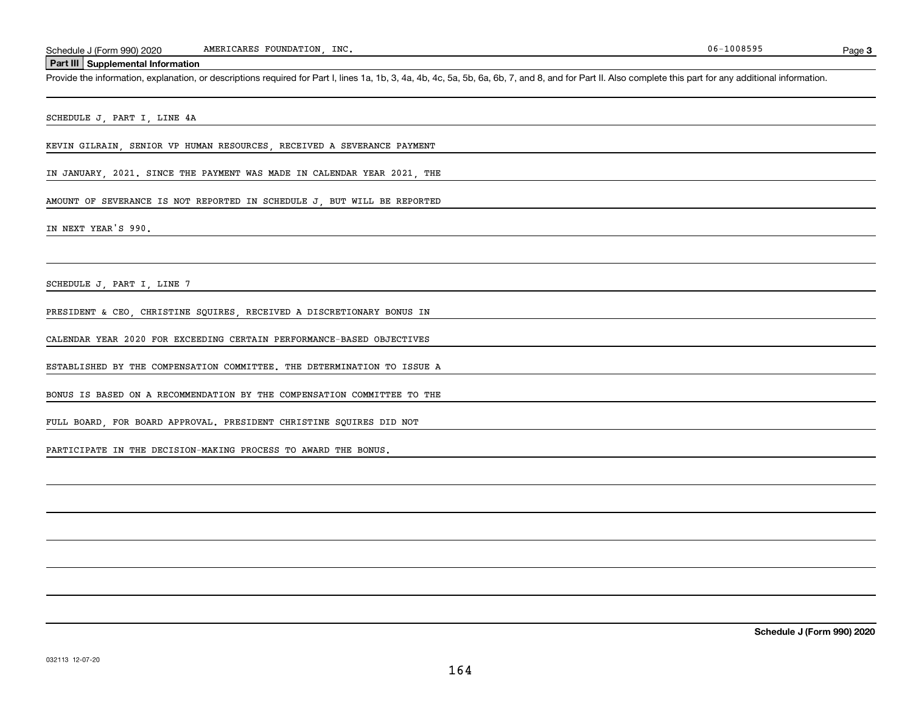## Part III Supplemental Information

Provide the information, explanation, or descriptions required for Part I, lines 1a, 1b, 3, 4a, 4b, 4c, 5a, 5b, 6a, 6b, 7, and 8, and for Part II. Also complete this part for any additional information.

SCHEDULE J, PART I, LINE 4A

KEVIN GILRAIN, SENIOR VP HUMAN RESOURCES, RECEIVED A SEVERANCE PAYMENT IN JANUARY, 2021. SINCE THE PAYMENT WAS MADE IN CALENDAR YEAR 2021, THE AMOUNT OF SEVERANCE IS NOT REPORTED IN SCHEDULE J, BUT WILL BE REPORTED IN NEXT YEAR'S 990.

SCHEDULE J, PART I, LINE 7

PRESIDENT & CEO, CHRISTINE SQUIRES, RECEIVED A DISCRETIONARY BONUS IN CALENDAR YEAR 2020 FOR EXCEEDING CERTAIN PERFORMANCE-BASED OBJECTIVES ESTABLISHED BY THE COMPENSATION COMMITTEE. THE DETERMINATION TO ISSUE A BONUS IS BASED ON A RECOMMENDATION BY THE COMPENSATION COMMITTEE TO THE FULL BOARD, FOR BOARD APPROVAL. PRESIDENT CHRISTINE SQUIRES DID NOT PARTICIPATE IN THE DECISION-MAKING PROCESS TO AWARD THE BONUS.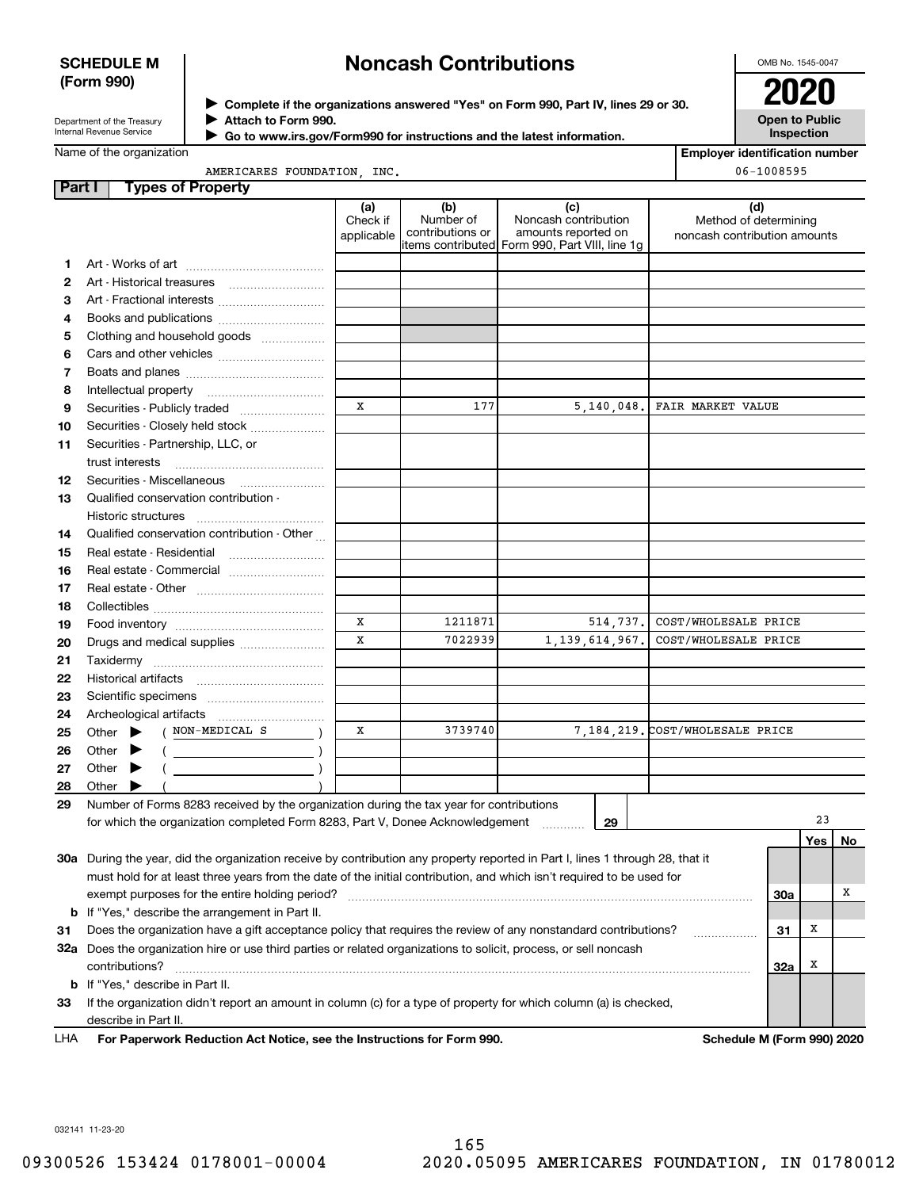**SCHEDULE M (Form 990)**

Department of the Treasury
Internal Revenue Service

# Noncash Contributions

▶ Complete if the organizations answered "Yes" on Form 990, Part IV, lines 29 or 30.
▶ Attach to Form 990.
▶ Go to www.irs.gov/Form990 for instructions and the latest information.

OMB No. 1545-0047

**2020**

**Open to Public Inspection**

Name of the organization: AMERICARES FOUNDATION, INC.

Employer identification number: 06-1008595

## Part I Types of Property

| | | (a) Check if applicable | (b) Number of contributions or items contributed | (c) Noncash contribution amounts reported on Form 990, Part VIII, line 1g | (d) Method of determining noncash contribution amounts |
|---|---|---|---|---|---|
| 1 | Art - Works of art | | | | |
| 2 | Art - Historical treasures | | | | |
| 3 | Art - Fractional interests | | | | |
| 4 | Books and publications | | | | |
| 5 | Clothing and household goods | | | | |
| 6 | Cars and other vehicles | | | | |
| 7 | Boats and planes | | | | |
| 8 | Intellectual property | | | | |
| 9 | Securities - Publicly traded | X | 177 | 5,140,048. | FAIR MARKET VALUE |
| 10 | Securities - Closely held stock | | | | |
| 11 | Securities - Partnership, LLC, or trust interests | | | | |
| 12 | Securities - Miscellaneous | | | | |
| 13 | Qualified conservation contribution - Historic structures | | | | |
| 14 | Qualified conservation contribution - Other | | | | |
| 15 | Real estate - Residential | | | | |
| 16 | Real estate - Commercial | | | | |
| 17 | Real estate - Other | | | | |
| 18 | Collectibles | | | | |
| 19 | Food inventory | X | 1211871 | 514,737. | COST/WHOLESALE PRICE |
| 20 | Drugs and medical supplies | X | 7022939 | 1,139,614,967. | COST/WHOLESALE PRICE |
| 21 | Taxidermy | | | | |
| 22 | Historical artifacts | | | | |
| 23 | Scientific specimens | | | | |
| 24 | Archeological artifacts | | | | |
| 25 | Other ▶ ( NON-MEDICAL S ) | X | 3739740 | 7,184,219. | COST/WHOLESALE PRICE |
| 26 | Other ▶ ( ) | | | | |
| 27 | Other ▶ ( ) | | | | |
| 28 | Other ▶ ( ) | | | | |

**29** Number of Forms 8283 received by the organization during the tax year for contributions for which the organization completed Form 8283, Part V, Donee Acknowledgement ..... **29** | 23

| | | | Yes | No |
|---|---|---|---|---|
| 30a | During the year, did the organization receive by contribution any property reported in Part I, lines 1 through 28, that it must hold for at least three years from the date of the initial contribution, and which isn't required to be used for exempt purposes for the entire holding period? | 30a | | X |
| b | If "Yes," describe the arrangement in Part II. | | | |
| 31 | Does the organization have a gift acceptance policy that requires the review of any nonstandard contributions? | 31 | X | |
| 32a | Does the organization hire or use third parties or related organizations to solicit, process, or sell noncash contributions? | 32a | X | |
| b | If "Yes," describe in Part II. | | | |
| 33 | If the organization didn't report an amount in column (c) for a type of property for which column (a) is checked, describe in Part II. | | | |

LHA **For Paperwork Reduction Act Notice, see the Instructions for Form 990.** **Schedule M (Form 990) 2020**

032141 11-23-20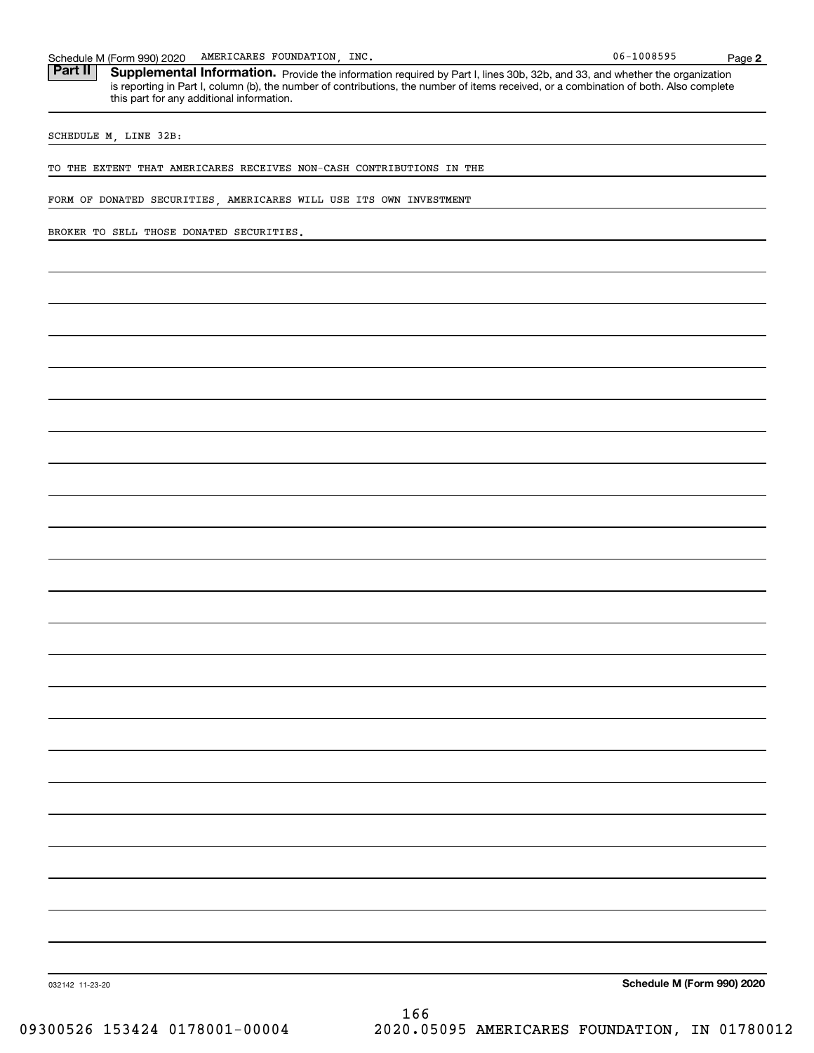Schedule M (Form 990) 2020 AMERICARES FOUNDATION, INC. 06-1008595

**Part II** **Supplemental Information.** Provide the information required by Part I, lines 30b, 32b, and 33, and whether the organization is reporting in Part I, column (b), the number of contributions, the number of items received, or a combination of both. Also complete this part for any additional information.

SCHEDULE M, LINE 32B:

TO THE EXTENT THAT AMERICARES RECEIVES NON-CASH CONTRIBUTIONS IN THE FORM OF DONATED SECURITIES, AMERICARES WILL USE ITS OWN INVESTMENT BROKER TO SELL THOSE DONATED SECURITIES.

032142 11-23-20 **Schedule M (Form 990) 2020**

09300526 153424 0178001-00004 2020.05095 AMERICARES FOUNDATION, IN 01780012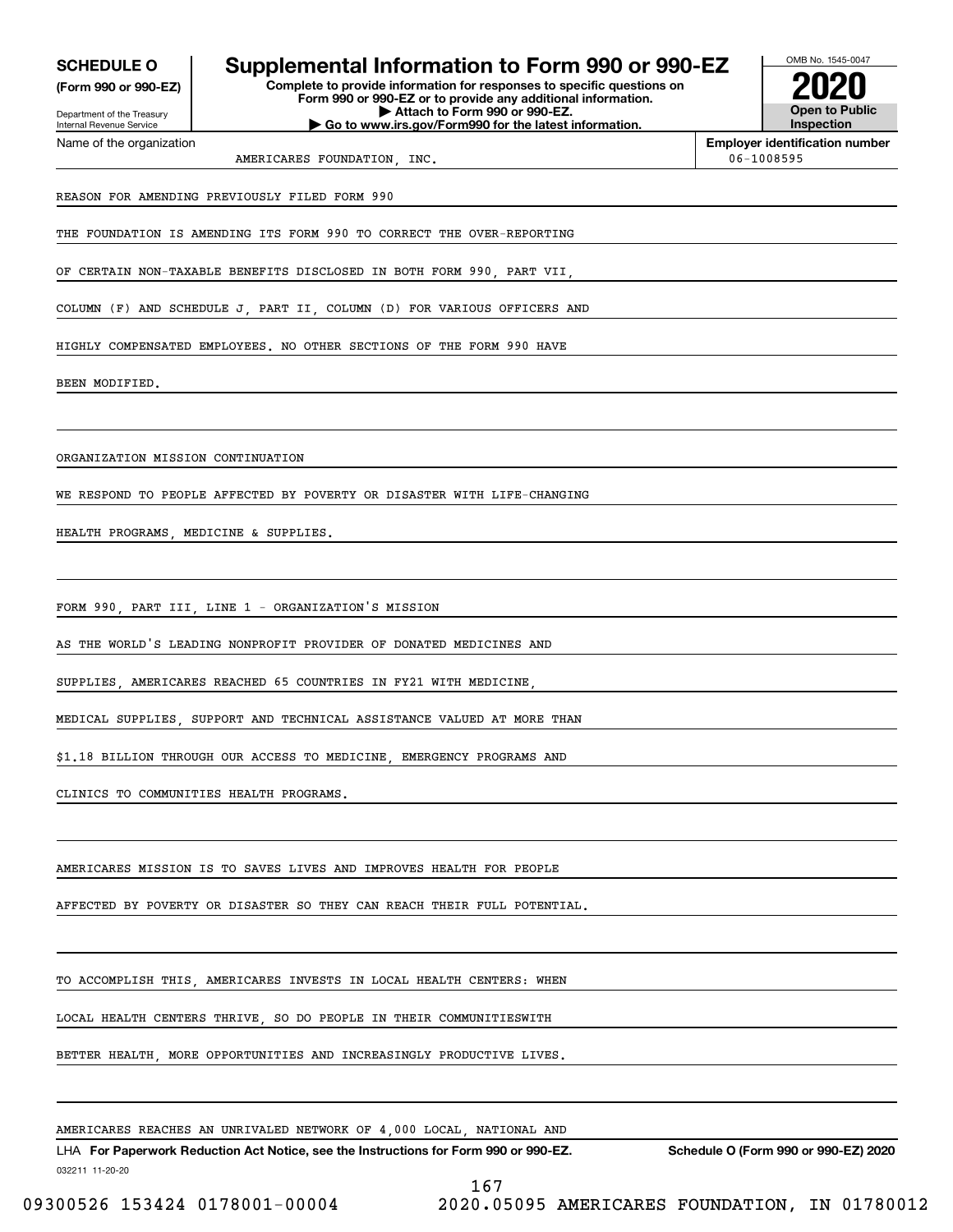# SCHEDULE O (Form 990 or 990-EZ)

Department of the Treasury
Internal Revenue Service

## Supplemental Information to Form 990 or 990-EZ

**Complete to provide information for responses to specific questions on Form 990 or 990-EZ or to provide any additional information.**
**▶ Attach to Form 990 or 990-EZ.**
**▶ Go to www.irs.gov/Form990 for the latest information.**

OMB No. 1545-0047

**2020**

**Open to Public Inspection**

Name of the organization: AMERICARES FOUNDATION, INC.

**Employer identification number:** 06-1008595

REASON FOR AMENDING PREVIOUSLY FILED FORM 990

THE FOUNDATION IS AMENDING ITS FORM 990 TO CORRECT THE OVER-REPORTING OF CERTAIN NON-TAXABLE BENEFITS DISCLOSED IN BOTH FORM 990, PART VII, COLUMN (F) AND SCHEDULE J, PART II, COLUMN (D) FOR VARIOUS OFFICERS AND HIGHLY COMPENSATED EMPLOYEES. NO OTHER SECTIONS OF THE FORM 990 HAVE BEEN MODIFIED.

ORGANIZATION MISSION CONTINUATION

WE RESPOND TO PEOPLE AFFECTED BY POVERTY OR DISASTER WITH LIFE-CHANGING HEALTH PROGRAMS, MEDICINE & SUPPLIES.

FORM 990, PART III, LINE 1 - ORGANIZATION'S MISSION

AS THE WORLD'S LEADING NONPROFIT PROVIDER OF DONATED MEDICINES AND SUPPLIES, AMERICARES REACHED 65 COUNTRIES IN FY21 WITH MEDICINE, MEDICAL SUPPLIES, SUPPORT AND TECHNICAL ASSISTANCE VALUED AT MORE THAN $1.18 BILLION THROUGH OUR ACCESS TO MEDICINE, EMERGENCY PROGRAMS AND CLINICS TO COMMUNITIES HEALTH PROGRAMS.

AMERICARES MISSION IS TO SAVES LIVES AND IMPROVES HEALTH FOR PEOPLE AFFECTED BY POVERTY OR DISASTER SO THEY CAN REACH THEIR FULL POTENTIAL.

TO ACCOMPLISH THIS, AMERICARES INVESTS IN LOCAL HEALTH CENTERS: WHEN LOCAL HEALTH CENTERS THRIVE, SO DO PEOPLE IN THEIR COMMUNITIESWITH BETTER HEALTH, MORE OPPORTUNITIES AND INCREASINGLY PRODUCTIVE LIVES.

AMERICARES REACHES AN UNRIVALED NETWORK OF 4,000 LOCAL, NATIONAL AND

LHA **For Paperwork Reduction Act Notice, see the Instructions for Form 990 or 990-EZ.** **Schedule O (Form 990 or 990-EZ) 2020**

032211 11-20-20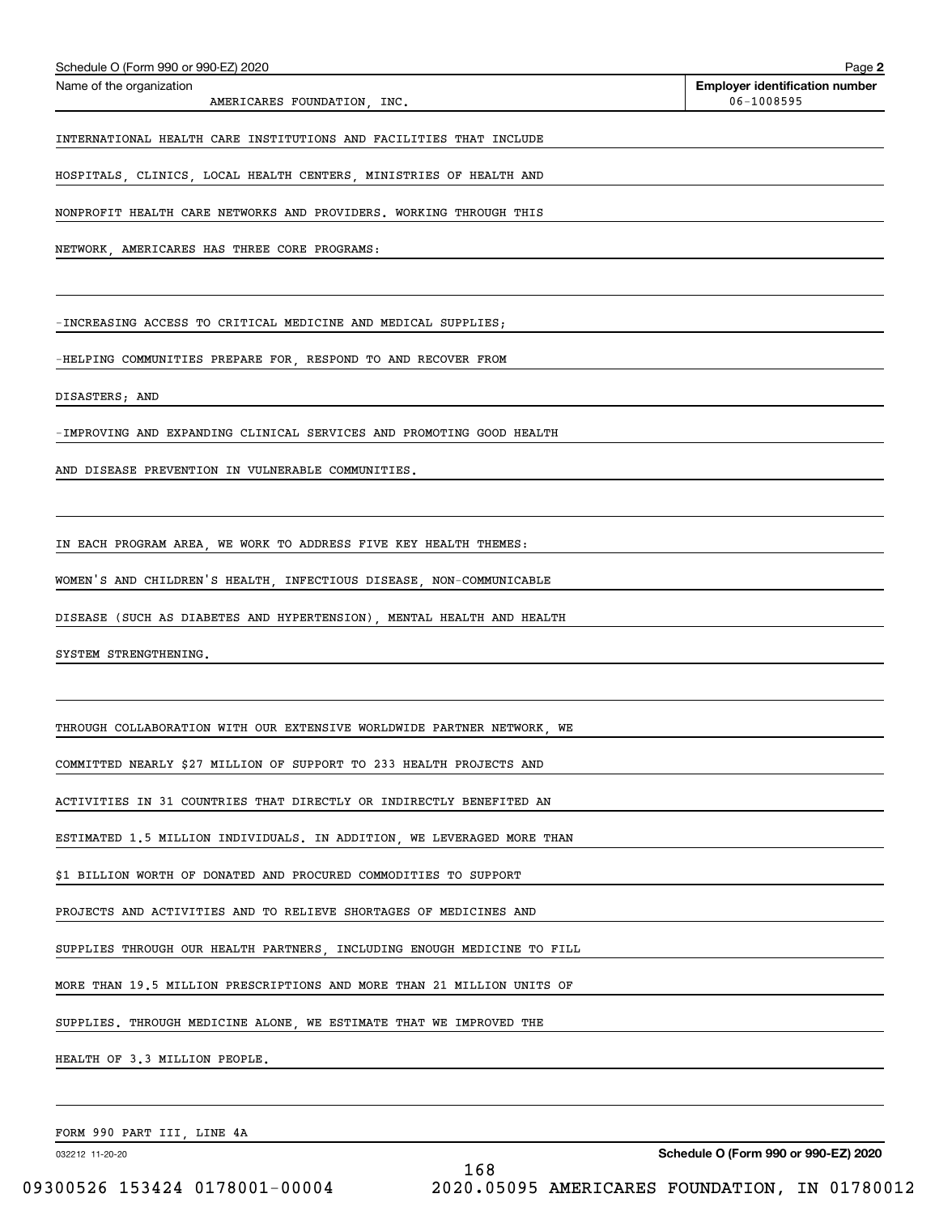INTERNATIONAL HEALTH CARE INSTITUTIONS AND FACILITIES THAT INCLUDE HOSPITALS, CLINICS, LOCAL HEALTH CENTERS, MINISTRIES OF HEALTH AND NONPROFIT HEALTH CARE NETWORKS AND PROVIDERS. WORKING THROUGH THIS NETWORK, AMERICARES HAS THREE CORE PROGRAMS:

-INCREASING ACCESS TO CRITICAL MEDICINE AND MEDICAL SUPPLIES;

-HELPING COMMUNITIES PREPARE FOR, RESPOND TO AND RECOVER FROM DISASTERS; AND

-IMPROVING AND EXPANDING CLINICAL SERVICES AND PROMOTING GOOD HEALTH AND DISEASE PREVENTION IN VULNERABLE COMMUNITIES.

IN EACH PROGRAM AREA, WE WORK TO ADDRESS FIVE KEY HEALTH THEMES: WOMEN'S AND CHILDREN'S HEALTH, INFECTIOUS DISEASE, NON-COMMUNICABLE DISEASE (SUCH AS DIABETES AND HYPERTENSION), MENTAL HEALTH AND HEALTH SYSTEM STRENGTHENING.

THROUGH COLLABORATION WITH OUR EXTENSIVE WORLDWIDE PARTNER NETWORK, WE COMMITTED NEARLY $27 MILLION OF SUPPORT TO 233 HEALTH PROJECTS AND ACTIVITIES IN 31 COUNTRIES THAT DIRECTLY OR INDIRECTLY BENEFITED AN ESTIMATED 1.5 MILLION INDIVIDUALS. IN ADDITION, WE LEVERAGED MORE THAN $1 BILLION WORTH OF DONATED AND PROCURED COMMODITIES TO SUPPORT PROJECTS AND ACTIVITIES AND TO RELIEVE SHORTAGES OF MEDICINES AND SUPPLIES THROUGH OUR HEALTH PARTNERS, INCLUDING ENOUGH MEDICINE TO FILL MORE THAN 19.5 MILLION PRESCRIPTIONS AND MORE THAN 21 MILLION UNITS OF SUPPLIES. THROUGH MEDICINE ALONE, WE ESTIMATE THAT WE IMPROVED THE HEALTH OF 3.3 MILLION PEOPLE.

FORM 990 PART III, LINE 4A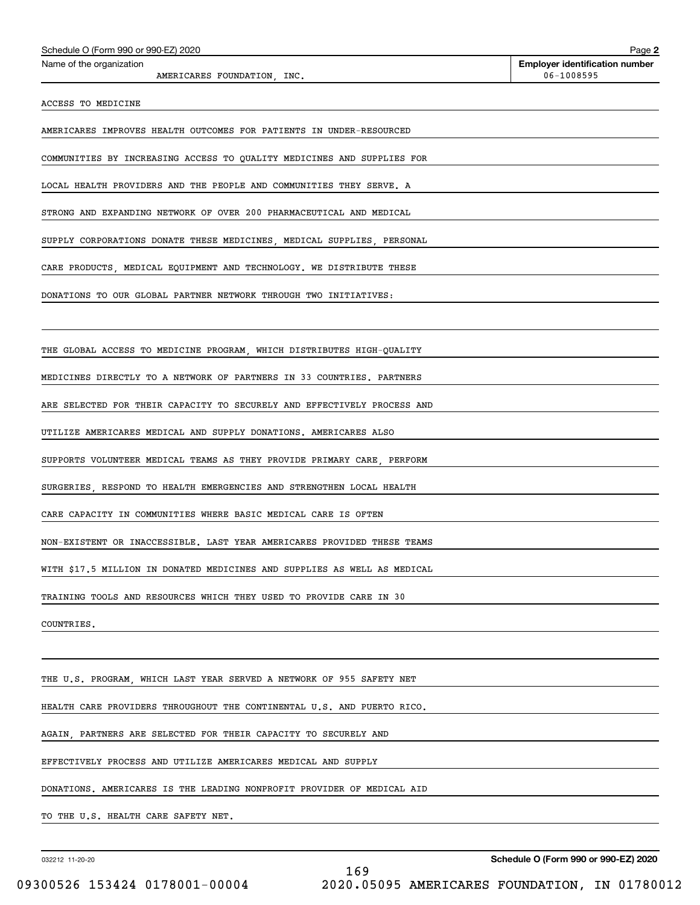Schedule O (Form 990 or 990-EZ) 2020

Name of the organization: AMERICARES FOUNDATION, INC.

Employer identification number: 06-1008595

ACCESS TO MEDICINE

AMERICARES IMPROVES HEALTH OUTCOMES FOR PATIENTS IN UNDER-RESOURCED COMMUNITIES BY INCREASING ACCESS TO QUALITY MEDICINES AND SUPPLIES FOR LOCAL HEALTH PROVIDERS AND THE PEOPLE AND COMMUNITIES THEY SERVE. A STRONG AND EXPANDING NETWORK OF OVER 200 PHARMACEUTICAL AND MEDICAL SUPPLY CORPORATIONS DONATE THESE MEDICINES, MEDICAL SUPPLIES, PERSONAL CARE PRODUCTS, MEDICAL EQUIPMENT AND TECHNOLOGY. WE DISTRIBUTE THESE DONATIONS TO OUR GLOBAL PARTNER NETWORK THROUGH TWO INITIATIVES:

THE GLOBAL ACCESS TO MEDICINE PROGRAM, WHICH DISTRIBUTES HIGH-QUALITY MEDICINES DIRECTLY TO A NETWORK OF PARTNERS IN 33 COUNTRIES. PARTNERS ARE SELECTED FOR THEIR CAPACITY TO SECURELY AND EFFECTIVELY PROCESS AND UTILIZE AMERICARES MEDICAL AND SUPPLY DONATIONS. AMERICARES ALSO SUPPORTS VOLUNTEER MEDICAL TEAMS AS THEY PROVIDE PRIMARY CARE, PERFORM SURGERIES, RESPOND TO HEALTH EMERGENCIES AND STRENGTHEN LOCAL HEALTH CARE CAPACITY IN COMMUNITIES WHERE BASIC MEDICAL CARE IS OFTEN NON-EXISTENT OR INACCESSIBLE. LAST YEAR AMERICARES PROVIDED THESE TEAMS WITH $17.5 MILLION IN DONATED MEDICINES AND SUPPLIES AS WELL AS MEDICAL TRAINING TOOLS AND RESOURCES WHICH THEY USED TO PROVIDE CARE IN 30 COUNTRIES.

THE U.S. PROGRAM, WHICH LAST YEAR SERVED A NETWORK OF 955 SAFETY NET HEALTH CARE PROVIDERS THROUGHOUT THE CONTINENTAL U.S. AND PUERTO RICO. AGAIN, PARTNERS ARE SELECTED FOR THEIR CAPACITY TO SECURELY AND EFFECTIVELY PROCESS AND UTILIZE AMERICARES MEDICAL AND SUPPLY DONATIONS. AMERICARES IS THE LEADING NONPROFIT PROVIDER OF MEDICAL AID TO THE U.S. HEALTH CARE SAFETY NET.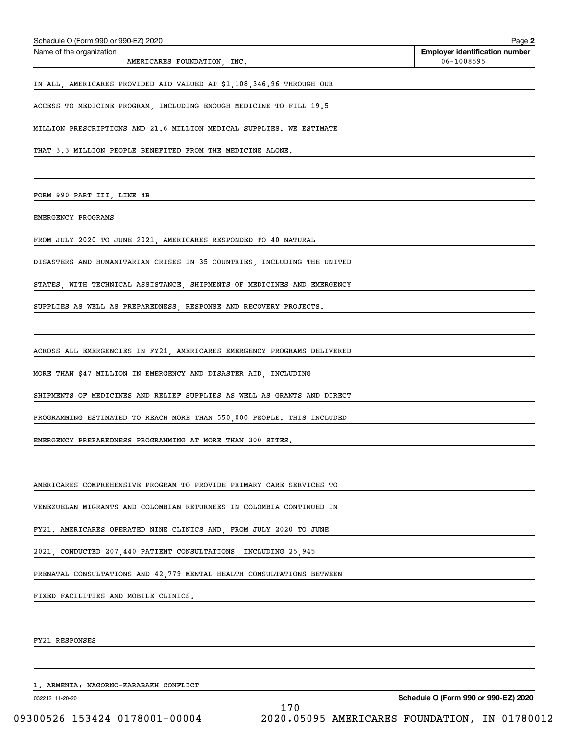Schedule O (Form 990 or 990-EZ) 2020

Name of the organization: AMERICARES FOUNDATION, INC.

Employer identification number: 06-1008595

IN ALL, AMERICARES PROVIDED AID VALUED AT $1,108,346.96 THROUGH OUR ACCESS TO MEDICINE PROGRAM, INCLUDING ENOUGH MEDICINE TO FILL 19.5 MILLION PRESCRIPTIONS AND 21.6 MILLION MEDICAL SUPPLIES. WE ESTIMATE THAT 3.3 MILLION PEOPLE BENEFITED FROM THE MEDICINE ALONE.

FORM 990 PART III, LINE 4B

EMERGENCY PROGRAMS

FROM JULY 2020 TO JUNE 2021, AMERICARES RESPONDED TO 40 NATURAL DISASTERS AND HUMANITARIAN CRISES IN 35 COUNTRIES, INCLUDING THE UNITED STATES, WITH TECHNICAL ASSISTANCE, SHIPMENTS OF MEDICINES AND EMERGENCY SUPPLIES AS WELL AS PREPAREDNESS, RESPONSE AND RECOVERY PROJECTS.

ACROSS ALL EMERGENCIES IN FY21, AMERICARES EMERGENCY PROGRAMS DELIVERED MORE THAN $47 MILLION IN EMERGENCY AND DISASTER AID, INCLUDING SHIPMENTS OF MEDICINES AND RELIEF SUPPLIES AS WELL AS GRANTS AND DIRECT PROGRAMMING ESTIMATED TO REACH MORE THAN 550,000 PEOPLE. THIS INCLUDED EMERGENCY PREPAREDNESS PROGRAMMING AT MORE THAN 300 SITES.

AMERICARES COMPREHENSIVE PROGRAM TO PROVIDE PRIMARY CARE SERVICES TO VENEZUELAN MIGRANTS AND COLOMBIAN RETURNEES IN COLOMBIA CONTINUED IN FY21. AMERICARES OPERATED NINE CLINICS AND, FROM JULY 2020 TO JUNE 2021, CONDUCTED 207,440 PATIENT CONSULTATIONS, INCLUDING 25,945 PRENATAL CONSULTATIONS AND 42,779 MENTAL HEALTH CONSULTATIONS BETWEEN FIXED FACILITIES AND MOBILE CLINICS.

FY21 RESPONSES

1. ARMENIA: NAGORNO-KARABAKH CONFLICT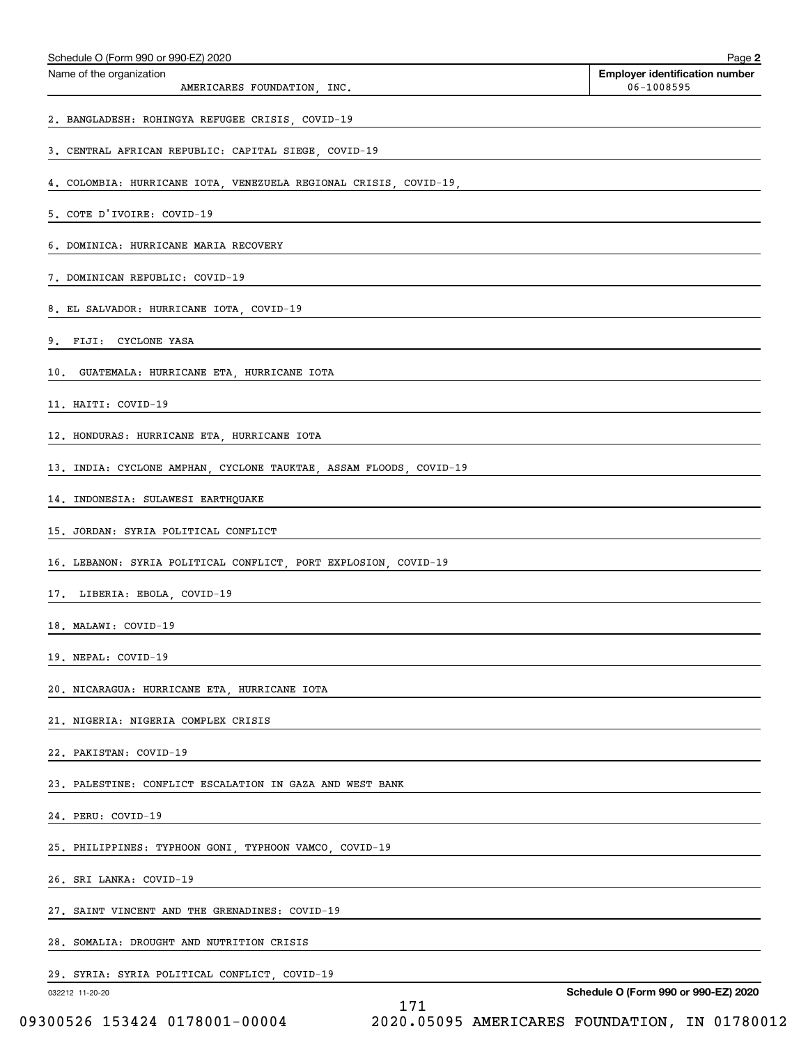Schedule O (Form 990 or 990-EZ) 2020

| Name of the organization | Employer identification number |
|---|---|
| AMERICARES FOUNDATION, INC. | 06-1008595 |

2. BANGLADESH: ROHINGYA REFUGEE CRISIS, COVID-19

3. CENTRAL AFRICAN REPUBLIC: CAPITAL SIEGE, COVID-19

4. COLOMBIA: HURRICANE IOTA, VENEZUELA REGIONAL CRISIS, COVID-19,

5. COTE D'IVOIRE: COVID-19

6. DOMINICA: HURRICANE MARIA RECOVERY

7. DOMINICAN REPUBLIC: COVID-19

8. EL SALVADOR: HURRICANE IOTA, COVID-19

9. FIJI: CYCLONE YASA

10. GUATEMALA: HURRICANE ETA, HURRICANE IOTA

11. HAITI: COVID-19

12. HONDURAS: HURRICANE ETA, HURRICANE IOTA

13. INDIA: CYCLONE AMPHAN, CYCLONE TAUKTAE, ASSAM FLOODS, COVID-19

14. INDONESIA: SULAWESI EARTHQUAKE

15. JORDAN: SYRIA POLITICAL CONFLICT

16. LEBANON: SYRIA POLITICAL CONFLICT, PORT EXPLOSION, COVID-19

17. LIBERIA: EBOLA, COVID-19

18. MALAWI: COVID-19

19. NEPAL: COVID-19

20. NICARAGUA: HURRICANE ETA, HURRICANE IOTA

21. NIGERIA: NIGERIA COMPLEX CRISIS

22. PAKISTAN: COVID-19

23. PALESTINE: CONFLICT ESCALATION IN GAZA AND WEST BANK

24. PERU: COVID-19

25. PHILIPPINES: TYPHOON GONI, TYPHOON VAMCO, COVID-19

26. SRI LANKA: COVID-19

27. SAINT VINCENT AND THE GRENADINES: COVID-19

28. SOMALIA: DROUGHT AND NUTRITION CRISIS

29. SYRIA: SYRIA POLITICAL CONFLICT, COVID-19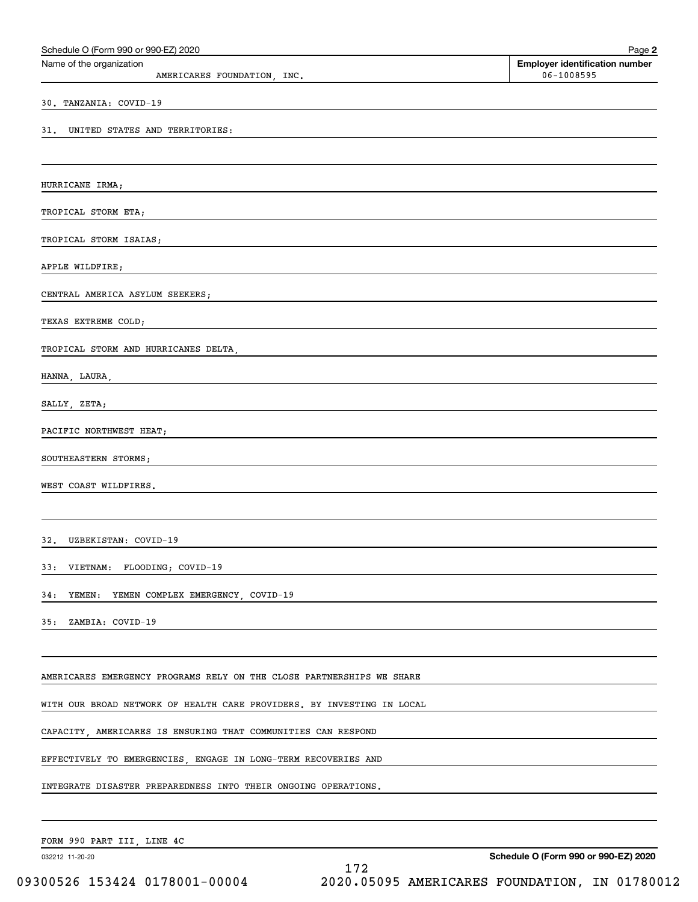Name of the organization: AMERICARES FOUNDATION, INC.

Employer identification number: 06-1008595

30. TANZANIA: COVID-19

31. UNITED STATES AND TERRITORIES:

HURRICANE IRMA;

TROPICAL STORM ETA;

TROPICAL STORM ISAIAS;

APPLE WILDFIRE;

CENTRAL AMERICA ASYLUM SEEKERS;

TEXAS EXTREME COLD;

TROPICAL STORM AND HURRICANES DELTA,

HANNA, LAURA,

SALLY, ZETA;

PACIFIC NORTHWEST HEAT;

SOUTHEASTERN STORMS;

WEST COAST WILDFIRES.

32. UZBEKISTAN: COVID-19

33: VIETNAM: FLOODING; COVID-19

34: YEMEN: YEMEN COMPLEX EMERGENCY, COVID-19

35: ZAMBIA: COVID-19

AMERICARES EMERGENCY PROGRAMS RELY ON THE CLOSE PARTNERSHIPS WE SHARE WITH OUR BROAD NETWORK OF HEALTH CARE PROVIDERS. BY INVESTING IN LOCAL CAPACITY, AMERICARES IS ENSURING THAT COMMUNITIES CAN RESPOND EFFECTIVELY TO EMERGENCIES, ENGAGE IN LONG-TERM RECOVERIES AND INTEGRATE DISASTER PREPAREDNESS INTO THEIR ONGOING OPERATIONS.

FORM 990 PART III, LINE 4C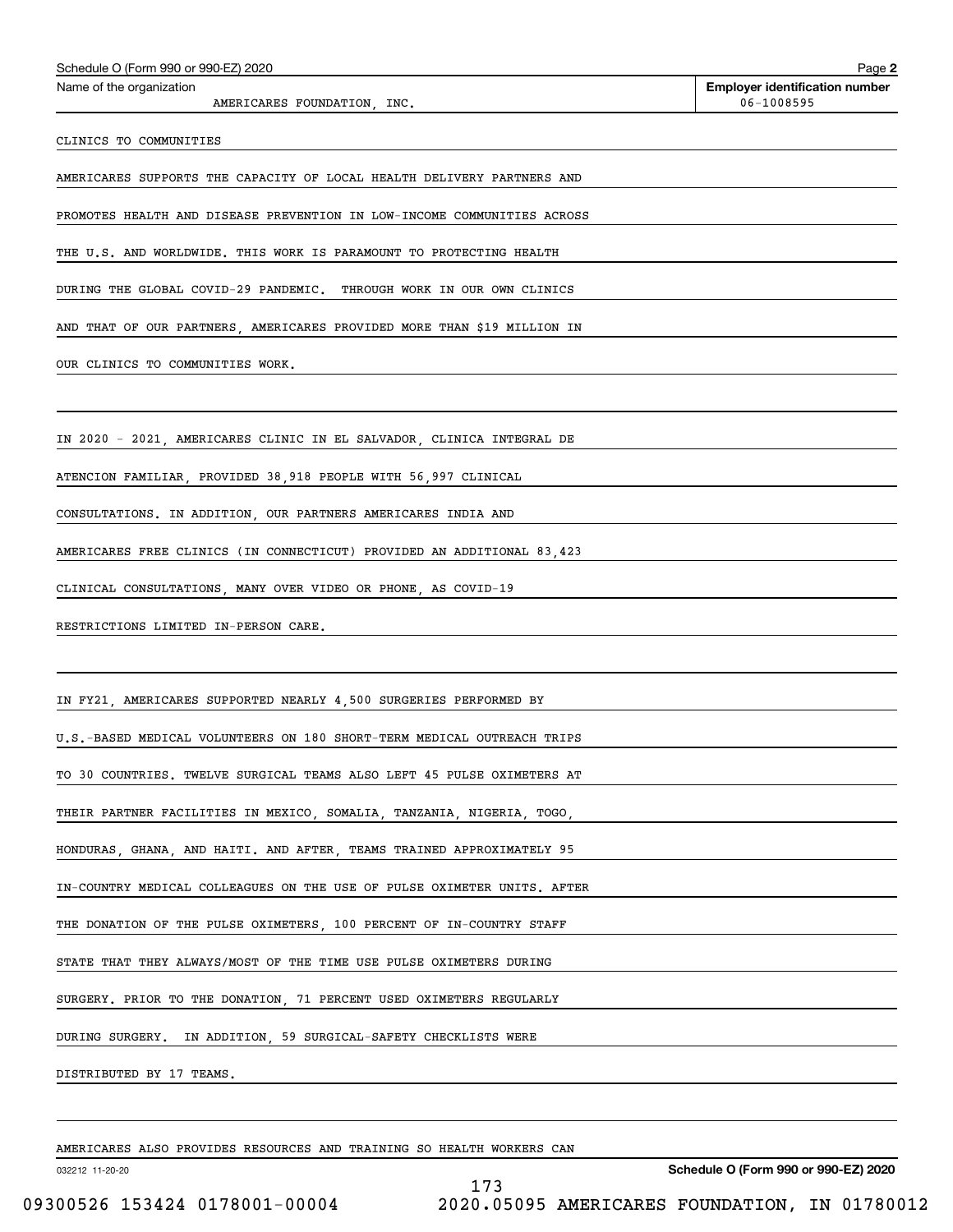Schedule O (Form 990 or 990-EZ) 2020

Name of the organization: AMERICARES FOUNDATION, INC.

Employer identification number: 06-1008595

CLINICS TO COMMUNITIES

AMERICARES SUPPORTS THE CAPACITY OF LOCAL HEALTH DELIVERY PARTNERS AND PROMOTES HEALTH AND DISEASE PREVENTION IN LOW-INCOME COMMUNITIES ACROSS THE U.S. AND WORLDWIDE. THIS WORK IS PARAMOUNT TO PROTECTING HEALTH DURING THE GLOBAL COVID-29 PANDEMIC. THROUGH WORK IN OUR OWN CLINICS AND THAT OF OUR PARTNERS, AMERICARES PROVIDED MORE THAN $19 MILLION IN OUR CLINICS TO COMMUNITIES WORK.

IN 2020 - 2021, AMERICARES CLINIC IN EL SALVADOR, CLINICA INTEGRAL DE ATENCION FAMILIAR, PROVIDED 38,918 PEOPLE WITH 56,997 CLINICAL CONSULTATIONS. IN ADDITION, OUR PARTNERS AMERICARES INDIA AND AMERICARES FREE CLINICS (IN CONNECTICUT) PROVIDED AN ADDITIONAL 83,423 CLINICAL CONSULTATIONS, MANY OVER VIDEO OR PHONE, AS COVID-19 RESTRICTIONS LIMITED IN-PERSON CARE.

IN FY21, AMERICARES SUPPORTED NEARLY 4,500 SURGERIES PERFORMED BY U.S.-BASED MEDICAL VOLUNTEERS ON 180 SHORT-TERM MEDICAL OUTREACH TRIPS TO 30 COUNTRIES. TWELVE SURGICAL TEAMS ALSO LEFT 45 PULSE OXIMETERS AT THEIR PARTNER FACILITIES IN MEXICO, SOMALIA, TANZANIA, NIGERIA, TOGO, HONDURAS, GHANA, AND HAITI. AND AFTER, TEAMS TRAINED APPROXIMATELY 95 IN-COUNTRY MEDICAL COLLEAGUES ON THE USE OF PULSE OXIMETER UNITS. AFTER THE DONATION OF THE PULSE OXIMETERS, 100 PERCENT OF IN-COUNTRY STAFF STATE THAT THEY ALWAYS/MOST OF THE TIME USE PULSE OXIMETERS DURING SURGERY. PRIOR TO THE DONATION, 71 PERCENT USED OXIMETERS REGULARLY DURING SURGERY. IN ADDITION, 59 SURGICAL-SAFETY CHECKLISTS WERE DISTRIBUTED BY 17 TEAMS.

AMERICARES ALSO PROVIDES RESOURCES AND TRAINING SO HEALTH WORKERS CAN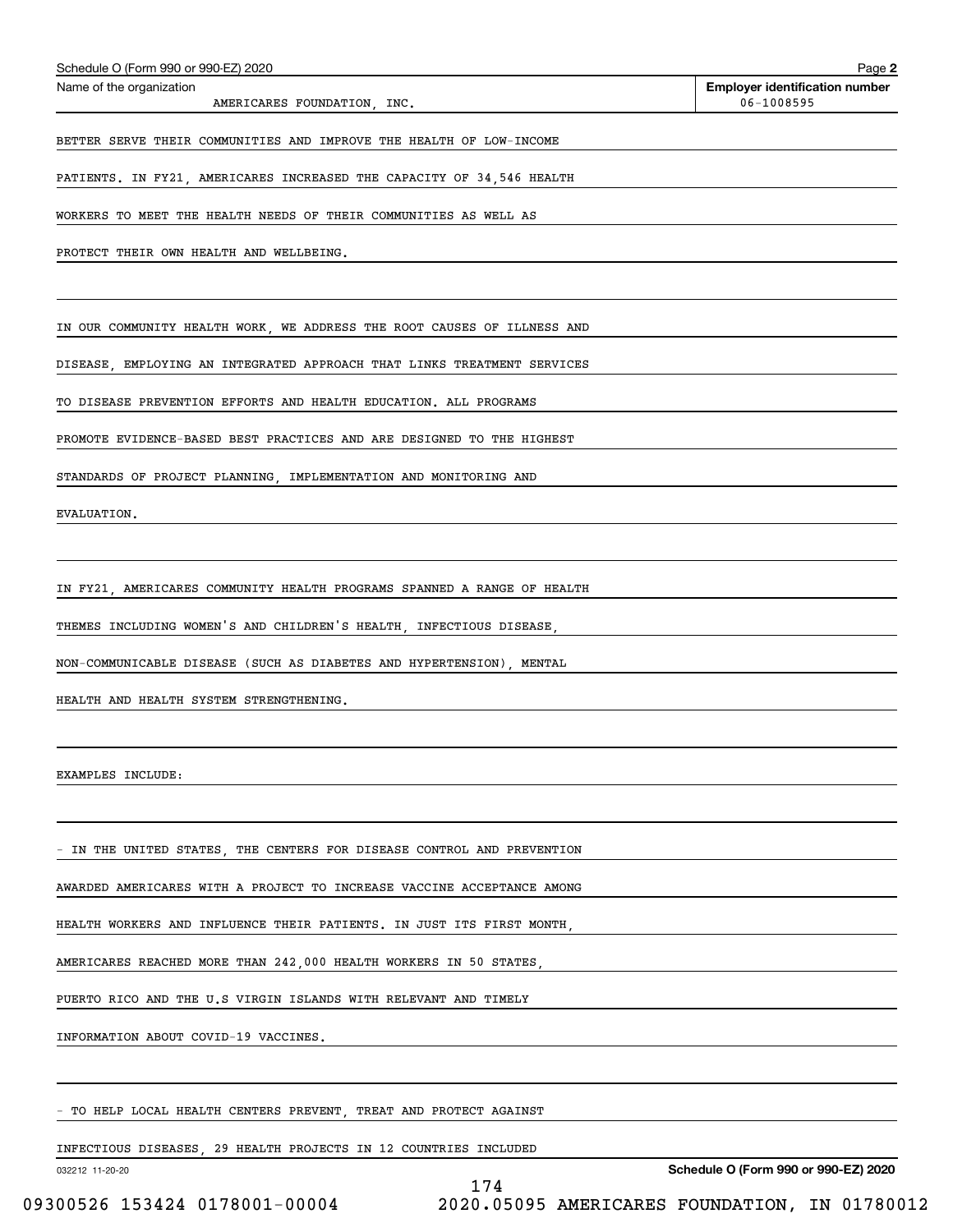Schedule O (Form 990 or 990-EZ) 2020

Name of the organization: AMERICARES FOUNDATION, INC.

Employer identification number: 06-1008595

BETTER SERVE THEIR COMMUNITIES AND IMPROVE THE HEALTH OF LOW-INCOME PATIENTS. IN FY21, AMERICARES INCREASED THE CAPACITY OF 34,546 HEALTH WORKERS TO MEET THE HEALTH NEEDS OF THEIR COMMUNITIES AS WELL AS PROTECT THEIR OWN HEALTH AND WELLBEING.

IN OUR COMMUNITY HEALTH WORK, WE ADDRESS THE ROOT CAUSES OF ILLNESS AND DISEASE, EMPLOYING AN INTEGRATED APPROACH THAT LINKS TREATMENT SERVICES TO DISEASE PREVENTION EFFORTS AND HEALTH EDUCATION. ALL PROGRAMS PROMOTE EVIDENCE-BASED BEST PRACTICES AND ARE DESIGNED TO THE HIGHEST STANDARDS OF PROJECT PLANNING, IMPLEMENTATION AND MONITORING AND EVALUATION.

IN FY21, AMERICARES COMMUNITY HEALTH PROGRAMS SPANNED A RANGE OF HEALTH THEMES INCLUDING WOMEN'S AND CHILDREN'S HEALTH, INFECTIOUS DISEASE, NON-COMMUNICABLE DISEASE (SUCH AS DIABETES AND HYPERTENSION), MENTAL HEALTH AND HEALTH SYSTEM STRENGTHENING.

EXAMPLES INCLUDE:

- IN THE UNITED STATES, THE CENTERS FOR DISEASE CONTROL AND PREVENTION AWARDED AMERICARES WITH A PROJECT TO INCREASE VACCINE ACCEPTANCE AMONG HEALTH WORKERS AND INFLUENCE THEIR PATIENTS. IN JUST ITS FIRST MONTH, AMERICARES REACHED MORE THAN 242,000 HEALTH WORKERS IN 50 STATES, PUERTO RICO AND THE U.S VIRGIN ISLANDS WITH RELEVANT AND TIMELY INFORMATION ABOUT COVID-19 VACCINES.

- TO HELP LOCAL HEALTH CENTERS PREVENT, TREAT AND PROTECT AGAINST INFECTIOUS DISEASES, 29 HEALTH PROJECTS IN 12 COUNTRIES INCLUDED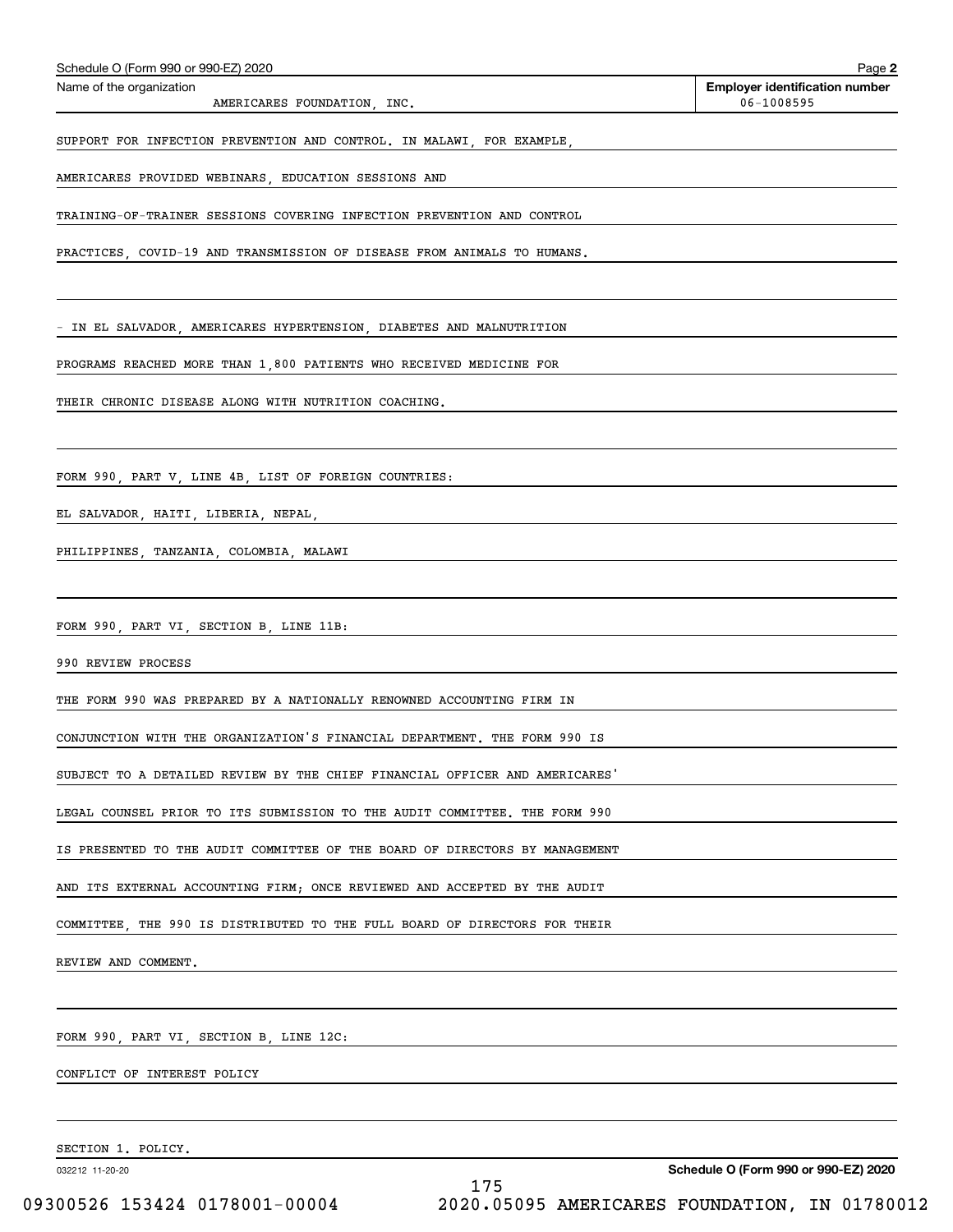Schedule O (Form 990 or 990-EZ) 2020

Name of the organization: AMERICARES FOUNDATION, INC.

Employer identification number: 06-1008595

SUPPORT FOR INFECTION PREVENTION AND CONTROL. IN MALAWI, FOR EXAMPLE, AMERICARES PROVIDED WEBINARS, EDUCATION SESSIONS AND TRAINING-OF-TRAINER SESSIONS COVERING INFECTION PREVENTION AND CONTROL PRACTICES, COVID-19 AND TRANSMISSION OF DISEASE FROM ANIMALS TO HUMANS.

- IN EL SALVADOR, AMERICARES HYPERTENSION, DIABETES AND MALNUTRITION PROGRAMS REACHED MORE THAN 1,800 PATIENTS WHO RECEIVED MEDICINE FOR THEIR CHRONIC DISEASE ALONG WITH NUTRITION COACHING.

FORM 990, PART V, LINE 4B, LIST OF FOREIGN COUNTRIES:

EL SALVADOR, HAITI, LIBERIA, NEPAL, PHILIPPINES, TANZANIA, COLOMBIA, MALAWI

FORM 990, PART VI, SECTION B, LINE 11B:

990 REVIEW PROCESS

THE FORM 990 WAS PREPARED BY A NATIONALLY RENOWNED ACCOUNTING FIRM IN CONJUNCTION WITH THE ORGANIZATION'S FINANCIAL DEPARTMENT. THE FORM 990 IS SUBJECT TO A DETAILED REVIEW BY THE CHIEF FINANCIAL OFFICER AND AMERICARES' LEGAL COUNSEL PRIOR TO ITS SUBMISSION TO THE AUDIT COMMITTEE. THE FORM 990 IS PRESENTED TO THE AUDIT COMMITTEE OF THE BOARD OF DIRECTORS BY MANAGEMENT AND ITS EXTERNAL ACCOUNTING FIRM; ONCE REVIEWED AND ACCEPTED BY THE AUDIT COMMITTEE, THE 990 IS DISTRIBUTED TO THE FULL BOARD OF DIRECTORS FOR THEIR REVIEW AND COMMENT.

FORM 990, PART VI, SECTION B, LINE 12C:

CONFLICT OF INTEREST POLICY

SECTION 1. POLICY.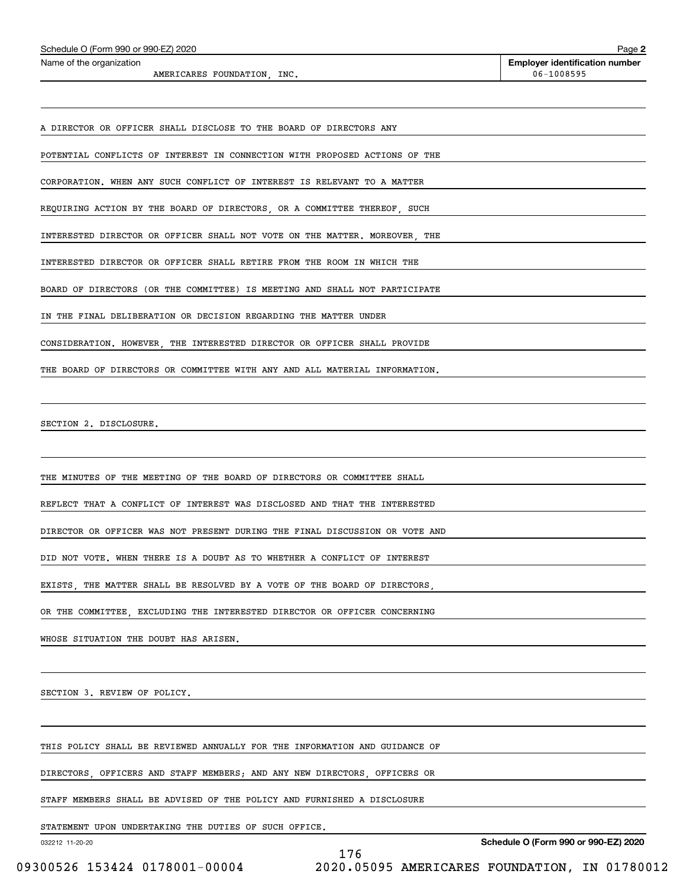Name of the organization: AMERICARES FOUNDATION, INC.

Employer identification number: 06-1008595

A DIRECTOR OR OFFICER SHALL DISCLOSE TO THE BOARD OF DIRECTORS ANY POTENTIAL CONFLICTS OF INTEREST IN CONNECTION WITH PROPOSED ACTIONS OF THE CORPORATION. WHEN ANY SUCH CONFLICT OF INTEREST IS RELEVANT TO A MATTER REQUIRING ACTION BY THE BOARD OF DIRECTORS, OR A COMMITTEE THEREOF, SUCH INTERESTED DIRECTOR OR OFFICER SHALL NOT VOTE ON THE MATTER. MOREOVER, THE INTERESTED DIRECTOR OR OFFICER SHALL RETIRE FROM THE ROOM IN WHICH THE BOARD OF DIRECTORS (OR THE COMMITTEE) IS MEETING AND SHALL NOT PARTICIPATE IN THE FINAL DELIBERATION OR DECISION REGARDING THE MATTER UNDER CONSIDERATION. HOWEVER, THE INTERESTED DIRECTOR OR OFFICER SHALL PROVIDE THE BOARD OF DIRECTORS OR COMMITTEE WITH ANY AND ALL MATERIAL INFORMATION.

SECTION 2. DISCLOSURE.

THE MINUTES OF THE MEETING OF THE BOARD OF DIRECTORS OR COMMITTEE SHALL REFLECT THAT A CONFLICT OF INTEREST WAS DISCLOSED AND THAT THE INTERESTED DIRECTOR OR OFFICER WAS NOT PRESENT DURING THE FINAL DISCUSSION OR VOTE AND DID NOT VOTE. WHEN THERE IS A DOUBT AS TO WHETHER A CONFLICT OF INTEREST EXISTS, THE MATTER SHALL BE RESOLVED BY A VOTE OF THE BOARD OF DIRECTORS, OR THE COMMITTEE, EXCLUDING THE INTERESTED DIRECTOR OR OFFICER CONCERNING WHOSE SITUATION THE DOUBT HAS ARISEN.

SECTION 3. REVIEW OF POLICY.

THIS POLICY SHALL BE REVIEWED ANNUALLY FOR THE INFORMATION AND GUIDANCE OF DIRECTORS, OFFICERS AND STAFF MEMBERS; AND ANY NEW DIRECTORS, OFFICERS OR STAFF MEMBERS SHALL BE ADVISED OF THE POLICY AND FURNISHED A DISCLOSURE STATEMENT UPON UNDERTAKING THE DUTIES OF SUCH OFFICE.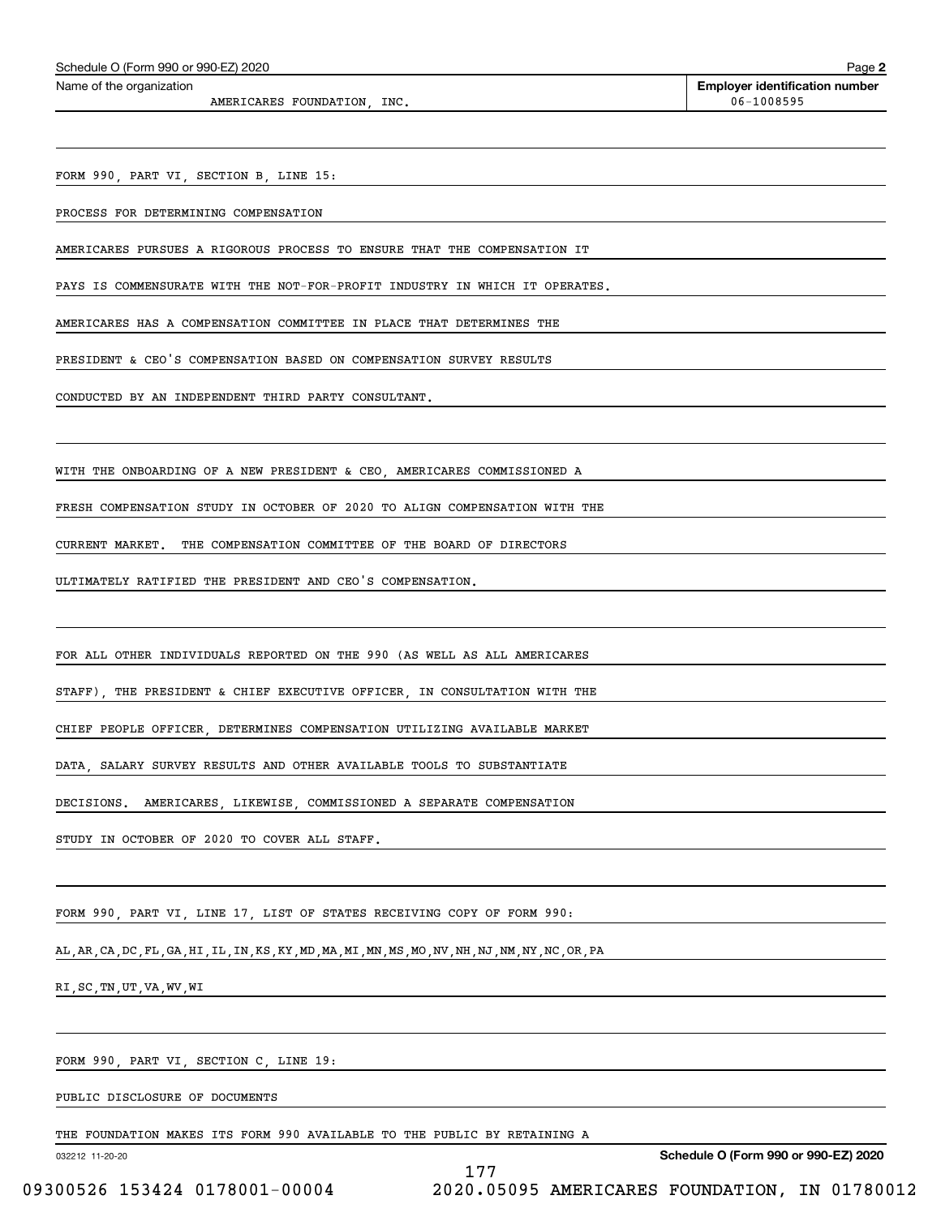Schedule O (Form 990 or 990-EZ) 2020

Name of the organization: AMERICARES FOUNDATION, INC.

Employer identification number: 06-1008595

FORM 990, PART VI, SECTION B, LINE 15:

PROCESS FOR DETERMINING COMPENSATION

AMERICARES PURSUES A RIGOROUS PROCESS TO ENSURE THAT THE COMPENSATION IT PAYS IS COMMENSURATE WITH THE NOT-FOR-PROFIT INDUSTRY IN WHICH IT OPERATES. AMERICARES HAS A COMPENSATION COMMITTEE IN PLACE THAT DETERMINES THE PRESIDENT & CEO'S COMPENSATION BASED ON COMPENSATION SURVEY RESULTS CONDUCTED BY AN INDEPENDENT THIRD PARTY CONSULTANT.

WITH THE ONBOARDING OF A NEW PRESIDENT & CEO, AMERICARES COMMISSIONED A FRESH COMPENSATION STUDY IN OCTOBER OF 2020 TO ALIGN COMPENSATION WITH THE CURRENT MARKET. THE COMPENSATION COMMITTEE OF THE BOARD OF DIRECTORS ULTIMATELY RATIFIED THE PRESIDENT AND CEO'S COMPENSATION.

FOR ALL OTHER INDIVIDUALS REPORTED ON THE 990 (AS WELL AS ALL AMERICARES STAFF), THE PRESIDENT & CHIEF EXECUTIVE OFFICER, IN CONSULTATION WITH THE CHIEF PEOPLE OFFICER, DETERMINES COMPENSATION UTILIZING AVAILABLE MARKET DATA, SALARY SURVEY RESULTS AND OTHER AVAILABLE TOOLS TO SUBSTANTIATE DECISIONS. AMERICARES, LIKEWISE, COMMISSIONED A SEPARATE COMPENSATION STUDY IN OCTOBER OF 2020 TO COVER ALL STAFF.

FORM 990, PART VI, LINE 17, LIST OF STATES RECEIVING COPY OF FORM 990:

AL,AR,CA,DC,FL,GA,HI,IL,IN,KS,KY,MD,MA,MI,MN,MS,MO,NV,NH,NJ,NM,NY,NC,OR,PA RI,SC,TN,UT,VA,WV,WI

FORM 990, PART VI, SECTION C, LINE 19:

PUBLIC DISCLOSURE OF DOCUMENTS

THE FOUNDATION MAKES ITS FORM 990 AVAILABLE TO THE PUBLIC BY RETAINING A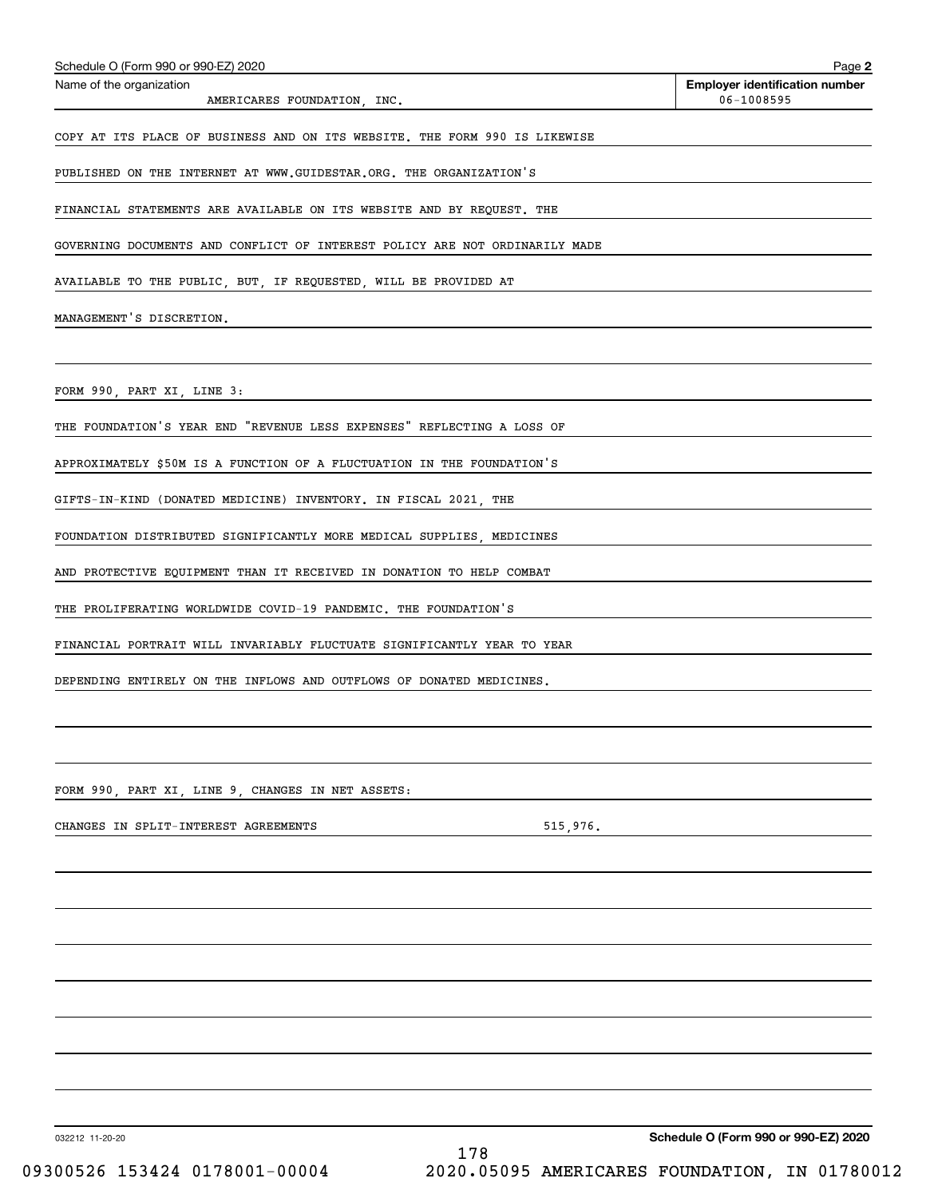Name of the organization: AMERICARES FOUNDATION, INC.

Employer identification number: 06-1008595

COPY AT ITS PLACE OF BUSINESS AND ON ITS WEBSITE. THE FORM 990 IS LIKEWISE PUBLISHED ON THE INTERNET AT WWW.GUIDESTAR.ORG. THE ORGANIZATION'S FINANCIAL STATEMENTS ARE AVAILABLE ON ITS WEBSITE AND BY REQUEST. THE GOVERNING DOCUMENTS AND CONFLICT OF INTEREST POLICY ARE NOT ORDINARILY MADE AVAILABLE TO THE PUBLIC, BUT, IF REQUESTED, WILL BE PROVIDED AT MANAGEMENT'S DISCRETION.

FORM 990, PART XI, LINE 3:

THE FOUNDATION'S YEAR END "REVENUE LESS EXPENSES" REFLECTING A LOSS OF APPROXIMATELY $50M IS A FUNCTION OF A FLUCTUATION IN THE FOUNDATION'S GIFTS-IN-KIND (DONATED MEDICINE) INVENTORY. IN FISCAL 2021, THE FOUNDATION DISTRIBUTED SIGNIFICANTLY MORE MEDICAL SUPPLIES, MEDICINES AND PROTECTIVE EQUIPMENT THAN IT RECEIVED IN DONATION TO HELP COMBAT THE PROLIFERATING WORLDWIDE COVID-19 PANDEMIC. THE FOUNDATION'S FINANCIAL PORTRAIT WILL INVARIABLY FLUCTUATE SIGNIFICANTLY YEAR TO YEAR DEPENDING ENTIRELY ON THE INFLOWS AND OUTFLOWS OF DONATED MEDICINES.

FORM 990, PART XI, LINE 9, CHANGES IN NET ASSETS:

| | |
|---|---|
| CHANGES IN SPLIT-INTEREST AGREEMENTS | 515,976. |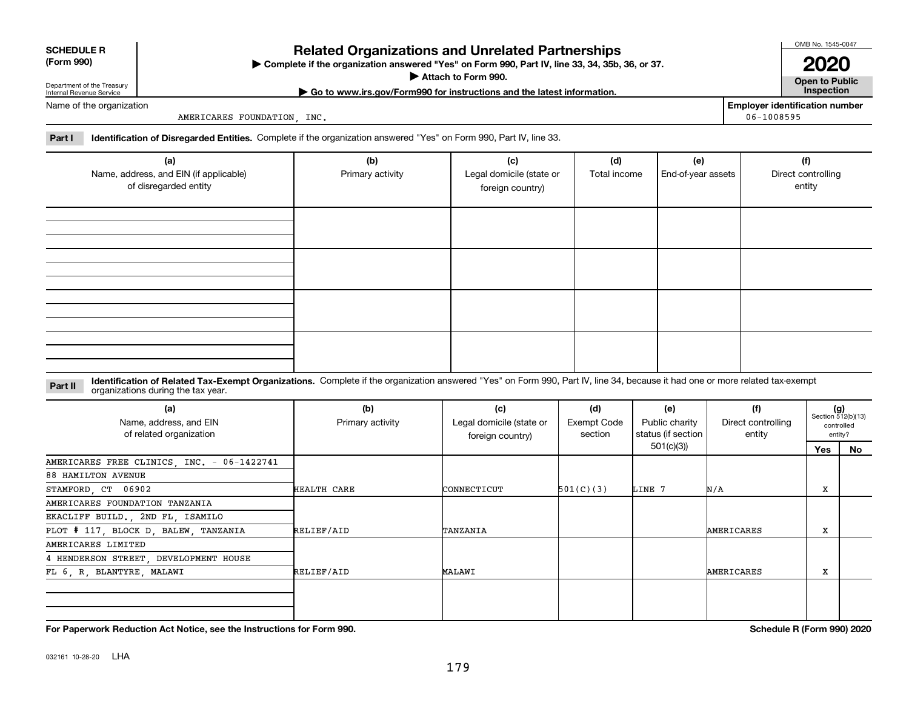**SCHEDULE R (Form 990)**

Department of the Treasury
Internal Revenue Service

# Related Organizations and Unrelated Partnerships

▶ Complete if the organization answered "Yes" on Form 990, Part IV, line 33, 34, 35b, 36, or 37.
▶ Attach to Form 990.
▶ Go to www.irs.gov/Form990 for instructions and the latest information.

OMB No. 1545-0047

**2020**

**Open to Public Inspection**

Name of the organization: AMERICARES FOUNDATION, INC.

Employer identification number: 06-1008595

**Part I** **Identification of Disregarded Entities.** Complete if the organization answered "Yes" on Form 990, Part IV, line 33.

| (a) Name, address, and EIN (if applicable) of disregarded entity | (b) Primary activity | (c) Legal domicile (state or foreign country) | (d) Total income | (e) End-of-year assets | (f) Direct controlling entity |
|---|---|---|---|---|---|
| | | | | | |
| | | | | | |
| | | | | | |
| | | | | | |

**Part II** **Identification of Related Tax-Exempt Organizations.** Complete if the organization answered "Yes" on Form 990, Part IV, line 34, because it had one or more related tax-exempt organizations during the tax year.

| (a) Name, address, and EIN of related organization | (b) Primary activity | (c) Legal domicile (state or foreign country) | (d) Exempt Code section | (e) Public charity status (if section 501(c)(3)) | (f) Direct controlling entity | (g) Section 512(b)(13) controlled entity? Yes | No |
|---|---|---|---|---|---|---|---|
| AMERICARES FREE CLINICS, INC. - 06-1422741<br>88 HAMILTON AVENUE<br>STAMFORD, CT 06902 | HEALTH CARE | CONNECTICUT | 501(C)(3) | LINE 7 | N/A | X | |
| AMERICARES FOUNDATION TANZANIA<br>EKACLIFF BUILD., 2ND FL, ISAMILO<br>PLOT # 117, BLOCK D, BALEW, TANZANIA | RELIEF/AID | TANZANIA | | | AMERICARES | X | |
| AMERICARES LIMITED<br>4 HENDERSON STREET, DEVELOPMENT HOUSE<br>FL 6, R, BLANTYRE, MALAWI | RELIEF/AID | MALAWI | | | AMERICARES | X | |
| | | | | | | | |

**For Paperwork Reduction Act Notice, see the Instructions for Form 990.** **Schedule R (Form 990) 2020**

032161 10-28-20 LHA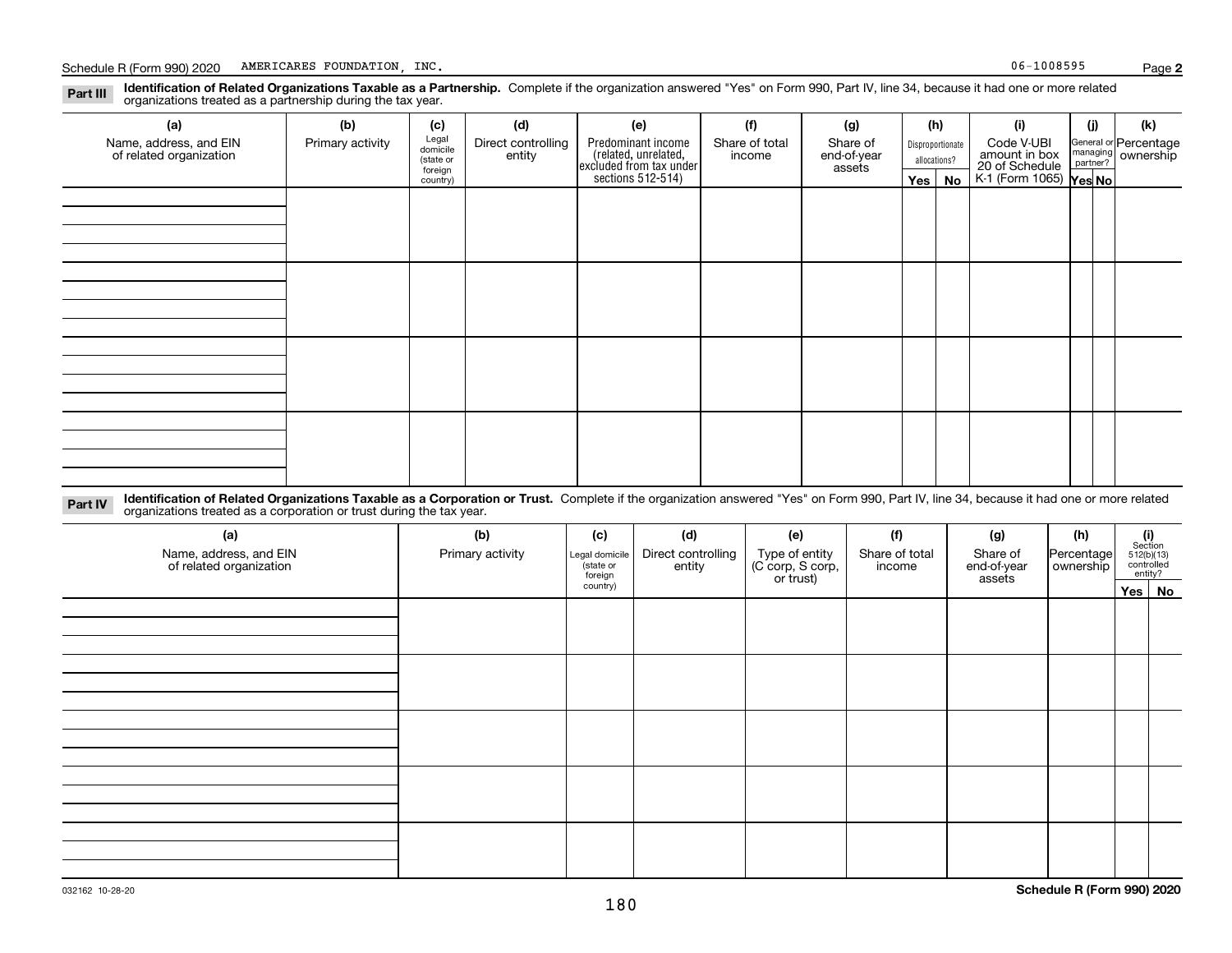Schedule R (Form 990) 2020 AMERICARES FOUNDATION, INC. 06-1008595

**Part III** **Identification of Related Organizations Taxable as a Partnership.** Complete if the organization answered "Yes" on Form 990, Part IV, line 34, because it had one or more related organizations treated as a partnership during the tax year.

| (a) Name, address, and EIN of related organization | (b) Primary activity | (c) Legal domicile (state or foreign country) | (d) Direct controlling entity | (e) Predominant income (related, unrelated, excluded from tax under sections 512-514) | (f) Share of total income | (g) Share of end-of-year assets | (h) Disproportionate allocations? Yes | (h) No | (i) Code V-UBI amount in box 20 of Schedule K-1 (Form 1065) | (j) General or managing partner? Yes | (j) No | (k) Percentage ownership |
|---|---|---|---|---|---|---|---|---|---|---|---|---|
| | | | | | | | | | | | | |
| | | | | | | | | | | | | |
| | | | | | | | | | | | | |
| | | | | | | | | | | | | |

**Part IV** **Identification of Related Organizations Taxable as a Corporation or Trust.** Complete if the organization answered "Yes" on Form 990, Part IV, line 34, because it had one or more related organizations treated as a corporation or trust during the tax year.

| (a) Name, address, and EIN of related organization | (b) Primary activity | (c) Legal domicile (state or foreign country) | (d) Direct controlling entity | (e) Type of entity (C corp, S corp, or trust) | (f) Share of total income | (g) Share of end-of-year assets | (h) Percentage ownership | (i) Section 512(b)(13) controlled entity? Yes | (i) No |
|---|---|---|---|---|---|---|---|---|---|
| | | | | | | | | | |
| | | | | | | | | | |
| | | | | | | | | | |
| | | | | | | | | | |
| | | | | | | | | | |

032162 10-28-20 **Schedule R (Form 990) 2020**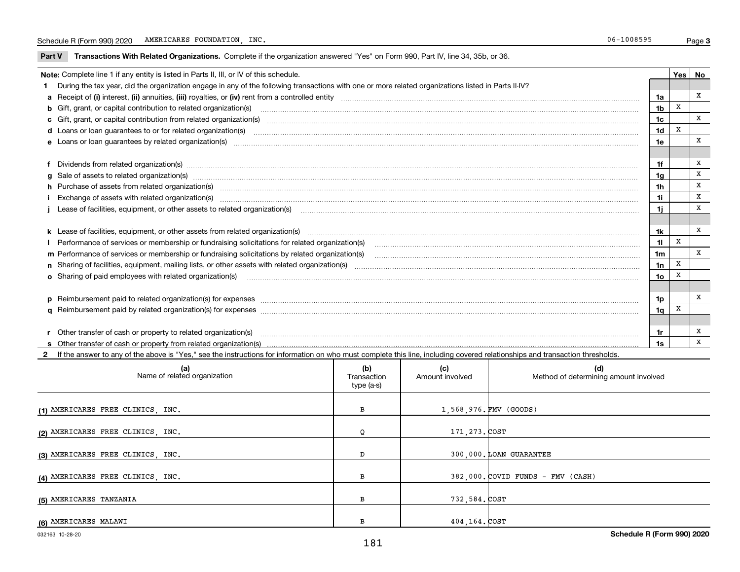Schedule R (Form 990) 2020 AMERICARES FOUNDATION, INC. 06-1008595 Page **3**

**Part V** **Transactions With Related Organizations.** Complete if the organization answered "Yes" on Form 990, Part IV, line 34, 35b, or 36.

| **Note:** Complete line 1 if any entity is listed in Parts II, III, or IV of this schedule. | | Yes | No |
|---|---|---|---|
| **1** During the tax year, did the organization engage in any of the following transactions with one or more related organizations listed in Parts II-IV? | | | |
| **a** Receipt of **(i)** interest, **(ii)** annuities, **(iii)** royalties, or **(iv)** rent from a controlled entity | **1a** | | X |
| **b** Gift, grant, or capital contribution to related organization(s) | **1b** | X | |
| **c** Gift, grant, or capital contribution from related organization(s) | **1c** | | X |
| **d** Loans or loan guarantees to or for related organization(s) | **1d** | X | |
| **e** Loans or loan guarantees by related organization(s) | **1e** | | X |
| **f** Dividends from related organization(s) | **1f** | | X |
| **g** Sale of assets to related organization(s) | **1g** | | X |
| **h** Purchase of assets from related organization(s) | **1h** | | X |
| **i** Exchange of assets with related organization(s) | **1i** | | X |
| **j** Lease of facilities, equipment, or other assets to related organization(s) | **1j** | | X |
| **k** Lease of facilities, equipment, or other assets from related organization(s) | **1k** | | X |
| **l** Performance of services or membership or fundraising solicitations for related organization(s) | **1l** | X | |
| **m** Performance of services or membership or fundraising solicitations by related organization(s) | **1m** | | X |
| **n** Sharing of facilities, equipment, mailing lists, or other assets with related organization(s) | **1n** | X | |
| **o** Sharing of paid employees with related organization(s) | **1o** | X | |
| **p** Reimbursement paid to related organization(s) for expenses | **1p** | | X |
| **q** Reimbursement paid by related organization(s) for expenses | **1q** | X | |
| **r** Other transfer of cash or property to related organization(s) | **1r** | | X |
| **s** Other transfer of cash or property from related organization(s) | **1s** | | X |

**2** If the answer to any of the above is "Yes," see the instructions for information on who must complete this line, including covered relationships and transaction thresholds.

| (a) Name of related organization | (b) Transaction type (a-s) | (c) Amount involved | (d) Method of determining amount involved |
|---|---|---|---|
| (1) AMERICARES FREE CLINICS, INC. | B | 1,568,976. | FMV (GOODS) |
| (2) AMERICARES FREE CLINICS, INC. | Q | 171,273. | COST |
| (3) AMERICARES FREE CLINICS, INC. | D | 300,000. | LOAN GUARANTEE |
| (4) AMERICARES FREE CLINICS, INC. | B | 382,000. | COVID FUNDS - FMV (CASH) |
| (5) AMERICARES TANZANIA | B | 732,584. | COST |
| (6) AMERICARES MALAWI | B | 404,164. | COST |

032163 10-28-20 **Schedule R (Form 990) 2020**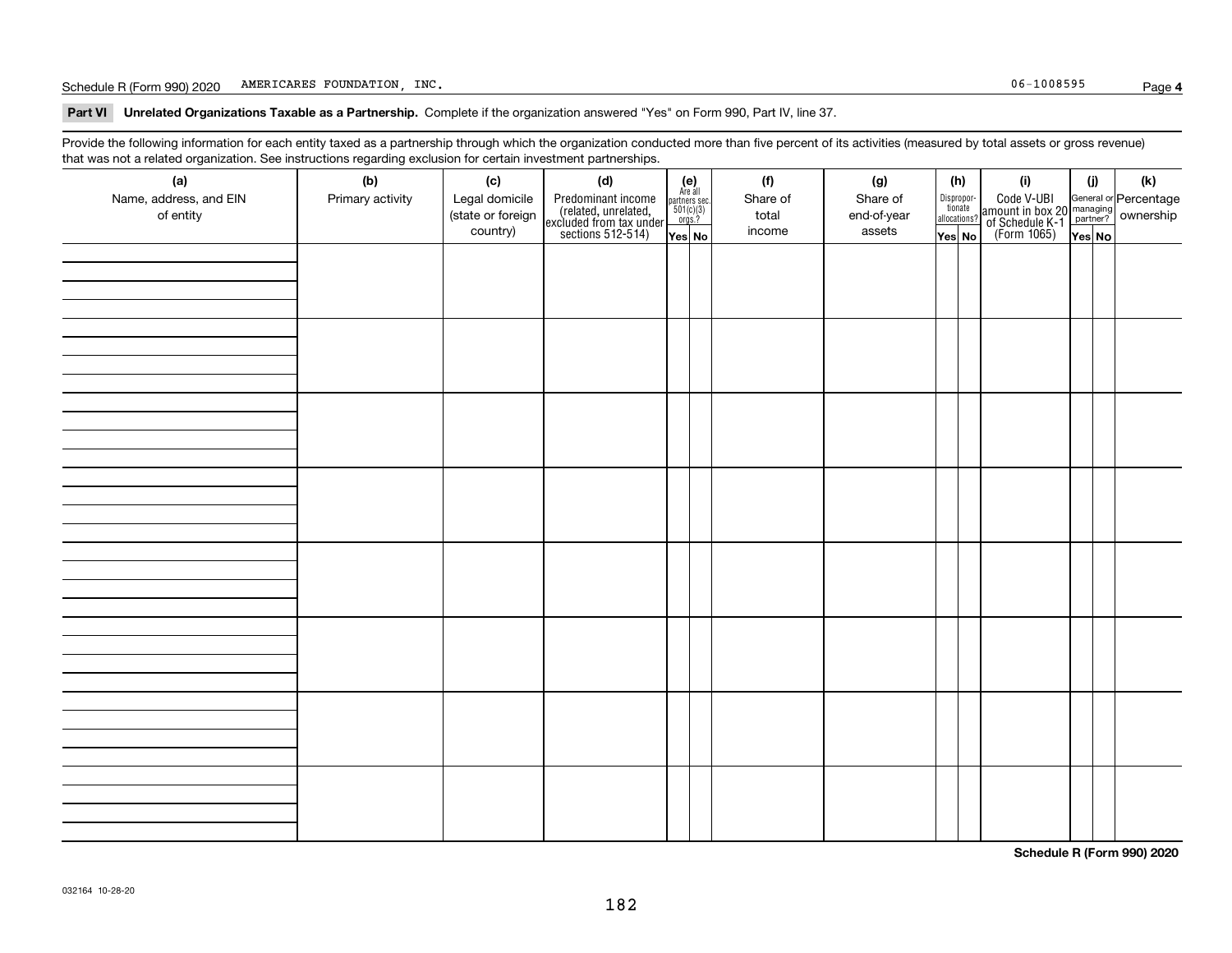Schedule R (Form 990) 2020 AMERICARES FOUNDATION, INC. 06-1008595

**Part VI Unrelated Organizations Taxable as a Partnership.** Complete if the organization answered "Yes" on Form 990, Part IV, line 37.

Provide the following information for each entity taxed as a partnership through which the organization conducted more than five percent of its activities (measured by total assets or gross revenue) that was not a related organization. See instructions regarding exclusion for certain investment partnerships.

| (a) Name, address, and EIN of entity | (b) Primary activity | (c) Legal domicile (state or foreign country) | (d) Predominant income (related, unrelated, excluded from tax under sections 512-514) | (e) Are all partners sec. 501(c)(3) orgs.? Yes | No | (f) Share of total income | (g) Share of end-of-year assets | (h) Disproportionate allocations? Yes | No | (i) Code V-UBI amount in box 20 of Schedule K-1 (Form 1065) | (j) General or managing partner? Yes | No | (k) Percentage ownership |
|---|---|---|---|---|---|---|---|---|---|---|---|---|---|
| | | | | | | | | | | | | | |
| | | | | | | | | | | | | | |
| | | | | | | | | | | | | | |
| | | | | | | | | | | | | | |
| | | | | | | | | | | | | | |
| | | | | | | | | | | | | | |
| | | | | | | | | | | | | | |
| | | | | | | | | | | | | | |

**Schedule R (Form 990) 2020**

032164 10-28-20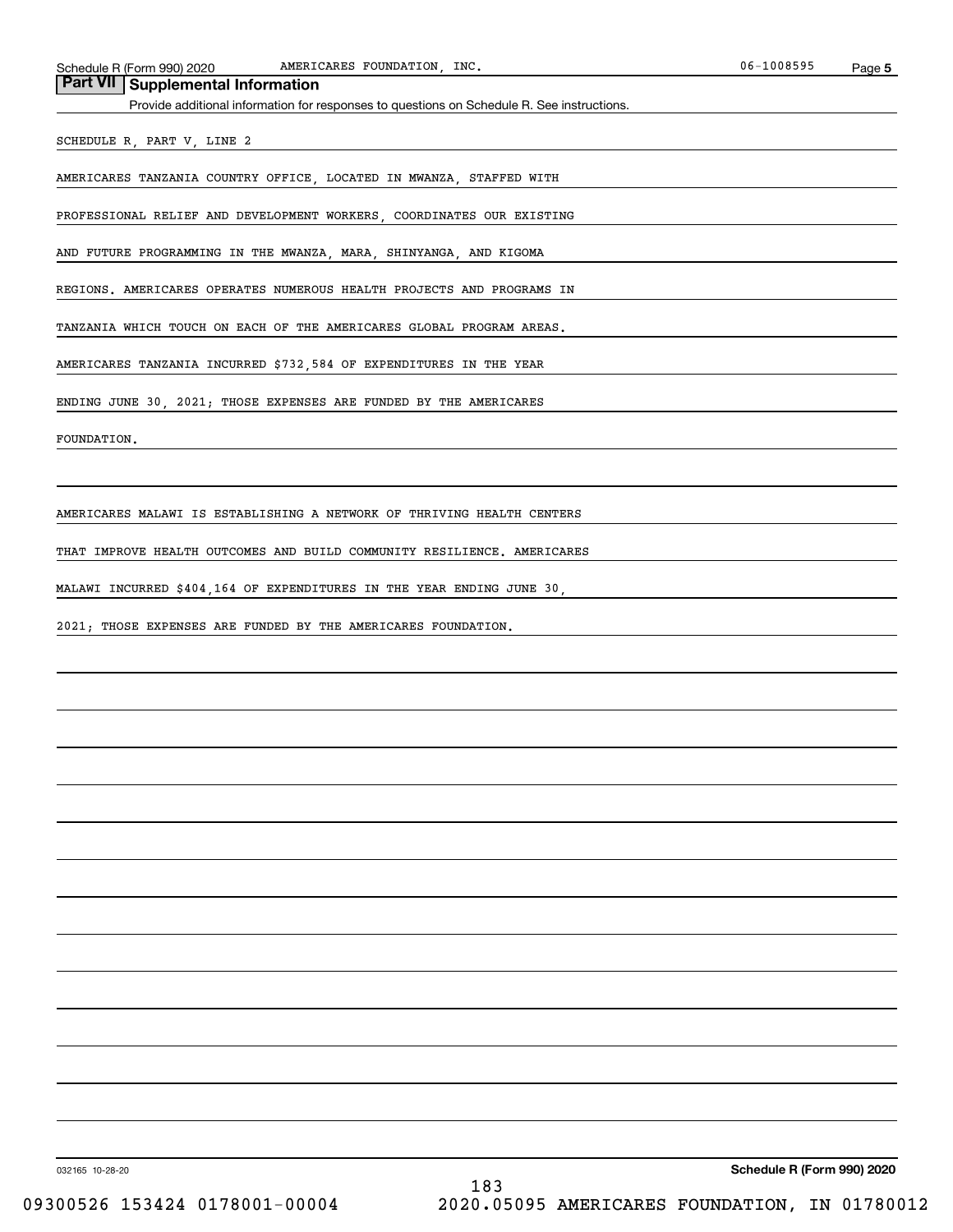## Part VII Supplemental Information

Provide additional information for responses to questions on Schedule R. See instructions.

SCHEDULE R, PART V, LINE 2

AMERICARES TANZANIA COUNTRY OFFICE, LOCATED IN MWANZA, STAFFED WITH PROFESSIONAL RELIEF AND DEVELOPMENT WORKERS, COORDINATES OUR EXISTING AND FUTURE PROGRAMMING IN THE MWANZA, MARA, SHINYANGA, AND KIGOMA REGIONS. AMERICARES OPERATES NUMEROUS HEALTH PROJECTS AND PROGRAMS IN TANZANIA WHICH TOUCH ON EACH OF THE AMERICARES GLOBAL PROGRAM AREAS. AMERICARES TANZANIA INCURRED $732,584 OF EXPENDITURES IN THE YEAR ENDING JUNE 30, 2021; THOSE EXPENSES ARE FUNDED BY THE AMERICARES FOUNDATION.

AMERICARES MALAWI IS ESTABLISHING A NETWORK OF THRIVING HEALTH CENTERS THAT IMPROVE HEALTH OUTCOMES AND BUILD COMMUNITY RESILIENCE. AMERICARES MALAWI INCURRED $404,164 OF EXPENDITURES IN THE YEAR ENDING JUNE 30, 2021; THOSE EXPENSES ARE FUNDED BY THE AMERICARES FOUNDATION.